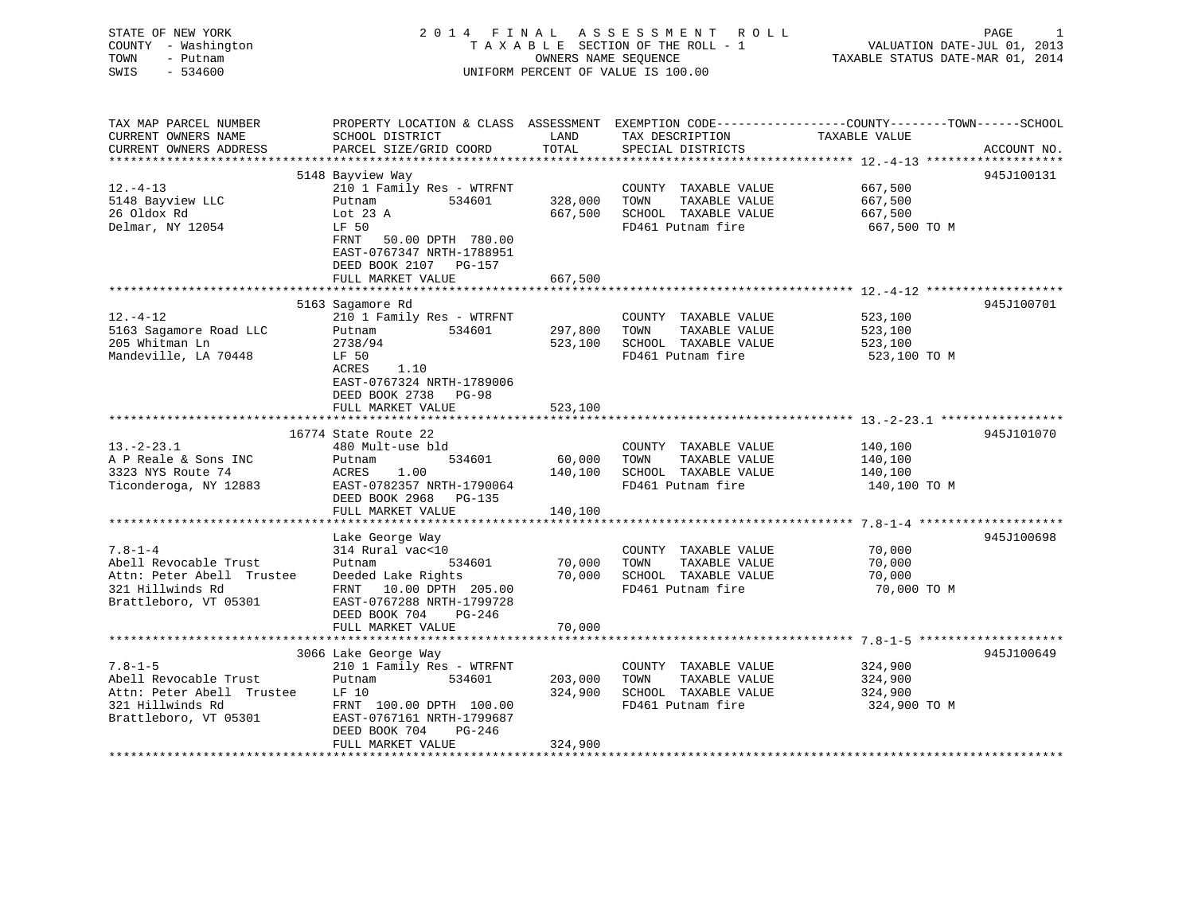STATE OF NEW YORK
COUNTY - Washington
TOWN - Putnam
SWIS - 534600

# 2014 FINAL ASSESSMENT ROLL

TAXABLE SECTION OF THE ROLL - 1
OWNERS NAME SEQUENCE
UNIFORM PERCENT OF VALUE IS 100.00

VALUATION DATE-JUL 01, 2013
TAXABLE STATUS DATE-MAR 01, 2014

| TAX MAP PARCEL NUMBER / CURRENT OWNERS NAME / CURRENT OWNERS ADDRESS | PROPERTY LOCATION & CLASS / SCHOOL DISTRICT / PARCEL SIZE/GRID COORD | ASSESSMENT LAND / TOTAL | EXEMPTION CODE / TAX DESCRIPTION / SPECIAL DISTRICTS | COUNTY / TOWN / SCHOOL TAXABLE VALUE | ACCOUNT NO. |
|---|---|---|---|---|---|
| 12.-4-13 | 5148 Bayview Way | | | | 945J100131 |
| 12.-4-13 | 210 1 Family Res - WTRFNT | | COUNTY TAXABLE VALUE | 667,500 | |
| 5148 Bayview LLC | Putnam 534601 | 328,000 | TOWN TAXABLE VALUE | 667,500 | |
| 26 Oldox Rd | Lot 23 A | 667,500 | SCHOOL TAXABLE VALUE | 667,500 | |
| Delmar, NY 12054 | LF 50 | | FD461 Putnam fire | 667,500 TO M | |
| | FRNT 50.00 DPTH 780.00 | | | | |
| | EAST-0767347 NRTH-1788951 | | | | |
| | DEED BOOK 2107 PG-157 | | | | |
| | FULL MARKET VALUE | 667,500 | | | |
| 12.-4-12 | 5163 Sagamore Rd | | | | 945J100701 |
| 12.-4-12 | 210 1 Family Res - WTRFNT | | COUNTY TAXABLE VALUE | 523,100 | |
| 5163 Sagamore Road LLC | Putnam 534601 | 297,800 | TOWN TAXABLE VALUE | 523,100 | |
| 205 Whitman Ln | 2738/94 | 523,100 | SCHOOL TAXABLE VALUE | 523,100 | |
| Mandeville, LA 70448 | LF 50 | | FD461 Putnam fire | 523,100 TO M | |
| | ACRES 1.10 | | | | |
| | EAST-0767324 NRTH-1789006 | | | | |
| | DEED BOOK 2738 PG-98 | | | | |
| | FULL MARKET VALUE | 523,100 | | | |
| 13.-2-23.1 | 16774 State Route 22 | | | | 945J101070 |
| 13.-2-23.1 | 480 Mult-use bld | | COUNTY TAXABLE VALUE | 140,100 | |
| A P Reale & Sons INC | Putnam 534601 | 60,000 | TOWN TAXABLE VALUE | 140,100 | |
| 3323 NYS Route 74 | ACRES 1.00 | 140,100 | SCHOOL TAXABLE VALUE | 140,100 | |
| Ticonderoga, NY 12883 | EAST-0782357 NRTH-1790064 | | FD461 Putnam fire | 140,100 TO M | |
| | DEED BOOK 2968 PG-135 | | | | |
| | FULL MARKET VALUE | 140,100 | | | |
| 7.8-1-4 | Lake George Way | | | | 945J100698 |
| 7.8-1-4 | 314 Rural vac<10 | | COUNTY TAXABLE VALUE | 70,000 | |
| Abell Revocable Trust | Putnam 534601 | 70,000 | TOWN TAXABLE VALUE | 70,000 | |
| Attn: Peter Abell Trustee | Deeded Lake Rights | 70,000 | SCHOOL TAXABLE VALUE | 70,000 | |
| 321 Hillwinds Rd | FRNT 10.00 DPTH 205.00 | | FD461 Putnam fire | 70,000 TO M | |
| Brattleboro, VT 05301 | EAST-0767288 NRTH-1799728 | | | | |
| | DEED BOOK 704 PG-246 | | | | |
| | FULL MARKET VALUE | 70,000 | | | |
| 7.8-1-5 | 3066 Lake George Way | | | | 945J100649 |
| 7.8-1-5 | 210 1 Family Res - WTRFNT | | COUNTY TAXABLE VALUE | 324,900 | |
| Abell Revocable Trust | Putnam 534601 | 203,000 | TOWN TAXABLE VALUE | 324,900 | |
| Attn: Peter Abell Trustee | LF 10 | 324,900 | SCHOOL TAXABLE VALUE | 324,900 | |
| 321 Hillwinds Rd | FRNT 100.00 DPTH 100.00 | | FD461 Putnam fire | 324,900 TO M | |
| Brattleboro, VT 05301 | EAST-0767161 NRTH-1799687 | | | | |
| | DEED BOOK 704 PG-246 | | | | |
| | FULL MARKET VALUE | 324,900 | | | |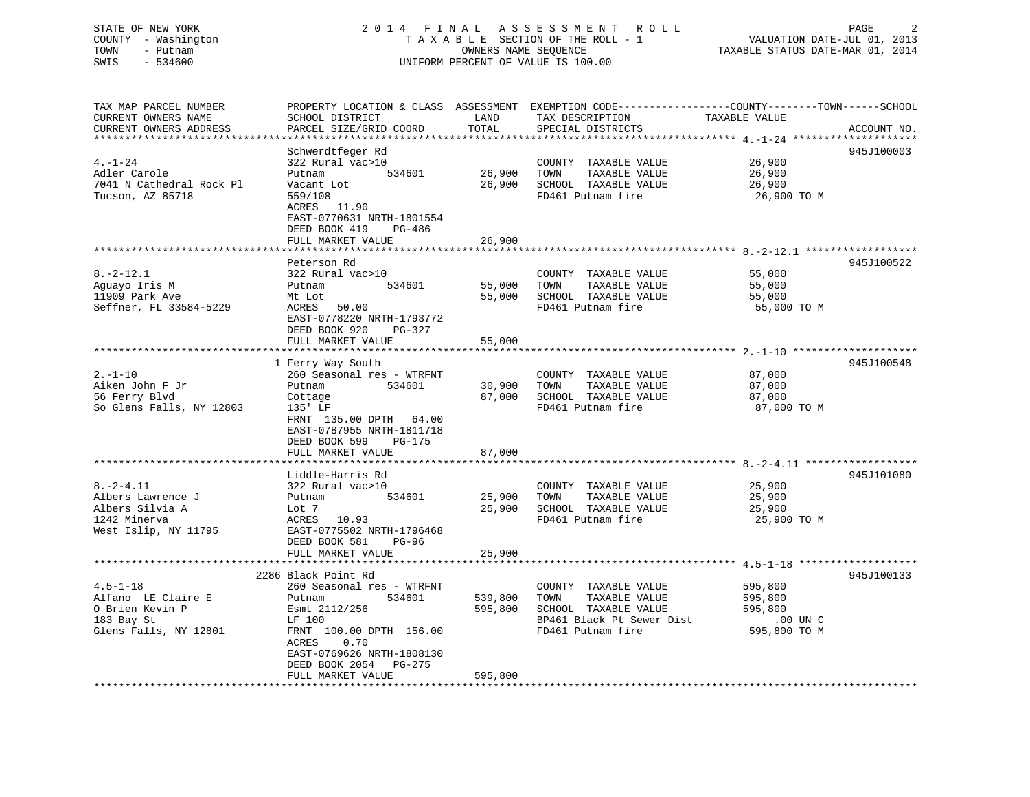STATE OF NEW YORK
COUNTY - Washington
TOWN - Putnam
SWIS - 534600

2 0 1 4 F I N A L A S S E S S M E N T R O L L
T A X A B L E SECTION OF THE ROLL - 1
OWNERS NAME SEQUENCE
UNIFORM PERCENT OF VALUE IS 100.00

VALUATION DATE-JUL 01, 2013
TAXABLE STATUS DATE-MAR 01, 2014

| TAX MAP PARCEL NUMBER / CURRENT OWNERS NAME / CURRENT OWNERS ADDRESS | PROPERTY LOCATION & CLASS / SCHOOL DISTRICT / PARCEL SIZE/GRID COORD | ASSESSMENT LAND / TOTAL | EXEMPTION CODE / TAX DESCRIPTION / SPECIAL DISTRICTS | TAXABLE VALUE | ACCOUNT NO. |
|---|---|---|---|---|---|
| 4.-1-24 | Schwerdtfeger Rd | | | | 945J100003 |
| Adler Carole | 322 Rural vac>10 | | COUNTY TAXABLE VALUE | 26,900 | |
| 7041 N Cathedral Rock Pl | Putnam 534601 | 26,900 | TOWN TAXABLE VALUE | 26,900 | |
| Tucson, AZ 85718 | Vacant Lot | 26,900 | SCHOOL TAXABLE VALUE | 26,900 | |
| | 559/108 | | FD461 Putnam fire | 26,900 TO M | |
| | ACRES 11.90 | | | | |
| | EAST-0770631 NRTH-1801554 | | | | |
| | DEED BOOK 419 PG-486 | | | | |
| | FULL MARKET VALUE | 26,900 | | | |
| 8.-2-12.1 | Peterson Rd | | | | 945J100522 |
| Aguayo Iris M | 322 Rural vac>10 | | COUNTY TAXABLE VALUE | 55,000 | |
| 11909 Park Ave | Putnam 534601 | 55,000 | TOWN TAXABLE VALUE | 55,000 | |
| Seffner, FL 33584-5229 | Mt Lot | 55,000 | SCHOOL TAXABLE VALUE | 55,000 | |
| | ACRES 50.00 | | FD461 Putnam fire | 55,000 TO M | |
| | EAST-0778220 NRTH-1793772 | | | | |
| | DEED BOOK 920 PG-327 | | | | |
| | FULL MARKET VALUE | 55,000 | | | |
| 2.-1-10 | 1 Ferry Way South | | | | 945J100548 |
| Aiken John F Jr | 260 Seasonal res - WTRFNT | | COUNTY TAXABLE VALUE | 87,000 | |
| 56 Ferry Blvd | Putnam 534601 | 30,900 | TOWN TAXABLE VALUE | 87,000 | |
| So Glens Falls, NY 12803 | Cottage | 87,000 | SCHOOL TAXABLE VALUE | 87,000 | |
| | 135' LF | | FD461 Putnam fire | 87,000 TO M | |
| | FRNT 135.00 DPTH 64.00 | | | | |
| | EAST-0787955 NRTH-1811718 | | | | |
| | DEED BOOK 599 PG-175 | | | | |
| | FULL MARKET VALUE | 87,000 | | | |
| 8.-2-4.11 | Liddle-Harris Rd | | | | 945J101080 |
| Albers Lawrence J | 322 Rural vac>10 | | COUNTY TAXABLE VALUE | 25,900 | |
| Albers Silvia A | Putnam 534601 | 25,900 | TOWN TAXABLE VALUE | 25,900 | |
| 1242 Minerva | Lot 7 | 25,900 | SCHOOL TAXABLE VALUE | 25,900 | |
| West Islip, NY 11795 | ACRES 10.93 | | FD461 Putnam fire | 25,900 TO M | |
| | EAST-0775502 NRTH-1796468 | | | | |
| | DEED BOOK 581 PG-96 | | | | |
| | FULL MARKET VALUE | 25,900 | | | |
| 4.5-1-18 | 2286 Black Point Rd | | | | 945J100133 |
| Alfano LE Claire E | 260 Seasonal res - WTRFNT | | COUNTY TAXABLE VALUE | 595,800 | |
| O Brien Kevin P | Putnam 534601 | 539,800 | TOWN TAXABLE VALUE | 595,800 | |
| 183 Bay St | Esmt 2112/256 | 595,800 | SCHOOL TAXABLE VALUE | 595,800 | |
| Glens Falls, NY 12801 | LF 100 | | BP461 Black Pt Sewer Dist | .00 UN C | |
| | FRNT 100.00 DPTH 156.00 | | FD461 Putnam fire | 595,800 TO M | |
| | ACRES 0.70 | | | | |
| | EAST-0769626 NRTH-1808130 | | | | |
| | DEED BOOK 2054 PG-275 | | | | |
| | FULL MARKET VALUE | 595,800 | | | |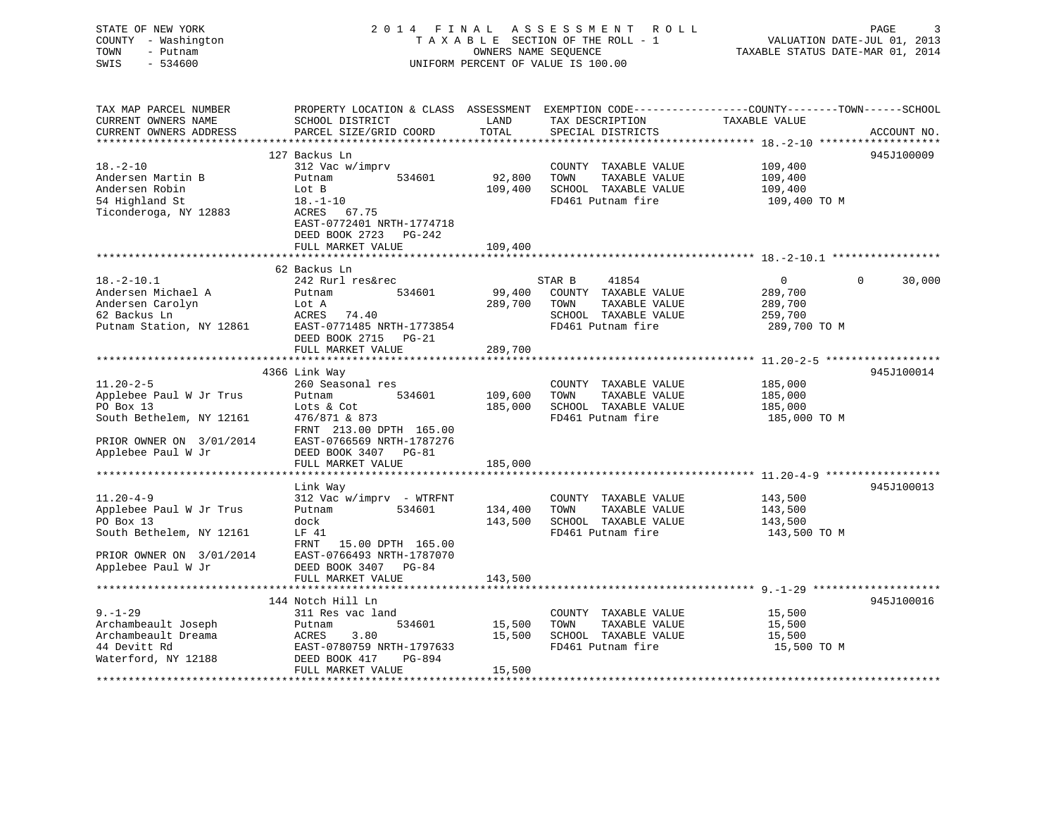STATE OF NEW YORK
COUNTY - Washington
TOWN - Putnam
SWIS - 534600

2 0 1 4 F I N A L A S S E S S M E N T R O L L
T A X A B L E SECTION OF THE ROLL - 1
OWNERS NAME SEQUENCE
UNIFORM PERCENT OF VALUE IS 100.00

VALUATION DATE-JUL 01, 2013
TAXABLE STATUS DATE-MAR 01, 2014

```
TAX MAP PARCEL NUMBER          PROPERTY LOCATION & CLASS  ASSESSMENT  EXEMPTION CODE------------------COUNTY--------TOWN------SCHOOL
CURRENT OWNERS NAME            SCHOOL DISTRICT                 LAND      TAX DESCRIPTION              TAXABLE VALUE
CURRENT OWNERS ADDRESS         PARCEL SIZE/GRID COORD          TOTAL     SPECIAL DISTRICTS                                  ACCOUNT NO.
******************************************************************************************************* 18.-2-10 *******************
                               127 Backus Ln                                                                          945J100009
18.-2-10                       312 Vac w/imprv                            COUNTY  TAXABLE VALUE         109,400
Andersen Martin B              Putnam          534601          92,800     TOWN    TAXABLE VALUE         109,400
Andersen Robin                 Lot B                          109,400     SCHOOL  TAXABLE VALUE         109,400
54 Highland St                 18.-1-10                                   FD461 Putnam fire              109,400 TO M
Ticonderoga, NY 12883          ACRES   67.75
                               EAST-0772401 NRTH-1774718
                               DEED BOOK 2723   PG-242
                               FULL MARKET VALUE              109,400
******************************************************************************************************* 18.-2-10.1 *****************
                               62 Backus Ln
18.-2-10.1                     242 Rurl res&rec                           STAR B      41854                  0            0      30,000
Andersen Michael A             Putnam          534601          99,400     COUNTY  TAXABLE VALUE         289,700
Andersen Carolyn               Lot A                          289,700     TOWN    TAXABLE VALUE         289,700
62 Backus Ln                   ACRES   74.40                              SCHOOL  TAXABLE VALUE         259,700
Putnam Station, NY 12861       EAST-0771485 NRTH-1773854                  FD461 Putnam fire              289,700 TO M
                               DEED BOOK 2715   PG-21
                               FULL MARKET VALUE              289,700
******************************************************************************************************* 11.20-2-5 ******************
                               4366 Link Way                                                                          945J100014
11.20-2-5                      260 Seasonal res                           COUNTY  TAXABLE VALUE         185,000
Applebee Paul W Jr Trus        Putnam          534601         109,600     TOWN    TAXABLE VALUE         185,000
PO Box 13                      Lots & Cot                     185,000     SCHOOL  TAXABLE VALUE         185,000
South Bethelem, NY 12161       476/871 & 873                              FD461 Putnam fire              185,000 TO M
                               FRNT  213.00 DPTH  165.00
PRIOR OWNER ON  3/01/2014      EAST-0766569 NRTH-1787276
Applebee Paul W Jr             DEED BOOK 3407   PG-81
                               FULL MARKET VALUE              185,000
******************************************************************************************************* 11.20-4-9 ******************
                               Link Way                                                                               945J100013
11.20-4-9                      312 Vac w/imprv  - WTRFNT                  COUNTY  TAXABLE VALUE         143,500
Applebee Paul W Jr Trus        Putnam          534601         134,400     TOWN    TAXABLE VALUE         143,500
PO Box 13                      dock                           143,500     SCHOOL  TAXABLE VALUE         143,500
South Bethelem, NY 12161       LF 41                                      FD461 Putnam fire              143,500 TO M
                               FRNT   15.00 DPTH  165.00
PRIOR OWNER ON  3/01/2014      EAST-0766493 NRTH-1787070
Applebee Paul W Jr             DEED BOOK 3407   PG-84
                               FULL MARKET VALUE              143,500
******************************************************************************************************* 9.-1-29 ********************
                               144 Notch Hill Ln                                                                      945J100016
9.-1-29                        311 Res vac land                           COUNTY  TAXABLE VALUE          15,500
Archambeault Joseph            Putnam          534601          15,500     TOWN    TAXABLE VALUE          15,500
Archambeault Dreama            ACRES    3.80                   15,500     SCHOOL  TAXABLE VALUE          15,500
44 Devitt Rd                   EAST-0780759 NRTH-1797633                  FD461 Putnam fire               15,500 TO M
Waterford, NY 12188            DEED BOOK 417    PG-894
                               FULL MARKET VALUE               15,500
************************************************************************************************************************************
```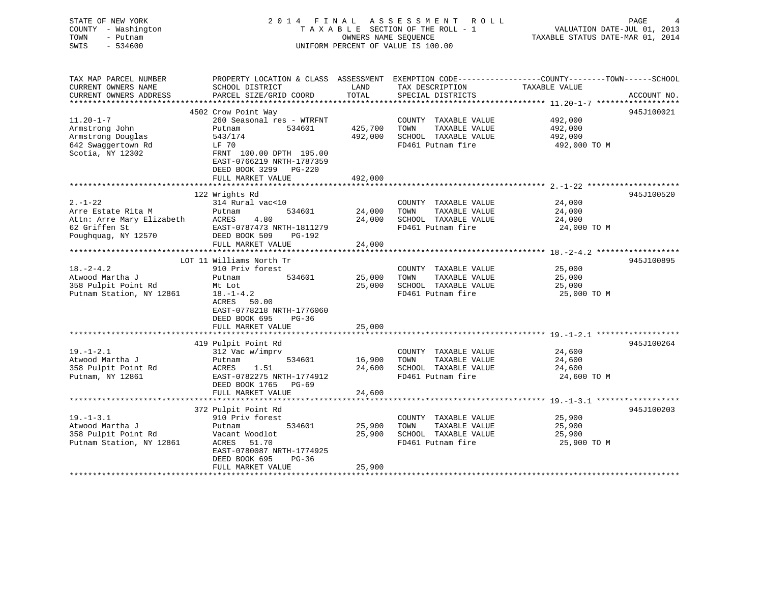STATE OF NEW YORK
COUNTY - Washington
TOWN - Putnam
SWIS - 534600

2014 FINAL ASSESSMENT ROLL
TAXABLE SECTION OF THE ROLL - 1
OWNERS NAME SEQUENCE
UNIFORM PERCENT OF VALUE IS 100.00

VALUATION DATE-JUL 01, 2013
TAXABLE STATUS DATE-MAR 01, 2014

| TAX MAP PARCEL NUMBER / CURRENT OWNERS NAME / CURRENT OWNERS ADDRESS | PROPERTY LOCATION & CLASS / SCHOOL DISTRICT / PARCEL SIZE/GRID COORD | ASSESSMENT LAND | TOTAL | EXEMPTION CODE / TAX DESCRIPTION / SPECIAL DISTRICTS | TAXABLE VALUE (COUNTY--TOWN--SCHOOL) | ACCOUNT NO. |
|---|---|---|---|---|---|---|
| 11.20-1-7 | 4502 Crow Point Way | | | | | 945J100021 |
| 11.20-1-7 | 260 Seasonal res - WTRFNT | | | COUNTY TAXABLE VALUE | 492,000 | |
| Armstrong John | Putnam 534601 | 425,700 | | TOWN TAXABLE VALUE | 492,000 | |
| Armstrong Douglas | 543/174 | | 492,000 | SCHOOL TAXABLE VALUE | 492,000 | |
| 642 Swaggertown Rd | LF 70 | | | FD461 Putnam fire | 492,000 TO M | |
| Scotia, NY 12302 | FRNT 100.00 DPTH 195.00 | | | | | |
| | EAST-0766219 NRTH-1787359 | | | | | |
| | DEED BOOK 3299 PG-220 | | | | | |
| | FULL MARKET VALUE | | 492,000 | | | |
| 2.-1-22 | 122 Wrights Rd | | | | | 945J100520 |
| 2.-1-22 | 314 Rural vac<10 | | | COUNTY TAXABLE VALUE | 24,000 | |
| Arre Estate Rita M | Putnam 534601 | 24,000 | | TOWN TAXABLE VALUE | 24,000 | |
| Attn: Arre Mary Elizabeth | ACRES 4.80 | | 24,000 | SCHOOL TAXABLE VALUE | 24,000 | |
| 62 Griffen St | EAST-0787473 NRTH-1811279 | | | FD461 Putnam fire | 24,000 TO M | |
| Poughquag, NY 12570 | DEED BOOK 509 PG-192 | | | | | |
| | FULL MARKET VALUE | | 24,000 | | | |
| 18.-2-4.2 | LOT 11 Williams North Tr | | | | | 945J100895 |
| 18.-2-4.2 | 910 Priv forest | | | COUNTY TAXABLE VALUE | 25,000 | |
| Atwood Martha J | Putnam 534601 | 25,000 | | TOWN TAXABLE VALUE | 25,000 | |
| 358 Pulpit Point Rd | Mt Lot | | 25,000 | SCHOOL TAXABLE VALUE | 25,000 | |
| Putnam Station, NY 12861 | 18.-1-4.2 | | | FD461 Putnam fire | 25,000 TO M | |
| | ACRES 50.00 | | | | | |
| | EAST-0778218 NRTH-1776060 | | | | | |
| | DEED BOOK 695 PG-36 | | | | | |
| | FULL MARKET VALUE | | 25,000 | | | |
| 19.-1-2.1 | 419 Pulpit Point Rd | | | | | 945J100264 |
| 19.-1-2.1 | 312 Vac w/imprv | | | COUNTY TAXABLE VALUE | 24,600 | |
| Atwood Martha J | Putnam 534601 | 16,900 | | TOWN TAXABLE VALUE | 24,600 | |
| 358 Pulpit Point Rd | ACRES 1.51 | | 24,600 | SCHOOL TAXABLE VALUE | 24,600 | |
| Putnam, NY 12861 | EAST-0782275 NRTH-1774912 | | | FD461 Putnam fire | 24,600 TO M | |
| | DEED BOOK 1765 PG-69 | | | | | |
| | FULL MARKET VALUE | | 24,600 | | | |
| 19.-1-3.1 | 372 Pulpit Point Rd | | | | | 945J100203 |
| 19.-1-3.1 | 910 Priv forest | | | COUNTY TAXABLE VALUE | 25,900 | |
| Atwood Martha J | Putnam 534601 | 25,900 | | TOWN TAXABLE VALUE | 25,900 | |
| 358 Pulpit Point Rd | Vacant Woodlot | | 25,900 | SCHOOL TAXABLE VALUE | 25,900 | |
| Putnam Station, NY 12861 | ACRES 51.70 | | | FD461 Putnam fire | 25,900 TO M | |
| | EAST-0780087 NRTH-1774925 | | | | | |
| | DEED BOOK 695 PG-36 | | | | | |
| | FULL MARKET VALUE | | 25,900 | | | |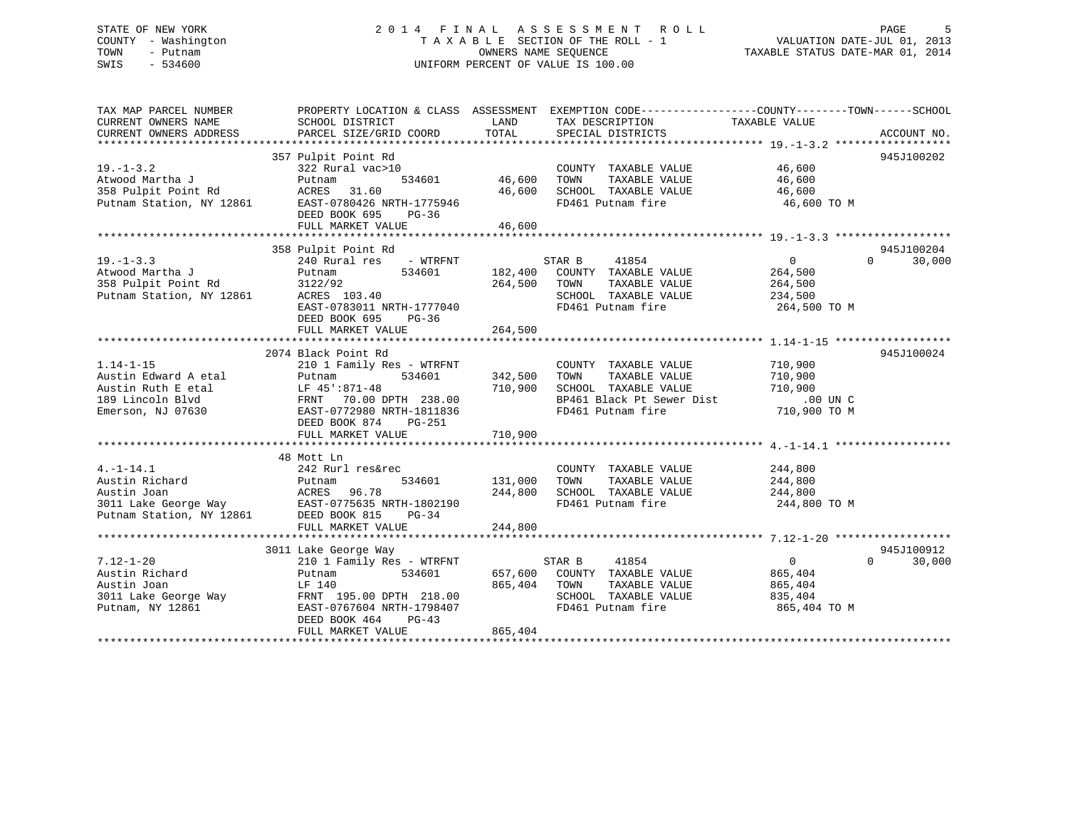STATE OF NEW YORK
COUNTY - Washington
TOWN - Putnam
SWIS - 534600

# 2014 FINAL ASSESSMENT ROLL
TAXABLE SECTION OF THE ROLL - 1
OWNERS NAME SEQUENCE
UNIFORM PERCENT OF VALUE IS 100.00

VALUATION DATE-JUL 01, 2013
TAXABLE STATUS DATE-MAR 01, 2014

```
TAX MAP PARCEL NUMBER          PROPERTY LOCATION & CLASS  ASSESSMENT  EXEMPTION CODE------------------COUNTY--------TOWN------SCHOOL
CURRENT OWNERS NAME            SCHOOL DISTRICT              LAND      TAX DESCRIPTION            TAXABLE VALUE
CURRENT OWNERS ADDRESS         PARCEL SIZE/GRID COORD       TOTAL     SPECIAL DISTRICTS                                      ACCOUNT NO.
********************************************************************************************** 19.-1-3.2 ******************
                               357 Pulpit Point Rd                                                                          945J100202
19.-1-3.2                      322 Rural vac>10                        COUNTY  TAXABLE VALUE           46,600
Atwood Martha J                Putnam          534601      46,600      TOWN    TAXABLE VALUE           46,600
358 Pulpit Point Rd            ACRES  31.60                46,600      SCHOOL  TAXABLE VALUE           46,600
Putnam Station, NY 12861       EAST-0780426 NRTH-1775946               FD461 Putnam fire                46,600 TO M
                               DEED BOOK 695     PG-36
                               FULL MARKET VALUE           46,600
********************************************************************************************** 19.-1-3.3 ******************
                               358 Pulpit Point Rd                                                                          945J100204
19.-1-3.3                      240 Rural res     - WTRFNT             STAR B     41854                  0           0     30,000
Atwood Martha J                Putnam          534601     182,400      COUNTY  TAXABLE VALUE          264,500
358 Pulpit Point Rd            3122/92                    264,500      TOWN    TAXABLE VALUE          264,500
Putnam Station, NY 12861       ACRES 103.40                            SCHOOL  TAXABLE VALUE          234,500
                               EAST-0783011 NRTH-1777040               FD461 Putnam fire               264,500 TO M
                               DEED BOOK 695     PG-36
                               FULL MARKET VALUE          264,500
********************************************************************************************** 1.14-1-15 ******************
                               2074 Black Point Rd                                                                          945J100024
1.14-1-15                      210 1 Family Res - WTRFNT               COUNTY  TAXABLE VALUE          710,900
Austin Edward A etal           Putnam          534601     342,500      TOWN    TAXABLE VALUE          710,900
Austin Ruth E etal             LF 45':871-48              710,900      SCHOOL  TAXABLE VALUE          710,900
189 Lincoln Blvd               FRNT  70.00 DPTH 238.00                 BP461 Black Pt Sewer Dist           .00 UN C
Emerson, NJ 07630              EAST-0772980 NRTH-1811836               FD461 Putnam fire               710,900 TO M
                               DEED BOOK 874     PG-251
                               FULL MARKET VALUE          710,900
********************************************************************************************** 4.-1-14.1 ******************
                               48 Mott Ln
4.-1-14.1                      242 Rurl res&rec                        COUNTY  TAXABLE VALUE          244,800
Austin Richard                 Putnam          534601     131,000      TOWN    TAXABLE VALUE          244,800
Austin Joan                    ACRES  96.78               244,800      SCHOOL  TAXABLE VALUE          244,800
3011 Lake George Way           EAST-0775635 NRTH-1802190               FD461 Putnam fire               244,800 TO M
Putnam Station, NY 12861       DEED BOOK 815     PG-34
                               FULL MARKET VALUE          244,800
********************************************************************************************** 7.12-1-20 ******************
                               3011 Lake George Way                                                                         945J100912
7.12-1-20                      210 1 Family Res - WTRFNT              STAR B     41854                  0           0     30,000
Austin Richard                 Putnam          534601     657,600      COUNTY  TAXABLE VALUE          865,404
Austin Joan                    LF 140                     865,404      TOWN    TAXABLE VALUE          865,404
3011 Lake George Way           FRNT 195.00 DPTH 218.00                 SCHOOL  TAXABLE VALUE          835,404
Putnam, NY 12861               EAST-0767604 NRTH-1798407               FD461 Putnam fire               865,404 TO M
                               DEED BOOK 464     PG-43
                               FULL MARKET VALUE          865,404
*****************************************************************************************************************************
```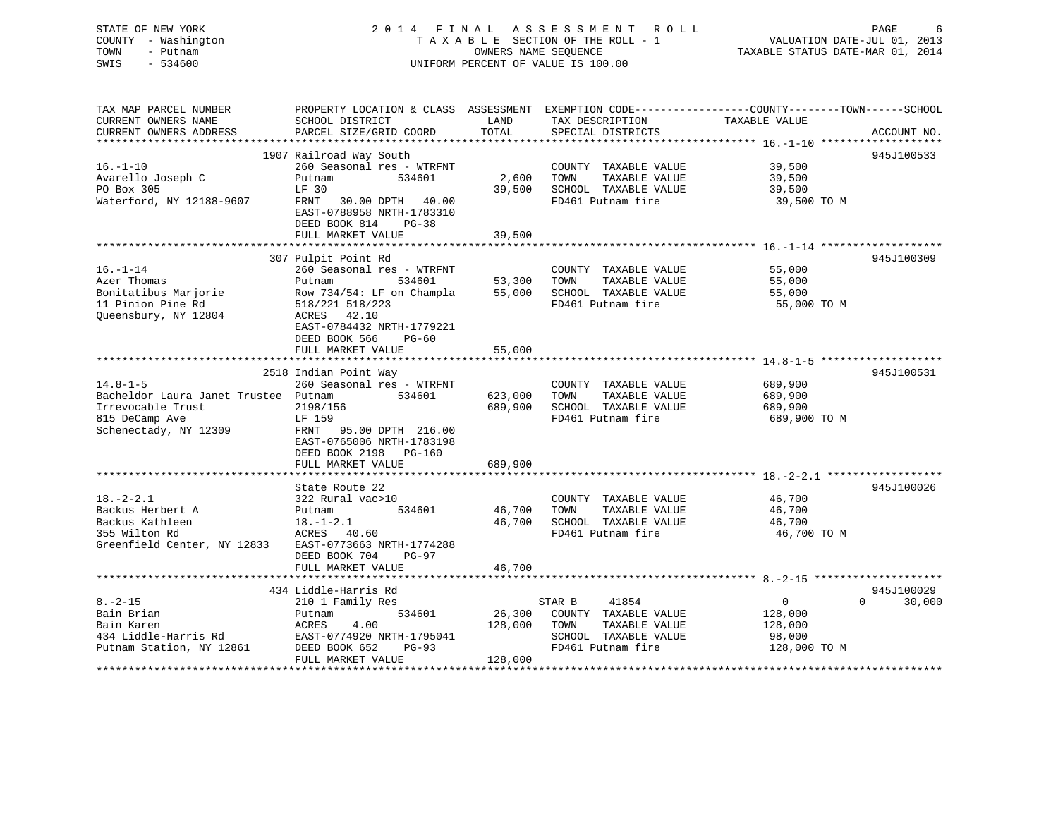STATE OF NEW YORK
COUNTY - Washington
TOWN - Putnam
SWIS - 534600

2 0 1 4 F I N A L A S S E S S M E N T R O L L
T A X A B L E SECTION OF THE ROLL - 1
OWNERS NAME SEQUENCE
UNIFORM PERCENT OF VALUE IS 100.00

VALUATION DATE-JUL 01, 2013
TAXABLE STATUS DATE-MAR 01, 2014

| TAX MAP PARCEL NUMBER / CURRENT OWNERS NAME / CURRENT OWNERS ADDRESS | PROPERTY LOCATION & CLASS / SCHOOL DISTRICT / PARCEL SIZE/GRID COORD | ASSESSMENT LAND / TOTAL | EXEMPTION CODE / TAX DESCRIPTION / SPECIAL DISTRICTS | TAXABLE VALUE (COUNTY--------TOWN------SCHOOL) | ACCOUNT NO. |
|---|---|---|---|---|---|
| **16.-1-10** | 1907 Railroad Way South | | | | 945J100533 |
| 16.-1-10 | 260 Seasonal res - WTRFNT | | COUNTY TAXABLE VALUE | 39,500 | |
| Avarello Joseph C | Putnam 534601 | 2,600 | TOWN TAXABLE VALUE | 39,500 | |
| PO Box 305 | LF 30 | 39,500 | SCHOOL TAXABLE VALUE | 39,500 | |
| Waterford, NY 12188-9607 | FRNT 30.00 DPTH 40.00 | | FD461 Putnam fire | 39,500 TO M | |
| | EAST-0788958 NRTH-1783310 | | | | |
| | DEED BOOK 814 PG-38 | | | | |
| | FULL MARKET VALUE | 39,500 | | | |
| **16.-1-14** | 307 Pulpit Point Rd | | | | 945J100309 |
| 16.-1-14 | 260 Seasonal res - WTRFNT | | COUNTY TAXABLE VALUE | 55,000 | |
| Azer Thomas | Putnam 534601 | 53,300 | TOWN TAXABLE VALUE | 55,000 | |
| Bonitatibus Marjorie | Row 734/54: LF on Champla | 55,000 | SCHOOL TAXABLE VALUE | 55,000 | |
| 11 Pinion Pine Rd | 518/221 518/223 | | FD461 Putnam fire | 55,000 TO M | |
| Queensbury, NY 12804 | ACRES 42.10 | | | | |
| | EAST-0784432 NRTH-1779221 | | | | |
| | DEED BOOK 566 PG-60 | | | | |
| | FULL MARKET VALUE | 55,000 | | | |
| **14.8-1-5** | 2518 Indian Point Way | | | | 945J100531 |
| 14.8-1-5 | 260 Seasonal res - WTRFNT | | COUNTY TAXABLE VALUE | 689,900 | |
| Bacheldor Laura Janet Trustee | Putnam 534601 | 623,000 | TOWN TAXABLE VALUE | 689,900 | |
| Irrevocable Trust | 2198/156 | 689,900 | SCHOOL TAXABLE VALUE | 689,900 | |
| 815 DeCamp Ave | LF 159 | | FD461 Putnam fire | 689,900 TO M | |
| Schenectady, NY 12309 | FRNT 95.00 DPTH 216.00 | | | | |
| | EAST-0765006 NRTH-1783198 | | | | |
| | DEED BOOK 2198 PG-160 | | | | |
| | FULL MARKET VALUE | 689,900 | | | |
| **18.-2-2.1** | State Route 22 | | | | 945J100026 |
| 18.-2-2.1 | 322 Rural vac>10 | | COUNTY TAXABLE VALUE | 46,700 | |
| Backus Herbert A | Putnam 534601 | 46,700 | TOWN TAXABLE VALUE | 46,700 | |
| Backus Kathleen | 18.-1-2.1 | 46,700 | SCHOOL TAXABLE VALUE | 46,700 | |
| 355 Wilton Rd | ACRES 40.60 | | FD461 Putnam fire | 46,700 TO M | |
| Greenfield Center, NY 12833 | EAST-0773663 NRTH-1774288 | | | | |
| | DEED BOOK 704 PG-97 | | | | |
| | FULL MARKET VALUE | 46,700 | | | |
| **8.-2-15** | 434 Liddle-Harris Rd | | | | 945J100029 |
| 8.-2-15 | 210 1 Family Res | | STAR B 41854 | 0 0 30,000 | |
| Bain Brian | Putnam 534601 | 26,300 | COUNTY TAXABLE VALUE | 128,000 | |
| Bain Karen | ACRES 4.00 | 128,000 | TOWN TAXABLE VALUE | 128,000 | |
| 434 Liddle-Harris Rd | EAST-0774920 NRTH-1795041 | | SCHOOL TAXABLE VALUE | 98,000 | |
| Putnam Station, NY 12861 | DEED BOOK 652 PG-93 | | FD461 Putnam fire | 128,000 TO M | |
| | FULL MARKET VALUE | 128,000 | | | |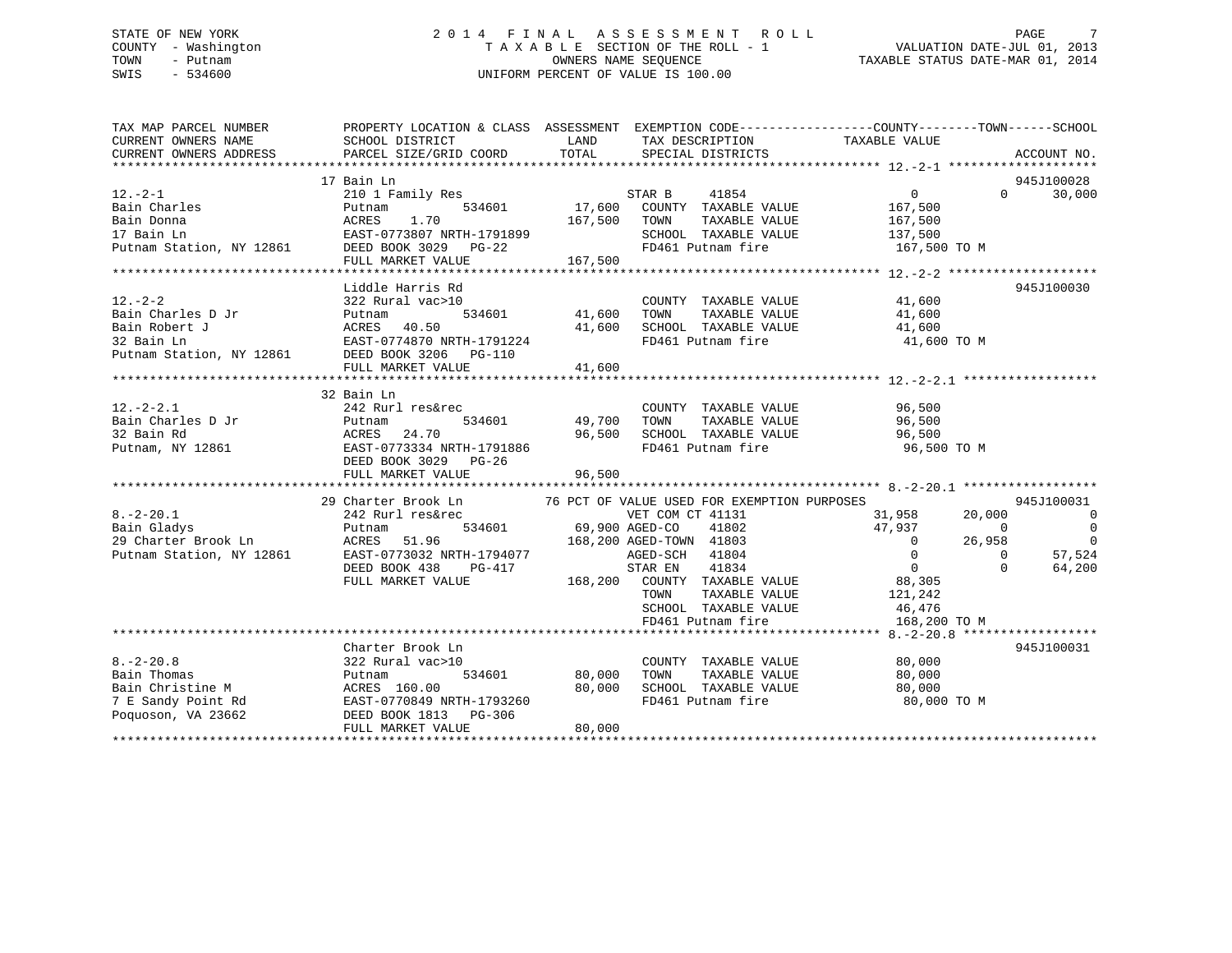STATE OF NEW YORK
COUNTY - Washington
TOWN - Putnam
SWIS - 534600

# 2014 FINAL ASSESSMENT ROLL
TAXABLE SECTION OF THE ROLL - 1
OWNERS NAME SEQUENCE
UNIFORM PERCENT OF VALUE IS 100.00

VALUATION DATE-JUL 01, 2013
TAXABLE STATUS DATE-MAR 01, 2014

```
TAX MAP PARCEL NUMBER          PROPERTY LOCATION & CLASS  ASSESSMENT  EXEMPTION CODE------------------COUNTY--------TOWN------SCHOOL
CURRENT OWNERS NAME            SCHOOL DISTRICT               LAND      TAX DESCRIPTION            TAXABLE VALUE
CURRENT OWNERS ADDRESS         PARCEL SIZE/GRID COORD        TOTAL     SPECIAL DISTRICTS                                    ACCOUNT NO.
******************************************************************************************************* 12.-2-1 ********************
                               17 Bain Ln                                                                                  945J100028
12.-2-1                        210 1 Family Res                       STAR B    41854                 0            0        30,000
Bain Charles                   Putnam          534601      17,600    COUNTY  TAXABLE VALUE         167,500
Bain Donna                     ACRES    1.70              167,500    TOWN    TAXABLE VALUE         167,500
17 Bain Ln                     EAST-0773807 NRTH-1791899             SCHOOL  TAXABLE VALUE         137,500
Putnam Station, NY 12861       DEED BOOK 3029   PG-22                FD461 Putnam fire              167,500 TO M
                               FULL MARKET VALUE          167,500
******************************************************************************************************* 12.-2-2 ********************
                               Liddle Harris Rd                                                                            945J100030
12.-2-2                        322 Rural vac>10                      COUNTY  TAXABLE VALUE          41,600
Bain Charles D Jr              Putnam          534601      41,600    TOWN    TAXABLE VALUE          41,600
Bain Robert J                  ACRES   40.50               41,600    SCHOOL  TAXABLE VALUE          41,600
32 Bain Ln                     EAST-0774870 NRTH-1791224             FD461 Putnam fire               41,600 TO M
Putnam Station, NY 12861       DEED BOOK 3206   PG-110
                               FULL MARKET VALUE           41,600
******************************************************************************************************* 12.-2-2.1 ******************
                               32 Bain Ln
12.-2-2.1                      242 Rurl res&rec                      COUNTY  TAXABLE VALUE          96,500
Bain Charles D Jr              Putnam          534601      49,700    TOWN    TAXABLE VALUE          96,500
32 Bain Rd                     ACRES   24.70               96,500    SCHOOL  TAXABLE VALUE          96,500
Putnam, NY 12861               EAST-0773334 NRTH-1791886             FD461 Putnam fire               96,500 TO M
                               DEED BOOK 3029   PG-26
                               FULL MARKET VALUE           96,500
******************************************************************************************************* 8.-2-20.1 ******************
                               29 Charter Brook Ln         76 PCT OF VALUE USED FOR EXEMPTION PURPOSES                     945J100031
8.-2-20.1                      242 Rurl res&rec                      VET COM CT 41131               31,958       20,000            0
Bain Gladys                    Putnam          534601      69,900 AGED-CO    41802                  47,937            0            0
29 Charter Brook Ln            ACRES   51.96              168,200 AGED-TOWN  41803                       0       26,958            0
Putnam Station, NY 12861       EAST-0773032 NRTH-1794077             AGED-SCH   41804                      0            0       57,524
                               DEED BOOK 438    PG-417               STAR EN    41834                      0            0       64,200
                               FULL MARKET VALUE          168,200    COUNTY  TAXABLE VALUE          88,305
                                                                     TOWN    TAXABLE VALUE         121,242
                                                                     SCHOOL  TAXABLE VALUE          46,476
                                                                     FD461 Putnam fire              168,200 TO M
******************************************************************************************************* 8.-2-20.8 ******************
                               Charter Brook Ln                                                                            945J100031
8.-2-20.8                      322 Rural vac>10                      COUNTY  TAXABLE VALUE          80,000
Bain Thomas                    Putnam          534601      80,000    TOWN    TAXABLE VALUE          80,000
Bain Christine M               ACRES  160.00               80,000    SCHOOL  TAXABLE VALUE          80,000
7 E Sandy Point Rd             EAST-0770849 NRTH-1793260             FD461 Putnam fire               80,000 TO M
Poquoson, VA 23662             DEED BOOK 1813   PG-306
                               FULL MARKET VALUE           80,000
************************************************************************************************************************************
```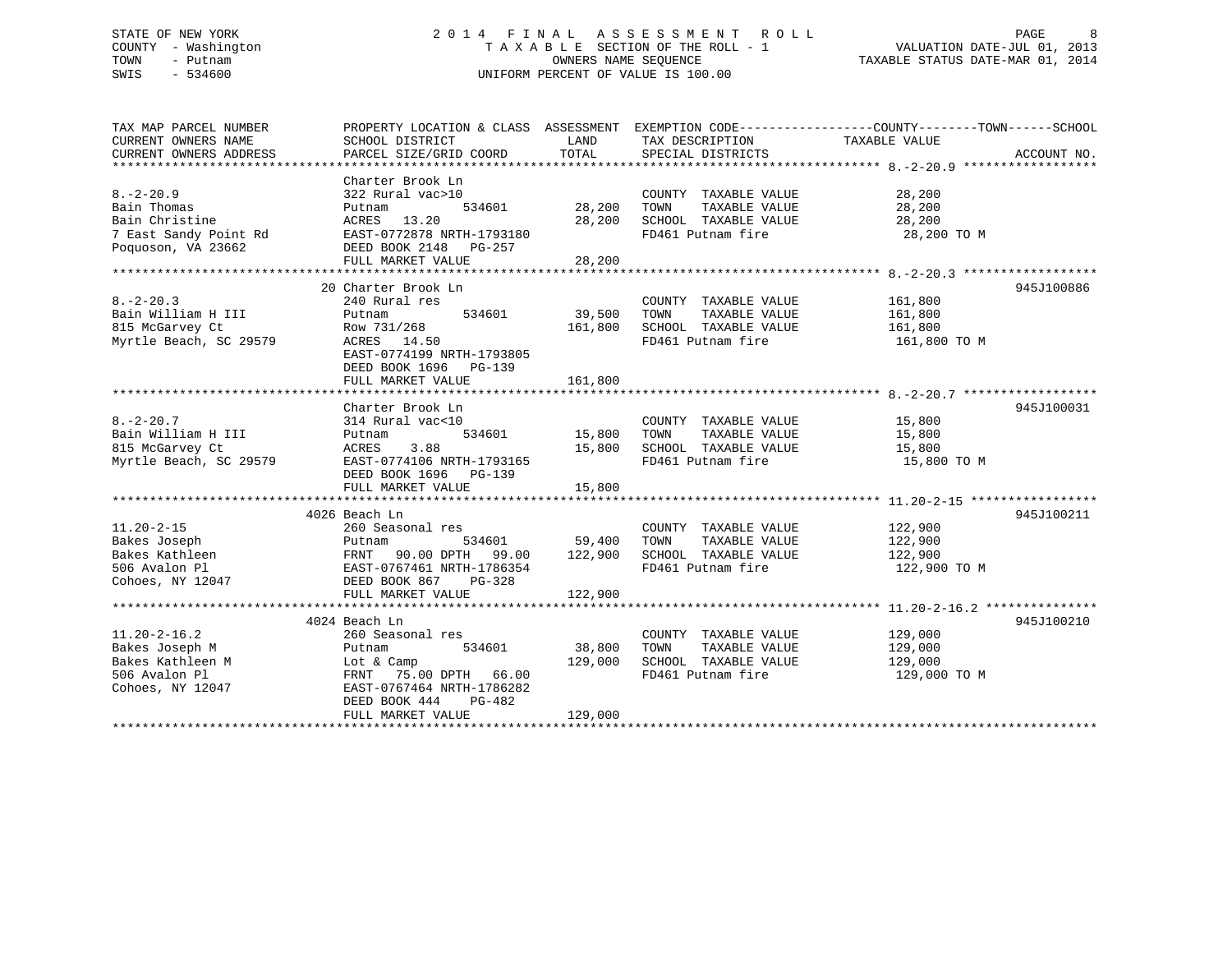STATE OF NEW YORK
COUNTY - Washington
TOWN - Putnam
SWIS - 534600

2 0 1 4 F I N A L A S S E S S M E N T R O L L
T A X A B L E SECTION OF THE ROLL - 1
OWNERS NAME SEQUENCE
UNIFORM PERCENT OF VALUE IS 100.00

VALUATION DATE-JUL 01, 2013
TAXABLE STATUS DATE-MAR 01, 2014

| TAX MAP PARCEL NUMBER / CURRENT OWNERS NAME / CURRENT OWNERS ADDRESS | PROPERTY LOCATION & CLASS / SCHOOL DISTRICT / PARCEL SIZE/GRID COORD | ASSESSMENT LAND / TOTAL | EXEMPTION CODE / TAX DESCRIPTION / SPECIAL DISTRICTS | TAXABLE VALUE (COUNTY--TOWN--SCHOOL) | ACCOUNT NO. |
|---|---|---|---|---|---|
| **8.-2-20.9** | Charter Brook Ln | | | | |
| 8.-2-20.9 | 322 Rural vac>10 | | COUNTY TAXABLE VALUE | 28,200 | |
| Bain Thomas | Putnam 534601 | 28,200 | TOWN TAXABLE VALUE | 28,200 | |
| Bain Christine | ACRES 13.20 | 28,200 | SCHOOL TAXABLE VALUE | 28,200 | |
| 7 East Sandy Point Rd | EAST-0772878 NRTH-1793180 | | FD461 Putnam fire | 28,200 TO M | |
| Poquoson, VA 23662 | DEED BOOK 2148 PG-257 | | | | |
| | FULL MARKET VALUE | 28,200 | | | |
| **8.-2-20.3** | 20 Charter Brook Ln | | | | 945J100886 |
| 8.-2-20.3 | 240 Rural res | | COUNTY TAXABLE VALUE | 161,800 | |
| Bain William H III | Putnam 534601 | 39,500 | TOWN TAXABLE VALUE | 161,800 | |
| 815 McGarvey Ct | Row 731/268 | 161,800 | SCHOOL TAXABLE VALUE | 161,800 | |
| Myrtle Beach, SC 29579 | ACRES 14.50 | | FD461 Putnam fire | 161,800 TO M | |
| | EAST-0774199 NRTH-1793805 | | | | |
| | DEED BOOK 1696 PG-139 | | | | |
| | FULL MARKET VALUE | 161,800 | | | |
| **8.-2-20.7** | Charter Brook Ln | | | | 945J100031 |
| 8.-2-20.7 | 314 Rural vac<10 | | COUNTY TAXABLE VALUE | 15,800 | |
| Bain William H III | Putnam 534601 | 15,800 | TOWN TAXABLE VALUE | 15,800 | |
| 815 McGarvey Ct | ACRES 3.88 | 15,800 | SCHOOL TAXABLE VALUE | 15,800 | |
| Myrtle Beach, SC 29579 | EAST-0774106 NRTH-1793165 | | FD461 Putnam fire | 15,800 TO M | |
| | DEED BOOK 1696 PG-139 | | | | |
| | FULL MARKET VALUE | 15,800 | | | |
| **11.20-2-15** | 4026 Beach Ln | | | | 945J100211 |
| 11.20-2-15 | 260 Seasonal res | | COUNTY TAXABLE VALUE | 122,900 | |
| Bakes Joseph | Putnam 534601 | 59,400 | TOWN TAXABLE VALUE | 122,900 | |
| Bakes Kathleen | FRNT 90.00 DPTH 99.00 | 122,900 | SCHOOL TAXABLE VALUE | 122,900 | |
| 506 Avalon Pl | EAST-0767461 NRTH-1786354 | | FD461 Putnam fire | 122,900 TO M | |
| Cohoes, NY 12047 | DEED BOOK 867 PG-328 | | | | |
| | FULL MARKET VALUE | 122,900 | | | |
| **11.20-2-16.2** | 4024 Beach Ln | | | | 945J100210 |
| 11.20-2-16.2 | 260 Seasonal res | | COUNTY TAXABLE VALUE | 129,000 | |
| Bakes Joseph M | Putnam 534601 | 38,800 | TOWN TAXABLE VALUE | 129,000 | |
| Bakes Kathleen M | Lot & Camp | 129,000 | SCHOOL TAXABLE VALUE | 129,000 | |
| 506 Avalon Pl | FRNT 75.00 DPTH 66.00 | | FD461 Putnam fire | 129,000 TO M | |
| Cohoes, NY 12047 | EAST-0767464 NRTH-1786282 | | | | |
| | DEED BOOK 444 PG-482 | | | | |
| | FULL MARKET VALUE | 129,000 | | | |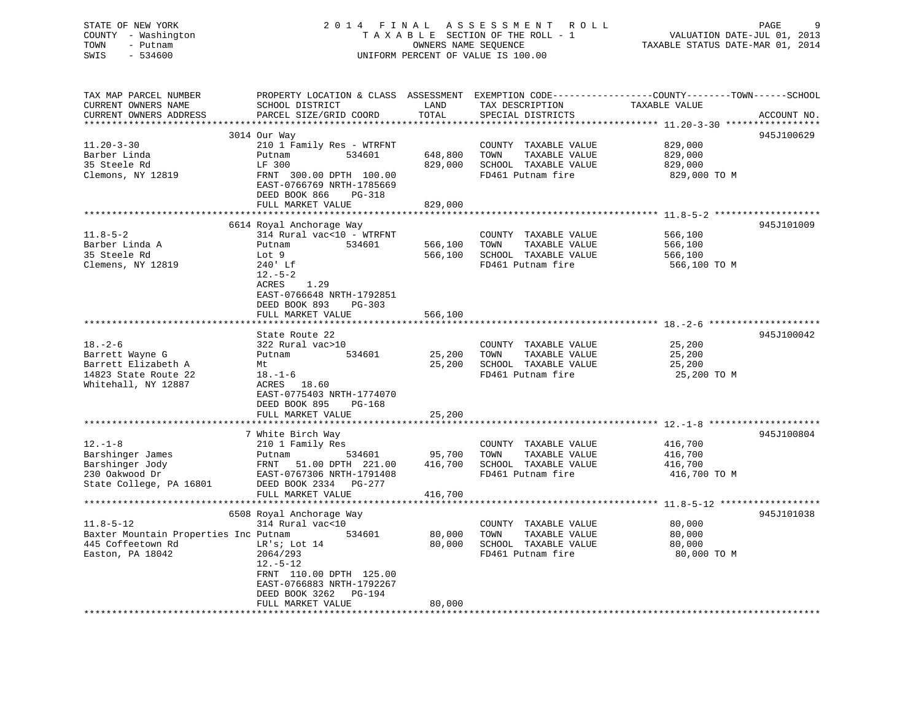STATE OF NEW YORK — 2014 FINAL ASSESSMENT ROLL
COUNTY - Washington — TAXABLE SECTION OF THE ROLL - 1 — VALUATION DATE-JUL 01, 2013
TOWN - Putnam — OWNERS NAME SEQUENCE — TAXABLE STATUS DATE-MAR 01, 2014
SWIS - 534600 — UNIFORM PERCENT OF VALUE IS 100.00

| TAX MAP PARCEL NUMBER / CURRENT OWNERS NAME / CURRENT OWNERS ADDRESS | PROPERTY LOCATION & CLASS / SCHOOL DISTRICT / PARCEL SIZE/GRID COORD | ASSESSMENT LAND | ASSESSMENT TOTAL | EXEMPTION CODE / TAX DESCRIPTION / SPECIAL DISTRICTS | TAXABLE VALUE (COUNTY--TOWN--SCHOOL) | ACCOUNT NO. |
|---|---|---|---|---|---|---|
| **11.20-3-30** | 3014 Our Way | | | | | 945J100629 |
| Barber Linda | 210 1 Family Res - WTRFNT | | | COUNTY TAXABLE VALUE | 829,000 | |
| 35 Steele Rd | Putnam 534601 | 648,800 | | TOWN TAXABLE VALUE | 829,000 | |
| Clemons, NY 12819 | LF 300 | | 829,000 | SCHOOL TAXABLE VALUE | 829,000 | |
| | FRNT 300.00 DPTH 100.00 | | | FD461 Putnam fire | 829,000 TO M | |
| | EAST-0766769 NRTH-1785669 | | | | | |
| | DEED BOOK 866 PG-318 | | | | | |
| | FULL MARKET VALUE | | 829,000 | | | |
| **11.8-5-2** | 6614 Royal Anchorage Way | | | | | 945J101009 |
| Barber Linda A | 314 Rural vac<10 - WTRFNT | | | COUNTY TAXABLE VALUE | 566,100 | |
| 35 Steele Rd | Putnam 534601 | 566,100 | | TOWN TAXABLE VALUE | 566,100 | |
| Clemens, NY 12819 | Lot 9 | | 566,100 | SCHOOL TAXABLE VALUE | 566,100 | |
| | 240' Lf | | | FD461 Putnam fire | 566,100 TO M | |
| | 12.-5-2 | | | | | |
| | ACRES 1.29 | | | | | |
| | EAST-0766648 NRTH-1792851 | | | | | |
| | DEED BOOK 893 PG-303 | | | | | |
| | FULL MARKET VALUE | | 566,100 | | | |
| **18.-2-6** | State Route 22 | | | | | 945J100042 |
| Barrett Wayne G | 322 Rural vac>10 | | | COUNTY TAXABLE VALUE | 25,200 | |
| Barrett Elizabeth A | Putnam 534601 | 25,200 | | TOWN TAXABLE VALUE | 25,200 | |
| 14823 State Route 22 | Mt | | 25,200 | SCHOOL TAXABLE VALUE | 25,200 | |
| Whitehall, NY 12887 | 18.-1-6 | | | FD461 Putnam fire | 25,200 TO M | |
| | ACRES 18.60 | | | | | |
| | EAST-0775403 NRTH-1774070 | | | | | |
| | DEED BOOK 895 PG-168 | | | | | |
| | FULL MARKET VALUE | | 25,200 | | | |
| **12.-1-8** | 7 White Birch Way | | | | | 945J100804 |
| Barshinger James | 210 1 Family Res | | | COUNTY TAXABLE VALUE | 416,700 | |
| Barshinger Jody | Putnam 534601 | 95,700 | | TOWN TAXABLE VALUE | 416,700 | |
| 230 Oakwood Dr | FRNT 51.00 DPTH 221.00 | | 416,700 | SCHOOL TAXABLE VALUE | 416,700 | |
| State College, PA 16801 | EAST-0767306 NRTH-1791408 | | | FD461 Putnam fire | 416,700 TO M | |
| | DEED BOOK 2334 PG-277 | | | | | |
| | FULL MARKET VALUE | | 416,700 | | | |
| **11.8-5-12** | 6508 Royal Anchorage Way | | | | | 945J101038 |
| Baxter Mountain Properties Inc | 314 Rural vac<10 | | | COUNTY TAXABLE VALUE | 80,000 | |
| 445 Coffeetown Rd | Putnam 534601 | 80,000 | | TOWN TAXABLE VALUE | 80,000 | |
| Easton, PA 18042 | LR's; Lot 14 | | 80,000 | SCHOOL TAXABLE VALUE | 80,000 | |
| | 2064/293 | | | FD461 Putnam fire | 80,000 TO M | |
| | 12.-5-12 | | | | | |
| | FRNT 110.00 DPTH 125.00 | | | | | |
| | EAST-0766883 NRTH-1792267 | | | | | |
| | DEED BOOK 3262 PG-194 | | | | | |
| | FULL MARKET VALUE | | 80,000 | | | |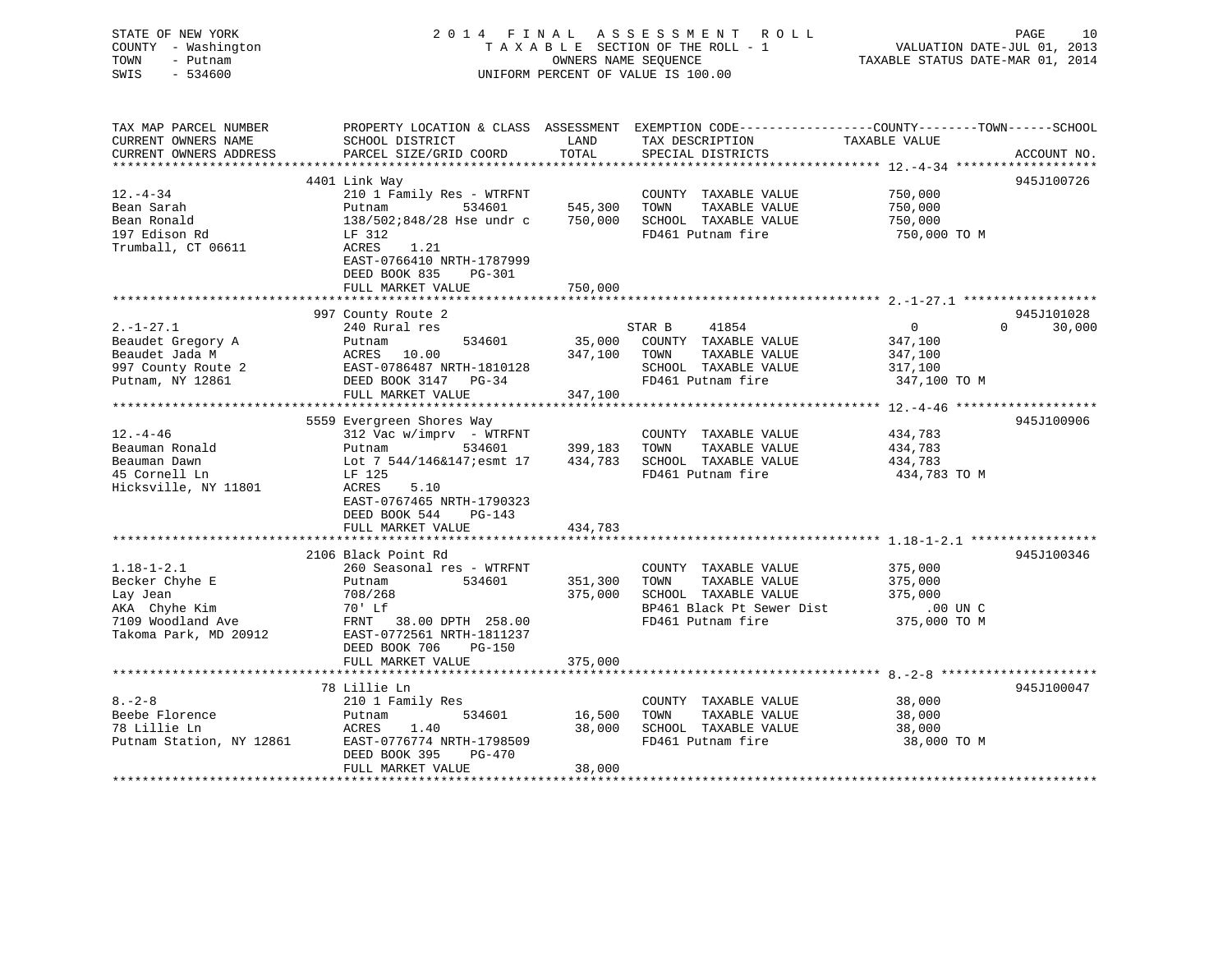STATE OF NEW YORK
COUNTY - Washington
TOWN - Putnam
SWIS - 534600

2014 FINAL ASSESSMENT ROLL
TAXABLE SECTION OF THE ROLL - 1
OWNERS NAME SEQUENCE
UNIFORM PERCENT OF VALUE IS 100.00

VALUATION DATE-JUL 01, 2013
TAXABLE STATUS DATE-MAR 01, 2014

```
TAX MAP PARCEL NUMBER          PROPERTY LOCATION & CLASS  ASSESSMENT  EXEMPTION CODE------------------COUNTY--------TOWN------SCHOOL
CURRENT OWNERS NAME            SCHOOL DISTRICT               LAND      TAX DESCRIPTION            TAXABLE VALUE
CURRENT OWNERS ADDRESS         PARCEL SIZE/GRID COORD       TOTAL      SPECIAL DISTRICTS                                    ACCOUNT NO.
******************************************************************************************************* 12.-4-34 *******************
                               4401 Link Way                                                                                945J100726
12.-4-34                       210 1 Family Res - WTRFNT               COUNTY  TAXABLE VALUE          750,000
Bean Sarah                     Putnam         534601       545,300    TOWN    TAXABLE VALUE          750,000
Bean Ronald                    138/502;848/28 Hse undr c   750,000    SCHOOL  TAXABLE VALUE          750,000
197 Edison Rd                  LF 312                                  FD461 Putnam fire               750,000 TO M
Trumball, CT 06611             ACRES    1.21
                               EAST-0766410 NRTH-1787999
                               DEED BOOK 835    PG-301
                               FULL MARKET VALUE            750,000
******************************************************************************************************* 2.-1-27.1 ******************
                               997 County Route 2                                                                           945J101028
2.-1-27.1                      240 Rural res                          STAR B     41854                  0           0       30,000
Beaudet Gregory A              Putnam         534601        35,000    COUNTY  TAXABLE VALUE          347,100
Beaudet Jada M                 ACRES   10.00               347,100    TOWN    TAXABLE VALUE          347,100
997 County Route 2             EAST-0786487 NRTH-1810128               SCHOOL  TAXABLE VALUE          317,100
Putnam, NY 12861               DEED BOOK 3147   PG-34                  FD461 Putnam fire               347,100 TO M
                               FULL MARKET VALUE            347,100
******************************************************************************************************* 12.-4-46 *******************
                               5559 Evergreen Shores Way                                                                    945J100906
12.-4-46                       312 Vac w/imprv  - WTRFNT               COUNTY  TAXABLE VALUE          434,783
Beauman Ronald                 Putnam         534601       399,183    TOWN    TAXABLE VALUE          434,783
Beauman Dawn                   Lot 7 544/146&147;esmt 17   434,783    SCHOOL  TAXABLE VALUE          434,783
45 Cornell Ln                  LF 125                                  FD461 Putnam fire               434,783 TO M
Hicksville, NY 11801           ACRES    5.10
                               EAST-0767465 NRTH-1790323
                               DEED BOOK 544    PG-143
                               FULL MARKET VALUE            434,783
******************************************************************************************************* 1.18-1-2.1 *****************
                               2106 Black Point Rd                                                                          945J100346
1.18-1-2.1                     260 Seasonal res - WTRFNT               COUNTY  TAXABLE VALUE          375,000
Becker Chyhe E                 Putnam         534601       351,300    TOWN    TAXABLE VALUE          375,000
Lay Jean                       708/268                     375,000    SCHOOL  TAXABLE VALUE          375,000
AKA  Chyhe Kim                 70' Lf                                  BP461 Black Pt Sewer Dist           .00 UN C
7109 Woodland Ave              FRNT   38.00 DPTH  258.00               FD461 Putnam fire               375,000 TO M
Takoma Park, MD 20912          EAST-0772561 NRTH-1811237
                               DEED BOOK 706    PG-150
                               FULL MARKET VALUE            375,000
******************************************************************************************************* 8.-2-8 *********************
                               78 Lillie Ln                                                                                 945J100047
8.-2-8                         210 1 Family Res                        COUNTY  TAXABLE VALUE           38,000
Beebe Florence                 Putnam         534601        16,500    TOWN    TAXABLE VALUE           38,000
78 Lillie Ln                   ACRES    1.40                38,000    SCHOOL  TAXABLE VALUE           38,000
Putnam Station, NY 12861       EAST-0776774 NRTH-1798509               FD461 Putnam fire                38,000 TO M
                               DEED BOOK 395    PG-470
                               FULL MARKET VALUE             38,000
************************************************************************************************************************************
```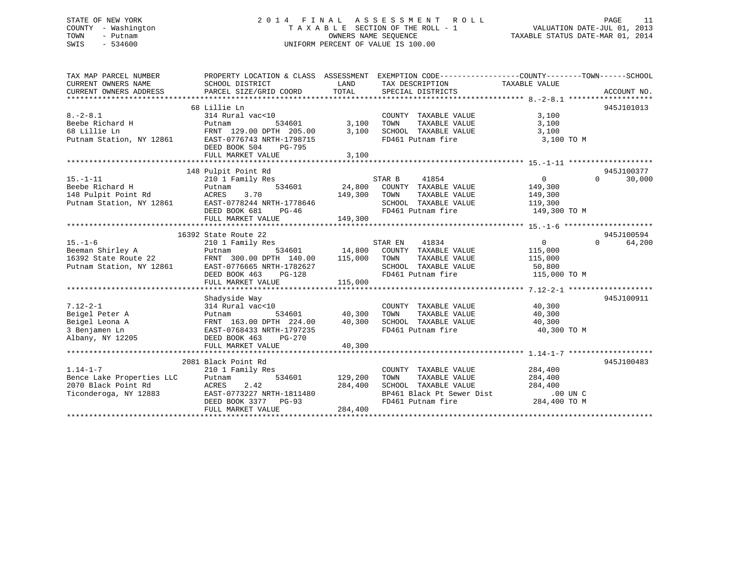STATE OF NEW YORK
COUNTY - Washington
TOWN - Putnam
SWIS - 534600

2014 FINAL ASSESSMENT ROLL
TAXABLE SECTION OF THE ROLL - 1
OWNERS NAME SEQUENCE
UNIFORM PERCENT OF VALUE IS 100.00

VALUATION DATE-JUL 01, 2013
TAXABLE STATUS DATE-MAR 01, 2014

| TAX MAP PARCEL NUMBER / CURRENT OWNERS NAME / CURRENT OWNERS ADDRESS | PROPERTY LOCATION & CLASS / SCHOOL DISTRICT / PARCEL SIZE/GRID COORD | ASSESSMENT LAND / TOTAL | EXEMPTION CODE / TAX DESCRIPTION / SPECIAL DISTRICTS | COUNTY TAXABLE VALUE | TOWN | SCHOOL | ACCOUNT NO. |
|---|---|---|---|---|---|---|---|
| 8.-2-8.1 | 68 Lillie Ln | | | | | | 945J101013 |
| Beebe Richard H | 314 Rural vac<10 | | COUNTY TAXABLE VALUE | 3,100 | | | |
| 68 Lillie Ln | Putnam 534601 | 3,100 | TOWN TAXABLE VALUE | 3,100 | | | |
| Putnam Station, NY 12861 | FRNT 129.00 DPTH 205.00 | 3,100 | SCHOOL TAXABLE VALUE | 3,100 | | | |
| | EAST-0776743 NRTH-1798715 | | FD461 Putnam fire | 3,100 TO M | | | |
| | DEED BOOK 504 PG-795 | | | | | | |
| | FULL MARKET VALUE | 3,100 | | | | | |
| 15.-1-11 | 148 Pulpit Point Rd | | | | | | 945J100377 |
| Beebe Richard H | 210 1 Family Res | | STAR B 41854 | 0 | 0 | 30,000 | |
| 148 Pulpit Point Rd | Putnam 534601 | 24,800 | COUNTY TAXABLE VALUE | 149,300 | | | |
| Putnam Station, NY 12861 | ACRES 3.70 | 149,300 | TOWN TAXABLE VALUE | 149,300 | | | |
| | EAST-0778244 NRTH-1778646 | | SCHOOL TAXABLE VALUE | 119,300 | | | |
| | DEED BOOK 681 PG-46 | | FD461 Putnam fire | 149,300 TO M | | | |
| | FULL MARKET VALUE | 149,300 | | | | | |
| 15.-1-6 | 16392 State Route 22 | | | | | | 945J100594 |
| Beeman Shirley A | 210 1 Family Res | | STAR EN 41834 | 0 | 0 | 64,200 | |
| 16392 State Route 22 | Putnam 534601 | 14,800 | COUNTY TAXABLE VALUE | 115,000 | | | |
| Putnam Station, NY 12861 | FRNT 300.00 DPTH 140.00 | 115,000 | TOWN TAXABLE VALUE | 115,000 | | | |
| | EAST-0776665 NRTH-1782627 | | SCHOOL TAXABLE VALUE | 50,800 | | | |
| | DEED BOOK 463 PG-128 | | FD461 Putnam fire | 115,000 TO M | | | |
| | FULL MARKET VALUE | 115,000 | | | | | |
| 7.12-2-1 | Shadyside Way | | | | | | 945J100911 |
| Beigel Peter A | 314 Rural vac<10 | | COUNTY TAXABLE VALUE | 40,300 | | | |
| Beigel Leona A | Putnam 534601 | 40,300 | TOWN TAXABLE VALUE | 40,300 | | | |
| 3 Benjamen Ln | FRNT 163.00 DPTH 224.00 | 40,300 | SCHOOL TAXABLE VALUE | 40,300 | | | |
| Albany, NY 12205 | EAST-0768433 NRTH-1797235 | | FD461 Putnam fire | 40,300 TO M | | | |
| | DEED BOOK 463 PG-270 | | | | | | |
| | FULL MARKET VALUE | 40,300 | | | | | |
| 1.14-1-7 | 2081 Black Point Rd | | | | | | 945J100483 |
| Bence Lake Properties LLC | 210 1 Family Res | | COUNTY TAXABLE VALUE | 284,400 | | | |
| 2070 Black Point Rd | Putnam 534601 | 129,200 | TOWN TAXABLE VALUE | 284,400 | | | |
| Ticonderoga, NY 12883 | ACRES 2.42 | 284,400 | SCHOOL TAXABLE VALUE | 284,400 | | | |
| | EAST-0773227 NRTH-1811480 | | BP461 Black Pt Sewer Dist | .00 UN C | | | |
| | DEED BOOK 3377 PG-93 | | FD461 Putnam fire | 284,400 TO M | | | |
| | FULL MARKET VALUE | 284,400 | | | | | |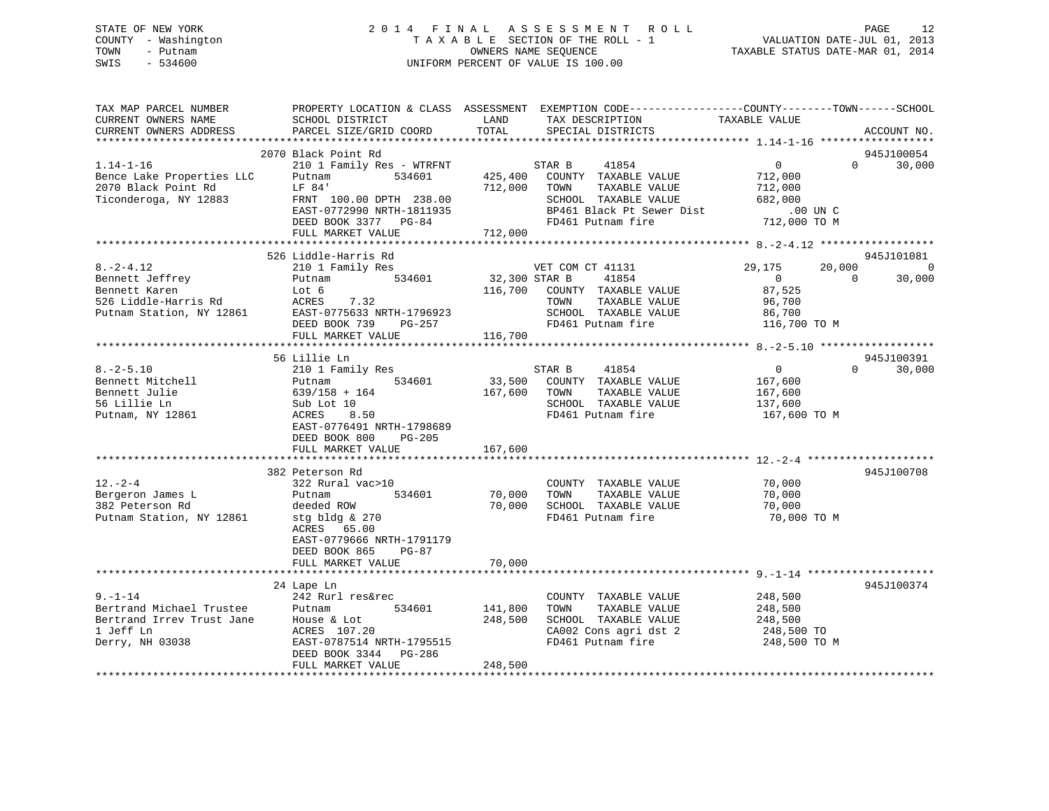STATE OF NEW YORK
COUNTY - Washington
TOWN - Putnam
SWIS - 534600

2 0 1 4 F I N A L A S S E S S M E N T R O L L
T A X A B L E SECTION OF THE ROLL - 1
OWNERS NAME SEQUENCE
UNIFORM PERCENT OF VALUE IS 100.00

VALUATION DATE-JUL 01, 2013
TAXABLE STATUS DATE-MAR 01, 2014

```
TAX MAP PARCEL NUMBER          PROPERTY LOCATION & CLASS  ASSESSMENT  EXEMPTION CODE------------------COUNTY--------TOWN------SCHOOL
CURRENT OWNERS NAME            SCHOOL DISTRICT               LAND      TAX DESCRIPTION            TAXABLE VALUE
CURRENT OWNERS ADDRESS         PARCEL SIZE/GRID COORD        TOTAL     SPECIAL DISTRICTS                                      ACCOUNT NO.
******************************************************************************************************* 1.14-1-16 ******************
                               2070 Black Point Rd                                                                            945J100054
1.14-1-16                      210 1 Family Res - WTRFNT           STAR B      41854                 0            0       30,000
Bence Lake Properties LLC      Putnam          534601       425,400   COUNTY  TAXABLE VALUE          712,000
2070 Black Point Rd            LF 84'                       712,000   TOWN    TAXABLE VALUE          712,000
Ticonderoga, NY 12883          FRNT 100.00 DPTH 238.00                SCHOOL  TAXABLE VALUE          682,000
                               EAST-0772990 NRTH-1811935              BP461 Black Pt Sewer Dist             .00 UN C
                               DEED BOOK 3377   PG-84                 FD461 Putnam fire               712,000 TO M
                               FULL MARKET VALUE            712,000
******************************************************************************************************* 8.-2-4.12 ******************
                               526 Liddle-Harris Rd                                                                           945J101081
8.-2-4.12                      210 1 Family Res                    VET COM CT 41131              29,175       20,000            0
Bennett Jeffrey                Putnam          534601        32,300 STAR B      41854                 0            0       30,000
Bennett Karen                  Lot 6                        116,700   COUNTY  TAXABLE VALUE           87,525
526 Liddle-Harris Rd           ACRES     7.32                         TOWN    TAXABLE VALUE           96,700
Putnam Station, NY 12861       EAST-0775633 NRTH-1796923              SCHOOL  TAXABLE VALUE           86,700
                               DEED BOOK 739    PG-257                FD461 Putnam fire               116,700 TO M
                               FULL MARKET VALUE            116,700
******************************************************************************************************* 8.-2-5.10 ******************
                               56 Lillie Ln                                                                                   945J100391
8.-2-5.10                      210 1 Family Res                    STAR B      41854                 0            0       30,000
Bennett Mitchell               Putnam          534601        33,500   COUNTY  TAXABLE VALUE          167,600
Bennett Julie                  639/158 + 164                167,600   TOWN    TAXABLE VALUE          167,600
56 Lillie Ln                   Sub Lot 10                             SCHOOL  TAXABLE VALUE          137,600
Putnam, NY 12861               ACRES     8.50                         FD461 Putnam fire               167,600 TO M
                               EAST-0776491 NRTH-1798689
                               DEED BOOK 800    PG-205
                               FULL MARKET VALUE            167,600
******************************************************************************************************* 12.-2-4 ********************
                               382 Peterson Rd                                                                                945J100708
12.-2-4                        322 Rural vac>10                       COUNTY  TAXABLE VALUE           70,000
Bergeron James L               Putnam          534601        70,000   TOWN    TAXABLE VALUE           70,000
382 Peterson Rd                deeded ROW                    70,000   SCHOOL  TAXABLE VALUE           70,000
Putnam Station, NY 12861       stg bldg & 270                         FD461 Putnam fire                70,000 TO M
                               ACRES    65.00
                               EAST-0779666 NRTH-1791179
                               DEED BOOK 865    PG-87
                               FULL MARKET VALUE             70,000
******************************************************************************************************* 9.-1-14 ********************
                               24 Lape Ln                                                                                     945J100374
9.-1-14                        242 Rurl res&rec                       COUNTY  TAXABLE VALUE          248,500
Bertrand Michael Trustee       Putnam          534601       141,800   TOWN    TAXABLE VALUE          248,500
Bertrand Irrev Trust Jane      House & Lot                  248,500   SCHOOL  TAXABLE VALUE          248,500
1 Jeff Ln                      ACRES   107.20                         CA002 Cons agri dst 2           248,500 TO
Derry, NH 03038                EAST-0787514 NRTH-1795515              FD461 Putnam fire               248,500 TO M
                               DEED BOOK 3344   PG-286
                               FULL MARKET VALUE            248,500
************************************************************************************************************************************
```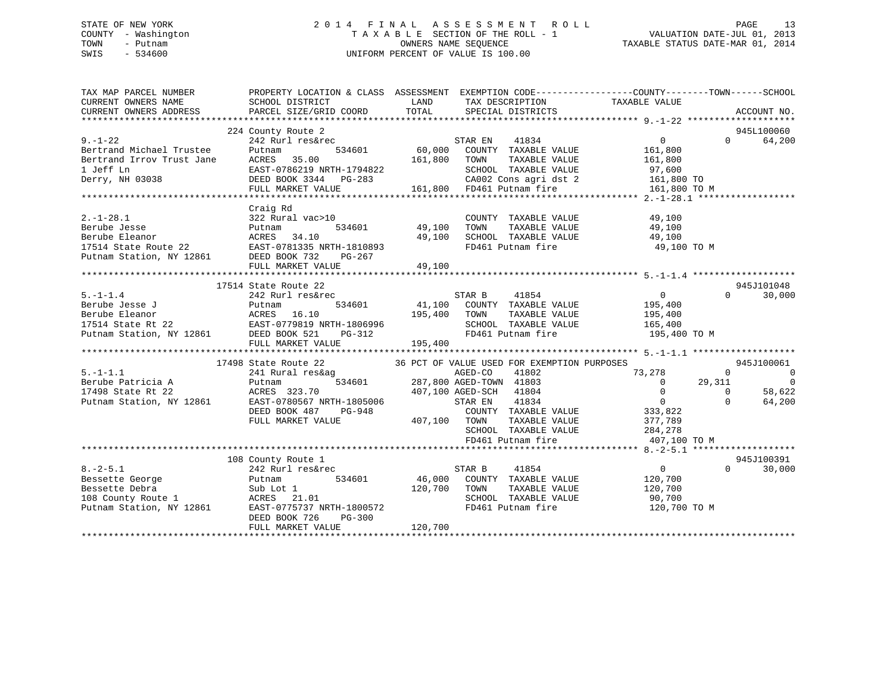STATE OF NEW YORK
COUNTY - Washington
TOWN - Putnam
SWIS - 534600

2014 FINAL ASSESSMENT ROLL
TAXABLE SECTION OF THE ROLL - 1
OWNERS NAME SEQUENCE
UNIFORM PERCENT OF VALUE IS 100.00

VALUATION DATE-JUL 01, 2013
TAXABLE STATUS DATE-MAR 01, 2014

| TAX MAP PARCEL NUMBER / CURRENT OWNERS NAME / CURRENT OWNERS ADDRESS | PROPERTY LOCATION & CLASS / SCHOOL DISTRICT / PARCEL SIZE/GRID COORD | LAND / ASSESSMENT TOTAL | EXEMPTION CODE / TAX DESCRIPTION / SPECIAL DISTRICTS | COUNTY TAXABLE VALUE | TOWN | SCHOOL / ACCOUNT NO. |
|---|---|---|---|---|---|---|
| **9.-1-22** | 224 County Route 2 | | | | | 945L100060 |
| 9.-1-22 | 242 Rurl res&rec | | STAR EN 41834 | 0 | 0 | 64,200 |
| Bertrand Michael Trustee | Putnam 534601 | 60,000 | COUNTY TAXABLE VALUE | 161,800 | | |
| Bertrand Irrov Trust Jane | ACRES 35.00 | 161,800 | TOWN TAXABLE VALUE | 161,800 | | |
| 1 Jeff Ln | EAST-0786219 NRTH-1794822 | | SCHOOL TAXABLE VALUE | 97,600 | | |
| Derry, NH 03038 | DEED BOOK 3344 PG-283 | | CA002 Cons agri dst 2 | 161,800 TO | | |
| | FULL MARKET VALUE | 161,800 | FD461 Putnam fire | 161,800 TO M | | |
| **2.-1-28.1** | Craig Rd | | | | | |
| 2.-1-28.1 | 322 Rural vac>10 | | COUNTY TAXABLE VALUE | 49,100 | | |
| Berube Jesse | Putnam 534601 | 49,100 | TOWN TAXABLE VALUE | 49,100 | | |
| Berube Eleanor | ACRES 34.10 | 49,100 | SCHOOL TAXABLE VALUE | 49,100 | | |
| 17514 State Route 22 | EAST-0781335 NRTH-1810893 | | FD461 Putnam fire | 49,100 TO M | | |
| Putnam Station, NY 12861 | DEED BOOK 732 PG-267 | | | | | |
| | FULL MARKET VALUE | 49,100 | | | | |
| **5.-1-1.4** | 17514 State Route 22 | | | | | 945J101048 |
| 5.-1-1.4 | 242 Rurl res&rec | | STAR B 41854 | 0 | 0 | 30,000 |
| Berube Jesse J | Putnam 534601 | 41,100 | COUNTY TAXABLE VALUE | 195,400 | | |
| Berube Eleanor | ACRES 16.10 | 195,400 | TOWN TAXABLE VALUE | 195,400 | | |
| 17514 State Rt 22 | EAST-0779819 NRTH-1806996 | | SCHOOL TAXABLE VALUE | 165,400 | | |
| Putnam Station, NY 12861 | DEED BOOK 521 PG-312 | | FD461 Putnam fire | 195,400 TO M | | |
| | FULL MARKET VALUE | 195,400 | | | | |
| **5.-1-1.1** | 17498 State Route 22 | | 36 PCT OF VALUE USED FOR EXEMPTION PURPOSES | | | 945J100061 |
| 5.-1-1.1 | 241 Rural res&ag | | AGED-CO 41802 | 73,278 | 0 | 0 |
| Berube Patricia A | Putnam 534601 | 287,800 | AGED-TOWN 41803 | 0 | 29,311 | 0 |
| 17498 State Rt 22 | ACRES 323.70 | 407,100 | AGED-SCH 41804 | 0 | 0 | 58,622 |
| Putnam Station, NY 12861 | EAST-0780567 NRTH-1805006 | | STAR EN 41834 | 0 | 0 | 64,200 |
| | DEED BOOK 487 PG-948 | | COUNTY TAXABLE VALUE | 333,822 | | |
| | FULL MARKET VALUE | 407,100 | TOWN TAXABLE VALUE | 377,789 | | |
| | | | SCHOOL TAXABLE VALUE | 284,278 | | |
| | | | FD461 Putnam fire | 407,100 TO M | | |
| **8.-2-5.1** | 108 County Route 1 | | | | | 945J100391 |
| 8.-2-5.1 | 242 Rurl res&rec | | STAR B 41854 | 0 | 0 | 30,000 |
| Bessette George | Putnam 534601 | 46,000 | COUNTY TAXABLE VALUE | 120,700 | | |
| Bessette Debra | Sub Lot 1 | 120,700 | TOWN TAXABLE VALUE | 120,700 | | |
| 108 County Route 1 | ACRES 21.01 | | SCHOOL TAXABLE VALUE | 90,700 | | |
| Putnam Station, NY 12861 | EAST-0775737 NRTH-1800572 | | FD461 Putnam fire | 120,700 TO M | | |
| | DEED BOOK 726 PG-300 | | | | | |
| | FULL MARKET VALUE | 120,700 | | | | |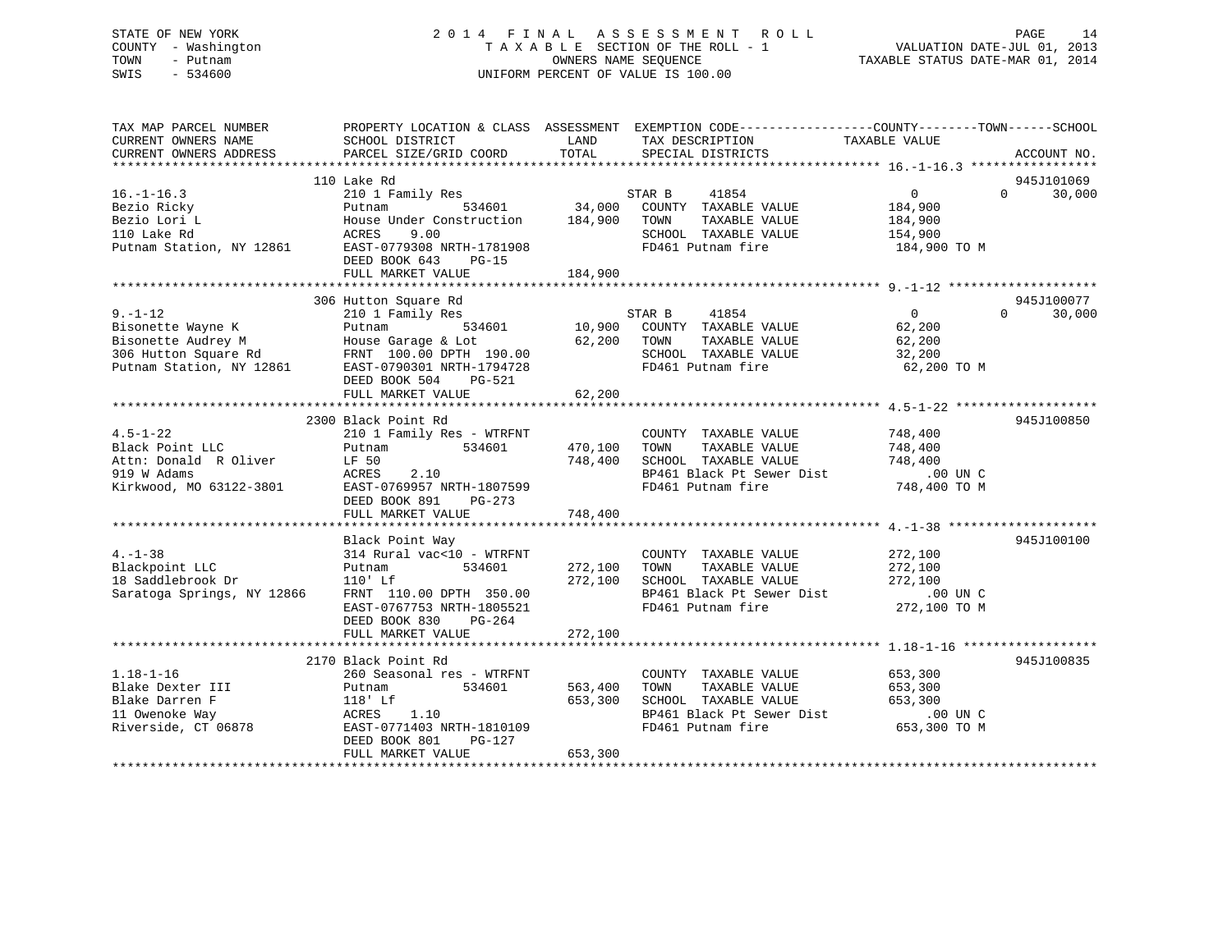STATE OF NEW YORK
COUNTY - Washington
TOWN - Putnam
SWIS - 534600

2 0 1 4 F I N A L A S S E S S M E N T R O L L
T A X A B L E SECTION OF THE ROLL - 1
OWNERS NAME SEQUENCE
UNIFORM PERCENT OF VALUE IS 100.00

VALUATION DATE-JUL 01, 2013
TAXABLE STATUS DATE-MAR 01, 2014

```
TAX MAP PARCEL NUMBER          PROPERTY LOCATION & CLASS  ASSESSMENT  EXEMPTION CODE------------------COUNTY--------TOWN------SCHOOL
CURRENT OWNERS NAME            SCHOOL DISTRICT              LAND      TAX DESCRIPTION              TAXABLE VALUE
CURRENT OWNERS ADDRESS         PARCEL SIZE/GRID COORD      TOTAL      SPECIAL DISTRICTS                                    ACCOUNT NO.
******************************************************************************************************* 16.-1-16.3 *****************
                               110 Lake Rd                                                                              945J101069
16.-1-16.3                     210 1 Family Res                    STAR B      41854              0             0        30,000
Bezio Ricky                    Putnam          534601      34,000   COUNTY  TAXABLE VALUE          184,900
Bezio Lori L                   House Under Construction   184,900   TOWN    TAXABLE VALUE          184,900
110 Lake Rd                    ACRES    9.00                        SCHOOL  TAXABLE VALUE          154,900
Putnam Station, NY 12861       EAST-0779308 NRTH-1781908            FD461 Putnam fire              184,900 TO M
                               DEED BOOK 643    PG-15
                               FULL MARKET VALUE          184,900
******************************************************************************************************* 9.-1-12 ********************
                               306 Hutton Square Rd                                                                     945J100077
9.-1-12                        210 1 Family Res                    STAR B      41854              0             0        30,000
Bisonette Wayne K              Putnam          534601      10,900   COUNTY  TAXABLE VALUE           62,200
Bisonette Audrey M             House Garage & Lot          62,200   TOWN    TAXABLE VALUE           62,200
306 Hutton Square Rd           FRNT 100.00 DPTH 190.00              SCHOOL  TAXABLE VALUE           32,200
Putnam Station, NY 12861       EAST-0790301 NRTH-1794728            FD461 Putnam fire               62,200 TO M
                               DEED BOOK 504    PG-521
                               FULL MARKET VALUE           62,200
******************************************************************************************************* 4.5-1-22 *******************
                               2300 Black Point Rd                                                                      945J100850
4.5-1-22                       210 1 Family Res - WTRFNT            COUNTY  TAXABLE VALUE          748,400
Black Point LLC                Putnam          534601     470,100   TOWN    TAXABLE VALUE          748,400
Attn: Donald  R Oliver         LF 50                      748,400   SCHOOL  TAXABLE VALUE          748,400
919 W Adams                    ACRES    2.10                        BP461 Black Pt Sewer Dist          .00 UN C
Kirkwood, MO 63122-3801        EAST-0769957 NRTH-1807599            FD461 Putnam fire              748,400 TO M
                               DEED BOOK 891    PG-273
                               FULL MARKET VALUE          748,400
******************************************************************************************************* 4.-1-38 ********************
                               Black Point Way                                                                          945J100100
4.-1-38                        314 Rural vac<10 - WTRFNT            COUNTY  TAXABLE VALUE          272,100
Blackpoint LLC                 Putnam          534601     272,100   TOWN    TAXABLE VALUE          272,100
18 Saddlebrook Dr              110' Lf                    272,100   SCHOOL  TAXABLE VALUE          272,100
Saratoga Springs, NY 12866     FRNT 110.00 DPTH 350.00              BP461 Black Pt Sewer Dist          .00 UN C
                               EAST-0767753 NRTH-1805521            FD461 Putnam fire              272,100 TO M
                               DEED BOOK 830    PG-264
                               FULL MARKET VALUE          272,100
******************************************************************************************************* 1.18-1-16 ******************
                               2170 Black Point Rd                                                                      945J100835
1.18-1-16                      260 Seasonal res - WTRFNT            COUNTY  TAXABLE VALUE          653,300
Blake Dexter III               Putnam          534601     563,400   TOWN    TAXABLE VALUE          653,300
Blake Darren F                 118' Lf                    653,300   SCHOOL  TAXABLE VALUE          653,300
11 Owenoke Way                 ACRES    1.10                        BP461 Black Pt Sewer Dist          .00 UN C
Riverside, CT 06878            EAST-0771403 NRTH-1810109            FD461 Putnam fire              653,300 TO M
                               DEED BOOK 801    PG-127
                               FULL MARKET VALUE          653,300
************************************************************************************************************************************
```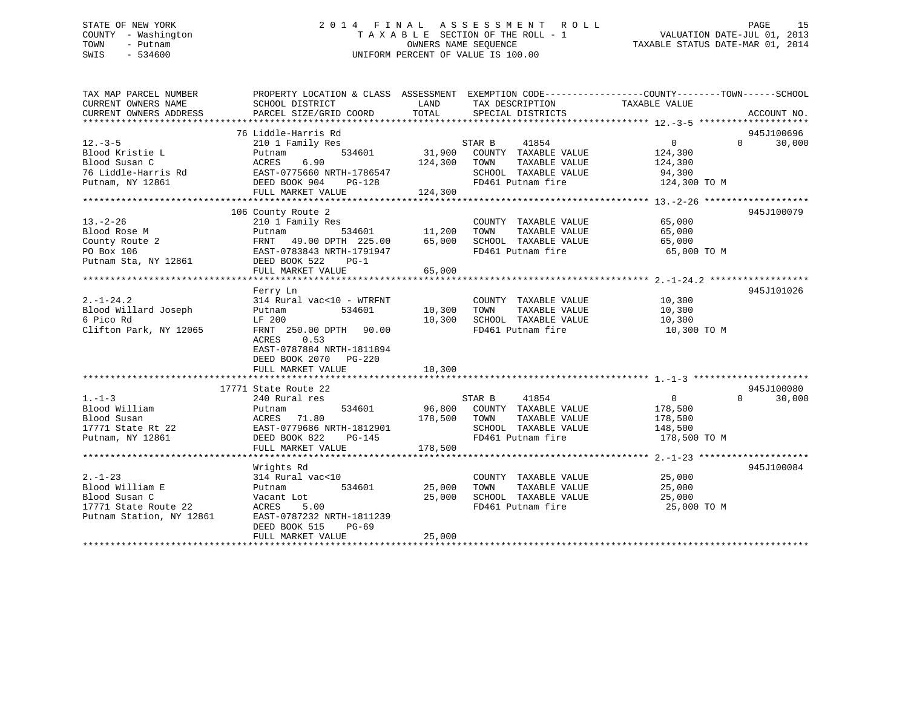STATE OF NEW YORK
COUNTY - Washington
TOWN - Putnam
SWIS - 534600

2 0 1 4 F I N A L A S S E S S M E N T R O L L
T A X A B L E SECTION OF THE ROLL - 1
OWNERS NAME SEQUENCE
UNIFORM PERCENT OF VALUE IS 100.00

VALUATION DATE-JUL 01, 2013
TAXABLE STATUS DATE-MAR 01, 2014

```
TAX MAP PARCEL NUMBER          PROPERTY LOCATION & CLASS  ASSESSMENT  EXEMPTION CODE------------------COUNTY--------TOWN------SCHOOL
CURRENT OWNERS NAME            SCHOOL DISTRICT               LAND      TAX DESCRIPTION            TAXABLE VALUE
CURRENT OWNERS ADDRESS         PARCEL SIZE/GRID COORD        TOTAL     SPECIAL DISTRICTS                                     ACCOUNT NO.
******************************************************************************************************* 12.-3-5 *******************
                               76 Liddle-Harris Rd                                                                           945J100696
12.-3-5                        210 1 Family Res                        STAR B      41854                0            0        30,000
Blood Kristie L                Putnam           534601        31,900    COUNTY  TAXABLE VALUE           124,300
Blood Susan C                  ACRES     6.90                124,300    TOWN    TAXABLE VALUE           124,300
76 Liddle-Harris Rd            EAST-0775660 NRTH-1786547                SCHOOL  TAXABLE VALUE            94,300
Putnam, NY 12861               DEED BOOK 904     PG-128                 FD461 Putnam fire               124,300 TO M
                               FULL MARKET VALUE            124,300
******************************************************************************************************* 13.-2-26 ******************
                               106 County Route 2                                                                            945J100079
13.-2-26                       210 1 Family Res                         COUNTY  TAXABLE VALUE            65,000
Blood Rose M                   Putnam           534601        11,200    TOWN    TAXABLE VALUE            65,000
County Route 2                 FRNT    49.00 DPTH  225.00     65,000    SCHOOL  TAXABLE VALUE            65,000
PO Box 106                     EAST-0783843 NRTH-1791947                FD461 Putnam fire                65,000 TO M
Putnam Sta, NY 12861           DEED BOOK 522     PG-1
                               FULL MARKET VALUE             65,000
******************************************************************************************************* 2.-1-24.2 *****************
                               Ferry Ln                                                                                      945J101026
2.-1-24.2                      314 Rural vac<10 - WTRFNT                COUNTY  TAXABLE VALUE            10,300
Blood Willard Joseph           Putnam           534601        10,300    TOWN    TAXABLE VALUE            10,300
6 Pico Rd                      LF 200                         10,300    SCHOOL  TAXABLE VALUE            10,300
Clifton Park, NY 12065         FRNT   250.00 DPTH   90.00               FD461 Putnam fire                10,300 TO M
                               ACRES     0.53
                               EAST-0787884 NRTH-1811894
                               DEED BOOK 2070    PG-220
                               FULL MARKET VALUE             10,300
******************************************************************************************************* 1.-1-3 ********************
                               17771 State Route 22                                                                          945J100080
1.-1-3                         240 Rural res                           STAR B      41854                0            0        30,000
Blood William                  Putnam           534601        96,800    COUNTY  TAXABLE VALUE           178,500
Blood Susan                    ACRES    71.80                178,500    TOWN    TAXABLE VALUE           178,500
17771 State Rt 22              EAST-0779686 NRTH-1812901                SCHOOL  TAXABLE VALUE           148,500
Putnam, NY 12861               DEED BOOK 822     PG-145                 FD461 Putnam fire               178,500 TO M
                               FULL MARKET VALUE            178,500
******************************************************************************************************* 2.-1-23 *******************
                               Wrights Rd                                                                                    945J100084
2.-1-23                        314 Rural vac<10                         COUNTY  TAXABLE VALUE            25,000
Blood William E                Putnam           534601        25,000    TOWN    TAXABLE VALUE            25,000
Blood Susan C                  Vacant Lot                     25,000    SCHOOL  TAXABLE VALUE            25,000
17771 State Route 22           ACRES     5.00                           FD461 Putnam fire                25,000 TO M
Putnam Station, NY 12861       EAST-0787232 NRTH-1811239
                               DEED BOOK 515     PG-69
                               FULL MARKET VALUE             25,000
************************************************************************************************************************************
```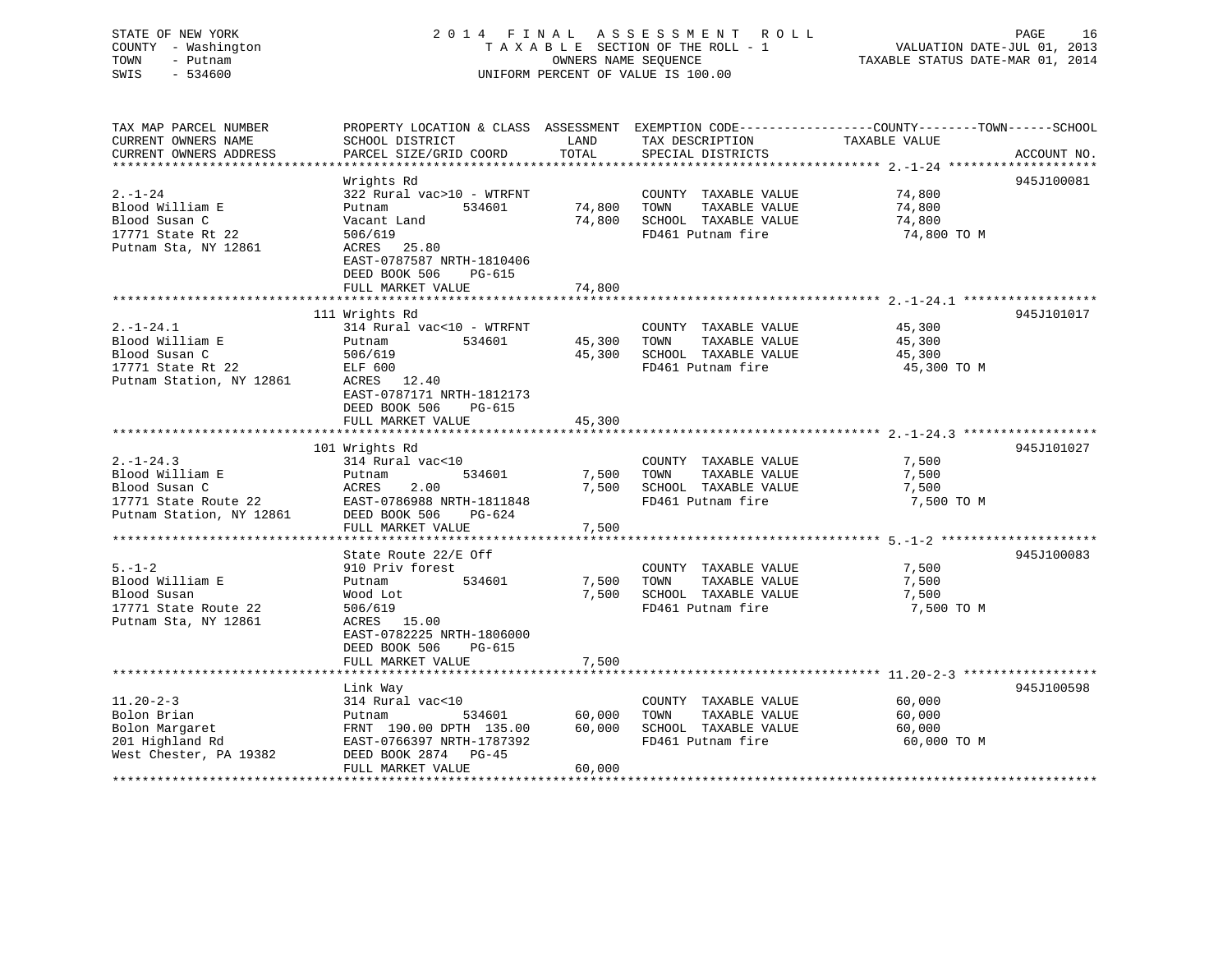STATE OF NEW YORK
COUNTY - Washington
TOWN - Putnam
SWIS - 534600

2014 FINAL ASSESSMENT ROLL
TAXABLE SECTION OF THE ROLL - 1
OWNERS NAME SEQUENCE
UNIFORM PERCENT OF VALUE IS 100.00

VALUATION DATE-JUL 01, 2013
TAXABLE STATUS DATE-MAR 01, 2014

| TAX MAP PARCEL NUMBER / CURRENT OWNERS NAME / CURRENT OWNERS ADDRESS | PROPERTY LOCATION & CLASS / SCHOOL DISTRICT / PARCEL SIZE/GRID COORD | ASSESSMENT LAND | TOTAL | EXEMPTION CODE / TAX DESCRIPTION / SPECIAL DISTRICTS | COUNTY--------TOWN------SCHOOL TAXABLE VALUE | ACCOUNT NO. |
|---|---|---|---|---|---|---|
| **2.-1-24** | Wrights Rd | | | | | 945J100081 |
| 2.-1-24 | 322 Rural vac>10 - WTRFNT | | | COUNTY TAXABLE VALUE | 74,800 | |
| Blood William E | Putnam 534601 | 74,800 | | TOWN TAXABLE VALUE | 74,800 | |
| Blood Susan C | Vacant Land | | 74,800 | SCHOOL TAXABLE VALUE | 74,800 | |
| 17771 State Rt 22 | 506/619 | | | FD461 Putnam fire | 74,800 TO M | |
| Putnam Sta, NY 12861 | ACRES 25.80 | | | | | |
| | EAST-0787587 NRTH-1810406 | | | | | |
| | DEED BOOK 506 PG-615 | | | | | |
| | FULL MARKET VALUE | | 74,800 | | | |
| **2.-1-24.1** | 111 Wrights Rd | | | | | 945J101017 |
| 2.-1-24.1 | 314 Rural vac<10 - WTRFNT | | | COUNTY TAXABLE VALUE | 45,300 | |
| Blood William E | Putnam 534601 | 45,300 | | TOWN TAXABLE VALUE | 45,300 | |
| Blood Susan C | 506/619 | | 45,300 | SCHOOL TAXABLE VALUE | 45,300 | |
| 17771 State Rt 22 | ELF 600 | | | FD461 Putnam fire | 45,300 TO M | |
| Putnam Station, NY 12861 | ACRES 12.40 | | | | | |
| | EAST-0787171 NRTH-1812173 | | | | | |
| | DEED BOOK 506 PG-615 | | | | | |
| | FULL MARKET VALUE | | 45,300 | | | |
| **2.-1-24.3** | 101 Wrights Rd | | | | | 945J101027 |
| 2.-1-24.3 | 314 Rural vac<10 | | | COUNTY TAXABLE VALUE | 7,500 | |
| Blood William E | Putnam 534601 | 7,500 | | TOWN TAXABLE VALUE | 7,500 | |
| Blood Susan C | ACRES 2.00 | | 7,500 | SCHOOL TAXABLE VALUE | 7,500 | |
| 17771 State Route 22 | EAST-0786988 NRTH-1811848 | | | FD461 Putnam fire | 7,500 TO M | |
| Putnam Station, NY 12861 | DEED BOOK 506 PG-624 | | | | | |
| | FULL MARKET VALUE | | 7,500 | | | |
| **5.-1-2** | State Route 22/E Off | | | | | 945J100083 |
| 5.-1-2 | 910 Priv forest | | | COUNTY TAXABLE VALUE | 7,500 | |
| Blood William E | Putnam 534601 | 7,500 | | TOWN TAXABLE VALUE | 7,500 | |
| Blood Susan | Wood Lot | | 7,500 | SCHOOL TAXABLE VALUE | 7,500 | |
| 17771 State Route 22 | 506/619 | | | FD461 Putnam fire | 7,500 TO M | |
| Putnam Sta, NY 12861 | ACRES 15.00 | | | | | |
| | EAST-0782225 NRTH-1806000 | | | | | |
| | DEED BOOK 506 PG-615 | | | | | |
| | FULL MARKET VALUE | | 7,500 | | | |
| **11.20-2-3** | Link Way | | | | | 945J100598 |
| 11.20-2-3 | 314 Rural vac<10 | | | COUNTY TAXABLE VALUE | 60,000 | |
| Bolon Brian | Putnam 534601 | 60,000 | | TOWN TAXABLE VALUE | 60,000 | |
| Bolon Margaret | FRNT 190.00 DPTH 135.00 | | 60,000 | SCHOOL TAXABLE VALUE | 60,000 | |
| 201 Highland Rd | EAST-0766397 NRTH-1787392 | | | FD461 Putnam fire | 60,000 TO M | |
| West Chester, PA 19382 | DEED BOOK 2874 PG-45 | | | | | |
| | FULL MARKET VALUE | | 60,000 | | | |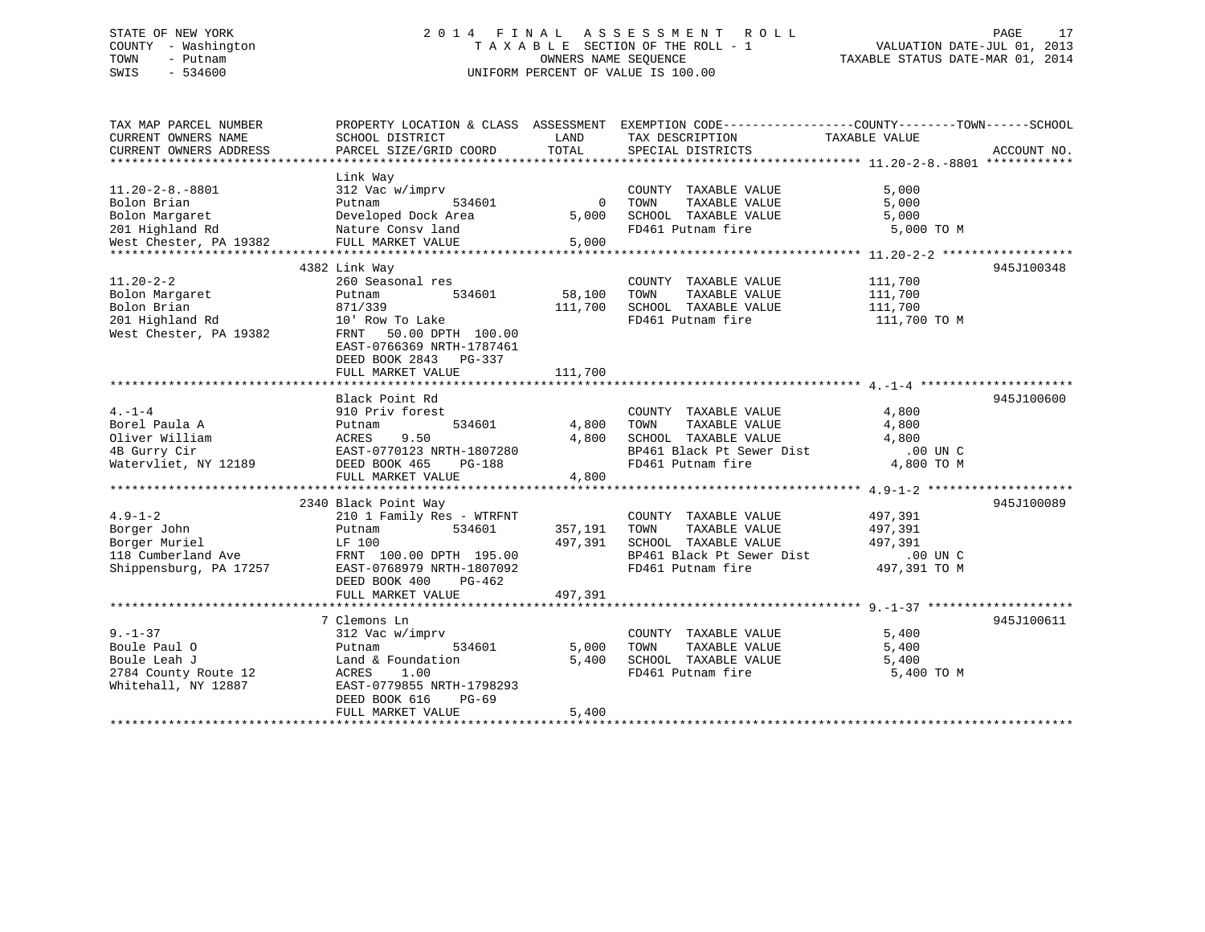STATE OF NEW YORK
COUNTY - Washington
TOWN - Putnam
SWIS - 534600

2014 FINAL ASSESSMENT ROLL
TAXABLE SECTION OF THE ROLL - 1
OWNERS NAME SEQUENCE
UNIFORM PERCENT OF VALUE IS 100.00

VALUATION DATE-JUL 01, 2013
TAXABLE STATUS DATE-MAR 01, 2014

| TAX MAP PARCEL NUMBER / CURRENT OWNERS NAME / CURRENT OWNERS ADDRESS | PROPERTY LOCATION & CLASS / SCHOOL DISTRICT / PARCEL SIZE/GRID COORD | ASSESSMENT LAND | ASSESSMENT TOTAL | EXEMPTION CODE / TAX DESCRIPTION / SPECIAL DISTRICTS | TAXABLE VALUE (COUNTY / TOWN / SCHOOL) | ACCOUNT NO. |
|---|---|---|---|---|---|---|
| 11.20-2-8.-8801 | Link Way | | | | | |
| Bolon Brian | 312 Vac w/imprv | | | COUNTY TAXABLE VALUE | 5,000 | |
| Bolon Margaret | Putnam 534601 | 0 | | TOWN TAXABLE VALUE | 5,000 | |
| 201 Highland Rd | Developed Dock Area | | 5,000 | SCHOOL TAXABLE VALUE | 5,000 | |
| West Chester, PA 19382 | Nature Consv land | | | FD461 Putnam fire | 5,000 TO M | |
| | FULL MARKET VALUE | | 5,000 | | | |
| 11.20-2-2 | 4382 Link Way | | | | | 945J100348 |
| Bolon Margaret | 260 Seasonal res | | | COUNTY TAXABLE VALUE | 111,700 | |
| Bolon Brian | Putnam 534601 | 58,100 | | TOWN TAXABLE VALUE | 111,700 | |
| 201 Highland Rd | 871/339 | | 111,700 | SCHOOL TAXABLE VALUE | 111,700 | |
| West Chester, PA 19382 | 10' Row To Lake | | | FD461 Putnam fire | 111,700 TO M | |
| | FRNT 50.00 DPTH 100.00 | | | | | |
| | EAST-0766369 NRTH-1787461 | | | | | |
| | DEED BOOK 2843 PG-337 | | | | | |
| | FULL MARKET VALUE | | 111,700 | | | |
| 4.-1-4 | Black Point Rd | | | | | 945J100600 |
| Borel Paula A | 910 Priv forest | | | COUNTY TAXABLE VALUE | 4,800 | |
| Oliver William | Putnam 534601 | 4,800 | | TOWN TAXABLE VALUE | 4,800 | |
| 4B Gurry Cir | ACRES 9.50 | | 4,800 | SCHOOL TAXABLE VALUE | 4,800 | |
| Watervliet, NY 12189 | EAST-0770123 NRTH-1807280 | | | BP461 Black Pt Sewer Dist | .00 UN C | |
| | DEED BOOK 465 PG-188 | | | FD461 Putnam fire | 4,800 TO M | |
| | FULL MARKET VALUE | | 4,800 | | | |
| 4.9-1-2 | 2340 Black Point Way | | | | | 945J100089 |
| Borger John | 210 1 Family Res - WTRFNT | | | COUNTY TAXABLE VALUE | 497,391 | |
| Borger Muriel | Putnam 534601 | 357,191 | | TOWN TAXABLE VALUE | 497,391 | |
| 118 Cumberland Ave | LF 100 | | 497,391 | SCHOOL TAXABLE VALUE | 497,391 | |
| Shippensburg, PA 17257 | FRNT 100.00 DPTH 195.00 | | | BP461 Black Pt Sewer Dist | .00 UN C | |
| | EAST-0768979 NRTH-1807092 | | | FD461 Putnam fire | 497,391 TO M | |
| | DEED BOOK 400 PG-462 | | | | | |
| | FULL MARKET VALUE | | 497,391 | | | |
| 9.-1-37 | 7 Clemons Ln | | | | | 945J100611 |
| Boule Paul O | 312 Vac w/imprv | | | COUNTY TAXABLE VALUE | 5,400 | |
| Boule Leah J | Putnam 534601 | 5,000 | | TOWN TAXABLE VALUE | 5,400 | |
| 2784 County Route 12 | Land & Foundation | | 5,400 | SCHOOL TAXABLE VALUE | 5,400 | |
| Whitehall, NY 12887 | ACRES 1.00 | | | FD461 Putnam fire | 5,400 TO M | |
| | EAST-0779855 NRTH-1798293 | | | | | |
| | DEED BOOK 616 PG-69 | | | | | |
| | FULL MARKET VALUE | | 5,400 | | | |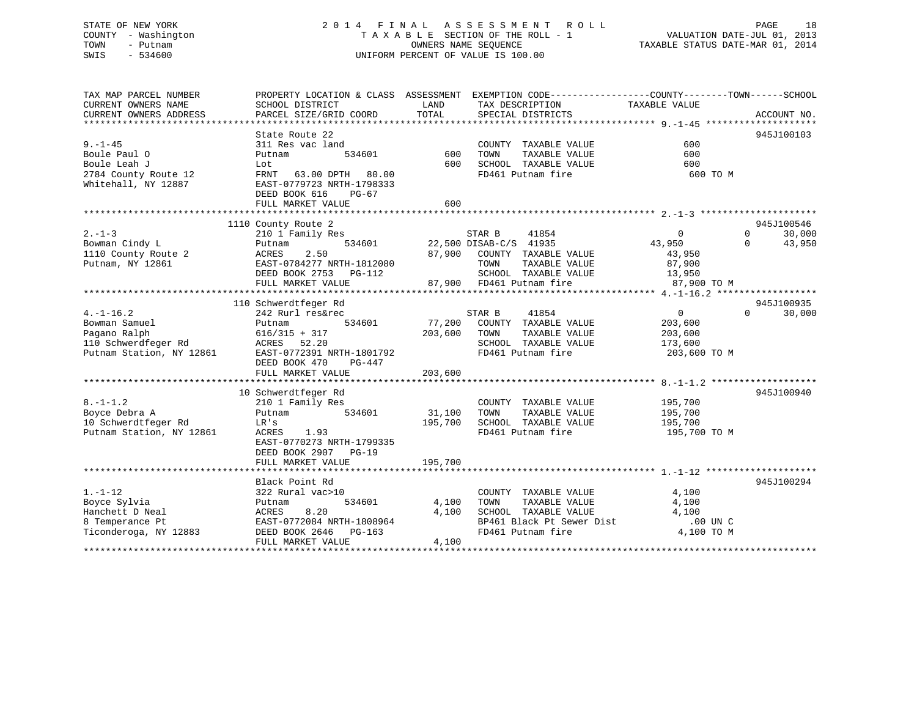STATE OF NEW YORK
COUNTY - Washington
TOWN - Putnam
SWIS - 534600

2014 FINAL ASSESSMENT ROLL
TAXABLE SECTION OF THE ROLL - 1
OWNERS NAME SEQUENCE
UNIFORM PERCENT OF VALUE IS 100.00

VALUATION DATE-JUL 01, 2013
TAXABLE STATUS DATE-MAR 01, 2014

```
TAX MAP PARCEL NUMBER          PROPERTY LOCATION & CLASS  ASSESSMENT  EXEMPTION CODE-----------------COUNTY--------TOWN------SCHOOL
CURRENT OWNERS NAME            SCHOOL DISTRICT               LAND      TAX DESCRIPTION            TAXABLE VALUE
CURRENT OWNERS ADDRESS         PARCEL SIZE/GRID COORD        TOTAL     SPECIAL DISTRICTS                                   ACCOUNT NO.
******************************************************************************************************* 9.-1-45 ********************
                               State Route 22                                                                          945J100103
9.-1-45                        311 Res vac land                          COUNTY  TAXABLE VALUE               600
Boule Paul O                   Putnam           534601         600       TOWN    TAXABLE VALUE               600
Boule Leah J                   Lot                             600       SCHOOL  TAXABLE VALUE               600
2784 County Route 12           FRNT   63.00 DPTH   80.00                 FD461 Putnam fire                     600 TO M
Whitehall, NY 12887            EAST-0779723 NRTH-1798333
                               DEED BOOK 616     PG-67
                               FULL MARKET VALUE               600
******************************************************************************************************* 2.-1-3 *********************
                          1110 County Route 2                                                                          945J100546
2.-1-3                         210 1 Family Res                       STAR B     41854                  0            0       30,000
Bowman Cindy L                 Putnam           534601      22,500 DISAB-C/S  41935             43,950            0       43,950
1110 County Route 2            ACRES    2.50                87,900   COUNTY  TAXABLE VALUE            43,950
Putnam, NY 12861               EAST-0784277 NRTH-1812080             TOWN    TAXABLE VALUE            87,900
                               DEED BOOK 2753   PG-112               SCHOOL  TAXABLE VALUE            13,950
                               FULL MARKET VALUE            87,900   FD461 Putnam fire                 87,900 TO M
******************************************************************************************************* 4.-1-16.2 ******************
                          110 Schwerdtfeger Rd                                                                         945J100935
4.-1-16.2                      242 Rurl res&rec                       STAR B     41854                  0            0       30,000
Bowman Samuel                  Putnam           534601      77,200   COUNTY  TAXABLE VALUE           203,600
Pagano Ralph                   616/315 + 317               203,600   TOWN    TAXABLE VALUE           203,600
110 Schwerdtfeger Rd           ACRES   52.20                         SCHOOL  TAXABLE VALUE           173,600
Putnam Station, NY 12861       EAST-0772391 NRTH-1801792             FD461 Putnam fire                203,600 TO M
                               DEED BOOK 470     PG-447
                               FULL MARKET VALUE           203,600
******************************************************************************************************* 8.-1-1.2 *******************
                          10 Schwerdtfeger Rd                                                                          945J100940
8.-1-1.2                       210 1 Family Res                          COUNTY  TAXABLE VALUE           195,700
Boyce Debra A                  Putnam           534601      31,100   TOWN    TAXABLE VALUE           195,700
10 Schwerdtfeger Rd            LR's                        195,700   SCHOOL  TAXABLE VALUE           195,700
Putnam Station, NY 12861       ACRES    1.93                         FD461 Putnam fire                195,700 TO M
                               EAST-0770273 NRTH-1799335
                               DEED BOOK 2907   PG-19
                               FULL MARKET VALUE           195,700
******************************************************************************************************* 1.-1-12 ********************
                               Black Point Rd                                                                          945J100294
1.-1-12                        322 Rural vac>10                          COUNTY  TAXABLE VALUE             4,100
Boyce Sylvia                   Putnam           534601       4,100   TOWN    TAXABLE VALUE             4,100
Hanchett D Neal                ACRES    8.20                 4,100   SCHOOL  TAXABLE VALUE             4,100
8 Temperance Pt                EAST-0772084 NRTH-1808964             BP461 Black Pt Sewer Dist              .00 UN C
Ticonderoga, NY 12883          DEED BOOK 2646   PG-163               FD461 Putnam fire                  4,100 TO M
                               FULL MARKET VALUE             4,100
************************************************************************************************************************************
```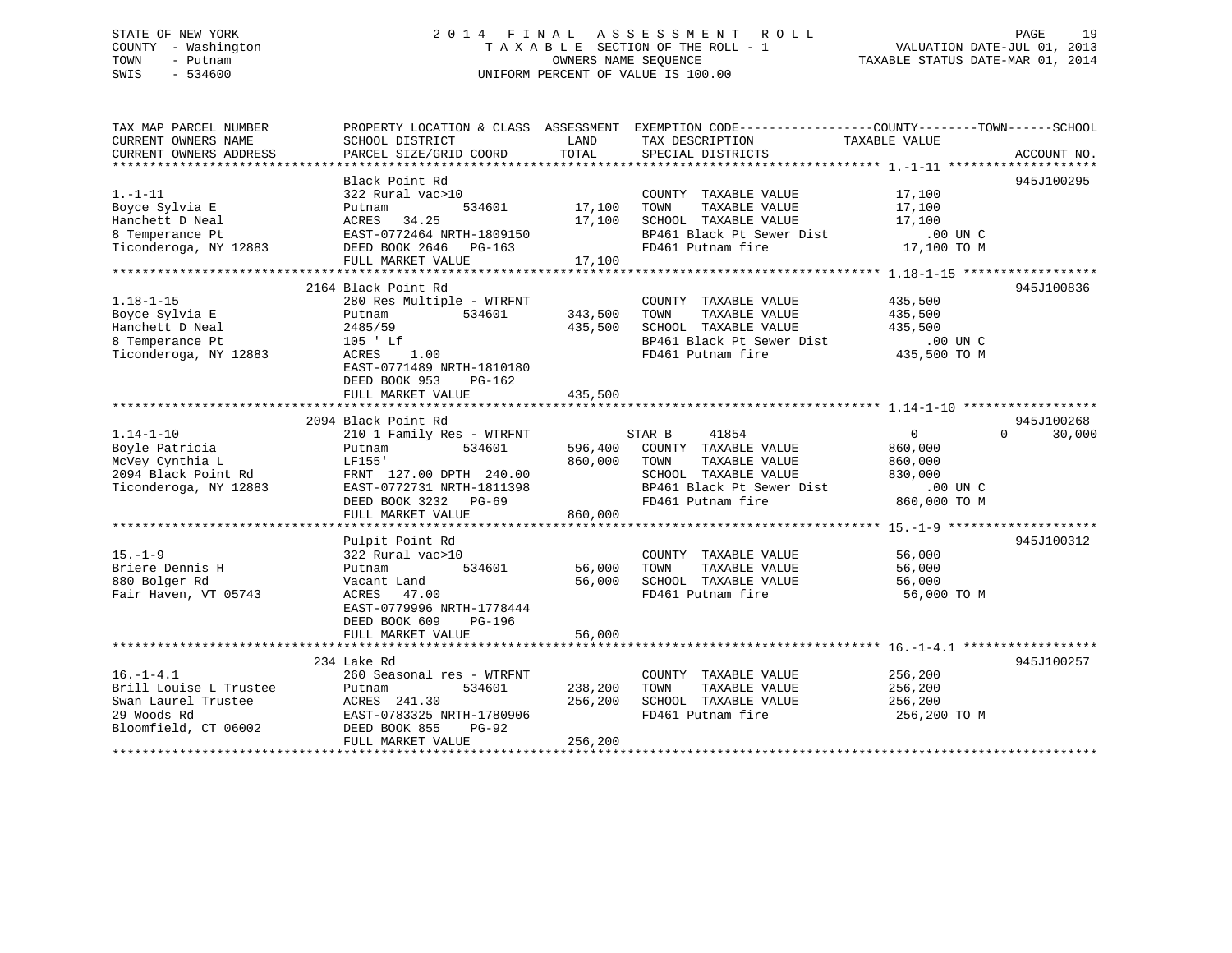STATE OF NEW YORK
COUNTY - Washington
TOWN - Putnam
SWIS - 534600

2014 FINAL ASSESSMENT ROLL
TAXABLE SECTION OF THE ROLL - 1
OWNERS NAME SEQUENCE
UNIFORM PERCENT OF VALUE IS 100.00

VALUATION DATE-JUL 01, 2013
TAXABLE STATUS DATE-MAR 01, 2014

| TAX MAP PARCEL NUMBER / CURRENT OWNERS NAME / CURRENT OWNERS ADDRESS | PROPERTY LOCATION & CLASS / SCHOOL DISTRICT / PARCEL SIZE/GRID COORD | ASSESSMENT LAND / TOTAL | EXEMPTION CODE / TAX DESCRIPTION / SPECIAL DISTRICTS | COUNTY / TOWN / SCHOOL TAXABLE VALUE | ACCOUNT NO. |
|---|---|---|---|---|---|
| 1.-1-11 | Black Point Rd | | | | 945J100295 |
| | 322 Rural vac>10 | | COUNTY TAXABLE VALUE | 17,100 | |
| Boyce Sylvia E | Putnam 534601 | 17,100 | TOWN TAXABLE VALUE | 17,100 | |
| Hanchett D Neal | ACRES 34.25 | 17,100 | SCHOOL TAXABLE VALUE | 17,100 | |
| 8 Temperance Pt | EAST-0772464 NRTH-1809150 | | BP461 Black Pt Sewer Dist | .00 UN C | |
| Ticonderoga, NY 12883 | DEED BOOK 2646 PG-163 | | FD461 Putnam fire | 17,100 TO M | |
| | FULL MARKET VALUE | 17,100 | | | |
| 1.18-1-15 | 2164 Black Point Rd | | | | 945J100836 |
| | 280 Res Multiple - WTRFNT | | COUNTY TAXABLE VALUE | 435,500 | |
| Boyce Sylvia E | Putnam 534601 | 343,500 | TOWN TAXABLE VALUE | 435,500 | |
| Hanchett D Neal | 2485/59 | 435,500 | SCHOOL TAXABLE VALUE | 435,500 | |
| 8 Temperance Pt | 105 ' Lf | | BP461 Black Pt Sewer Dist | .00 UN C | |
| Ticonderoga, NY 12883 | ACRES 1.00 | | FD461 Putnam fire | 435,500 TO M | |
| | EAST-0771489 NRTH-1810180 | | | | |
| | DEED BOOK 953 PG-162 | | | | |
| | FULL MARKET VALUE | 435,500 | | | |
| 1.14-1-10 | 2094 Black Point Rd | | | | 945J100268 |
| | 210 1 Family Res - WTRFNT | | STAR B 41854 | 0 / 0 / 30,000 | |
| Boyle Patricia | Putnam 534601 | 596,400 | COUNTY TAXABLE VALUE | 860,000 | |
| McVey Cynthia L | LF155' | 860,000 | TOWN TAXABLE VALUE | 860,000 | |
| 2094 Black Point Rd | FRNT 127.00 DPTH 240.00 | | SCHOOL TAXABLE VALUE | 830,000 | |
| Ticonderoga, NY 12883 | EAST-0772731 NRTH-1811398 | | BP461 Black Pt Sewer Dist | .00 UN C | |
| | DEED BOOK 3232 PG-69 | | FD461 Putnam fire | 860,000 TO M | |
| | FULL MARKET VALUE | 860,000 | | | |
| 15.-1-9 | Pulpit Point Rd | | | | 945J100312 |
| | 322 Rural vac>10 | | COUNTY TAXABLE VALUE | 56,000 | |
| Briere Dennis H | Putnam 534601 | 56,000 | TOWN TAXABLE VALUE | 56,000 | |
| 880 Bolger Rd | Vacant Land | 56,000 | SCHOOL TAXABLE VALUE | 56,000 | |
| Fair Haven, VT 05743 | ACRES 47.00 | | FD461 Putnam fire | 56,000 TO M | |
| | EAST-0779996 NRTH-1778444 | | | | |
| | DEED BOOK 609 PG-196 | | | | |
| | FULL MARKET VALUE | 56,000 | | | |
| 16.-1-4.1 | 234 Lake Rd | | | | 945J100257 |
| | 260 Seasonal res - WTRFNT | | COUNTY TAXABLE VALUE | 256,200 | |
| Brill Louise L Trustee | Putnam 534601 | 238,200 | TOWN TAXABLE VALUE | 256,200 | |
| Swan Laurel Trustee | ACRES 241.30 | 256,200 | SCHOOL TAXABLE VALUE | 256,200 | |
| 29 Woods Rd | EAST-0783325 NRTH-1780906 | | FD461 Putnam fire | 256,200 TO M | |
| Bloomfield, CT 06002 | DEED BOOK 855 PG-92 | | | | |
| | FULL MARKET VALUE | 256,200 | | | |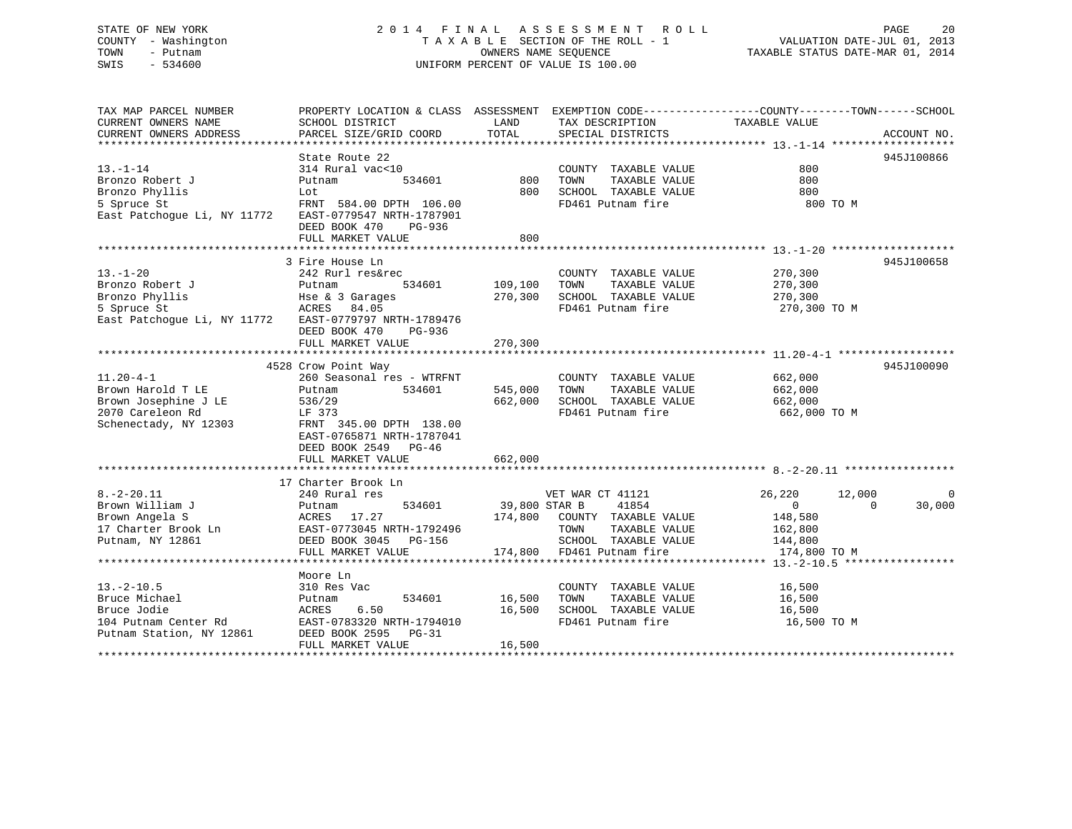STATE OF NEW YORK
COUNTY - Washington
TOWN - Putnam
SWIS - 534600

2014 FINAL ASSESSMENT ROLL
TAXABLE SECTION OF THE ROLL - 1
OWNERS NAME SEQUENCE
UNIFORM PERCENT OF VALUE IS 100.00

VALUATION DATE-JUL 01, 2013
TAXABLE STATUS DATE-MAR 01, 2014

```
TAX MAP PARCEL NUMBER          PROPERTY LOCATION & CLASS  ASSESSMENT  EXEMPTION CODE------------------COUNTY--------TOWN------SCHOOL
CURRENT OWNERS NAME            SCHOOL DISTRICT               LAND      TAX DESCRIPTION            TAXABLE VALUE
CURRENT OWNERS ADDRESS         PARCEL SIZE/GRID COORD       TOTAL      SPECIAL DISTRICTS                                   ACCOUNT NO.
******************************************************************************************************* 13.-1-14 *******************
                               State Route 22                                                                          945J100866
13.-1-14                       314 Rural vac<10                         COUNTY  TAXABLE VALUE               800
Bronzo Robert J                Putnam          534601          800      TOWN    TAXABLE VALUE               800
Bronzo Phyllis                 Lot                             800      SCHOOL  TAXABLE VALUE               800
5 Spruce St                    FRNT  584.00 DPTH  106.00                FD461 Putnam fire                     800 TO M
East Patchogue Li, NY 11772    EAST-0779547 NRTH-1787901
                               DEED BOOK 470     PG-936
                               FULL MARKET VALUE               800
******************************************************************************************************* 13.-1-20 *******************
                               3 Fire House Ln                                                                         945J100658
13.-1-20                       242 Rurl res&rec                         COUNTY  TAXABLE VALUE           270,300
Bronzo Robert J                Putnam          534601      109,100      TOWN    TAXABLE VALUE           270,300
Bronzo Phyllis                 Hse & 3 Garages             270,300      SCHOOL  TAXABLE VALUE           270,300
5 Spruce St                    ACRES   84.05                            FD461 Putnam fire                 270,300 TO M
East Patchogue Li, NY 11772    EAST-0779797 NRTH-1789476
                               DEED BOOK 470     PG-936
                               FULL MARKET VALUE           270,300
******************************************************************************************************* 11.20-4-1 ******************
                            4528 Crow Point Way                                                                        945J100090
11.20-4-1                      260 Seasonal res - WTRFNT                COUNTY  TAXABLE VALUE           662,000
Brown Harold T LE              Putnam          534601      545,000      TOWN    TAXABLE VALUE           662,000
Brown Josephine J LE           536/29                      662,000      SCHOOL  TAXABLE VALUE           662,000
2070 Careleon Rd               LF 373                                   FD461 Putnam fire                 662,000 TO M
Schenectady, NY 12303          FRNT  345.00 DPTH  138.00
                               EAST-0765871 NRTH-1787041
                               DEED BOOK 2549    PG-46
                               FULL MARKET VALUE           662,000
******************************************************************************************************* 8.-2-20.11 *****************
                            17 Charter Brook Ln
8.-2-20.11                     240 Rural res                       VET WAR CT 41121          26,220      12,000           0
Brown William J                Putnam          534601        39,800 STAR B      41854              0           0      30,000
Brown Angela S                 ACRES   17.27               174,800   COUNTY  TAXABLE VALUE           148,580
17 Charter Brook Ln            EAST-0773045 NRTH-1792496              TOWN    TAXABLE VALUE           162,800
Putnam, NY 12861               DEED BOOK 3045    PG-156               SCHOOL  TAXABLE VALUE           144,800
                               FULL MARKET VALUE           174,800   FD461 Putnam fire                 174,800 TO M
******************************************************************************************************* 13.-2-10.5 *****************
                               Moore Ln
13.-2-10.5                     310 Res Vac                              COUNTY  TAXABLE VALUE            16,500
Bruce Michael                  Putnam          534601       16,500      TOWN    TAXABLE VALUE            16,500
Bruce Jodie                    ACRES    6.50                16,500      SCHOOL  TAXABLE VALUE            16,500
104 Putnam Center Rd           EAST-0783320 NRTH-1794010                FD461 Putnam fire                  16,500 TO M
Putnam Station, NY 12861       DEED BOOK 2595    PG-31
                               FULL MARKET VALUE            16,500
************************************************************************************************************************************
```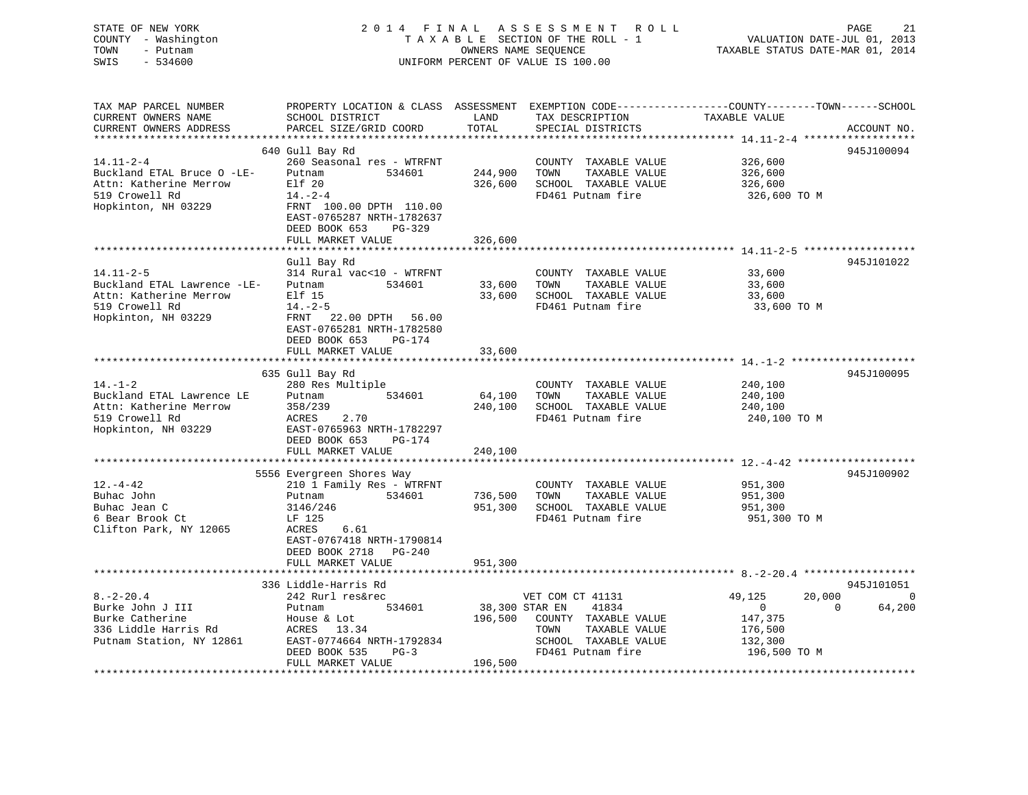STATE OF NEW YORK
COUNTY - Washington
TOWN - Putnam
SWIS - 534600

2014 FINAL ASSESSMENT ROLL
TAXABLE SECTION OF THE ROLL - 1
OWNERS NAME SEQUENCE
UNIFORM PERCENT OF VALUE IS 100.00

VALUATION DATE-JUL 01, 2013
TAXABLE STATUS DATE-MAR 01, 2014

```
TAX MAP PARCEL NUMBER          PROPERTY LOCATION & CLASS  ASSESSMENT  EXEMPTION CODE------------------COUNTY--------TOWN------SCHOOL
CURRENT OWNERS NAME            SCHOOL DISTRICT              LAND      TAX DESCRIPTION              TAXABLE VALUE
CURRENT OWNERS ADDRESS         PARCEL SIZE/GRID COORD      TOTAL      SPECIAL DISTRICTS                                    ACCOUNT NO.
******************************************************************************************************* 14.11-2-4 ******************
                               640 Gull Bay Rd                                                                             945J100094
14.11-2-4                      260 Seasonal res - WTRFNT              COUNTY  TAXABLE VALUE          326,600
Buckland ETAL Bruce O -LE-     Putnam         534601      244,900     TOWN    TAXABLE VALUE          326,600
Attn: Katherine Merrow         Elf 20                     326,600     SCHOOL  TAXABLE VALUE          326,600
519 Crowell Rd                 14.-2-4                                FD461 Putnam fire               326,600 TO M
Hopkinton, NH 03229            FRNT 100.00 DPTH 110.00
                               EAST-0765287 NRTH-1782637
                               DEED BOOK 653    PG-329
                               FULL MARKET VALUE          326,600
******************************************************************************************************* 14.11-2-5 ******************
                               Gull Bay Rd                                                                                 945J101022
14.11-2-5                      314 Rural vac<10 - WTRFNT              COUNTY  TAXABLE VALUE           33,600
Buckland ETAL Lawrence -LE-    Putnam         534601       33,600     TOWN    TAXABLE VALUE           33,600
Attn: Katherine Merrow         Elf 15                      33,600     SCHOOL  TAXABLE VALUE           33,600
519 Crowell Rd                 14.-2-5                                FD461 Putnam fire                33,600 TO M
Hopkinton, NH 03229            FRNT  22.00 DPTH  56.00
                               EAST-0765281 NRTH-1782580
                               DEED BOOK 653    PG-174
                               FULL MARKET VALUE           33,600
******************************************************************************************************* 14.-1-2 ********************
                               635 Gull Bay Rd                                                                             945J100095
14.-1-2                        280 Res Multiple                       COUNTY  TAXABLE VALUE          240,100
Buckland ETAL Lawrence LE      Putnam         534601       64,100     TOWN    TAXABLE VALUE          240,100
Attn: Katherine Merrow         358/239                    240,100     SCHOOL  TAXABLE VALUE          240,100
519 Crowell Rd                 ACRES    2.70                          FD461 Putnam fire               240,100 TO M
Hopkinton, NH 03229            EAST-0765963 NRTH-1782297
                               DEED BOOK 653    PG-174
                               FULL MARKET VALUE          240,100
******************************************************************************************************* 12.-4-42 *******************
                               5556 Evergreen Shores Way                                                                   945J100902
12.-4-42                       210 1 Family Res - WTRFNT              COUNTY  TAXABLE VALUE          951,300
Buhac John                     Putnam         534601      736,500     TOWN    TAXABLE VALUE          951,300
Buhac Jean C                   3146/246                   951,300     SCHOOL  TAXABLE VALUE          951,300
6 Bear Brook Ct                LF 125                                 FD461 Putnam fire               951,300 TO M
Clifton Park, NY 12065         ACRES    6.61
                               EAST-0767418 NRTH-1790814
                               DEED BOOK 2718   PG-240
                               FULL MARKET VALUE          951,300
******************************************************************************************************* 8.-2-20.4 ******************
                               336 Liddle-Harris Rd                                                                        945J101051
8.-2-20.4                      242 Rurl res&rec                       VET COM CT 41131                49,125      20,000           0
Burke John J III               Putnam         534601       38,300 STAR EN    41834                         0           0      64,200
Burke Catherine                House & Lot                196,500     COUNTY  TAXABLE VALUE          147,375
336 Liddle Harris Rd           ACRES   13.34                          TOWN    TAXABLE VALUE          176,500
Putnam Station, NY 12861       EAST-0774664 NRTH-1792834              SCHOOL  TAXABLE VALUE          132,300
                               DEED BOOK 535    PG-3                  FD461 Putnam fire               196,500 TO M
                               FULL MARKET VALUE          196,500
************************************************************************************************************************************
```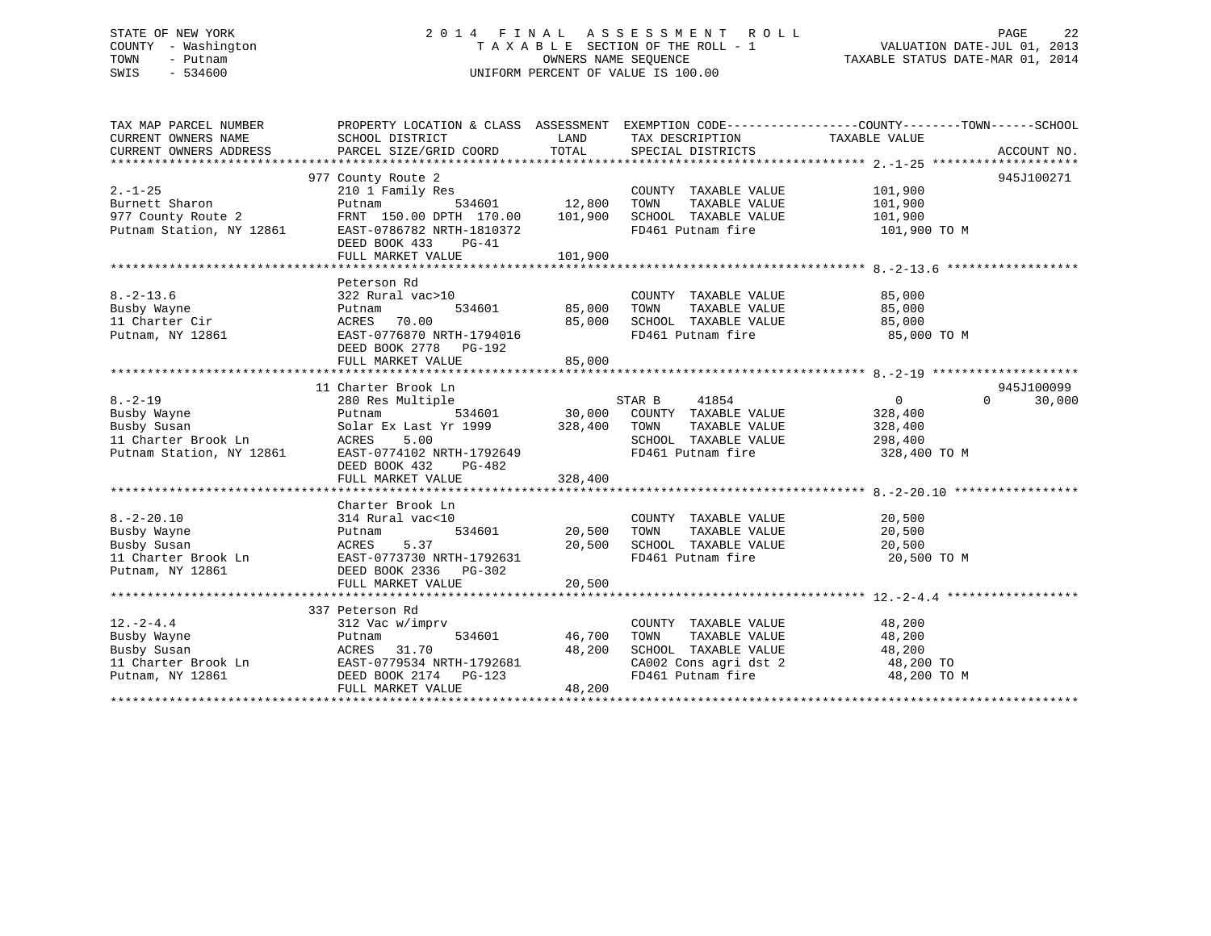STATE OF NEW YORK
COUNTY - Washington
TOWN - Putnam
SWIS - 534600

# 2014 FINAL ASSESSMENT ROLL

TAXABLE SECTION OF THE ROLL - 1
OWNERS NAME SEQUENCE
UNIFORM PERCENT OF VALUE IS 100.00

VALUATION DATE-JUL 01, 2013
TAXABLE STATUS DATE-MAR 01, 2014

| TAX MAP PARCEL NUMBER / CURRENT OWNERS NAME / CURRENT OWNERS ADDRESS | PROPERTY LOCATION & CLASS / SCHOOL DISTRICT / PARCEL SIZE/GRID COORD | ASSESSMENT LAND / TOTAL | EXEMPTION CODE / TAX DESCRIPTION / SPECIAL DISTRICTS | COUNTY TAXABLE VALUE | TOWN | SCHOOL | ACCOUNT NO. |
|---|---|---|---|---|---|---|---|
| 2.-1-25 | 977 County Route 2 | | | | | | 945J100271 |
| | 210 1 Family Res | | COUNTY TAXABLE VALUE | 101,900 | | | |
| Burnett Sharon | Putnam 534601 | 12,800 | TOWN TAXABLE VALUE | 101,900 | | | |
| 977 County Route 2 | FRNT 150.00 DPTH 170.00 | 101,900 | SCHOOL TAXABLE VALUE | 101,900 | | | |
| Putnam Station, NY 12861 | EAST-0786782 NRTH-1810372 | | FD461 Putnam fire | 101,900 TO M | | | |
| | DEED BOOK 433 PG-41 | | | | | | |
| | FULL MARKET VALUE | 101,900 | | | | | |
| 8.-2-13.6 | Peterson Rd | | | | | | |
| | 322 Rural vac>10 | | COUNTY TAXABLE VALUE | 85,000 | | | |
| Busby Wayne | Putnam 534601 | 85,000 | TOWN TAXABLE VALUE | 85,000 | | | |
| 11 Charter Cir | ACRES 70.00 | 85,000 | SCHOOL TAXABLE VALUE | 85,000 | | | |
| Putnam, NY 12861 | EAST-0776870 NRTH-1794016 | | FD461 Putnam fire | 85,000 TO M | | | |
| | DEED BOOK 2778 PG-192 | | | | | | |
| | FULL MARKET VALUE | 85,000 | | | | | |
| 8.-2-19 | 11 Charter Brook Ln | | | | | | 945J100099 |
| | 280 Res Multiple | | STAR B 41854 | 0 | 0 | 30,000 | |
| Busby Wayne | Putnam 534601 | 30,000 | COUNTY TAXABLE VALUE | 328,400 | | | |
| Busby Susan | Solar Ex Last Yr 1999 | 328,400 | TOWN TAXABLE VALUE | 328,400 | | | |
| 11 Charter Brook Ln | ACRES 5.00 | | SCHOOL TAXABLE VALUE | 298,400 | | | |
| Putnam Station, NY 12861 | EAST-0774102 NRTH-1792649 | | FD461 Putnam fire | 328,400 TO M | | | |
| | DEED BOOK 432 PG-482 | | | | | | |
| | FULL MARKET VALUE | 328,400 | | | | | |
| 8.-2-20.10 | Charter Brook Ln | | | | | | |
| | 314 Rural vac<10 | | COUNTY TAXABLE VALUE | 20,500 | | | |
| Busby Wayne | Putnam 534601 | 20,500 | TOWN TAXABLE VALUE | 20,500 | | | |
| Busby Susan | ACRES 5.37 | 20,500 | SCHOOL TAXABLE VALUE | 20,500 | | | |
| 11 Charter Brook Ln | EAST-0773730 NRTH-1792631 | | FD461 Putnam fire | 20,500 TO M | | | |
| Putnam, NY 12861 | DEED BOOK 2336 PG-302 | | | | | | |
| | FULL MARKET VALUE | 20,500 | | | | | |
| 12.-2-4.4 | 337 Peterson Rd | | | | | | |
| | 312 Vac w/imprv | | COUNTY TAXABLE VALUE | 48,200 | | | |
| Busby Wayne | Putnam 534601 | 46,700 | TOWN TAXABLE VALUE | 48,200 | | | |
| Busby Susan | ACRES 31.70 | 48,200 | SCHOOL TAXABLE VALUE | 48,200 | | | |
| 11 Charter Brook Ln | EAST-0779534 NRTH-1792681 | | CA002 Cons agri dst 2 | 48,200 TO | | | |
| Putnam, NY 12861 | DEED BOOK 2174 PG-123 | | FD461 Putnam fire | 48,200 TO M | | | |
| | FULL MARKET VALUE | 48,200 | | | | | |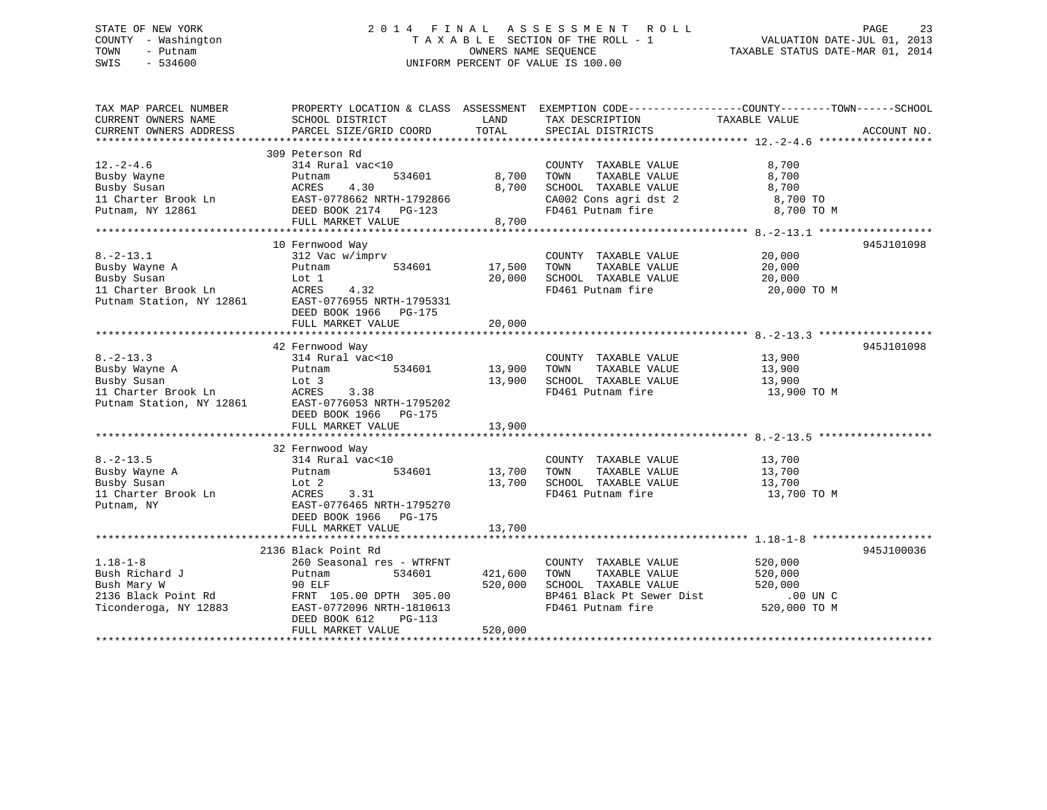STATE OF NEW YORK | COUNTY - Washington | TOWN - Putnam | SWIS - 534600

# 2014 FINAL ASSESSMENT ROLL
TAXABLE SECTION OF THE ROLL - 1
OWNERS NAME SEQUENCE
UNIFORM PERCENT OF VALUE IS 100.00

VALUATION DATE-JUL 01, 2013
TAXABLE STATUS DATE-MAR 01, 2014

| TAX MAP PARCEL NUMBER / CURRENT OWNERS NAME / CURRENT OWNERS ADDRESS | PROPERTY LOCATION & CLASS / SCHOOL DISTRICT / PARCEL SIZE/GRID COORD | ASSESSMENT LAND | ASSESSMENT TOTAL | EXEMPTION CODE / TAX DESCRIPTION / SPECIAL DISTRICTS | TAXABLE VALUE (COUNTY / TOWN / SCHOOL) | ACCOUNT NO. |
|---|---|---|---|---|---|---|
| 12.-2-4.6 | 309 Peterson Rd | | | | | |
| Busby Wayne | 314 Rural vac<10 | | | COUNTY TAXABLE VALUE | 8,700 | |
| Busby Susan | Putnam 534601 | 8,700 | | TOWN TAXABLE VALUE | 8,700 | |
| 11 Charter Brook Ln | ACRES 4.30 | | 8,700 | SCHOOL TAXABLE VALUE | 8,700 | |
| Putnam, NY 12861 | EAST-0778662 NRTH-1792866 | | | CA002 Cons agri dst 2 | 8,700 TO | |
| | DEED BOOK 2174 PG-123 | | | FD461 Putnam fire | 8,700 TO M | |
| | FULL MARKET VALUE | | 8,700 | | | |
| 8.-2-13.1 | 10 Fernwood Way | | | | | 945J101098 |
| Busby Wayne A | 312 Vac w/imprv | | | COUNTY TAXABLE VALUE | 20,000 | |
| Busby Susan | Putnam 534601 | 17,500 | | TOWN TAXABLE VALUE | 20,000 | |
| 11 Charter Brook Ln | Lot 1 | | 20,000 | SCHOOL TAXABLE VALUE | 20,000 | |
| Putnam Station, NY 12861 | ACRES 4.32 | | | FD461 Putnam fire | 20,000 TO M | |
| | EAST-0776955 NRTH-1795331 | | | | | |
| | DEED BOOK 1966 PG-175 | | | | | |
| | FULL MARKET VALUE | | 20,000 | | | |
| 8.-2-13.3 | 42 Fernwood Way | | | | | 945J101098 |
| Busby Wayne A | 314 Rural vac<10 | | | COUNTY TAXABLE VALUE | 13,900 | |
| Busby Susan | Putnam 534601 | 13,900 | | TOWN TAXABLE VALUE | 13,900 | |
| 11 Charter Brook Ln | Lot 3 | | 13,900 | SCHOOL TAXABLE VALUE | 13,900 | |
| Putnam Station, NY 12861 | ACRES 3.38 | | | FD461 Putnam fire | 13,900 TO M | |
| | EAST-0776053 NRTH-1795202 | | | | | |
| | DEED BOOK 1966 PG-175 | | | | | |
| | FULL MARKET VALUE | | 13,900 | | | |
| 8.-2-13.5 | 32 Fernwood Way | | | | | |
| Busby Wayne A | 314 Rural vac<10 | | | COUNTY TAXABLE VALUE | 13,700 | |
| Busby Susan | Putnam 534601 | 13,700 | | TOWN TAXABLE VALUE | 13,700 | |
| 11 Charter Brook Ln | Lot 2 | | 13,700 | SCHOOL TAXABLE VALUE | 13,700 | |
| Putnam, NY | ACRES 3.31 | | | FD461 Putnam fire | 13,700 TO M | |
| | EAST-0776465 NRTH-1795270 | | | | | |
| | DEED BOOK 1966 PG-175 | | | | | |
| | FULL MARKET VALUE | | 13,700 | | | |
| 1.18-1-8 | 2136 Black Point Rd | | | | | 945J100036 |
| Bush Richard J | 260 Seasonal res - WTRFNT | | | COUNTY TAXABLE VALUE | 520,000 | |
| Bush Mary W | Putnam 534601 | 421,600 | | TOWN TAXABLE VALUE | 520,000 | |
| 2136 Black Point Rd | 90 ELF | | 520,000 | SCHOOL TAXABLE VALUE | 520,000 | |
| Ticonderoga, NY 12883 | FRNT 105.00 DPTH 305.00 | | | BP461 Black Pt Sewer Dist | .00 UN C | |
| | EAST-0772096 NRTH-1810613 | | | FD461 Putnam fire | 520,000 TO M | |
| | DEED BOOK 612 PG-113 | | | | | |
| | FULL MARKET VALUE | | 520,000 | | | |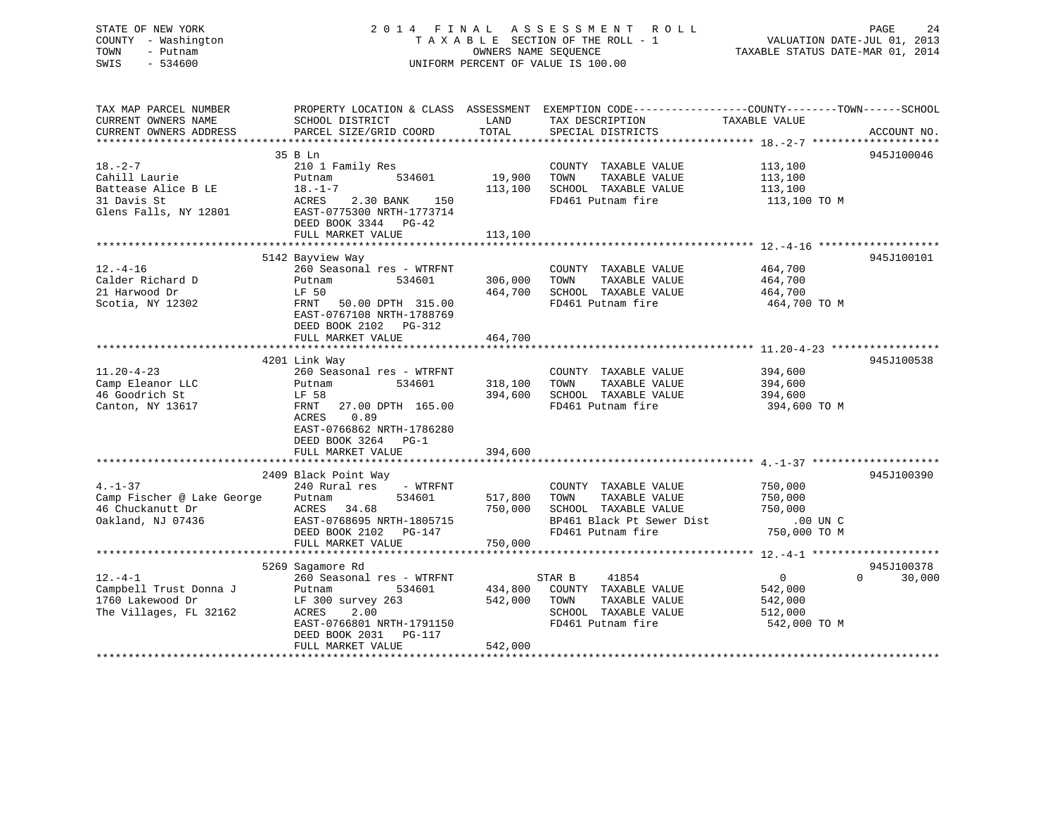STATE OF NEW YORK
COUNTY - Washington
TOWN - Putnam
SWIS - 534600

2014 FINAL ASSESSMENT ROLL
TAXABLE SECTION OF THE ROLL - 1
OWNERS NAME SEQUENCE
UNIFORM PERCENT OF VALUE IS 100.00

VALUATION DATE-JUL 01, 2013
TAXABLE STATUS DATE-MAR 01, 2014

| TAX MAP PARCEL NUMBER / CURRENT OWNERS NAME / CURRENT OWNERS ADDRESS | PROPERTY LOCATION & CLASS / SCHOOL DISTRICT / PARCEL SIZE/GRID COORD | ASSESSMENT LAND / TOTAL | EXEMPTION CODE / TAX DESCRIPTION / SPECIAL DISTRICTS | COUNTY / TOWN / SCHOOL TAXABLE VALUE | ACCOUNT NO. |
|---|---|---|---|---|---|
| 18.-2-7 | 35 B Ln | | | | 945J100046 |
| 18.-2-7 | 210 1 Family Res | | COUNTY TAXABLE VALUE | 113,100 | |
| Cahill Laurie | Putnam 534601 | 19,900 | TOWN TAXABLE VALUE | 113,100 | |
| Battease Alice B LE | 18.-1-7 | 113,100 | SCHOOL TAXABLE VALUE | 113,100 | |
| 31 Davis St | ACRES 2.30 BANK 150 | | FD461 Putnam fire | 113,100 TO M | |
| Glens Falls, NY 12801 | EAST-0775300 NRTH-1773714 | | | | |
| | DEED BOOK 3344 PG-42 | | | | |
| | FULL MARKET VALUE | 113,100 | | | |
| 12.-4-16 | 5142 Bayview Way | | | | 945J100101 |
| 12.-4-16 | 260 Seasonal res - WTRFNT | | COUNTY TAXABLE VALUE | 464,700 | |
| Calder Richard D | Putnam 534601 | 306,000 | TOWN TAXABLE VALUE | 464,700 | |
| 21 Harwood Dr | LF 50 | 464,700 | SCHOOL TAXABLE VALUE | 464,700 | |
| Scotia, NY 12302 | FRNT 50.00 DPTH 315.00 | | FD461 Putnam fire | 464,700 TO M | |
| | EAST-0767108 NRTH-1788769 | | | | |
| | DEED BOOK 2102 PG-312 | | | | |
| | FULL MARKET VALUE | 464,700 | | | |
| 11.20-4-23 | 4201 Link Way | | | | 945J100538 |
| 11.20-4-23 | 260 Seasonal res - WTRFNT | | COUNTY TAXABLE VALUE | 394,600 | |
| Camp Eleanor LLC | Putnam 534601 | 318,100 | TOWN TAXABLE VALUE | 394,600 | |
| 46 Goodrich St | LF 58 | 394,600 | SCHOOL TAXABLE VALUE | 394,600 | |
| Canton, NY 13617 | FRNT 27.00 DPTH 165.00 | | FD461 Putnam fire | 394,600 TO M | |
| | ACRES 0.89 | | | | |
| | EAST-0766862 NRTH-1786280 | | | | |
| | DEED BOOK 3264 PG-1 | | | | |
| | FULL MARKET VALUE | 394,600 | | | |
| 4.-1-37 | 2409 Black Point Way | | | | 945J100390 |
| 4.-1-37 | 240 Rural res - WTRFNT | | COUNTY TAXABLE VALUE | 750,000 | |
| Camp Fischer @ Lake George | Putnam 534601 | 517,800 | TOWN TAXABLE VALUE | 750,000 | |
| 46 Chuckanutt Dr | ACRES 34.68 | 750,000 | SCHOOL TAXABLE VALUE | 750,000 | |
| Oakland, NJ 07436 | EAST-0768695 NRTH-1805715 | | BP461 Black Pt Sewer Dist | .00 UN C | |
| | DEED BOOK 2102 PG-147 | | FD461 Putnam fire | 750,000 TO M | |
| | FULL MARKET VALUE | 750,000 | | | |
| 12.-4-1 | 5269 Sagamore Rd | | | | 945J100378 |
| 12.-4-1 | 260 Seasonal res - WTRFNT | | STAR B 41854 | 0 / 0 / 30,000 | |
| Campbell Trust Donna J | Putnam 534601 | 434,800 | COUNTY TAXABLE VALUE | 542,000 | |
| 1760 Lakewood Dr | LF 300 survey 263 | 542,000 | TOWN TAXABLE VALUE | 542,000 | |
| The Villages, FL 32162 | ACRES 2.00 | | SCHOOL TAXABLE VALUE | 512,000 | |
| | EAST-0766801 NRTH-1791150 | | FD461 Putnam fire | 542,000 TO M | |
| | DEED BOOK 2031 PG-117 | | | | |
| | FULL MARKET VALUE | 542,000 | | | |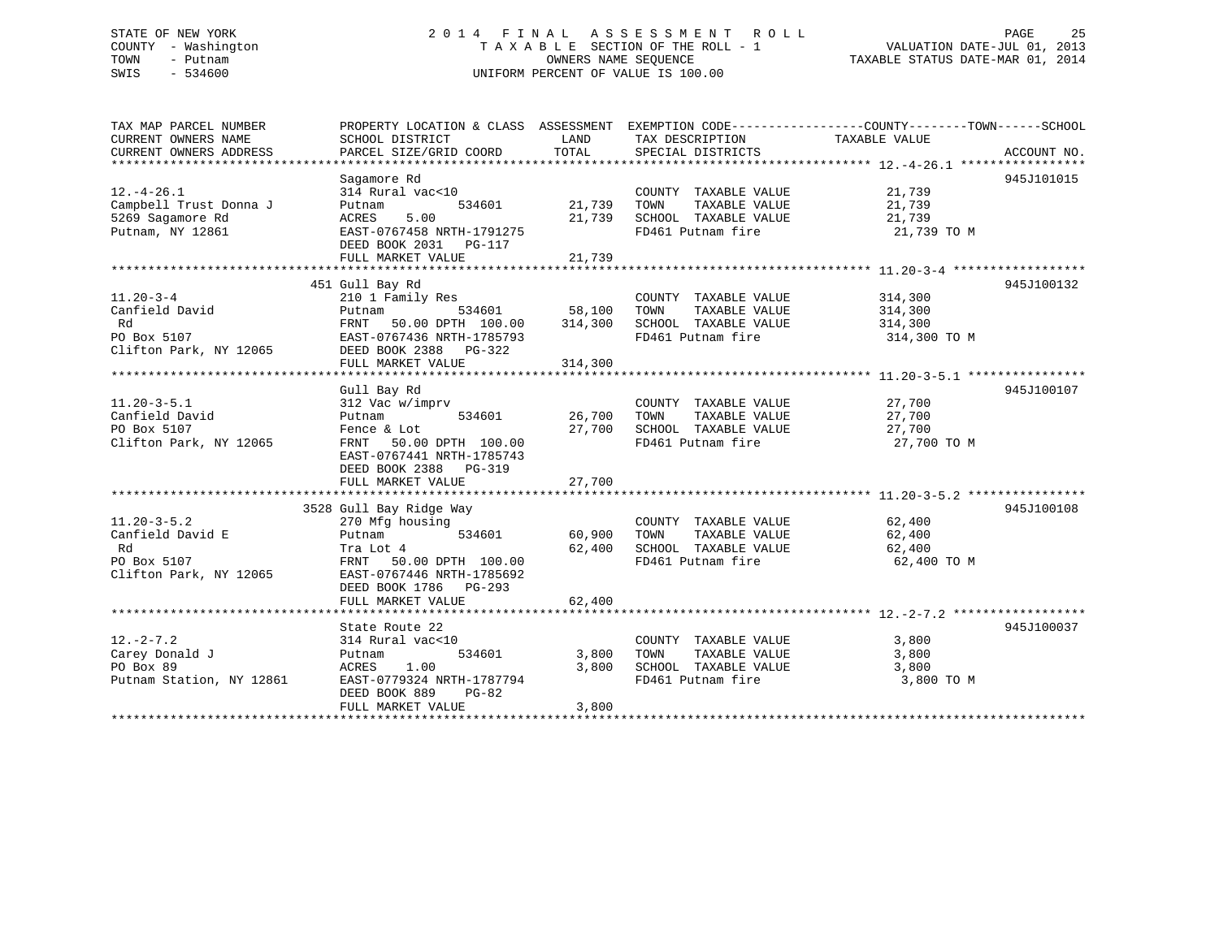STATE OF NEW YORK
COUNTY - Washington
TOWN - Putnam
SWIS - 534600

2014 FINAL ASSESSMENT ROLL
TAXABLE SECTION OF THE ROLL - 1
OWNERS NAME SEQUENCE
UNIFORM PERCENT OF VALUE IS 100.00

VALUATION DATE-JUL 01, 2013
TAXABLE STATUS DATE-MAR 01, 2014

| TAX MAP PARCEL NUMBER / CURRENT OWNERS NAME / CURRENT OWNERS ADDRESS | PROPERTY LOCATION & CLASS / SCHOOL DISTRICT / PARCEL SIZE/GRID COORD | ASSESSMENT LAND / TOTAL | EXEMPTION CODE / TAX DESCRIPTION / SPECIAL DISTRICTS | COUNTY--TOWN--SCHOOL TAXABLE VALUE | ACCOUNT NO. |
|---|---|---|---|---|---|
| 12.-4-26.1 | Sagamore Rd | | | | 945J101015 |
| Campbell Trust Donna J | 314 Rural vac<10 | | COUNTY TAXABLE VALUE | 21,739 | |
| 5269 Sagamore Rd | Putnam 534601 | 21,739 | TOWN TAXABLE VALUE | 21,739 | |
| Putnam, NY 12861 | ACRES 5.00 | 21,739 | SCHOOL TAXABLE VALUE | 21,739 | |
| | EAST-0767458 NRTH-1791275 | | FD461 Putnam fire | 21,739 TO M | |
| | DEED BOOK 2031 PG-117 | | | | |
| | FULL MARKET VALUE | 21,739 | | | |
| 11.20-3-4 | 451 Gull Bay Rd | | | | 945J100132 |
| Canfield David | 210 1 Family Res | | COUNTY TAXABLE VALUE | 314,300 | |
| Rd | Putnam 534601 | 58,100 | TOWN TAXABLE VALUE | 314,300 | |
| PO Box 5107 | FRNT 50.00 DPTH 100.00 | 314,300 | SCHOOL TAXABLE VALUE | 314,300 | |
| Clifton Park, NY 12065 | EAST-0767436 NRTH-1785793 | | FD461 Putnam fire | 314,300 TO M | |
| | DEED BOOK 2388 PG-322 | | | | |
| | FULL MARKET VALUE | 314,300 | | | |
| 11.20-3-5.1 | Gull Bay Rd | | | | 945J100107 |
| Canfield David | 312 Vac w/imprv | | COUNTY TAXABLE VALUE | 27,700 | |
| PO Box 5107 | Putnam 534601 | 26,700 | TOWN TAXABLE VALUE | 27,700 | |
| Clifton Park, NY 12065 | Fence & Lot | 27,700 | SCHOOL TAXABLE VALUE | 27,700 | |
| | FRNT 50.00 DPTH 100.00 | | FD461 Putnam fire | 27,700 TO M | |
| | EAST-0767441 NRTH-1785743 | | | | |
| | DEED BOOK 2388 PG-319 | | | | |
| | FULL MARKET VALUE | 27,700 | | | |
| 11.20-3-5.2 | 3528 Gull Bay Ridge Way | | | | 945J100108 |
| Canfield David E | 270 Mfg housing | | COUNTY TAXABLE VALUE | 62,400 | |
| Rd | Putnam 534601 | 60,900 | TOWN TAXABLE VALUE | 62,400 | |
| PO Box 5107 | Tra Lot 4 | 62,400 | SCHOOL TAXABLE VALUE | 62,400 | |
| Clifton Park, NY 12065 | FRNT 50.00 DPTH 100.00 | | FD461 Putnam fire | 62,400 TO M | |
| | EAST-0767446 NRTH-1785692 | | | | |
| | DEED BOOK 1786 PG-293 | | | | |
| | FULL MARKET VALUE | 62,400 | | | |
| 12.-2-7.2 | State Route 22 | | | | 945J100037 |
| Carey Donald J | 314 Rural vac<10 | | COUNTY TAXABLE VALUE | 3,800 | |
| PO Box 89 | Putnam 534601 | 3,800 | TOWN TAXABLE VALUE | 3,800 | |
| Putnam Station, NY 12861 | ACRES 1.00 | 3,800 | SCHOOL TAXABLE VALUE | 3,800 | |
| | EAST-0779324 NRTH-1787794 | | FD461 Putnam fire | 3,800 TO M | |
| | DEED BOOK 889 PG-82 | | | | |
| | FULL MARKET VALUE | 3,800 | | | |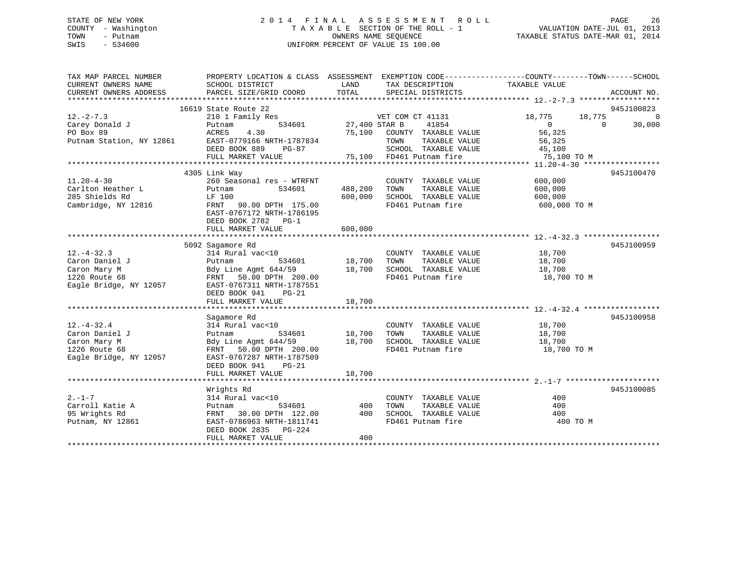STATE OF NEW YORK
COUNTY - Washington
TOWN - Putnam
SWIS - 534600

2014 FINAL ASSESSMENT ROLL
TAXABLE SECTION OF THE ROLL - 1
OWNERS NAME SEQUENCE
UNIFORM PERCENT OF VALUE IS 100.00

VALUATION DATE-JUL 01, 2013
TAXABLE STATUS DATE-MAR 01, 2014

| TAX MAP PARCEL NUMBER / CURRENT OWNERS NAME / CURRENT OWNERS ADDRESS | PROPERTY LOCATION & CLASS / SCHOOL DISTRICT / PARCEL SIZE/GRID COORD | ASSESSMENT LAND / TOTAL | EXEMPTION CODE / TAX DESCRIPTION / SPECIAL DISTRICTS | COUNTY | TOWN | SCHOOL | ACCOUNT NO. |
|---|---|---|---|---|---|---|---|
| 12.-2-7.3 | 16619 State Route 22 | | | | | | 945J100823 |
| Carey Donald J | 210 1 Family Res | | VET COM CT 41131 | 18,775 | 18,775 | 0 | |
| PO Box 89 | Putnam 534601 | 27,400 | STAR B 41854 | 0 | 0 | 30,000 | |
| Putnam Station, NY 12861 | ACRES 4.30 | 75,100 | COUNTY TAXABLE VALUE | 56,325 | | | |
| | EAST-0779166 NRTH-1787834 | | TOWN TAXABLE VALUE | | 56,325 | | |
| | DEED BOOK 889 PG-87 | | SCHOOL TAXABLE VALUE | | | 45,100 | |
| | FULL MARKET VALUE | 75,100 | FD461 Putnam fire | 75,100 TO M | | | |
| 11.20-4-30 | 4305 Link Way | | | | | | 945J100470 |
| Carlton Heather L | 260 Seasonal res - WTRFNT | | COUNTY TAXABLE VALUE | 600,000 | | | |
| 285 Shields Rd | Putnam 534601 | 488,200 | TOWN TAXABLE VALUE | | 600,000 | | |
| Cambridge, NY 12816 | LF 100 | 600,000 | SCHOOL TAXABLE VALUE | | | 600,000 | |
| | FRNT 90.00 DPTH 175.00 | | FD461 Putnam fire | 600,000 TO M | | | |
| | EAST-0767172 NRTH-1786195 | | | | | | |
| | DEED BOOK 2782 PG-1 | | | | | | |
| | FULL MARKET VALUE | 600,000 | | | | | |
| 12.-4-32.3 | 5092 Sagamore Rd | | | | | | 945J100959 |
| Caron Daniel J | 314 Rural vac<10 | | COUNTY TAXABLE VALUE | 18,700 | | | |
| Caron Mary M | Putnam 534601 | 18,700 | TOWN TAXABLE VALUE | | 18,700 | | |
| 1226 Route 68 | Bdy Line Agmt 644/59 | 18,700 | SCHOOL TAXABLE VALUE | | | 18,700 | |
| Eagle Bridge, NY 12057 | FRNT 50.00 DPTH 200.00 | | FD461 Putnam fire | 18,700 TO M | | | |
| | EAST-0767311 NRTH-1787551 | | | | | | |
| | DEED BOOK 941 PG-21 | | | | | | |
| | FULL MARKET VALUE | 18,700 | | | | | |
| 12.-4-32.4 | Sagamore Rd | | | | | | 945J100958 |
| Caron Daniel J | 314 Rural vac<10 | | COUNTY TAXABLE VALUE | 18,700 | | | |
| Caron Mary M | Putnam 534601 | 18,700 | TOWN TAXABLE VALUE | | 18,700 | | |
| 1226 Route 68 | Bdy Line Agmt 644/59 | 18,700 | SCHOOL TAXABLE VALUE | | | 18,700 | |
| Eagle Bridge, NY 12057 | FRNT 50.00 DPTH 200.00 | | FD461 Putnam fire | 18,700 TO M | | | |
| | EAST-0767287 NRTH-1787509 | | | | | | |
| | DEED BOOK 941 PG-21 | | | | | | |
| | FULL MARKET VALUE | 18,700 | | | | | |
| 2.-1-7 | Wrights Rd | | | | | | 945J100085 |
| Carroll Katie A | 314 Rural vac<10 | | COUNTY TAXABLE VALUE | 400 | | | |
| 95 Wrights Rd | Putnam 534601 | 400 | TOWN TAXABLE VALUE | | 400 | | |
| Putnam, NY 12861 | FRNT 30.00 DPTH 122.00 | 400 | SCHOOL TAXABLE VALUE | | | 400 | |
| | EAST-0786963 NRTH-1811741 | | FD461 Putnam fire | 400 TO M | | | |
| | DEED BOOK 2835 PG-224 | | | | | | |
| | FULL MARKET VALUE | 400 | | | | | |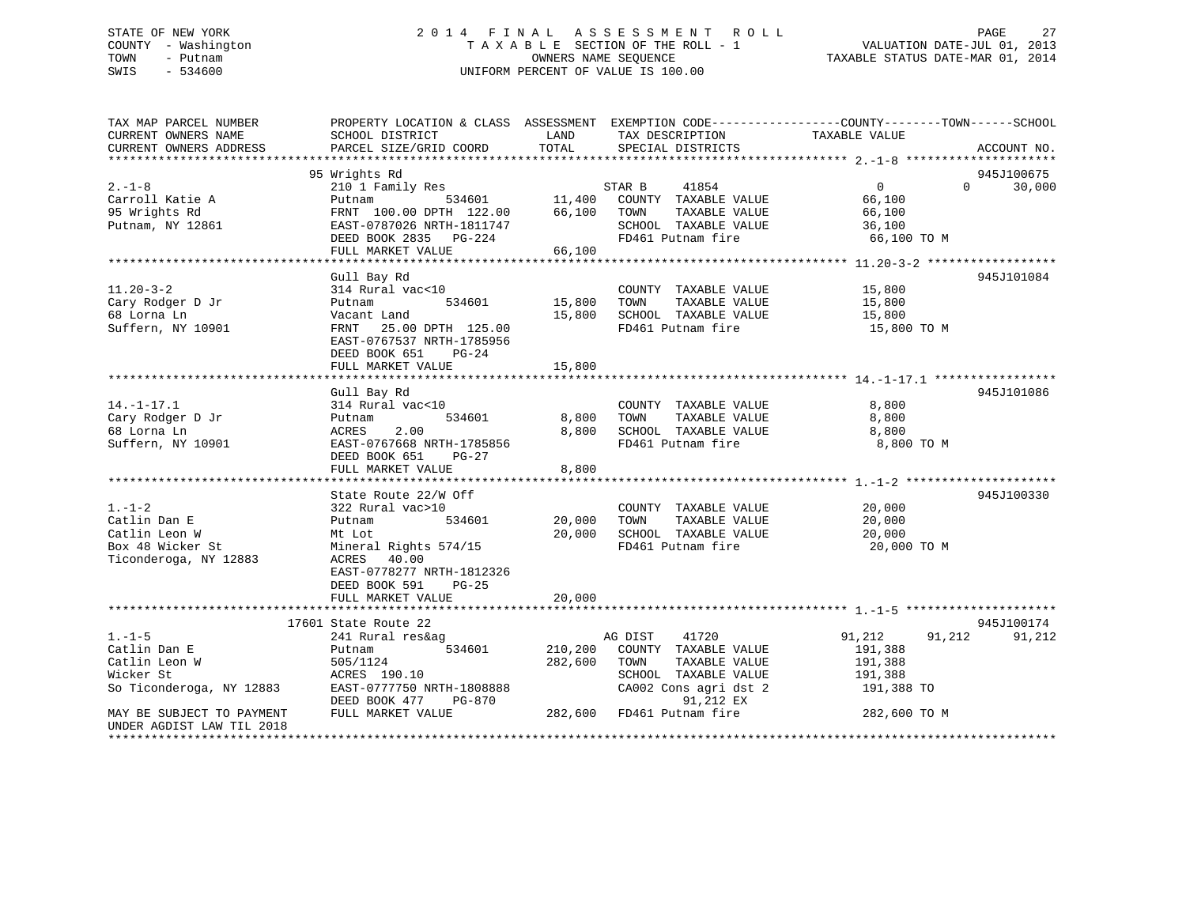STATE OF NEW YORK
COUNTY - Washington
TOWN - Putnam
SWIS - 534600

# 2014 FINAL ASSESSMENT ROLL

TAXABLE SECTION OF THE ROLL - 1
OWNERS NAME SEQUENCE
UNIFORM PERCENT OF VALUE IS 100.00

VALUATION DATE-JUL 01, 2013
TAXABLE STATUS DATE-MAR 01, 2014

```
TAX MAP PARCEL NUMBER          PROPERTY LOCATION & CLASS  ASSESSMENT  EXEMPTION CODE------------------COUNTY--------TOWN------SCHOOL
CURRENT OWNERS NAME            SCHOOL DISTRICT               LAND      TAX DESCRIPTION             TAXABLE VALUE
CURRENT OWNERS ADDRESS         PARCEL SIZE/GRID COORD        TOTAL     SPECIAL DISTRICTS                                     ACCOUNT NO.
******************************************************************************************************* 2.-1-8 ********************
                               95 Wrights Rd                                                                              945J100675
2.-1-8                         210 1 Family Res                         STAR B    41854                 0            0       30,000
Carroll Katie A                Putnam          534601       11,400     COUNTY  TAXABLE VALUE          66,100
95 Wrights Rd                  FRNT 100.00 DPTH 122.00      66,100     TOWN    TAXABLE VALUE          66,100
Putnam, NY 12861               EAST-0787026 NRTH-1811747               SCHOOL  TAXABLE VALUE          36,100
                               DEED BOOK 2835   PG-224                 FD461 Putnam fire               66,100 TO M
                               FULL MARKET VALUE            66,100
******************************************************************************************************* 11.20-3-2 *****************
                               Gull Bay Rd                                                                                945J101084
11.20-3-2                      314 Rural vac<10                        COUNTY  TAXABLE VALUE          15,800
Cary Rodger D Jr               Putnam          534601       15,800     TOWN    TAXABLE VALUE          15,800
68 Lorna Ln                    Vacant Land                  15,800     SCHOOL  TAXABLE VALUE          15,800
Suffern, NY 10901              FRNT  25.00 DPTH 125.00                 FD461 Putnam fire               15,800 TO M
                               EAST-0767537 NRTH-1785956
                               DEED BOOK 651    PG-24
                               FULL MARKET VALUE            15,800
******************************************************************************************************* 14.-1-17.1 ****************
                               Gull Bay Rd                                                                                945J101086
14.-1-17.1                     314 Rural vac<10                        COUNTY  TAXABLE VALUE           8,800
Cary Rodger D Jr               Putnam          534601        8,800     TOWN    TAXABLE VALUE           8,800
68 Lorna Ln                    ACRES    2.00                 8,800     SCHOOL  TAXABLE VALUE           8,800
Suffern, NY 10901              EAST-0767668 NRTH-1785856               FD461 Putnam fire                8,800 TO M
                               DEED BOOK 651    PG-27
                               FULL MARKET VALUE             8,800
******************************************************************************************************* 1.-1-2 ********************
                               State Route 22/W Off                                                                       945J100330
1.-1-2                         322 Rural vac>10                        COUNTY  TAXABLE VALUE          20,000
Catlin Dan E                   Putnam          534601       20,000     TOWN    TAXABLE VALUE          20,000
Catlin Leon W                  Mt Lot                       20,000     SCHOOL  TAXABLE VALUE          20,000
Box 48 Wicker St               Mineral Rights 574/15                   FD461 Putnam fire               20,000 TO M
Ticonderoga, NY 12883          ACRES   40.00
                               EAST-0778277 NRTH-1812326
                               DEED BOOK 591    PG-25
                               FULL MARKET VALUE            20,000
******************************************************************************************************* 1.-1-5 ********************
                            17601 State Route 22                                                                          945J100174
1.-1-5                         241 Rural res&ag                         AG DIST   41720             91,212      91,212       91,212
Catlin Dan E                   Putnam          534601      210,200     COUNTY  TAXABLE VALUE         191,388
Catlin Leon W                  505/1124                    282,600     TOWN    TAXABLE VALUE         191,388
Wicker St                      ACRES  190.10                           SCHOOL  TAXABLE VALUE         191,388
So Ticonderoga, NY 12883       EAST-0777750 NRTH-1808888               CA002 Cons agri dst 2          191,388 TO
                               DEED BOOK 477    PG-870                      91,212 EX
MAY BE SUBJECT TO PAYMENT      FULL MARKET VALUE           282,600     FD461 Putnam fire              282,600 TO M
UNDER AGDIST LAW TIL 2018
************************************************************************************************************************************
```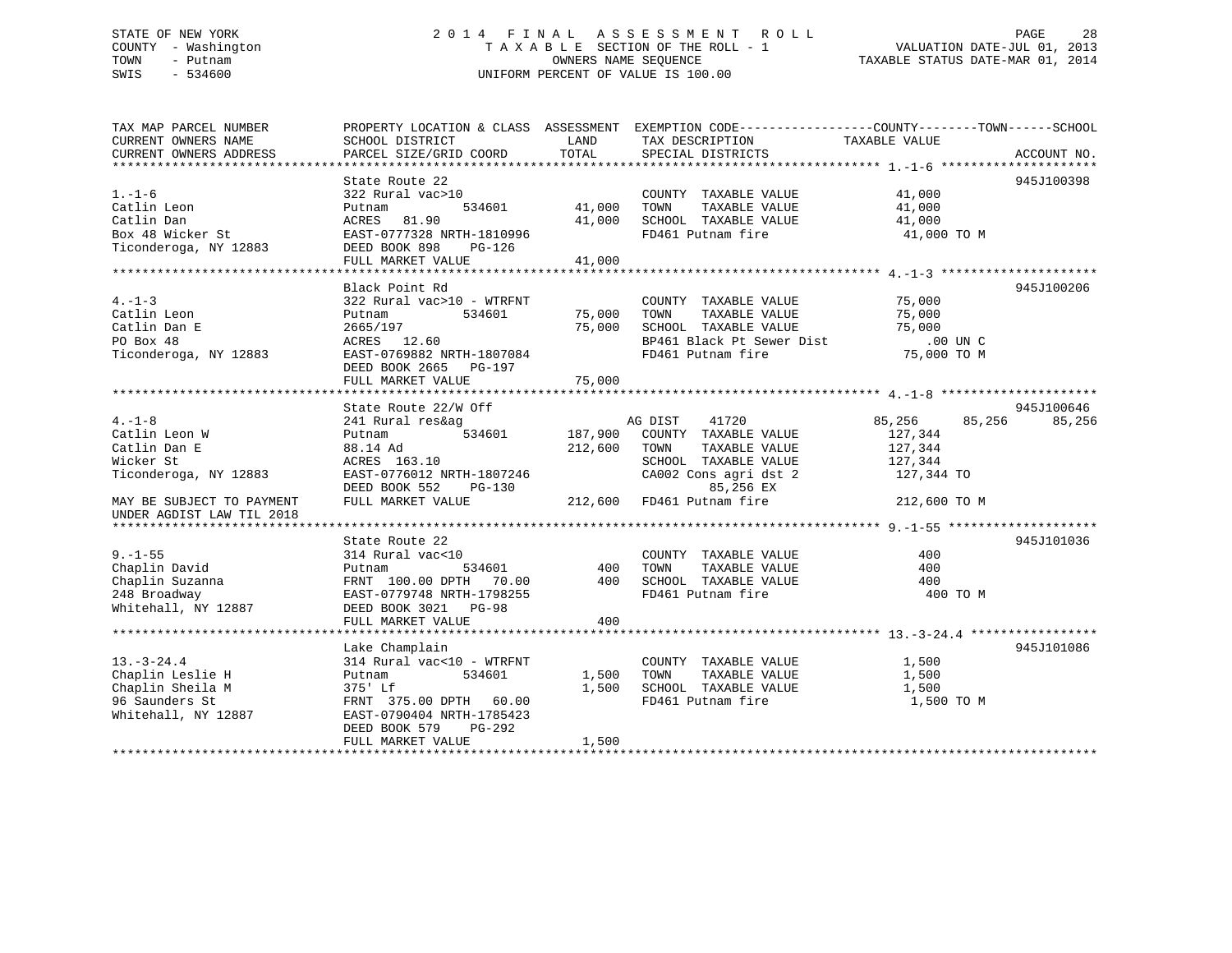STATE OF NEW YORK
COUNTY - Washington
TOWN - Putnam
SWIS - 534600

2014 FINAL ASSESSMENT ROLL
TAXABLE SECTION OF THE ROLL - 1
OWNERS NAME SEQUENCE
UNIFORM PERCENT OF VALUE IS 100.00

VALUATION DATE-JUL 01, 2013
TAXABLE STATUS DATE-MAR 01, 2014

| TAX MAP PARCEL NUMBER / CURRENT OWNERS NAME / CURRENT OWNERS ADDRESS | PROPERTY LOCATION & CLASS / SCHOOL DISTRICT / PARCEL SIZE/GRID COORD | ASSESSMENT LAND / TOTAL | EXEMPTION CODE / TAX DESCRIPTION / SPECIAL DISTRICTS | COUNTY / TAXABLE VALUE | TOWN | SCHOOL | ACCOUNT NO. |
|---|---|---|---|---|---|---|---|
| **1.-1-6** | State Route 22 | | | | | | 945J100398 |
| 1.-1-6 | 322 Rural vac>10 | | COUNTY TAXABLE VALUE | 41,000 | | | |
| Catlin Leon | Putnam 534601 | 41,000 | TOWN TAXABLE VALUE | 41,000 | | | |
| Catlin Dan | ACRES 81.90 | 41,000 | SCHOOL TAXABLE VALUE | 41,000 | | | |
| Box 48 Wicker St | EAST-0777328 NRTH-1810996 | | FD461 Putnam fire | 41,000 TO M | | | |
| Ticonderoga, NY 12883 | DEED BOOK 898 PG-126 | | | | | | |
| | FULL MARKET VALUE | 41,000 | | | | | |
| **4.-1-3** | Black Point Rd | | | | | | 945J100206 |
| 4.-1-3 | 322 Rural vac>10 - WTRFNT | | COUNTY TAXABLE VALUE | 75,000 | | | |
| Catlin Leon | Putnam 534601 | 75,000 | TOWN TAXABLE VALUE | 75,000 | | | |
| Catlin Dan E | 2665/197 | 75,000 | SCHOOL TAXABLE VALUE | 75,000 | | | |
| PO Box 48 | ACRES 12.60 | | BP461 Black Pt Sewer Dist | .00 UN C | | | |
| Ticonderoga, NY 12883 | EAST-0769882 NRTH-1807084 | | FD461 Putnam fire | 75,000 TO M | | | |
| | DEED BOOK 2665 PG-197 | | | | | | |
| | FULL MARKET VALUE | 75,000 | | | | | |
| **4.-1-8** | State Route 22/W Off | | | | | | 945J100646 |
| 4.-1-8 | 241 Rural res&ag | | AG DIST 41720 | 85,256 | 85,256 | 85,256 | |
| Catlin Leon W | Putnam 534601 | 187,900 | COUNTY TAXABLE VALUE | 127,344 | | | |
| Catlin Dan E | 88.14 Ad | 212,600 | TOWN TAXABLE VALUE | 127,344 | | | |
| Wicker St | ACRES 163.10 | | SCHOOL TAXABLE VALUE | 127,344 | | | |
| Ticonderoga, NY 12883 | EAST-0776012 NRTH-1807246 | | CA002 Cons agri dst 2 | 127,344 TO | | | |
| | DEED BOOK 552 PG-130 | | 85,256 EX | | | | |
| MAY BE SUBJECT TO PAYMENT UNDER AGDIST LAW TIL 2018 | FULL MARKET VALUE | 212,600 | FD461 Putnam fire | 212,600 TO M | | | |
| **9.-1-55** | State Route 22 | | | | | | 945J101036 |
| 9.-1-55 | 314 Rural vac<10 | | COUNTY TAXABLE VALUE | 400 | | | |
| Chaplin David | Putnam 534601 | 400 | TOWN TAXABLE VALUE | 400 | | | |
| Chaplin Suzanna | FRNT 100.00 DPTH 70.00 | 400 | SCHOOL TAXABLE VALUE | 400 | | | |
| 248 Broadway | EAST-0779748 NRTH-1798255 | | FD461 Putnam fire | 400 TO M | | | |
| Whitehall, NY 12887 | DEED BOOK 3021 PG-98 | | | | | | |
| | FULL MARKET VALUE | 400 | | | | | |
| **13.-3-24.4** | Lake Champlain | | | | | | 945J101086 |
| 13.-3-24.4 | 314 Rural vac<10 - WTRFNT | | COUNTY TAXABLE VALUE | 1,500 | | | |
| Chaplin Leslie H | Putnam 534601 | 1,500 | TOWN TAXABLE VALUE | 1,500 | | | |
| Chaplin Sheila M | 375' Lf | 1,500 | SCHOOL TAXABLE VALUE | 1,500 | | | |
| 96 Saunders St | FRNT 375.00 DPTH 60.00 | | FD461 Putnam fire | 1,500 TO M | | | |
| Whitehall, NY 12887 | EAST-0790404 NRTH-1785423 | | | | | | |
| | DEED BOOK 579 PG-292 | | | | | | |
| | FULL MARKET VALUE | 1,500 | | | | | |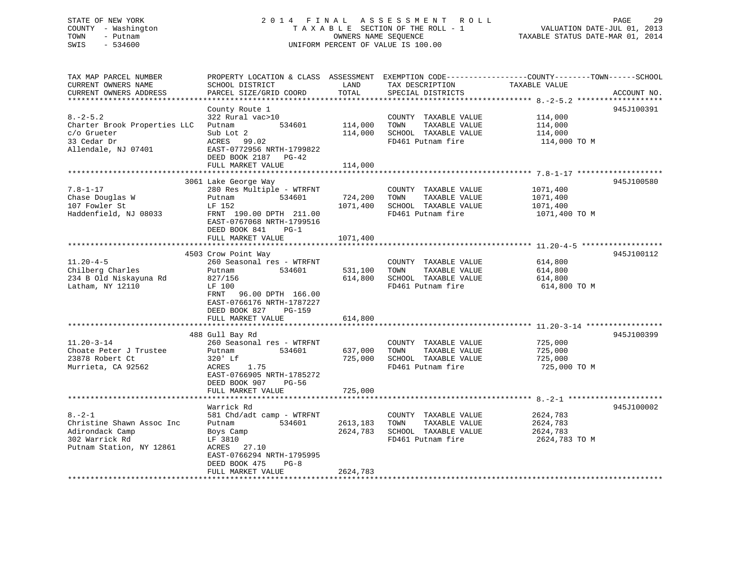STATE OF NEW YORK
COUNTY - Washington
TOWN - Putnam
SWIS - 534600

2014 FINAL ASSESSMENT ROLL
TAXABLE SECTION OF THE ROLL - 1
OWNERS NAME SEQUENCE
UNIFORM PERCENT OF VALUE IS 100.00

VALUATION DATE-JUL 01, 2013
TAXABLE STATUS DATE-MAR 01, 2014

| TAX MAP PARCEL NUMBER / CURRENT OWNERS NAME / CURRENT OWNERS ADDRESS | PROPERTY LOCATION & CLASS / SCHOOL DISTRICT / PARCEL SIZE/GRID COORD | ASSESSMENT LAND | TOTAL | EXEMPTION CODE / TAX DESCRIPTION / SPECIAL DISTRICTS | TAXABLE VALUE | ACCOUNT NO. |
|---|---|---|---|---|---|---|
| 8.-2-5.2 | County Route 1 | | | | | 945J100391 |
| | 322 Rural vac>10 | | | COUNTY TAXABLE VALUE | 114,000 | |
| Charter Brook Properties LLC | Putnam 534601 | 114,000 | | TOWN TAXABLE VALUE | 114,000 | |
| c/o Grueter | Sub Lot 2 | | 114,000 | SCHOOL TAXABLE VALUE | 114,000 | |
| 33 Cedar Dr | ACRES 99.02 | | | FD461 Putnam fire | 114,000 TO M | |
| Allendale, NJ 07401 | EAST-0772956 NRTH-1799822 | | | | | |
| | DEED BOOK 2187 PG-42 | | | | | |
| | FULL MARKET VALUE | | 114,000 | | | |
| 7.8-1-17 | 3061 Lake George Way | | | | | 945J100580 |
| | 280 Res Multiple - WTRFNT | | | COUNTY TAXABLE VALUE | 1071,400 | |
| Chase Douglas W | Putnam 534601 | 724,200 | | TOWN TAXABLE VALUE | 1071,400 | |
| 107 Fowler St | LF 152 | | 1071,400 | SCHOOL TAXABLE VALUE | 1071,400 | |
| Haddenfield, NJ 08033 | FRNT 190.00 DPTH 211.00 | | | FD461 Putnam fire | 1071,400 TO M | |
| | EAST-0767068 NRTH-1799516 | | | | | |
| | DEED BOOK 841 PG-1 | | | | | |
| | FULL MARKET VALUE | | 1071,400 | | | |
| 11.20-4-5 | 4503 Crow Point Way | | | | | 945J100112 |
| | 260 Seasonal res - WTRFNT | | | COUNTY TAXABLE VALUE | 614,800 | |
| Chilberg Charles | Putnam 534601 | 531,100 | | TOWN TAXABLE VALUE | 614,800 | |
| 234 B Old Niskayuna Rd | 827/156 | | 614,800 | SCHOOL TAXABLE VALUE | 614,800 | |
| Latham, NY 12110 | LF 100 | | | FD461 Putnam fire | 614,800 TO M | |
| | FRNT 96.00 DPTH 166.00 | | | | | |
| | EAST-0766176 NRTH-1787227 | | | | | |
| | DEED BOOK 827 PG-159 | | | | | |
| | FULL MARKET VALUE | | 614,800 | | | |
| 11.20-3-14 | 488 Gull Bay Rd | | | | | 945J100399 |
| | 260 Seasonal res - WTRFNT | | | COUNTY TAXABLE VALUE | 725,000 | |
| Choate Peter J Trustee | Putnam 534601 | 637,000 | | TOWN TAXABLE VALUE | 725,000 | |
| 23878 Robert Ct | 320' Lf | | 725,000 | SCHOOL TAXABLE VALUE | 725,000 | |
| Murrieta, CA 92562 | ACRES 1.75 | | | FD461 Putnam fire | 725,000 TO M | |
| | EAST-0766905 NRTH-1785272 | | | | | |
| | DEED BOOK 907 PG-56 | | | | | |
| | FULL MARKET VALUE | | 725,000 | | | |
| 8.-2-1 | Warrick Rd | | | | | 945J100002 |
| | 581 Chd/adt camp - WTRFNT | | | COUNTY TAXABLE VALUE | 2624,783 | |
| Christine Shawn Assoc Inc | Putnam 534601 | 2613,183 | | TOWN TAXABLE VALUE | 2624,783 | |
| Adirondack Camp | Boys Camp | | 2624,783 | SCHOOL TAXABLE VALUE | 2624,783 | |
| 302 Warrick Rd | LF 3810 | | | FD461 Putnam fire | 2624,783 TO M | |
| Putnam Station, NY 12861 | ACRES 27.10 | | | | | |
| | EAST-0766294 NRTH-1795995 | | | | | |
| | DEED BOOK 475 PG-8 | | | | | |
| | FULL MARKET VALUE | | 2624,783 | | | |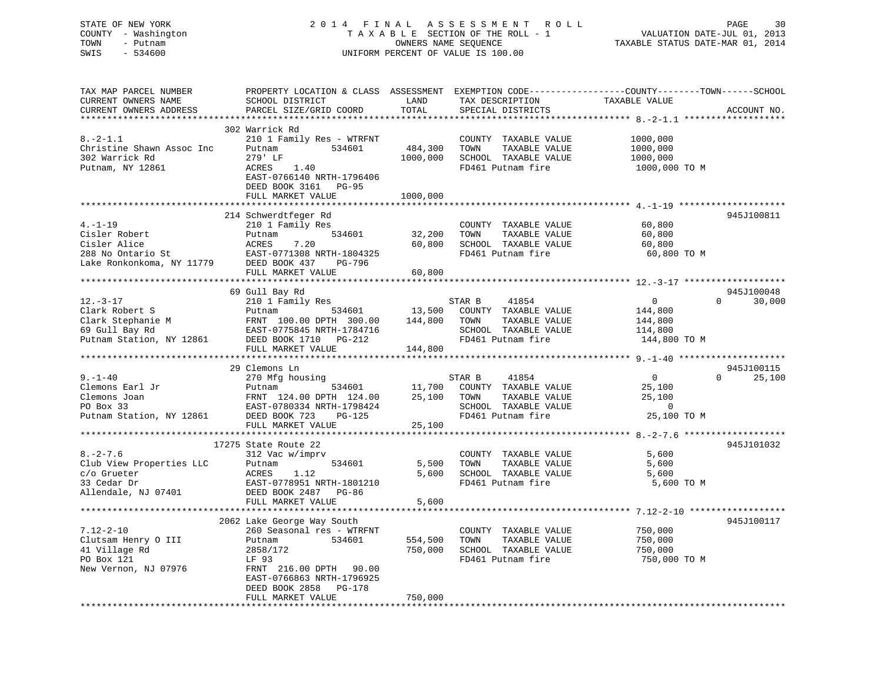STATE OF NEW YORK
COUNTY - Washington
TOWN - Putnam
SWIS - 534600

2 0 1 4 F I N A L A S S E S S M E N T R O L L
T A X A B L E SECTION OF THE ROLL - 1
OWNERS NAME SEQUENCE
UNIFORM PERCENT OF VALUE IS 100.00

VALUATION DATE-JUL 01, 2013
TAXABLE STATUS DATE-MAR 01, 2014

```
TAX MAP PARCEL NUMBER          PROPERTY LOCATION & CLASS  ASSESSMENT  EXEMPTION CODE------------------COUNTY--------TOWN------SCHOOL
CURRENT OWNERS NAME            SCHOOL DISTRICT              LAND      TAX DESCRIPTION             TAXABLE VALUE
CURRENT OWNERS ADDRESS         PARCEL SIZE/GRID COORD       TOTAL     SPECIAL DISTRICTS                                    ACCOUNT NO.
******************************************************************************************************* 8.-2-1.1 *******************
                               302 Warrick Rd
8.-2-1.1                       210 1 Family Res - WTRFNT              COUNTY  TAXABLE VALUE          1000,000
Christine Shawn Assoc Inc      Putnam           534601      484,300   TOWN    TAXABLE VALUE          1000,000
302 Warrick Rd                 279' LF                     1000,000   SCHOOL  TAXABLE VALUE          1000,000
Putnam, NY 12861               ACRES    1.40                          FD461 Putnam fire               1000,000 TO M
                               EAST-0766140 NRTH-1796406
                               DEED BOOK 3161   PG-95
                               FULL MARKET VALUE          1000,000
******************************************************************************************************* 4.-1-19 ********************
                               214 Schwerdtfeger Rd                                                                  945J100811
4.-1-19                        210 1 Family Res                       COUNTY  TAXABLE VALUE            60,800
Cisler Robert                  Putnam           534601       32,200   TOWN    TAXABLE VALUE            60,800
Cisler Alice                   ACRES    7.20                 60,800   SCHOOL  TAXABLE VALUE            60,800
288 No Ontario St              EAST-0771308 NRTH-1804325              FD461 Putnam fire                 60,800 TO M
Lake Ronkonkoma, NY 11779      DEED BOOK 437    PG-796
                               FULL MARKET VALUE             60,800
******************************************************************************************************* 12.-3-17 *******************
                               69 Gull Bay Rd                                                                        945J100048
12.-3-17                       210 1 Family Res                       STAR B     41854                  0          0      30,000
Clark Robert S                 Putnam           534601       13,500   COUNTY  TAXABLE VALUE           144,800
Clark Stephanie M              FRNT 100.00 DPTH 300.00      144,800   TOWN    TAXABLE VALUE           144,800
69 Gull Bay Rd                 EAST-0775845 NRTH-1784716              SCHOOL  TAXABLE VALUE           114,800
Putnam Station, NY 12861       DEED BOOK 1710   PG-212                FD461 Putnam fire                144,800 TO M
                               FULL MARKET VALUE            144,800
******************************************************************************************************* 9.-1-40 ********************
                               29 Clemons Ln                                                                         945J100115
9.-1-40                        270 Mfg housing                        STAR B     41854                  0          0      25,100
Clemons Earl Jr                Putnam           534601       11,700   COUNTY  TAXABLE VALUE            25,100
Clemons Joan                   FRNT 124.00 DPTH 124.00       25,100   TOWN    TAXABLE VALUE            25,100
PO Box 33                      EAST-0780334 NRTH-1798424              SCHOOL  TAXABLE VALUE                 0
Putnam Station, NY 12861       DEED BOOK 723    PG-125                FD461 Putnam fire                 25,100 TO M
                               FULL MARKET VALUE             25,100
******************************************************************************************************* 8.-2-7.6 *******************
                               17275 State Route 22                                                                  945J101032
8.-2-7.6                       312 Vac w/imprv                        COUNTY  TAXABLE VALUE             5,600
Club View Properties LLC       Putnam           534601        5,500   TOWN    TAXABLE VALUE             5,600
c/o Grueter                    ACRES    1.12                  5,600   SCHOOL  TAXABLE VALUE             5,600
33 Cedar Dr                    EAST-0778951 NRTH-1801210              FD461 Putnam fire                  5,600 TO M
Allendale, NJ 07401            DEED BOOK 2487   PG-86
                               FULL MARKET VALUE              5,600
******************************************************************************************************* 7.12-2-10 ******************
                               2062 Lake George Way South                                                            945J100117
7.12-2-10                      260 Seasonal res - WTRFNT              COUNTY  TAXABLE VALUE           750,000
Clutsam Henry O III            Putnam           534601      554,500   TOWN    TAXABLE VALUE           750,000
41 Village Rd                  2858/172                     750,000   SCHOOL  TAXABLE VALUE           750,000
PO Box 121                     LF 93                                  FD461 Putnam fire                750,000 TO M
New Vernon, NJ 07976           FRNT 216.00 DPTH  90.00
                               EAST-0766863 NRTH-1796925
                               DEED BOOK 2858   PG-178
                               FULL MARKET VALUE            750,000
************************************************************************************************************************************
```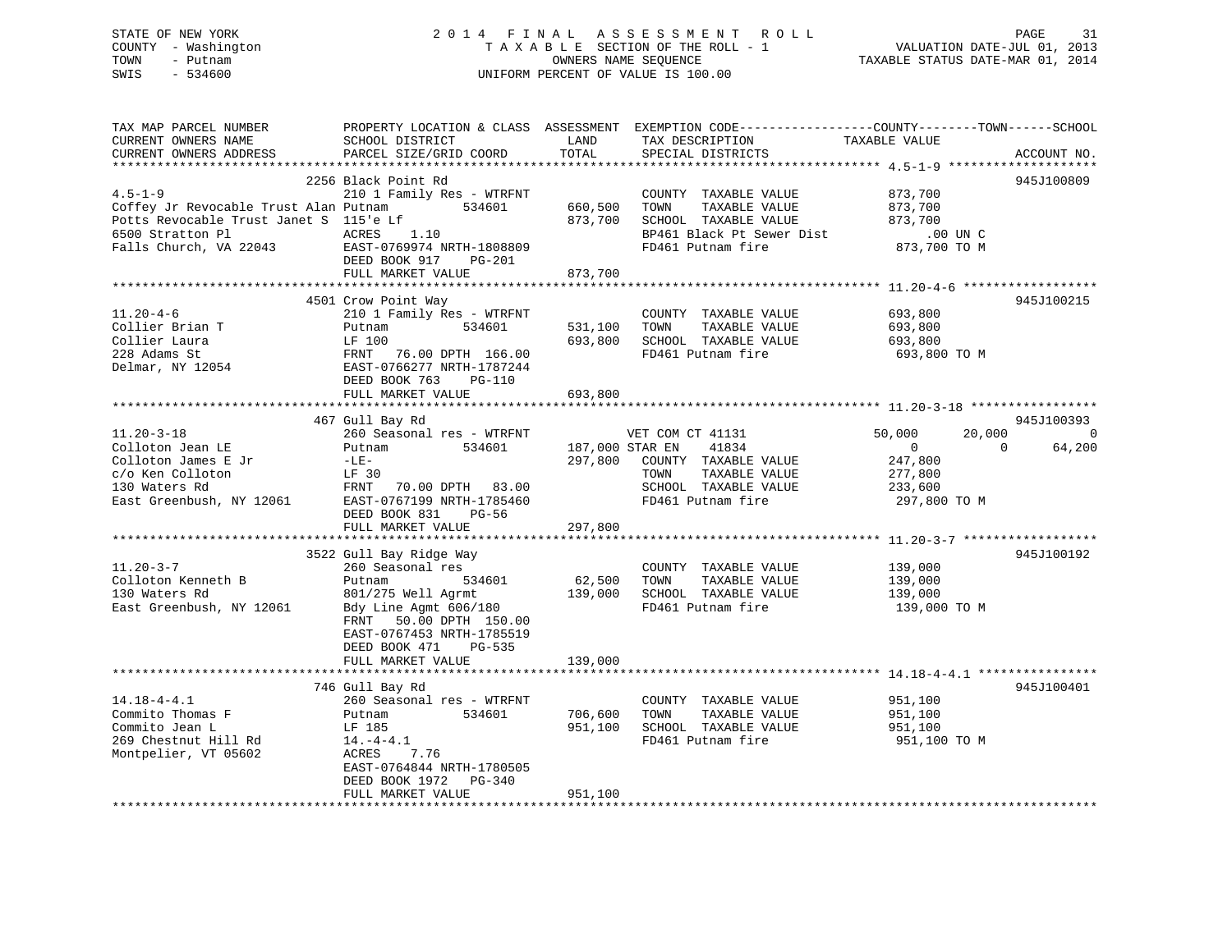STATE OF NEW YORK
COUNTY - Washington
TOWN - Putnam
SWIS - 534600

2 0 1 4 F I N A L A S S E S S M E N T R O L L
T A X A B L E SECTION OF THE ROLL - 1
OWNERS NAME SEQUENCE
UNIFORM PERCENT OF VALUE IS 100.00

VALUATION DATE-JUL 01, 2013
TAXABLE STATUS DATE-MAR 01, 2014

```
TAX MAP PARCEL NUMBER          PROPERTY LOCATION & CLASS  ASSESSMENT  EXEMPTION CODE------------------COUNTY--------TOWN------SCHOOL
CURRENT OWNERS NAME            SCHOOL DISTRICT              LAND      TAX DESCRIPTION            TAXABLE VALUE
CURRENT OWNERS ADDRESS         PARCEL SIZE/GRID COORD       TOTAL     SPECIAL DISTRICTS                                    ACCOUNT NO.
******************************************************************************************************* 4.5-1-9 ********************
                        2256 Black Point Rd                                                                                945J100809
4.5-1-9                        210 1 Family Res - WTRFNT             COUNTY  TAXABLE VALUE              873,700
Coffey Jr Revocable Trust Alan Putnam          534601      660,500   TOWN    TAXABLE VALUE              873,700
Potts Revocable Trust Janet S  115'e Lf                     873,700   SCHOOL  TAXABLE VALUE              873,700
6500 Stratton Pl               ACRES    1.10                          BP461 Black Pt Sewer Dist              .00 UN C
Falls Church, VA 22043         EAST-0769974 NRTH-1808809              FD461 Putnam fire                   873,700 TO M
                               DEED BOOK 917    PG-201
                               FULL MARKET VALUE            873,700
******************************************************************************************************* 11.20-4-6 ******************
                        4501 Crow Point Way                                                                                945J100215
11.20-4-6                      210 1 Family Res - WTRFNT             COUNTY  TAXABLE VALUE              693,800
Collier Brian T                Putnam          534601      531,100   TOWN    TAXABLE VALUE              693,800
Collier Laura                  LF 100                       693,800   SCHOOL  TAXABLE VALUE              693,800
228 Adams St                   FRNT   76.00 DPTH 166.00               FD461 Putnam fire                   693,800 TO M
Delmar, NY 12054               EAST-0766277 NRTH-1787244
                               DEED BOOK 763    PG-110
                               FULL MARKET VALUE            693,800
******************************************************************************************************* 11.20-3-18 *****************
                        467 Gull Bay Rd                                                                                    945J100393
11.20-3-18                     260 Seasonal res - WTRFNT             VET COM CT 41131              50,000      20,000           0
Colloton Jean LE               Putnam          534601      187,000 STAR EN     41834                   0           0      64,200
Colloton James E Jr            -LE-                         297,800   COUNTY  TAXABLE VALUE              247,800
c/o Ken Colloton               LF 30                                  TOWN    TAXABLE VALUE              277,800
130 Waters Rd                  FRNT   70.00 DPTH  83.00               SCHOOL  TAXABLE VALUE              233,600
East Greenbush, NY 12061       EAST-0767199 NRTH-1785460              FD461 Putnam fire                   297,800 TO M
                               DEED BOOK 831    PG-56
                               FULL MARKET VALUE            297,800
******************************************************************************************************* 11.20-3-7 ******************
                        3522 Gull Bay Ridge Way                                                                            945J100192
11.20-3-7                      260 Seasonal res                      COUNTY  TAXABLE VALUE              139,000
Colloton Kenneth B             Putnam          534601       62,500   TOWN    TAXABLE VALUE              139,000
130 Waters Rd                  801/275 Well Agrmt           139,000   SCHOOL  TAXABLE VALUE              139,000
East Greenbush, NY 12061       Bdy Line Agmt 606/180                  FD461 Putnam fire                   139,000 TO M
                               FRNT   50.00 DPTH 150.00
                               EAST-0767453 NRTH-1785519
                               DEED BOOK 471    PG-535
                               FULL MARKET VALUE            139,000
******************************************************************************************************* 14.18-4-4.1 ****************
                        746 Gull Bay Rd                                                                                    945J100401
14.18-4-4.1                    260 Seasonal res - WTRFNT             COUNTY  TAXABLE VALUE              951,100
Commito Thomas F               Putnam          534601      706,600   TOWN    TAXABLE VALUE              951,100
Commito Jean L                 LF 185                       951,100   SCHOOL  TAXABLE VALUE              951,100
269 Chestnut Hill Rd           14.-4-4.1                              FD461 Putnam fire                   951,100 TO M
Montpelier, VT 05602           ACRES    7.76
                               EAST-0764844 NRTH-1780505
                               DEED BOOK 1972   PG-340
                               FULL MARKET VALUE            951,100
************************************************************************************************************************************
```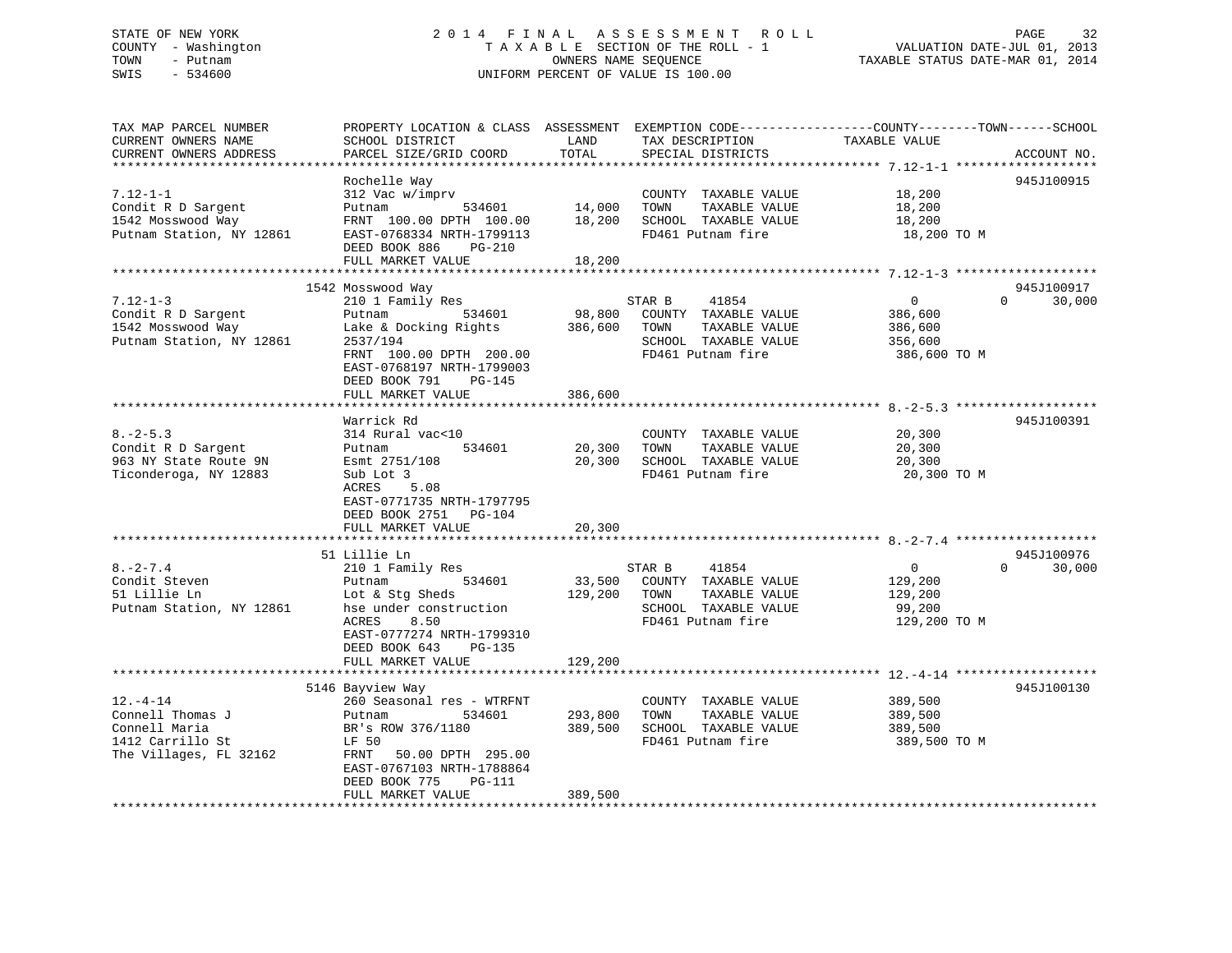STATE OF NEW YORK
COUNTY - Washington
TOWN - Putnam
SWIS - 534600

2014 FINAL ASSESSMENT ROLL
TAXABLE SECTION OF THE ROLL - 1
OWNERS NAME SEQUENCE
UNIFORM PERCENT OF VALUE IS 100.00

VALUATION DATE-JUL 01, 2013
TAXABLE STATUS DATE-MAR 01, 2014

| TAX MAP PARCEL NUMBER / CURRENT OWNERS NAME / CURRENT OWNERS ADDRESS | PROPERTY LOCATION & CLASS / SCHOOL DISTRICT / PARCEL SIZE/GRID COORD | ASSESSMENT LAND | TOTAL | EXEMPTION CODE / TAX DESCRIPTION / SPECIAL DISTRICTS | COUNTY / TOWN TAXABLE VALUE | SCHOOL | ACCOUNT NO. |
|---|---|---|---|---|---|---|---|
| 7.12-1-1 | Rochelle Way | | | | | | 945J100915 |
| Condit R D Sargent | 312 Vac w/imprv | | | COUNTY TAXABLE VALUE | 18,200 | | |
| 1542 Mosswood Way | Putnam 534601 | 14,000 | | TOWN TAXABLE VALUE | 18,200 | | |
| Putnam Station, NY 12861 | FRNT 100.00 DPTH 100.00 | | 18,200 | SCHOOL TAXABLE VALUE | 18,200 | | |
| | EAST-0768334 NRTH-1799113 | | | FD461 Putnam fire | 18,200 TO M | | |
| | DEED BOOK 886 PG-210 | | | | | | |
| | FULL MARKET VALUE | | 18,200 | | | | |
| 7.12-1-3 | 1542 Mosswood Way | | | | | | 945J100917 |
| Condit R D Sargent | 210 1 Family Res | | | STAR B 41854 | 0 | 0 30,000 | |
| 1542 Mosswood Way | Putnam 534601 | 98,800 | | COUNTY TAXABLE VALUE | 386,600 | | |
| Putnam Station, NY 12861 | Lake & Docking Rights | | 386,600 | TOWN TAXABLE VALUE | 386,600 | | |
| | 2537/194 | | | SCHOOL TAXABLE VALUE | 356,600 | | |
| | FRNT 100.00 DPTH 200.00 | | | FD461 Putnam fire | 386,600 TO M | | |
| | EAST-0768197 NRTH-1799003 | | | | | | |
| | DEED BOOK 791 PG-145 | | | | | | |
| | FULL MARKET VALUE | | 386,600 | | | | |
| 8.-2-5.3 | Warrick Rd | | | | | | 945J100391 |
| Condit R D Sargent | 314 Rural vac<10 | | | COUNTY TAXABLE VALUE | 20,300 | | |
| 963 NY State Route 9N | Putnam 534601 | 20,300 | | TOWN TAXABLE VALUE | 20,300 | | |
| Ticonderoga, NY 12883 | Esmt 2751/108 | | 20,300 | SCHOOL TAXABLE VALUE | 20,300 | | |
| | Sub Lot 3 | | | FD461 Putnam fire | 20,300 TO M | | |
| | ACRES 5.08 | | | | | | |
| | EAST-0771735 NRTH-1797795 | | | | | | |
| | DEED BOOK 2751 PG-104 | | | | | | |
| | FULL MARKET VALUE | | 20,300 | | | | |
| 8.-2-7.4 | 51 Lillie Ln | | | | | | 945J100976 |
| Condit Steven | 210 1 Family Res | | | STAR B 41854 | 0 | 0 30,000 | |
| 51 Lillie Ln | Putnam 534601 | 33,500 | | COUNTY TAXABLE VALUE | 129,200 | | |
| Putnam Station, NY 12861 | Lot & Stg Sheds | | 129,200 | TOWN TAXABLE VALUE | 129,200 | | |
| | hse under construction | | | SCHOOL TAXABLE VALUE | 99,200 | | |
| | ACRES 8.50 | | | FD461 Putnam fire | 129,200 TO M | | |
| | EAST-0777274 NRTH-1799310 | | | | | | |
| | DEED BOOK 643 PG-135 | | | | | | |
| | FULL MARKET VALUE | | 129,200 | | | | |
| 12.-4-14 | 5146 Bayview Way | | | | | | 945J100130 |
| Connell Thomas J | 260 Seasonal res - WTRFNT | | | COUNTY TAXABLE VALUE | 389,500 | | |
| Connell Maria | Putnam 534601 | 293,800 | | TOWN TAXABLE VALUE | 389,500 | | |
| 1412 Carrillo St | BR's ROW 376/1180 | | 389,500 | SCHOOL TAXABLE VALUE | 389,500 | | |
| The Villages, FL 32162 | LF 50 | | | FD461 Putnam fire | 389,500 TO M | | |
| | FRNT 50.00 DPTH 295.00 | | | | | | |
| | EAST-0767103 NRTH-1788864 | | | | | | |
| | DEED BOOK 775 PG-111 | | | | | | |
| | FULL MARKET VALUE | | 389,500 | | | | |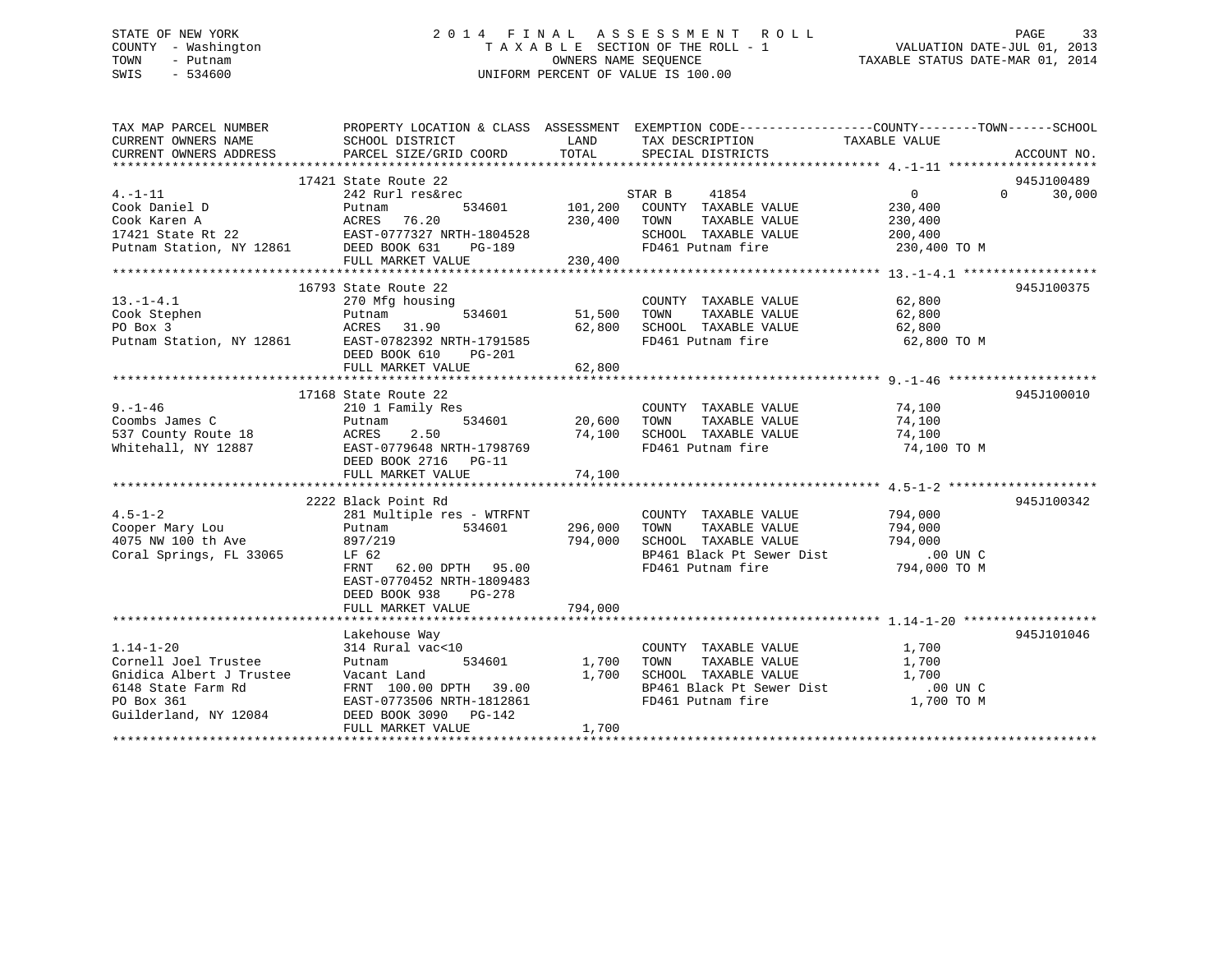STATE OF NEW YORK
COUNTY - Washington
TOWN - Putnam
SWIS - 534600

2 0 1 4 F I N A L A S S E S S M E N T R O L L
T A X A B L E SECTION OF THE ROLL - 1
OWNERS NAME SEQUENCE
UNIFORM PERCENT OF VALUE IS 100.00

VALUATION DATE-JUL 01, 2013
TAXABLE STATUS DATE-MAR 01, 2014

| TAX MAP PARCEL NUMBER / CURRENT OWNERS NAME / CURRENT OWNERS ADDRESS | PROPERTY LOCATION & CLASS / SCHOOL DISTRICT / PARCEL SIZE/GRID COORD | ASSESSMENT LAND | TOTAL | EXEMPTION CODE / TAX DESCRIPTION / SPECIAL DISTRICTS | COUNTY TAXABLE VALUE | TOWN | SCHOOL | ACCOUNT NO. |
|---|---|---|---|---|---|---|---|---|
| 4.-1-11 | 17421 State Route 22 | | | | | | | 945J100489 |
| | 242 Rurl res&rec | | | STAR B 41854 | 0 | 0 | 30,000 | |
| Cook Daniel D | Putnam 534601 | 101,200 | | COUNTY TAXABLE VALUE | 230,400 | | | |
| Cook Karen A | ACRES 76.20 | | 230,400 | TOWN TAXABLE VALUE | 230,400 | | | |
| 17421 State Rt 22 | EAST-0777327 NRTH-1804528 | | | SCHOOL TAXABLE VALUE | 200,400 | | | |
| Putnam Station, NY 12861 | DEED BOOK 631 PG-189 | | | FD461 Putnam fire | 230,400 TO M | | | |
| | FULL MARKET VALUE | | 230,400 | | | | | |
| 13.-1-4.1 | 16793 State Route 22 | | | | | | | 945J100375 |
| | 270 Mfg housing | | | COUNTY TAXABLE VALUE | 62,800 | | | |
| Cook Stephen | Putnam 534601 | 51,500 | | TOWN TAXABLE VALUE | 62,800 | | | |
| PO Box 3 | ACRES 31.90 | | 62,800 | SCHOOL TAXABLE VALUE | 62,800 | | | |
| Putnam Station, NY 12861 | EAST-0782392 NRTH-1791585 | | | FD461 Putnam fire | 62,800 TO M | | | |
| | DEED BOOK 610 PG-201 | | | | | | | |
| | FULL MARKET VALUE | | 62,800 | | | | | |
| 9.-1-46 | 17168 State Route 22 | | | | | | | 945J100010 |
| | 210 1 Family Res | | | COUNTY TAXABLE VALUE | 74,100 | | | |
| Coombs James C | Putnam 534601 | 20,600 | | TOWN TAXABLE VALUE | 74,100 | | | |
| 537 County Route 18 | ACRES 2.50 | | 74,100 | SCHOOL TAXABLE VALUE | 74,100 | | | |
| Whitehall, NY 12887 | EAST-0779648 NRTH-1798769 | | | FD461 Putnam fire | 74,100 TO M | | | |
| | DEED BOOK 2716 PG-11 | | | | | | | |
| | FULL MARKET VALUE | | 74,100 | | | | | |
| 4.5-1-2 | 2222 Black Point Rd | | | | | | | 945J100342 |
| | 281 Multiple res - WTRFNT | | | COUNTY TAXABLE VALUE | 794,000 | | | |
| Cooper Mary Lou | Putnam 534601 | 296,000 | | TOWN TAXABLE VALUE | 794,000 | | | |
| 4075 NW 100 th Ave | 897/219 | | 794,000 | SCHOOL TAXABLE VALUE | 794,000 | | | |
| Coral Springs, FL 33065 | LF 62 | | | BP461 Black Pt Sewer Dist | .00 UN C | | | |
| | FRNT 62.00 DPTH 95.00 | | | FD461 Putnam fire | 794,000 TO M | | | |
| | EAST-0770452 NRTH-1809483 | | | | | | | |
| | DEED BOOK 938 PG-278 | | | | | | | |
| | FULL MARKET VALUE | | 794,000 | | | | | |
| 1.14-1-20 | Lakehouse Way | | | | | | | 945J101046 |
| | 314 Rural vac<10 | | | COUNTY TAXABLE VALUE | 1,700 | | | |
| Cornell Joel Trustee | Putnam 534601 | 1,700 | | TOWN TAXABLE VALUE | 1,700 | | | |
| Gnidica Albert J Trustee | Vacant Land | | 1,700 | SCHOOL TAXABLE VALUE | 1,700 | | | |
| 6148 State Farm Rd | FRNT 100.00 DPTH 39.00 | | | BP461 Black Pt Sewer Dist | .00 UN C | | | |
| PO Box 361 | EAST-0773506 NRTH-1812861 | | | FD461 Putnam fire | 1,700 TO M | | | |
| Guilderland, NY 12084 | DEED BOOK 3090 PG-142 | | | | | | | |
| | FULL MARKET VALUE | | 1,700 | | | | | |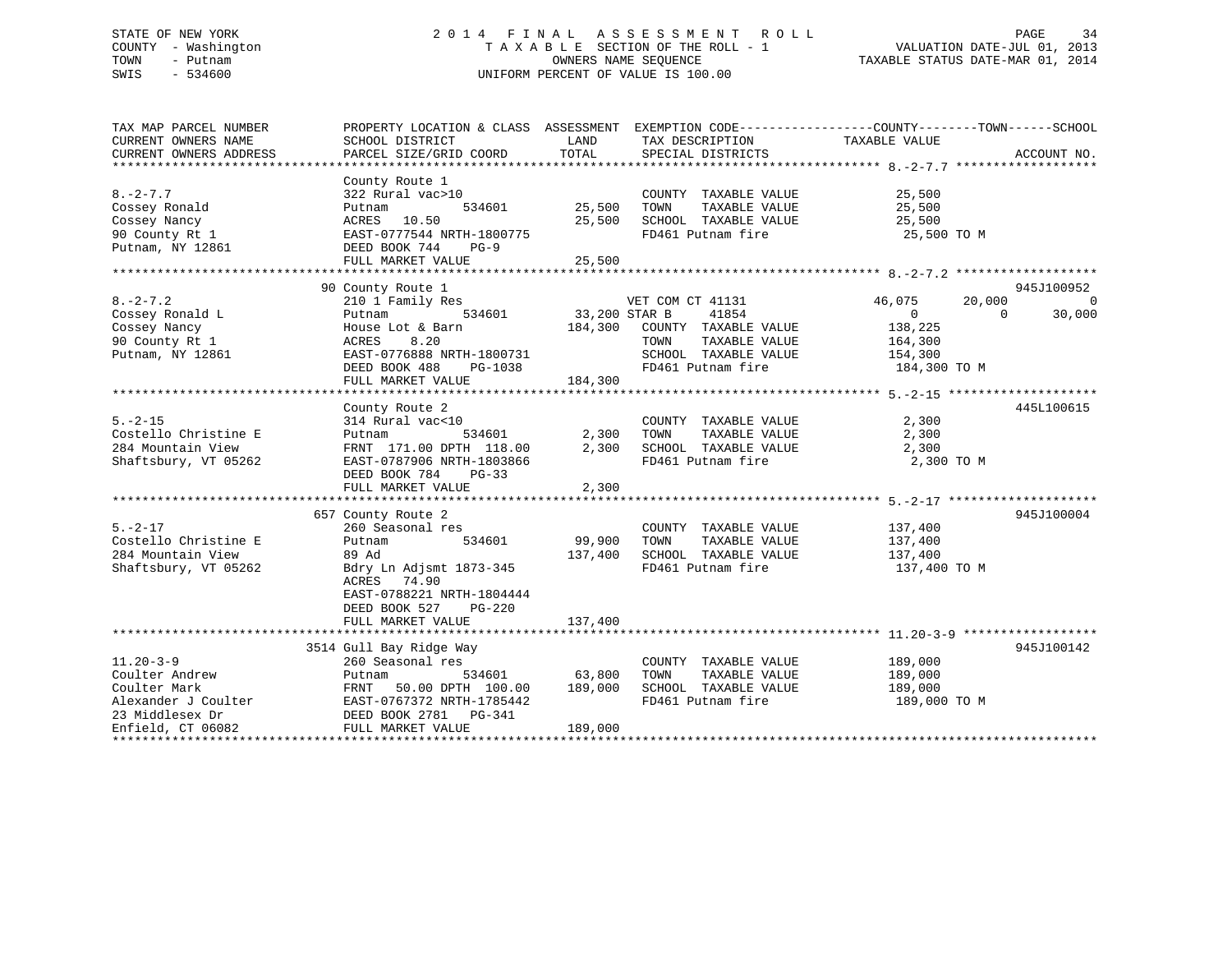STATE OF NEW YORK
COUNTY - Washington
TOWN - Putnam
SWIS - 534600

# 2014 FINAL ASSESSMENT ROLL

TAXABLE SECTION OF THE ROLL - 1
OWNERS NAME SEQUENCE
UNIFORM PERCENT OF VALUE IS 100.00

VALUATION DATE-JUL 01, 2013
TAXABLE STATUS DATE-MAR 01, 2014

| TAX MAP PARCEL NUMBER / CURRENT OWNERS NAME / CURRENT OWNERS ADDRESS | PROPERTY LOCATION & CLASS / SCHOOL DISTRICT / PARCEL SIZE/GRID COORD | ASSESSMENT LAND | TOTAL | EXEMPTION CODE / TAX DESCRIPTION / SPECIAL DISTRICTS | COUNTY TAXABLE VALUE | TOWN | SCHOOL | ACCOUNT NO. |
|---|---|---|---|---|---|---|---|---|
| **8.-2-7.7** | County Route 1 | | | | | | | |
| 8.-2-7.7 | 322 Rural vac>10 | | | COUNTY TAXABLE VALUE | 25,500 | | | |
| Cossey Ronald | Putnam 534601 | 25,500 | | TOWN TAXABLE VALUE | 25,500 | | | |
| Cossey Nancy | ACRES 10.50 | | 25,500 | SCHOOL TAXABLE VALUE | 25,500 | | | |
| 90 County Rt 1 | EAST-0777544 NRTH-1800775 | | | FD461 Putnam fire | 25,500 TO M | | | |
| Putnam, NY 12861 | DEED BOOK 744 PG-9 | | | | | | | |
| | FULL MARKET VALUE | | 25,500 | | | | | |
| **8.-2-7.2** | 90 County Route 1 | | | | | | | 945J100952 |
| 8.-2-7.2 | 210 1 Family Res | | | VET COM CT 41131 | 46,075 | 20,000 | 0 | |
| Cossey Ronald L | Putnam 534601 | 33,200 | | STAR B 41854 | 0 | 0 | 30,000 | |
| Cossey Nancy | House Lot & Barn | | 184,300 | COUNTY TAXABLE VALUE | 138,225 | | | |
| 90 County Rt 1 | ACRES 8.20 | | | TOWN TAXABLE VALUE | 164,300 | | | |
| Putnam, NY 12861 | EAST-0776888 NRTH-1800731 | | | SCHOOL TAXABLE VALUE | 154,300 | | | |
| | DEED BOOK 488 PG-1038 | | | FD461 Putnam fire | 184,300 TO M | | | |
| | FULL MARKET VALUE | | 184,300 | | | | | |
| **5.-2-15** | County Route 2 | | | | | | | 445L100615 |
| 5.-2-15 | 314 Rural vac<10 | | | COUNTY TAXABLE VALUE | 2,300 | | | |
| Costello Christine E | Putnam 534601 | 2,300 | | TOWN TAXABLE VALUE | 2,300 | | | |
| 284 Mountain View | FRNT 171.00 DPTH 118.00 | | 2,300 | SCHOOL TAXABLE VALUE | 2,300 | | | |
| Shaftsbury, VT 05262 | EAST-0787906 NRTH-1803866 | | | FD461 Putnam fire | 2,300 TO M | | | |
| | DEED BOOK 784 PG-33 | | | | | | | |
| | FULL MARKET VALUE | | 2,300 | | | | | |
| **5.-2-17** | 657 County Route 2 | | | | | | | 945J100004 |
| 5.-2-17 | 260 Seasonal res | | | COUNTY TAXABLE VALUE | 137,400 | | | |
| Costello Christine E | Putnam 534601 | 99,900 | | TOWN TAXABLE VALUE | 137,400 | | | |
| 284 Mountain View | 89 Ad | | 137,400 | SCHOOL TAXABLE VALUE | 137,400 | | | |
| Shaftsbury, VT 05262 | Bdry Ln Adjsmt 1873-345 | | | FD461 Putnam fire | 137,400 TO M | | | |
| | ACRES 74.90 | | | | | | | |
| | EAST-0788221 NRTH-1804444 | | | | | | | |
| | DEED BOOK 527 PG-220 | | | | | | | |
| | FULL MARKET VALUE | | 137,400 | | | | | |
| **11.20-3-9** | 3514 Gull Bay Ridge Way | | | | | | | 945J100142 |
| 11.20-3-9 | 260 Seasonal res | | | COUNTY TAXABLE VALUE | 189,000 | | | |
| Coulter Andrew | Putnam 534601 | 63,800 | | TOWN TAXABLE VALUE | 189,000 | | | |
| Coulter Mark | FRNT 50.00 DPTH 100.00 | | 189,000 | SCHOOL TAXABLE VALUE | 189,000 | | | |
| Alexander J Coulter | EAST-0767372 NRTH-1785442 | | | FD461 Putnam fire | 189,000 TO M | | | |
| 23 Middlesex Dr | DEED BOOK 2781 PG-341 | | | | | | | |
| Enfield, CT 06082 | FULL MARKET VALUE | | 189,000 | | | | | |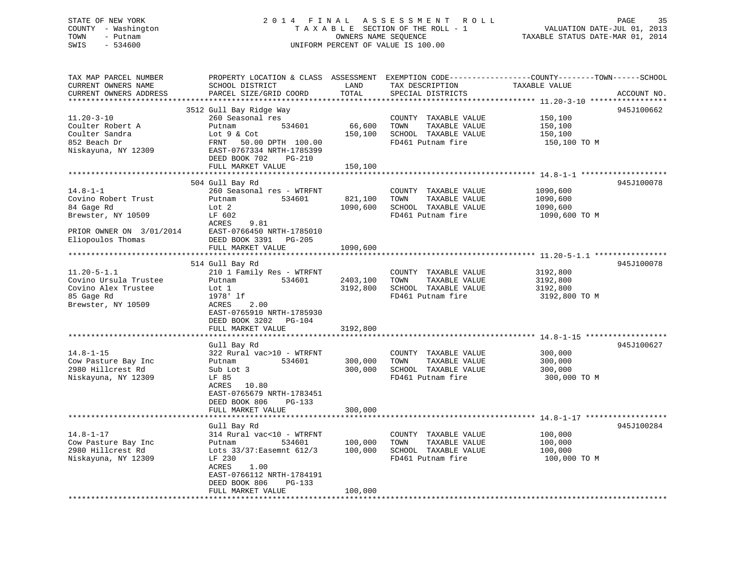STATE OF NEW YORK
COUNTY - Washington
TOWN - Putnam
SWIS - 534600

2014 FINAL ASSESSMENT ROLL
TAXABLE SECTION OF THE ROLL - 1
OWNERS NAME SEQUENCE
UNIFORM PERCENT OF VALUE IS 100.00

VALUATION DATE-JUL 01, 2013
TAXABLE STATUS DATE-MAR 01, 2014

| TAX MAP PARCEL NUMBER / CURRENT OWNERS NAME / CURRENT OWNERS ADDRESS | PROPERTY LOCATION & CLASS / SCHOOL DISTRICT / PARCEL SIZE/GRID COORD | ASSESSMENT LAND / TOTAL | EXEMPTION CODE / TAX DESCRIPTION / SPECIAL DISTRICTS | TAXABLE VALUE (COUNTY / TOWN / SCHOOL) | ACCOUNT NO. |
|---|---|---|---|---|---|
| 11.20-3-10 | 3512 Gull Bay Ridge Way | | | | 945J100662 |
| Coulter Robert A | 260 Seasonal res | | COUNTY TAXABLE VALUE | 150,100 | |
| Coulter Sandra | Putnam 534601 | 66,600 | TOWN TAXABLE VALUE | 150,100 | |
| 852 Beach Dr | Lot 9 & Cot | 150,100 | SCHOOL TAXABLE VALUE | 150,100 | |
| Niskayuna, NY 12309 | FRNT 50.00 DPTH 100.00 | | FD461 Putnam fire | 150,100 TO M | |
| | EAST-0767334 NRTH-1785399 | | | | |
| | DEED BOOK 702 PG-210 | | | | |
| | FULL MARKET VALUE | 150,100 | | | |
| 14.8-1-1 | 504 Gull Bay Rd | | | | 945J100078 |
| Covino Robert Trust | 260 Seasonal res - WTRFNT | | COUNTY TAXABLE VALUE | 1090,600 | |
| 84 Gage Rd | Putnam 534601 | 821,100 | TOWN TAXABLE VALUE | 1090,600 | |
| Brewster, NY 10509 | Lot 2 | 1090,600 | SCHOOL TAXABLE VALUE | 1090,600 | |
| | LF 602 | | FD461 Putnam fire | 1090,600 TO M | |
| | ACRES 9.81 | | | | |
| PRIOR OWNER ON 3/01/2014 | EAST-0766450 NRTH-1785010 | | | | |
| Eliopoulos Thomas | DEED BOOK 3391 PG-205 | | | | |
| | FULL MARKET VALUE | 1090,600 | | | |
| 11.20-5-1.1 | 514 Gull Bay Rd | | | | 945J100078 |
| Covino Ursula Trustee | 210 1 Family Res - WTRFNT | | COUNTY TAXABLE VALUE | 3192,800 | |
| Covino Alex Trustee | Putnam 534601 | 2403,100 | TOWN TAXABLE VALUE | 3192,800 | |
| 85 Gage Rd | Lot 1 | 3192,800 | SCHOOL TAXABLE VALUE | 3192,800 | |
| Brewster, NY 10509 | 1978' lf | | FD461 Putnam fire | 3192,800 TO M | |
| | ACRES 2.00 | | | | |
| | EAST-0765910 NRTH-1785930 | | | | |
| | DEED BOOK 3202 PG-104 | | | | |
| | FULL MARKET VALUE | 3192,800 | | | |
| 14.8-1-15 | Gull Bay Rd | | | | 945J100627 |
| Cow Pasture Bay Inc | 322 Rural vac>10 - WTRFNT | | COUNTY TAXABLE VALUE | 300,000 | |
| 2980 Hillcrest Rd | Putnam 534601 | 300,000 | TOWN TAXABLE VALUE | 300,000 | |
| Niskayuna, NY 12309 | Sub Lot 3 | 300,000 | SCHOOL TAXABLE VALUE | 300,000 | |
| | LF 85 | | FD461 Putnam fire | 300,000 TO M | |
| | ACRES 10.80 | | | | |
| | EAST-0765679 NRTH-1783451 | | | | |
| | DEED BOOK 806 PG-133 | | | | |
| | FULL MARKET VALUE | 300,000 | | | |
| 14.8-1-17 | Gull Bay Rd | | | | 945J100284 |
| Cow Pasture Bay Inc | 314 Rural vac<10 - WTRFNT | | COUNTY TAXABLE VALUE | 100,000 | |
| 2980 Hillcrest Rd | Putnam 534601 | 100,000 | TOWN TAXABLE VALUE | 100,000 | |
| Niskayuna, NY 12309 | Lots 33/37:Easemnt 612/3 | 100,000 | SCHOOL TAXABLE VALUE | 100,000 | |
| | LF 230 | | FD461 Putnam fire | 100,000 TO M | |
| | ACRES 1.00 | | | | |
| | EAST-0766112 NRTH-1784191 | | | | |
| | DEED BOOK 806 PG-133 | | | | |
| | FULL MARKET VALUE | 100,000 | | | |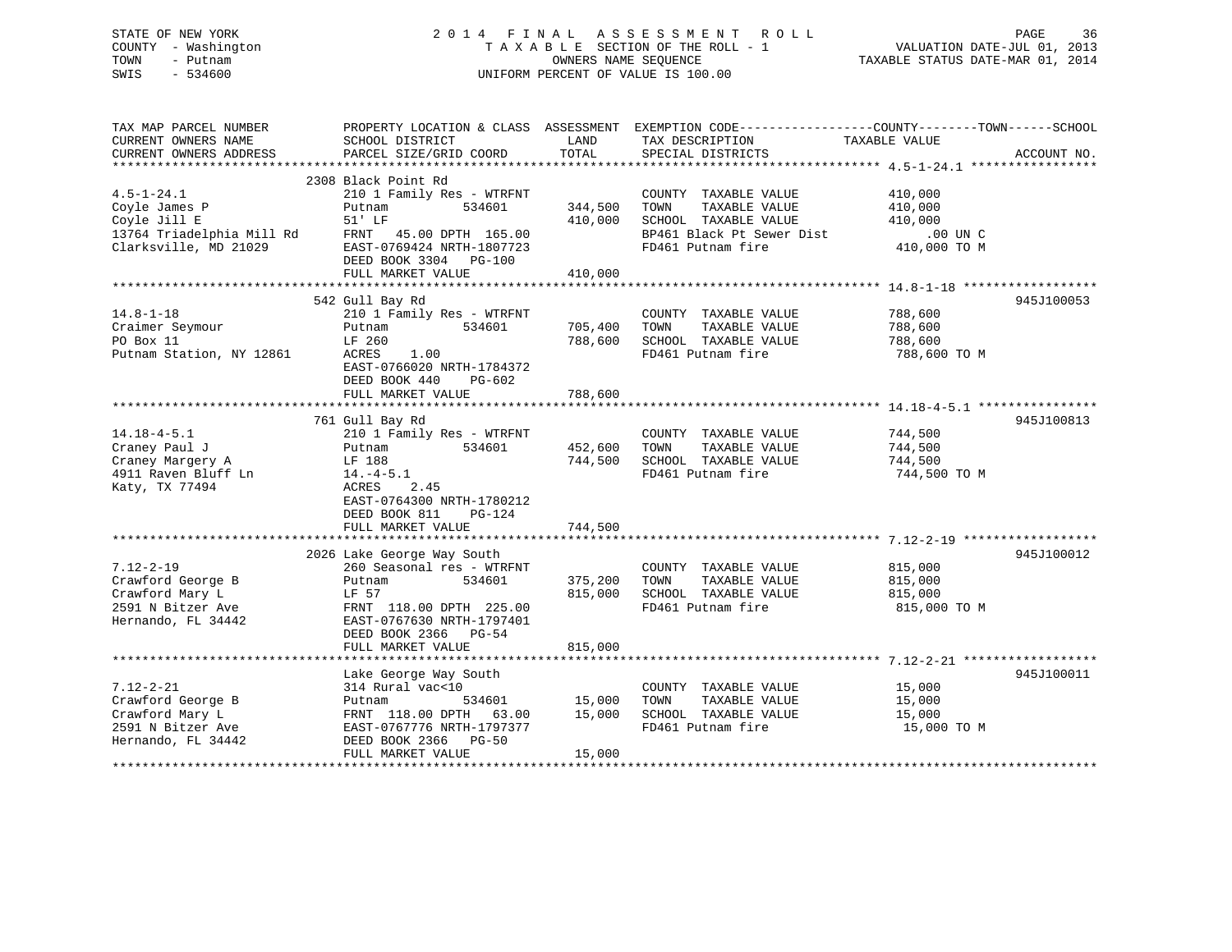STATE OF NEW YORK
COUNTY - Washington
TOWN - Putnam
SWIS - 534600

# 2014 FINAL ASSESSMENT ROLL

TAXABLE SECTION OF THE ROLL - 1
OWNERS NAME SEQUENCE
UNIFORM PERCENT OF VALUE IS 100.00

VALUATION DATE-JUL 01, 2013
TAXABLE STATUS DATE-MAR 01, 2014

| TAX MAP PARCEL NUMBER / CURRENT OWNERS NAME / CURRENT OWNERS ADDRESS | PROPERTY LOCATION & CLASS / SCHOOL DISTRICT / PARCEL SIZE/GRID COORD | ASSESSMENT LAND / TOTAL | EXEMPTION CODE / TAX DESCRIPTION / SPECIAL DISTRICTS | TAXABLE VALUE (COUNTY / TOWN / SCHOOL) | ACCOUNT NO. |
|---|---|---|---|---|---|
| **4.5-1-24.1** | 2308 Black Point Rd | | | | |
| 4.5-1-24.1 | 210 1 Family Res - WTRFNT | | COUNTY TAXABLE VALUE | 410,000 | |
| Coyle James P | Putnam 534601 | 344,500 | TOWN TAXABLE VALUE | 410,000 | |
| Coyle Jill E | 51' LF | 410,000 | SCHOOL TAXABLE VALUE | 410,000 | |
| 13764 Triadelphia Mill Rd | FRNT 45.00 DPTH 165.00 | | BP461 Black Pt Sewer Dist | .00 UN C | |
| Clarksville, MD 21029 | EAST-0769424 NRTH-1807723 | | FD461 Putnam fire | 410,000 TO M | |
| | DEED BOOK 3304 PG-100 | | | | |
| | FULL MARKET VALUE | 410,000 | | | |
| **14.8-1-18** | 542 Gull Bay Rd | | | | 945J100053 |
| 14.8-1-18 | 210 1 Family Res - WTRFNT | | COUNTY TAXABLE VALUE | 788,600 | |
| Craimer Seymour | Putnam 534601 | 705,400 | TOWN TAXABLE VALUE | 788,600 | |
| PO Box 11 | LF 260 | 788,600 | SCHOOL TAXABLE VALUE | 788,600 | |
| Putnam Station, NY 12861 | ACRES 1.00 | | FD461 Putnam fire | 788,600 TO M | |
| | EAST-0766020 NRTH-1784372 | | | | |
| | DEED BOOK 440 PG-602 | | | | |
| | FULL MARKET VALUE | 788,600 | | | |
| **14.18-4-5.1** | 761 Gull Bay Rd | | | | 945J100813 |
| 14.18-4-5.1 | 210 1 Family Res - WTRFNT | | COUNTY TAXABLE VALUE | 744,500 | |
| Craney Paul J | Putnam 534601 | 452,600 | TOWN TAXABLE VALUE | 744,500 | |
| Craney Margery A | LF 188 | 744,500 | SCHOOL TAXABLE VALUE | 744,500 | |
| 4911 Raven Bluff Ln | 14.-4-5.1 | | FD461 Putnam fire | 744,500 TO M | |
| Katy, TX 77494 | ACRES 2.45 | | | | |
| | EAST-0764300 NRTH-1780212 | | | | |
| | DEED BOOK 811 PG-124 | | | | |
| | FULL MARKET VALUE | 744,500 | | | |
| **7.12-2-19** | 2026 Lake George Way South | | | | 945J100012 |
| 7.12-2-19 | 260 Seasonal res - WTRFNT | | COUNTY TAXABLE VALUE | 815,000 | |
| Crawford George B | Putnam 534601 | 375,200 | TOWN TAXABLE VALUE | 815,000 | |
| Crawford Mary L | LF 57 | 815,000 | SCHOOL TAXABLE VALUE | 815,000 | |
| 2591 N Bitzer Ave | FRNT 118.00 DPTH 225.00 | | FD461 Putnam fire | 815,000 TO M | |
| Hernando, FL 34442 | EAST-0767630 NRTH-1797401 | | | | |
| | DEED BOOK 2366 PG-54 | | | | |
| | FULL MARKET VALUE | 815,000 | | | |
| **7.12-2-21** | Lake George Way South | | | | 945J100011 |
| 7.12-2-21 | 314 Rural vac<10 | | COUNTY TAXABLE VALUE | 15,000 | |
| Crawford George B | Putnam 534601 | 15,000 | TOWN TAXABLE VALUE | 15,000 | |
| Crawford Mary L | FRNT 118.00 DPTH 63.00 | 15,000 | SCHOOL TAXABLE VALUE | 15,000 | |
| 2591 N Bitzer Ave | EAST-0767776 NRTH-1797377 | | FD461 Putnam fire | 15,000 TO M | |
| Hernando, FL 34442 | DEED BOOK 2366 PG-50 | | | | |
| | FULL MARKET VALUE | 15,000 | | | |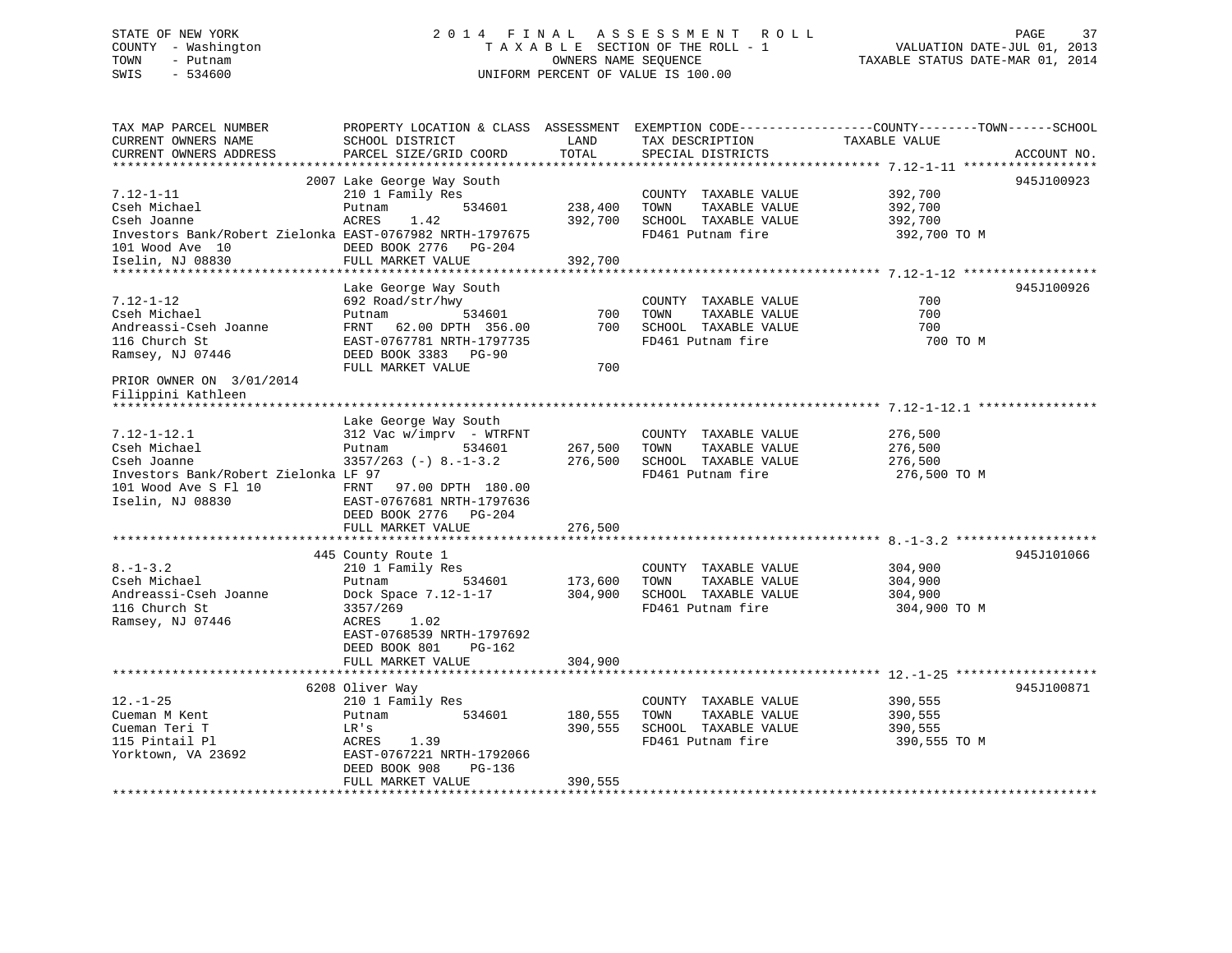STATE OF NEW YORK
COUNTY - Washington
TOWN - Putnam
SWIS - 534600

# 2014 FINAL ASSESSMENT ROLL

TAXABLE SECTION OF THE ROLL - 1
OWNERS NAME SEQUENCE
UNIFORM PERCENT OF VALUE IS 100.00

VALUATION DATE-JUL 01, 2013
TAXABLE STATUS DATE-MAR 01, 2014

```
TAX MAP PARCEL NUMBER          PROPERTY LOCATION & CLASS  ASSESSMENT  EXEMPTION CODE-----------------COUNTY--------TOWN------SCHOOL
CURRENT OWNERS NAME            SCHOOL DISTRICT               LAND      TAX DESCRIPTION            TAXABLE VALUE
CURRENT OWNERS ADDRESS         PARCEL SIZE/GRID COORD        TOTAL     SPECIAL DISTRICTS                                  ACCOUNT NO.
******************************************************************************************************* 7.12-1-11 ******************
                               2007 Lake George Way South                                                                945J100923
7.12-1-11                      210 1 Family Res                         COUNTY  TAXABLE VALUE          392,700
Cseh Michael                   Putnam          534601        238,400   TOWN    TAXABLE VALUE          392,700
Cseh Joanne                    ACRES    1.42                 392,700   SCHOOL  TAXABLE VALUE          392,700
Investors Bank/Robert Zielonka EAST-0767982 NRTH-1797675               FD461 Putnam fire               392,700 TO M
101 Wood Ave  10               DEED BOOK 2776   PG-204
Iselin, NJ 08830               FULL MARKET VALUE            392,700
******************************************************************************************************* 7.12-1-12 ******************
                               Lake George Way South                                                                     945J100926
7.12-1-12                      692 Road/str/hwy                         COUNTY  TAXABLE VALUE              700
Cseh Michael                   Putnam          534601            700   TOWN    TAXABLE VALUE              700
Andreassi-Cseh Joanne          FRNT   62.00 DPTH  356.00         700   SCHOOL  TAXABLE VALUE              700
116 Church St                  EAST-0767781 NRTH-1797735               FD461 Putnam fire                   700 TO M
Ramsey, NJ 07446               DEED BOOK 3383   PG-90
                               FULL MARKET VALUE                700
PRIOR OWNER ON  3/01/2014
Filippini Kathleen
******************************************************************************************************* 7.12-1-12.1 ****************
                               Lake George Way South
7.12-1-12.1                    312 Vac w/imprv  - WTRFNT                COUNTY  TAXABLE VALUE          276,500
Cseh Michael                   Putnam          534601        267,500   TOWN    TAXABLE VALUE          276,500
Cseh Joanne                    3357/263 (-) 8.-1-3.2         276,500   SCHOOL  TAXABLE VALUE          276,500
Investors Bank/Robert Zielonka LF 97                                   FD461 Putnam fire               276,500 TO M
101 Wood Ave S Fl 10           FRNT   97.00 DPTH  180.00
Iselin, NJ 08830               EAST-0767681 NRTH-1797636
                               DEED BOOK 2776   PG-204
                               FULL MARKET VALUE            276,500
******************************************************************************************************* 8.-1-3.2 *******************
                               445 County Route 1                                                                        945J101066
8.-1-3.2                       210 1 Family Res                         COUNTY  TAXABLE VALUE          304,900
Cseh Michael                   Putnam          534601        173,600   TOWN    TAXABLE VALUE          304,900
Andreassi-Cseh Joanne          Dock Space 7.12-1-17          304,900   SCHOOL  TAXABLE VALUE          304,900
116 Church St                  3357/269                                FD461 Putnam fire               304,900 TO M
Ramsey, NJ 07446               ACRES    1.02
                               EAST-0768539 NRTH-1797692
                               DEED BOOK 801    PG-162
                               FULL MARKET VALUE            304,900
******************************************************************************************************* 12.-1-25 *******************
                               6208 Oliver Way                                                                           945J100871
12.-1-25                       210 1 Family Res                         COUNTY  TAXABLE VALUE          390,555
Cueman M Kent                  Putnam          534601        180,555   TOWN    TAXABLE VALUE          390,555
Cueman Teri T                  LR's                          390,555   SCHOOL  TAXABLE VALUE          390,555
115 Pintail Pl                 ACRES    1.39                           FD461 Putnam fire               390,555 TO M
Yorktown, VA 23692             EAST-0767221 NRTH-1792066
                               DEED BOOK 908    PG-136
                               FULL MARKET VALUE            390,555
************************************************************************************************************************************
```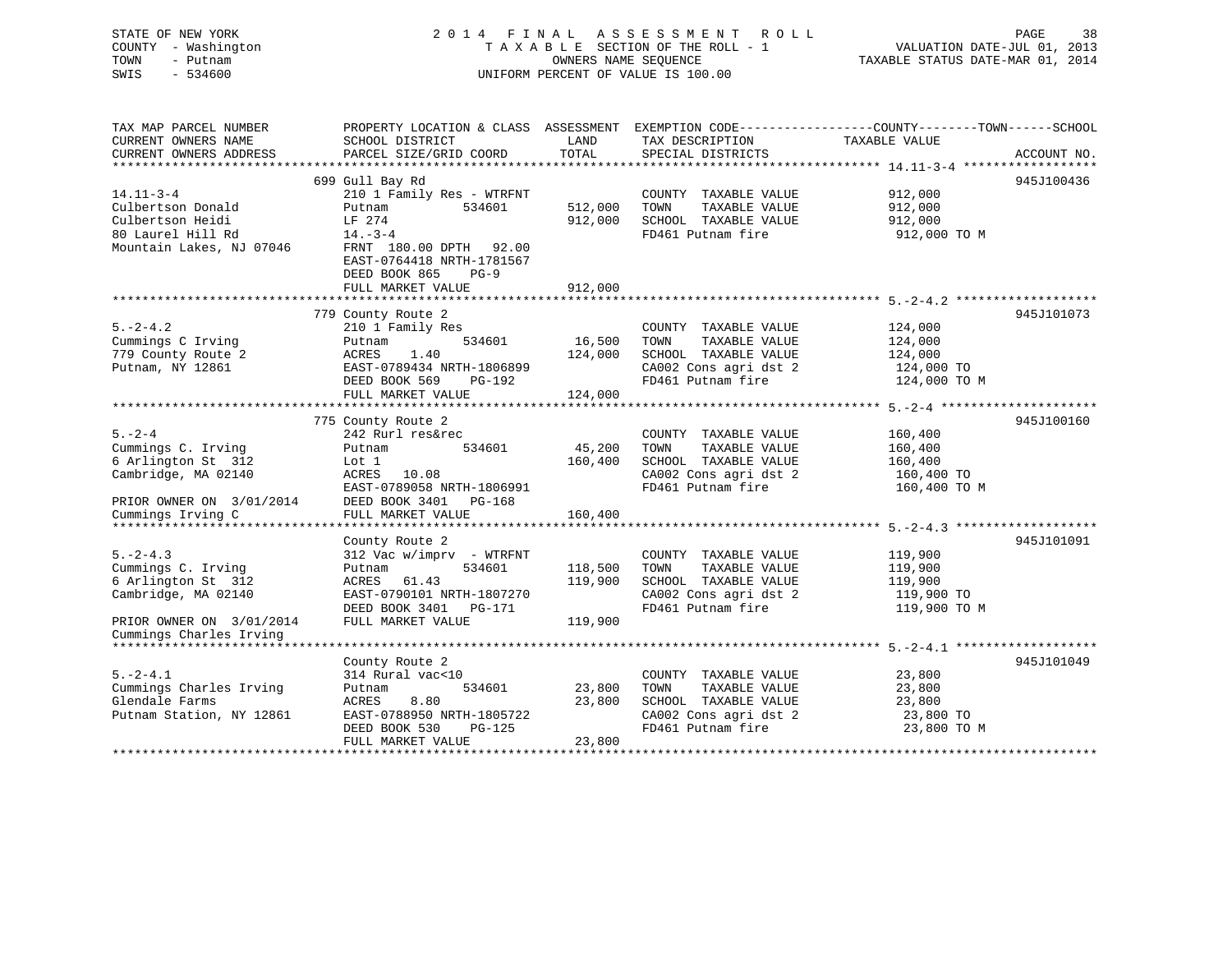STATE OF NEW YORK
COUNTY - Washington
TOWN - Putnam
SWIS - 534600

2014 FINAL ASSESSMENT ROLL
TAXABLE SECTION OF THE ROLL - 1
OWNERS NAME SEQUENCE
UNIFORM PERCENT OF VALUE IS 100.00

VALUATION DATE-JUL 01, 2013
TAXABLE STATUS DATE-MAR 01, 2014

| TAX MAP PARCEL NUMBER / CURRENT OWNERS NAME / CURRENT OWNERS ADDRESS | PROPERTY LOCATION & CLASS / SCHOOL DISTRICT / PARCEL SIZE/GRID COORD | ASSESSMENT LAND / TOTAL | EXEMPTION CODE / TAX DESCRIPTION / SPECIAL DISTRICTS | COUNTY--------TOWN------SCHOOL TAXABLE VALUE | ACCOUNT NO. |
|---|---|---|---|---|---|
| 14.11-3-4 | 699 Gull Bay Rd | | | | 945J100436 |
| 14.11-3-4 | 210 1 Family Res - WTRFNT | | COUNTY TAXABLE VALUE | 912,000 | |
| Culbertson Donald | Putnam 534601 | 512,000 | TOWN TAXABLE VALUE | 912,000 | |
| Culbertson Heidi | LF 274 | 912,000 | SCHOOL TAXABLE VALUE | 912,000 | |
| 80 Laurel Hill Rd | 14.-3-4 | | FD461 Putnam fire | 912,000 TO M | |
| Mountain Lakes, NJ 07046 | FRNT 180.00 DPTH 92.00 | | | | |
| | EAST-0764418 NRTH-1781567 | | | | |
| | DEED BOOK 865 PG-9 | | | | |
| | FULL MARKET VALUE | 912,000 | | | |
| 5.-2-4.2 | 779 County Route 2 | | | | 945J101073 |
| 5.-2-4.2 | 210 1 Family Res | | COUNTY TAXABLE VALUE | 124,000 | |
| Cummings C Irving | Putnam 534601 | 16,500 | TOWN TAXABLE VALUE | 124,000 | |
| 779 County Route 2 | ACRES 1.40 | 124,000 | SCHOOL TAXABLE VALUE | 124,000 | |
| Putnam, NY 12861 | EAST-0789434 NRTH-1806899 | | CA002 Cons agri dst 2 | 124,000 TO | |
| | DEED BOOK 569 PG-192 | | FD461 Putnam fire | 124,000 TO M | |
| | FULL MARKET VALUE | 124,000 | | | |
| 5.-2-4 | 775 County Route 2 | | | | 945J100160 |
| 5.-2-4 | 242 Rurl res&rec | | COUNTY TAXABLE VALUE | 160,400 | |
| Cummings C. Irving | Putnam 534601 | 45,200 | TOWN TAXABLE VALUE | 160,400 | |
| 6 Arlington St 312 | Lot 1 | 160,400 | SCHOOL TAXABLE VALUE | 160,400 | |
| Cambridge, MA 02140 | ACRES 10.08 | | CA002 Cons agri dst 2 | 160,400 TO | |
| | EAST-0789058 NRTH-1806991 | | FD461 Putnam fire | 160,400 TO M | |
| PRIOR OWNER ON 3/01/2014 | DEED BOOK 3401 PG-168 | | | | |
| Cummings Irving C | FULL MARKET VALUE | 160,400 | | | |
| 5.-2-4.3 | County Route 2 | | | | 945J101091 |
| 5.-2-4.3 | 312 Vac w/imprv - WTRFNT | | COUNTY TAXABLE VALUE | 119,900 | |
| Cummings C. Irving | Putnam 534601 | 118,500 | TOWN TAXABLE VALUE | 119,900 | |
| 6 Arlington St 312 | ACRES 61.43 | 119,900 | SCHOOL TAXABLE VALUE | 119,900 | |
| Cambridge, MA 02140 | EAST-0790101 NRTH-1807270 | | CA002 Cons agri dst 2 | 119,900 TO | |
| | DEED BOOK 3401 PG-171 | | FD461 Putnam fire | 119,900 TO M | |
| PRIOR OWNER ON 3/01/2014 | FULL MARKET VALUE | 119,900 | | | |
| Cummings Charles Irving | | | | | |
| 5.-2-4.1 | County Route 2 | | | | 945J101049 |
| 5.-2-4.1 | 314 Rural vac<10 | | COUNTY TAXABLE VALUE | 23,800 | |
| Cummings Charles Irving | Putnam 534601 | 23,800 | TOWN TAXABLE VALUE | 23,800 | |
| Glendale Farms | ACRES 8.80 | 23,800 | SCHOOL TAXABLE VALUE | 23,800 | |
| Putnam Station, NY 12861 | EAST-0788950 NRTH-1805722 | | CA002 Cons agri dst 2 | 23,800 TO | |
| | DEED BOOK 530 PG-125 | | FD461 Putnam fire | 23,800 TO M | |
| | FULL MARKET VALUE | 23,800 | | | |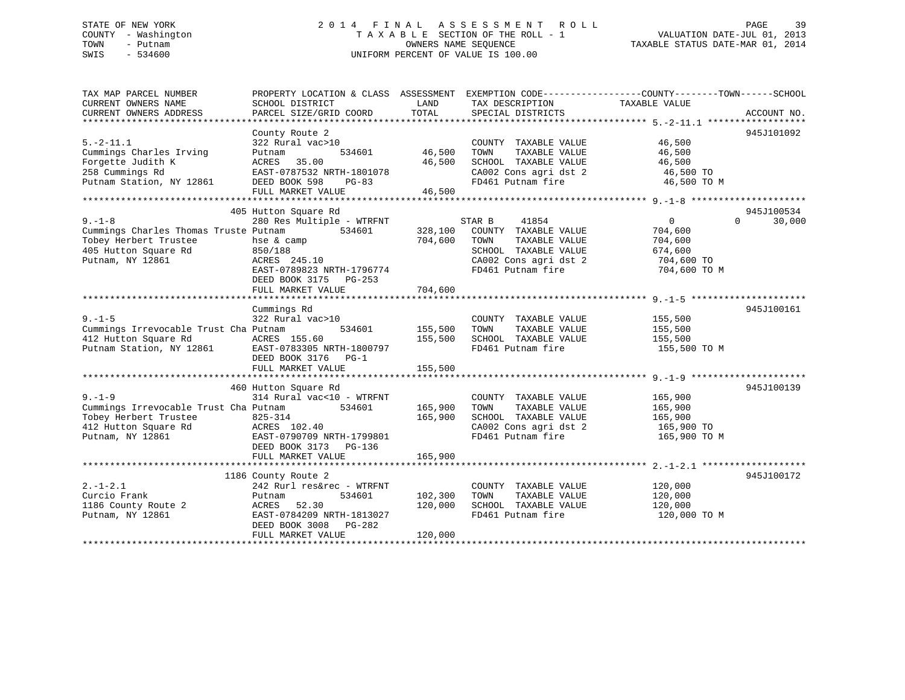STATE OF NEW YORK — COUNTY - Washington — TOWN - Putnam — SWIS - 534600

# 2014 FINAL ASSESSMENT ROLL

TAXABLE SECTION OF THE ROLL - 1
OWNERS NAME SEQUENCE
UNIFORM PERCENT OF VALUE IS 100.00

VALUATION DATE-JUL 01, 2013
TAXABLE STATUS DATE-MAR 01, 2014

| TAX MAP PARCEL NUMBER / CURRENT OWNERS NAME / CURRENT OWNERS ADDRESS | PROPERTY LOCATION & CLASS / SCHOOL DISTRICT / PARCEL SIZE/GRID COORD | ASSESSMENT LAND / TOTAL | EXEMPTION CODE / TAX DESCRIPTION / SPECIAL DISTRICTS | COUNTY / TOWN / SCHOOL TAXABLE VALUE | ACCOUNT NO. |
|---|---|---|---|---|---|
| **5.-2-11.1** | County Route 2 | | | | 945J101092 |
| 5.-2-11.1 | 322 Rural vac>10 | | COUNTY TAXABLE VALUE | 46,500 | |
| Cummings Charles Irving | Putnam 534601 | 46,500 | TOWN TAXABLE VALUE | 46,500 | |
| Forgette Judith K | ACRES 35.00 | 46,500 | SCHOOL TAXABLE VALUE | 46,500 | |
| 258 Cummings Rd | EAST-0787532 NRTH-1801078 | | CA002 Cons agri dst 2 | 46,500 TO | |
| Putnam Station, NY 12861 | DEED BOOK 598 PG-83 | | FD461 Putnam fire | 46,500 TO M | |
| | FULL MARKET VALUE | 46,500 | | | |
| **9.-1-8** | 405 Hutton Square Rd | | | | 945J100534 |
| 9.-1-8 | 280 Res Multiple - WTRFNT | | STAR B 41854 | 0 0 30,000 | |
| Cummings Charles Thomas Truste | Putnam 534601 | 328,100 | COUNTY TAXABLE VALUE | 704,600 | |
| Tobey Herbert Trustee | hse & camp | 704,600 | TOWN TAXABLE VALUE | 704,600 | |
| 405 Hutton Square Rd | 850/188 | | SCHOOL TAXABLE VALUE | 674,600 | |
| Putnam, NY 12861 | ACRES 245.10 | | CA002 Cons agri dst 2 | 704,600 TO | |
| | EAST-0789823 NRTH-1796774 | | FD461 Putnam fire | 704,600 TO M | |
| | DEED BOOK 3175 PG-253 | | | | |
| | FULL MARKET VALUE | 704,600 | | | |
| **9.-1-5** | Cummings Rd | | | | 945J100161 |
| 9.-1-5 | 322 Rural vac>10 | | COUNTY TAXABLE VALUE | 155,500 | |
| Cummings Irrevocable Trust Cha | Putnam 534601 | 155,500 | TOWN TAXABLE VALUE | 155,500 | |
| 412 Hutton Square Rd | ACRES 155.60 | 155,500 | SCHOOL TAXABLE VALUE | 155,500 | |
| Putnam Station, NY 12861 | EAST-0783305 NRTH-1800797 | | FD461 Putnam fire | 155,500 TO M | |
| | DEED BOOK 3176 PG-1 | | | | |
| | FULL MARKET VALUE | 155,500 | | | |
| **9.-1-9** | 460 Hutton Square Rd | | | | 945J100139 |
| 9.-1-9 | 314 Rural vac<10 - WTRFNT | | COUNTY TAXABLE VALUE | 165,900 | |
| Cummings Irrevocable Trust Cha | Putnam 534601 | 165,900 | TOWN TAXABLE VALUE | 165,900 | |
| Tobey Herbert Trustee | 825-314 | 165,900 | SCHOOL TAXABLE VALUE | 165,900 | |
| 412 Hutton Square Rd | ACRES 102.40 | | CA002 Cons agri dst 2 | 165,900 TO | |
| Putnam, NY 12861 | EAST-0790709 NRTH-1799801 | | FD461 Putnam fire | 165,900 TO M | |
| | DEED BOOK 3173 PG-136 | | | | |
| | FULL MARKET VALUE | 165,900 | | | |
| **2.-1-2.1** | 1186 County Route 2 | | | | 945J100172 |
| 2.-1-2.1 | 242 Rurl res&rec - WTRFNT | | COUNTY TAXABLE VALUE | 120,000 | |
| Curcio Frank | Putnam 534601 | 102,300 | TOWN TAXABLE VALUE | 120,000 | |
| 1186 County Route 2 | ACRES 52.30 | 120,000 | SCHOOL TAXABLE VALUE | 120,000 | |
| Putnam, NY 12861 | EAST-0784209 NRTH-1813027 | | FD461 Putnam fire | 120,000 TO M | |
| | DEED BOOK 3008 PG-282 | | | | |
| | FULL MARKET VALUE | 120,000 | | | |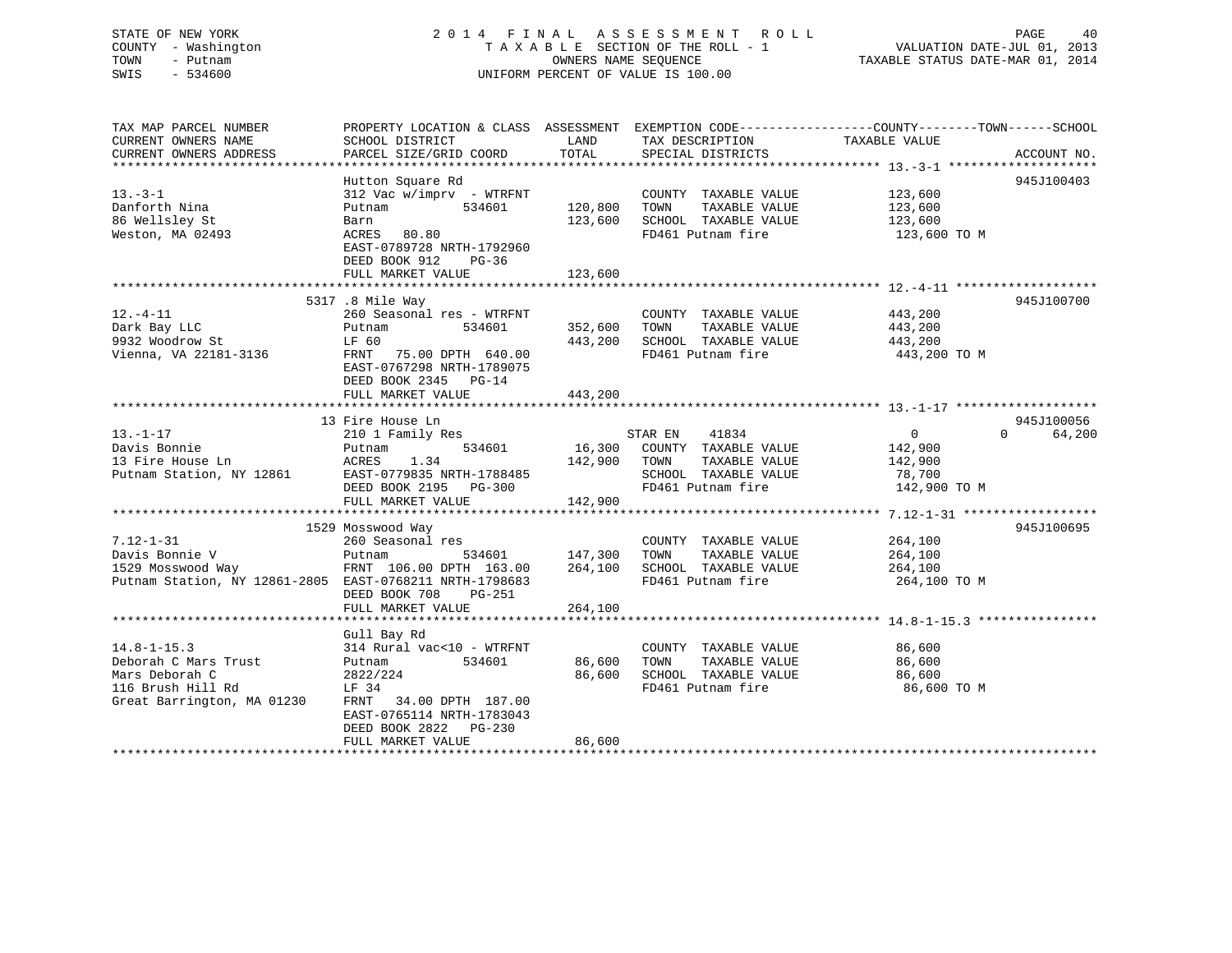STATE OF NEW YORK
COUNTY - Washington
TOWN - Putnam
SWIS - 534600

2014 FINAL ASSESSMENT ROLL
TAXABLE SECTION OF THE ROLL - 1
OWNERS NAME SEQUENCE
UNIFORM PERCENT OF VALUE IS 100.00

VALUATION DATE-JUL 01, 2013
TAXABLE STATUS DATE-MAR 01, 2014

| TAX MAP PARCEL NUMBER / CURRENT OWNERS NAME / CURRENT OWNERS ADDRESS | PROPERTY LOCATION & CLASS / SCHOOL DISTRICT / PARCEL SIZE/GRID COORD | ASSESSMENT LAND / TOTAL | EXEMPTION CODE / TAX DESCRIPTION / SPECIAL DISTRICTS | COUNTY / TOWN / SCHOOL TAXABLE VALUE | ACCOUNT NO. |
|---|---|---|---|---|---|
| **13.-3-1** | Hutton Square Rd | | | | 945J100403 |
| Danforth Nina | 312 Vac w/imprv - WTRFNT | | COUNTY TAXABLE VALUE | 123,600 | |
| 86 Wellsley St | Putnam 534601 | 120,800 | TOWN TAXABLE VALUE | 123,600 | |
| Weston, MA 02493 | Barn | 123,600 | SCHOOL TAXABLE VALUE | 123,600 | |
| | ACRES 80.80 | | FD461 Putnam fire | 123,600 TO M | |
| | EAST-0789728 NRTH-1792960 | | | | |
| | DEED BOOK 912 PG-36 | | | | |
| | FULL MARKET VALUE | 123,600 | | | |
| **12.-4-11** | 5317 .8 Mile Way | | | | 945J100700 |
| Dark Bay LLC | 260 Seasonal res - WTRFNT | | COUNTY TAXABLE VALUE | 443,200 | |
| 9932 Woodrow St | Putnam 534601 | 352,600 | TOWN TAXABLE VALUE | 443,200 | |
| Vienna, VA 22181-3136 | LF 60 | 443,200 | SCHOOL TAXABLE VALUE | 443,200 | |
| | FRNT 75.00 DPTH 640.00 | | FD461 Putnam fire | 443,200 TO M | |
| | EAST-0767298 NRTH-1789075 | | | | |
| | DEED BOOK 2345 PG-14 | | | | |
| | FULL MARKET VALUE | 443,200 | | | |
| **13.-1-17** | 13 Fire House Ln | | | | 945J100056 |
| Davis Bonnie | 210 1 Family Res | | STAR EN 41834 | 0 0 64,200 | |
| 13 Fire House Ln | Putnam 534601 | 16,300 | COUNTY TAXABLE VALUE | 142,900 | |
| Putnam Station, NY 12861 | ACRES 1.34 | 142,900 | TOWN TAXABLE VALUE | 142,900 | |
| | EAST-0779835 NRTH-1788485 | | SCHOOL TAXABLE VALUE | 78,700 | |
| | DEED BOOK 2195 PG-300 | | FD461 Putnam fire | 142,900 TO M | |
| | FULL MARKET VALUE | 142,900 | | | |
| **7.12-1-31** | 1529 Mosswood Way | | | | 945J100695 |
| Davis Bonnie V | 260 Seasonal res | | COUNTY TAXABLE VALUE | 264,100 | |
| 1529 Mosswood Way | Putnam 534601 | 147,300 | TOWN TAXABLE VALUE | 264,100 | |
| Putnam Station, NY 12861-2805 | FRNT 106.00 DPTH 163.00 | 264,100 | SCHOOL TAXABLE VALUE | 264,100 | |
| | EAST-0768211 NRTH-1798683 | | FD461 Putnam fire | 264,100 TO M | |
| | DEED BOOK 708 PG-251 | | | | |
| | FULL MARKET VALUE | 264,100 | | | |
| **14.8-1-15.3** | Gull Bay Rd | | | | |
| Deborah C Mars Trust | 314 Rural vac<10 - WTRFNT | | COUNTY TAXABLE VALUE | 86,600 | |
| Mars Deborah C | Putnam 534601 | 86,600 | TOWN TAXABLE VALUE | 86,600 | |
| 116 Brush Hill Rd | 2822/224 | 86,600 | SCHOOL TAXABLE VALUE | 86,600 | |
| Great Barrington, MA 01230 | LF 34 | | FD461 Putnam fire | 86,600 TO M | |
| | FRNT 34.00 DPTH 187.00 | | | | |
| | EAST-0765114 NRTH-1783043 | | | | |
| | DEED BOOK 2822 PG-230 | | | | |
| | FULL MARKET VALUE | 86,600 | | | |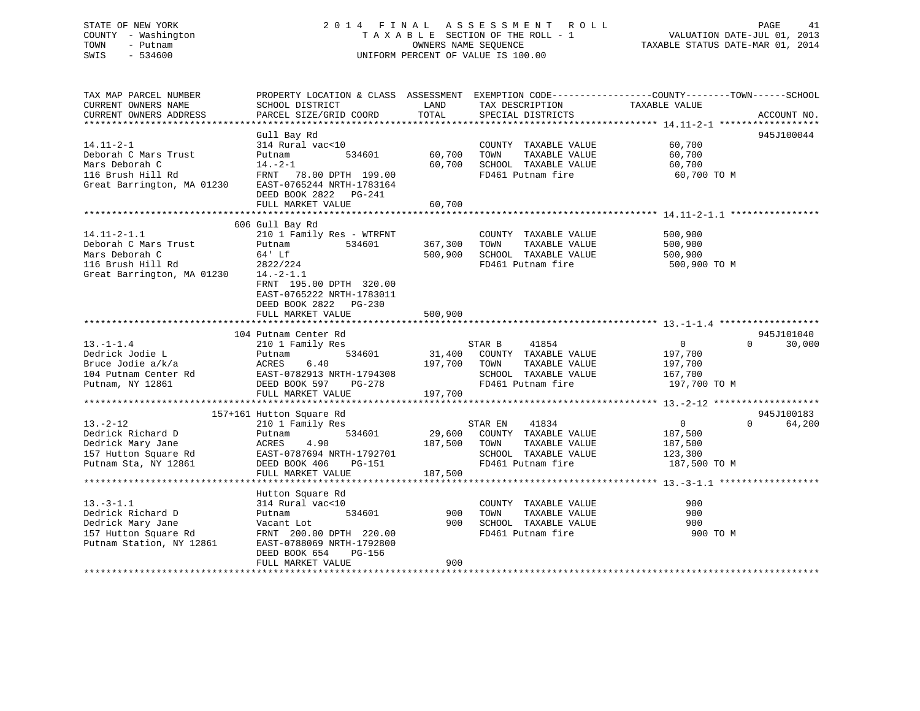STATE OF NEW YORK
COUNTY - Washington
TOWN - Putnam
SWIS - 534600

2014 FINAL ASSESSMENT ROLL
TAXABLE SECTION OF THE ROLL - 1
OWNERS NAME SEQUENCE
UNIFORM PERCENT OF VALUE IS 100.00

VALUATION DATE-JUL 01, 2013
TAXABLE STATUS DATE-MAR 01, 2014

```
TAX MAP PARCEL NUMBER          PROPERTY LOCATION & CLASS  ASSESSMENT  EXEMPTION CODE------------------COUNTY--------TOWN------SCHOOL
CURRENT OWNERS NAME            SCHOOL DISTRICT               LAND      TAX DESCRIPTION            TAXABLE VALUE
CURRENT OWNERS ADDRESS         PARCEL SIZE/GRID COORD        TOTAL     SPECIAL DISTRICTS                                    ACCOUNT NO.
******************************************************************************************************* 14.11-2-1 ******************
                               Gull Bay Rd                                                                                  945J100044
14.11-2-1                      314 Rural vac<10                        COUNTY  TAXABLE VALUE            60,700
Deborah C Mars Trust           Putnam          534601        60,700    TOWN    TAXABLE VALUE            60,700
Mars Deborah C                 14.-2-1                       60,700    SCHOOL  TAXABLE VALUE            60,700
116 Brush Hill Rd              FRNT   78.00 DPTH 199.00                FD461 Putnam fire                 60,700 TO M
Great Barrington, MA 01230     EAST-0765244 NRTH-1783164
                               DEED BOOK 2822   PG-241
                               FULL MARKET VALUE             60,700
******************************************************************************************************* 14.11-2-1.1 ****************
                               606 Gull Bay Rd
14.11-2-1.1                    210 1 Family Res - WTRFNT               COUNTY  TAXABLE VALUE           500,900
Deborah C Mars Trust           Putnam          534601       367,300    TOWN    TAXABLE VALUE           500,900
Mars Deborah C                 64' Lf                       500,900    SCHOOL  TAXABLE VALUE           500,900
116 Brush Hill Rd              2822/224                                FD461 Putnam fire                500,900 TO M
Great Barrington, MA 01230     14.-2-1.1
                               FRNT 195.00 DPTH 320.00
                               EAST-0765222 NRTH-1783011
                               DEED BOOK 2822   PG-230
                               FULL MARKET VALUE            500,900
******************************************************************************************************* 13.-1-1.4 ******************
                               104 Putnam Center Rd                                                                         945J101040
13.-1-1.4                      210 1 Family Res                        STAR B      41854                      0          0      30,000
Dedrick Jodie L                Putnam          534601        31,400    COUNTY  TAXABLE VALUE           197,700
Bruce Jodie a/k/a              ACRES     6.40               197,700    TOWN    TAXABLE VALUE           197,700
104 Putnam Center Rd           EAST-0782913 NRTH-1794308               SCHOOL  TAXABLE VALUE           167,700
Putnam, NY 12861               DEED BOOK 597    PG-278                 FD461 Putnam fire                197,700 TO M
                               FULL MARKET VALUE            197,700
******************************************************************************************************* 13.-2-12 *******************
                               157+161 Hutton Square Rd                                                                     945J100183
13.-2-12                       210 1 Family Res                        STAR EN     41834                      0          0      64,200
Dedrick Richard D              Putnam          534601        29,600    COUNTY  TAXABLE VALUE           187,500
Dedrick Mary Jane              ACRES     4.90               187,500    TOWN    TAXABLE VALUE           187,500
157 Hutton Square Rd           EAST-0787694 NRTH-1792701               SCHOOL  TAXABLE VALUE           123,300
Putnam Sta, NY 12861           DEED BOOK 406    PG-151                 FD461 Putnam fire                187,500 TO M
                               FULL MARKET VALUE            187,500
******************************************************************************************************* 13.-3-1.1 ******************
                               Hutton Square Rd
13.-3-1.1                      314 Rural vac<10                        COUNTY  TAXABLE VALUE               900
Dedrick Richard D              Putnam          534601           900    TOWN    TAXABLE VALUE               900
Dedrick Mary Jane              Vacant Lot                       900    SCHOOL  TAXABLE VALUE               900
157 Hutton Square Rd           FRNT 200.00 DPTH 220.00                 FD461 Putnam fire                    900 TO M
Putnam Station, NY 12861       EAST-0788069 NRTH-1792800
                               DEED BOOK 654    PG-156
                               FULL MARKET VALUE                900
************************************************************************************************************************************
```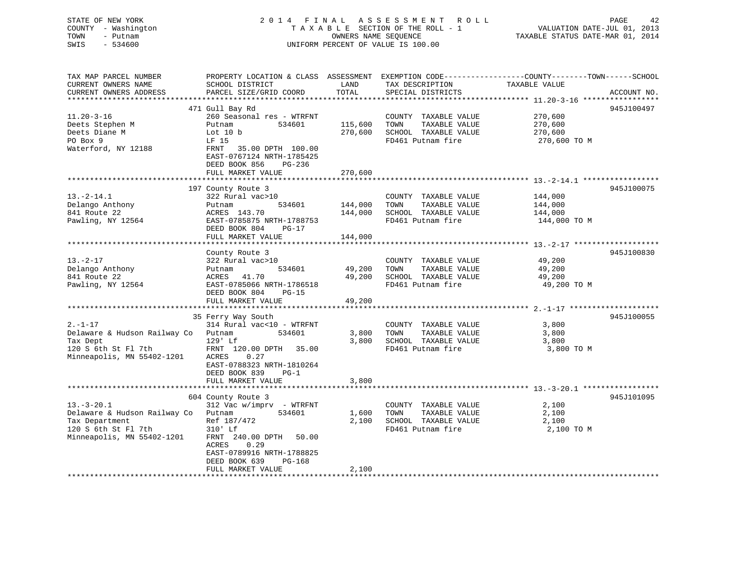STATE OF NEW YORK
COUNTY - Washington
TOWN - Putnam
SWIS - 534600

2014 FINAL ASSESSMENT ROLL
TAXABLE SECTION OF THE ROLL - 1
OWNERS NAME SEQUENCE
UNIFORM PERCENT OF VALUE IS 100.00

VALUATION DATE-JUL 01, 2013
TAXABLE STATUS DATE-MAR 01, 2014

| TAX MAP PARCEL NUMBER / CURRENT OWNERS NAME / CURRENT OWNERS ADDRESS | PROPERTY LOCATION & CLASS / SCHOOL DISTRICT / PARCEL SIZE/GRID COORD | ASSESSMENT LAND / TOTAL | EXEMPTION CODE / TAX DESCRIPTION / SPECIAL DISTRICTS | COUNTY / TOWN / SCHOOL TAXABLE VALUE | ACCOUNT NO. |
|---|---|---|---|---|---|
| 11.20-3-16 | 471 Gull Bay Rd | | | | 945J100497 |
| | 260 Seasonal res - WTRFNT | | COUNTY TAXABLE VALUE | 270,600 | |
| Deets Stephen M | Putnam 534601 | 115,600 | TOWN TAXABLE VALUE | 270,600 | |
| Deets Diane M | Lot 10 b | 270,600 | SCHOOL TAXABLE VALUE | 270,600 | |
| PO Box 9 | LF 15 | | FD461 Putnam fire | 270,600 TO M | |
| Waterford, NY 12188 | FRNT 35.00 DPTH 100.00 | | | | |
| | EAST-0767124 NRTH-1785425 | | | | |
| | DEED BOOK 856 PG-236 | | | | |
| | FULL MARKET VALUE | 270,600 | | | |
| 13.-2-14.1 | 197 County Route 3 | | | | 945J100075 |
| | 322 Rural vac>10 | | COUNTY TAXABLE VALUE | 144,000 | |
| Delango Anthony | Putnam 534601 | 144,000 | TOWN TAXABLE VALUE | 144,000 | |
| 841 Route 22 | ACRES 143.70 | 144,000 | SCHOOL TAXABLE VALUE | 144,000 | |
| Pawling, NY 12564 | EAST-0785875 NRTH-1788753 | | FD461 Putnam fire | 144,000 TO M | |
| | DEED BOOK 804 PG-17 | | | | |
| | FULL MARKET VALUE | 144,000 | | | |
| 13.-2-17 | County Route 3 | | | | 945J100830 |
| | 322 Rural vac>10 | | COUNTY TAXABLE VALUE | 49,200 | |
| Delango Anthony | Putnam 534601 | 49,200 | TOWN TAXABLE VALUE | 49,200 | |
| 841 Route 22 | ACRES 41.70 | 49,200 | SCHOOL TAXABLE VALUE | 49,200 | |
| Pawling, NY 12564 | EAST-0785066 NRTH-1786518 | | FD461 Putnam fire | 49,200 TO M | |
| | DEED BOOK 804 PG-15 | | | | |
| | FULL MARKET VALUE | 49,200 | | | |
| 2.-1-17 | 35 Ferry Way South | | | | 945J100055 |
| | 314 Rural vac<10 - WTRFNT | | COUNTY TAXABLE VALUE | 3,800 | |
| Delaware & Hudson Railway Co | Putnam 534601 | 3,800 | TOWN TAXABLE VALUE | 3,800 | |
| Tax Dept | 129' Lf | 3,800 | SCHOOL TAXABLE VALUE | 3,800 | |
| 120 S 6th St Fl 7th | FRNT 120.00 DPTH 35.00 | | FD461 Putnam fire | 3,800 TO M | |
| Minneapolis, MN 55402-1201 | ACRES 0.27 | | | | |
| | EAST-0788323 NRTH-1810264 | | | | |
| | DEED BOOK 839 PG-1 | | | | |
| | FULL MARKET VALUE | 3,800 | | | |
| 13.-3-20.1 | 604 County Route 3 | | | | 945J101095 |
| | 312 Vac w/imprv - WTRFNT | | COUNTY TAXABLE VALUE | 2,100 | |
| Delaware & Hudson Railway Co | Putnam 534601 | 1,600 | TOWN TAXABLE VALUE | 2,100 | |
| Tax Department | Ref 187/472 | 2,100 | SCHOOL TAXABLE VALUE | 2,100 | |
| 120 S 6th St Fl 7th | 310' Lf | | FD461 Putnam fire | 2,100 TO M | |
| Minneapolis, MN 55402-1201 | FRNT 240.00 DPTH 50.00 | | | | |
| | ACRES 0.29 | | | | |
| | EAST-0789916 NRTH-1788825 | | | | |
| | DEED BOOK 639 PG-168 | | | | |
| | FULL MARKET VALUE | 2,100 | | | |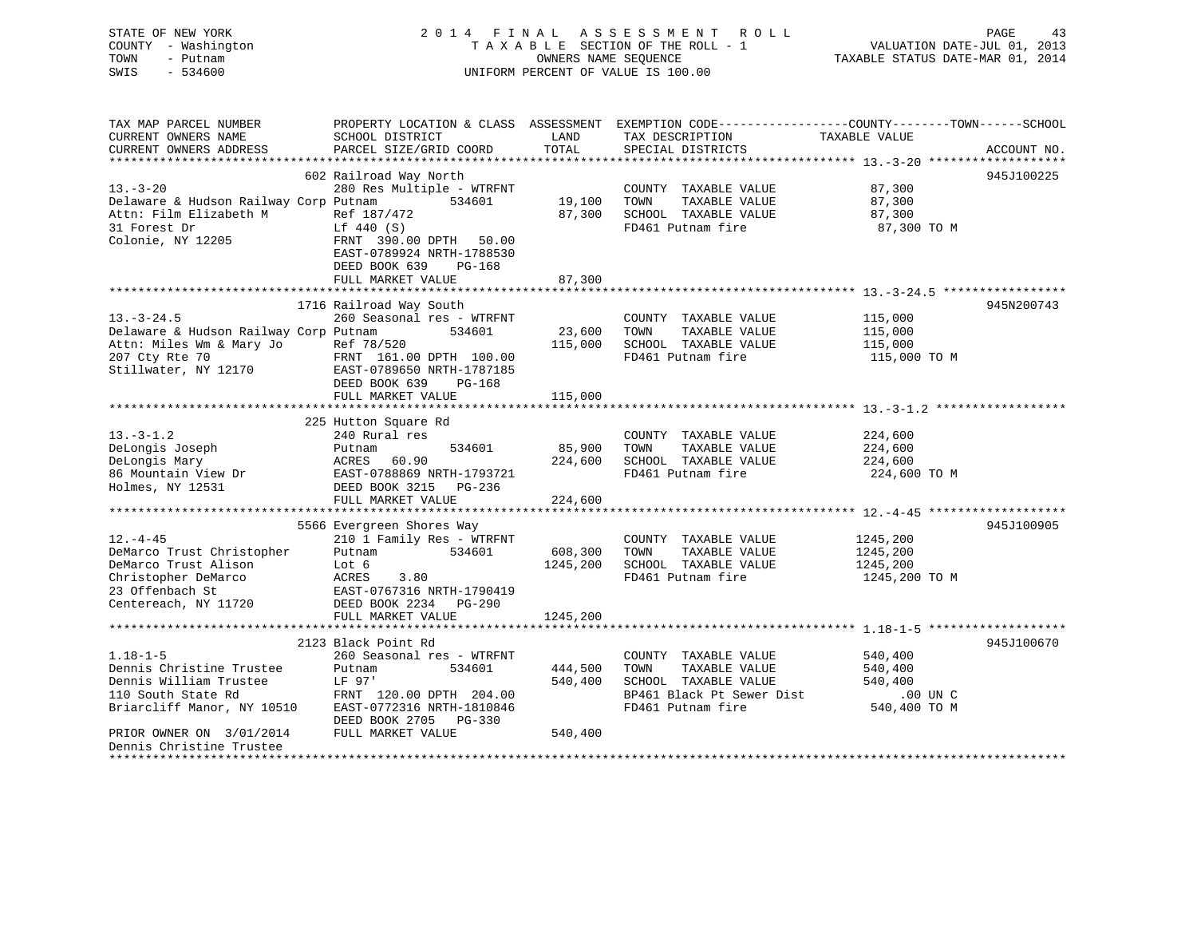STATE OF NEW YORK
COUNTY - Washington
TOWN - Putnam
SWIS - 534600

2014 FINAL ASSESSMENT ROLL
TAXABLE SECTION OF THE ROLL - 1
OWNERS NAME SEQUENCE
UNIFORM PERCENT OF VALUE IS 100.00

VALUATION DATE-JUL 01, 2013
TAXABLE STATUS DATE-MAR 01, 2014

| TAX MAP PARCEL NUMBER / CURRENT OWNERS NAME / CURRENT OWNERS ADDRESS | PROPERTY LOCATION & CLASS / SCHOOL DISTRICT / PARCEL SIZE/GRID COORD | ASSESSMENT LAND / TOTAL | EXEMPTION CODE / TAX DESCRIPTION / SPECIAL DISTRICTS | TAXABLE VALUE (COUNTY / TOWN / SCHOOL) | ACCOUNT NO. |
|---|---|---|---|---|---|
| **13.-3-20** | 602 Railroad Way North | | | | 945J100225 |
| Delaware & Hudson Railway Corp | 280 Res Multiple - WTRFNT | | COUNTY TAXABLE VALUE | 87,300 | |
| Attn: Film Elizabeth M | Putnam 534601 | 19,100 | TOWN TAXABLE VALUE | 87,300 | |
| 31 Forest Dr | Ref 187/472 | 87,300 | SCHOOL TAXABLE VALUE | 87,300 | |
| Colonie, NY 12205 | Lf 440 (S) | | FD461 Putnam fire | 87,300 TO M | |
| | FRNT 390.00 DPTH 50.00 | | | | |
| | EAST-0789924 NRTH-1788530 | | | | |
| | DEED BOOK 639 PG-168 | | | | |
| | FULL MARKET VALUE | 87,300 | | | |
| **13.-3-24.5** | 1716 Railroad Way South | | | | 945N200743 |
| Delaware & Hudson Railway Corp | 260 Seasonal res - WTRFNT | | COUNTY TAXABLE VALUE | 115,000 | |
| Attn: Miles Wm & Mary Jo | Putnam 534601 | 23,600 | TOWN TAXABLE VALUE | 115,000 | |
| 207 Cty Rte 70 | Ref 78/520 | 115,000 | SCHOOL TAXABLE VALUE | 115,000 | |
| Stillwater, NY 12170 | FRNT 161.00 DPTH 100.00 | | FD461 Putnam fire | 115,000 TO M | |
| | EAST-0789650 NRTH-1787185 | | | | |
| | DEED BOOK 639 PG-168 | | | | |
| | FULL MARKET VALUE | 115,000 | | | |
| **13.-3-1.2** | 225 Hutton Square Rd | | | | |
| DeLongis Joseph | 240 Rural res | | COUNTY TAXABLE VALUE | 224,600 | |
| DeLongis Mary | Putnam 534601 | 85,900 | TOWN TAXABLE VALUE | 224,600 | |
| 86 Mountain View Dr | ACRES 60.90 | 224,600 | SCHOOL TAXABLE VALUE | 224,600 | |
| Holmes, NY 12531 | EAST-0788869 NRTH-1793721 | | FD461 Putnam fire | 224,600 TO M | |
| | DEED BOOK 3215 PG-236 | | | | |
| | FULL MARKET VALUE | 224,600 | | | |
| **12.-4-45** | 5566 Evergreen Shores Way | | | | 945J100905 |
| DeMarco Trust Christopher | 210 1 Family Res - WTRFNT | | COUNTY TAXABLE VALUE | 1245,200 | |
| DeMarco Trust Alison | Putnam 534601 | 608,300 | TOWN TAXABLE VALUE | 1245,200 | |
| Christopher DeMarco | Lot 6 | 1245,200 | SCHOOL TAXABLE VALUE | 1245,200 | |
| 23 Offenbach St | ACRES 3.80 | | FD461 Putnam fire | 1245,200 TO M | |
| Centereach, NY 11720 | EAST-0767316 NRTH-1790419 | | | | |
| | DEED BOOK 2234 PG-290 | | | | |
| | FULL MARKET VALUE | 1245,200 | | | |
| **1.18-1-5** | 2123 Black Point Rd | | | | 945J100670 |
| Dennis Christine Trustee | 260 Seasonal res - WTRFNT | | COUNTY TAXABLE VALUE | 540,400 | |
| Dennis William Trustee | Putnam 534601 | 444,500 | TOWN TAXABLE VALUE | 540,400 | |
| 110 South State Rd | LF 97' | 540,400 | SCHOOL TAXABLE VALUE | 540,400 | |
| Briarcliff Manor, NY 10510 | FRNT 120.00 DPTH 204.00 | | BP461 Black Pt Sewer Dist | .00 UN C | |
| | EAST-0772316 NRTH-1810846 | | FD461 Putnam fire | 540,400 TO M | |
| | DEED BOOK 2705 PG-330 | | | | |
| PRIOR OWNER ON 3/01/2014 | FULL MARKET VALUE | 540,400 | | | |
| Dennis Christine Trustee | | | | | |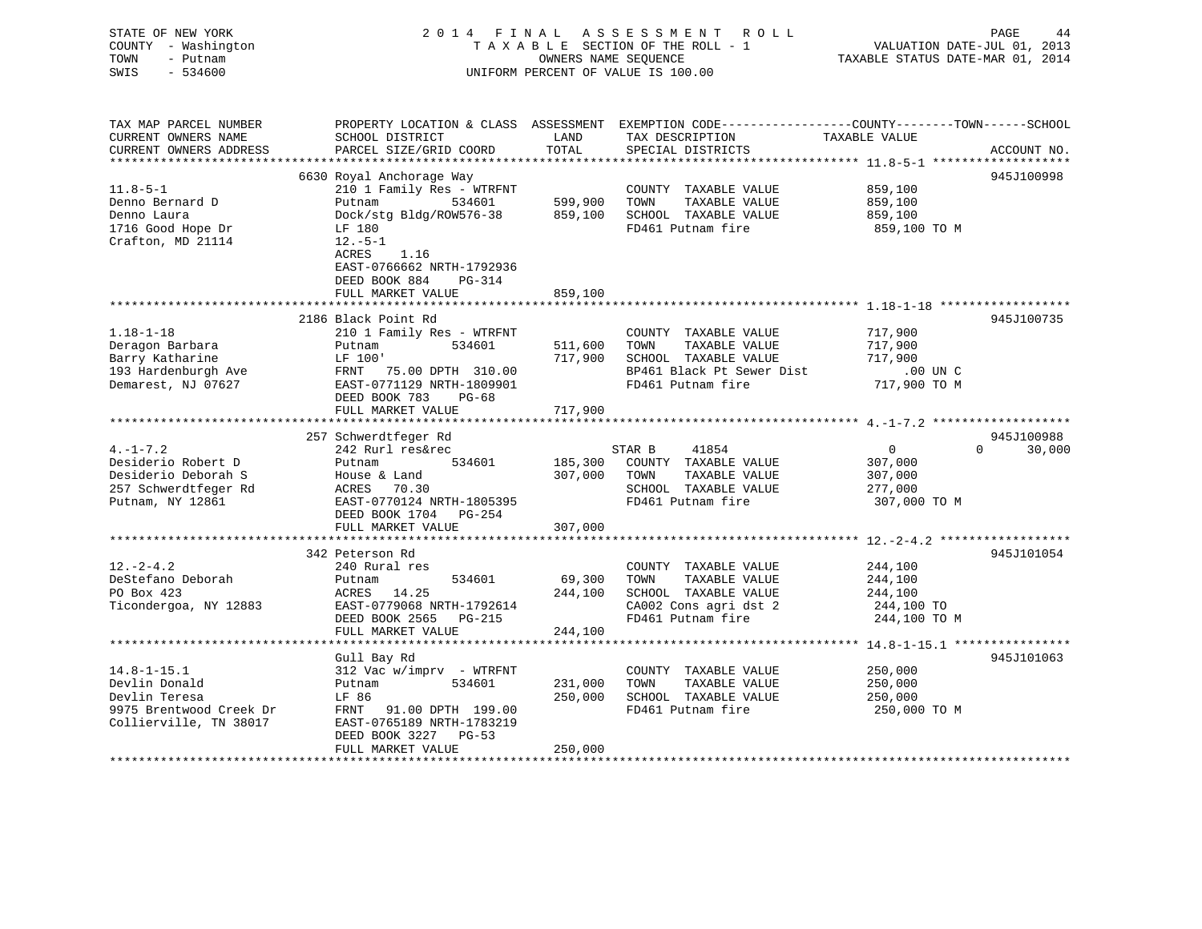STATE OF NEW YORK
COUNTY - Washington
TOWN - Putnam
SWIS - 534600

2014 FINAL ASSESSMENT ROLL
TAXABLE SECTION OF THE ROLL - 1
OWNERS NAME SEQUENCE
UNIFORM PERCENT OF VALUE IS 100.00

VALUATION DATE-JUL 01, 2013
TAXABLE STATUS DATE-MAR 01, 2014

| TAX MAP PARCEL NUMBER / CURRENT OWNERS NAME / CURRENT OWNERS ADDRESS | PROPERTY LOCATION & CLASS / SCHOOL DISTRICT / PARCEL SIZE/GRID COORD | ASSESSMENT LAND / TOTAL | EXEMPTION CODE / TAX DESCRIPTION / SPECIAL DISTRICTS | COUNTY / TOWN / SCHOOL TAXABLE VALUE | ACCOUNT NO. |
|---|---|---|---|---|---|
| 11.8-5-1 | 6630 Royal Anchorage Way | | | | 945J100998 |
| | 210 1 Family Res - WTRFNT | | COUNTY TAXABLE VALUE | 859,100 | |
| Denno Bernard D | Putnam 534601 | 599,900 | TOWN TAXABLE VALUE | 859,100 | |
| Denno Laura | Dock/stg Bldg/ROW576-38 | 859,100 | SCHOOL TAXABLE VALUE | 859,100 | |
| 1716 Good Hope Dr | LF 180 | | FD461 Putnam fire | 859,100 TO M | |
| Crafton, MD 21114 | 12.-5-1 | | | | |
| | ACRES 1.16 | | | | |
| | EAST-0766662 NRTH-1792936 | | | | |
| | DEED BOOK 884 PG-314 | | | | |
| | FULL MARKET VALUE | 859,100 | | | |
| 1.18-1-18 | 2186 Black Point Rd | | | | 945J100735 |
| | 210 1 Family Res - WTRFNT | | COUNTY TAXABLE VALUE | 717,900 | |
| Deragon Barbara | Putnam 534601 | 511,600 | TOWN TAXABLE VALUE | 717,900 | |
| Barry Katharine | LF 100' | 717,900 | SCHOOL TAXABLE VALUE | 717,900 | |
| 193 Hardenburgh Ave | FRNT 75.00 DPTH 310.00 | | BP461 Black Pt Sewer Dist | .00 UN C | |
| Demarest, NJ 07627 | EAST-0771129 NRTH-1809901 | | FD461 Putnam fire | 717,900 TO M | |
| | DEED BOOK 783 PG-68 | | | | |
| | FULL MARKET VALUE | 717,900 | | | |
| 4.-1-7.2 | 257 Schwerdtfeger Rd | | | | 945J100988 |
| | 242 Rurl res&rec | | STAR B 41854 | 0 / 0 / 30,000 | |
| Desiderio Robert D | Putnam 534601 | 185,300 | COUNTY TAXABLE VALUE | 307,000 | |
| Desiderio Deborah S | House & Land | 307,000 | TOWN TAXABLE VALUE | 307,000 | |
| 257 Schwerdtfeger Rd | ACRES 70.30 | | SCHOOL TAXABLE VALUE | 277,000 | |
| Putnam, NY 12861 | EAST-0770124 NRTH-1805395 | | FD461 Putnam fire | 307,000 TO M | |
| | DEED BOOK 1704 PG-254 | | | | |
| | FULL MARKET VALUE | 307,000 | | | |
| 12.-2-4.2 | 342 Peterson Rd | | | | 945J101054 |
| | 240 Rural res | | COUNTY TAXABLE VALUE | 244,100 | |
| DeStefano Deborah | Putnam 534601 | 69,300 | TOWN TAXABLE VALUE | 244,100 | |
| PO Box 423 | ACRES 14.25 | 244,100 | SCHOOL TAXABLE VALUE | 244,100 | |
| Ticondergoa, NY 12883 | EAST-0779068 NRTH-1792614 | | CA002 Cons agri dst 2 | 244,100 TO | |
| | DEED BOOK 2565 PG-215 | | FD461 Putnam fire | 244,100 TO M | |
| | FULL MARKET VALUE | 244,100 | | | |
| 14.8-1-15.1 | Gull Bay Rd | | | | 945J101063 |
| | 312 Vac w/imprv - WTRFNT | | COUNTY TAXABLE VALUE | 250,000 | |
| Devlin Donald | Putnam 534601 | 231,000 | TOWN TAXABLE VALUE | 250,000 | |
| Devlin Teresa | LF 86 | 250,000 | SCHOOL TAXABLE VALUE | 250,000 | |
| 9975 Brentwood Creek Dr | FRNT 91.00 DPTH 199.00 | | FD461 Putnam fire | 250,000 TO M | |
| Collierville, TN 38017 | EAST-0765189 NRTH-1783219 | | | | |
| | DEED BOOK 3227 PG-53 | | | | |
| | FULL MARKET VALUE | 250,000 | | | |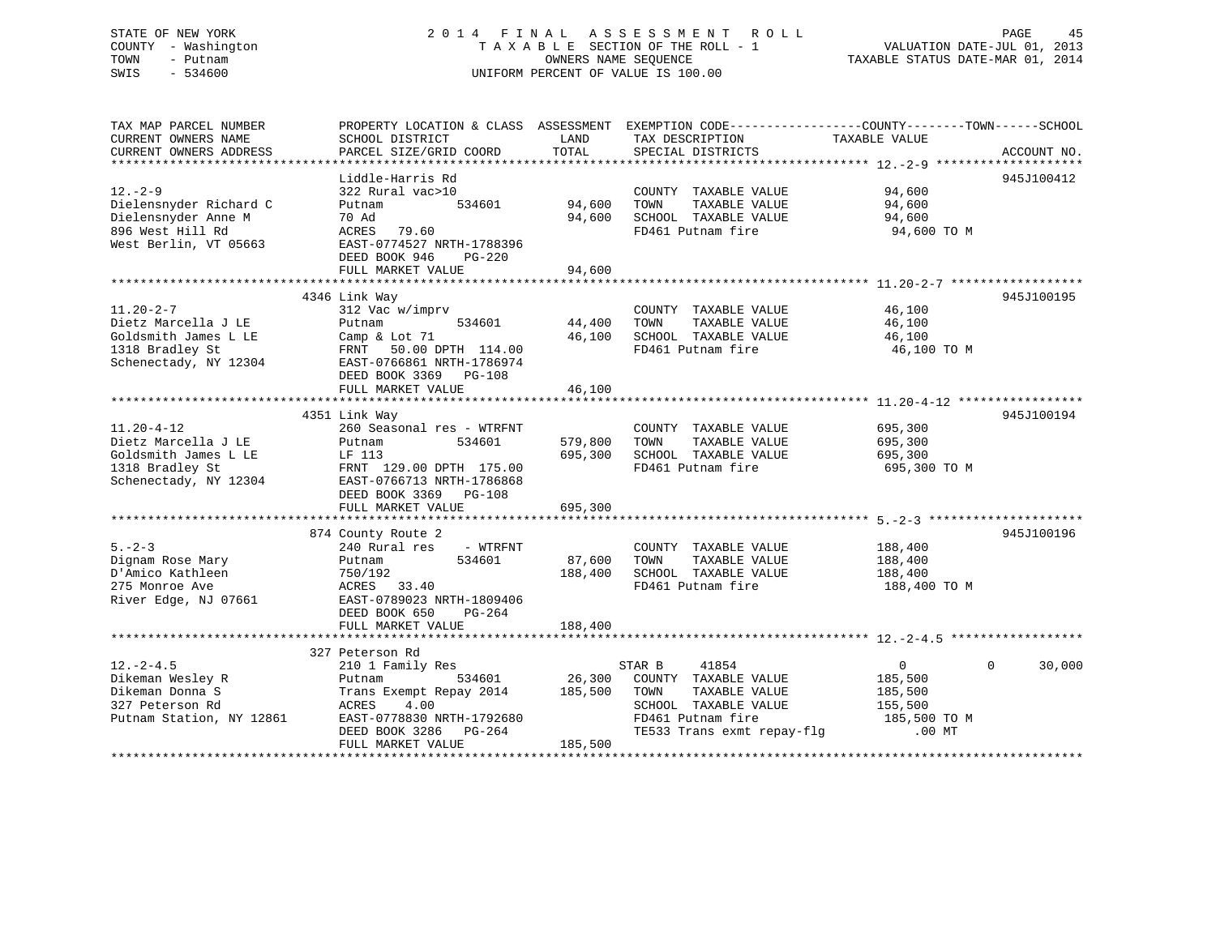STATE OF NEW YORK
COUNTY - Washington
TOWN - Putnam
SWIS - 534600

2014 FINAL ASSESSMENT ROLL
TAXABLE SECTION OF THE ROLL - 1
OWNERS NAME SEQUENCE
UNIFORM PERCENT OF VALUE IS 100.00

VALUATION DATE-JUL 01, 2013
TAXABLE STATUS DATE-MAR 01, 2014

| TAX MAP PARCEL NUMBER / CURRENT OWNERS NAME / CURRENT OWNERS ADDRESS | PROPERTY LOCATION & CLASS / SCHOOL DISTRICT / PARCEL SIZE/GRID COORD | ASSESSMENT LAND | ASSESSMENT TOTAL | EXEMPTION CODE / TAX DESCRIPTION / SPECIAL DISTRICTS | COUNTY TAXABLE VALUE | TOWN | SCHOOL | ACCOUNT NO. |
|---|---|---|---|---|---|---|---|---|
| **12.-2-9** | Liddle-Harris Rd | | | | | | | 945J100412 |
| 12.-2-9 | 322 Rural vac>10 | | | COUNTY TAXABLE VALUE | 94,600 | | | |
| Dielensnyder Richard C | Putnam 534601 | 94,600 | | TOWN TAXABLE VALUE | 94,600 | | | |
| Dielensnyder Anne M | 70 Ad | | 94,600 | SCHOOL TAXABLE VALUE | 94,600 | | | |
| 896 West Hill Rd | ACRES 79.60 | | | FD461 Putnam fire | 94,600 TO M | | | |
| West Berlin, VT 05663 | EAST-0774527 NRTH-1788396 | | | | | | | |
| | DEED BOOK 946 PG-220 | | | | | | | |
| | FULL MARKET VALUE | | 94,600 | | | | | |
| **11.20-2-7** | 4346 Link Way | | | | | | | 945J100195 |
| 11.20-2-7 | 312 Vac w/imprv | | | COUNTY TAXABLE VALUE | 46,100 | | | |
| Dietz Marcella J LE | Putnam 534601 | 44,400 | | TOWN TAXABLE VALUE | 46,100 | | | |
| Goldsmith James L LE | Camp & Lot 71 | | 46,100 | SCHOOL TAXABLE VALUE | 46,100 | | | |
| 1318 Bradley St | FRNT 50.00 DPTH 114.00 | | | FD461 Putnam fire | 46,100 TO M | | | |
| Schenectady, NY 12304 | EAST-0766861 NRTH-1786974 | | | | | | | |
| | DEED BOOK 3369 PG-108 | | | | | | | |
| | FULL MARKET VALUE | | 46,100 | | | | | |
| **11.20-4-12** | 4351 Link Way | | | | | | | 945J100194 |
| 11.20-4-12 | 260 Seasonal res - WTRFNT | | | COUNTY TAXABLE VALUE | 695,300 | | | |
| Dietz Marcella J LE | Putnam 534601 | 579,800 | | TOWN TAXABLE VALUE | 695,300 | | | |
| Goldsmith James L LE | LF 113 | | 695,300 | SCHOOL TAXABLE VALUE | 695,300 | | | |
| 1318 Bradley St | FRNT 129.00 DPTH 175.00 | | | FD461 Putnam fire | 695,300 TO M | | | |
| Schenectady, NY 12304 | EAST-0766713 NRTH-1786868 | | | | | | | |
| | DEED BOOK 3369 PG-108 | | | | | | | |
| | FULL MARKET VALUE | | 695,300 | | | | | |
| **5.-2-3** | 874 County Route 2 | | | | | | | 945J100196 |
| 5.-2-3 | 240 Rural res - WTRFNT | | | COUNTY TAXABLE VALUE | 188,400 | | | |
| Dignam Rose Mary | Putnam 534601 | 87,600 | | TOWN TAXABLE VALUE | 188,400 | | | |
| D'Amico Kathleen | 750/192 | | 188,400 | SCHOOL TAXABLE VALUE | 188,400 | | | |
| 275 Monroe Ave | ACRES 33.40 | | | FD461 Putnam fire | 188,400 TO M | | | |
| River Edge, NJ 07661 | EAST-0789023 NRTH-1809406 | | | | | | | |
| | DEED BOOK 650 PG-264 | | | | | | | |
| | FULL MARKET VALUE | | 188,400 | | | | | |
| **12.-2-4.5** | 327 Peterson Rd | | | | | | | |
| 12.-2-4.5 | 210 1 Family Res | | | STAR B 41854 | 0 | 0 | 30,000 | |
| Dikeman Wesley R | Putnam 534601 | 26,300 | | COUNTY TAXABLE VALUE | 185,500 | | | |
| Dikeman Donna S | Trans Exempt Repay 2014 | | 185,500 | TOWN TAXABLE VALUE | 185,500 | | | |
| 327 Peterson Rd | ACRES 4.00 | | | SCHOOL TAXABLE VALUE | 155,500 | | | |
| Putnam Station, NY 12861 | EAST-0778830 NRTH-1792680 | | | FD461 Putnam fire | 185,500 TO M | | | |
| | DEED BOOK 3286 PG-264 | | | TE533 Trans exmt repay-flg | .00 MT | | | |
| | FULL MARKET VALUE | | 185,500 | | | | | |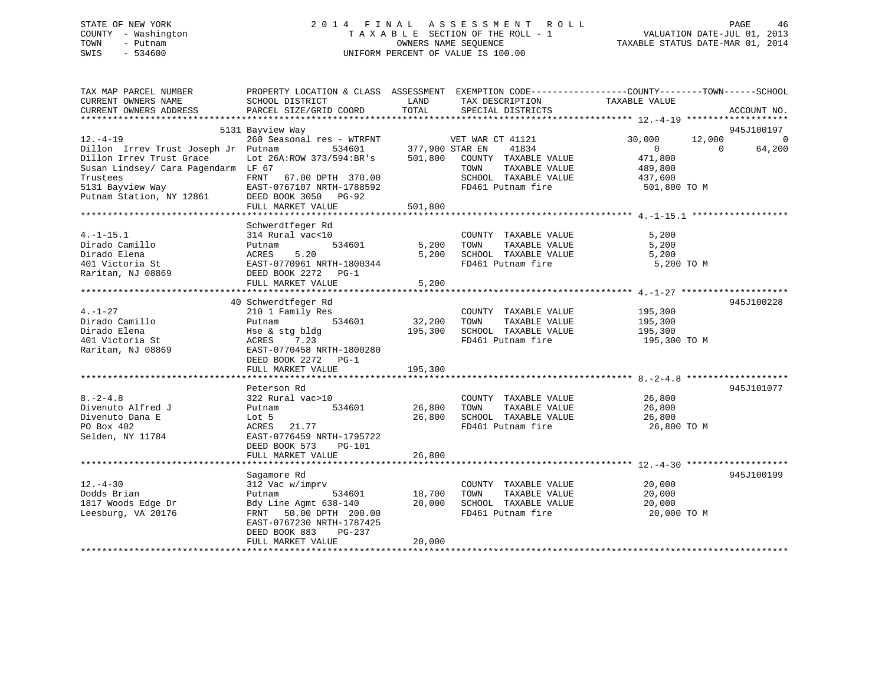STATE OF NEW YORK
COUNTY - Washington
TOWN - Putnam
SWIS - 534600

2014 FINAL ASSESSMENT ROLL
TAXABLE SECTION OF THE ROLL - 1
OWNERS NAME SEQUENCE
UNIFORM PERCENT OF VALUE IS 100.00

VALUATION DATE-JUL 01, 2013
TAXABLE STATUS DATE-MAR 01, 2014

| TAX MAP PARCEL NUMBER / CURRENT OWNERS NAME / CURRENT OWNERS ADDRESS | PROPERTY LOCATION & CLASS / SCHOOL DISTRICT / PARCEL SIZE/GRID COORD | ASSESSMENT LAND / TOTAL | EXEMPTION CODE / TAX DESCRIPTION / SPECIAL DISTRICTS | COUNTY TAXABLE VALUE | TOWN | SCHOOL | ACCOUNT NO. |
|---|---|---|---|---|---|---|---|
| **12.-4-19** | 5131 Bayview Way | | | | | | 945J100197 |
| 12.-4-19 | 260 Seasonal res - WTRFNT | | VET WAR CT 41121 | 30,000 | 12,000 | 0 | |
| Dillon Irrev Trust Joseph Jr | Putnam 534601 | 377,900 | STAR EN 41834 | 0 | 0 | 64,200 | |
| Dillon Irrev Trust Grace | Lot 26A:ROW 373/594:BR's | 501,800 | COUNTY TAXABLE VALUE | 471,800 | | | |
| Susan Lindsey/ Cara Pagendarm | LF 67 | | TOWN TAXABLE VALUE | 489,800 | | | |
| Trustees | FRNT 67.00 DPTH 370.00 | | SCHOOL TAXABLE VALUE | 437,600 | | | |
| 5131 Bayview Way | EAST-0767107 NRTH-1788592 | | FD461 Putnam fire | 501,800 TO M | | | |
| Putnam Station, NY 12861 | DEED BOOK 3050 PG-92 | | | | | | |
| | FULL MARKET VALUE | 501,800 | | | | | |
| **4.-1-15.1** | Schwerdtfeger Rd | | | | | | |
| 4.-1-15.1 | 314 Rural vac<10 | | COUNTY TAXABLE VALUE | 5,200 | | | |
| Dirado Camillo | Putnam 534601 | 5,200 | TOWN TAXABLE VALUE | 5,200 | | | |
| Dirado Elena | ACRES 5.20 | 5,200 | SCHOOL TAXABLE VALUE | 5,200 | | | |
| 401 Victoria St | EAST-0770961 NRTH-1800344 | | FD461 Putnam fire | 5,200 TO M | | | |
| Raritan, NJ 08869 | DEED BOOK 2272 PG-1 | | | | | | |
| | FULL MARKET VALUE | 5,200 | | | | | |
| **4.-1-27** | 40 Schwerdtfeger Rd | | | | | | 945J100228 |
| 4.-1-27 | 210 1 Family Res | | COUNTY TAXABLE VALUE | 195,300 | | | |
| Dirado Camillo | Putnam 534601 | 32,200 | TOWN TAXABLE VALUE | 195,300 | | | |
| Dirado Elena | Hse & stg bldg | 195,300 | SCHOOL TAXABLE VALUE | 195,300 | | | |
| 401 Victoria St | ACRES 7.23 | | FD461 Putnam fire | 195,300 TO M | | | |
| Raritan, NJ 08869 | EAST-0770458 NRTH-1800280 | | | | | | |
| | DEED BOOK 2272 PG-1 | | | | | | |
| | FULL MARKET VALUE | 195,300 | | | | | |
| **8.-2-4.8** | Peterson Rd | | | | | | 945J101077 |
| 8.-2-4.8 | 322 Rural vac>10 | | COUNTY TAXABLE VALUE | 26,800 | | | |
| Divenuto Alfred J | Putnam 534601 | 26,800 | TOWN TAXABLE VALUE | 26,800 | | | |
| Divenuto Dana E | Lot 5 | 26,800 | SCHOOL TAXABLE VALUE | 26,800 | | | |
| PO Box 402 | ACRES 21.77 | | FD461 Putnam fire | 26,800 TO M | | | |
| Selden, NY 11784 | EAST-0776459 NRTH-1795722 | | | | | | |
| | DEED BOOK 573 PG-101 | | | | | | |
| | FULL MARKET VALUE | 26,800 | | | | | |
| **12.-4-30** | Sagamore Rd | | | | | | 945J100199 |
| 12.-4-30 | 312 Vac w/imprv | | COUNTY TAXABLE VALUE | 20,000 | | | |
| Dodds Brian | Putnam 534601 | 18,700 | TOWN TAXABLE VALUE | 20,000 | | | |
| 1817 Woods Edge Dr | Bdy Line Agmt 638-140 | 20,000 | SCHOOL TAXABLE VALUE | 20,000 | | | |
| Leesburg, VA 20176 | FRNT 50.00 DPTH 200.00 | | FD461 Putnam fire | 20,000 TO M | | | |
| | EAST-0767230 NRTH-1787425 | | | | | | |
| | DEED BOOK 883 PG-237 | | | | | | |
| | FULL MARKET VALUE | 20,000 | | | | | |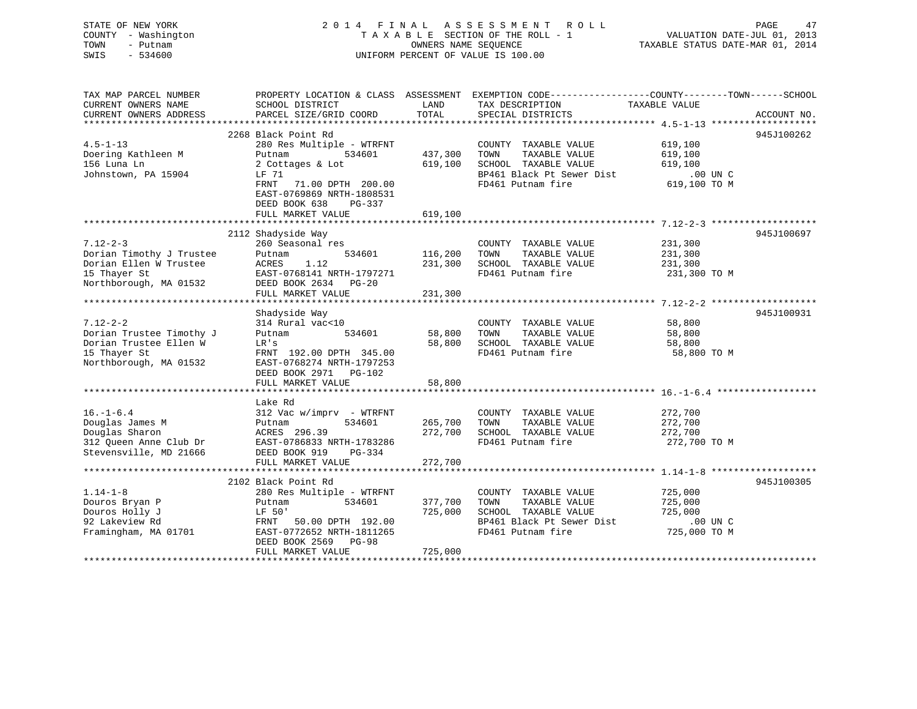STATE OF NEW YORK
COUNTY - Washington
TOWN - Putnam
SWIS - 534600

# 2014 FINAL ASSESSMENT ROLL

TAXABLE SECTION OF THE ROLL - 1
OWNERS NAME SEQUENCE
UNIFORM PERCENT OF VALUE IS 100.00

VALUATION DATE-JUL 01, 2013
TAXABLE STATUS DATE-MAR 01, 2014

| TAX MAP PARCEL NUMBER / CURRENT OWNERS NAME / CURRENT OWNERS ADDRESS | PROPERTY LOCATION & CLASS / SCHOOL DISTRICT / PARCEL SIZE/GRID COORD | ASSESSMENT LAND / TOTAL | EXEMPTION CODE / TAX DESCRIPTION / SPECIAL DISTRICTS | TAXABLE VALUE (COUNTY / TOWN / SCHOOL) | ACCOUNT NO. |
|---|---|---|---|---|---|
| 4.5-1-13 | 2268 Black Point Rd | | | | 945J100262 |
| Doering Kathleen M | 280 Res Multiple - WTRFNT | | COUNTY TAXABLE VALUE | 619,100 | |
| 156 Luna Ln | Putnam 534601 | 437,300 | TOWN TAXABLE VALUE | 619,100 | |
| Johnstown, PA 15904 | 2 Cottages & Lot | 619,100 | SCHOOL TAXABLE VALUE | 619,100 | |
| | LF 71 | | BP461 Black Pt Sewer Dist | .00 UN C | |
| | FRNT 71.00 DPTH 200.00 | | FD461 Putnam fire | 619,100 TO M | |
| | EAST-0769869 NRTH-1808531 | | | | |
| | DEED BOOK 638 PG-337 | | | | |
| | FULL MARKET VALUE | 619,100 | | | |
| 7.12-2-3 | 2112 Shadyside Way | | | | 945J100697 |
| Dorian Timothy J Trustee | 260 Seasonal res | | COUNTY TAXABLE VALUE | 231,300 | |
| Dorian Ellen W Trustee | Putnam 534601 | 116,200 | TOWN TAXABLE VALUE | 231,300 | |
| 15 Thayer St | ACRES 1.12 | 231,300 | SCHOOL TAXABLE VALUE | 231,300 | |
| Northborough, MA 01532 | EAST-0768141 NRTH-1797271 | | FD461 Putnam fire | 231,300 TO M | |
| | DEED BOOK 2634 PG-20 | | | | |
| | FULL MARKET VALUE | 231,300 | | | |
| 7.12-2-2 | Shadyside Way | | | | 945J100931 |
| Dorian Trustee Timothy J | 314 Rural vac<10 | | COUNTY TAXABLE VALUE | 58,800 | |
| Dorian Trustee Ellen W | Putnam 534601 | 58,800 | TOWN TAXABLE VALUE | 58,800 | |
| 15 Thayer St | LR's | 58,800 | SCHOOL TAXABLE VALUE | 58,800 | |
| Northborough, MA 01532 | FRNT 192.00 DPTH 345.00 | | FD461 Putnam fire | 58,800 TO M | |
| | EAST-0768274 NRTH-1797253 | | | | |
| | DEED BOOK 2971 PG-102 | | | | |
| | FULL MARKET VALUE | 58,800 | | | |
| 16.-1-6.4 | Lake Rd | | | | |
| Douglas James M | 312 Vac w/imprv - WTRFNT | | COUNTY TAXABLE VALUE | 272,700 | |
| Douglas Sharon | Putnam 534601 | 265,700 | TOWN TAXABLE VALUE | 272,700 | |
| 312 Queen Anne Club Dr | ACRES 296.39 | 272,700 | SCHOOL TAXABLE VALUE | 272,700 | |
| Stevensville, MD 21666 | EAST-0786833 NRTH-1783286 | | FD461 Putnam fire | 272,700 TO M | |
| | DEED BOOK 919 PG-334 | | | | |
| | FULL MARKET VALUE | 272,700 | | | |
| 1.14-1-8 | 2102 Black Point Rd | | | | 945J100305 |
| Douros Bryan P | 280 Res Multiple - WTRFNT | | COUNTY TAXABLE VALUE | 725,000 | |
| Douros Holly J | Putnam 534601 | 377,700 | TOWN TAXABLE VALUE | 725,000 | |
| 92 Lakeview Rd | LF 50' | 725,000 | SCHOOL TAXABLE VALUE | 725,000 | |
| Framingham, MA 01701 | FRNT 50.00 DPTH 192.00 | | BP461 Black Pt Sewer Dist | .00 UN C | |
| | EAST-0772652 NRTH-1811265 | | FD461 Putnam fire | 725,000 TO M | |
| | DEED BOOK 2569 PG-98 | | | | |
| | FULL MARKET VALUE | 725,000 | | | |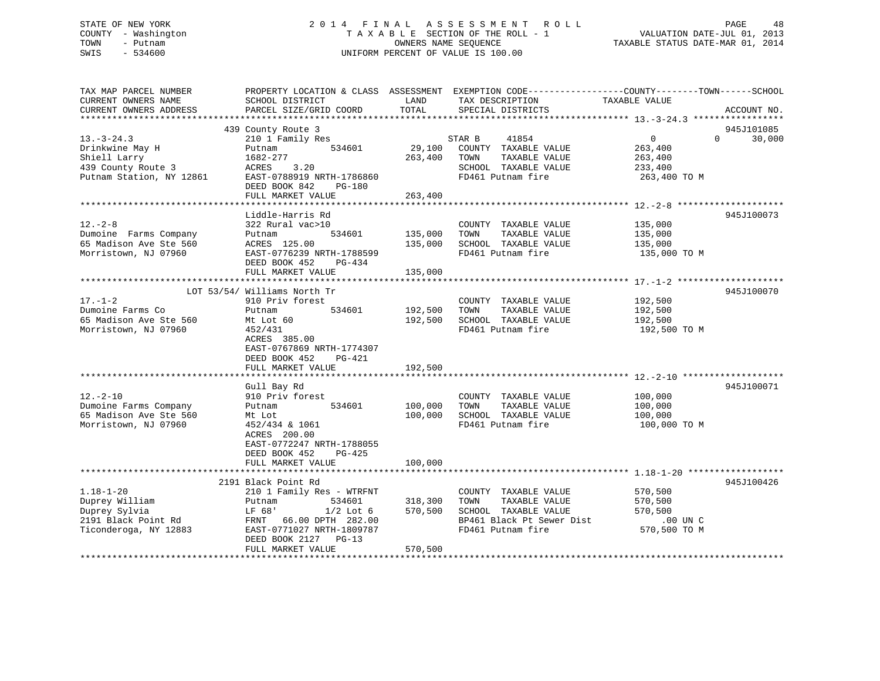STATE OF NEW YORK
COUNTY - Washington
TOWN - Putnam
SWIS - 534600

# 2014 FINAL ASSESSMENT ROLL

TAXABLE SECTION OF THE ROLL - 1
OWNERS NAME SEQUENCE
UNIFORM PERCENT OF VALUE IS 100.00

VALUATION DATE-JUL 01, 2013
TAXABLE STATUS DATE-MAR 01, 2014

| TAX MAP PARCEL NUMBER / CURRENT OWNERS NAME / CURRENT OWNERS ADDRESS | PROPERTY LOCATION & CLASS / SCHOOL DISTRICT / PARCEL SIZE/GRID COORD | ASSESSMENT LAND | TOTAL | EXEMPTION CODE / TAX DESCRIPTION / SPECIAL DISTRICTS | COUNTY TAXABLE VALUE | TOWN | SCHOOL | ACCOUNT NO. |
|---|---|---|---|---|---|---|---|---|
| 13.-3-24.3 | 439 County Route 3 | | | | | | | 945J101085 |
| Drinkwine May H | 210 1 Family Res | | | STAR B 41854 | 0 | 0 | 30,000 | |
| Shiell Larry | Putnam 534601 | 29,100 | | COUNTY TAXABLE VALUE | 263,400 | | | |
| 439 County Route 3 | 1682-277 | | 263,400 | TOWN TAXABLE VALUE | 263,400 | | | |
| Putnam Station, NY 12861 | ACRES 3.20 | | | SCHOOL TAXABLE VALUE | 233,400 | | | |
| | EAST-0788919 NRTH-1786860 | | | FD461 Putnam fire | 263,400 TO M | | | |
| | DEED BOOK 842 PG-180 | | | | | | | |
| | FULL MARKET VALUE | | 263,400 | | | | | |
| 12.-2-8 | Liddle-Harris Rd | | | | | | | 945J100073 |
| Dumoine Farms Company | 322 Rural vac>10 | | | COUNTY TAXABLE VALUE | 135,000 | | | |
| 65 Madison Ave Ste 560 | Putnam 534601 | 135,000 | | TOWN TAXABLE VALUE | 135,000 | | | |
| Morristown, NJ 07960 | ACRES 125.00 | | 135,000 | SCHOOL TAXABLE VALUE | 135,000 | | | |
| | EAST-0776239 NRTH-1788599 | | | FD461 Putnam fire | 135,000 TO M | | | |
| | DEED BOOK 452 PG-434 | | | | | | | |
| | FULL MARKET VALUE | | 135,000 | | | | | |
| 17.-1-2 | LOT 53/54/ Williams North Tr | | | | | | | 945J100070 |
| Dumoine Farms Co | 910 Priv forest | | | COUNTY TAXABLE VALUE | 192,500 | | | |
| 65 Madison Ave Ste 560 | Putnam 534601 | 192,500 | | TOWN TAXABLE VALUE | 192,500 | | | |
| Morristown, NJ 07960 | Mt Lot 60 | | 192,500 | SCHOOL TAXABLE VALUE | 192,500 | | | |
| | 452/431 | | | FD461 Putnam fire | 192,500 TO M | | | |
| | ACRES 385.00 | | | | | | | |
| | EAST-0767869 NRTH-1774307 | | | | | | | |
| | DEED BOOK 452 PG-421 | | | | | | | |
| | FULL MARKET VALUE | | 192,500 | | | | | |
| 12.-2-10 | Gull Bay Rd | | | | | | | 945J100071 |
| Dumoine Farms Company | 910 Priv forest | | | COUNTY TAXABLE VALUE | 100,000 | | | |
| 65 Madison Ave Ste 560 | Putnam 534601 | 100,000 | | TOWN TAXABLE VALUE | 100,000 | | | |
| Morristown, NJ 07960 | Mt Lot | | 100,000 | SCHOOL TAXABLE VALUE | 100,000 | | | |
| | 452/434 & 1061 | | | FD461 Putnam fire | 100,000 TO M | | | |
| | ACRES 200.00 | | | | | | | |
| | EAST-0772247 NRTH-1788055 | | | | | | | |
| | DEED BOOK 452 PG-425 | | | | | | | |
| | FULL MARKET VALUE | | 100,000 | | | | | |
| 1.18-1-20 | 2191 Black Point Rd | | | | | | | 945J100426 |
| Duprey William | 210 1 Family Res - WTRFNT | | | COUNTY TAXABLE VALUE | 570,500 | | | |
| Duprey Sylvia | Putnam 534601 | 318,300 | | TOWN TAXABLE VALUE | 570,500 | | | |
| 2191 Black Point Rd | LF 68' 1/2 Lot 6 | | 570,500 | SCHOOL TAXABLE VALUE | 570,500 | | | |
| Ticonderoga, NY 12883 | FRNT 66.00 DPTH 282.00 | | | BP461 Black Pt Sewer Dist | .00 UN C | | | |
| | EAST-0771027 NRTH-1809787 | | | FD461 Putnam fire | 570,500 TO M | | | |
| | DEED BOOK 2127 PG-13 | | | | | | | |
| | FULL MARKET VALUE | | 570,500 | | | | | |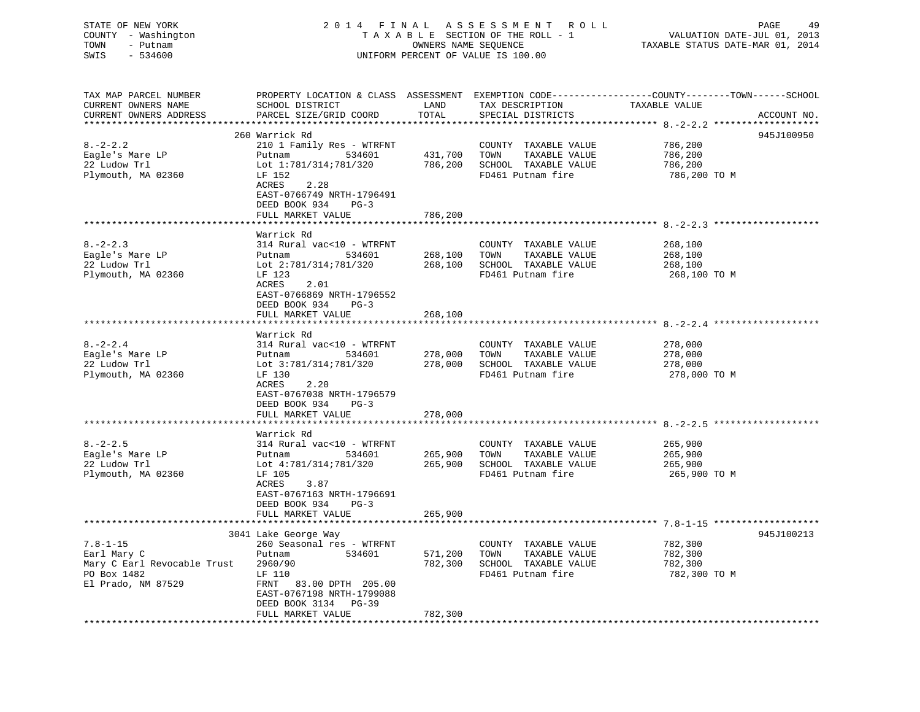STATE OF NEW YORK
COUNTY - Washington
TOWN - Putnam
SWIS - 534600

2014 FINAL ASSESSMENT ROLL
TAXABLE SECTION OF THE ROLL - 1
OWNERS NAME SEQUENCE
UNIFORM PERCENT OF VALUE IS 100.00

VALUATION DATE-JUL 01, 2013
TAXABLE STATUS DATE-MAR 01, 2014

| TAX MAP PARCEL NUMBER / CURRENT OWNERS NAME / CURRENT OWNERS ADDRESS | PROPERTY LOCATION & CLASS / SCHOOL DISTRICT / PARCEL SIZE/GRID COORD | ASSESSMENT LAND / TOTAL | EXEMPTION CODE / TAX DESCRIPTION / SPECIAL DISTRICTS | TAXABLE VALUE (COUNTY / TOWN / SCHOOL) | ACCOUNT NO. |
|---|---|---|---|---|---|
| 8.-2-2.2 | 260 Warrick Rd | | | | 945J100950 |
| Eagle's Mare LP | 210 1 Family Res - WTRFNT | | COUNTY TAXABLE VALUE | 786,200 | |
| 22 Ludow Trl | Putnam 534601 | 431,700 | TOWN TAXABLE VALUE | 786,200 | |
| Plymouth, MA 02360 | Lot 1:781/314;781/320 | 786,200 | SCHOOL TAXABLE VALUE | 786,200 | |
| | LF 152 | | FD461 Putnam fire | 786,200 TO M | |
| | ACRES 2.28 | | | | |
| | EAST-0766749 NRTH-1796491 | | | | |
| | DEED BOOK 934 PG-3 | | | | |
| | FULL MARKET VALUE | 786,200 | | | |
| 8.-2-2.3 | Warrick Rd | | | | |
| Eagle's Mare LP | 314 Rural vac<10 - WTRFNT | | COUNTY TAXABLE VALUE | 268,100 | |
| 22 Ludow Trl | Putnam 534601 | 268,100 | TOWN TAXABLE VALUE | 268,100 | |
| Plymouth, MA 02360 | Lot 2:781/314;781/320 | 268,100 | SCHOOL TAXABLE VALUE | 268,100 | |
| | LF 123 | | FD461 Putnam fire | 268,100 TO M | |
| | ACRES 2.01 | | | | |
| | EAST-0766869 NRTH-1796552 | | | | |
| | DEED BOOK 934 PG-3 | | | | |
| | FULL MARKET VALUE | 268,100 | | | |
| 8.-2-2.4 | Warrick Rd | | | | |
| Eagle's Mare LP | 314 Rural vac<10 - WTRFNT | | COUNTY TAXABLE VALUE | 278,000 | |
| 22 Ludow Trl | Putnam 534601 | 278,000 | TOWN TAXABLE VALUE | 278,000 | |
| Plymouth, MA 02360 | Lot 3:781/314;781/320 | 278,000 | SCHOOL TAXABLE VALUE | 278,000 | |
| | LF 130 | | FD461 Putnam fire | 278,000 TO M | |
| | ACRES 2.20 | | | | |
| | EAST-0767038 NRTH-1796579 | | | | |
| | DEED BOOK 934 PG-3 | | | | |
| | FULL MARKET VALUE | 278,000 | | | |
| 8.-2-2.5 | Warrick Rd | | | | |
| Eagle's Mare LP | 314 Rural vac<10 - WTRFNT | | COUNTY TAXABLE VALUE | 265,900 | |
| 22 Ludow Trl | Putnam 534601 | 265,900 | TOWN TAXABLE VALUE | 265,900 | |
| Plymouth, MA 02360 | Lot 4:781/314;781/320 | 265,900 | SCHOOL TAXABLE VALUE | 265,900 | |
| | LF 105 | | FD461 Putnam fire | 265,900 TO M | |
| | ACRES 3.87 | | | | |
| | EAST-0767163 NRTH-1796691 | | | | |
| | DEED BOOK 934 PG-3 | | | | |
| | FULL MARKET VALUE | 265,900 | | | |
| 7.8-1-15 | 3041 Lake George Way | | | | 945J100213 |
| Earl Mary C | 260 Seasonal res - WTRFNT | | COUNTY TAXABLE VALUE | 782,300 | |
| Mary C Earl Revocable Trust | Putnam 534601 | 571,200 | TOWN TAXABLE VALUE | 782,300 | |
| PO Box 1482 | 2960/90 | 782,300 | SCHOOL TAXABLE VALUE | 782,300 | |
| El Prado, NM 87529 | LF 110 | | FD461 Putnam fire | 782,300 TO M | |
| | FRNT 83.00 DPTH 205.00 | | | | |
| | EAST-0767198 NRTH-1799088 | | | | |
| | DEED BOOK 3134 PG-39 | | | | |
| | FULL MARKET VALUE | 782,300 | | | |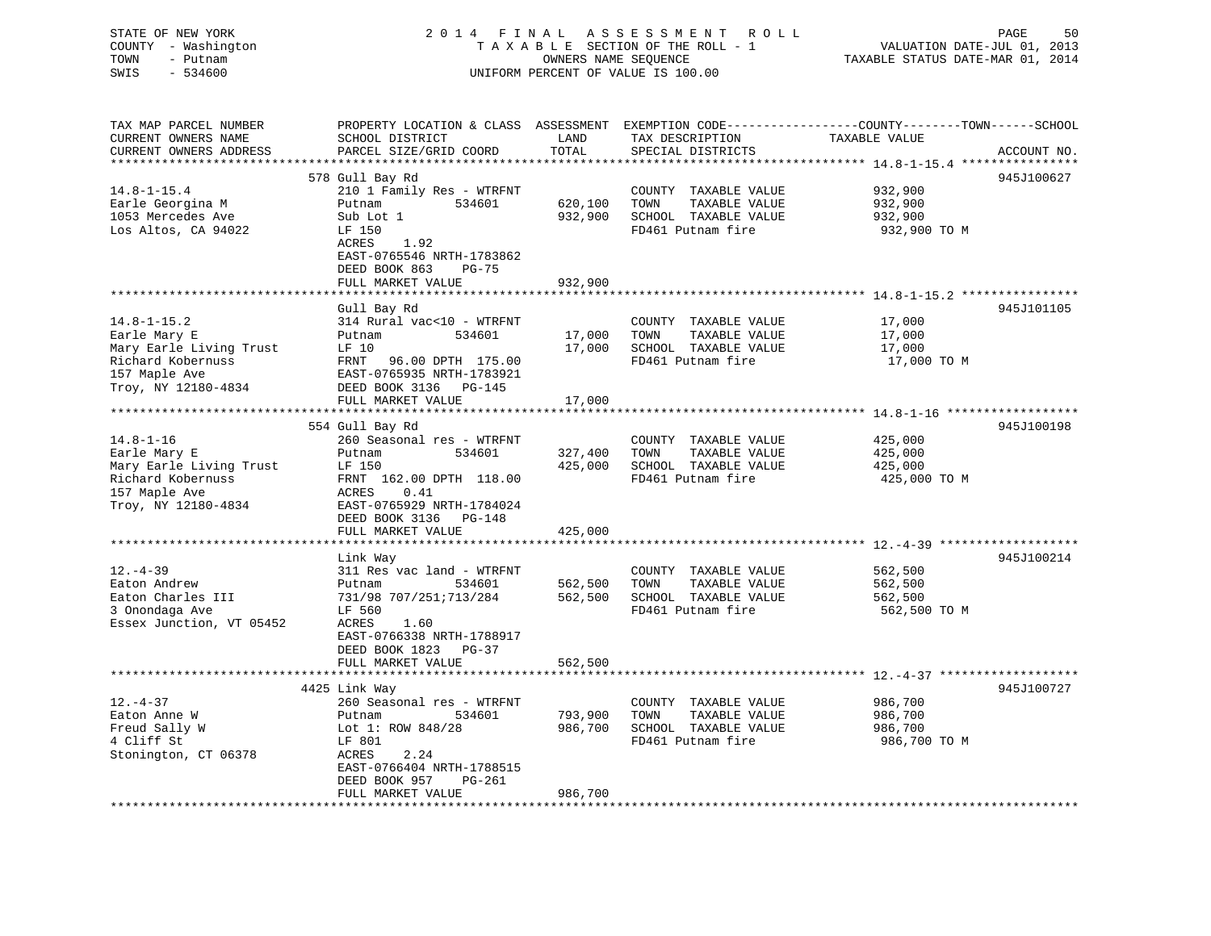STATE OF NEW YORK
COUNTY - Washington
TOWN - Putnam
SWIS - 534600

2 0 1 4 F I N A L A S S E S S M E N T R O L L
T A X A B L E SECTION OF THE ROLL - 1
OWNERS NAME SEQUENCE
UNIFORM PERCENT OF VALUE IS 100.00

VALUATION DATE-JUL 01, 2013
TAXABLE STATUS DATE-MAR 01, 2014

| TAX MAP PARCEL NUMBER / CURRENT OWNERS NAME / CURRENT OWNERS ADDRESS | PROPERTY LOCATION & CLASS / SCHOOL DISTRICT / PARCEL SIZE/GRID COORD | ASSESSMENT LAND / TOTAL | EXEMPTION CODE / TAX DESCRIPTION / SPECIAL DISTRICTS | TAXABLE VALUE (COUNTY / TOWN / SCHOOL) | ACCOUNT NO. |
|---|---|---|---|---|---|
| **14.8-1-15.4** | 578 Gull Bay Rd | | | | 945J100627 |
| Earle Georgina M | 210 1 Family Res - WTRFNT | | COUNTY TAXABLE VALUE | 932,900 | |
| 1053 Mercedes Ave | Putnam 534601 | 620,100 | TOWN TAXABLE VALUE | 932,900 | |
| Los Altos, CA 94022 | Sub Lot 1 | 932,900 | SCHOOL TAXABLE VALUE | 932,900 | |
| | LF 150 | | FD461 Putnam fire | 932,900 TO M | |
| | ACRES 1.92 | | | | |
| | EAST-0765546 NRTH-1783862 | | | | |
| | DEED BOOK 863 PG-75 | | | | |
| | FULL MARKET VALUE | 932,900 | | | |
| **14.8-1-15.2** | Gull Bay Rd | | | | 945J101105 |
| Earle Mary E | 314 Rural vac<10 - WTRFNT | | COUNTY TAXABLE VALUE | 17,000 | |
| Mary Earle Living Trust | Putnam 534601 | 17,000 | TOWN TAXABLE VALUE | 17,000 | |
| Richard Kobernuss | LF 10 | 17,000 | SCHOOL TAXABLE VALUE | 17,000 | |
| 157 Maple Ave | FRNT 96.00 DPTH 175.00 | | FD461 Putnam fire | 17,000 TO M | |
| Troy, NY 12180-4834 | EAST-0765935 NRTH-1783921 | | | | |
| | DEED BOOK 3136 PG-145 | | | | |
| | FULL MARKET VALUE | 17,000 | | | |
| **14.8-1-16** | 554 Gull Bay Rd | | | | 945J100198 |
| Earle Mary E | 260 Seasonal res - WTRFNT | | COUNTY TAXABLE VALUE | 425,000 | |
| Mary Earle Living Trust | Putnam 534601 | 327,400 | TOWN TAXABLE VALUE | 425,000 | |
| Richard Kobernuss | LF 150 | 425,000 | SCHOOL TAXABLE VALUE | 425,000 | |
| 157 Maple Ave | FRNT 162.00 DPTH 118.00 | | FD461 Putnam fire | 425,000 TO M | |
| Troy, NY 12180-4834 | ACRES 0.41 | | | | |
| | EAST-0765929 NRTH-1784024 | | | | |
| | DEED BOOK 3136 PG-148 | | | | |
| | FULL MARKET VALUE | 425,000 | | | |
| **12.-4-39** | Link Way | | | | 945J100214 |
| Eaton Andrew | 311 Res vac land - WTRFNT | | COUNTY TAXABLE VALUE | 562,500 | |
| Eaton Charles III | Putnam 534601 | 562,500 | TOWN TAXABLE VALUE | 562,500 | |
| 3 Onondaga Ave | 731/98 707/251;713/284 | 562,500 | SCHOOL TAXABLE VALUE | 562,500 | |
| Essex Junction, VT 05452 | LF 560 | | FD461 Putnam fire | 562,500 TO M | |
| | ACRES 1.60 | | | | |
| | EAST-0766338 NRTH-1788917 | | | | |
| | DEED BOOK 1823 PG-37 | | | | |
| | FULL MARKET VALUE | 562,500 | | | |
| **12.-4-37** | 4425 Link Way | | | | 945J100727 |
| Eaton Anne W | 260 Seasonal res - WTRFNT | | COUNTY TAXABLE VALUE | 986,700 | |
| Freud Sally W | Putnam 534601 | 793,900 | TOWN TAXABLE VALUE | 986,700 | |
| 4 Cliff St | Lot 1: ROW 848/28 | 986,700 | SCHOOL TAXABLE VALUE | 986,700 | |
| Stonington, CT 06378 | LF 801 | | FD461 Putnam fire | 986,700 TO M | |
| | ACRES 2.24 | | | | |
| | EAST-0766404 NRTH-1788515 | | | | |
| | DEED BOOK 957 PG-261 | | | | |
| | FULL MARKET VALUE | 986,700 | | | |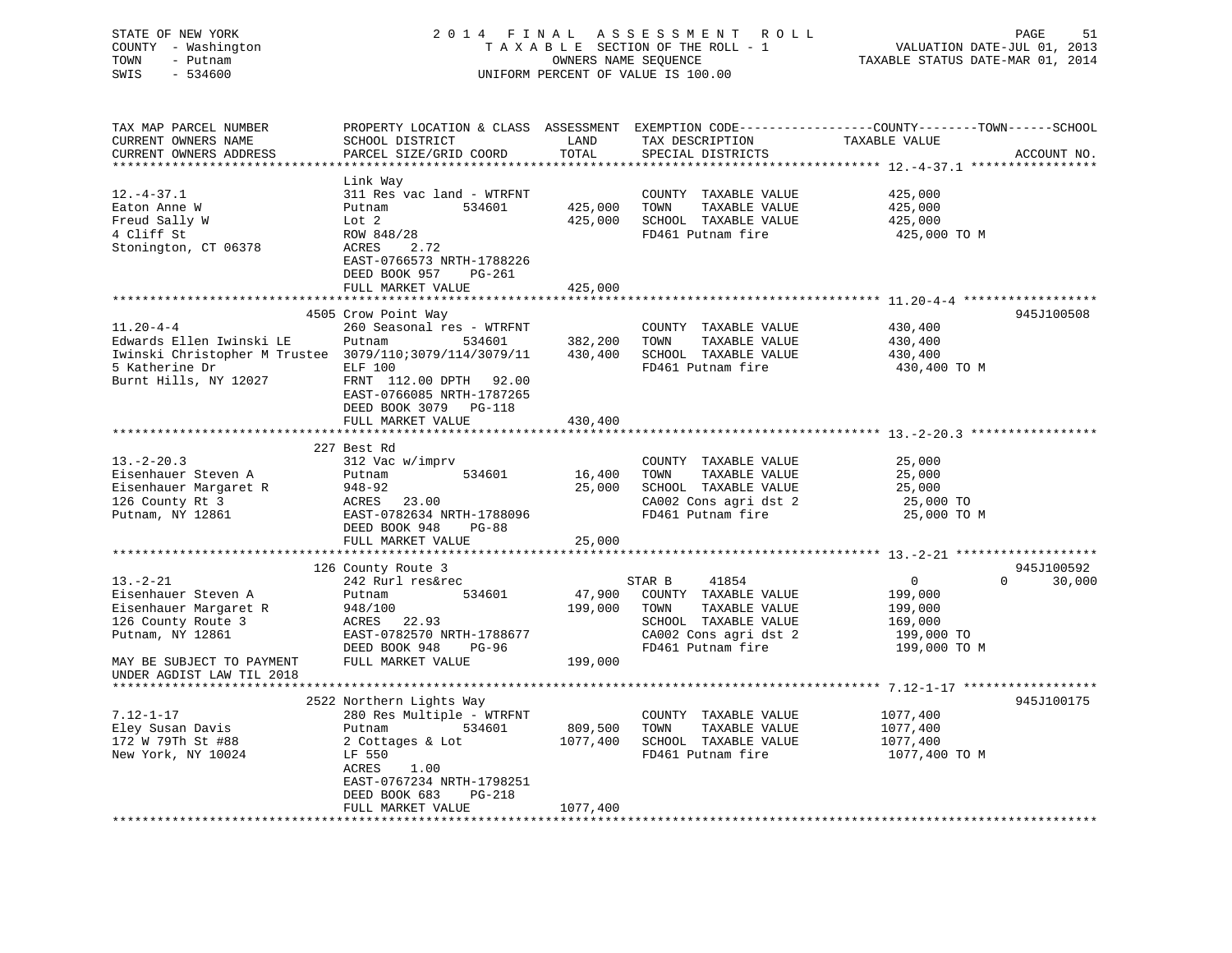STATE OF NEW YORK
COUNTY - Washington
TOWN - Putnam
SWIS - 534600

2014 FINAL ASSESSMENT ROLL
TAXABLE SECTION OF THE ROLL - 1
OWNERS NAME SEQUENCE
UNIFORM PERCENT OF VALUE IS 100.00

VALUATION DATE-JUL 01, 2013
TAXABLE STATUS DATE-MAR 01, 2014

| TAX MAP PARCEL NUMBER / CURRENT OWNERS NAME / CURRENT OWNERS ADDRESS | PROPERTY LOCATION & CLASS / SCHOOL DISTRICT / PARCEL SIZE/GRID COORD | ASSESSMENT LAND / TOTAL | EXEMPTION CODE / TAX DESCRIPTION / SPECIAL DISTRICTS | COUNTY / TOWN / SCHOOL TAXABLE VALUE | ACCOUNT NO. |
|---|---|---|---|---|---|
| **12.-4-37.1** | Link Way | | | | |
| 12.-4-37.1 | 311 Res vac land - WTRFNT | | COUNTY TAXABLE VALUE | 425,000 | |
| Eaton Anne W | Putnam 534601 | 425,000 | TOWN TAXABLE VALUE | 425,000 | |
| Freud Sally W | Lot 2 | 425,000 | SCHOOL TAXABLE VALUE | 425,000 | |
| 4 Cliff St | ROW 848/28 | | FD461 Putnam fire | 425,000 TO M | |
| Stonington, CT 06378 | ACRES 2.72 | | | | |
| | EAST-0766573 NRTH-1788226 | | | | |
| | DEED BOOK 957 PG-261 | | | | |
| | FULL MARKET VALUE | 425,000 | | | |
| **11.20-4-4** | 4505 Crow Point Way | | | | 945J100508 |
| 11.20-4-4 | 260 Seasonal res - WTRFNT | | COUNTY TAXABLE VALUE | 430,400 | |
| Edwards Ellen Iwinski LE | Putnam 534601 | 382,200 | TOWN TAXABLE VALUE | 430,400 | |
| Iwinski Christopher M Trustee | 3079/110;3079/114/3079/11 | 430,400 | SCHOOL TAXABLE VALUE | 430,400 | |
| 5 Katherine Dr | ELF 100 | | FD461 Putnam fire | 430,400 TO M | |
| Burnt Hills, NY 12027 | FRNT 112.00 DPTH 92.00 | | | | |
| | EAST-0766085 NRTH-1787265 | | | | |
| | DEED BOOK 3079 PG-118 | | | | |
| | FULL MARKET VALUE | 430,400 | | | |
| **13.-2-20.3** | 227 Best Rd | | | | |
| 13.-2-20.3 | 312 Vac w/imprv | | COUNTY TAXABLE VALUE | 25,000 | |
| Eisenhauer Steven A | Putnam 534601 | 16,400 | TOWN TAXABLE VALUE | 25,000 | |
| Eisenhauer Margaret R | 948-92 | 25,000 | SCHOOL TAXABLE VALUE | 25,000 | |
| 126 County Rt 3 | ACRES 23.00 | | CA002 Cons agri dst 2 | 25,000 TO | |
| Putnam, NY 12861 | EAST-0782634 NRTH-1788096 | | FD461 Putnam fire | 25,000 TO M | |
| | DEED BOOK 948 PG-88 | | | | |
| | FULL MARKET VALUE | 25,000 | | | |
| **13.-2-21** | 126 County Route 3 | | | | 945J100592 |
| 13.-2-21 | 242 Rurl res&rec | | STAR B 41854 | 0 / 0 / 30,000 | |
| Eisenhauer Steven A | Putnam 534601 | 47,900 | COUNTY TAXABLE VALUE | 199,000 | |
| Eisenhauer Margaret R | 948/100 | 199,000 | TOWN TAXABLE VALUE | 199,000 | |
| 126 County Route 3 | ACRES 22.93 | | SCHOOL TAXABLE VALUE | 169,000 | |
| Putnam, NY 12861 | EAST-0782570 NRTH-1788677 | | CA002 Cons agri dst 2 | 199,000 TO | |
| | DEED BOOK 948 PG-96 | | FD461 Putnam fire | 199,000 TO M | |
| MAY BE SUBJECT TO PAYMENT UNDER AGDIST LAW TIL 2018 | FULL MARKET VALUE | 199,000 | | | |
| **7.12-1-17** | 2522 Northern Lights Way | | | | 945J100175 |
| 7.12-1-17 | 280 Res Multiple - WTRFNT | | COUNTY TAXABLE VALUE | 1077,400 | |
| Eley Susan Davis | Putnam 534601 | 809,500 | TOWN TAXABLE VALUE | 1077,400 | |
| 172 W 79Th St #88 | 2 Cottages & Lot | 1077,400 | SCHOOL TAXABLE VALUE | 1077,400 | |
| New York, NY 10024 | LF 550 | | FD461 Putnam fire | 1077,400 TO M | |
| | ACRES 1.00 | | | | |
| | EAST-0767234 NRTH-1798251 | | | | |
| | DEED BOOK 683 PG-218 | | | | |
| | FULL MARKET VALUE | 1077,400 | | | |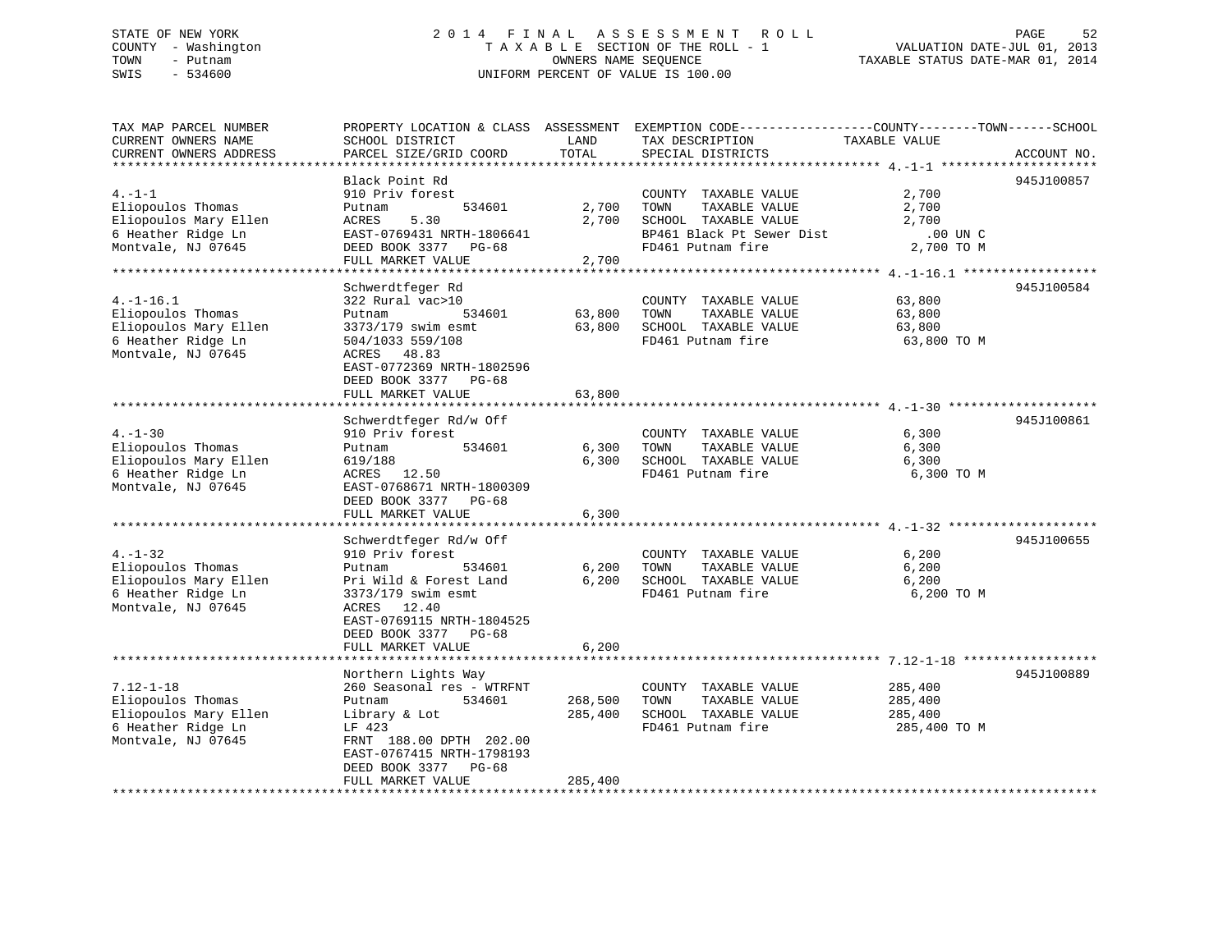STATE OF NEW YORK
COUNTY - Washington
TOWN - Putnam
SWIS - 534600

# 2014 FINAL ASSESSMENT ROLL

TAXABLE SECTION OF THE ROLL - 1
OWNERS NAME SEQUENCE
UNIFORM PERCENT OF VALUE IS 100.00

VALUATION DATE-JUL 01, 2013
TAXABLE STATUS DATE-MAR 01, 2014

| TAX MAP PARCEL NUMBER / CURRENT OWNERS NAME / CURRENT OWNERS ADDRESS | PROPERTY LOCATION & CLASS / SCHOOL DISTRICT / PARCEL SIZE/GRID COORD | ASSESSMENT LAND | TOTAL | EXEMPTION CODE / TAX DESCRIPTION / SPECIAL DISTRICTS | TAXABLE VALUE (COUNTY--TOWN--SCHOOL) | ACCOUNT NO. |
|---|---|---|---|---|---|---|
| 4.-1-1 | Black Point Rd | | | | | 945J100857 |
| Eliopoulos Thomas | 910 Priv forest | | | COUNTY TAXABLE VALUE | 2,700 | |
| Eliopoulos Mary Ellen | Putnam 534601 | 2,700 | | TOWN TAXABLE VALUE | 2,700 | |
| 6 Heather Ridge Ln | ACRES 5.30 | | 2,700 | SCHOOL TAXABLE VALUE | 2,700 | |
| Montvale, NJ 07645 | EAST-0769431 NRTH-1806641 | | | BP461 Black Pt Sewer Dist | .00 UN C | |
| | DEED BOOK 3377 PG-68 | | | FD461 Putnam fire | 2,700 TO M | |
| | FULL MARKET VALUE | | 2,700 | | | |
| 4.-1-16.1 | Schwerdtfeger Rd | | | | | 945J100584 |
| Eliopoulos Thomas | 322 Rural vac>10 | | | COUNTY TAXABLE VALUE | 63,800 | |
| Eliopoulos Mary Ellen | Putnam 534601 | 63,800 | | TOWN TAXABLE VALUE | 63,800 | |
| 6 Heather Ridge Ln | 3373/179 swim esmt | | 63,800 | SCHOOL TAXABLE VALUE | 63,800 | |
| Montvale, NJ 07645 | 504/1033 559/108 | | | FD461 Putnam fire | 63,800 TO M | |
| | ACRES 48.83 | | | | | |
| | EAST-0772369 NRTH-1802596 | | | | | |
| | DEED BOOK 3377 PG-68 | | | | | |
| | FULL MARKET VALUE | | 63,800 | | | |
| 4.-1-30 | Schwerdtfeger Rd/w Off | | | | | 945J100861 |
| Eliopoulos Thomas | 910 Priv forest | | | COUNTY TAXABLE VALUE | 6,300 | |
| Eliopoulos Mary Ellen | Putnam 534601 | 6,300 | | TOWN TAXABLE VALUE | 6,300 | |
| 6 Heather Ridge Ln | 619/188 | | 6,300 | SCHOOL TAXABLE VALUE | 6,300 | |
| Montvale, NJ 07645 | ACRES 12.50 | | | FD461 Putnam fire | 6,300 TO M | |
| | EAST-0768671 NRTH-1800309 | | | | | |
| | DEED BOOK 3377 PG-68 | | | | | |
| | FULL MARKET VALUE | | 6,300 | | | |
| 4.-1-32 | Schwerdtfeger Rd/w Off | | | | | 945J100655 |
| Eliopoulos Thomas | 910 Priv forest | | | COUNTY TAXABLE VALUE | 6,200 | |
| Eliopoulos Mary Ellen | Putnam 534601 | 6,200 | | TOWN TAXABLE VALUE | 6,200 | |
| 6 Heather Ridge Ln | Pri Wild & Forest Land | | 6,200 | SCHOOL TAXABLE VALUE | 6,200 | |
| Montvale, NJ 07645 | 3373/179 swim esmt | | | FD461 Putnam fire | 6,200 TO M | |
| | ACRES 12.40 | | | | | |
| | EAST-0769115 NRTH-1804525 | | | | | |
| | DEED BOOK 3377 PG-68 | | | | | |
| | FULL MARKET VALUE | | 6,200 | | | |
| 7.12-1-18 | Northern Lights Way | | | | | 945J100889 |
| Eliopoulos Thomas | 260 Seasonal res - WTRFNT | | | COUNTY TAXABLE VALUE | 285,400 | |
| Eliopoulos Mary Ellen | Putnam 534601 | 268,500 | | TOWN TAXABLE VALUE | 285,400 | |
| 6 Heather Ridge Ln | Library & Lot | | 285,400 | SCHOOL TAXABLE VALUE | 285,400 | |
| Montvale, NJ 07645 | LF 423 | | | FD461 Putnam fire | 285,400 TO M | |
| | FRNT 188.00 DPTH 202.00 | | | | | |
| | EAST-0767415 NRTH-1798193 | | | | | |
| | DEED BOOK 3377 PG-68 | | | | | |
| | FULL MARKET VALUE | | 285,400 | | | |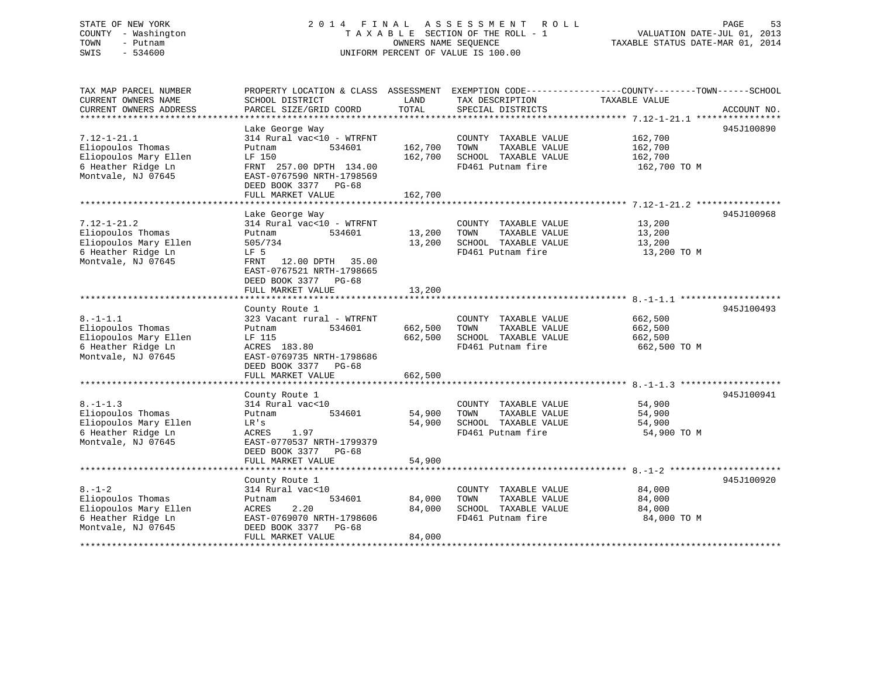STATE OF NEW YORK
COUNTY - Washington
TOWN - Putnam
SWIS - 534600

2014 FINAL ASSESSMENT ROLL
TAXABLE SECTION OF THE ROLL - 1
OWNERS NAME SEQUENCE
UNIFORM PERCENT OF VALUE IS 100.00

VALUATION DATE-JUL 01, 2013
TAXABLE STATUS DATE-MAR 01, 2014

| TAX MAP PARCEL NUMBER / CURRENT OWNERS NAME / CURRENT OWNERS ADDRESS | PROPERTY LOCATION & CLASS / SCHOOL DISTRICT / PARCEL SIZE/GRID COORD | ASSESSMENT LAND | ASSESSMENT TOTAL | EXEMPTION CODE / TAX DESCRIPTION / SPECIAL DISTRICTS | TAXABLE VALUE (COUNTY--TOWN--SCHOOL) | ACCOUNT NO. |
|---|---|---|---|---|---|---|
| 7.12-1-21.1 | Lake George Way | | | | | 945J100890 |
| Eliopoulos Thomas | 314 Rural vac<10 - WTRFNT | | | COUNTY TAXABLE VALUE | 162,700 | |
| Eliopoulos Mary Ellen | Putnam 534601 | 162,700 | | TOWN TAXABLE VALUE | 162,700 | |
| 6 Heather Ridge Ln | LF 150 | | 162,700 | SCHOOL TAXABLE VALUE | 162,700 | |
| Montvale, NJ 07645 | FRNT 257.00 DPTH 134.00 | | | FD461 Putnam fire | 162,700 TO M | |
| | EAST-0767590 NRTH-1798569 | | | | | |
| | DEED BOOK 3377 PG-68 | | | | | |
| | FULL MARKET VALUE | | 162,700 | | | |
| 7.12-1-21.2 | Lake George Way | | | | | 945J100968 |
| Eliopoulos Thomas | 314 Rural vac<10 - WTRFNT | | | COUNTY TAXABLE VALUE | 13,200 | |
| Eliopoulos Mary Ellen | Putnam 534601 | 13,200 | | TOWN TAXABLE VALUE | 13,200 | |
| 6 Heather Ridge Ln | 505/734 | | 13,200 | SCHOOL TAXABLE VALUE | 13,200 | |
| Montvale, NJ 07645 | LF 5 | | | FD461 Putnam fire | 13,200 TO M | |
| | FRNT 12.00 DPTH 35.00 | | | | | |
| | EAST-0767521 NRTH-1798665 | | | | | |
| | DEED BOOK 3377 PG-68 | | | | | |
| | FULL MARKET VALUE | | 13,200 | | | |
| 8.-1-1.1 | County Route 1 | | | | | 945J100493 |
| Eliopoulos Thomas | 323 Vacant rural - WTRFNT | | | COUNTY TAXABLE VALUE | 662,500 | |
| Eliopoulos Mary Ellen | Putnam 534601 | 662,500 | | TOWN TAXABLE VALUE | 662,500 | |
| 6 Heather Ridge Ln | LF 115 | | 662,500 | SCHOOL TAXABLE VALUE | 662,500 | |
| Montvale, NJ 07645 | ACRES 183.80 | | | FD461 Putnam fire | 662,500 TO M | |
| | EAST-0769735 NRTH-1798686 | | | | | |
| | DEED BOOK 3377 PG-68 | | | | | |
| | FULL MARKET VALUE | | 662,500 | | | |
| 8.-1-1.3 | County Route 1 | | | | | 945J100941 |
| Eliopoulos Thomas | 314 Rural vac<10 | | | COUNTY TAXABLE VALUE | 54,900 | |
| Eliopoulos Mary Ellen | Putnam 534601 | 54,900 | | TOWN TAXABLE VALUE | 54,900 | |
| 6 Heather Ridge Ln | LR's | | 54,900 | SCHOOL TAXABLE VALUE | 54,900 | |
| Montvale, NJ 07645 | ACRES 1.97 | | | FD461 Putnam fire | 54,900 TO M | |
| | EAST-0770537 NRTH-1799379 | | | | | |
| | DEED BOOK 3377 PG-68 | | | | | |
| | FULL MARKET VALUE | | 54,900 | | | |
| 8.-1-2 | County Route 1 | | | | | 945J100920 |
| Eliopoulos Thomas | 314 Rural vac<10 | | | COUNTY TAXABLE VALUE | 84,000 | |
| Eliopoulos Mary Ellen | Putnam 534601 | 84,000 | | TOWN TAXABLE VALUE | 84,000 | |
| 6 Heather Ridge Ln | ACRES 2.20 | | 84,000 | SCHOOL TAXABLE VALUE | 84,000 | |
| Montvale, NJ 07645 | EAST-0769070 NRTH-1798606 | | | FD461 Putnam fire | 84,000 TO M | |
| | DEED BOOK 3377 PG-68 | | | | | |
| | FULL MARKET VALUE | | 84,000 | | | |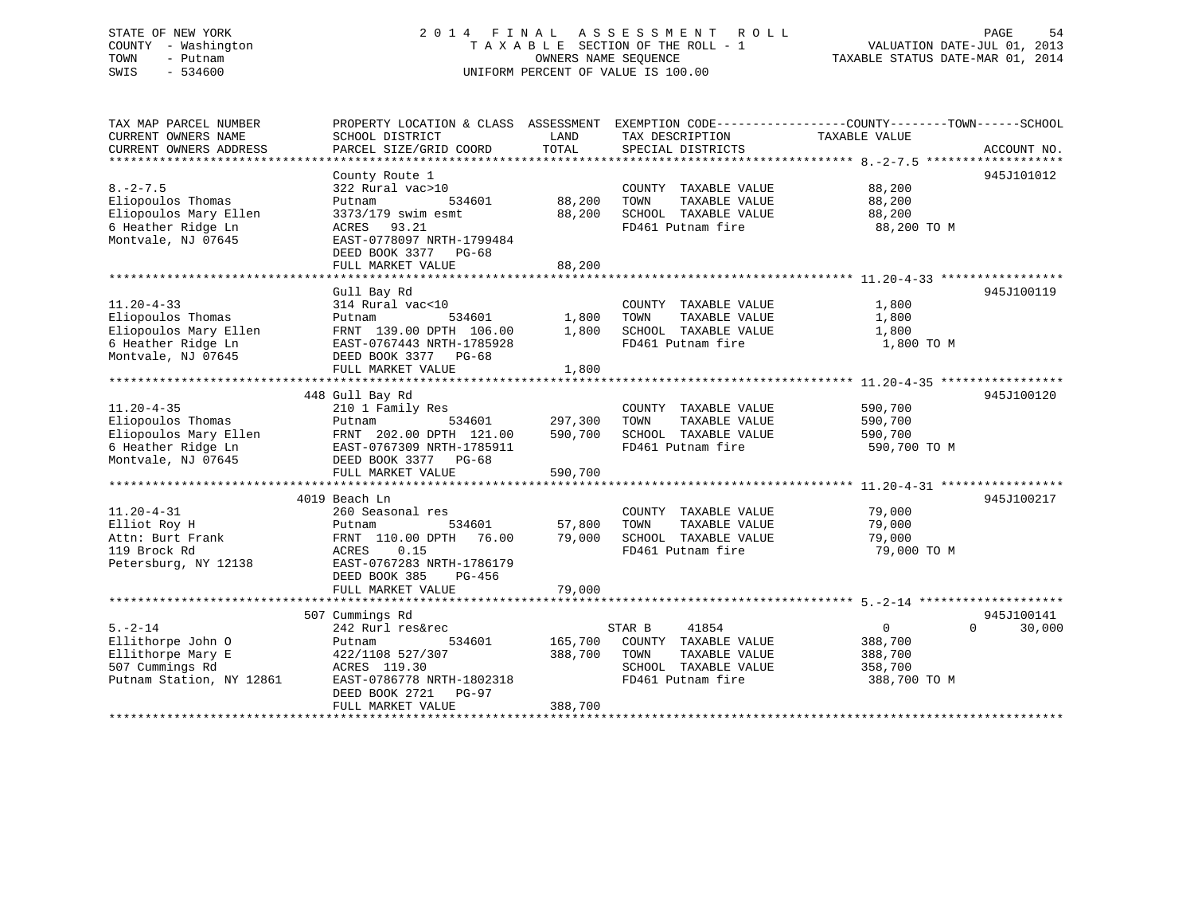STATE OF NEW YORK
COUNTY - Washington
TOWN - Putnam
SWIS - 534600

# 2014 FINAL ASSESSMENT ROLL

TAXABLE SECTION OF THE ROLL - 1
OWNERS NAME SEQUENCE
UNIFORM PERCENT OF VALUE IS 100.00

VALUATION DATE-JUL 01, 2013
TAXABLE STATUS DATE-MAR 01, 2014

| TAX MAP PARCEL NUMBER / CURRENT OWNERS NAME / CURRENT OWNERS ADDRESS | PROPERTY LOCATION & CLASS / SCHOOL DISTRICT / PARCEL SIZE/GRID COORD | ASSESSMENT LAND / TOTAL | EXEMPTION CODE / TAX DESCRIPTION / SPECIAL DISTRICTS | COUNTY / TOWN / SCHOOL TAXABLE VALUE | ACCOUNT NO. |
|---|---|---|---|---|---|
| 8.-2-7.5 | County Route 1 | | | | 945J101012 |
| 8.-2-7.5 | 322 Rural vac>10 | | COUNTY TAXABLE VALUE | 88,200 | |
| Eliopoulos Thomas | Putnam 534601 | 88,200 | TOWN TAXABLE VALUE | 88,200 | |
| Eliopoulos Mary Ellen | 3373/179 swim esmt | 88,200 | SCHOOL TAXABLE VALUE | 88,200 | |
| 6 Heather Ridge Ln | ACRES 93.21 | | FD461 Putnam fire | 88,200 TO M | |
| Montvale, NJ 07645 | EAST-0778097 NRTH-1799484 | | | | |
| | DEED BOOK 3377 PG-68 | | | | |
| | FULL MARKET VALUE | 88,200 | | | |
| 11.20-4-33 | Gull Bay Rd | | | | 945J100119 |
| 11.20-4-33 | 314 Rural vac<10 | | COUNTY TAXABLE VALUE | 1,800 | |
| Eliopoulos Thomas | Putnam 534601 | 1,800 | TOWN TAXABLE VALUE | 1,800 | |
| Eliopoulos Mary Ellen | FRNT 139.00 DPTH 106.00 | 1,800 | SCHOOL TAXABLE VALUE | 1,800 | |
| 6 Heather Ridge Ln | EAST-0767443 NRTH-1785928 | | FD461 Putnam fire | 1,800 TO M | |
| Montvale, NJ 07645 | DEED BOOK 3377 PG-68 | | | | |
| | FULL MARKET VALUE | 1,800 | | | |
| 11.20-4-35 | 448 Gull Bay Rd | | | | 945J100120 |
| 11.20-4-35 | 210 1 Family Res | | COUNTY TAXABLE VALUE | 590,700 | |
| Eliopoulos Thomas | Putnam 534601 | 297,300 | TOWN TAXABLE VALUE | 590,700 | |
| Eliopoulos Mary Ellen | FRNT 202.00 DPTH 121.00 | 590,700 | SCHOOL TAXABLE VALUE | 590,700 | |
| 6 Heather Ridge Ln | EAST-0767309 NRTH-1785911 | | FD461 Putnam fire | 590,700 TO M | |
| Montvale, NJ 07645 | DEED BOOK 3377 PG-68 | | | | |
| | FULL MARKET VALUE | 590,700 | | | |
| 11.20-4-31 | 4019 Beach Ln | | | | 945J100217 |
| 11.20-4-31 | 260 Seasonal res | | COUNTY TAXABLE VALUE | 79,000 | |
| Elliot Roy H | Putnam 534601 | 57,800 | TOWN TAXABLE VALUE | 79,000 | |
| Attn: Burt Frank | FRNT 110.00 DPTH 76.00 | 79,000 | SCHOOL TAXABLE VALUE | 79,000 | |
| 119 Brock Rd | ACRES 0.15 | | FD461 Putnam fire | 79,000 TO M | |
| Petersburg, NY 12138 | EAST-0767283 NRTH-1786179 | | | | |
| | DEED BOOK 385 PG-456 | | | | |
| | FULL MARKET VALUE | 79,000 | | | |
| 5.-2-14 | 507 Cummings Rd | | | | 945J100141 |
| 5.-2-14 | 242 Rurl res&rec | | STAR B 41854 | 0 / 0 / 30,000 | |
| Ellithorpe John O | Putnam 534601 | 165,700 | COUNTY TAXABLE VALUE | 388,700 | |
| Ellithorpe Mary E | 422/1108 527/307 | 388,700 | TOWN TAXABLE VALUE | 388,700 | |
| 507 Cummings Rd | ACRES 119.30 | | SCHOOL TAXABLE VALUE | 358,700 | |
| Putnam Station, NY 12861 | EAST-0786778 NRTH-1802318 | | FD461 Putnam fire | 388,700 TO M | |
| | DEED BOOK 2721 PG-97 | | | | |
| | FULL MARKET VALUE | 388,700 | | | |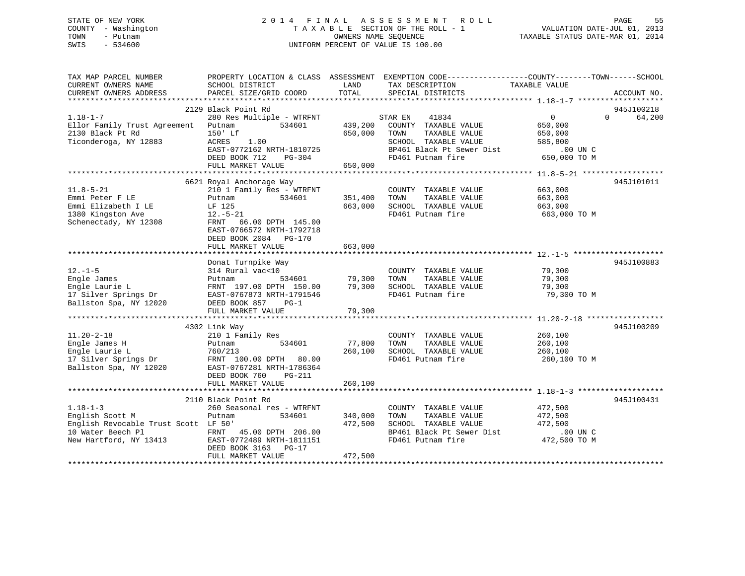STATE OF NEW YORK
COUNTY - Washington
TOWN - Putnam
SWIS - 534600

2014 FINAL ASSESSMENT ROLL
TAXABLE SECTION OF THE ROLL - 1
OWNERS NAME SEQUENCE
UNIFORM PERCENT OF VALUE IS 100.00

VALUATION DATE-JUL 01, 2013
TAXABLE STATUS DATE-MAR 01, 2014

```
TAX MAP PARCEL NUMBER          PROPERTY LOCATION & CLASS  ASSESSMENT  EXEMPTION CODE------------------COUNTY--------TOWN------SCHOOL
CURRENT OWNERS NAME            SCHOOL DISTRICT               LAND      TAX DESCRIPTION              TAXABLE VALUE
CURRENT OWNERS ADDRESS         PARCEL SIZE/GRID COORD        TOTAL     SPECIAL DISTRICTS                                    ACCOUNT NO.
******************************************************************************************************* 1.18-1-7 *******************
                               2129 Black Point Rd                                                                          945J100218
1.18-1-7                       280 Res Multiple - WTRFNT            STAR EN    41834                0            0       64,200
Ellor Family Trust Agreement   Putnam           534601     439,200   COUNTY  TAXABLE VALUE          650,000
2130 Black Pt Rd               150' Lf                     650,000   TOWN    TAXABLE VALUE          650,000
Ticonderoga, NY 12883          ACRES    1.00                         SCHOOL  TAXABLE VALUE          585,800
                               EAST-0772162 NRTH-1810725             BP461 Black Pt Sewer Dist           .00 UN C
                               DEED BOOK 712    PG-304               FD461 Putnam fire              650,000 TO M
                               FULL MARKET VALUE           650,000
******************************************************************************************************* 11.8-5-21 ******************
                               6621 Royal Anchorage Way                                                                     945J101011
11.8-5-21                      210 1 Family Res - WTRFNT             COUNTY  TAXABLE VALUE          663,000
Emmi Peter F LE                Putnam           534601     351,400   TOWN    TAXABLE VALUE          663,000
Emmi Elizabeth I LE            LF 125                      663,000   SCHOOL  TAXABLE VALUE          663,000
1380 Kingston Ave              12.-5-21                              FD461 Putnam fire              663,000 TO M
Schenectady, NY 12308          FRNT   66.00 DPTH 145.00
                               EAST-0766572 NRTH-1792718
                               DEED BOOK 2084   PG-170
                               FULL MARKET VALUE           663,000
******************************************************************************************************* 12.-1-5 ********************
                               Donat Turnpike Way                                                                           945J100883
12.-1-5                        314 Rural vac<10                      COUNTY  TAXABLE VALUE           79,300
Engle James                    Putnam           534601      79,300   TOWN    TAXABLE VALUE           79,300
Engle Laurie L                 FRNT 197.00 DPTH 150.00      79,300   SCHOOL  TAXABLE VALUE           79,300
17 Silver Springs Dr           EAST-0767873 NRTH-1791546             FD461 Putnam fire               79,300 TO M
Ballston Spa, NY 12020         DEED BOOK 857    PG-1
                               FULL MARKET VALUE            79,300
******************************************************************************************************* 11.20-2-18 *****************
                               4302 Link Way                                                                                945J100209
11.20-2-18                     210 1 Family Res                      COUNTY  TAXABLE VALUE          260,100
Engle James H                  Putnam           534601      77,800   TOWN    TAXABLE VALUE          260,100
Engle Laurie L                 760/213                     260,100   SCHOOL  TAXABLE VALUE          260,100
17 Silver Springs Dr           FRNT 100.00 DPTH  80.00               FD461 Putnam fire              260,100 TO M
Ballston Spa, NY 12020         EAST-0767281 NRTH-1786364
                               DEED BOOK 760    PG-211
                               FULL MARKET VALUE           260,100
******************************************************************************************************* 1.18-1-3 *******************
                               2110 Black Point Rd                                                                          945J100431
1.18-1-3                       260 Seasonal res - WTRFNT             COUNTY  TAXABLE VALUE          472,500
English Scott M                Putnam           534601     340,000   TOWN    TAXABLE VALUE          472,500
English Revocable Trust Scott  LF 50'                      472,500   SCHOOL  TAXABLE VALUE          472,500
10 Water Beech Pl              FRNT   45.00 DPTH 206.00              BP461 Black Pt Sewer Dist           .00 UN C
New Hartford, NY 13413         EAST-0772489 NRTH-1811151             FD461 Putnam fire              472,500 TO M
                               DEED BOOK 3163   PG-17
                               FULL MARKET VALUE           472,500
************************************************************************************************************************************
```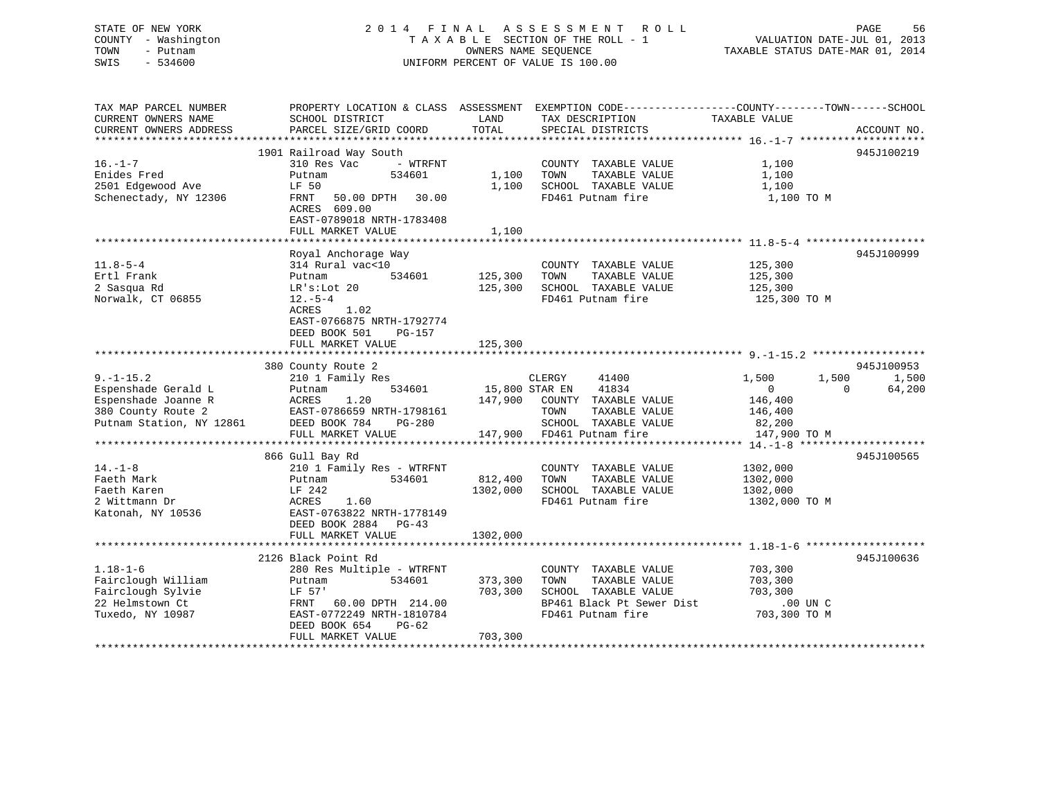STATE OF NEW YORK
COUNTY - Washington
TOWN - Putnam
SWIS - 534600

2014 FINAL ASSESSMENT ROLL
TAXABLE SECTION OF THE ROLL - 1
OWNERS NAME SEQUENCE
UNIFORM PERCENT OF VALUE IS 100.00

VALUATION DATE-JUL 01, 2013
TAXABLE STATUS DATE-MAR 01, 2014

| TAX MAP PARCEL NUMBER / CURRENT OWNERS NAME / CURRENT OWNERS ADDRESS | PROPERTY LOCATION & CLASS / SCHOOL DISTRICT / PARCEL SIZE/GRID COORD | ASSESSMENT LAND / TOTAL | EXEMPTION CODE / TAX DESCRIPTION / SPECIAL DISTRICTS | COUNTY | TOWN | SCHOOL TAXABLE VALUE | ACCOUNT NO. |
|---|---|---|---|---|---|---|---|
| **16.-1-7** | 1901 Railroad Way South | | | | | | 945J100219 |
| 16.-1-7 | 310 Res Vac - WTRFNT | | COUNTY TAXABLE VALUE | 1,100 | | | |
| Enides Fred | Putnam 534601 | 1,100 | TOWN TAXABLE VALUE | | 1,100 | | |
| 2501 Edgewood Ave | LF 50 | 1,100 | SCHOOL TAXABLE VALUE | | | 1,100 | |
| Schenectady, NY 12306 | FRNT 50.00 DPTH 30.00 | | FD461 Putnam fire | 1,100 TO M | | | |
| | ACRES 609.00 | | | | | | |
| | EAST-0789018 NRTH-1783408 | | | | | | |
| | FULL MARKET VALUE | 1,100 | | | | | |
| **11.8-5-4** | Royal Anchorage Way | | | | | | 945J100999 |
| 11.8-5-4 | 314 Rural vac<10 | | COUNTY TAXABLE VALUE | 125,300 | | | |
| Ertl Frank | Putnam 534601 | 125,300 | TOWN TAXABLE VALUE | | 125,300 | | |
| 2 Sasqua Rd | LR's:Lot 20 | 125,300 | SCHOOL TAXABLE VALUE | | | 125,300 | |
| Norwalk, CT 06855 | 12.-5-4 | | FD461 Putnam fire | 125,300 TO M | | | |
| | ACRES 1.02 | | | | | | |
| | EAST-0766875 NRTH-1792774 | | | | | | |
| | DEED BOOK 501 PG-157 | | | | | | |
| | FULL MARKET VALUE | 125,300 | | | | | |
| **9.-1-15.2** | 380 County Route 2 | | | | | | 945J100953 |
| 9.-1-15.2 | 210 1 Family Res | | CLERGY 41400 | 1,500 | 1,500 | 1,500 | |
| Espenshade Gerald L | Putnam 534601 | 15,800 | STAR EN 41834 | 0 | 0 | 64,200 | |
| Espenshade Joanne R | ACRES 1.20 | 147,900 | COUNTY TAXABLE VALUE | 146,400 | | | |
| 380 County Route 2 | EAST-0786659 NRTH-1798161 | | TOWN TAXABLE VALUE | | 146,400 | | |
| Putnam Station, NY 12861 | DEED BOOK 784 PG-280 | | SCHOOL TAXABLE VALUE | | | 82,200 | |
| | FULL MARKET VALUE | 147,900 | FD461 Putnam fire | 147,900 TO M | | | |
| **14.-1-8** | 866 Gull Bay Rd | | | | | | 945J100565 |
| 14.-1-8 | 210 1 Family Res - WTRFNT | | COUNTY TAXABLE VALUE | 1302,000 | | | |
| Faeth Mark | Putnam 534601 | 812,400 | TOWN TAXABLE VALUE | | 1302,000 | | |
| Faeth Karen | LF 242 | 1302,000 | SCHOOL TAXABLE VALUE | | | 1302,000 | |
| 2 Wittmann Dr | ACRES 1.60 | | FD461 Putnam fire | 1302,000 TO M | | | |
| Katonah, NY 10536 | EAST-0763822 NRTH-1778149 | | | | | | |
| | DEED BOOK 2884 PG-43 | | | | | | |
| | FULL MARKET VALUE | 1302,000 | | | | | |
| **1.18-1-6** | 2126 Black Point Rd | | | | | | 945J100636 |
| 1.18-1-6 | 280 Res Multiple - WTRFNT | | COUNTY TAXABLE VALUE | 703,300 | | | |
| Fairclough William | Putnam 534601 | 373,300 | TOWN TAXABLE VALUE | | 703,300 | | |
| Fairclough Sylvie | LF 57' | 703,300 | SCHOOL TAXABLE VALUE | | | 703,300 | |
| 22 Helmstown Ct | FRNT 60.00 DPTH 214.00 | | BP461 Black Pt Sewer Dist | .00 UN C | | | |
| Tuxedo, NY 10987 | EAST-0772249 NRTH-1810784 | | FD461 Putnam fire | 703,300 TO M | | | |
| | DEED BOOK 654 PG-62 | | | | | | |
| | FULL MARKET VALUE | 703,300 | | | | | |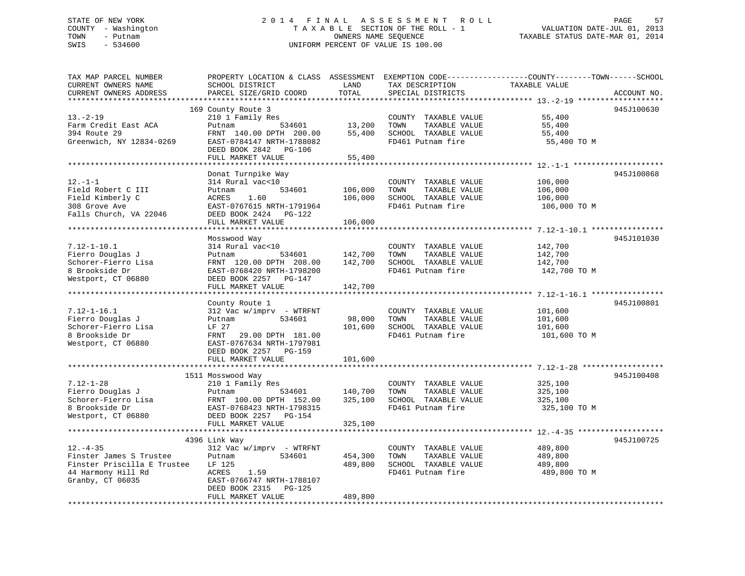STATE OF NEW YORK
COUNTY - Washington
TOWN - Putnam
SWIS - 534600

2014 FINAL ASSESSMENT ROLL
TAXABLE SECTION OF THE ROLL - 1
OWNERS NAME SEQUENCE
UNIFORM PERCENT OF VALUE IS 100.00

VALUATION DATE-JUL 01, 2013
TAXABLE STATUS DATE-MAR 01, 2014

| TAX MAP PARCEL NUMBER / CURRENT OWNERS NAME / CURRENT OWNERS ADDRESS | PROPERTY LOCATION & CLASS / SCHOOL DISTRICT / PARCEL SIZE/GRID COORD | ASSESSMENT LAND / TOTAL | EXEMPTION CODE / TAX DESCRIPTION / SPECIAL DISTRICTS | COUNTY--------TOWN------SCHOOL TAXABLE VALUE | ACCOUNT NO. |
|---|---|---|---|---|---|
| **13.-2-19** | 169 County Route 3 | | | | 945J100630 |
| Farm Credit East ACA | 210 1 Family Res | | COUNTY TAXABLE VALUE | 55,400 | |
| 394 Route 29 | Putnam 534601 | 13,200 | TOWN TAXABLE VALUE | 55,400 | |
| Greenwich, NY 12834-0269 | FRNT 140.00 DPTH 200.00 | 55,400 | SCHOOL TAXABLE VALUE | 55,400 | |
| | EAST-0784147 NRTH-1788082 | | FD461 Putnam fire | 55,400 TO M | |
| | DEED BOOK 2842 PG-106 | | | | |
| | FULL MARKET VALUE | 55,400 | | | |
| **12.-1-1** | Donat Turnpike Way | | | | 945J100868 |
| Field Robert C III | 314 Rural vac<10 | | COUNTY TAXABLE VALUE | 106,000 | |
| Field Kimberly C | Putnam 534601 | 106,000 | TOWN TAXABLE VALUE | 106,000 | |
| 308 Grove Ave | ACRES 1.60 | 106,000 | SCHOOL TAXABLE VALUE | 106,000 | |
| Falls Church, VA 22046 | EAST-0767615 NRTH-1791964 | | FD461 Putnam fire | 106,000 TO M | |
| | DEED BOOK 2424 PG-122 | | | | |
| | FULL MARKET VALUE | 106,000 | | | |
| **7.12-1-10.1** | Mosswood Way | | | | 945J101030 |
| Fierro Douglas J | 314 Rural vac<10 | | COUNTY TAXABLE VALUE | 142,700 | |
| Schorer-Fierro Lisa | Putnam 534601 | 142,700 | TOWN TAXABLE VALUE | 142,700 | |
| 8 Brookside Dr | FRNT 120.00 DPTH 208.00 | 142,700 | SCHOOL TAXABLE VALUE | 142,700 | |
| Westport, CT 06880 | EAST-0768420 NRTH-1798200 | | FD461 Putnam fire | 142,700 TO M | |
| | DEED BOOK 2257 PG-147 | | | | |
| | FULL MARKET VALUE | 142,700 | | | |
| **7.12-1-16.1** | County Route 1 | | | | 945J100801 |
| Fierro Douglas J | 312 Vac w/imprv - WTRFNT | | COUNTY TAXABLE VALUE | 101,600 | |
| Schorer-Fierro Lisa | Putnam 534601 | 98,000 | TOWN TAXABLE VALUE | 101,600 | |
| 8 Brookside Dr | LF 27 | 101,600 | SCHOOL TAXABLE VALUE | 101,600 | |
| Westport, CT 06880 | FRNT 29.00 DPTH 181.00 | | FD461 Putnam fire | 101,600 TO M | |
| | EAST-0767634 NRTH-1797981 | | | | |
| | DEED BOOK 2257 PG-159 | | | | |
| | FULL MARKET VALUE | 101,600 | | | |
| **7.12-1-28** | 1511 Mosswood Way | | | | 945J100408 |
| Fierro Douglas J | 210 1 Family Res | | COUNTY TAXABLE VALUE | 325,100 | |
| Schorer-Fierro Lisa | Putnam 534601 | 140,700 | TOWN TAXABLE VALUE | 325,100 | |
| 8 Brookside Dr | FRNT 100.00 DPTH 152.00 | 325,100 | SCHOOL TAXABLE VALUE | 325,100 | |
| Westport, CT 06880 | EAST-0768423 NRTH-1798315 | | FD461 Putnam fire | 325,100 TO M | |
| | DEED BOOK 2257 PG-154 | | | | |
| | FULL MARKET VALUE | 325,100 | | | |
| **12.-4-35** | 4396 Link Way | | | | 945J100725 |
| Finster James S Trustee | 312 Vac w/imprv - WTRFNT | | COUNTY TAXABLE VALUE | 489,800 | |
| Finster Priscilla E Trustee | Putnam 534601 | 454,300 | TOWN TAXABLE VALUE | 489,800 | |
| 44 Harmony Hill Rd | LF 125 | 489,800 | SCHOOL TAXABLE VALUE | 489,800 | |
| Granby, CT 06035 | ACRES 1.59 | | FD461 Putnam fire | 489,800 TO M | |
| | EAST-0766747 NRTH-1788107 | | | | |
| | DEED BOOK 2315 PG-125 | | | | |
| | FULL MARKET VALUE | 489,800 | | | |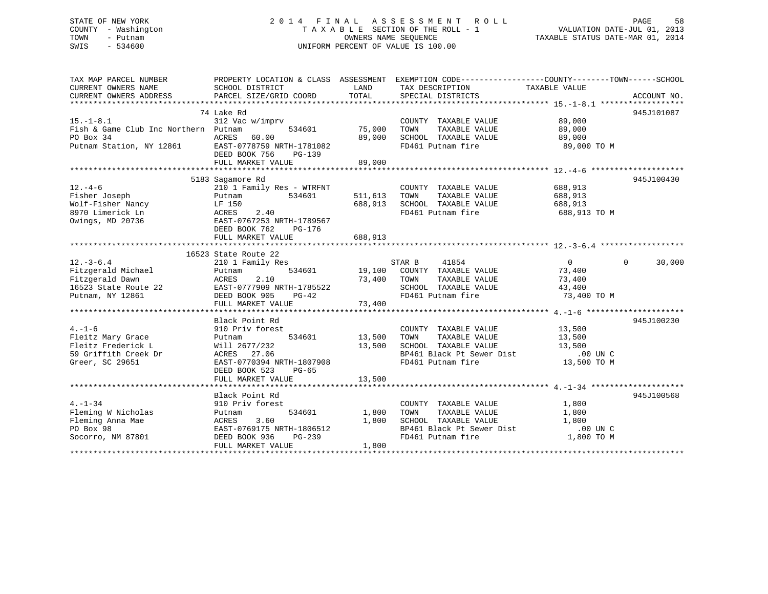STATE OF NEW YORK
COUNTY - Washington
TOWN - Putnam
SWIS - 534600

# 2014 FINAL ASSESSMENT ROLL

TAXABLE SECTION OF THE ROLL - 1
OWNERS NAME SEQUENCE
UNIFORM PERCENT OF VALUE IS 100.00

VALUATION DATE-JUL 01, 2013
TAXABLE STATUS DATE-MAR 01, 2014

| TAX MAP PARCEL NUMBER / CURRENT OWNERS NAME / CURRENT OWNERS ADDRESS | PROPERTY LOCATION & CLASS / SCHOOL DISTRICT / PARCEL SIZE/GRID COORD | ASSESSMENT LAND | TOTAL | EXEMPTION CODE / TAX DESCRIPTION / SPECIAL DISTRICTS | COUNTY | TOWN | SCHOOL (TAXABLE VALUE) | ACCOUNT NO. |
|---|---|---|---|---|---|---|---|---|
| **15.-1-8.1** | 74 Lake Rd | | | | | | | 945J101087 |
| | 312 Vac w/imprv | | | COUNTY TAXABLE VALUE | 89,000 | | | |
| Fish & Game Club Inc Northern | Putnam 534601 | 75,000 | | TOWN TAXABLE VALUE | 89,000 | | | |
| PO Box 34 | ACRES 60.00 | | 89,000 | SCHOOL TAXABLE VALUE | 89,000 | | | |
| Putnam Station, NY 12861 | EAST-0778759 NRTH-1781082 | | | FD461 Putnam fire | 89,000 TO M | | | |
| | DEED BOOK 756 PG-139 | | | | | | | |
| | FULL MARKET VALUE | | 89,000 | | | | | |
| **12.-4-6** | 5183 Sagamore Rd | | | | | | | 945J100430 |
| | 210 1 Family Res - WTRFNT | | | COUNTY TAXABLE VALUE | 688,913 | | | |
| Fisher Joseph | Putnam 534601 | 511,613 | | TOWN TAXABLE VALUE | 688,913 | | | |
| Wolf-Fisher Nancy | LF 150 | | 688,913 | SCHOOL TAXABLE VALUE | 688,913 | | | |
| 8970 Limerick Ln | ACRES 2.40 | | | FD461 Putnam fire | 688,913 TO M | | | |
| Owings, MD 20736 | EAST-0767253 NRTH-1789567 | | | | | | | |
| | DEED BOOK 762 PG-176 | | | | | | | |
| | FULL MARKET VALUE | | 688,913 | | | | | |
| **12.-3-6.4** | 16523 State Route 22 | | | | | | | |
| | 210 1 Family Res | | | STAR B 41854 | 0 | 0 | 30,000 | |
| Fitzgerald Michael | Putnam 534601 | 19,100 | | COUNTY TAXABLE VALUE | 73,400 | | | |
| Fitzgerald Dawn | ACRES 2.10 | | 73,400 | TOWN TAXABLE VALUE | 73,400 | | | |
| 16523 State Route 22 | EAST-0777909 NRTH-1785522 | | | SCHOOL TAXABLE VALUE | 43,400 | | | |
| Putnam, NY 12861 | DEED BOOK 905 PG-42 | | | FD461 Putnam fire | 73,400 TO M | | | |
| | FULL MARKET VALUE | | 73,400 | | | | | |
| **4.-1-6** | Black Point Rd | | | | | | | 945J100230 |
| | 910 Priv forest | | | COUNTY TAXABLE VALUE | 13,500 | | | |
| Fleitz Mary Grace | Putnam 534601 | 13,500 | | TOWN TAXABLE VALUE | 13,500 | | | |
| Fleitz Frederick L | Will 2677/232 | | 13,500 | SCHOOL TAXABLE VALUE | 13,500 | | | |
| 59 Griffith Creek Dr | ACRES 27.06 | | | BP461 Black Pt Sewer Dist | .00 UN C | | | |
| Greer, SC 29651 | EAST-0770394 NRTH-1807908 | | | FD461 Putnam fire | 13,500 TO M | | | |
| | DEED BOOK 523 PG-65 | | | | | | | |
| | FULL MARKET VALUE | | 13,500 | | | | | |
| **4.-1-34** | Black Point Rd | | | | | | | 945J100568 |
| | 910 Priv forest | | | COUNTY TAXABLE VALUE | 1,800 | | | |
| Fleming W Nicholas | Putnam 534601 | 1,800 | | TOWN TAXABLE VALUE | 1,800 | | | |
| Fleming Anna Mae | ACRES 3.60 | | 1,800 | SCHOOL TAXABLE VALUE | 1,800 | | | |
| PO Box 98 | EAST-0769175 NRTH-1806512 | | | BP461 Black Pt Sewer Dist | .00 UN C | | | |
| Socorro, NM 87801 | DEED BOOK 936 PG-239 | | | FD461 Putnam fire | 1,800 TO M | | | |
| | FULL MARKET VALUE | | 1,800 | | | | | |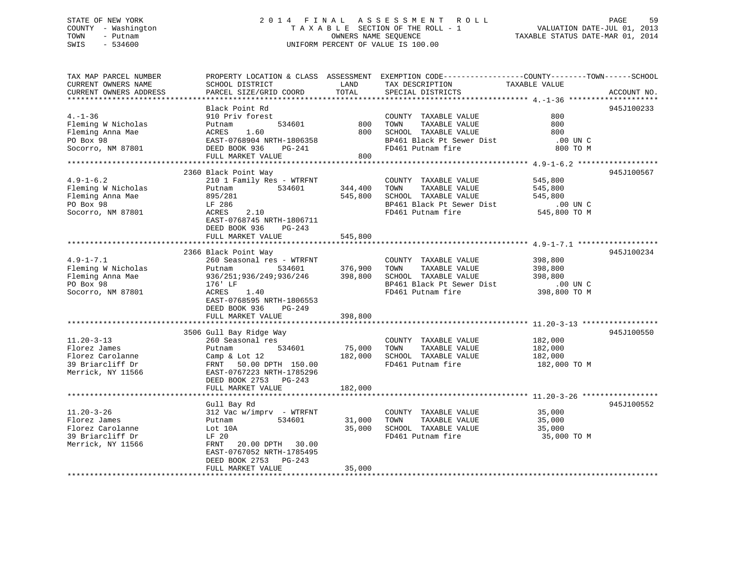STATE OF NEW YORK
COUNTY - Washington
TOWN - Putnam
SWIS - 534600

2014 FINAL ASSESSMENT ROLL
TAXABLE SECTION OF THE ROLL - 1
OWNERS NAME SEQUENCE
UNIFORM PERCENT OF VALUE IS 100.00

VALUATION DATE-JUL 01, 2013
TAXABLE STATUS DATE-MAR 01, 2014

| TAX MAP PARCEL NUMBER / CURRENT OWNERS NAME / CURRENT OWNERS ADDRESS | PROPERTY LOCATION & CLASS / SCHOOL DISTRICT / PARCEL SIZE/GRID COORD | ASSESSMENT LAND | TOTAL | EXEMPTION CODE / TAX DESCRIPTION / SPECIAL DISTRICTS | TAXABLE VALUE (COUNTY--TOWN--SCHOOL) | ACCOUNT NO. |
|---|---|---|---|---|---|---|
| 4.-1-36 | Black Point Rd | | | | | 945J100233 |
| Fleming W Nicholas | 910 Priv forest | | | COUNTY TAXABLE VALUE | 800 | |
| Fleming Anna Mae | Putnam 534601 | 800 | | TOWN TAXABLE VALUE | 800 | |
| PO Box 98 | ACRES 1.60 | | 800 | SCHOOL TAXABLE VALUE | 800 | |
| Socorro, NM 87801 | EAST-0768904 NRTH-1806358 | | | BP461 Black Pt Sewer Dist | .00 UN C | |
| | DEED BOOK 936 PG-241 | | | FD461 Putnam fire | 800 TO M | |
| | FULL MARKET VALUE | | 800 | | | |
| 4.9-1-6.2 | 2360 Black Point Way | | | | | 945J100567 |
| Fleming W Nicholas | 210 1 Family Res - WTRFNT | | | COUNTY TAXABLE VALUE | 545,800 | |
| Fleming Anna Mae | Putnam 534601 | 344,400 | | TOWN TAXABLE VALUE | 545,800 | |
| PO Box 98 | 895/281 | | 545,800 | SCHOOL TAXABLE VALUE | 545,800 | |
| Socorro, NM 87801 | LF 286 | | | BP461 Black Pt Sewer Dist | .00 UN C | |
| | ACRES 2.10 | | | FD461 Putnam fire | 545,800 TO M | |
| | EAST-0768745 NRTH-1806711 | | | | | |
| | DEED BOOK 936 PG-243 | | | | | |
| | FULL MARKET VALUE | | 545,800 | | | |
| 4.9-1-7.1 | 2366 Black Point Way | | | | | 945J100234 |
| Fleming W Nicholas | 260 Seasonal res - WTRFNT | | | COUNTY TAXABLE VALUE | 398,800 | |
| Fleming Anna Mae | Putnam 534601 | 376,900 | | TOWN TAXABLE VALUE | 398,800 | |
| PO Box 98 | 936/251;936/249;936/246 | | 398,800 | SCHOOL TAXABLE VALUE | 398,800 | |
| Socorro, NM 87801 | 176' LF | | | BP461 Black Pt Sewer Dist | .00 UN C | |
| | ACRES 1.40 | | | FD461 Putnam fire | 398,800 TO M | |
| | EAST-0768595 NRTH-1806553 | | | | | |
| | DEED BOOK 936 PG-249 | | | | | |
| | FULL MARKET VALUE | | 398,800 | | | |
| 11.20-3-13 | 3506 Gull Bay Ridge Way | | | | | 945J100550 |
| Florez James | 260 Seasonal res | | | COUNTY TAXABLE VALUE | 182,000 | |
| Florez Carolanne | Putnam 534601 | 75,000 | | TOWN TAXABLE VALUE | 182,000 | |
| 39 Briarcliff Dr | Camp & Lot 12 | | 182,000 | SCHOOL TAXABLE VALUE | 182,000 | |
| Merrick, NY 11566 | FRNT 50.00 DPTH 150.00 | | | FD461 Putnam fire | 182,000 TO M | |
| | EAST-0767223 NRTH-1785296 | | | | | |
| | DEED BOOK 2753 PG-243 | | | | | |
| | FULL MARKET VALUE | | 182,000 | | | |
| 11.20-3-26 | Gull Bay Rd | | | | | 945J100552 |
| Florez James | 312 Vac w/imprv - WTRFNT | | | COUNTY TAXABLE VALUE | 35,000 | |
| Florez Carolanne | Putnam 534601 | 31,000 | | TOWN TAXABLE VALUE | 35,000 | |
| 39 Briarcliff Dr | Lot 10A | | 35,000 | SCHOOL TAXABLE VALUE | 35,000 | |
| Merrick, NY 11566 | LF 20 | | | FD461 Putnam fire | 35,000 TO M | |
| | FRNT 20.00 DPTH 30.00 | | | | | |
| | EAST-0767052 NRTH-1785495 | | | | | |
| | DEED BOOK 2753 PG-243 | | | | | |
| | FULL MARKET VALUE | | 35,000 | | | |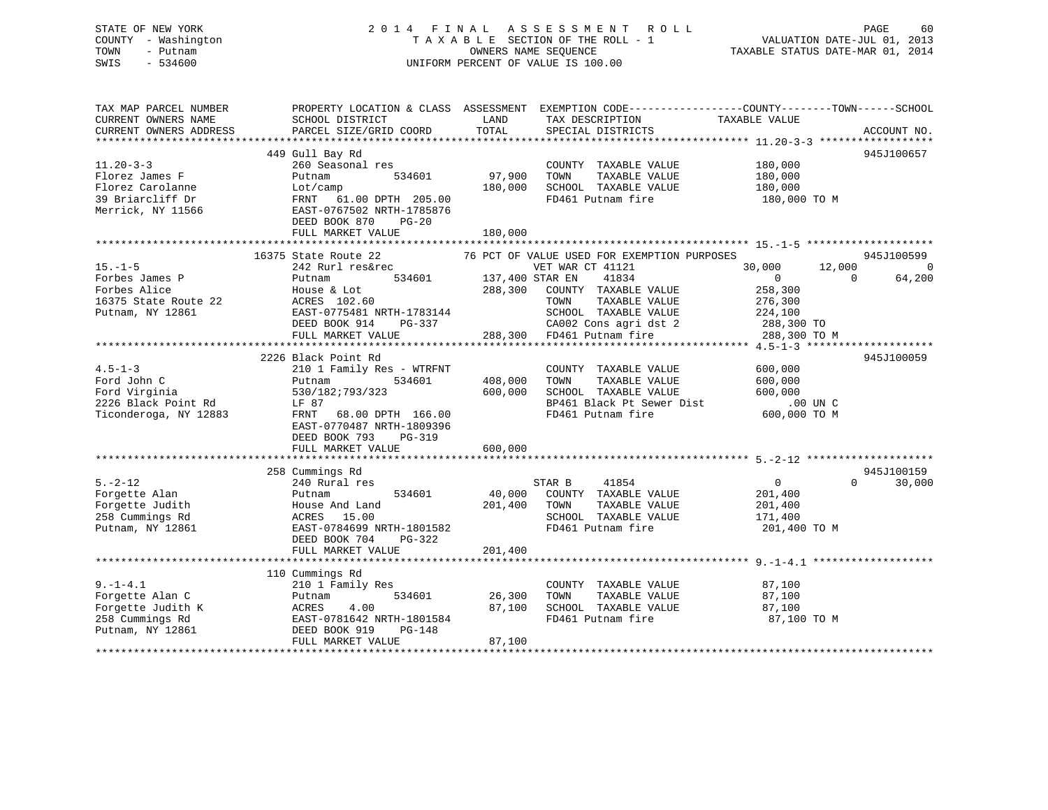STATE OF NEW YORK
COUNTY - Washington
TOWN - Putnam
SWIS - 534600

2014 FINAL ASSESSMENT ROLL
TAXABLE SECTION OF THE ROLL - 1
OWNERS NAME SEQUENCE
UNIFORM PERCENT OF VALUE IS 100.00

VALUATION DATE-JUL 01, 2013
TAXABLE STATUS DATE-MAR 01, 2014

```
TAX MAP PARCEL NUMBER          PROPERTY LOCATION & CLASS  ASSESSMENT  EXEMPTION CODE------------------COUNTY--------TOWN------SCHOOL
CURRENT OWNERS NAME            SCHOOL DISTRICT              LAND      TAX DESCRIPTION              TAXABLE VALUE
CURRENT OWNERS ADDRESS         PARCEL SIZE/GRID COORD      TOTAL      SPECIAL DISTRICTS                                      ACCOUNT NO.
******************************************************************************************************* 11.20-3-3 *****************
                               449 Gull Bay Rd                                                                           945J100657
11.20-3-3                      260 Seasonal res                       COUNTY  TAXABLE VALUE           180,000
Florez James F                 Putnam          534601       97,900    TOWN    TAXABLE VALUE           180,000
Florez Carolanne               Lot/camp                    180,000    SCHOOL  TAXABLE VALUE           180,000
39 Briarcliff Dr               FRNT   61.00 DPTH 205.00               FD461 Putnam fire                180,000 TO M
Merrick, NY 11566              EAST-0767502 NRTH-1785876
                               DEED BOOK 870    PG-20
                               FULL MARKET VALUE           180,000
******************************************************************************************************* 15.-1-5 *******************
                               16375 State Route 22          76 PCT OF VALUE USED FOR EXEMPTION PURPOSES                     945J100599
15.-1-5                        242 Rurl res&rec                       VET WAR CT 41121           30,000      12,000           0
Forbes James P                 Putnam          534601      137,400 STAR EN    41834                  0           0      64,200
Forbes Alice                   House & Lot                 288,300    COUNTY  TAXABLE VALUE           258,300
16375 State Route 22           ACRES 102.60                           TOWN    TAXABLE VALUE           276,300
Putnam, NY 12861               EAST-0775481 NRTH-1783144              SCHOOL  TAXABLE VALUE           224,100
                               DEED BOOK 914    PG-337                CA002 Cons agri dst 2            288,300 TO
                               FULL MARKET VALUE           288,300    FD461 Putnam fire                288,300 TO M
******************************************************************************************************* 4.5-1-3 *******************
                               2226 Black Point Rd                                                                       945J100059
4.5-1-3                        210 1 Family Res - WTRFNT              COUNTY  TAXABLE VALUE           600,000
Ford John C                    Putnam          534601      408,000    TOWN    TAXABLE VALUE           600,000
Ford Virginia                  530/182;793/323             600,000    SCHOOL  TAXABLE VALUE           600,000
2226 Black Point Rd            LF 87                                  BP461 Black Pt Sewer Dist            .00 UN C
Ticonderoga, NY 12883          FRNT   68.00 DPTH 166.00               FD461 Putnam fire                600,000 TO M
                               EAST-0770487 NRTH-1809396
                               DEED BOOK 793    PG-319
                               FULL MARKET VALUE           600,000
******************************************************************************************************* 5.-2-12 *******************
                               258 Cummings Rd                                                                           945J100159
5.-2-12                        240 Rural res                          STAR B     41854                  0           0      30,000
Forgette Alan                  Putnam          534601       40,000    COUNTY  TAXABLE VALUE           201,400
Forgette Judith                House And Land              201,400    TOWN    TAXABLE VALUE           201,400
258 Cummings Rd                ACRES  15.00                           SCHOOL  TAXABLE VALUE           171,400
Putnam, NY 12861               EAST-0784699 NRTH-1801582              FD461 Putnam fire                201,400 TO M
                               DEED BOOK 704    PG-322
                               FULL MARKET VALUE           201,400
******************************************************************************************************* 9.-1-4.1 ******************
                               110 Cummings Rd
9.-1-4.1                       210 1 Family Res                       COUNTY  TAXABLE VALUE            87,100
Forgette Alan C                Putnam          534601       26,300    TOWN    TAXABLE VALUE            87,100
Forgette Judith K              ACRES    4.00                87,100    SCHOOL  TAXABLE VALUE            87,100
258 Cummings Rd                EAST-0781642 NRTH-1801584              FD461 Putnam fire                 87,100 TO M
Putnam, NY 12861               DEED BOOK 919    PG-148
                               FULL MARKET VALUE            87,100
************************************************************************************************************************************
```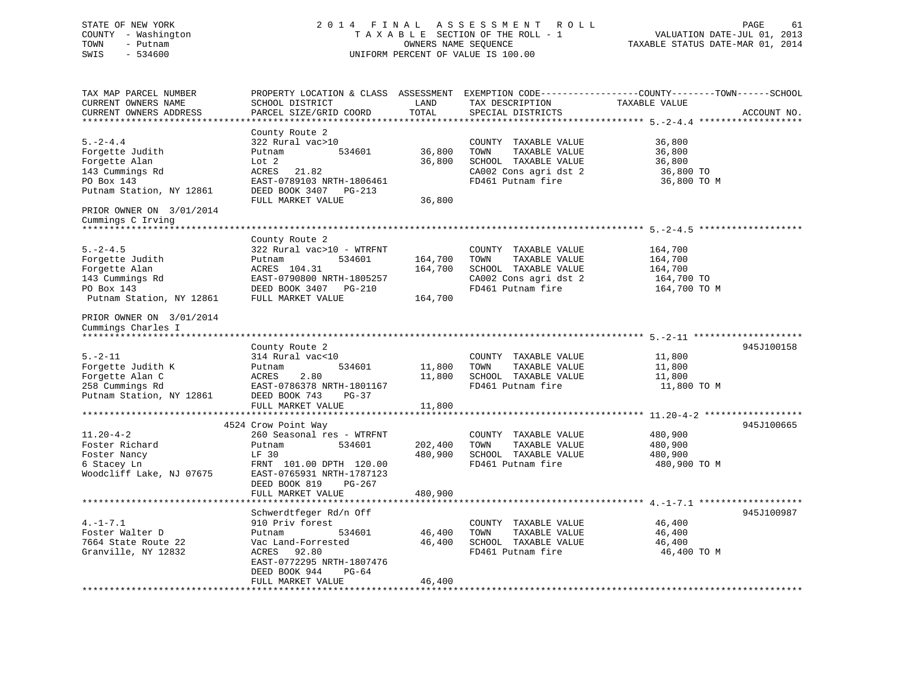STATE OF NEW YORK
COUNTY - Washington
TOWN - Putnam
SWIS - 534600

2014 FINAL ASSESSMENT ROLL
TAXABLE SECTION OF THE ROLL - 1
OWNERS NAME SEQUENCE
UNIFORM PERCENT OF VALUE IS 100.00

VALUATION DATE-JUL 01, 2013
TAXABLE STATUS DATE-MAR 01, 2014

| TAX MAP PARCEL NUMBER / CURRENT OWNERS NAME / CURRENT OWNERS ADDRESS | PROPERTY LOCATION & CLASS / SCHOOL DISTRICT / PARCEL SIZE/GRID COORD | ASSESSMENT LAND / TOTAL | EXEMPTION CODE / TAX DESCRIPTION / SPECIAL DISTRICTS | TAXABLE VALUE (COUNTY--TOWN--SCHOOL) | ACCOUNT NO. |
|---|---|---|---|---|---|
| **5.-2-4.4** | County Route 2 | | | | |
| 5.-2-4.4 | 322 Rural vac>10 | | COUNTY TAXABLE VALUE | 36,800 | |
| Forgette Judith | Putnam 534601 | 36,800 | TOWN TAXABLE VALUE | 36,800 | |
| Forgette Alan | Lot 2 | 36,800 | SCHOOL TAXABLE VALUE | 36,800 | |
| 143 Cummings Rd | ACRES 21.82 | | CA002 Cons agri dst 2 | 36,800 TO | |
| PO Box 143 | EAST-0789103 NRTH-1806461 | | FD461 Putnam fire | 36,800 TO M | |
| Putnam Station, NY 12861 | DEED BOOK 3407 PG-213 | | | | |
| | FULL MARKET VALUE | 36,800 | | | |
| PRIOR OWNER ON 3/01/2014 | | | | | |
| Cummings C Irving | | | | | |
| **5.-2-4.5** | County Route 2 | | | | |
| 5.-2-4.5 | 322 Rural vac>10 - WTRFNT | | COUNTY TAXABLE VALUE | 164,700 | |
| Forgette Judith | Putnam 534601 | 164,700 | TOWN TAXABLE VALUE | 164,700 | |
| Forgette Alan | ACRES 104.31 | 164,700 | SCHOOL TAXABLE VALUE | 164,700 | |
| 143 Cummings Rd | EAST-0790800 NRTH-1805257 | | CA002 Cons agri dst 2 | 164,700 TO | |
| PO Box 143 | DEED BOOK 3407 PG-210 | | FD461 Putnam fire | 164,700 TO M | |
| Putnam Station, NY 12861 | FULL MARKET VALUE | 164,700 | | | |
| PRIOR OWNER ON 3/01/2014 | | | | | |
| Cummings Charles I | | | | | |
| **5.-2-11** | County Route 2 | | | | 945J100158 |
| 5.-2-11 | 314 Rural vac<10 | | COUNTY TAXABLE VALUE | 11,800 | |
| Forgette Judith K | Putnam 534601 | 11,800 | TOWN TAXABLE VALUE | 11,800 | |
| Forgette Alan C | ACRES 2.80 | 11,800 | SCHOOL TAXABLE VALUE | 11,800 | |
| 258 Cummings Rd | EAST-0786378 NRTH-1801167 | | FD461 Putnam fire | 11,800 TO M | |
| Putnam Station, NY 12861 | DEED BOOK 743 PG-37 | | | | |
| | FULL MARKET VALUE | 11,800 | | | |
| **11.20-4-2** | 4524 Crow Point Way | | | | 945J100665 |
| 11.20-4-2 | 260 Seasonal res - WTRFNT | | COUNTY TAXABLE VALUE | 480,900 | |
| Foster Richard | Putnam 534601 | 202,400 | TOWN TAXABLE VALUE | 480,900 | |
| Foster Nancy | LF 30 | 480,900 | SCHOOL TAXABLE VALUE | 480,900 | |
| 6 Stacey Ln | FRNT 101.00 DPTH 120.00 | | FD461 Putnam fire | 480,900 TO M | |
| Woodcliff Lake, NJ 07675 | EAST-0765931 NRTH-1787123 | | | | |
| | DEED BOOK 819 PG-267 | | | | |
| | FULL MARKET VALUE | 480,900 | | | |
| **4.-1-7.1** | Schwerdtfeger Rd/n Off | | | | 945J100987 |
| 4.-1-7.1 | 910 Priv forest | | COUNTY TAXABLE VALUE | 46,400 | |
| Foster Walter D | Putnam 534601 | 46,400 | TOWN TAXABLE VALUE | 46,400 | |
| 7664 State Route 22 | Vac Land-Forrested | 46,400 | SCHOOL TAXABLE VALUE | 46,400 | |
| Granville, NY 12832 | ACRES 92.80 | | FD461 Putnam fire | 46,400 TO M | |
| | EAST-0772295 NRTH-1807476 | | | | |
| | DEED BOOK 944 PG-64 | | | | |
| | FULL MARKET VALUE | 46,400 | | | |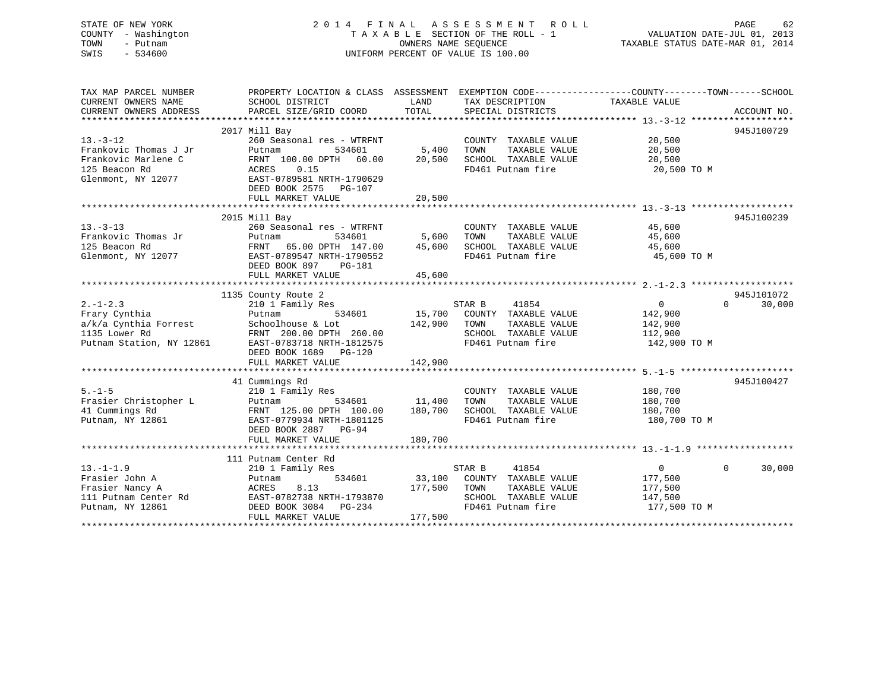STATE OF NEW YORK
COUNTY - Washington
TOWN - Putnam
SWIS - 534600

# 2014 FINAL ASSESSMENT ROLL

TAXABLE SECTION OF THE ROLL - 1
OWNERS NAME SEQUENCE
UNIFORM PERCENT OF VALUE IS 100.00

VALUATION DATE-JUL 01, 2013
TAXABLE STATUS DATE-MAR 01, 2014

| TAX MAP PARCEL NUMBER / CURRENT OWNERS NAME / CURRENT OWNERS ADDRESS | PROPERTY LOCATION & CLASS / SCHOOL DISTRICT / PARCEL SIZE/GRID COORD | ASSESSMENT LAND | ASSESSMENT TOTAL | EXEMPTION CODE / TAX DESCRIPTION / SPECIAL DISTRICTS | COUNTY TAXABLE VALUE | TOWN | SCHOOL | ACCOUNT NO. |
|---|---|---|---|---|---|---|---|---|
| 13.-3-12 | 2017 Mill Bay | | | | | | | 945J100729 |
| Frankovic Thomas J Jr | 260 Seasonal res - WTRFNT | | | COUNTY TAXABLE VALUE | 20,500 | | | |
| Frankovic Marlene C | Putnam 534601 | 5,400 | | TOWN TAXABLE VALUE | 20,500 | | | |
| 125 Beacon Rd | FRNT 100.00 DPTH 60.00 | | 20,500 | SCHOOL TAXABLE VALUE | 20,500 | | | |
| Glenmont, NY 12077 | ACRES 0.15 | | | FD461 Putnam fire | 20,500 TO M | | | |
| | EAST-0789581 NRTH-1790629 | | | | | | | |
| | DEED BOOK 2575 PG-107 | | | | | | | |
| | FULL MARKET VALUE | | 20,500 | | | | | |
| 13.-3-13 | 2015 Mill Bay | | | | | | | 945J100239 |
| Frankovic Thomas Jr | 260 Seasonal res - WTRFNT | | | COUNTY TAXABLE VALUE | 45,600 | | | |
| 125 Beacon Rd | Putnam 534601 | 5,600 | | TOWN TAXABLE VALUE | 45,600 | | | |
| Glenmont, NY 12077 | FRNT 65.00 DPTH 147.00 | | 45,600 | SCHOOL TAXABLE VALUE | 45,600 | | | |
| | EAST-0789547 NRTH-1790552 | | | FD461 Putnam fire | 45,600 TO M | | | |
| | DEED BOOK 897 PG-181 | | | | | | | |
| | FULL MARKET VALUE | | 45,600 | | | | | |
| 2.-1-2.3 | 1135 County Route 2 | | | | | | | 945J101072 |
| Frary Cynthia | 210 1 Family Res | | | STAR B 41854 | 0 | | 0 | 30,000 |
| a/k/a Cynthia Forrest | Putnam 534601 | 15,700 | | COUNTY TAXABLE VALUE | 142,900 | | | |
| 1135 Lower Rd | Schoolhouse & Lot | | 142,900 | TOWN TAXABLE VALUE | 142,900 | | | |
| Putnam Station, NY 12861 | FRNT 200.00 DPTH 260.00 | | | SCHOOL TAXABLE VALUE | 112,900 | | | |
| | EAST-0783718 NRTH-1812575 | | | FD461 Putnam fire | 142,900 TO M | | | |
| | DEED BOOK 1689 PG-120 | | | | | | | |
| | FULL MARKET VALUE | | 142,900 | | | | | |
| 5.-1-5 | 41 Cummings Rd | | | | | | | 945J100427 |
| Frasier Christopher L | 210 1 Family Res | | | COUNTY TAXABLE VALUE | 180,700 | | | |
| 41 Cummings Rd | Putnam 534601 | 11,400 | | TOWN TAXABLE VALUE | 180,700 | | | |
| Putnam, NY 12861 | FRNT 125.00 DPTH 100.00 | | 180,700 | SCHOOL TAXABLE VALUE | 180,700 | | | |
| | EAST-0779934 NRTH-1801125 | | | FD461 Putnam fire | 180,700 TO M | | | |
| | DEED BOOK 2887 PG-94 | | | | | | | |
| | FULL MARKET VALUE | | 180,700 | | | | | |
| 13.-1-1.9 | 111 Putnam Center Rd | | | | | | | |
| Frasier John A | 210 1 Family Res | | | STAR B 41854 | 0 | | 0 | 30,000 |
| Frasier Nancy A | Putnam 534601 | 33,100 | | COUNTY TAXABLE VALUE | 177,500 | | | |
| 111 Putnam Center Rd | ACRES 8.13 | | 177,500 | TOWN TAXABLE VALUE | 177,500 | | | |
| Putnam, NY 12861 | EAST-0782738 NRTH-1793870 | | | SCHOOL TAXABLE VALUE | 147,500 | | | |
| | DEED BOOK 3084 PG-234 | | | FD461 Putnam fire | 177,500 TO M | | | |
| | FULL MARKET VALUE | | 177,500 | | | | | |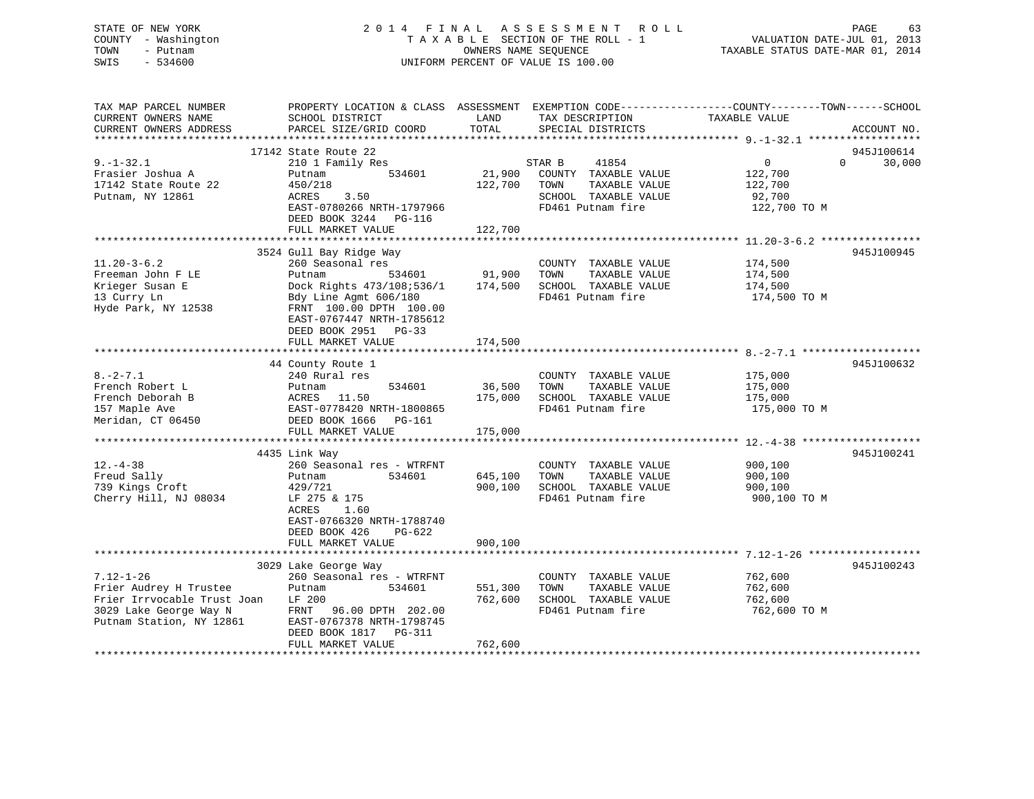STATE OF NEW YORK
COUNTY - Washington
TOWN - Putnam
SWIS - 534600

2014 FINAL ASSESSMENT ROLL
TAXABLE SECTION OF THE ROLL - 1
OWNERS NAME SEQUENCE
UNIFORM PERCENT OF VALUE IS 100.00

VALUATION DATE-JUL 01, 2013
TAXABLE STATUS DATE-MAR 01, 2014

| TAX MAP PARCEL NUMBER / CURRENT OWNERS NAME / CURRENT OWNERS ADDRESS | PROPERTY LOCATION & CLASS / SCHOOL DISTRICT / PARCEL SIZE/GRID COORD | ASSESSMENT LAND / TOTAL | EXEMPTION CODE / TAX DESCRIPTION / SPECIAL DISTRICTS | COUNTY / TAXABLE VALUE | TOWN | SCHOOL | ACCOUNT NO. |
|---|---|---|---|---|---|---|---|
| 9.-1-32.1 | 17142 State Route 22 | | | | | | 945J100614 |
| 9.-1-32.1 | 210 1 Family Res | | STAR B 41854 | 0 | 0 | 30,000 | |
| Frasier Joshua A | Putnam 534601 | 21,900 | COUNTY TAXABLE VALUE | 122,700 | | | |
| 17142 State Route 22 | 450/218 | 122,700 | TOWN TAXABLE VALUE | 122,700 | | | |
| Putnam, NY 12861 | ACRES 3.50 | | SCHOOL TAXABLE VALUE | 92,700 | | | |
| | EAST-0780266 NRTH-1797966 | | FD461 Putnam fire | 122,700 TO M | | | |
| | DEED BOOK 3244 PG-116 | | | | | | |
| | FULL MARKET VALUE | 122,700 | | | | | |
| 11.20-3-6.2 | 3524 Gull Bay Ridge Way | | | | | | 945J100945 |
| 11.20-3-6.2 | 260 Seasonal res | | COUNTY TAXABLE VALUE | 174,500 | | | |
| Freeman John F LE | Putnam 534601 | 91,900 | TOWN TAXABLE VALUE | 174,500 | | | |
| Krieger Susan E | Dock Rights 473/108;536/1 | 174,500 | SCHOOL TAXABLE VALUE | 174,500 | | | |
| 13 Curry Ln | Bdy Line Agmt 606/180 | | FD461 Putnam fire | 174,500 TO M | | | |
| Hyde Park, NY 12538 | FRNT 100.00 DPTH 100.00 | | | | | | |
| | EAST-0767447 NRTH-1785612 | | | | | | |
| | DEED BOOK 2951 PG-33 | | | | | | |
| | FULL MARKET VALUE | 174,500 | | | | | |
| 8.-2-7.1 | 44 County Route 1 | | | | | | 945J100632 |
| 8.-2-7.1 | 240 Rural res | | COUNTY TAXABLE VALUE | 175,000 | | | |
| French Robert L | Putnam 534601 | 36,500 | TOWN TAXABLE VALUE | 175,000 | | | |
| French Deborah B | ACRES 11.50 | 175,000 | SCHOOL TAXABLE VALUE | 175,000 | | | |
| 157 Maple Ave | EAST-0778420 NRTH-1800865 | | FD461 Putnam fire | 175,000 TO M | | | |
| Meridan, CT 06450 | DEED BOOK 1666 PG-161 | | | | | | |
| | FULL MARKET VALUE | 175,000 | | | | | |
| 12.-4-38 | 4435 Link Way | | | | | | 945J100241 |
| 12.-4-38 | 260 Seasonal res - WTRFNT | | COUNTY TAXABLE VALUE | 900,100 | | | |
| Freud Sally | Putnam 534601 | 645,100 | TOWN TAXABLE VALUE | 900,100 | | | |
| 739 Kings Croft | 429/721 | 900,100 | SCHOOL TAXABLE VALUE | 900,100 | | | |
| Cherry Hill, NJ 08034 | LF 275 & 175 | | FD461 Putnam fire | 900,100 TO M | | | |
| | ACRES 1.60 | | | | | | |
| | EAST-0766320 NRTH-1788740 | | | | | | |
| | DEED BOOK 426 PG-622 | | | | | | |
| | FULL MARKET VALUE | 900,100 | | | | | |
| 7.12-1-26 | 3029 Lake George Way | | | | | | 945J100243 |
| 7.12-1-26 | 260 Seasonal res - WTRFNT | | COUNTY TAXABLE VALUE | 762,600 | | | |
| Frier Audrey H Trustee | Putnam 534601 | 551,300 | TOWN TAXABLE VALUE | 762,600 | | | |
| Frier Irrvocable Trust Joan | LF 200 | 762,600 | SCHOOL TAXABLE VALUE | 762,600 | | | |
| 3029 Lake George Way N | FRNT 96.00 DPTH 202.00 | | FD461 Putnam fire | 762,600 TO M | | | |
| Putnam Station, NY 12861 | EAST-0767378 NRTH-1798745 | | | | | | |
| | DEED BOOK 1817 PG-311 | | | | | | |
| | FULL MARKET VALUE | 762,600 | | | | | |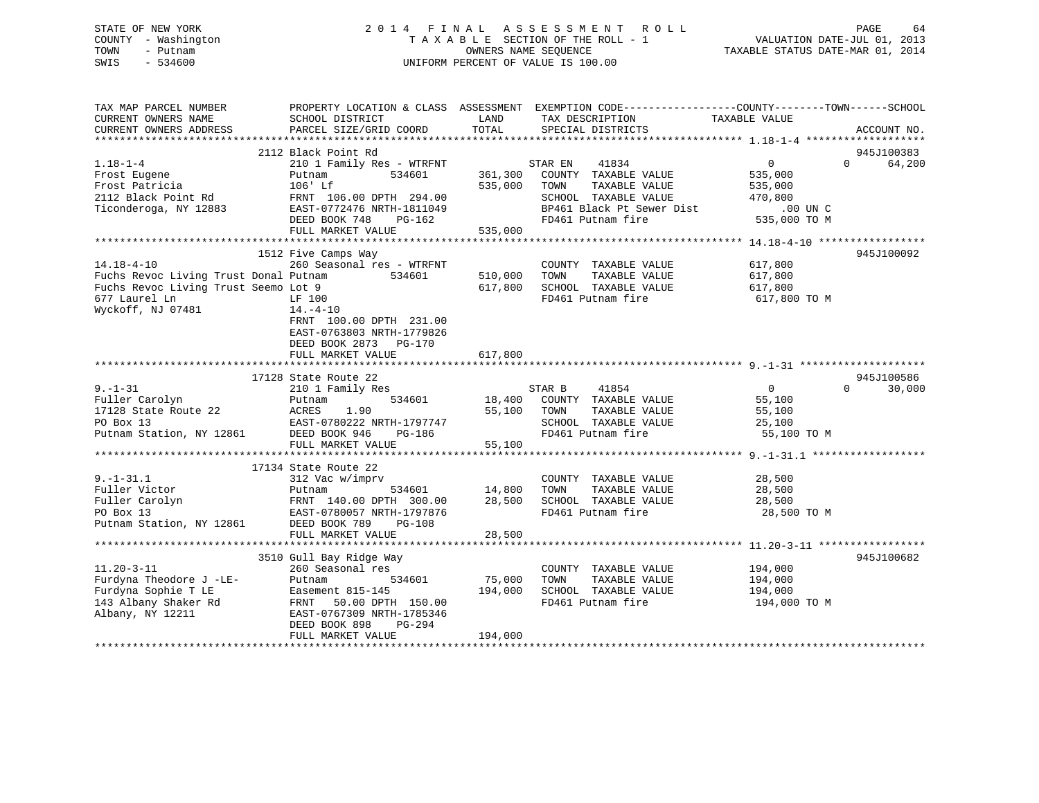STATE OF NEW YORK
COUNTY - Washington
TOWN - Putnam
SWIS - 534600

2014 FINAL ASSESSMENT ROLL
TAXABLE SECTION OF THE ROLL - 1
OWNERS NAME SEQUENCE
UNIFORM PERCENT OF VALUE IS 100.00

VALUATION DATE-JUL 01, 2013
TAXABLE STATUS DATE-MAR 01, 2014

```
TAX MAP PARCEL NUMBER          PROPERTY LOCATION & CLASS  ASSESSMENT  EXEMPTION CODE------------------COUNTY--------TOWN------SCHOOL
CURRENT OWNERS NAME            SCHOOL DISTRICT              LAND      TAX DESCRIPTION             TAXABLE VALUE
CURRENT OWNERS ADDRESS         PARCEL SIZE/GRID COORD       TOTAL     SPECIAL DISTRICTS                                      ACCOUNT NO.
******************************************************************************************************* 1.18-1-4 *******************
                          2112 Black Point Rd                                                                             945J100383
1.18-1-4                       210 1 Family Res - WTRFNT            STAR EN     41834              0              0        64,200
Frost Eugene                   Putnam           534601       361,300   COUNTY  TAXABLE VALUE          535,000
Frost Patricia                 106' Lf                       535,000   TOWN    TAXABLE VALUE          535,000
2112 Black Point Rd            FRNT  106.00 DPTH  294.00               SCHOOL  TAXABLE VALUE          470,800
Ticonderoga, NY 12883          EAST-0772476 NRTH-1811049               BP461 Black Pt Sewer Dist            .00 UN C
                               DEED BOOK 748     PG-162                FD461 Putnam fire               535,000 TO M
                               FULL MARKET VALUE             535,000
******************************************************************************************************* 14.18-4-10 *****************
                          1512 Five Camps Way                                                                             945J100092
14.18-4-10                     260 Seasonal res - WTRFNT               COUNTY  TAXABLE VALUE          617,800
Fuchs Revoc Living Trust Donal Putnam           534601       510,000   TOWN    TAXABLE VALUE          617,800
Fuchs Revoc Living Trust Seemo Lot 9                         617,800   SCHOOL  TAXABLE VALUE          617,800
677 Laurel Ln                  LF 100                                  FD461 Putnam fire               617,800 TO M
Wyckoff, NJ 07481              14.-4-10
                               FRNT  100.00 DPTH  231.00
                               EAST-0763803 NRTH-1779826
                               DEED BOOK 2873   PG-170
                               FULL MARKET VALUE             617,800
******************************************************************************************************* 9.-1-31 ********************
                         17128 State Route 22                                                                             945J100586
9.-1-31                        210 1 Family Res                     STAR B      41854              0              0        30,000
Fuller Carolyn                 Putnam           534601        18,400   COUNTY  TAXABLE VALUE           55,100
17128 State Route 22           ACRES     1.90                 55,100   TOWN    TAXABLE VALUE           55,100
PO Box 13                      EAST-0780222 NRTH-1797747               SCHOOL  TAXABLE VALUE           25,100
Putnam Station, NY 12861       DEED BOOK 946     PG-186                FD461 Putnam fire                55,100 TO M
                               FULL MARKET VALUE              55,100
******************************************************************************************************* 9.-1-31.1 ******************
                         17134 State Route 22
9.-1-31.1                      312 Vac w/imprv                         COUNTY  TAXABLE VALUE           28,500
Fuller Victor                  Putnam           534601        14,800   TOWN    TAXABLE VALUE           28,500
Fuller Carolyn                 FRNT  140.00 DPTH  300.00      28,500   SCHOOL  TAXABLE VALUE           28,500
PO Box 13                      EAST-0780057 NRTH-1797876               FD461 Putnam fire                28,500 TO M
Putnam Station, NY 12861       DEED BOOK 789     PG-108
                               FULL MARKET VALUE              28,500
******************************************************************************************************* 11.20-3-11 *****************
                          3510 Gull Bay Ridge Way                                                                         945J100682
11.20-3-11                     260 Seasonal res                        COUNTY  TAXABLE VALUE          194,000
Furdyna Theodore J -LE-        Putnam           534601        75,000   TOWN    TAXABLE VALUE          194,000
Furdyna Sophie T LE            Easement 815-145              194,000   SCHOOL  TAXABLE VALUE          194,000
143 Albany Shaker Rd           FRNT   50.00 DPTH  150.00               FD461 Putnam fire               194,000 TO M
Albany, NY 12211               EAST-0767309 NRTH-1785346
                               DEED BOOK 898     PG-294
                               FULL MARKET VALUE             194,000
************************************************************************************************************************************
```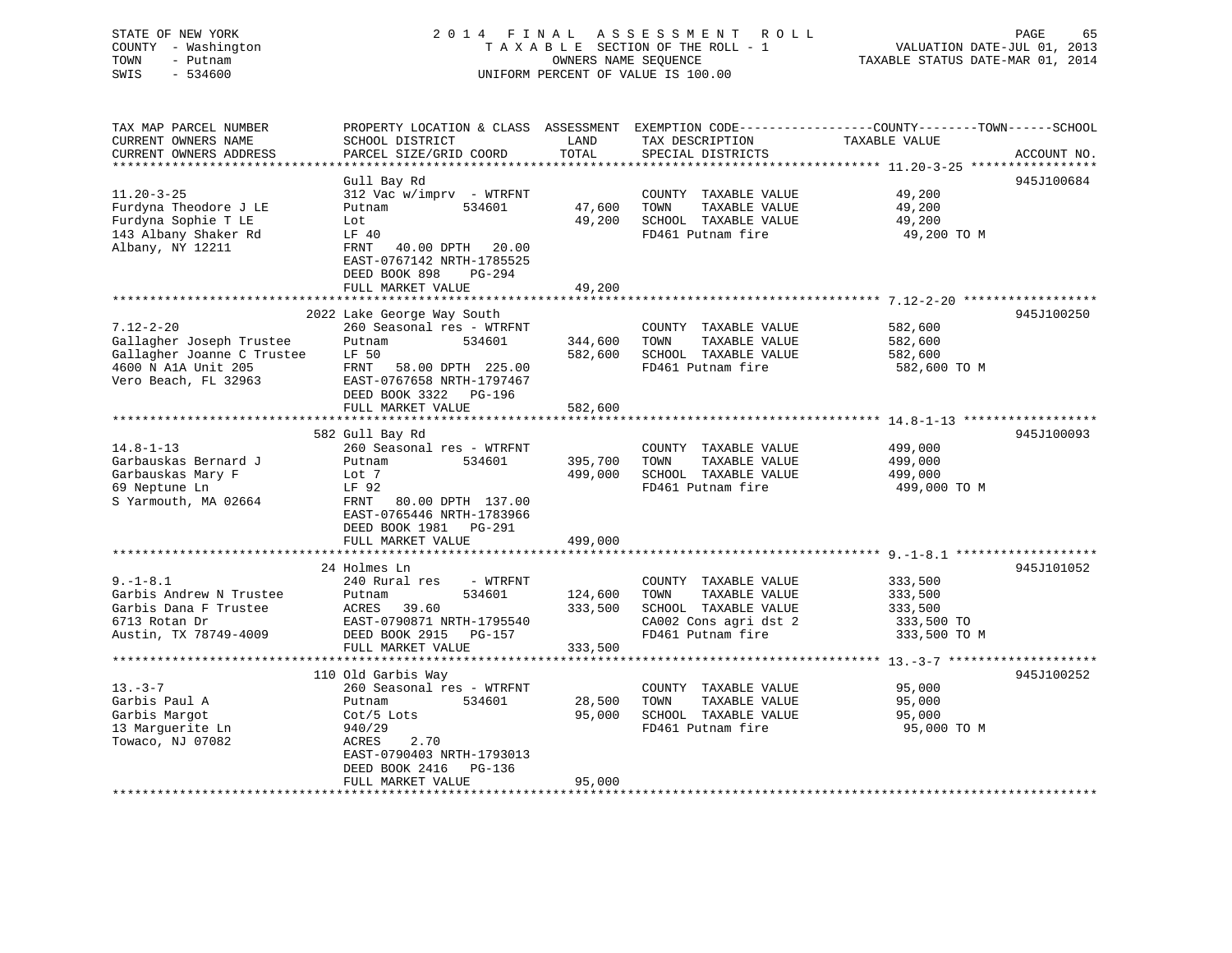STATE OF NEW YORK
COUNTY - Washington
TOWN - Putnam
SWIS - 534600

2014 FINAL ASSESSMENT ROLL
TAXABLE SECTION OF THE ROLL - 1
OWNERS NAME SEQUENCE
UNIFORM PERCENT OF VALUE IS 100.00

VALUATION DATE-JUL 01, 2013
TAXABLE STATUS DATE-MAR 01, 2014

| TAX MAP PARCEL NUMBER / CURRENT OWNERS NAME / CURRENT OWNERS ADDRESS | PROPERTY LOCATION & CLASS / SCHOOL DISTRICT / PARCEL SIZE/GRID COORD | ASSESSMENT LAND | TOTAL | EXEMPTION CODE / TAX DESCRIPTION / SPECIAL DISTRICTS | TAXABLE VALUE (COUNTY / TOWN / SCHOOL) | ACCOUNT NO. |
|---|---|---|---|---|---|---|
| **11.20-3-25** | Gull Bay Rd | | | | | 945J100684 |
| 11.20-3-25 | 312 Vac w/imprv - WTRFNT | | | COUNTY TAXABLE VALUE | 49,200 | |
| Furdyna Theodore J LE | Putnam 534601 | 47,600 | | TOWN TAXABLE VALUE | 49,200 | |
| Furdyna Sophie T LE | Lot | | 49,200 | SCHOOL TAXABLE VALUE | 49,200 | |
| 143 Albany Shaker Rd | LF 40 | | | FD461 Putnam fire | 49,200 TO M | |
| Albany, NY 12211 | FRNT 40.00 DPTH 20.00 | | | | | |
| | EAST-0767142 NRTH-1785525 | | | | | |
| | DEED BOOK 898 PG-294 | | | | | |
| | FULL MARKET VALUE | | 49,200 | | | |
| **7.12-2-20** | 2022 Lake George Way South | | | | | 945J100250 |
| 7.12-2-20 | 260 Seasonal res - WTRFNT | | | COUNTY TAXABLE VALUE | 582,600 | |
| Gallagher Joseph Trustee | Putnam 534601 | 344,600 | | TOWN TAXABLE VALUE | 582,600 | |
| Gallagher Joanne C Trustee | LF 50 | | 582,600 | SCHOOL TAXABLE VALUE | 582,600 | |
| 4600 N A1A Unit 205 | FRNT 58.00 DPTH 225.00 | | | FD461 Putnam fire | 582,600 TO M | |
| Vero Beach, FL 32963 | EAST-0767658 NRTH-1797467 | | | | | |
| | DEED BOOK 3322 PG-196 | | | | | |
| | FULL MARKET VALUE | | 582,600 | | | |
| **14.8-1-13** | 582 Gull Bay Rd | | | | | 945J100093 |
| 14.8-1-13 | 260 Seasonal res - WTRFNT | | | COUNTY TAXABLE VALUE | 499,000 | |
| Garbauskas Bernard J | Putnam 534601 | 395,700 | | TOWN TAXABLE VALUE | 499,000 | |
| Garbauskas Mary F | Lot 7 | | 499,000 | SCHOOL TAXABLE VALUE | 499,000 | |
| 69 Neptune Ln | LF 92 | | | FD461 Putnam fire | 499,000 TO M | |
| S Yarmouth, MA 02664 | FRNT 80.00 DPTH 137.00 | | | | | |
| | EAST-0765446 NRTH-1783966 | | | | | |
| | DEED BOOK 1981 PG-291 | | | | | |
| | FULL MARKET VALUE | | 499,000 | | | |
| **9.-1-8.1** | 24 Holmes Ln | | | | | 945J101052 |
| 9.-1-8.1 | 240 Rural res - WTRFNT | | | COUNTY TAXABLE VALUE | 333,500 | |
| Garbis Andrew N Trustee | Putnam 534601 | 124,600 | | TOWN TAXABLE VALUE | 333,500 | |
| Garbis Dana F Trustee | ACRES 39.60 | | 333,500 | SCHOOL TAXABLE VALUE | 333,500 | |
| 6713 Rotan Dr | EAST-0790871 NRTH-1795540 | | | CA002 Cons agri dst 2 | 333,500 TO | |
| Austin, TX 78749-4009 | DEED BOOK 2915 PG-157 | | | FD461 Putnam fire | 333,500 TO M | |
| | FULL MARKET VALUE | | 333,500 | | | |
| **13.-3-7** | 110 Old Garbis Way | | | | | 945J100252 |
| 13.-3-7 | 260 Seasonal res - WTRFNT | | | COUNTY TAXABLE VALUE | 95,000 | |
| Garbis Paul A | Putnam 534601 | 28,500 | | TOWN TAXABLE VALUE | 95,000 | |
| Garbis Margot | Cot/5 Lots | | 95,000 | SCHOOL TAXABLE VALUE | 95,000 | |
| 13 Marguerite Ln | 940/29 | | | FD461 Putnam fire | 95,000 TO M | |
| Towaco, NJ 07082 | ACRES 2.70 | | | | | |
| | EAST-0790403 NRTH-1793013 | | | | | |
| | DEED BOOK 2416 PG-136 | | | | | |
| | FULL MARKET VALUE | | 95,000 | | | |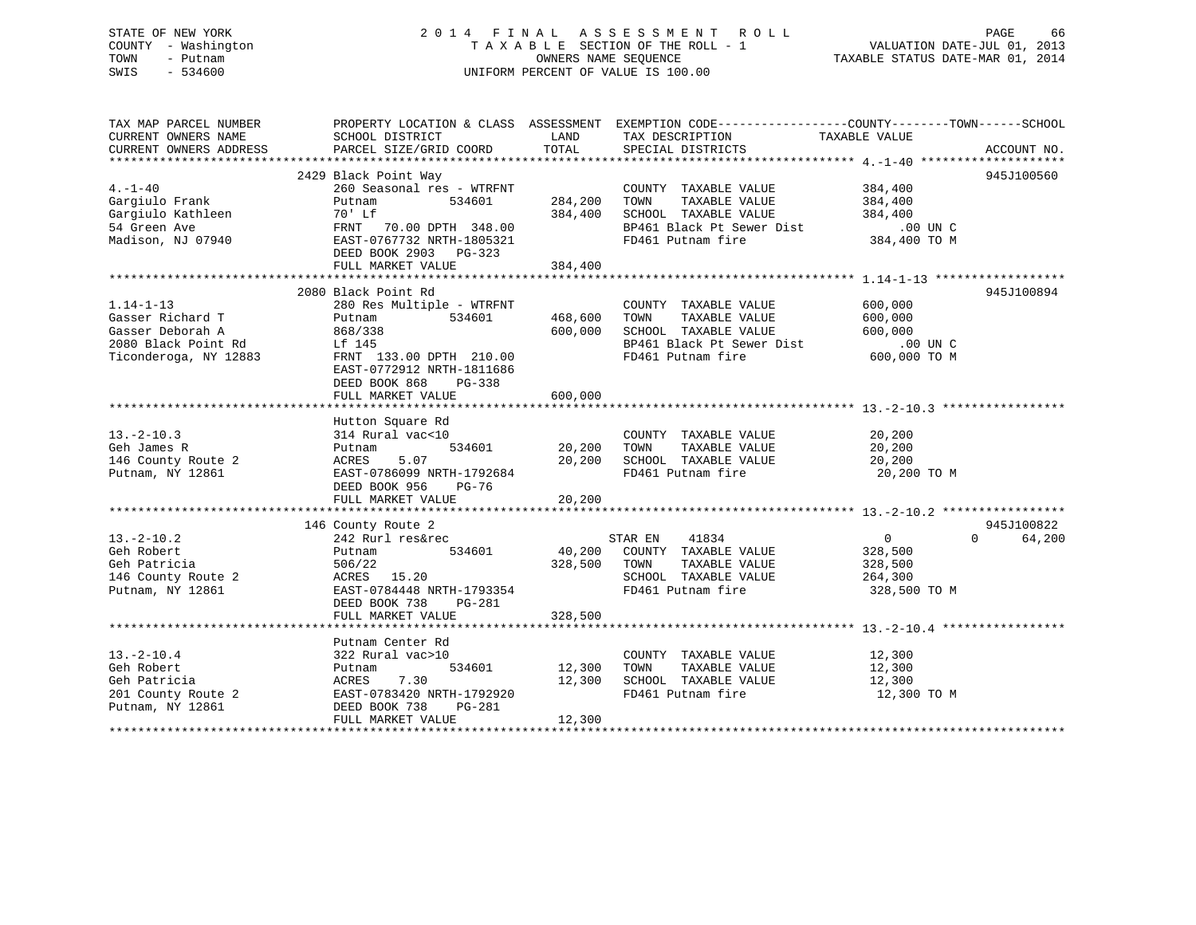STATE OF NEW YORK
COUNTY - Washington
TOWN - Putnam
SWIS - 534600

# 2014 FINAL ASSESSMENT ROLL
TAXABLE SECTION OF THE ROLL - 1
OWNERS NAME SEQUENCE
UNIFORM PERCENT OF VALUE IS 100.00

VALUATION DATE-JUL 01, 2013
TAXABLE STATUS DATE-MAR 01, 2014

```
TAX MAP PARCEL NUMBER          PROPERTY LOCATION & CLASS  ASSESSMENT  EXEMPTION CODE------------------COUNTY--------TOWN------SCHOOL
CURRENT OWNERS NAME            SCHOOL DISTRICT              LAND      TAX DESCRIPTION              TAXABLE VALUE
CURRENT OWNERS ADDRESS         PARCEL SIZE/GRID COORD       TOTAL     SPECIAL DISTRICTS                                   ACCOUNT NO.
******************************************************************************************************* 4.-1-40 ********************
                               2429 Black Point Way                                                                       945J100560
4.-1-40                        260 Seasonal res - WTRFNT              COUNTY  TAXABLE VALUE            384,400
Gargiulo Frank                 Putnam          534601      284,200    TOWN    TAXABLE VALUE            384,400
Gargiulo Kathleen              70' Lf                      384,400    SCHOOL  TAXABLE VALUE            384,400
54 Green Ave                   FRNT   70.00 DPTH 348.00               BP461 Black Pt Sewer Dist             .00 UN C
Madison, NJ 07940              EAST-0767732 NRTH-1805321              FD461 Putnam fire                 384,400 TO M
                               DEED BOOK 2903   PG-323
                               FULL MARKET VALUE           384,400
******************************************************************************************************* 1.14-1-13 ******************
                               2080 Black Point Rd                                                                        945J100894
1.14-1-13                      280 Res Multiple - WTRFNT              COUNTY  TAXABLE VALUE            600,000
Gasser Richard T               Putnam          534601      468,600    TOWN    TAXABLE VALUE            600,000
Gasser Deborah A               868/338                     600,000    SCHOOL  TAXABLE VALUE            600,000
2080 Black Point Rd            Lf 145                                 BP461 Black Pt Sewer Dist             .00 UN C
Ticonderoga, NY 12883          FRNT 133.00 DPTH 210.00                FD461 Putnam fire                 600,000 TO M
                               EAST-0772912 NRTH-1811686
                               DEED BOOK 868    PG-338
                               FULL MARKET VALUE           600,000
******************************************************************************************************* 13.-2-10.3 *****************
                               Hutton Square Rd
13.-2-10.3                     314 Rural vac<10                       COUNTY  TAXABLE VALUE             20,200
Geh James R                    Putnam          534601       20,200    TOWN    TAXABLE VALUE             20,200
146 County Route 2             ACRES    5.07                20,200    SCHOOL  TAXABLE VALUE             20,200
Putnam, NY 12861               EAST-0786099 NRTH-1792684              FD461 Putnam fire                  20,200 TO M
                               DEED BOOK 956    PG-76
                               FULL MARKET VALUE            20,200
******************************************************************************************************* 13.-2-10.2 *****************
                               146 County Route 2                                                                         945J100822
13.-2-10.2                     242 Rurl res&rec                       STAR EN     41834                  0           0      64,200
Geh Robert                     Putnam          534601       40,200    COUNTY  TAXABLE VALUE            328,500
Geh Patricia                   506/22                      328,500    TOWN    TAXABLE VALUE            328,500
146 County Route 2             ACRES   15.20                          SCHOOL  TAXABLE VALUE            264,300
Putnam, NY 12861               EAST-0784448 NRTH-1793354              FD461 Putnam fire                 328,500 TO M
                               DEED BOOK 738    PG-281
                               FULL MARKET VALUE           328,500
******************************************************************************************************* 13.-2-10.4 *****************
                               Putnam Center Rd
13.-2-10.4                     322 Rural vac>10                       COUNTY  TAXABLE VALUE             12,300
Geh Robert                     Putnam          534601       12,300    TOWN    TAXABLE VALUE             12,300
Geh Patricia                   ACRES    7.30                12,300    SCHOOL  TAXABLE VALUE             12,300
201 County Route 2             EAST-0783420 NRTH-1792920              FD461 Putnam fire                  12,300 TO M
Putnam, NY 12861               DEED BOOK 738    PG-281
                               FULL MARKET VALUE            12,300
************************************************************************************************************************************
```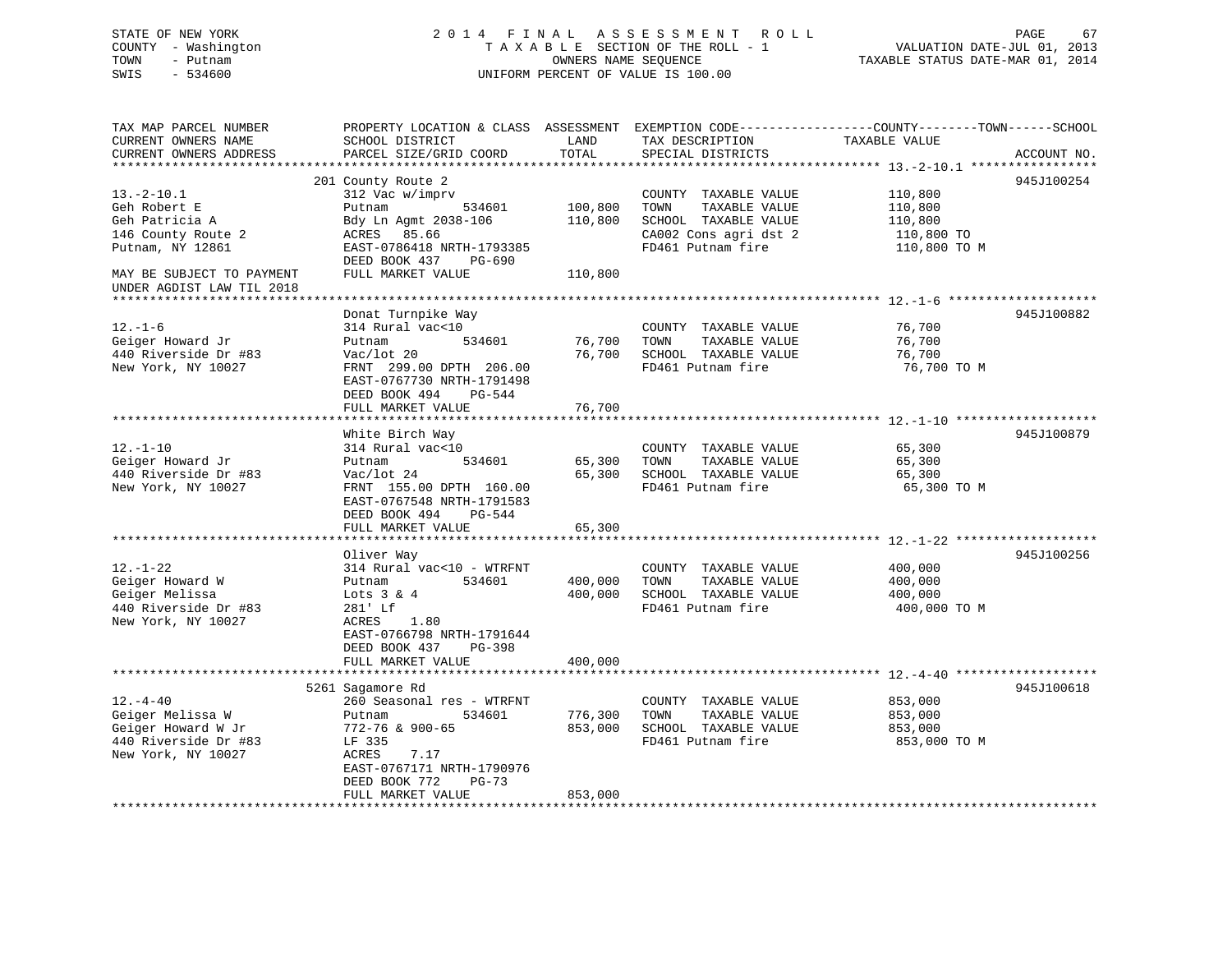STATE OF NEW YORK
COUNTY - Washington
TOWN - Putnam
SWIS - 534600

2014 FINAL ASSESSMENT ROLL
TAXABLE SECTION OF THE ROLL - 1
OWNERS NAME SEQUENCE
UNIFORM PERCENT OF VALUE IS 100.00

VALUATION DATE-JUL 01, 2013
TAXABLE STATUS DATE-MAR 01, 2014

| TAX MAP PARCEL NUMBER / CURRENT OWNERS NAME / CURRENT OWNERS ADDRESS | PROPERTY LOCATION & CLASS / SCHOOL DISTRICT / PARCEL SIZE/GRID COORD | ASSESSMENT LAND | TOTAL | EXEMPTION CODE / TAX DESCRIPTION / SPECIAL DISTRICTS | TAXABLE VALUE (COUNTY / TOWN / SCHOOL) | ACCOUNT NO. |
|---|---|---|---|---|---|---|
| 13.-2-10.1 | 201 County Route 2 | | | | | 945J100254 |
| | 312 Vac w/imprv | | | COUNTY TAXABLE VALUE | 110,800 | |
| Geh Robert E | Putnam 534601 | 100,800 | | TOWN TAXABLE VALUE | 110,800 | |
| Geh Patricia A | Bdy Ln Agmt 2038-106 | | 110,800 | SCHOOL TAXABLE VALUE | 110,800 | |
| 146 County Route 2 | ACRES 85.66 | | | CA002 Cons agri dst 2 | 110,800 TO | |
| Putnam, NY 12861 | EAST-0786418 NRTH-1793385 | | | FD461 Putnam fire | 110,800 TO M | |
| | DEED BOOK 437 PG-690 | | | | | |
| MAY BE SUBJECT TO PAYMENT UNDER AGDIST LAW TIL 2018 | FULL MARKET VALUE | | 110,800 | | | |
| 12.-1-6 | Donat Turnpike Way | | | | | 945J100882 |
| | 314 Rural vac<10 | | | COUNTY TAXABLE VALUE | 76,700 | |
| Geiger Howard Jr | Putnam 534601 | 76,700 | | TOWN TAXABLE VALUE | 76,700 | |
| 440 Riverside Dr #83 | Vac/lot 20 | | 76,700 | SCHOOL TAXABLE VALUE | 76,700 | |
| New York, NY 10027 | FRNT 299.00 DPTH 206.00 | | | FD461 Putnam fire | 76,700 TO M | |
| | EAST-0767730 NRTH-1791498 | | | | | |
| | DEED BOOK 494 PG-544 | | | | | |
| | FULL MARKET VALUE | | 76,700 | | | |
| 12.-1-10 | White Birch Way | | | | | 945J100879 |
| | 314 Rural vac<10 | | | COUNTY TAXABLE VALUE | 65,300 | |
| Geiger Howard Jr | Putnam 534601 | 65,300 | | TOWN TAXABLE VALUE | 65,300 | |
| 440 Riverside Dr #83 | Vac/lot 24 | | 65,300 | SCHOOL TAXABLE VALUE | 65,300 | |
| New York, NY 10027 | FRNT 155.00 DPTH 160.00 | | | FD461 Putnam fire | 65,300 TO M | |
| | EAST-0767548 NRTH-1791583 | | | | | |
| | DEED BOOK 494 PG-544 | | | | | |
| | FULL MARKET VALUE | | 65,300 | | | |
| 12.-1-22 | Oliver Way | | | | | 945J100256 |
| | 314 Rural vac<10 - WTRFNT | | | COUNTY TAXABLE VALUE | 400,000 | |
| Geiger Howard W | Putnam 534601 | 400,000 | | TOWN TAXABLE VALUE | 400,000 | |
| Geiger Melissa | Lots 3 & 4 | | 400,000 | SCHOOL TAXABLE VALUE | 400,000 | |
| 440 Riverside Dr #83 | 281' Lf | | | FD461 Putnam fire | 400,000 TO M | |
| New York, NY 10027 | ACRES 1.80 | | | | | |
| | EAST-0766798 NRTH-1791644 | | | | | |
| | DEED BOOK 437 PG-398 | | | | | |
| | FULL MARKET VALUE | | 400,000 | | | |
| 12.-4-40 | 5261 Sagamore Rd | | | | | 945J100618 |
| | 260 Seasonal res - WTRFNT | | | COUNTY TAXABLE VALUE | 853,000 | |
| Geiger Melissa W | Putnam 534601 | 776,300 | | TOWN TAXABLE VALUE | 853,000 | |
| Geiger Howard W Jr | 772-76 & 900-65 | | 853,000 | SCHOOL TAXABLE VALUE | 853,000 | |
| 440 Riverside Dr #83 | LF 335 | | | FD461 Putnam fire | 853,000 TO M | |
| New York, NY 10027 | ACRES 7.17 | | | | | |
| | EAST-0767171 NRTH-1790976 | | | | | |
| | DEED BOOK 772 PG-73 | | | | | |
| | FULL MARKET VALUE | | 853,000 | | | |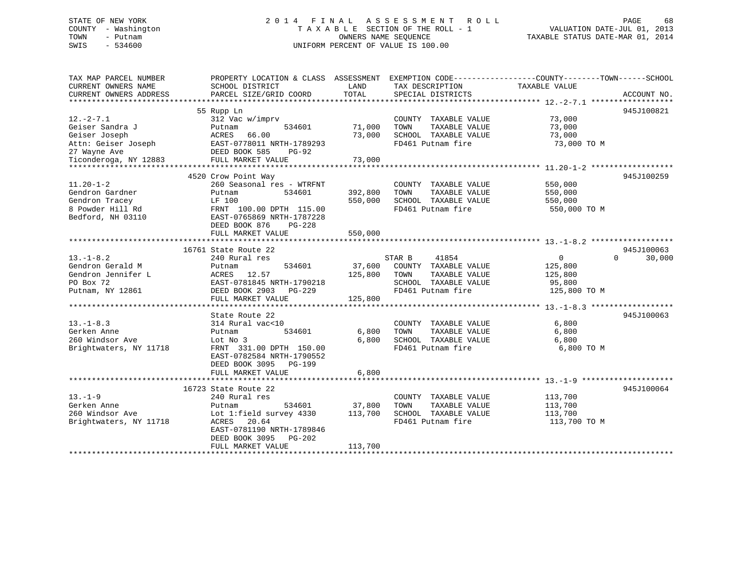STATE OF NEW YORK
COUNTY - Washington
TOWN - Putnam
SWIS - 534600

2014 FINAL ASSESSMENT ROLL
TAXABLE SECTION OF THE ROLL - 1
OWNERS NAME SEQUENCE
UNIFORM PERCENT OF VALUE IS 100.00

VALUATION DATE-JUL 01, 2013
TAXABLE STATUS DATE-MAR 01, 2014

| TAX MAP PARCEL NUMBER / CURRENT OWNERS NAME / CURRENT OWNERS ADDRESS | PROPERTY LOCATION & CLASS / SCHOOL DISTRICT / PARCEL SIZE/GRID COORD | ASSESSMENT LAND / TOTAL | EXEMPTION CODE / TAX DESCRIPTION / SPECIAL DISTRICTS | COUNTY / TOWN / SCHOOL TAXABLE VALUE | ACCOUNT NO. |
|---|---|---|---|---|---|
| 12.-2-7.1 | 55 Rupp Ln | | | | 945J100821 |
| Geiser Sandra J | 312 Vac w/imprv | | COUNTY TAXABLE VALUE | 73,000 | |
| Geiser Joseph | Putnam 534601 | 71,000 | TOWN TAXABLE VALUE | 73,000 | |
| Attn: Geiser Joseph | ACRES 66.00 | 73,000 | SCHOOL TAXABLE VALUE | 73,000 | |
| 27 Wayne Ave | EAST-0778011 NRTH-1789293 | | FD461 Putnam fire | 73,000 TO M | |
| Ticonderoga, NY 12883 | DEED BOOK 585 PG-92 | | | | |
| | FULL MARKET VALUE | 73,000 | | | |
| 11.20-1-2 | 4520 Crow Point Way | | | | 945J100259 |
| Gendron Gardner | 260 Seasonal res - WTRFNT | | COUNTY TAXABLE VALUE | 550,000 | |
| Gendron Tracey | Putnam 534601 | 392,800 | TOWN TAXABLE VALUE | 550,000 | |
| 8 Powder Hill Rd | LF 100 | 550,000 | SCHOOL TAXABLE VALUE | 550,000 | |
| Bedford, NH 03110 | FRNT 100.00 DPTH 115.00 | | FD461 Putnam fire | 550,000 TO M | |
| | EAST-0765869 NRTH-1787228 | | | | |
| | DEED BOOK 876 PG-228 | | | | |
| | FULL MARKET VALUE | 550,000 | | | |
| 13.-1-8.2 | 16761 State Route 22 | | | | 945J100063 |
| Gendron Gerald M | 240 Rural res | | STAR B 41854 | 0 / 0 / 30,000 | |
| Gendron Jennifer L | Putnam 534601 | 37,600 | COUNTY TAXABLE VALUE | 125,800 | |
| PO Box 72 | ACRES 12.57 | 125,800 | TOWN TAXABLE VALUE | 125,800 | |
| Putnam, NY 12861 | EAST-0781845 NRTH-1790218 | | SCHOOL TAXABLE VALUE | 95,800 | |
| | DEED BOOK 2903 PG-229 | | FD461 Putnam fire | 125,800 TO M | |
| | FULL MARKET VALUE | 125,800 | | | |
| 13.-1-8.3 | State Route 22 | | | | 945J100063 |
| Gerken Anne | 314 Rural vac<10 | | COUNTY TAXABLE VALUE | 6,800 | |
| 260 Windsor Ave | Putnam 534601 | 6,800 | TOWN TAXABLE VALUE | 6,800 | |
| Brightwaters, NY 11718 | Lot No 3 | 6,800 | SCHOOL TAXABLE VALUE | 6,800 | |
| | FRNT 331.00 DPTH 150.00 | | FD461 Putnam fire | 6,800 TO M | |
| | EAST-0782584 NRTH-1790552 | | | | |
| | DEED BOOK 3095 PG-199 | | | | |
| | FULL MARKET VALUE | 6,800 | | | |
| 13.-1-9 | 16723 State Route 22 | | | | 945J100064 |
| Gerken Anne | 240 Rural res | | COUNTY TAXABLE VALUE | 113,700 | |
| 260 Windsor Ave | Putnam 534601 | 37,800 | TOWN TAXABLE VALUE | 113,700 | |
| Brightwaters, NY 11718 | Lot 1:field survey 4330 | 113,700 | SCHOOL TAXABLE VALUE | 113,700 | |
| | ACRES 20.64 | | FD461 Putnam fire | 113,700 TO M | |
| | EAST-0781190 NRTH-1789846 | | | | |
| | DEED BOOK 3095 PG-202 | | | | |
| | FULL MARKET VALUE | 113,700 | | | |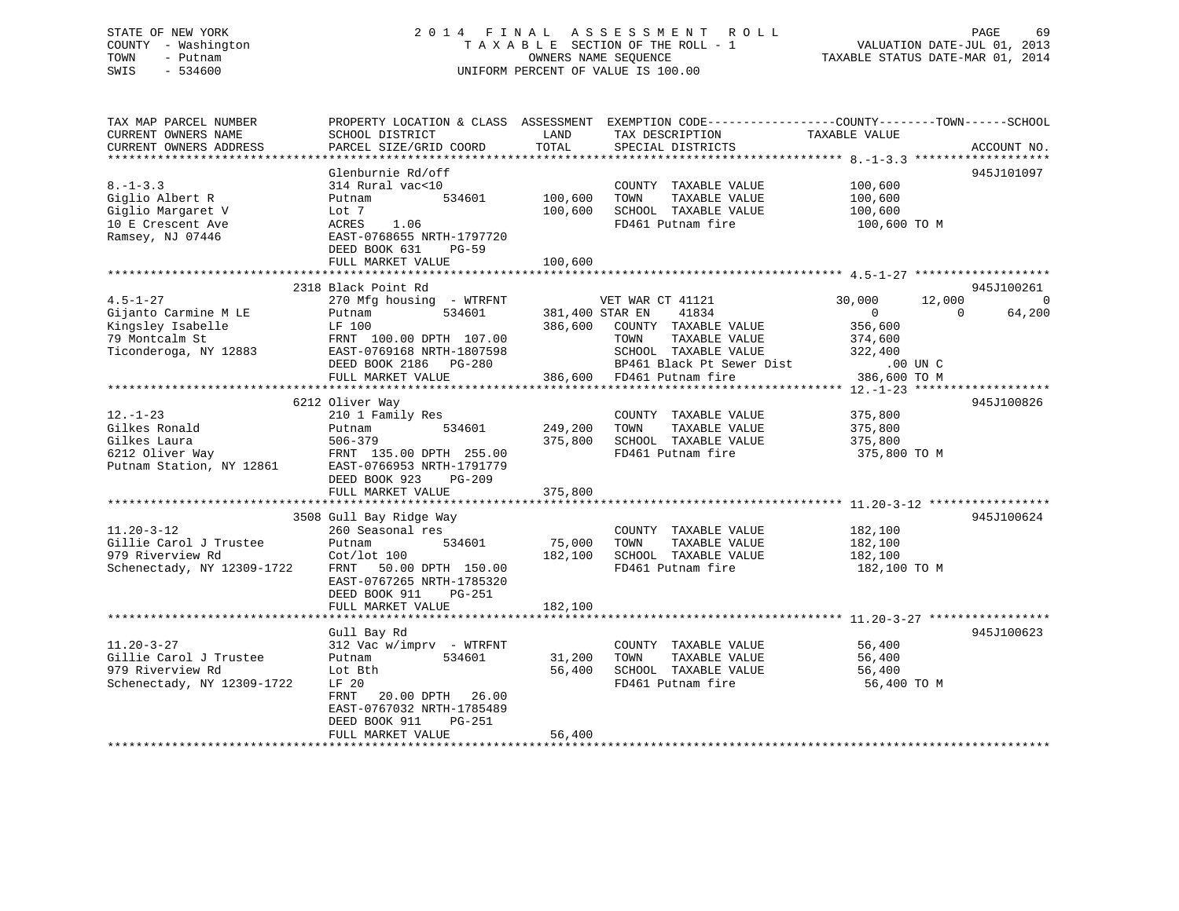STATE OF NEW YORK
COUNTY - Washington
TOWN - Putnam
SWIS - 534600

# 2014 FINAL ASSESSMENT ROLL
TAXABLE SECTION OF THE ROLL - 1
OWNERS NAME SEQUENCE
UNIFORM PERCENT OF VALUE IS 100.00

VALUATION DATE-JUL 01, 2013
TAXABLE STATUS DATE-MAR 01, 2014

| TAX MAP PARCEL NUMBER / CURRENT OWNERS NAME / CURRENT OWNERS ADDRESS | PROPERTY LOCATION & CLASS / SCHOOL DISTRICT / PARCEL SIZE/GRID COORD | ASSESSMENT LAND | ASSESSMENT TOTAL | EXEMPTION CODE / TAX DESCRIPTION / SPECIAL DISTRICTS | COUNTY TAXABLE VALUE | TOWN | SCHOOL | ACCOUNT NO. |
|---|---|---|---|---|---|---|---|---|
| **8.-1-3.3** | Glenburnie Rd/off | | | | | | | 945J101097 |
| 8.-1-3.3 | 314 Rural vac<10 | | | COUNTY TAXABLE VALUE | 100,600 | | | |
| Giglio Albert R | Putnam 534601 | 100,600 | | TOWN TAXABLE VALUE | 100,600 | | | |
| Giglio Margaret V | Lot 7 | | 100,600 | SCHOOL TAXABLE VALUE | 100,600 | | | |
| 10 E Crescent Ave | ACRES 1.06 | | | FD461 Putnam fire | 100,600 TO M | | | |
| Ramsey, NJ 07446 | EAST-0768655 NRTH-1797720 | | | | | | | |
| | DEED BOOK 631 PG-59 | | | | | | | |
| | FULL MARKET VALUE | | 100,600 | | | | | |
| **4.5-1-27** | 2318 Black Point Rd | | | | | | | 945J100261 |
| 4.5-1-27 | 270 Mfg housing - WTRFNT | | | VET WAR CT 41121 | 30,000 | 12,000 | 0 | |
| Gijanto Carmine M LE | Putnam 534601 | 381,400 | | STAR EN 41834 | 0 | 0 | 64,200 | |
| Kingsley Isabelle | LF 100 | | 386,600 | COUNTY TAXABLE VALUE | 356,600 | | | |
| 79 Montcalm St | FRNT 100.00 DPTH 107.00 | | | TOWN TAXABLE VALUE | 374,600 | | | |
| Ticonderoga, NY 12883 | EAST-0769168 NRTH-1807598 | | | SCHOOL TAXABLE VALUE | 322,400 | | | |
| | DEED BOOK 2186 PG-280 | | | BP461 Black Pt Sewer Dist | .00 UN C | | | |
| | FULL MARKET VALUE | | 386,600 | FD461 Putnam fire | 386,600 TO M | | | |
| **12.-1-23** | 6212 Oliver Way | | | | | | | 945J100826 |
| 12.-1-23 | 210 1 Family Res | | | COUNTY TAXABLE VALUE | 375,800 | | | |
| Gilkes Ronald | Putnam 534601 | 249,200 | | TOWN TAXABLE VALUE | 375,800 | | | |
| Gilkes Laura | 506-379 | | 375,800 | SCHOOL TAXABLE VALUE | 375,800 | | | |
| 6212 Oliver Way | FRNT 135.00 DPTH 255.00 | | | FD461 Putnam fire | 375,800 TO M | | | |
| Putnam Station, NY 12861 | EAST-0766953 NRTH-1791779 | | | | | | | |
| | DEED BOOK 923 PG-209 | | | | | | | |
| | FULL MARKET VALUE | | 375,800 | | | | | |
| **11.20-3-12** | 3508 Gull Bay Ridge Way | | | | | | | 945J100624 |
| 11.20-3-12 | 260 Seasonal res | | | COUNTY TAXABLE VALUE | 182,100 | | | |
| Gillie Carol J Trustee | Putnam 534601 | 75,000 | | TOWN TAXABLE VALUE | 182,100 | | | |
| 979 Riverview Rd | Cot/lot 100 | | 182,100 | SCHOOL TAXABLE VALUE | 182,100 | | | |
| Schenectady, NY 12309-1722 | FRNT 50.00 DPTH 150.00 | | | FD461 Putnam fire | 182,100 TO M | | | |
| | EAST-0767265 NRTH-1785320 | | | | | | | |
| | DEED BOOK 911 PG-251 | | | | | | | |
| | FULL MARKET VALUE | | 182,100 | | | | | |
| **11.20-3-27** | Gull Bay Rd | | | | | | | 945J100623 |
| 11.20-3-27 | 312 Vac w/imprv - WTRFNT | | | COUNTY TAXABLE VALUE | 56,400 | | | |
| Gillie Carol J Trustee | Putnam 534601 | 31,200 | | TOWN TAXABLE VALUE | 56,400 | | | |
| 979 Riverview Rd | Lot Bth | | 56,400 | SCHOOL TAXABLE VALUE | 56,400 | | | |
| Schenectady, NY 12309-1722 | LF 20 | | | FD461 Putnam fire | 56,400 TO M | | | |
| | FRNT 20.00 DPTH 26.00 | | | | | | | |
| | EAST-0767032 NRTH-1785489 | | | | | | | |
| | DEED BOOK 911 PG-251 | | | | | | | |
| | FULL MARKET VALUE | | 56,400 | | | | | |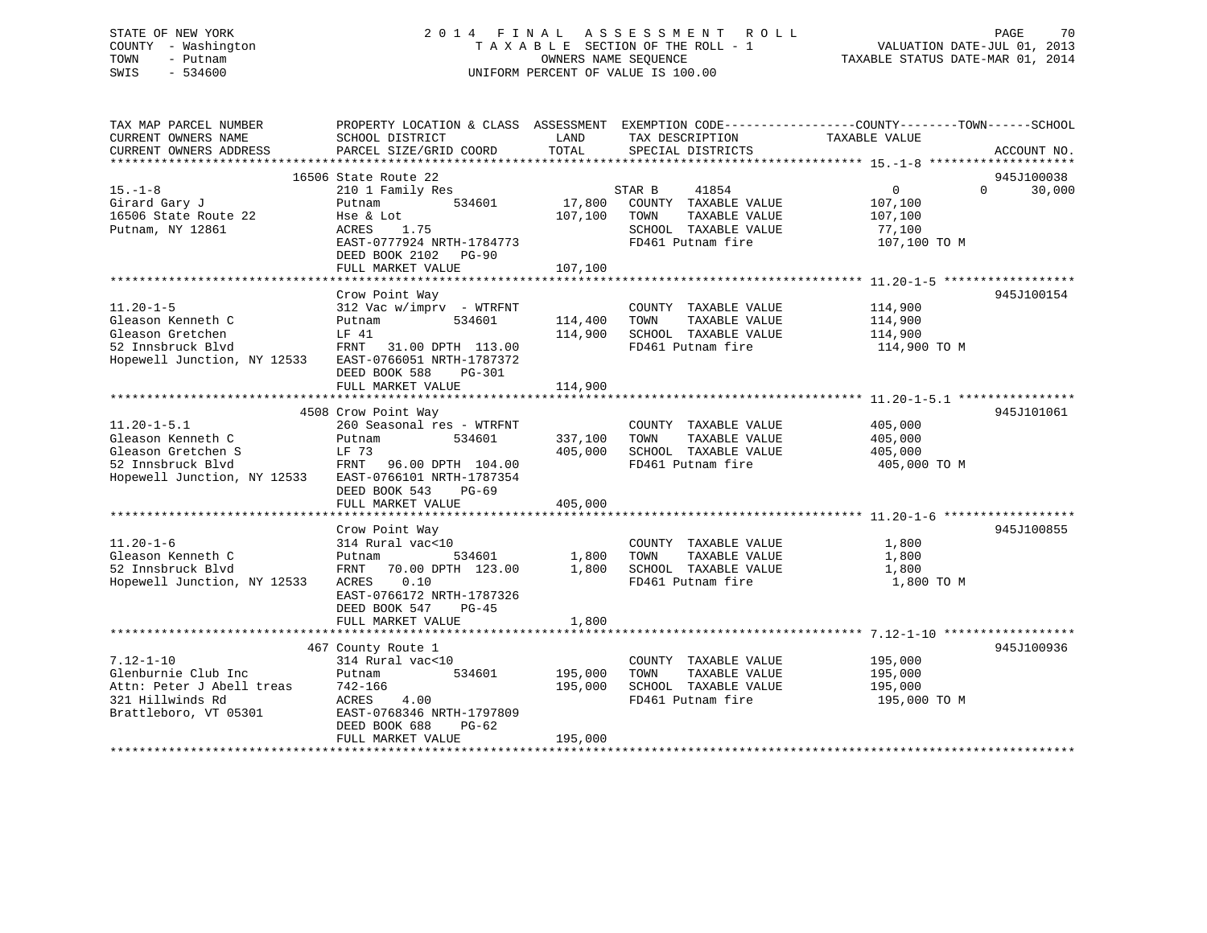STATE OF NEW YORK
COUNTY - Washington
TOWN - Putnam
SWIS - 534600

2014 FINAL ASSESSMENT ROLL
TAXABLE SECTION OF THE ROLL - 1
OWNERS NAME SEQUENCE
UNIFORM PERCENT OF VALUE IS 100.00

VALUATION DATE-JUL 01, 2013
TAXABLE STATUS DATE-MAR 01, 2014

| TAX MAP PARCEL NUMBER / CURRENT OWNERS NAME / CURRENT OWNERS ADDRESS | PROPERTY LOCATION & CLASS / SCHOOL DISTRICT / PARCEL SIZE/GRID COORD | ASSESSMENT LAND | TOTAL | EXEMPTION CODE / TAX DESCRIPTION / SPECIAL DISTRICTS | COUNTY TAXABLE VALUE | TOWN | SCHOOL | ACCOUNT NO. |
|---|---|---|---|---|---|---|---|---|
| **15.-1-8** | 16506 State Route 22 | | | | | | | 945J100038 |
| 15.-1-8 | 210 1 Family Res | | | STAR B 41854 | 0 | 0 | 30,000 | |
| Girard Gary J | Putnam 534601 | 17,800 | | COUNTY TAXABLE VALUE | 107,100 | | | |
| 16506 State Route 22 | Hse & Lot | | 107,100 | TOWN TAXABLE VALUE | 107,100 | | | |
| Putnam, NY 12861 | ACRES 1.75 | | | SCHOOL TAXABLE VALUE | 77,100 | | | |
| | EAST-0777924 NRTH-1784773 | | | FD461 Putnam fire | 107,100 TO M | | | |
| | DEED BOOK 2102 PG-90 | | | | | | | |
| | FULL MARKET VALUE | | 107,100 | | | | | |
| **11.20-1-5** | Crow Point Way | | | | | | | 945J100154 |
| 11.20-1-5 | 312 Vac w/imprv - WTRFNT | | | COUNTY TAXABLE VALUE | 114,900 | | | |
| Gleason Kenneth C | Putnam 534601 | 114,400 | | TOWN TAXABLE VALUE | 114,900 | | | |
| Gleason Gretchen | LF 41 | | 114,900 | SCHOOL TAXABLE VALUE | 114,900 | | | |
| 52 Innsbruck Blvd | FRNT 31.00 DPTH 113.00 | | | FD461 Putnam fire | 114,900 TO M | | | |
| Hopewell Junction, NY 12533 | EAST-0766051 NRTH-1787372 | | | | | | | |
| | DEED BOOK 588 PG-301 | | | | | | | |
| | FULL MARKET VALUE | | 114,900 | | | | | |
| **11.20-1-5.1** | 4508 Crow Point Way | | | | | | | 945J101061 |
| 11.20-1-5.1 | 260 Seasonal res - WTRFNT | | | COUNTY TAXABLE VALUE | 405,000 | | | |
| Gleason Kenneth C | Putnam 534601 | 337,100 | | TOWN TAXABLE VALUE | 405,000 | | | |
| Gleason Gretchen S | LF 73 | | 405,000 | SCHOOL TAXABLE VALUE | 405,000 | | | |
| 52 Innsbruck Blvd | FRNT 96.00 DPTH 104.00 | | | FD461 Putnam fire | 405,000 TO M | | | |
| Hopewell Junction, NY 12533 | EAST-0766101 NRTH-1787354 | | | | | | | |
| | DEED BOOK 543 PG-69 | | | | | | | |
| | FULL MARKET VALUE | | 405,000 | | | | | |
| **11.20-1-6** | Crow Point Way | | | | | | | 945J100855 |
| 11.20-1-6 | 314 Rural vac<10 | | | COUNTY TAXABLE VALUE | 1,800 | | | |
| Gleason Kenneth C | Putnam 534601 | 1,800 | | TOWN TAXABLE VALUE | 1,800 | | | |
| 52 Innsbruck Blvd | FRNT 70.00 DPTH 123.00 | | 1,800 | SCHOOL TAXABLE VALUE | 1,800 | | | |
| Hopewell Junction, NY 12533 | ACRES 0.10 | | | FD461 Putnam fire | 1,800 TO M | | | |
| | EAST-0766172 NRTH-1787326 | | | | | | | |
| | DEED BOOK 547 PG-45 | | | | | | | |
| | FULL MARKET VALUE | | 1,800 | | | | | |
| **7.12-1-10** | 467 County Route 1 | | | | | | | 945J100936 |
| 7.12-1-10 | 314 Rural vac<10 | | | COUNTY TAXABLE VALUE | 195,000 | | | |
| Glenburnie Club Inc | Putnam 534601 | 195,000 | | TOWN TAXABLE VALUE | 195,000 | | | |
| Attn: Peter J Abell treas | 742-166 | | 195,000 | SCHOOL TAXABLE VALUE | 195,000 | | | |
| 321 Hillwinds Rd | ACRES 4.00 | | | FD461 Putnam fire | 195,000 TO M | | | |
| Brattleboro, VT 05301 | EAST-0768346 NRTH-1797809 | | | | | | | |
| | DEED BOOK 688 PG-62 | | | | | | | |
| | FULL MARKET VALUE | | 195,000 | | | | | |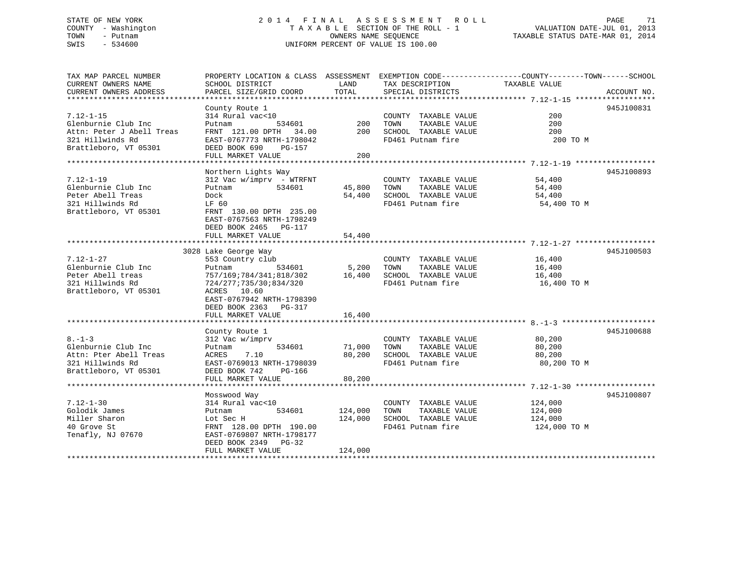STATE OF NEW YORK
COUNTY - Washington
TOWN - Putnam
SWIS - 534600

2014 FINAL ASSESSMENT ROLL
TAXABLE SECTION OF THE ROLL - 1
OWNERS NAME SEQUENCE
UNIFORM PERCENT OF VALUE IS 100.00

VALUATION DATE-JUL 01, 2013
TAXABLE STATUS DATE-MAR 01, 2014

| TAX MAP PARCEL NUMBER / CURRENT OWNERS NAME / CURRENT OWNERS ADDRESS | PROPERTY LOCATION & CLASS / SCHOOL DISTRICT / PARCEL SIZE/GRID COORD | ASSESSMENT LAND / TOTAL | EXEMPTION CODE / TAX DESCRIPTION / SPECIAL DISTRICTS | COUNTY--------TOWN------SCHOOL TAXABLE VALUE | ACCOUNT NO. |
|---|---|---|---|---|---|
| 7.12-1-15 | County Route 1 | | | | 945J100831 |
| | 314 Rural vac<10 | | COUNTY TAXABLE VALUE | 200 | |
| Glenburnie Club Inc | Putnam 534601 | 200 | TOWN TAXABLE VALUE | 200 | |
| Attn: Peter J Abell Treas | FRNT 121.00 DPTH 34.00 | 200 | SCHOOL TAXABLE VALUE | 200 | |
| 321 Hillwinds Rd | EAST-0767773 NRTH-1798042 | | FD461 Putnam fire | 200 TO M | |
| Brattleboro, VT 05301 | DEED BOOK 690 PG-157 | | | | |
| | FULL MARKET VALUE | 200 | | | |
| 7.12-1-19 | Northern Lights Way | | | | 945J100893 |
| | 312 Vac w/imprv - WTRFNT | | COUNTY TAXABLE VALUE | 54,400 | |
| Glenburnie Club Inc | Putnam 534601 | 45,800 | TOWN TAXABLE VALUE | 54,400 | |
| Peter Abell Treas | Dock | 54,400 | SCHOOL TAXABLE VALUE | 54,400 | |
| 321 Hillwinds Rd | LF 60 | | FD461 Putnam fire | 54,400 TO M | |
| Brattleboro, VT 05301 | FRNT 130.00 DPTH 235.00 | | | | |
| | EAST-0767563 NRTH-1798249 | | | | |
| | DEED BOOK 2465 PG-117 | | | | |
| | FULL MARKET VALUE | 54,400 | | | |
| 7.12-1-27 | 3028 Lake George Way | | | | 945J100503 |
| | 553 Country club | | COUNTY TAXABLE VALUE | 16,400 | |
| Glenburnie Club Inc | Putnam 534601 | 5,200 | TOWN TAXABLE VALUE | 16,400 | |
| Peter Abell treas | 757/169;784/341;818/302 | 16,400 | SCHOOL TAXABLE VALUE | 16,400 | |
| 321 Hillwinds Rd | 724/277;735/30;834/320 | | FD461 Putnam fire | 16,400 TO M | |
| Brattleboro, VT 05301 | ACRES 10.60 | | | | |
| | EAST-0767942 NRTH-1798390 | | | | |
| | DEED BOOK 2363 PG-317 | | | | |
| | FULL MARKET VALUE | 16,400 | | | |
| 8.-1-3 | County Route 1 | | | | 945J100688 |
| | 312 Vac w/imprv | | COUNTY TAXABLE VALUE | 80,200 | |
| Glenburnie Club Inc | Putnam 534601 | 71,000 | TOWN TAXABLE VALUE | 80,200 | |
| Attn: Pter Abell Treas | ACRES 7.10 | 80,200 | SCHOOL TAXABLE VALUE | 80,200 | |
| 321 Hillwinds Rd | EAST-0769013 NRTH-1798039 | | FD461 Putnam fire | 80,200 TO M | |
| Brattleboro, VT 05301 | DEED BOOK 742 PG-166 | | | | |
| | FULL MARKET VALUE | 80,200 | | | |
| 7.12-1-30 | Mosswood Way | | | | 945J100807 |
| | 314 Rural vac<10 | | COUNTY TAXABLE VALUE | 124,000 | |
| Golodik James | Putnam 534601 | 124,000 | TOWN TAXABLE VALUE | 124,000 | |
| Miller Sharon | Lot Sec H | 124,000 | SCHOOL TAXABLE VALUE | 124,000 | |
| 40 Grove St | FRNT 128.00 DPTH 190.00 | | FD461 Putnam fire | 124,000 TO M | |
| Tenafly, NJ 07670 | EAST-0769807 NRTH-1798177 | | | | |
| | DEED BOOK 2349 PG-32 | | | | |
| | FULL MARKET VALUE | 124,000 | | | |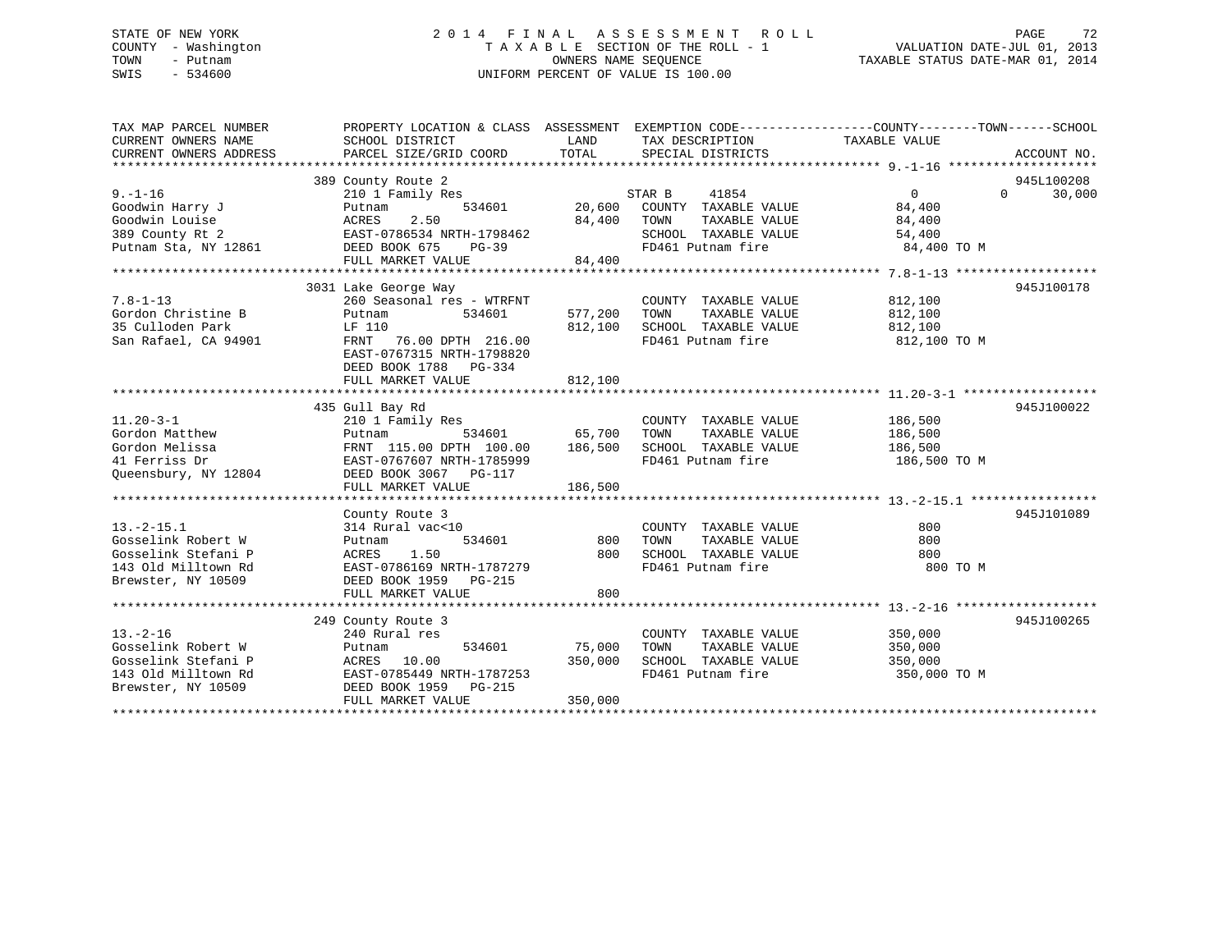STATE OF NEW YORK
COUNTY - Washington
TOWN - Putnam
SWIS - 534600

2014 FINAL ASSESSMENT ROLL
TAXABLE SECTION OF THE ROLL - 1
OWNERS NAME SEQUENCE
UNIFORM PERCENT OF VALUE IS 100.00

VALUATION DATE-JUL 01, 2013
TAXABLE STATUS DATE-MAR 01, 2014

| TAX MAP PARCEL NUMBER / CURRENT OWNERS NAME / CURRENT OWNERS ADDRESS | PROPERTY LOCATION & CLASS / SCHOOL DISTRICT / PARCEL SIZE/GRID COORD | ASSESSMENT LAND / TOTAL | EXEMPTION CODE / TAX DESCRIPTION / SPECIAL DISTRICTS | COUNTY / TOWN / SCHOOL TAXABLE VALUE | ACCOUNT NO. |
|---|---|---|---|---|---|
| 9.-1-16 | 389 County Route 2 | | | | 945L100208 |
| Goodwin Harry J | 210 1 Family Res | | STAR B 41854 | 0 0 30,000 | |
| Goodwin Louise | Putnam 534601 | 20,600 | COUNTY TAXABLE VALUE | 84,400 | |
| 389 County Rt 2 | ACRES 2.50 | 84,400 | TOWN TAXABLE VALUE | 84,400 | |
| Putnam Sta, NY 12861 | EAST-0786534 NRTH-1798462 | | SCHOOL TAXABLE VALUE | 54,400 | |
| | DEED BOOK 675 PG-39 | | FD461 Putnam fire | 84,400 TO M | |
| | FULL MARKET VALUE | 84,400 | | | |
| 7.8-1-13 | 3031 Lake George Way | | | | 945J100178 |
| Gordon Christine B | 260 Seasonal res - WTRFNT | | COUNTY TAXABLE VALUE | 812,100 | |
| 35 Culloden Park | Putnam 534601 | 577,200 | TOWN TAXABLE VALUE | 812,100 | |
| San Rafael, CA 94901 | LF 110 | 812,100 | SCHOOL TAXABLE VALUE | 812,100 | |
| | FRNT 76.00 DPTH 216.00 | | FD461 Putnam fire | 812,100 TO M | |
| | EAST-0767315 NRTH-1798820 | | | | |
| | DEED BOOK 1788 PG-334 | | | | |
| | FULL MARKET VALUE | 812,100 | | | |
| 11.20-3-1 | 435 Gull Bay Rd | | | | 945J100022 |
| Gordon Matthew | 210 1 Family Res | | COUNTY TAXABLE VALUE | 186,500 | |
| Gordon Melissa | Putnam 534601 | 65,700 | TOWN TAXABLE VALUE | 186,500 | |
| 41 Ferriss Dr | FRNT 115.00 DPTH 100.00 | 186,500 | SCHOOL TAXABLE VALUE | 186,500 | |
| Queensbury, NY 12804 | EAST-0767607 NRTH-1785999 | | FD461 Putnam fire | 186,500 TO M | |
| | DEED BOOK 3067 PG-117 | | | | |
| | FULL MARKET VALUE | 186,500 | | | |
| 13.-2-15.1 | County Route 3 | | | | 945J101089 |
| Gosselink Robert W | 314 Rural vac<10 | | COUNTY TAXABLE VALUE | 800 | |
| Gosselink Stefani P | Putnam 534601 | 800 | TOWN TAXABLE VALUE | 800 | |
| 143 Old Milltown Rd | ACRES 1.50 | 800 | SCHOOL TAXABLE VALUE | 800 | |
| Brewster, NY 10509 | EAST-0786169 NRTH-1787279 | | FD461 Putnam fire | 800 TO M | |
| | DEED BOOK 1959 PG-215 | | | | |
| | FULL MARKET VALUE | 800 | | | |
| 13.-2-16 | 249 County Route 3 | | | | 945J100265 |
| Gosselink Robert W | 240 Rural res | | COUNTY TAXABLE VALUE | 350,000 | |
| Gosselink Stefani P | Putnam 534601 | 75,000 | TOWN TAXABLE VALUE | 350,000 | |
| 143 Old Milltown Rd | ACRES 10.00 | 350,000 | SCHOOL TAXABLE VALUE | 350,000 | |
| Brewster, NY 10509 | EAST-0785449 NRTH-1787253 | | FD461 Putnam fire | 350,000 TO M | |
| | DEED BOOK 1959 PG-215 | | | | |
| | FULL MARKET VALUE | 350,000 | | | |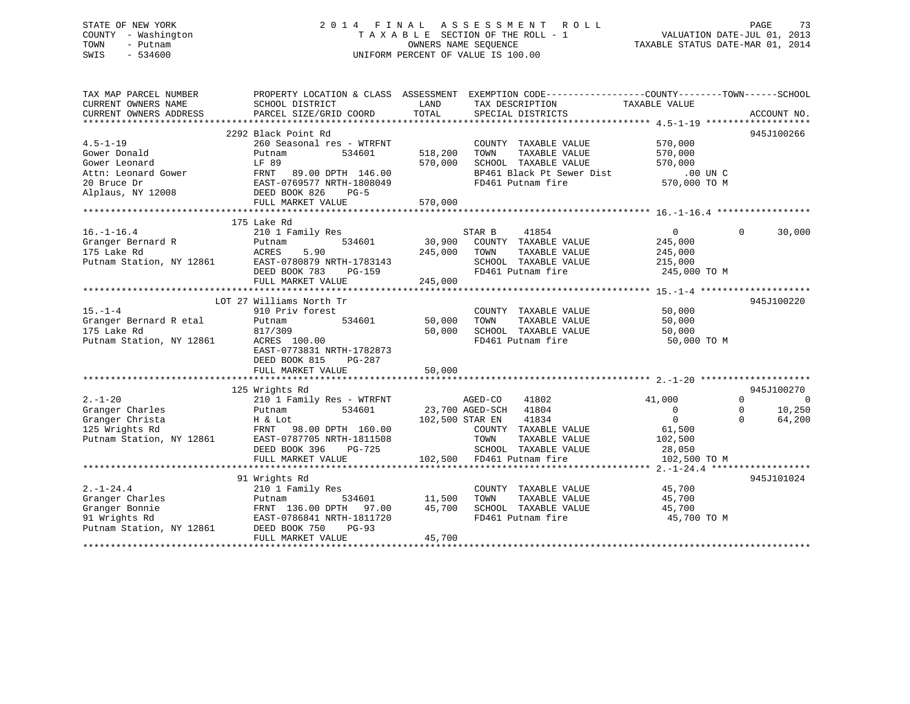STATE OF NEW YORK
COUNTY - Washington
TOWN - Putnam
SWIS - 534600

2 0 1 4 F I N A L A S S E S S M E N T R O L L
T A X A B L E SECTION OF THE ROLL - 1
OWNERS NAME SEQUENCE
UNIFORM PERCENT OF VALUE IS 100.00

VALUATION DATE-JUL 01, 2013
TAXABLE STATUS DATE-MAR 01, 2014

```
TAX MAP PARCEL NUMBER          PROPERTY LOCATION & CLASS  ASSESSMENT  EXEMPTION CODE------------------COUNTY--------TOWN------SCHOOL
CURRENT OWNERS NAME            SCHOOL DISTRICT              LAND      TAX DESCRIPTION            TAXABLE VALUE
CURRENT OWNERS ADDRESS         PARCEL SIZE/GRID COORD       TOTAL     SPECIAL DISTRICTS                                    ACCOUNT NO.
******************************************************************************************************* 4.5-1-19 *******************
                               2292 Black Point Rd                                                                         945J100266
4.5-1-19                       260 Seasonal res - WTRFNT              COUNTY  TAXABLE VALUE          570,000
Gower Donald                   Putnam         534601       518,200    TOWN    TAXABLE VALUE          570,000
Gower Leonard                  LF 89                       570,000    SCHOOL  TAXABLE VALUE          570,000
Attn: Leonard Gower            FRNT   89.00 DPTH 146.00               BP461 Black Pt Sewer Dist          .00 UN C
20 Bruce Dr                    EAST-0769577 NRTH-1808049              FD461 Putnam fire              570,000 TO M
Alplaus, NY 12008              DEED BOOK 826    PG-5
                               FULL MARKET VALUE           570,000
******************************************************************************************************* 16.-1-16.4 *****************
                               175 Lake Rd
16.-1-16.4                     210 1 Family Res                       STAR B     41854                    0          0     30,000
Granger Bernard R              Putnam         534601        30,900    COUNTY  TAXABLE VALUE          245,000
175 Lake Rd                    ACRES    5.90               245,000    TOWN    TAXABLE VALUE          245,000
Putnam Station, NY 12861       EAST-0780879 NRTH-1783143              SCHOOL  TAXABLE VALUE          215,000
                               DEED BOOK 783    PG-159                FD461 Putnam fire              245,000 TO M
                               FULL MARKET VALUE           245,000
******************************************************************************************************* 15.-1-4 ********************
                               LOT 27 Williams North Tr                                                                    945J100220
15.-1-4                        910 Priv forest                        COUNTY  TAXABLE VALUE           50,000
Granger Bernard R etal         Putnam         534601        50,000    TOWN    TAXABLE VALUE           50,000
175 Lake Rd                    817/309                      50,000    SCHOOL  TAXABLE VALUE           50,000
Putnam Station, NY 12861       ACRES  100.00                          FD461 Putnam fire               50,000 TO M
                               EAST-0773831 NRTH-1782873
                               DEED BOOK 815    PG-287
                               FULL MARKET VALUE            50,000
******************************************************************************************************* 2.-1-20 ********************
                               125 Wrights Rd                                                                              945J100270
2.-1-20                        210 1 Family Res - WTRFNT              AGED-CO    41802               41,000          0          0
Granger Charles                Putnam         534601        23,700 AGED-SCH   41804                    0          0     10,250
Granger Christa                H & Lot                     102,500 STAR EN    41834                    0          0     64,200
125 Wrights Rd                 FRNT   98.00 DPTH 160.00               COUNTY  TAXABLE VALUE           61,500
Putnam Station, NY 12861       EAST-0787705 NRTH-1811508              TOWN    TAXABLE VALUE          102,500
                               DEED BOOK 396    PG-725                SCHOOL  TAXABLE VALUE           28,050
                               FULL MARKET VALUE           102,500    FD461 Putnam fire              102,500 TO M
******************************************************************************************************* 2.-1-24.4 ******************
                               91 Wrights Rd                                                                               945J101024
2.-1-24.4                      210 1 Family Res                       COUNTY  TAXABLE VALUE           45,700
Granger Charles                Putnam         534601        11,500    TOWN    TAXABLE VALUE           45,700
Granger Bonnie                 FRNT  136.00 DPTH  97.00     45,700    SCHOOL  TAXABLE VALUE           45,700
91 Wrights Rd                  EAST-0786841 NRTH-1811720              FD461 Putnam fire               45,700 TO M
Putnam Station, NY 12861       DEED BOOK 750    PG-93
                               FULL MARKET VALUE            45,700
************************************************************************************************************************************
```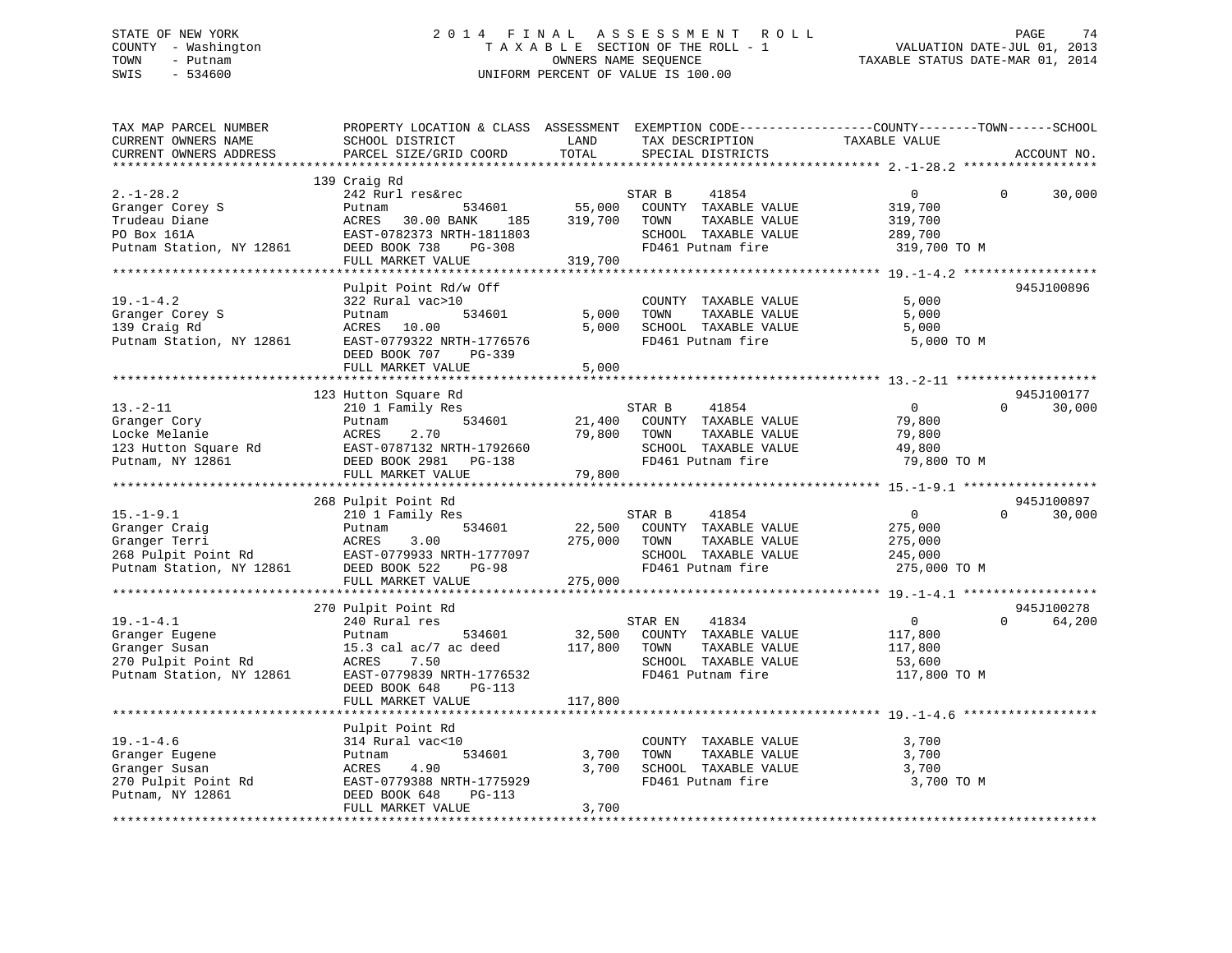STATE OF NEW YORK
COUNTY - Washington
TOWN - Putnam
SWIS - 534600

2 0 1 4 F I N A L A S S E S S M E N T R O L L
T A X A B L E SECTION OF THE ROLL - 1
OWNERS NAME SEQUENCE
UNIFORM PERCENT OF VALUE IS 100.00

VALUATION DATE-JUL 01, 2013
TAXABLE STATUS DATE-MAR 01, 2014

```
TAX MAP PARCEL NUMBER          PROPERTY LOCATION & CLASS  ASSESSMENT  EXEMPTION CODE------------------COUNTY--------TOWN------SCHOOL
CURRENT OWNERS NAME            SCHOOL DISTRICT               LAND      TAX DESCRIPTION            TAXABLE VALUE
CURRENT OWNERS ADDRESS         PARCEL SIZE/GRID COORD        TOTAL     SPECIAL DISTRICTS                                     ACCOUNT NO.
******************************************************************************************************* 2.-1-28.2 ******************
                               139 Craig Rd
2.-1-28.2                      242 Rurl res&rec                        STAR B     41854                 0             0     30,000
Granger Corey S                Putnam            534601       55,000   COUNTY  TAXABLE VALUE          319,700
Trudeau Diane                  ACRES  30.00 BANK     185     319,700   TOWN    TAXABLE VALUE          319,700
PO Box 161A                    EAST-0782373 NRTH-1811803               SCHOOL  TAXABLE VALUE          289,700
Putnam Station, NY 12861       DEED BOOK 738    PG-308                 FD461 Putnam fire               319,700 TO M
                               FULL MARKET VALUE             319,700
******************************************************************************************************* 19.-1-4.2 ******************
                               Pulpit Point Rd/w Off                                                                     945J100896
19.-1-4.2                      322 Rural vac>10                        COUNTY  TAXABLE VALUE            5,000
Granger Corey S                Putnam            534601        5,000   TOWN    TAXABLE VALUE            5,000
139 Craig Rd                   ACRES  10.00                    5,000   SCHOOL  TAXABLE VALUE            5,000
Putnam Station, NY 12861       EAST-0779322 NRTH-1776576               FD461 Putnam fire                 5,000 TO M
                               DEED BOOK 707    PG-339
                               FULL MARKET VALUE               5,000
******************************************************************************************************* 13.-2-11 *******************
                               123 Hutton Square Rd                                                                      945J100177
13.-2-11                       210 1 Family Res                        STAR B     41854                 0             0     30,000
Granger Cory                   Putnam            534601       21,400   COUNTY  TAXABLE VALUE           79,800
Locke Melanie                  ACRES    2.70                  79,800   TOWN    TAXABLE VALUE           79,800
123 Hutton Square Rd           EAST-0787132 NRTH-1792660               SCHOOL  TAXABLE VALUE           49,800
Putnam, NY 12861               DEED BOOK 2981   PG-138                 FD461 Putnam fire                79,800 TO M
                               FULL MARKET VALUE              79,800
******************************************************************************************************* 15.-1-9.1 ******************
                               268 Pulpit Point Rd                                                                       945J100897
15.-1-9.1                      210 1 Family Res                        STAR B     41854                 0             0     30,000
Granger Craig                  Putnam            534601       22,500   COUNTY  TAXABLE VALUE          275,000
Granger Terri                  ACRES    3.00                 275,000   TOWN    TAXABLE VALUE          275,000
268 Pulpit Point Rd            EAST-0779933 NRTH-1777097               SCHOOL  TAXABLE VALUE          245,000
Putnam Station, NY 12861       DEED BOOK 522    PG-98                  FD461 Putnam fire               275,000 TO M
                               FULL MARKET VALUE             275,000
******************************************************************************************************* 19.-1-4.1 ******************
                               270 Pulpit Point Rd                                                                       945J100278
19.-1-4.1                      240 Rural res                           STAR EN    41834                 0             0     64,200
Granger Eugene                 Putnam            534601       32,500   COUNTY  TAXABLE VALUE          117,800
Granger Susan                  15.3 cal ac/7 ac deed         117,800   TOWN    TAXABLE VALUE          117,800
270 Pulpit Point Rd            ACRES    7.50                           SCHOOL  TAXABLE VALUE           53,600
Putnam Station, NY 12861       EAST-0779839 NRTH-1776532               FD461 Putnam fire               117,800 TO M
                               DEED BOOK 648    PG-113
                               FULL MARKET VALUE             117,800
******************************************************************************************************* 19.-1-4.6 ******************
                               Pulpit Point Rd
19.-1-4.6                      314 Rural vac<10                        COUNTY  TAXABLE VALUE            3,700
Granger Eugene                 Putnam            534601        3,700   TOWN    TAXABLE VALUE            3,700
Granger Susan                  ACRES    4.90                   3,700   SCHOOL  TAXABLE VALUE            3,700
270 Pulpit Point Rd            EAST-0779388 NRTH-1775929               FD461 Putnam fire                 3,700 TO M
Putnam, NY 12861               DEED BOOK 648    PG-113
                               FULL MARKET VALUE               3,700
************************************************************************************************************************************
```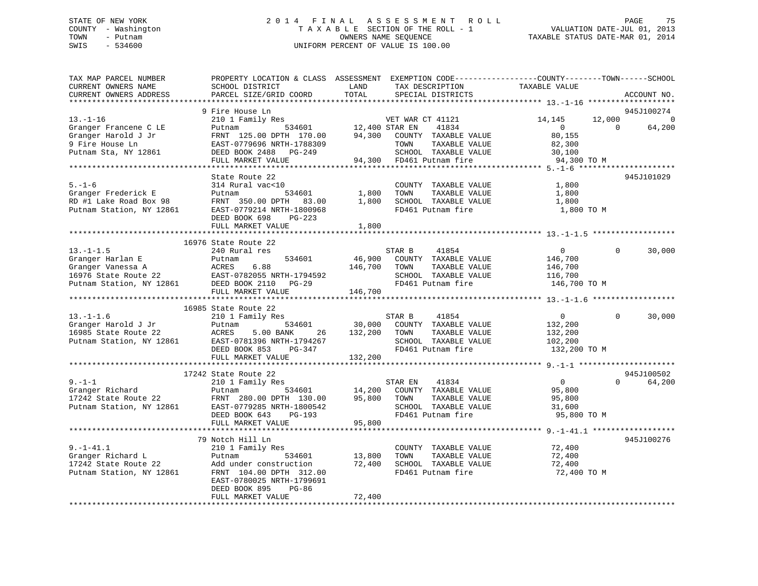STATE OF NEW YORK
COUNTY - Washington
TOWN - Putnam
SWIS - 534600

# 2014 FINAL ASSESSMENT ROLL
TAXABLE SECTION OF THE ROLL - 1
OWNERS NAME SEQUENCE
UNIFORM PERCENT OF VALUE IS 100.00

VALUATION DATE-JUL 01, 2013
TAXABLE STATUS DATE-MAR 01, 2014

```
TAX MAP PARCEL NUMBER          PROPERTY LOCATION & CLASS  ASSESSMENT  EXEMPTION CODE------------------COUNTY--------TOWN------SCHOOL
CURRENT OWNERS NAME            SCHOOL DISTRICT               LAND      TAX DESCRIPTION              TAXABLE VALUE
CURRENT OWNERS ADDRESS         PARCEL SIZE/GRID COORD       TOTAL      SPECIAL DISTRICTS                                     ACCOUNT NO.
******************************************************************************************************* 13.-1-16 *******************
                               9 Fire House Ln                                                                             945J100274
13.-1-16                       210 1 Family Res                    VET WAR CT 41121            14,145       12,000              0
Granger Francene C LE          Putnam          534601      12,400 STAR EN    41834                 0            0          64,200
Granger Harold J Jr            FRNT 125.00 DPTH 170.00     94,300   COUNTY  TAXABLE VALUE         80,155
9 Fire House Ln                EAST-0779696 NRTH-1788309            TOWN    TAXABLE VALUE         82,300
Putnam Sta, NY 12861           DEED BOOK 2488   PG-249              SCHOOL  TAXABLE VALUE         30,100
                               FULL MARKET VALUE           94,300   FD461 Putnam fire              94,300 TO M
******************************************************************************************************* 5.-1-6 *********************
                               State Route 22                                                                              945J101029
5.-1-6                         314 Rural vac<10                     COUNTY  TAXABLE VALUE          1,800
Granger Frederick E            Putnam          534601       1,800   TOWN    TAXABLE VALUE          1,800
RD #1 Lake Road Box 98         FRNT 350.00 DPTH  83.00      1,800   SCHOOL  TAXABLE VALUE          1,800
Putnam Station, NY 12861       EAST-0779214 NRTH-1800968            FD461 Putnam fire               1,800 TO M
                               DEED BOOK 698    PG-223
                               FULL MARKET VALUE            1,800
******************************************************************************************************* 13.-1-1.5 ******************
                               16976 State Route 22
13.-1-1.5                      240 Rural res                        STAR B     41854                 0            0          30,000
Granger Harlan E               Putnam          534601      46,900   COUNTY  TAXABLE VALUE        146,700
Granger Vanessa A              ACRES    6.88              146,700   TOWN    TAXABLE VALUE        146,700
16976 State Route 22           EAST-0782055 NRTH-1794592            SCHOOL  TAXABLE VALUE        116,700
Putnam Station, NY 12861       DEED BOOK 2110   PG-29               FD461 Putnam fire             146,700 TO M
                               FULL MARKET VALUE          146,700
******************************************************************************************************* 13.-1-1.6 ******************
                               16985 State Route 22
13.-1-1.6                      210 1 Family Res                     STAR B     41854                 0            0          30,000
Granger Harold J Jr            Putnam          534601      30,000   COUNTY  TAXABLE VALUE        132,200
16985 State Route 22           ACRES    5.00 BANK    26   132,200   TOWN    TAXABLE VALUE        132,200
Putnam Station, NY 12861       EAST-0781396 NRTH-1794267            SCHOOL  TAXABLE VALUE        102,200
                               DEED BOOK 853    PG-347              FD461 Putnam fire             132,200 TO M
                               FULL MARKET VALUE          132,200
******************************************************************************************************* 9.-1-1 *********************
                               17242 State Route 22                                                                        945J100502
9.-1-1                         210 1 Family Res                     STAR EN    41834                 0            0          64,200
Granger Richard                Putnam          534601      14,200   COUNTY  TAXABLE VALUE         95,800
17242 State Route 22           FRNT 280.00 DPTH 130.00     95,800   TOWN    TAXABLE VALUE         95,800
Putnam Station, NY 12861       EAST-0779285 NRTH-1800542            SCHOOL  TAXABLE VALUE         31,600
                               DEED BOOK 643    PG-193              FD461 Putnam fire              95,800 TO M
                               FULL MARKET VALUE           95,800
******************************************************************************************************* 9.-1-41.1 ******************
                               79 Notch Hill Ln                                                                            945J100276
9.-1-41.1                      210 1 Family Res                     COUNTY  TAXABLE VALUE         72,400
Granger Richard L              Putnam          534601      13,800   TOWN    TAXABLE VALUE         72,400
17242 State Route 22           Add under construction      72,400   SCHOOL  TAXABLE VALUE         72,400
Putnam Station, NY 12861       FRNT 104.00 DPTH 312.00              FD461 Putnam fire              72,400 TO M
                               EAST-0780025 NRTH-1799691
                               DEED BOOK 895    PG-86
                               FULL MARKET VALUE           72,400
************************************************************************************************************************************
```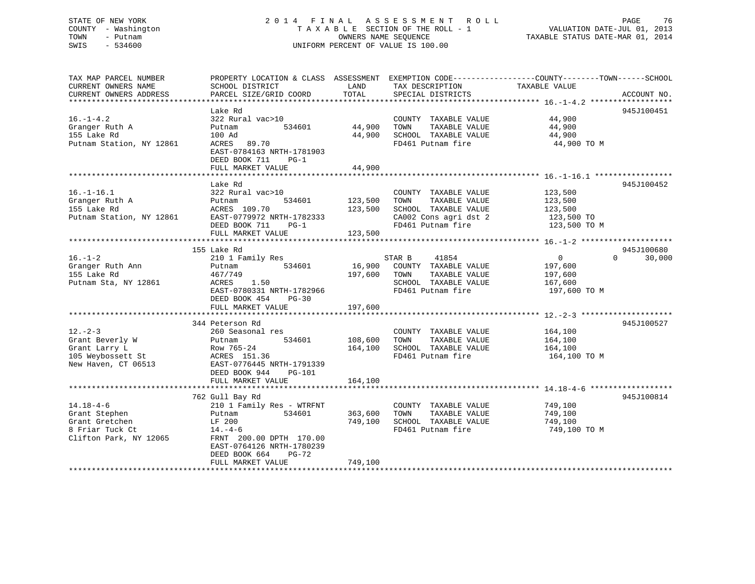STATE OF NEW YORK
COUNTY - Washington
TOWN - Putnam
SWIS - 534600

2014 FINAL ASSESSMENT ROLL
TAXABLE SECTION OF THE ROLL - 1
OWNERS NAME SEQUENCE
UNIFORM PERCENT OF VALUE IS 100.00

VALUATION DATE-JUL 01, 2013
TAXABLE STATUS DATE-MAR 01, 2014

| TAX MAP PARCEL NUMBER / CURRENT OWNERS NAME / CURRENT OWNERS ADDRESS | PROPERTY LOCATION & CLASS / SCHOOL DISTRICT / PARCEL SIZE/GRID COORD | ASSESSMENT LAND / TOTAL | EXEMPTION CODE / TAX DESCRIPTION / SPECIAL DISTRICTS | COUNTY / TOWN / SCHOOL TAXABLE VALUE | ACCOUNT NO. |
|---|---|---|---|---|---|
| **16.-1-4.2** | Lake Rd | | | | 945J100451 |
| 16.-1-4.2 | 322 Rural vac>10 | | COUNTY TAXABLE VALUE | 44,900 | |
| Granger Ruth A | Putnam 534601 | 44,900 | TOWN TAXABLE VALUE | 44,900 | |
| 155 Lake Rd | 100 Ad | 44,900 | SCHOOL TAXABLE VALUE | 44,900 | |
| Putnam Station, NY 12861 | ACRES 89.70 | | FD461 Putnam fire | 44,900 TO M | |
| | EAST-0784163 NRTH-1781903 | | | | |
| | DEED BOOK 711 PG-1 | | | | |
| | FULL MARKET VALUE | 44,900 | | | |
| **16.-1-16.1** | Lake Rd | | | | 945J100452 |
| 16.-1-16.1 | 322 Rural vac>10 | | COUNTY TAXABLE VALUE | 123,500 | |
| Granger Ruth A | Putnam 534601 | 123,500 | TOWN TAXABLE VALUE | 123,500 | |
| 155 Lake Rd | ACRES 109.70 | 123,500 | SCHOOL TAXABLE VALUE | 123,500 | |
| Putnam Station, NY 12861 | EAST-0779972 NRTH-1782333 | | CA002 Cons agri dst 2 | 123,500 TO | |
| | DEED BOOK 711 PG-1 | | FD461 Putnam fire | 123,500 TO M | |
| | FULL MARKET VALUE | 123,500 | | | |
| **16.-1-2** | 155 Lake Rd | | | | 945J100680 |
| 16.-1-2 | 210 1 Family Res | | STAR B 41854 | 0 0 30,000 | |
| Granger Ruth Ann | Putnam 534601 | 16,900 | COUNTY TAXABLE VALUE | 197,600 | |
| 155 Lake Rd | 467/749 | 197,600 | TOWN TAXABLE VALUE | 197,600 | |
| Putnam Sta, NY 12861 | ACRES 1.50 | | SCHOOL TAXABLE VALUE | 167,600 | |
| | EAST-0780331 NRTH-1782966 | | FD461 Putnam fire | 197,600 TO M | |
| | DEED BOOK 454 PG-30 | | | | |
| | FULL MARKET VALUE | 197,600 | | | |
| **12.-2-3** | 344 Peterson Rd | | | | 945J100527 |
| 12.-2-3 | 260 Seasonal res | | COUNTY TAXABLE VALUE | 164,100 | |
| Grant Beverly W | Putnam 534601 | 108,600 | TOWN TAXABLE VALUE | 164,100 | |
| Grant Larry L | Row 765-24 | 164,100 | SCHOOL TAXABLE VALUE | 164,100 | |
| 105 Weybossett St | ACRES 151.36 | | FD461 Putnam fire | 164,100 TO M | |
| New Haven, CT 06513 | EAST-0776445 NRTH-1791339 | | | | |
| | DEED BOOK 944 PG-101 | | | | |
| | FULL MARKET VALUE | 164,100 | | | |
| **14.18-4-6** | 762 Gull Bay Rd | | | | 945J100814 |
| 14.18-4-6 | 210 1 Family Res - WTRFNT | | COUNTY TAXABLE VALUE | 749,100 | |
| Grant Stephen | Putnam 534601 | 363,600 | TOWN TAXABLE VALUE | 749,100 | |
| Grant Gretchen | LF 200 | 749,100 | SCHOOL TAXABLE VALUE | 749,100 | |
| 8 Friar Tuck Ct | 14.-4-6 | | FD461 Putnam fire | 749,100 TO M | |
| Clifton Park, NY 12065 | FRNT 200.00 DPTH 170.00 | | | | |
| | EAST-0764126 NRTH-1780239 | | | | |
| | DEED BOOK 664 PG-72 | | | | |
| | FULL MARKET VALUE | 749,100 | | | |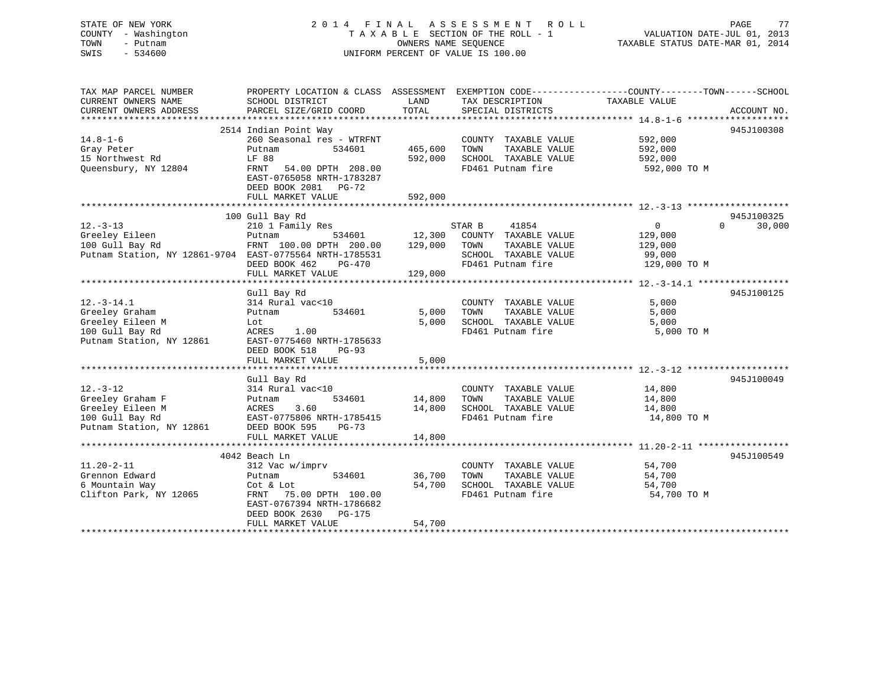STATE OF NEW YORK  
COUNTY - Washington  
TOWN - Putnam  
SWIS - 534600

2 0 1 4 F I N A L A S S E S S M E N T R O L L  
T A X A B L E SECTION OF THE ROLL - 1  
OWNERS NAME SEQUENCE  
UNIFORM PERCENT OF VALUE IS 100.00

VALUATION DATE-JUL 01, 2013  
TAXABLE STATUS DATE-MAR 01, 2014

| TAX MAP PARCEL NUMBER / CURRENT OWNERS NAME / CURRENT OWNERS ADDRESS | PROPERTY LOCATION & CLASS / SCHOOL DISTRICT / PARCEL SIZE/GRID COORD | ASSESSMENT LAND / TOTAL | EXEMPTION CODE / TAX DESCRIPTION / SPECIAL DISTRICTS | COUNTY | TOWN | SCHOOL | TAXABLE VALUE | ACCOUNT NO. |
|---|---|---|---|---|---|---|---|---|
| **14.8-1-6** | 2514 Indian Point Way | | | | | | | 945J100308 |
| 14.8-1-6 | 260 Seasonal res - WTRFNT | | COUNTY TAXABLE VALUE | | | | 592,000 | |
| Gray Peter | Putnam 534601 | 465,600 | TOWN TAXABLE VALUE | | | | 592,000 | |
| 15 Northwest Rd | LF 88 | 592,000 | SCHOOL TAXABLE VALUE | | | | 592,000 | |
| Queensbury, NY 12804 | FRNT 54.00 DPTH 208.00 | | FD461 Putnam fire | | | | 592,000 TO M | |
| | EAST-0765058 NRTH-1783287 | | | | | | | |
| | DEED BOOK 2081 PG-72 | | | | | | | |
| | FULL MARKET VALUE | 592,000 | | | | | | |
| **12.-3-13** | 100 Gull Bay Rd | | | | | | | 945J100325 |
| 12.-3-13 | 210 1 Family Res | | STAR B 41854 | 0 | 0 | 30,000 | | |
| Greeley Eileen | Putnam 534601 | 12,300 | COUNTY TAXABLE VALUE | | | | 129,000 | |
| 100 Gull Bay Rd | FRNT 100.00 DPTH 200.00 | 129,000 | TOWN TAXABLE VALUE | | | | 129,000 | |
| Putnam Station, NY 12861-9704 | EAST-0775564 NRTH-1785531 | | SCHOOL TAXABLE VALUE | | | | 99,000 | |
| | DEED BOOK 462 PG-470 | | FD461 Putnam fire | | | | 129,000 TO M | |
| | FULL MARKET VALUE | 129,000 | | | | | | |
| **12.-3-14.1** | Gull Bay Rd | | | | | | | 945J100125 |
| 12.-3-14.1 | 314 Rural vac<10 | | COUNTY TAXABLE VALUE | | | | 5,000 | |
| Greeley Graham | Putnam 534601 | 5,000 | TOWN TAXABLE VALUE | | | | 5,000 | |
| Greeley Eileen M | Lot | 5,000 | SCHOOL TAXABLE VALUE | | | | 5,000 | |
| 100 Gull Bay Rd | ACRES 1.00 | | FD461 Putnam fire | | | | 5,000 TO M | |
| Putnam Station, NY 12861 | EAST-0775460 NRTH-1785633 | | | | | | | |
| | DEED BOOK 518 PG-93 | | | | | | | |
| | FULL MARKET VALUE | 5,000 | | | | | | |
| **12.-3-12** | Gull Bay Rd | | | | | | | 945J100049 |
| 12.-3-12 | 314 Rural vac<10 | | COUNTY TAXABLE VALUE | | | | 14,800 | |
| Greeley Graham F | Putnam 534601 | 14,800 | TOWN TAXABLE VALUE | | | | 14,800 | |
| Greeley Eileen M | ACRES 3.60 | 14,800 | SCHOOL TAXABLE VALUE | | | | 14,800 | |
| 100 Gull Bay Rd | EAST-0775806 NRTH-1785415 | | FD461 Putnam fire | | | | 14,800 TO M | |
| Putnam Station, NY 12861 | DEED BOOK 595 PG-73 | | | | | | | |
| | FULL MARKET VALUE | 14,800 | | | | | | |
| **11.20-2-11** | 4042 Beach Ln | | | | | | | 945J100549 |
| 11.20-2-11 | 312 Vac w/imprv | | COUNTY TAXABLE VALUE | | | | 54,700 | |
| Grennon Edward | Putnam 534601 | 36,700 | TOWN TAXABLE VALUE | | | | 54,700 | |
| 6 Mountain Way | Cot & Lot | 54,700 | SCHOOL TAXABLE VALUE | | | | 54,700 | |
| Clifton Park, NY 12065 | FRNT 75.00 DPTH 100.00 | | FD461 Putnam fire | | | | 54,700 TO M | |
| | EAST-0767394 NRTH-1786682 | | | | | | | |
| | DEED BOOK 2630 PG-175 | | | | | | | |
| | FULL MARKET VALUE | 54,700 | | | | | | |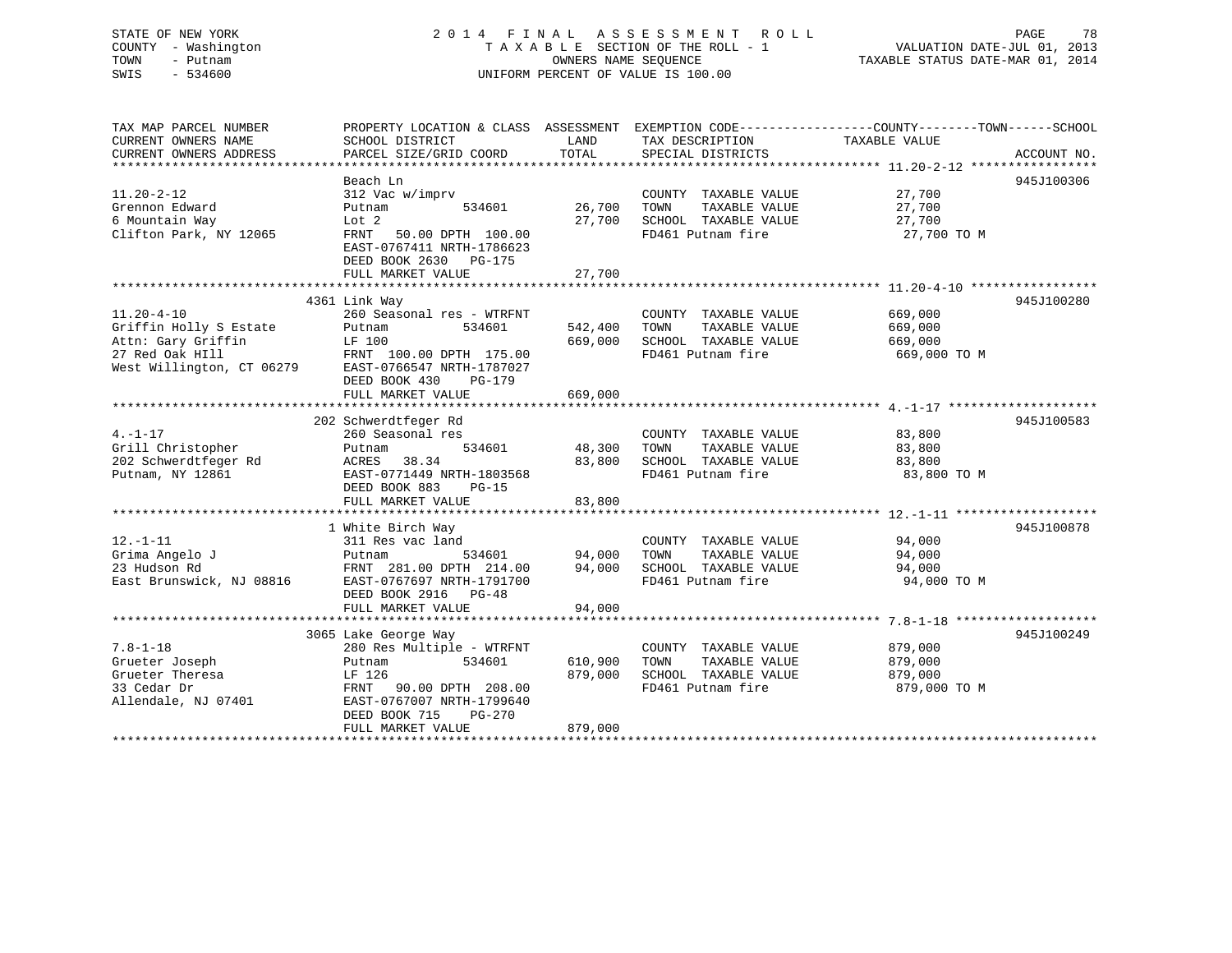STATE OF NEW YORK
COUNTY - Washington
TOWN - Putnam
SWIS - 534600

2014 FINAL ASSESSMENT ROLL
TAXABLE SECTION OF THE ROLL - 1
OWNERS NAME SEQUENCE
UNIFORM PERCENT OF VALUE IS 100.00

VALUATION DATE-JUL 01, 2013
TAXABLE STATUS DATE-MAR 01, 2014

| TAX MAP PARCEL NUMBER / CURRENT OWNERS NAME / CURRENT OWNERS ADDRESS | PROPERTY LOCATION & CLASS / SCHOOL DISTRICT / PARCEL SIZE/GRID COORD | ASSESSMENT LAND / TOTAL | EXEMPTION CODE / TAX DESCRIPTION / SPECIAL DISTRICTS | TAXABLE VALUE (COUNTY / TOWN / SCHOOL) | ACCOUNT NO. |
|---|---|---|---|---|---|
| 11.20-2-12 | Beach Ln | | | | 945J100306 |
| | 312 Vac w/imprv | | COUNTY TAXABLE VALUE | 27,700 | |
| Grennon Edward | Putnam 534601 | 26,700 | TOWN TAXABLE VALUE | 27,700 | |
| 6 Mountain Way | Lot 2 | 27,700 | SCHOOL TAXABLE VALUE | 27,700 | |
| Clifton Park, NY 12065 | FRNT 50.00 DPTH 100.00 | | FD461 Putnam fire | 27,700 TO M | |
| | EAST-0767411 NRTH-1786623 | | | | |
| | DEED BOOK 2630 PG-175 | | | | |
| | FULL MARKET VALUE | 27,700 | | | |
| 11.20-4-10 | 4361 Link Way | | | | 945J100280 |
| | 260 Seasonal res - WTRFNT | | COUNTY TAXABLE VALUE | 669,000 | |
| Griffin Holly S Estate | Putnam 534601 | 542,400 | TOWN TAXABLE VALUE | 669,000 | |
| Attn: Gary Griffin | LF 100 | 669,000 | SCHOOL TAXABLE VALUE | 669,000 | |
| 27 Red Oak HIll | FRNT 100.00 DPTH 175.00 | | FD461 Putnam fire | 669,000 TO M | |
| West Willington, CT 06279 | EAST-0766547 NRTH-1787027 | | | | |
| | DEED BOOK 430 PG-179 | | | | |
| | FULL MARKET VALUE | 669,000 | | | |
| 4.-1-17 | 202 Schwerdtfeger Rd | | | | 945J100583 |
| | 260 Seasonal res | | COUNTY TAXABLE VALUE | 83,800 | |
| Grill Christopher | Putnam 534601 | 48,300 | TOWN TAXABLE VALUE | 83,800 | |
| 202 Schwerdtfeger Rd | ACRES 38.34 | 83,800 | SCHOOL TAXABLE VALUE | 83,800 | |
| Putnam, NY 12861 | EAST-0771449 NRTH-1803568 | | FD461 Putnam fire | 83,800 TO M | |
| | DEED BOOK 883 PG-15 | | | | |
| | FULL MARKET VALUE | 83,800 | | | |
| 12.-1-11 | 1 White Birch Way | | | | 945J100878 |
| | 311 Res vac land | | COUNTY TAXABLE VALUE | 94,000 | |
| Grima Angelo J | Putnam 534601 | 94,000 | TOWN TAXABLE VALUE | 94,000 | |
| 23 Hudson Rd | FRNT 281.00 DPTH 214.00 | 94,000 | SCHOOL TAXABLE VALUE | 94,000 | |
| East Brunswick, NJ 08816 | EAST-0767697 NRTH-1791700 | | FD461 Putnam fire | 94,000 TO M | |
| | DEED BOOK 2916 PG-48 | | | | |
| | FULL MARKET VALUE | 94,000 | | | |
| 7.8-1-18 | 3065 Lake George Way | | | | 945J100249 |
| | 280 Res Multiple - WTRFNT | | COUNTY TAXABLE VALUE | 879,000 | |
| Grueter Joseph | Putnam 534601 | 610,900 | TOWN TAXABLE VALUE | 879,000 | |
| Grueter Theresa | LF 126 | 879,000 | SCHOOL TAXABLE VALUE | 879,000 | |
| 33 Cedar Dr | FRNT 90.00 DPTH 208.00 | | FD461 Putnam fire | 879,000 TO M | |
| Allendale, NJ 07401 | EAST-0767007 NRTH-1799640 | | | | |
| | DEED BOOK 715 PG-270 | | | | |
| | FULL MARKET VALUE | 879,000 | | | |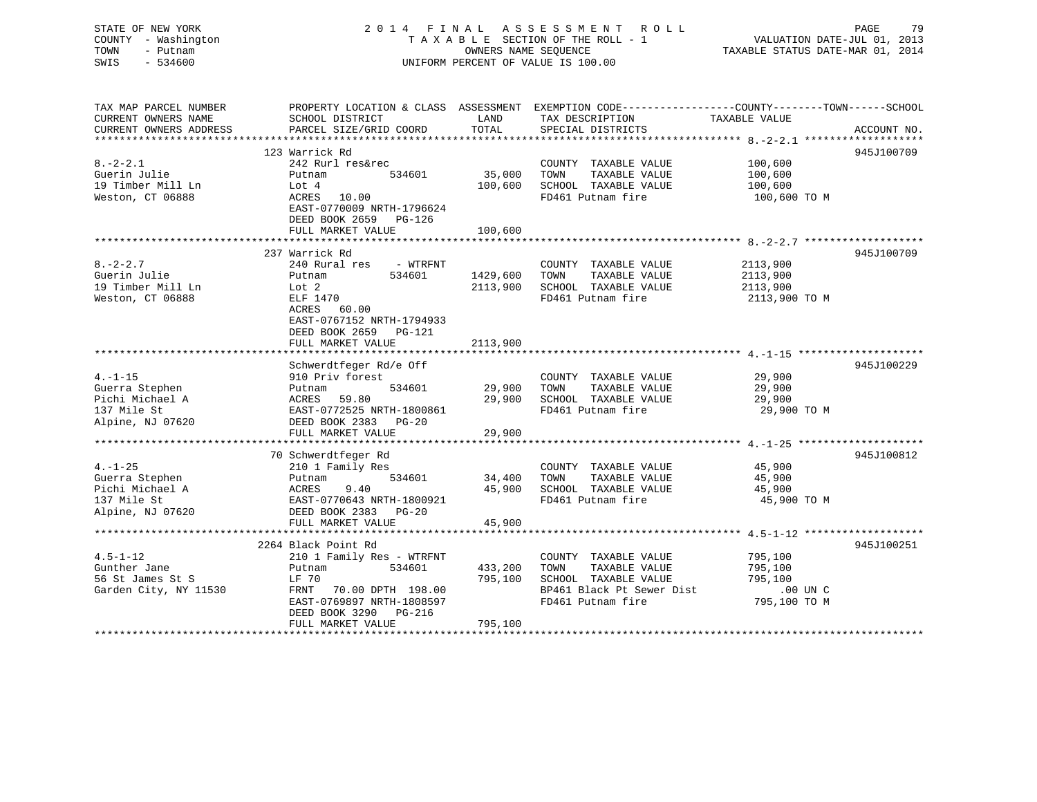STATE OF NEW YORK
COUNTY - Washington
TOWN - Putnam
SWIS - 534600

2014 FINAL ASSESSMENT ROLL
TAXABLE SECTION OF THE ROLL - 1
OWNERS NAME SEQUENCE
UNIFORM PERCENT OF VALUE IS 100.00

VALUATION DATE-JUL 01, 2013
TAXABLE STATUS DATE-MAR 01, 2014

| TAX MAP PARCEL NUMBER / CURRENT OWNERS NAME / CURRENT OWNERS ADDRESS | PROPERTY LOCATION & CLASS / SCHOOL DISTRICT / PARCEL SIZE/GRID COORD | ASSESSMENT LAND | ASSESSMENT TOTAL | EXEMPTION CODE / TAX DESCRIPTION / SPECIAL DISTRICTS | TAXABLE VALUE (COUNTY--------TOWN------SCHOOL) | ACCOUNT NO. |
|---|---|---|---|---|---|---|
| 8.-2-2.1 | 123 Warrick Rd | | | | | 945J100709 |
| Guerin Julie | 242 Rurl res&rec | | | COUNTY TAXABLE VALUE | 100,600 | |
| 19 Timber Mill Ln | Putnam 534601 | 35,000 | | TOWN TAXABLE VALUE | 100,600 | |
| Weston, CT 06888 | Lot 4 | | 100,600 | SCHOOL TAXABLE VALUE | 100,600 | |
| | ACRES 10.00 | | | FD461 Putnam fire | 100,600 TO M | |
| | EAST-0770009 NRTH-1796624 | | | | | |
| | DEED BOOK 2659 PG-126 | | | | | |
| | FULL MARKET VALUE | | 100,600 | | | |
| 8.-2-2.7 | 237 Warrick Rd | | | | | 945J100709 |
| Guerin Julie | 240 Rural res - WTRFNT | | | COUNTY TAXABLE VALUE | 2113,900 | |
| 19 Timber Mill Ln | Putnam 534601 | 1429,600 | | TOWN TAXABLE VALUE | 2113,900 | |
| Weston, CT 06888 | Lot 2 | | 2113,900 | SCHOOL TAXABLE VALUE | 2113,900 | |
| | ELF 1470 | | | FD461 Putnam fire | 2113,900 TO M | |
| | ACRES 60.00 | | | | | |
| | EAST-0767152 NRTH-1794933 | | | | | |
| | DEED BOOK 2659 PG-121 | | | | | |
| | FULL MARKET VALUE | | 2113,900 | | | |
| 4.-1-15 | Schwerdtfeger Rd/e Off | | | | | 945J100229 |
| Guerra Stephen | 910 Priv forest | | | COUNTY TAXABLE VALUE | 29,900 | |
| Pichi Michael A | Putnam 534601 | 29,900 | | TOWN TAXABLE VALUE | 29,900 | |
| 137 Mile St | ACRES 59.80 | | 29,900 | SCHOOL TAXABLE VALUE | 29,900 | |
| Alpine, NJ 07620 | EAST-0772525 NRTH-1800861 | | | FD461 Putnam fire | 29,900 TO M | |
| | DEED BOOK 2383 PG-20 | | | | | |
| | FULL MARKET VALUE | | 29,900 | | | |
| 4.-1-25 | 70 Schwerdtfeger Rd | | | | | 945J100812 |
| Guerra Stephen | 210 1 Family Res | | | COUNTY TAXABLE VALUE | 45,900 | |
| Pichi Michael A | Putnam 534601 | 34,400 | | TOWN TAXABLE VALUE | 45,900 | |
| 137 Mile St | ACRES 9.40 | | 45,900 | SCHOOL TAXABLE VALUE | 45,900 | |
| Alpine, NJ 07620 | EAST-0770643 NRTH-1800921 | | | FD461 Putnam fire | 45,900 TO M | |
| | DEED BOOK 2383 PG-20 | | | | | |
| | FULL MARKET VALUE | | 45,900 | | | |
| 4.5-1-12 | 2264 Black Point Rd | | | | | 945J100251 |
| Gunther Jane | 210 1 Family Res - WTRFNT | | | COUNTY TAXABLE VALUE | 795,100 | |
| 56 St James St S | Putnam 534601 | 433,200 | | TOWN TAXABLE VALUE | 795,100 | |
| Garden City, NY 11530 | LF 70 | | 795,100 | SCHOOL TAXABLE VALUE | 795,100 | |
| | FRNT 70.00 DPTH 198.00 | | | BP461 Black Pt Sewer Dist | .00 UN C | |
| | EAST-0769897 NRTH-1808597 | | | FD461 Putnam fire | 795,100 TO M | |
| | DEED BOOK 3290 PG-216 | | | | | |
| | FULL MARKET VALUE | | 795,100 | | | |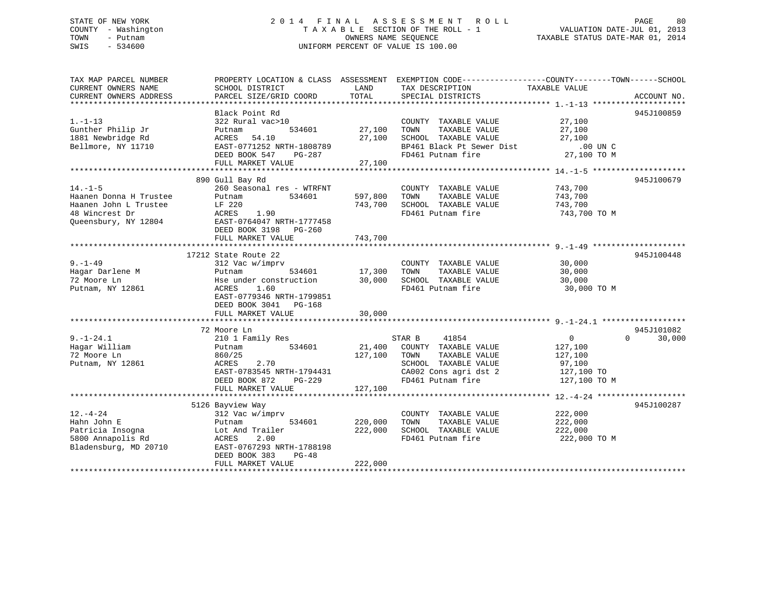STATE OF NEW YORK
COUNTY - Washington
TOWN - Putnam
SWIS - 534600

# 2014 FINAL ASSESSMENT ROLL
TAXABLE SECTION OF THE ROLL - 1
OWNERS NAME SEQUENCE
UNIFORM PERCENT OF VALUE IS 100.00

VALUATION DATE-JUL 01, 2013
TAXABLE STATUS DATE-MAR 01, 2014

| TAX MAP PARCEL NUMBER / CURRENT OWNERS NAME / CURRENT OWNERS ADDRESS | PROPERTY LOCATION & CLASS / SCHOOL DISTRICT / PARCEL SIZE/GRID COORD | ASSESSMENT LAND | ASSESSMENT TOTAL | EXEMPTION CODE / TAX DESCRIPTION / SPECIAL DISTRICTS | COUNTY TAXABLE VALUE | TOWN | SCHOOL | ACCOUNT NO. |
|---|---|---|---|---|---|---|---|---|
| **1.-1-13** | Black Point Rd | | | | | | | 945J100859 |
| 1.-1-13 | 322 Rural vac>10 | | | COUNTY TAXABLE VALUE | 27,100 | | | |
| Gunther Philip Jr | Putnam 534601 | 27,100 | | TOWN TAXABLE VALUE | 27,100 | | | |
| 1881 Newbridge Rd | ACRES 54.10 | | 27,100 | SCHOOL TAXABLE VALUE | 27,100 | | | |
| Bellmore, NY 11710 | EAST-0771252 NRTH-1808789 | | | BP461 Black Pt Sewer Dist | .00 UN C | | | |
| | DEED BOOK 547 PG-287 | | | FD461 Putnam fire | 27,100 TO M | | | |
| | FULL MARKET VALUE | | 27,100 | | | | | |
| **14.-1-5** | 890 Gull Bay Rd | | | | | | | 945J100679 |
| 14.-1-5 | 260 Seasonal res - WTRFNT | | | COUNTY TAXABLE VALUE | 743,700 | | | |
| Haanen Donna H Trustee | Putnam 534601 | 597,800 | | TOWN TAXABLE VALUE | 743,700 | | | |
| Haanen John L Trustee | LF 220 | | 743,700 | SCHOOL TAXABLE VALUE | 743,700 | | | |
| 48 Wincrest Dr | ACRES 1.90 | | | FD461 Putnam fire | 743,700 TO M | | | |
| Queensbury, NY 12804 | EAST-0764047 NRTH-1777458 | | | | | | | |
| | DEED BOOK 3198 PG-260 | | | | | | | |
| | FULL MARKET VALUE | | 743,700 | | | | | |
| **9.-1-49** | 17212 State Route 22 | | | | | | | 945J100448 |
| 9.-1-49 | 312 Vac w/imprv | | | COUNTY TAXABLE VALUE | 30,000 | | | |
| Hagar Darlene M | Putnam 534601 | 17,300 | | TOWN TAXABLE VALUE | 30,000 | | | |
| 72 Moore Ln | Hse under construction | | 30,000 | SCHOOL TAXABLE VALUE | 30,000 | | | |
| Putnam, NY 12861 | ACRES 1.60 | | | FD461 Putnam fire | 30,000 TO M | | | |
| | EAST-0779346 NRTH-1799851 | | | | | | | |
| | DEED BOOK 3041 PG-168 | | | | | | | |
| | FULL MARKET VALUE | | 30,000 | | | | | |
| **9.-1-24.1** | 72 Moore Ln | | | | | | | 945J101082 |
| 9.-1-24.1 | 210 1 Family Res | | | STAR B 41854 | 0 | 0 | 30,000 | |
| Hagar William | Putnam 534601 | 21,400 | | COUNTY TAXABLE VALUE | 127,100 | | | |
| 72 Moore Ln | 860/25 | | 127,100 | TOWN TAXABLE VALUE | 127,100 | | | |
| Putnam, NY 12861 | ACRES 2.70 | | | SCHOOL TAXABLE VALUE | 97,100 | | | |
| | EAST-0783545 NRTH-1794431 | | | CA002 Cons agri dst 2 | 127,100 TO | | | |
| | DEED BOOK 872 PG-229 | | | FD461 Putnam fire | 127,100 TO M | | | |
| | FULL MARKET VALUE | | 127,100 | | | | | |
| **12.-4-24** | 5126 Bayview Way | | | | | | | 945J100287 |
| 12.-4-24 | 312 Vac w/imprv | | | COUNTY TAXABLE VALUE | 222,000 | | | |
| Hahn John E | Putnam 534601 | 220,000 | | TOWN TAXABLE VALUE | 222,000 | | | |
| Patricia Insogna | Lot And Trailer | | 222,000 | SCHOOL TAXABLE VALUE | 222,000 | | | |
| 5800 Annapolis Rd | ACRES 2.00 | | | FD461 Putnam fire | 222,000 TO M | | | |
| Bladensburg, MD 20710 | EAST-0767293 NRTH-1788198 | | | | | | | |
| | DEED BOOK 383 PG-48 | | | | | | | |
| | FULL MARKET VALUE | | 222,000 | | | | | |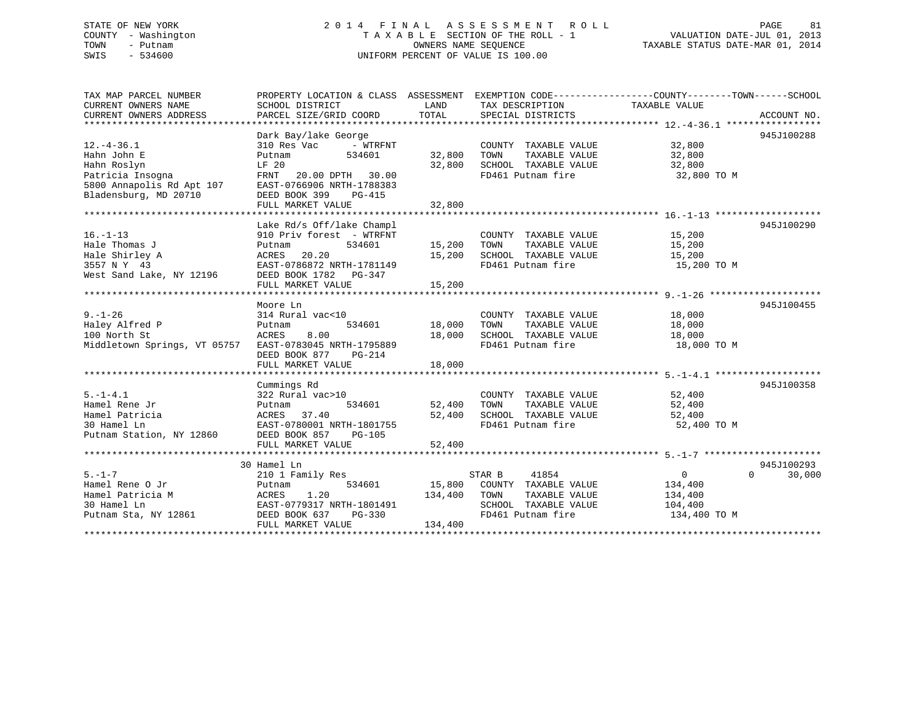STATE OF NEW YORK
COUNTY - Washington
TOWN - Putnam
SWIS - 534600

2014 FINAL ASSESSMENT ROLL
TAXABLE SECTION OF THE ROLL - 1
OWNERS NAME SEQUENCE
UNIFORM PERCENT OF VALUE IS 100.00

VALUATION DATE-JUL 01, 2013
TAXABLE STATUS DATE-MAR 01, 2014

| TAX MAP PARCEL NUMBER / CURRENT OWNERS NAME / CURRENT OWNERS ADDRESS | PROPERTY LOCATION & CLASS / SCHOOL DISTRICT / PARCEL SIZE/GRID COORD | ASSESSMENT LAND / TOTAL | EXEMPTION CODE / TAX DESCRIPTION / SPECIAL DISTRICTS | COUNTY / TOWN / SCHOOL TAXABLE VALUE | ACCOUNT NO. |
|---|---|---|---|---|---|
| **12.-4-36.1** | Dark Bay/lake George | | | | 945J100288 |
| Hahn John E | 310 Res Vac - WTRFNT | | COUNTY TAXABLE VALUE | 32,800 | |
| Hahn Roslyn | Putnam 534601 | 32,800 | TOWN TAXABLE VALUE | 32,800 | |
| Patricia Insogna | LF 20 | 32,800 | SCHOOL TAXABLE VALUE | 32,800 | |
| 5800 Annapolis Rd Apt 107 | FRNT 20.00 DPTH 30.00 | | FD461 Putnam fire | 32,800 TO M | |
| Bladensburg, MD 20710 | EAST-0766906 NRTH-1788383 | | | | |
| | DEED BOOK 399 PG-415 | | | | |
| | FULL MARKET VALUE | 32,800 | | | |
| **16.-1-13** | Lake Rd/s Off/lake Champl | | | | 945J100290 |
| Hale Thomas J | 910 Priv forest - WTRFNT | | COUNTY TAXABLE VALUE | 15,200 | |
| Hale Shirley A | Putnam 534601 | 15,200 | TOWN TAXABLE VALUE | 15,200 | |
| 3557 N Y 43 | ACRES 20.20 | 15,200 | SCHOOL TAXABLE VALUE | 15,200 | |
| West Sand Lake, NY 12196 | EAST-0786872 NRTH-1781149 | | FD461 Putnam fire | 15,200 TO M | |
| | DEED BOOK 1782 PG-347 | | | | |
| | FULL MARKET VALUE | 15,200 | | | |
| **9.-1-26** | Moore Ln | | | | 945J100455 |
| Haley Alfred P | 314 Rural vac<10 | | COUNTY TAXABLE VALUE | 18,000 | |
| 100 North St | Putnam 534601 | 18,000 | TOWN TAXABLE VALUE | 18,000 | |
| Middletown Springs, VT 05757 | ACRES 8.00 | 18,000 | SCHOOL TAXABLE VALUE | 18,000 | |
| | EAST-0783045 NRTH-1795889 | | FD461 Putnam fire | 18,000 TO M | |
| | DEED BOOK 877 PG-214 | | | | |
| | FULL MARKET VALUE | 18,000 | | | |
| **5.-1-4.1** | Cummings Rd | | | | 945J100358 |
| Hamel Rene Jr | 322 Rural vac>10 | | COUNTY TAXABLE VALUE | 52,400 | |
| Hamel Patricia | Putnam 534601 | 52,400 | TOWN TAXABLE VALUE | 52,400 | |
| 30 Hamel Ln | ACRES 37.40 | 52,400 | SCHOOL TAXABLE VALUE | 52,400 | |
| Putnam Station, NY 12860 | EAST-0780001 NRTH-1801755 | | FD461 Putnam fire | 52,400 TO M | |
| | DEED BOOK 857 PG-105 | | | | |
| | FULL MARKET VALUE | 52,400 | | | |
| **5.-1-7** | 30 Hamel Ln | | | | 945J100293 |
| Hamel Rene O Jr | 210 1 Family Res | | STAR B 41854 | 0 / 0 / 30,000 | |
| Hamel Patricia M | Putnam 534601 | 15,800 | COUNTY TAXABLE VALUE | 134,400 | |
| 30 Hamel Ln | ACRES 1.20 | 134,400 | TOWN TAXABLE VALUE | 134,400 | |
| Putnam Sta, NY 12861 | EAST-0779317 NRTH-1801491 | | SCHOOL TAXABLE VALUE | 104,400 | |
| | DEED BOOK 637 PG-330 | | FD461 Putnam fire | 134,400 TO M | |
| | FULL MARKET VALUE | 134,400 | | | |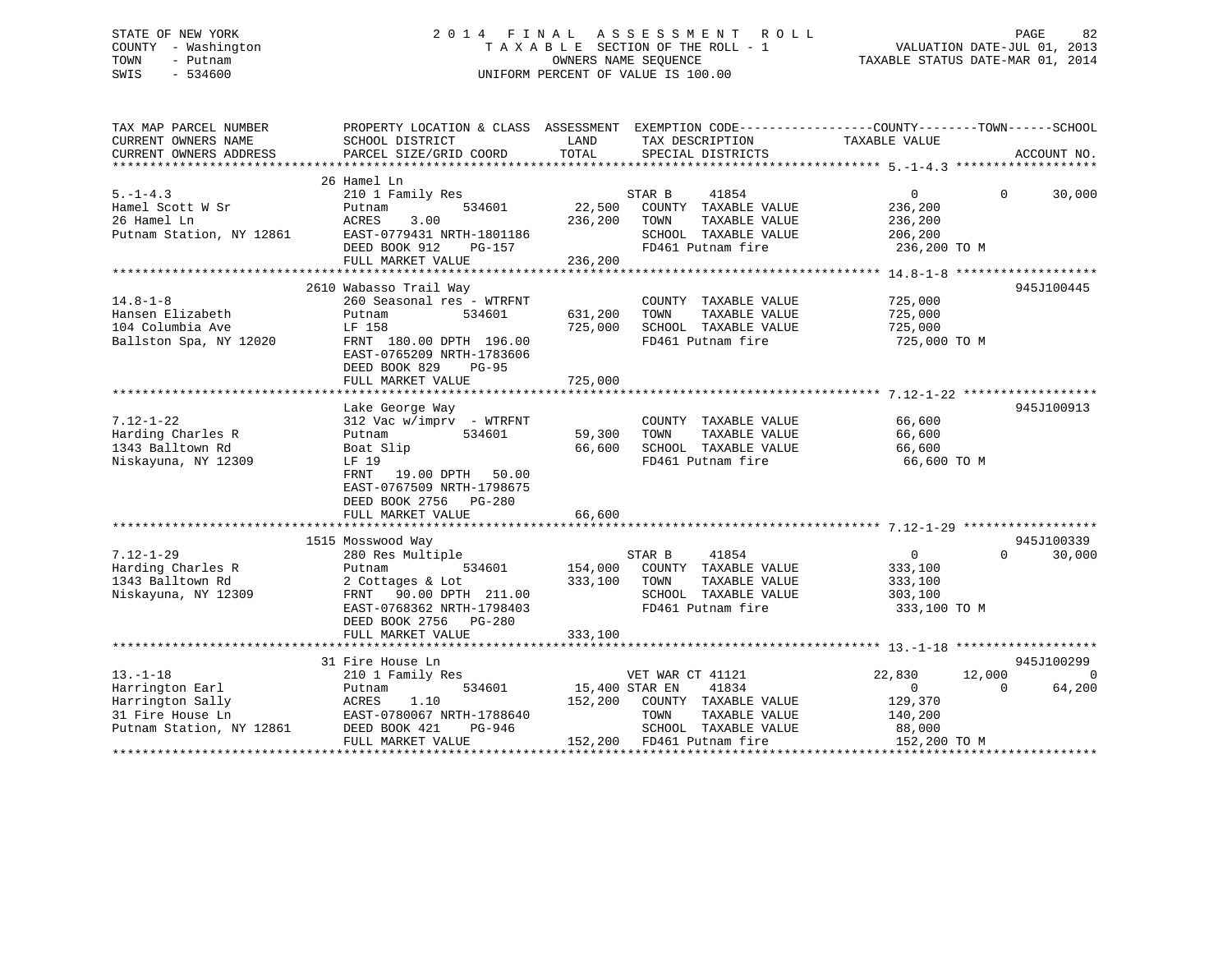STATE OF NEW YORK
COUNTY - Washington
TOWN - Putnam
SWIS - 534600

2014 FINAL ASSESSMENT ROLL
TAXABLE SECTION OF THE ROLL - 1
OWNERS NAME SEQUENCE
UNIFORM PERCENT OF VALUE IS 100.00

VALUATION DATE-JUL 01, 2013
TAXABLE STATUS DATE-MAR 01, 2014

| TAX MAP PARCEL NUMBER / CURRENT OWNERS NAME / CURRENT OWNERS ADDRESS | PROPERTY LOCATION & CLASS / SCHOOL DISTRICT / PARCEL SIZE/GRID COORD | ASSESSMENT LAND / TOTAL | EXEMPTION CODE / TAX DESCRIPTION / SPECIAL DISTRICTS | COUNTY TAXABLE VALUE | TOWN | SCHOOL | ACCOUNT NO. |
|---|---|---|---|---|---|---|---|
| 5.-1-4.3 | 26 Hamel Ln | | | | | | |
| 5.-1-4.3 | 210 1 Family Res | | STAR B 41854 | 0 | 0 | 30,000 | |
| Hamel Scott W Sr | Putnam 534601 | 22,500 | COUNTY TAXABLE VALUE | 236,200 | | | |
| 26 Hamel Ln | ACRES 3.00 | 236,200 | TOWN TAXABLE VALUE | 236,200 | | | |
| Putnam Station, NY 12861 | EAST-0779431 NRTH-1801186 | | SCHOOL TAXABLE VALUE | 206,200 | | | |
| | DEED BOOK 912 PG-157 | | FD461 Putnam fire | 236,200 TO M | | | |
| | FULL MARKET VALUE | 236,200 | | | | | |
| 14.8-1-8 | 2610 Wabasso Trail Way | | | | | | 945J100445 |
| 14.8-1-8 | 260 Seasonal res - WTRFNT | | COUNTY TAXABLE VALUE | 725,000 | | | |
| Hansen Elizabeth | Putnam 534601 | 631,200 | TOWN TAXABLE VALUE | 725,000 | | | |
| 104 Columbia Ave | LF 158 | 725,000 | SCHOOL TAXABLE VALUE | 725,000 | | | |
| Ballston Spa, NY 12020 | FRNT 180.00 DPTH 196.00 | | FD461 Putnam fire | 725,000 TO M | | | |
| | EAST-0765209 NRTH-1783606 | | | | | | |
| | DEED BOOK 829 PG-95 | | | | | | |
| | FULL MARKET VALUE | 725,000 | | | | | |
| 7.12-1-22 | Lake George Way | | | | | | 945J100913 |
| 7.12-1-22 | 312 Vac w/imprv - WTRFNT | | COUNTY TAXABLE VALUE | 66,600 | | | |
| Harding Charles R | Putnam 534601 | 59,300 | TOWN TAXABLE VALUE | 66,600 | | | |
| 1343 Balltown Rd | Boat Slip | 66,600 | SCHOOL TAXABLE VALUE | 66,600 | | | |
| Niskayuna, NY 12309 | LF 19 | | FD461 Putnam fire | 66,600 TO M | | | |
| | FRNT 19.00 DPTH 50.00 | | | | | | |
| | EAST-0767509 NRTH-1798675 | | | | | | |
| | DEED BOOK 2756 PG-280 | | | | | | |
| | FULL MARKET VALUE | 66,600 | | | | | |
| 7.12-1-29 | 1515 Mosswood Way | | | | | | 945J100339 |
| 7.12-1-29 | 280 Res Multiple | | STAR B 41854 | 0 | 0 | 30,000 | |
| Harding Charles R | Putnam 534601 | 154,000 | COUNTY TAXABLE VALUE | 333,100 | | | |
| 1343 Balltown Rd | 2 Cottages & Lot | 333,100 | TOWN TAXABLE VALUE | 333,100 | | | |
| Niskayuna, NY 12309 | FRNT 90.00 DPTH 211.00 | | SCHOOL TAXABLE VALUE | 303,100 | | | |
| | EAST-0768362 NRTH-1798403 | | FD461 Putnam fire | 333,100 TO M | | | |
| | DEED BOOK 2756 PG-280 | | | | | | |
| | FULL MARKET VALUE | 333,100 | | | | | |
| 13.-1-18 | 31 Fire House Ln | | | | | | 945J100299 |
| 13.-1-18 | 210 1 Family Res | | VET WAR CT 41121 | 22,830 | 12,000 | 0 | |
| Harrington Earl | Putnam 534601 | 15,400 | STAR EN 41834 | 0 | 0 | 64,200 | |
| Harrington Sally | ACRES 1.10 | 152,200 | COUNTY TAXABLE VALUE | 129,370 | | | |
| 31 Fire House Ln | EAST-0780067 NRTH-1788640 | | TOWN TAXABLE VALUE | 140,200 | | | |
| Putnam Station, NY 12861 | DEED BOOK 421 PG-946 | | SCHOOL TAXABLE VALUE | 88,000 | | | |
| | FULL MARKET VALUE | 152,200 | FD461 Putnam fire | 152,200 TO M | | | |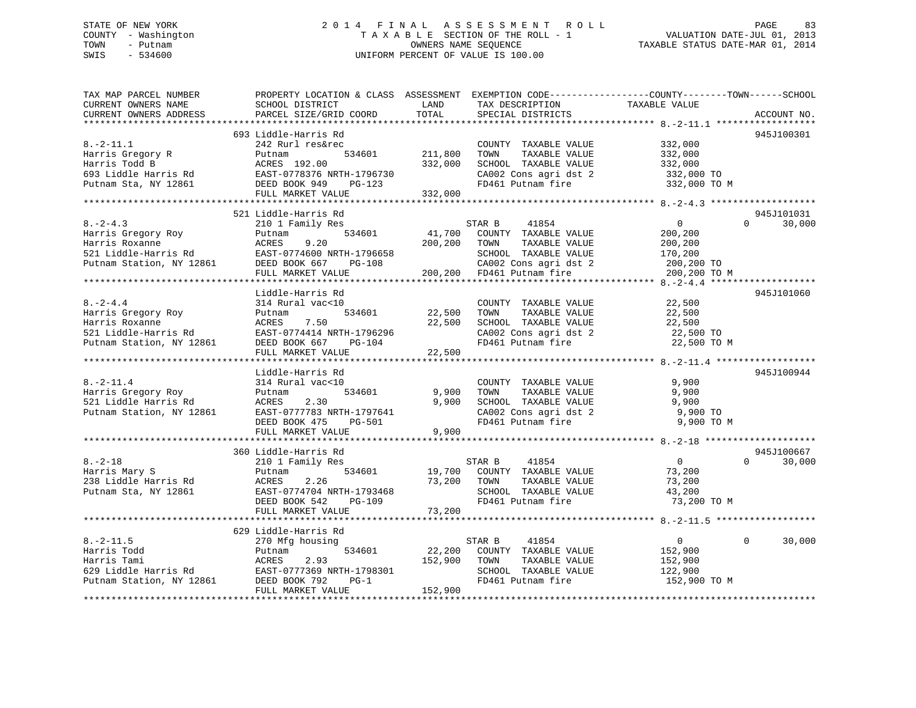STATE OF NEW YORK
COUNTY - Washington
TOWN - Putnam
SWIS - 534600

2 0 1 4 F I N A L A S S E S S M E N T R O L L
T A X A B L E SECTION OF THE ROLL - 1
OWNERS NAME SEQUENCE
UNIFORM PERCENT OF VALUE IS 100.00

VALUATION DATE-JUL 01, 2013
TAXABLE STATUS DATE-MAR 01, 2014

```
TAX MAP PARCEL NUMBER          PROPERTY LOCATION & CLASS  ASSESSMENT  EXEMPTION CODE------------------COUNTY--------TOWN------SCHOOL
CURRENT OWNERS NAME            SCHOOL DISTRICT               LAND      TAX DESCRIPTION             TAXABLE VALUE
CURRENT OWNERS ADDRESS         PARCEL SIZE/GRID COORD        TOTAL     SPECIAL DISTRICTS                                   ACCOUNT NO.
******************************************************************************************************* 8.-2-11.1 ******************
                               693 Liddle-Harris Rd                                                                         945J100301
8.-2-11.1                      242 Rurl res&rec                        COUNTY  TAXABLE VALUE            332,000
Harris Gregory R               Putnam         534601       211,800     TOWN    TAXABLE VALUE            332,000
Harris Todd B                  ACRES  192.00               332,000     SCHOOL  TAXABLE VALUE            332,000
693 Liddle Harris Rd           EAST-0778376 NRTH-1796730               CA002 Cons agri dst 2            332,000 TO
Putnam Sta, NY 12861           DEED BOOK 949    PG-123                 FD461 Putnam fire                332,000 TO M
                               FULL MARKET VALUE           332,000
******************************************************************************************************* 8.-2-4.3 *******************
                               521 Liddle-Harris Rd                                                                         945J101031
8.-2-4.3                       210 1 Family Res                        STAR B     41854                   0            0     30,000
Harris Gregory Roy             Putnam         534601        41,700     COUNTY  TAXABLE VALUE            200,200
Harris Roxanne                 ACRES    9.20               200,200     TOWN    TAXABLE VALUE            200,200
521 Liddle-Harris Rd           EAST-0774600 NRTH-1796658               SCHOOL  TAXABLE VALUE            170,200
Putnam Station, NY 12861       DEED BOOK 667    PG-108                 CA002 Cons agri dst 2            200,200 TO
                               FULL MARKET VALUE           200,200     FD461 Putnam fire                200,200 TO M
******************************************************************************************************* 8.-2-4.4 *******************
                               Liddle-Harris Rd                                                                             945J101060
8.-2-4.4                       314 Rural vac<10                        COUNTY  TAXABLE VALUE             22,500
Harris Gregory Roy             Putnam         534601        22,500     TOWN    TAXABLE VALUE             22,500
Harris Roxanne                 ACRES    7.50                22,500     SCHOOL  TAXABLE VALUE             22,500
521 Liddle-Harris Rd           EAST-0774414 NRTH-1796296               CA002 Cons agri dst 2             22,500 TO
Putnam Station, NY 12861       DEED BOOK 667    PG-104                 FD461 Putnam fire                 22,500 TO M
                               FULL MARKET VALUE            22,500
******************************************************************************************************* 8.-2-11.4 ******************
                               Liddle-Harris Rd                                                                             945J100944
8.-2-11.4                      314 Rural vac<10                        COUNTY  TAXABLE VALUE              9,900
Harris Gregory Roy             Putnam         534601         9,900     TOWN    TAXABLE VALUE              9,900
521 Liddle Harris Rd           ACRES    2.30                 9,900     SCHOOL  TAXABLE VALUE              9,900
Putnam Station, NY 12861       EAST-0777783 NRTH-1797641               CA002 Cons agri dst 2              9,900 TO
                               DEED BOOK 475    PG-501                 FD461 Putnam fire                  9,900 TO M
                               FULL MARKET VALUE             9,900
******************************************************************************************************* 8.-2-18 ********************
                               360 Liddle-Harris Rd                                                                         945J100667
8.-2-18                        210 1 Family Res                        STAR B     41854                   0            0     30,000
Harris Mary S                  Putnam         534601        19,700     COUNTY  TAXABLE VALUE             73,200
238 Liddle Harris Rd           ACRES    2.26                73,200     TOWN    TAXABLE VALUE             73,200
Putnam Sta, NY 12861           EAST-0774704 NRTH-1793468               SCHOOL  TAXABLE VALUE             43,200
                               DEED BOOK 542    PG-109                 FD461 Putnam fire                 73,200 TO M
                               FULL MARKET VALUE            73,200
******************************************************************************************************* 8.-2-11.5 ******************
                               629 Liddle-Harris Rd
8.-2-11.5                      270 Mfg housing                         STAR B     41854                   0            0     30,000
Harris Todd                    Putnam         534601        22,200     COUNTY  TAXABLE VALUE            152,900
Harris Tami                    ACRES    2.93               152,900     TOWN    TAXABLE VALUE            152,900
629 Liddle Harris Rd           EAST-0777369 NRTH-1798301               SCHOOL  TAXABLE VALUE            122,900
Putnam Station, NY 12861       DEED BOOK 792    PG-1                   FD461 Putnam fire                152,900 TO M
                               FULL MARKET VALUE           152,900
************************************************************************************************************************************
```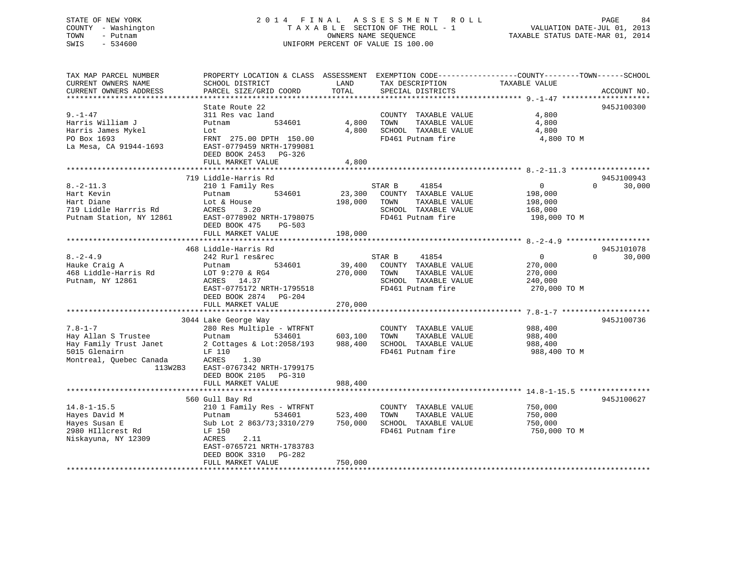STATE OF NEW YORK  
COUNTY - Washington  
TOWN - Putnam  
SWIS - 534600

2014 FINAL ASSESSMENT ROLL  
TAXABLE SECTION OF THE ROLL - 1  
OWNERS NAME SEQUENCE  
UNIFORM PERCENT OF VALUE IS 100.00

VALUATION DATE-JUL 01, 2013  
TAXABLE STATUS DATE-MAR 01, 2014

| TAX MAP PARCEL NUMBER / CURRENT OWNERS NAME / CURRENT OWNERS ADDRESS | PROPERTY LOCATION & CLASS / SCHOOL DISTRICT / PARCEL SIZE/GRID COORD | ASSESSMENT LAND | TOTAL | EXEMPTION CODE / TAX DESCRIPTION / SPECIAL DISTRICTS | COUNTY TAXABLE VALUE | TOWN | SCHOOL | ACCOUNT NO. |
|---|---|---|---|---|---|---|---|---|
| **9.-1-47** | State Route 22 | | | | | | | 945J100300 |
| Harris William J | 311 Res vac land | | | COUNTY TAXABLE VALUE | 4,800 | | | |
| Harris James Mykel | Putnam 534601 | 4,800 | | TOWN TAXABLE VALUE | 4,800 | | | |
| PO Box 1693 | Lot | | 4,800 | SCHOOL TAXABLE VALUE | 4,800 | | | |
| La Mesa, CA 91944-1693 | FRNT 275.00 DPTH 150.00 | | | FD461 Putnam fire | 4,800 TO M | | | |
| | EAST-0779459 NRTH-1799081 | | | | | | | |
| | DEED BOOK 2453 PG-326 | | | | | | | |
| | FULL MARKET VALUE | | 4,800 | | | | | |
| **8.-2-11.3** | 719 Liddle-Harris Rd | | | | | | | 945J100943 |
| Hart Kevin | 210 1 Family Res | | | STAR B 41854 | 0 | 0 | 30,000 | |
| Hart Diane | Putnam 534601 | 23,300 | | COUNTY TAXABLE VALUE | 198,000 | | | |
| 719 Liddle Harrris Rd | Lot & House | | 198,000 | TOWN TAXABLE VALUE | 198,000 | | | |
| Putnam Station, NY 12861 | ACRES 3.20 | | | SCHOOL TAXABLE VALUE | 168,000 | | | |
| | EAST-0778902 NRTH-1798075 | | | FD461 Putnam fire | 198,000 TO M | | | |
| | DEED BOOK 475 PG-503 | | | | | | | |
| | FULL MARKET VALUE | | 198,000 | | | | | |
| **8.-2-4.9** | 468 Liddle-Harris Rd | | | | | | | 945J101078 |
| Hauke Craig A | 242 Rurl res&rec | | | STAR B 41854 | 0 | 0 | 30,000 | |
| 468 Liddle-Harris Rd | Putnam 534601 | 39,400 | | COUNTY TAXABLE VALUE | 270,000 | | | |
| Putnam, NY 12861 | LOT 9:270 & RG4 | | 270,000 | TOWN TAXABLE VALUE | 270,000 | | | |
| | ACRES 14.37 | | | SCHOOL TAXABLE VALUE | 240,000 | | | |
| | EAST-0775172 NRTH-1795518 | | | FD461 Putnam fire | 270,000 TO M | | | |
| | DEED BOOK 2874 PG-204 | | | | | | | |
| | FULL MARKET VALUE | | 270,000 | | | | | |
| **7.8-1-7** | 3044 Lake George Way | | | | | | | 945J100736 |
| Hay Allan S Trustee | 280 Res Multiple - WTRFNT | | | COUNTY TAXABLE VALUE | 988,400 | | | |
| Hay Family Trust Janet | Putnam 534601 | 603,100 | | TOWN TAXABLE VALUE | 988,400 | | | |
| 5015 Glenairn | 2 Cottages & Lot:2058/193 | | 988,400 | SCHOOL TAXABLE VALUE | 988,400 | | | |
| Montreal, Quebec Canada 113W2B3 | LF 110 | | | FD461 Putnam fire | 988,400 TO M | | | |
| | ACRES 1.30 | | | | | | | |
| | EAST-0767342 NRTH-1799175 | | | | | | | |
| | DEED BOOK 2105 PG-310 | | | | | | | |
| | FULL MARKET VALUE | | 988,400 | | | | | |
| **14.8-1-15.5** | 560 Gull Bay Rd | | | | | | | 945J100627 |
| Hayes David M | 210 1 Family Res - WTRFNT | | | COUNTY TAXABLE VALUE | 750,000 | | | |
| Hayes Susan E | Putnam 534601 | 523,400 | | TOWN TAXABLE VALUE | 750,000 | | | |
| 2980 HIllcrest Rd | Sub Lot 2 863/73;3310/279 | | 750,000 | SCHOOL TAXABLE VALUE | 750,000 | | | |
| Niskayuna, NY 12309 | LF 150 | | | FD461 Putnam fire | 750,000 TO M | | | |
| | ACRES 2.11 | | | | | | | |
| | EAST-0765721 NRTH-1783783 | | | | | | | |
| | DEED BOOK 3310 PG-282 | | | | | | | |
| | FULL MARKET VALUE | | 750,000 | | | | | |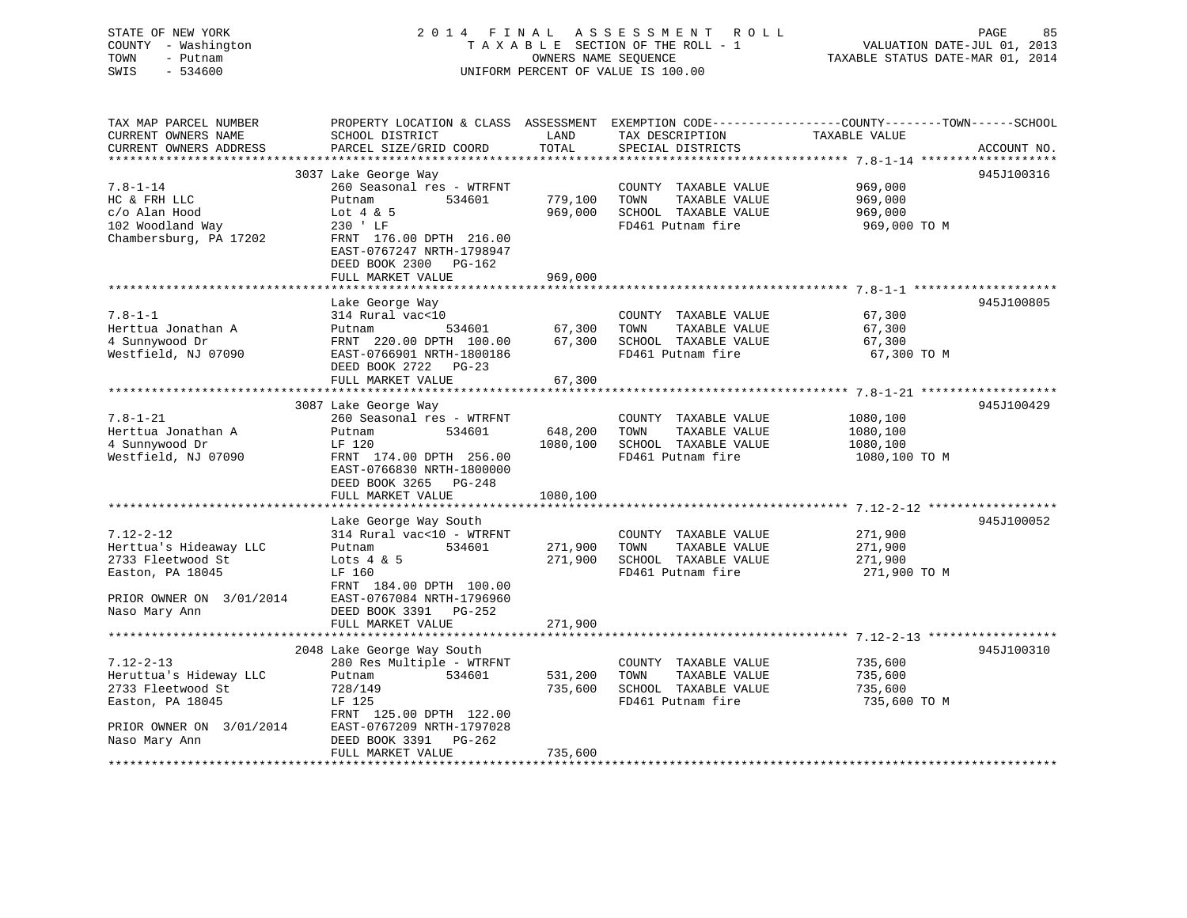STATE OF NEW YORK
COUNTY - Washington
TOWN - Putnam
SWIS - 534600

2014 FINAL ASSESSMENT ROLL
TAXABLE SECTION OF THE ROLL - 1
OWNERS NAME SEQUENCE
UNIFORM PERCENT OF VALUE IS 100.00

VALUATION DATE-JUL 01, 2013
TAXABLE STATUS DATE-MAR 01, 2014

| TAX MAP PARCEL NUMBER / CURRENT OWNERS NAME / CURRENT OWNERS ADDRESS | PROPERTY LOCATION & CLASS / SCHOOL DISTRICT / PARCEL SIZE/GRID COORD | ASSESSMENT LAND / TOTAL | EXEMPTION CODE / TAX DESCRIPTION / SPECIAL DISTRICTS | COUNTY--------TOWN------SCHOOL TAXABLE VALUE | ACCOUNT NO. |
|---|---|---|---|---|---|
| 7.8-1-14 | 3037 Lake George Way | | | | 945J100316 |
| 7.8-1-14 | 260 Seasonal res - WTRFNT | | COUNTY TAXABLE VALUE | 969,000 | |
| HC & FRH LLC | Putnam 534601 | 779,100 | TOWN TAXABLE VALUE | 969,000 | |
| c/o Alan Hood | Lot 4 & 5 | 969,000 | SCHOOL TAXABLE VALUE | 969,000 | |
| 102 Woodland Way | 230 ' LF | | FD461 Putnam fire | 969,000 TO M | |
| Chambersburg, PA 17202 | FRNT 176.00 DPTH 216.00 | | | | |
| | EAST-0767247 NRTH-1798947 | | | | |
| | DEED BOOK 2300 PG-162 | | | | |
| | FULL MARKET VALUE | 969,000 | | | |
| 7.8-1-1 | Lake George Way | | | | 945J100805 |
| 7.8-1-1 | 314 Rural vac<10 | | COUNTY TAXABLE VALUE | 67,300 | |
| Herttua Jonathan A | Putnam 534601 | 67,300 | TOWN TAXABLE VALUE | 67,300 | |
| 4 Sunnywood Dr | FRNT 220.00 DPTH 100.00 | 67,300 | SCHOOL TAXABLE VALUE | 67,300 | |
| Westfield, NJ 07090 | EAST-0766901 NRTH-1800186 | | FD461 Putnam fire | 67,300 TO M | |
| | DEED BOOK 2722 PG-23 | | | | |
| | FULL MARKET VALUE | 67,300 | | | |
| 7.8-1-21 | 3087 Lake George Way | | | | 945J100429 |
| 7.8-1-21 | 260 Seasonal res - WTRFNT | | COUNTY TAXABLE VALUE | 1080,100 | |
| Herttua Jonathan A | Putnam 534601 | 648,200 | TOWN TAXABLE VALUE | 1080,100 | |
| 4 Sunnywood Dr | LF 120 | 1080,100 | SCHOOL TAXABLE VALUE | 1080,100 | |
| Westfield, NJ 07090 | FRNT 174.00 DPTH 256.00 | | FD461 Putnam fire | 1080,100 TO M | |
| | EAST-0766830 NRTH-1800000 | | | | |
| | DEED BOOK 3265 PG-248 | | | | |
| | FULL MARKET VALUE | 1080,100 | | | |
| 7.12-2-12 | Lake George Way South | | | | 945J100052 |
| 7.12-2-12 | 314 Rural vac<10 - WTRFNT | | COUNTY TAXABLE VALUE | 271,900 | |
| Herttua's Hideaway LLC | Putnam 534601 | 271,900 | TOWN TAXABLE VALUE | 271,900 | |
| 2733 Fleetwood St | Lots 4 & 5 | 271,900 | SCHOOL TAXABLE VALUE | 271,900 | |
| Easton, PA 18045 | LF 160 | | FD461 Putnam fire | 271,900 TO M | |
| | FRNT 184.00 DPTH 100.00 | | | | |
| PRIOR OWNER ON 3/01/2014 | EAST-0767084 NRTH-1796960 | | | | |
| Naso Mary Ann | DEED BOOK 3391 PG-252 | | | | |
| | FULL MARKET VALUE | 271,900 | | | |
| 7.12-2-13 | 2048 Lake George Way South | | | | 945J100310 |
| 7.12-2-13 | 280 Res Multiple - WTRFNT | | COUNTY TAXABLE VALUE | 735,600 | |
| Heruttua's Hideaway LLC | Putnam 534601 | 531,200 | TOWN TAXABLE VALUE | 735,600 | |
| 2733 Fleetwood St | 728/149 | 735,600 | SCHOOL TAXABLE VALUE | 735,600 | |
| Easton, PA 18045 | LF 125 | | FD461 Putnam fire | 735,600 TO M | |
| | FRNT 125.00 DPTH 122.00 | | | | |
| PRIOR OWNER ON 3/01/2014 | EAST-0767209 NRTH-1797028 | | | | |
| Naso Mary Ann | DEED BOOK 3391 PG-262 | | | | |
| | FULL MARKET VALUE | 735,600 | | | |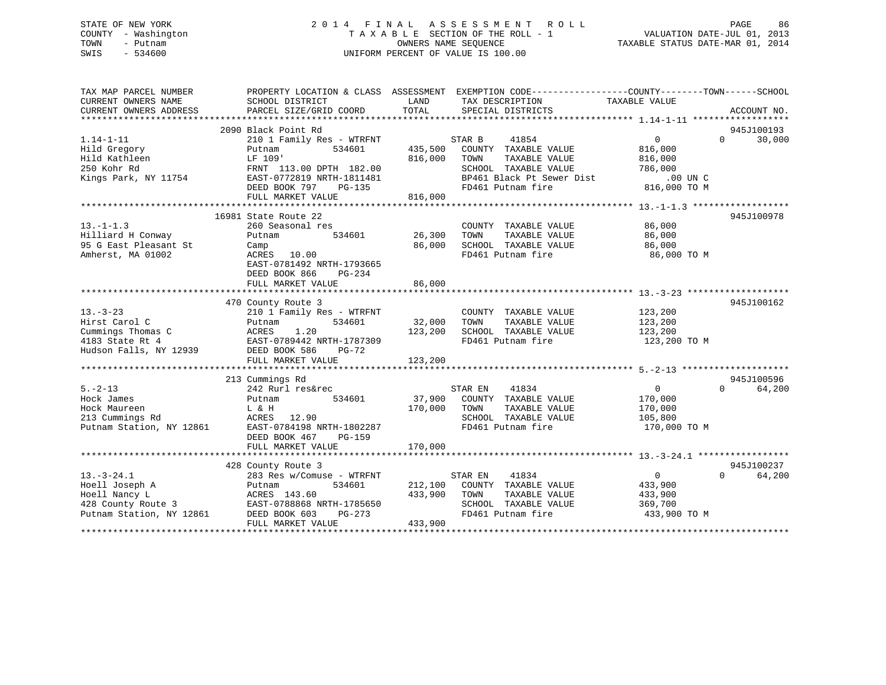STATE OF NEW YORK
COUNTY - Washington
TOWN - Putnam
SWIS - 534600

2014 FINAL ASSESSMENT ROLL
TAXABLE SECTION OF THE ROLL - 1
OWNERS NAME SEQUENCE
UNIFORM PERCENT OF VALUE IS 100.00

VALUATION DATE-JUL 01, 2013
TAXABLE STATUS DATE-MAR 01, 2014

```
TAX MAP PARCEL NUMBER          PROPERTY LOCATION & CLASS  ASSESSMENT  EXEMPTION CODE------------------COUNTY--------TOWN------SCHOOL
CURRENT OWNERS NAME            SCHOOL DISTRICT               LAND      TAX DESCRIPTION             TAXABLE VALUE
CURRENT OWNERS ADDRESS         PARCEL SIZE/GRID COORD        TOTAL     SPECIAL DISTRICTS                                       ACCOUNT NO.
******************************************************************************************************* 1.14-1-11 ******************
                               2090 Black Point Rd                                                                            945J100193
1.14-1-11                      210 1 Family Res - WTRFNT            STAR B     41854               0              0        30,000
Hild Gregory                   Putnam           534601    435,500   COUNTY  TAXABLE VALUE          816,000
Hild Kathleen                  LF 109'                    816,000   TOWN    TAXABLE VALUE          816,000
250 Kohr Rd                    FRNT 113.00 DPTH 182.00              SCHOOL  TAXABLE VALUE          786,000
Kings Park, NY 11754           EAST-0772819 NRTH-1811481            BP461 Black Pt Sewer Dist           .00 UN C
                               DEED BOOK 797    PG-135              FD461 Putnam fire              816,000 TO M
                               FULL MARKET VALUE          816,000
******************************************************************************************************* 13.-1-1.3 ******************
                               16981 State Route 22                                                                           945J100978
13.-1-1.3                      260 Seasonal res                     COUNTY  TAXABLE VALUE           86,000
Hilliard H Conway              Putnam           534601     26,300   TOWN    TAXABLE VALUE           86,000
95 G East Pleasant St          Camp                        86,000   SCHOOL  TAXABLE VALUE           86,000
Amherst, MA 01002              ACRES   10.00                        FD461 Putnam fire               86,000 TO M
                               EAST-0781492 NRTH-1793665
                               DEED BOOK 866    PG-234
                               FULL MARKET VALUE           86,000
******************************************************************************************************* 13.-3-23 *******************
                               470 County Route 3                                                                             945J100162
13.-3-23                       210 1 Family Res - WTRFNT            COUNTY  TAXABLE VALUE          123,200
Hirst Carol C                  Putnam           534601     32,000   TOWN    TAXABLE VALUE          123,200
Cummings Thomas C              ACRES    1.20              123,200   SCHOOL  TAXABLE VALUE          123,200
4183 State Rt 4                EAST-0789442 NRTH-1787309            FD461 Putnam fire              123,200 TO M
Hudson Falls, NY 12939         DEED BOOK 586    PG-72
                               FULL MARKET VALUE          123,200
******************************************************************************************************* 5.-2-13 ********************
                               213 Cummings Rd                                                                                945J100596
5.-2-13                        242 Rurl res&rec                     STAR EN    41834               0              0        64,200
Hock James                     Putnam           534601     37,900   COUNTY  TAXABLE VALUE          170,000
Hock Maureen                   L & H                      170,000   TOWN    TAXABLE VALUE          170,000
213 Cummings Rd                ACRES   12.90                        SCHOOL  TAXABLE VALUE          105,800
Putnam Station, NY 12861       EAST-0784198 NRTH-1802287            FD461 Putnam fire              170,000 TO M
                               DEED BOOK 467    PG-159
                               FULL MARKET VALUE          170,000
******************************************************************************************************* 13.-3-24.1 *****************
                               428 County Route 3                                                                             945J100237
13.-3-24.1                     283 Res w/Comuse - WTRFNT            STAR EN    41834               0              0        64,200
Hoell Joseph A                 Putnam           534601    212,100   COUNTY  TAXABLE VALUE          433,900
Hoell Nancy L                  ACRES  143.60              433,900   TOWN    TAXABLE VALUE          433,900
428 County Route 3             EAST-0788868 NRTH-1785650            SCHOOL  TAXABLE VALUE          369,700
Putnam Station, NY 12861       DEED BOOK 603    PG-273              FD461 Putnam fire              433,900 TO M
                               FULL MARKET VALUE          433,900
************************************************************************************************************************************
```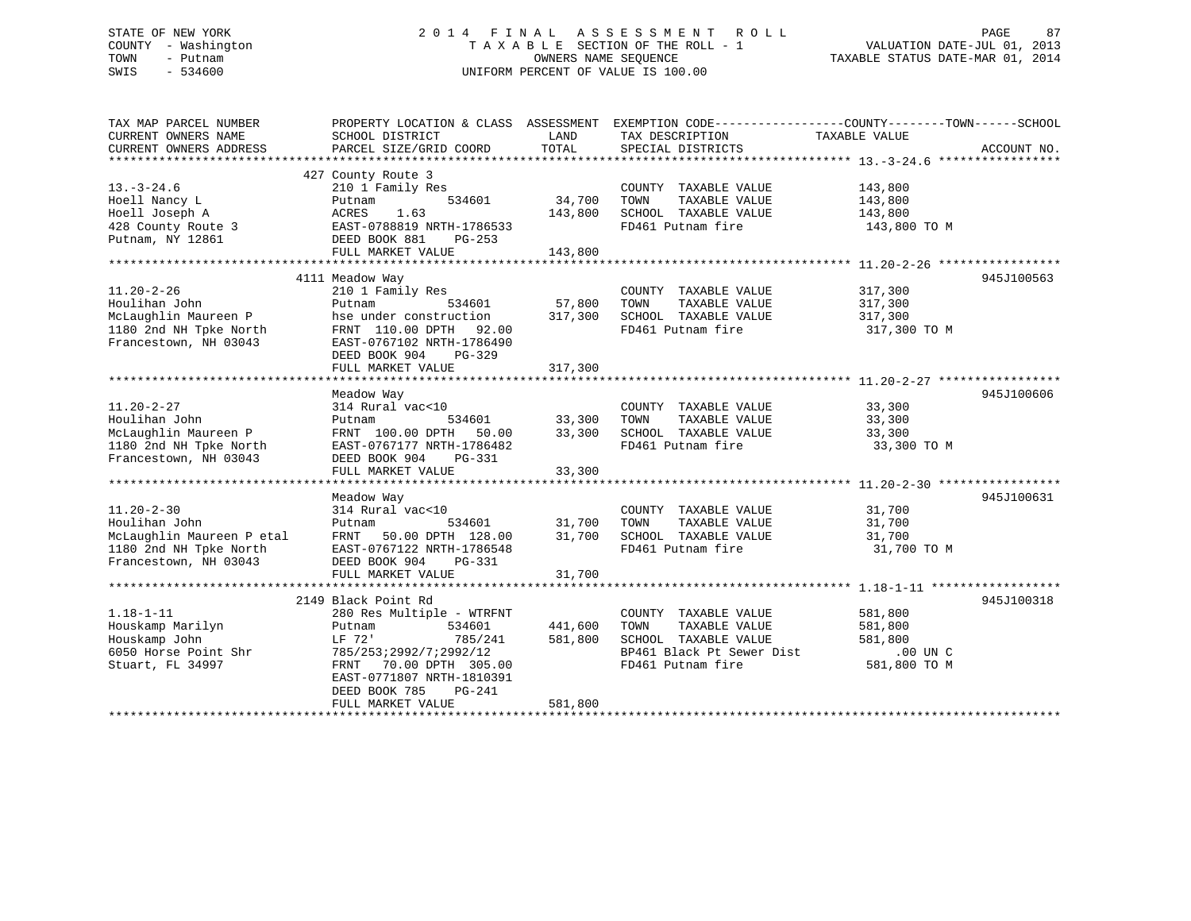STATE OF NEW YORK
COUNTY - Washington
TOWN - Putnam
SWIS - 534600

2014 FINAL ASSESSMENT ROLL
TAXABLE SECTION OF THE ROLL - 1
OWNERS NAME SEQUENCE
UNIFORM PERCENT OF VALUE IS 100.00

VALUATION DATE-JUL 01, 2013
TAXABLE STATUS DATE-MAR 01, 2014

| TAX MAP PARCEL NUMBER / CURRENT OWNERS NAME / CURRENT OWNERS ADDRESS | PROPERTY LOCATION & CLASS / SCHOOL DISTRICT / PARCEL SIZE/GRID COORD | ASSESSMENT LAND | ASSESSMENT TOTAL | EXEMPTION CODE / TAX DESCRIPTION / SPECIAL DISTRICTS | TAXABLE VALUE (COUNTY / TOWN / SCHOOL) | ACCOUNT NO. |
|---|---|---|---|---|---|---|
| 13.-3-24.6 | 427 County Route 3 | | | | | |
| | 210 1 Family Res | | | COUNTY TAXABLE VALUE | 143,800 | |
| Hoell Nancy L | Putnam 534601 | 34,700 | | TOWN TAXABLE VALUE | 143,800 | |
| Hoell Joseph A | ACRES 1.63 | | 143,800 | SCHOOL TAXABLE VALUE | 143,800 | |
| 428 County Route 3 | EAST-0788819 NRTH-1786533 | | | FD461 Putnam fire | 143,800 TO M | |
| Putnam, NY 12861 | DEED BOOK 881 PG-253 | | | | | |
| | FULL MARKET VALUE | | 143,800 | | | |
| 11.20-2-26 | 4111 Meadow Way | | | | | 945J100563 |
| | 210 1 Family Res | | | COUNTY TAXABLE VALUE | 317,300 | |
| Houlihan John | Putnam 534601 | 57,800 | | TOWN TAXABLE VALUE | 317,300 | |
| McLaughlin Maureen P | hse under construction | | 317,300 | SCHOOL TAXABLE VALUE | 317,300 | |
| 1180 2nd NH Tpke North | FRNT 110.00 DPTH 92.00 | | | FD461 Putnam fire | 317,300 TO M | |
| Francestown, NH 03043 | EAST-0767102 NRTH-1786490 | | | | | |
| | DEED BOOK 904 PG-329 | | | | | |
| | FULL MARKET VALUE | | 317,300 | | | |
| 11.20-2-27 | Meadow Way | | | | | 945J100606 |
| | 314 Rural vac<10 | | | COUNTY TAXABLE VALUE | 33,300 | |
| Houlihan John | Putnam 534601 | 33,300 | | TOWN TAXABLE VALUE | 33,300 | |
| McLaughlin Maureen P | FRNT 100.00 DPTH 50.00 | | 33,300 | SCHOOL TAXABLE VALUE | 33,300 | |
| 1180 2nd NH Tpke North | EAST-0767177 NRTH-1786482 | | | FD461 Putnam fire | 33,300 TO M | |
| Francestown, NH 03043 | DEED BOOK 904 PG-331 | | | | | |
| | FULL MARKET VALUE | | 33,300 | | | |
| 11.20-2-30 | Meadow Way | | | | | 945J100631 |
| | 314 Rural vac<10 | | | COUNTY TAXABLE VALUE | 31,700 | |
| Houlihan John | Putnam 534601 | 31,700 | | TOWN TAXABLE VALUE | 31,700 | |
| McLaughlin Maureen P etal | FRNT 50.00 DPTH 128.00 | | 31,700 | SCHOOL TAXABLE VALUE | 31,700 | |
| 1180 2nd NH Tpke North | EAST-0767122 NRTH-1786548 | | | FD461 Putnam fire | 31,700 TO M | |
| Francestown, NH 03043 | DEED BOOK 904 PG-331 | | | | | |
| | FULL MARKET VALUE | | 31,700 | | | |
| 1.18-1-11 | 2149 Black Point Rd | | | | | 945J100318 |
| | 280 Res Multiple - WTRFNT | | | COUNTY TAXABLE VALUE | 581,800 | |
| Houskamp Marilyn | Putnam 534601 | 441,600 | | TOWN TAXABLE VALUE | 581,800 | |
| Houskamp John | LF 72' 785/241 | | 581,800 | SCHOOL TAXABLE VALUE | 581,800 | |
| 6050 Horse Point Shr | 785/253;2992/7;2992/12 | | | BP461 Black Pt Sewer Dist | .00 UN C | |
| Stuart, FL 34997 | FRNT 70.00 DPTH 305.00 | | | FD461 Putnam fire | 581,800 TO M | |
| | EAST-0771807 NRTH-1810391 | | | | | |
| | DEED BOOK 785 PG-241 | | | | | |
| | FULL MARKET VALUE | | 581,800 | | | |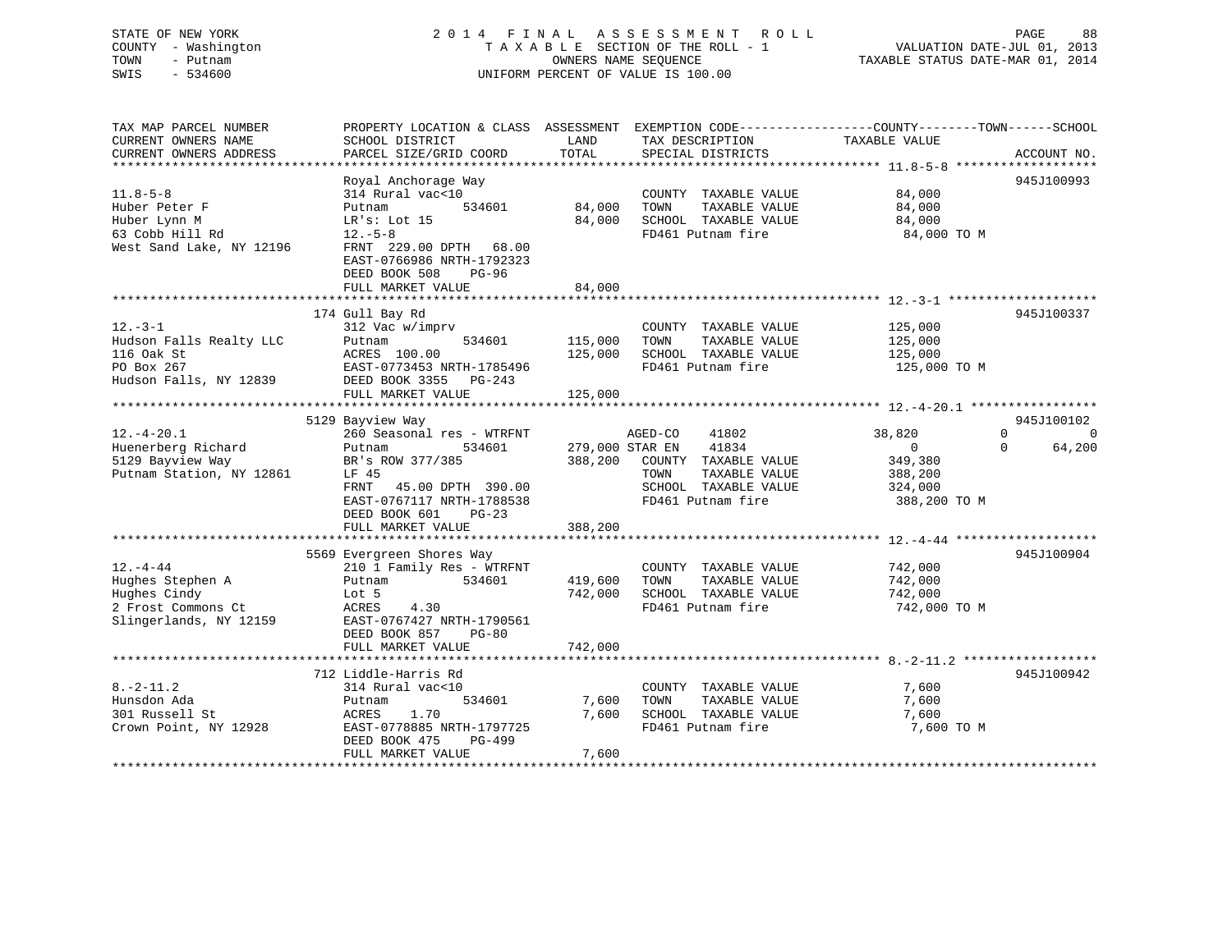STATE OF NEW YORK — 2014 FINAL ASSESSMENT ROLL
COUNTY - Washington — TAXABLE SECTION OF THE ROLL - 1 — VALUATION DATE-JUL 01, 2013
TOWN - Putnam — OWNERS NAME SEQUENCE — TAXABLE STATUS DATE-MAR 01, 2014
SWIS - 534600 — UNIFORM PERCENT OF VALUE IS 100.00

| TAX MAP PARCEL NUMBER / CURRENT OWNERS NAME / CURRENT OWNERS ADDRESS | PROPERTY LOCATION & CLASS / SCHOOL DISTRICT / PARCEL SIZE/GRID COORD | ASSESSMENT LAND / TOTAL | EXEMPTION CODE / TAX DESCRIPTION / SPECIAL DISTRICTS | COUNTY TAXABLE VALUE | TOWN | SCHOOL | ACCOUNT NO. |
|---|---|---|---|---|---|---|---|
| **11.8-5-8** | Royal Anchorage Way | | | | | | 945J100993 |
| 11.8-5-8 | 314 Rural vac<10 | | COUNTY TAXABLE VALUE | 84,000 | | | |
| Huber Peter F | Putnam 534601 | 84,000 | TOWN TAXABLE VALUE | 84,000 | | | |
| Huber Lynn M | LR's: Lot 15 | 84,000 | SCHOOL TAXABLE VALUE | 84,000 | | | |
| 63 Cobb Hill Rd | 12.-5-8 | | FD461 Putnam fire | 84,000 TO M | | | |
| West Sand Lake, NY 12196 | FRNT 229.00 DPTH 68.00 | | | | | | |
| | EAST-0766986 NRTH-1792323 | | | | | | |
| | DEED BOOK 508 PG-96 | | | | | | |
| | FULL MARKET VALUE | 84,000 | | | | | |
| **12.-3-1** | 174 Gull Bay Rd | | | | | | 945J100337 |
| 12.-3-1 | 312 Vac w/imprv | | COUNTY TAXABLE VALUE | 125,000 | | | |
| Hudson Falls Realty LLC | Putnam 534601 | 115,000 | TOWN TAXABLE VALUE | 125,000 | | | |
| 116 Oak St | ACRES 100.00 | 125,000 | SCHOOL TAXABLE VALUE | 125,000 | | | |
| PO Box 267 | EAST-0773453 NRTH-1785496 | | FD461 Putnam fire | 125,000 TO M | | | |
| Hudson Falls, NY 12839 | DEED BOOK 3355 PG-243 | | | | | | |
| | FULL MARKET VALUE | 125,000 | | | | | |
| **12.-4-20.1** | 5129 Bayview Way | | | | | | 945J100102 |
| 12.-4-20.1 | 260 Seasonal res - WTRFNT | | AGED-CO 41802 | 38,820 | 0 | 0 | |
| Huenerberg Richard | Putnam 534601 | 279,000 | STAR EN 41834 | 0 | 0 | 64,200 | |
| 5129 Bayview Way | BR's ROW 377/385 | 388,200 | COUNTY TAXABLE VALUE | 349,380 | | | |
| Putnam Station, NY 12861 | LF 45 | | TOWN TAXABLE VALUE | 388,200 | | | |
| | FRNT 45.00 DPTH 390.00 | | SCHOOL TAXABLE VALUE | 324,000 | | | |
| | EAST-0767117 NRTH-1788538 | | FD461 Putnam fire | 388,200 TO M | | | |
| | DEED BOOK 601 PG-23 | | | | | | |
| | FULL MARKET VALUE | 388,200 | | | | | |
| **12.-4-44** | 5569 Evergreen Shores Way | | | | | | 945J100904 |
| 12.-4-44 | 210 1 Family Res - WTRFNT | | COUNTY TAXABLE VALUE | 742,000 | | | |
| Hughes Stephen A | Putnam 534601 | 419,600 | TOWN TAXABLE VALUE | 742,000 | | | |
| Hughes Cindy | Lot 5 | 742,000 | SCHOOL TAXABLE VALUE | 742,000 | | | |
| 2 Frost Commons Ct | ACRES 4.30 | | FD461 Putnam fire | 742,000 TO M | | | |
| Slingerlands, NY 12159 | EAST-0767427 NRTH-1790561 | | | | | | |
| | DEED BOOK 857 PG-80 | | | | | | |
| | FULL MARKET VALUE | 742,000 | | | | | |
| **8.-2-11.2** | 712 Liddle-Harris Rd | | | | | | 945J100942 |
| 8.-2-11.2 | 314 Rural vac<10 | | COUNTY TAXABLE VALUE | 7,600 | | | |
| Hunsdon Ada | Putnam 534601 | 7,600 | TOWN TAXABLE VALUE | 7,600 | | | |
| 301 Russell St | ACRES 1.70 | 7,600 | SCHOOL TAXABLE VALUE | 7,600 | | | |
| Crown Point, NY 12928 | EAST-0778885 NRTH-1797725 | | FD461 Putnam fire | 7,600 TO M | | | |
| | DEED BOOK 475 PG-499 | | | | | | |
| | FULL MARKET VALUE | 7,600 | | | | | |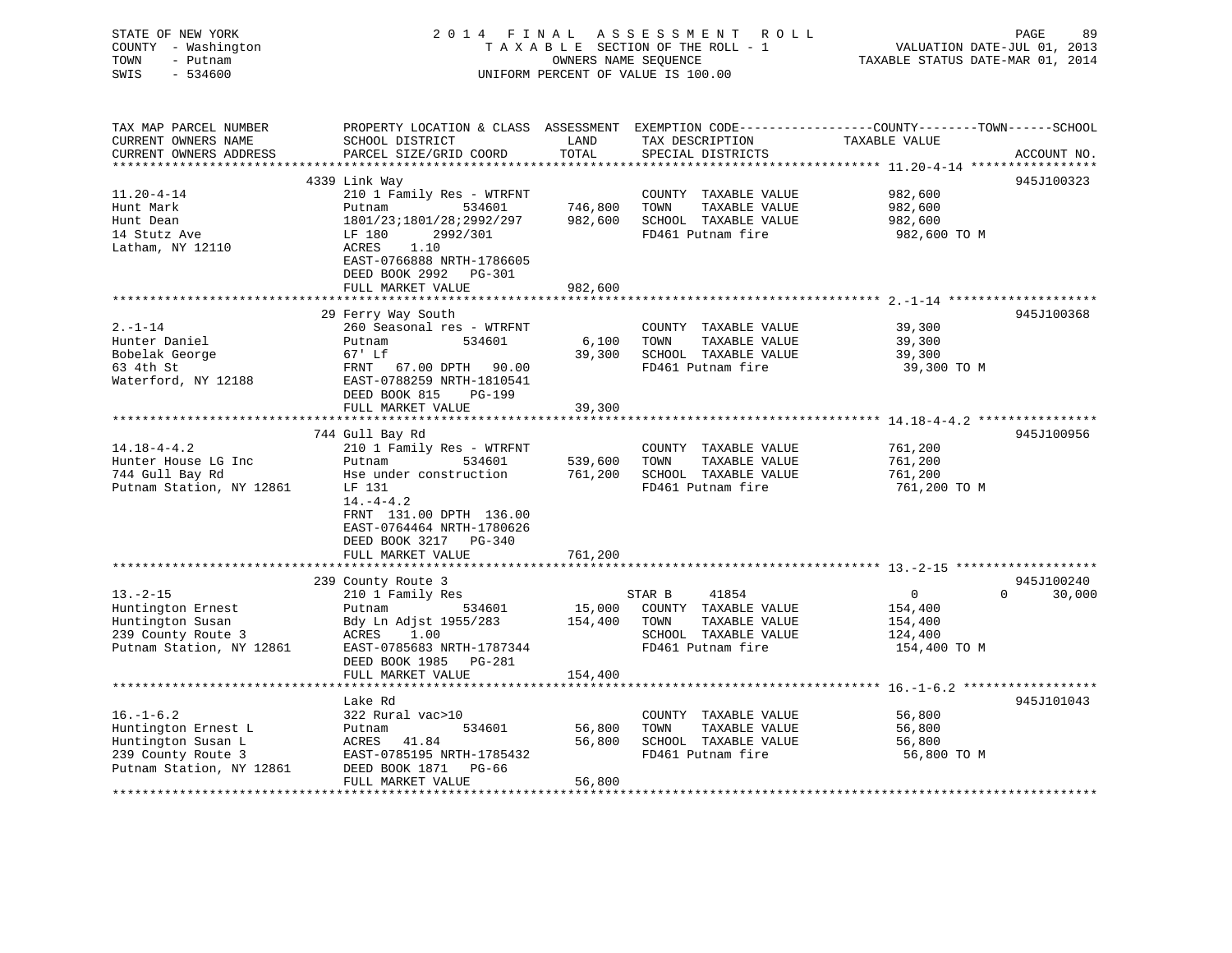STATE OF NEW YORK
COUNTY - Washington
TOWN - Putnam
SWIS - 534600

# 2014 FINAL ASSESSMENT ROLL
TAXABLE SECTION OF THE ROLL - 1
OWNERS NAME SEQUENCE
UNIFORM PERCENT OF VALUE IS 100.00

VALUATION DATE-JUL 01, 2013
TAXABLE STATUS DATE-MAR 01, 2014

| TAX MAP PARCEL NUMBER / CURRENT OWNERS NAME / CURRENT OWNERS ADDRESS | PROPERTY LOCATION & CLASS / SCHOOL DISTRICT / PARCEL SIZE/GRID COORD | ASSESSMENT LAND / TOTAL | EXEMPTION CODE / TAX DESCRIPTION / SPECIAL DISTRICTS | COUNTY / TOWN / SCHOOL TAXABLE VALUE | ACCOUNT NO. |
|---|---|---|---|---|---|
| 11.20-4-14 | 4339 Link Way | | | | 945J100323 |
| Hunt Mark | 210 1 Family Res - WTRFNT | | COUNTY TAXABLE VALUE | 982,600 | |
| Hunt Dean | Putnam 534601 | 746,800 | TOWN TAXABLE VALUE | 982,600 | |
| 14 Stutz Ave | 1801/23;1801/28;2992/297 | 982,600 | SCHOOL TAXABLE VALUE | 982,600 | |
| Latham, NY 12110 | LF 180 2992/301 | | FD461 Putnam fire | 982,600 TO M | |
| | ACRES 1.10 | | | | |
| | EAST-0766888 NRTH-1786605 | | | | |
| | DEED BOOK 2992 PG-301 | | | | |
| | FULL MARKET VALUE | 982,600 | | | |
| 2.-1-14 | 29 Ferry Way South | | | | 945J100368 |
| Hunter Daniel | 260 Seasonal res - WTRFNT | | COUNTY TAXABLE VALUE | 39,300 | |
| Bobelak George | Putnam 534601 | 6,100 | TOWN TAXABLE VALUE | 39,300 | |
| 63 4th St | 67' Lf | 39,300 | SCHOOL TAXABLE VALUE | 39,300 | |
| Waterford, NY 12188 | FRNT 67.00 DPTH 90.00 | | FD461 Putnam fire | 39,300 TO M | |
| | EAST-0788259 NRTH-1810541 | | | | |
| | DEED BOOK 815 PG-199 | | | | |
| | FULL MARKET VALUE | 39,300 | | | |
| 14.18-4-4.2 | 744 Gull Bay Rd | | | | 945J100956 |
| Hunter House LG Inc | 210 1 Family Res - WTRFNT | | COUNTY TAXABLE VALUE | 761,200 | |
| 744 Gull Bay Rd | Putnam 534601 | 539,600 | TOWN TAXABLE VALUE | 761,200 | |
| Putnam Station, NY 12861 | Hse under construction | 761,200 | SCHOOL TAXABLE VALUE | 761,200 | |
| | LF 131 | | FD461 Putnam fire | 761,200 TO M | |
| | 14.-4-4.2 | | | | |
| | FRNT 131.00 DPTH 136.00 | | | | |
| | EAST-0764464 NRTH-1780626 | | | | |
| | DEED BOOK 3217 PG-340 | | | | |
| | FULL MARKET VALUE | 761,200 | | | |
| 13.-2-15 | 239 County Route 3 | | | | 945J100240 |
| Huntington Ernest | 210 1 Family Res | | STAR B 41854 | 0 0 30,000 | |
| Huntington Susan | Putnam 534601 | 15,000 | COUNTY TAXABLE VALUE | 154,400 | |
| 239 County Route 3 | Bdy Ln Adjst 1955/283 | 154,400 | TOWN TAXABLE VALUE | 154,400 | |
| Putnam Station, NY 12861 | ACRES 1.00 | | SCHOOL TAXABLE VALUE | 124,400 | |
| | EAST-0785683 NRTH-1787344 | | FD461 Putnam fire | 154,400 TO M | |
| | DEED BOOK 1985 PG-281 | | | | |
| | FULL MARKET VALUE | 154,400 | | | |
| 16.-1-6.2 | Lake Rd | | | | 945J101043 |
| Huntington Ernest L | 322 Rural vac>10 | | COUNTY TAXABLE VALUE | 56,800 | |
| Huntington Susan L | Putnam 534601 | 56,800 | TOWN TAXABLE VALUE | 56,800 | |
| 239 County Route 3 | ACRES 41.84 | 56,800 | SCHOOL TAXABLE VALUE | 56,800 | |
| Putnam Station, NY 12861 | EAST-0785195 NRTH-1785432 | | FD461 Putnam fire | 56,800 TO M | |
| | DEED BOOK 1871 PG-66 | | | | |
| | FULL MARKET VALUE | 56,800 | | | |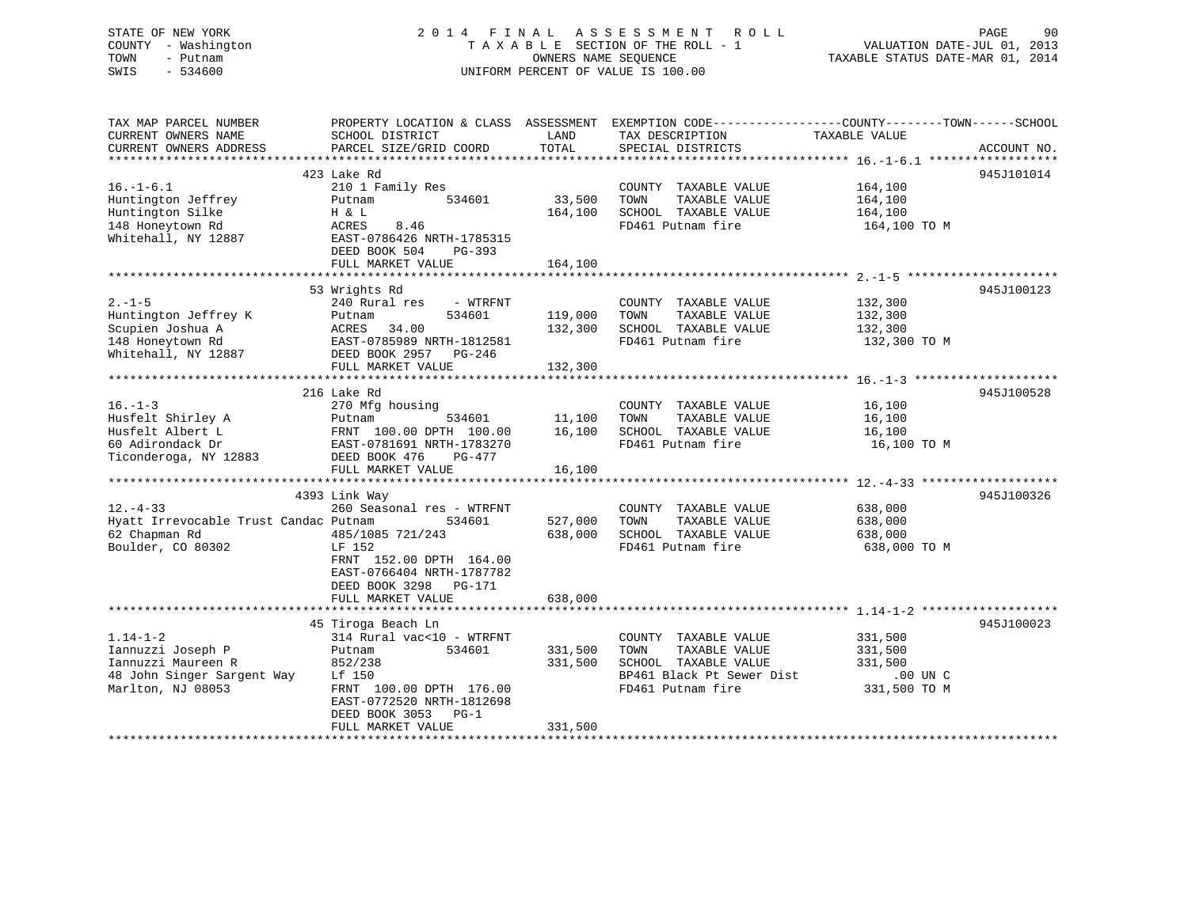STATE OF NEW YORK
COUNTY - Washington
TOWN - Putnam
SWIS - 534600

2014 FINAL ASSESSMENT ROLL
TAXABLE SECTION OF THE ROLL - 1
OWNERS NAME SEQUENCE
UNIFORM PERCENT OF VALUE IS 100.00

VALUATION DATE-JUL 01, 2013
TAXABLE STATUS DATE-MAR 01, 2014

| TAX MAP PARCEL NUMBER / CURRENT OWNERS NAME / CURRENT OWNERS ADDRESS | PROPERTY LOCATION & CLASS / SCHOOL DISTRICT / PARCEL SIZE/GRID COORD | ASSESSMENT LAND | TOTAL | EXEMPTION CODE / TAX DESCRIPTION / SPECIAL DISTRICTS | COUNTY--TOWN--SCHOOL TAXABLE VALUE | ACCOUNT NO. |
|---|---|---|---|---|---|---|
| 16.-1-6.1 | 423 Lake Rd | | | | | 945J101014 |
| Huntington Jeffrey | 210 1 Family Res | | | COUNTY TAXABLE VALUE | 164,100 | |
| Huntington Silke | Putnam 534601 | 33,500 | | TOWN TAXABLE VALUE | 164,100 | |
| 148 Honeytown Rd | H & L | | 164,100 | SCHOOL TAXABLE VALUE | 164,100 | |
| Whitehall, NY 12887 | ACRES 8.46 | | | FD461 Putnam fire | 164,100 TO M | |
| | EAST-0786426 NRTH-1785315 | | | | | |
| | DEED BOOK 504 PG-393 | | | | | |
| | FULL MARKET VALUE | | 164,100 | | | |
| 2.-1-5 | 53 Wrights Rd | | | | | 945J100123 |
| Huntington Jeffrey K | 240 Rural res - WTRFNT | | | COUNTY TAXABLE VALUE | 132,300 | |
| Scupien Joshua A | Putnam 534601 | 119,000 | | TOWN TAXABLE VALUE | 132,300 | |
| 148 Honeytown Rd | ACRES 34.00 | | 132,300 | SCHOOL TAXABLE VALUE | 132,300 | |
| Whitehall, NY 12887 | EAST-0785989 NRTH-1812581 | | | FD461 Putnam fire | 132,300 TO M | |
| | DEED BOOK 2957 PG-246 | | | | | |
| | FULL MARKET VALUE | | 132,300 | | | |
| 16.-1-3 | 216 Lake Rd | | | | | 945J100528 |
| Husfelt Shirley A | 270 Mfg housing | | | COUNTY TAXABLE VALUE | 16,100 | |
| Husfelt Albert L | Putnam 534601 | 11,100 | | TOWN TAXABLE VALUE | 16,100 | |
| 60 Adirondack Dr | FRNT 100.00 DPTH 100.00 | | 16,100 | SCHOOL TAXABLE VALUE | 16,100 | |
| Ticonderoga, NY 12883 | EAST-0781691 NRTH-1783270 | | | FD461 Putnam fire | 16,100 TO M | |
| | DEED BOOK 476 PG-477 | | | | | |
| | FULL MARKET VALUE | | 16,100 | | | |
| 12.-4-33 | 4393 Link Way | | | | | 945J100326 |
| Hyatt Irrevocable Trust Candac | 260 Seasonal res - WTRFNT | | | COUNTY TAXABLE VALUE | 638,000 | |
| 62 Chapman Rd | Putnam 534601 | 527,000 | | TOWN TAXABLE VALUE | 638,000 | |
| Boulder, CO 80302 | 485/1085 721/243 | | 638,000 | SCHOOL TAXABLE VALUE | 638,000 | |
| | LF 152 | | | FD461 Putnam fire | 638,000 TO M | |
| | FRNT 152.00 DPTH 164.00 | | | | | |
| | EAST-0766404 NRTH-1787782 | | | | | |
| | DEED BOOK 3298 PG-171 | | | | | |
| | FULL MARKET VALUE | | 638,000 | | | |
| 1.14-1-2 | 45 Tiroga Beach Ln | | | | | 945J100023 |
| Iannuzzi Joseph P | 314 Rural vac<10 - WTRFNT | | | COUNTY TAXABLE VALUE | 331,500 | |
| Iannuzzi Maureen R | Putnam 534601 | 331,500 | | TOWN TAXABLE VALUE | 331,500 | |
| 48 John Singer Sargent Way | 852/238 | | 331,500 | SCHOOL TAXABLE VALUE | 331,500 | |
| Marlton, NJ 08053 | Lf 150 | | | BP461 Black Pt Sewer Dist | .00 UN C | |
| | FRNT 100.00 DPTH 176.00 | | | FD461 Putnam fire | 331,500 TO M | |
| | EAST-0772520 NRTH-1812698 | | | | | |
| | DEED BOOK 3053 PG-1 | | | | | |
| | FULL MARKET VALUE | | 331,500 | | | |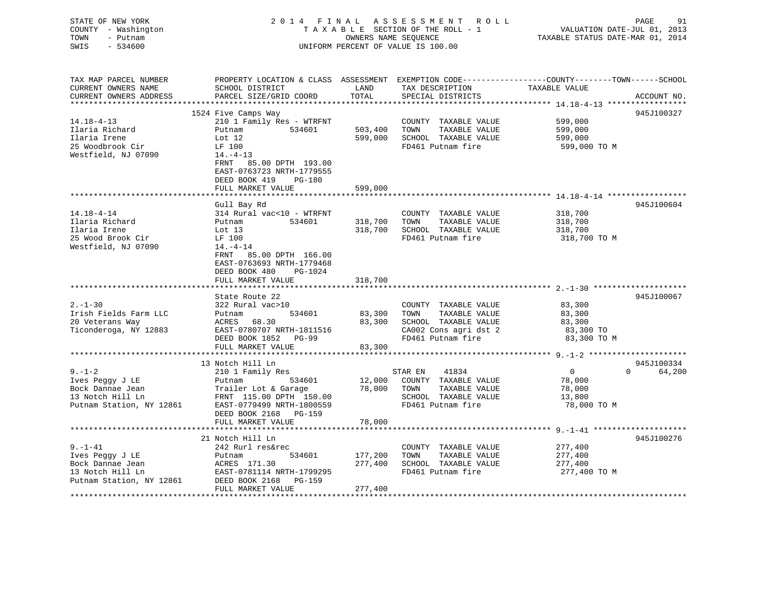STATE OF NEW YORK
COUNTY - Washington
TOWN - Putnam
SWIS - 534600

2014 FINAL ASSESSMENT ROLL
TAXABLE SECTION OF THE ROLL - 1
OWNERS NAME SEQUENCE
UNIFORM PERCENT OF VALUE IS 100.00

VALUATION DATE-JUL 01, 2013
TAXABLE STATUS DATE-MAR 01, 2014

| TAX MAP PARCEL NUMBER / CURRENT OWNERS NAME / CURRENT OWNERS ADDRESS | PROPERTY LOCATION & CLASS / SCHOOL DISTRICT / PARCEL SIZE/GRID COORD | ASSESSMENT LAND / TOTAL | EXEMPTION CODE / TAX DESCRIPTION / SPECIAL DISTRICTS | COUNTY / TOWN / SCHOOL TAXABLE VALUE | ACCOUNT NO. |
|---|---|---|---|---|---|
| 14.18-4-13 | 1524 Five Camps Way | | | | 945J100327 |
| Ilaria Richard | 210 1 Family Res - WTRFNT | | COUNTY TAXABLE VALUE | 599,000 | |
| Ilaria Irene | Putnam 534601 | 503,400 | TOWN TAXABLE VALUE | 599,000 | |
| 25 Woodbrook Cir | Lot 12 | 599,000 | SCHOOL TAXABLE VALUE | 599,000 | |
| Westfield, NJ 07090 | LF 100 | | FD461 Putnam fire | 599,000 TO M | |
| | 14.-4-13 | | | | |
| | FRNT 85.00 DPTH 193.00 | | | | |
| | EAST-0763723 NRTH-1779555 | | | | |
| | DEED BOOK 419 PG-180 | | | | |
| | FULL MARKET VALUE | 599,000 | | | |
| 14.18-4-14 | Gull Bay Rd | | | | 945J100604 |
| Ilaria Richard | 314 Rural vac<10 - WTRFNT | | COUNTY TAXABLE VALUE | 318,700 | |
| Ilaria Irene | Putnam 534601 | 318,700 | TOWN TAXABLE VALUE | 318,700 | |
| 25 Wood Brook Cir | Lot 13 | 318,700 | SCHOOL TAXABLE VALUE | 318,700 | |
| Westfield, NJ 07090 | LF 100 | | FD461 Putnam fire | 318,700 TO M | |
| | 14.-4-14 | | | | |
| | FRNT 85.00 DPTH 166.00 | | | | |
| | EAST-0763693 NRTH-1779468 | | | | |
| | DEED BOOK 480 PG-1024 | | | | |
| | FULL MARKET VALUE | 318,700 | | | |
| 2.-1-30 | State Route 22 | | | | 945J100067 |
| Irish Fields Farm LLC | 322 Rural vac>10 | | COUNTY TAXABLE VALUE | 83,300 | |
| 20 Veterans Way | Putnam 534601 | 83,300 | TOWN TAXABLE VALUE | 83,300 | |
| Ticonderoga, NY 12883 | ACRES 68.30 | 83,300 | SCHOOL TAXABLE VALUE | 83,300 | |
| | EAST-0780707 NRTH-1811516 | | CA002 Cons agri dst 2 | 83,300 TO | |
| | DEED BOOK 1852 PG-99 | | FD461 Putnam fire | 83,300 TO M | |
| | FULL MARKET VALUE | 83,300 | | | |
| 9.-1-2 | 13 Notch Hill Ln | | | | 945J100334 |
| Ives Peggy J LE | 210 1 Family Res | | STAR EN 41834 | 0 0 64,200 | |
| Bock Dannae Jean | Putnam 534601 | 12,000 | COUNTY TAXABLE VALUE | 78,000 | |
| 13 Notch Hill Ln | Trailer Lot & Garage | 78,000 | TOWN TAXABLE VALUE | 78,000 | |
| Putnam Station, NY 12861 | FRNT 115.00 DPTH 150.00 | | SCHOOL TAXABLE VALUE | 13,800 | |
| | EAST-0779499 NRTH-1800559 | | FD461 Putnam fire | 78,000 TO M | |
| | DEED BOOK 2168 PG-159 | | | | |
| | FULL MARKET VALUE | 78,000 | | | |
| 9.-1-41 | 21 Notch Hill Ln | | | | 945J100276 |
| Ives Peggy J LE | 242 Rurl res&rec | | COUNTY TAXABLE VALUE | 277,400 | |
| Bock Dannae Jean | Putnam 534601 | 177,200 | TOWN TAXABLE VALUE | 277,400 | |
| 13 Notch Hill Ln | ACRES 171.30 | 277,400 | SCHOOL TAXABLE VALUE | 277,400 | |
| Putnam Station, NY 12861 | EAST-0781114 NRTH-1799295 | | FD461 Putnam fire | 277,400 TO M | |
| | DEED BOOK 2168 PG-159 | | | | |
| | FULL MARKET VALUE | 277,400 | | | |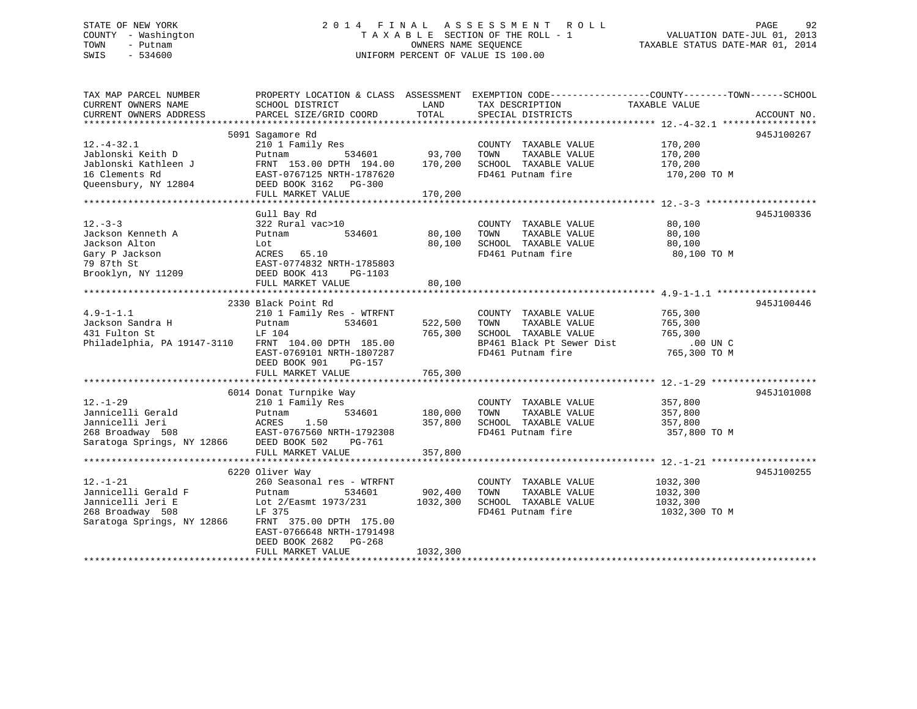STATE OF NEW YORK
COUNTY - Washington
TOWN - Putnam
SWIS - 534600

# 2014 FINAL ASSESSMENT ROLL
TAXABLE SECTION OF THE ROLL - 1
OWNERS NAME SEQUENCE
UNIFORM PERCENT OF VALUE IS 100.00

VALUATION DATE-JUL 01, 2013
TAXABLE STATUS DATE-MAR 01, 2014

| TAX MAP PARCEL NUMBER / CURRENT OWNERS NAME / CURRENT OWNERS ADDRESS | PROPERTY LOCATION & CLASS / SCHOOL DISTRICT / PARCEL SIZE/GRID COORD | ASSESSMENT LAND / TOTAL | EXEMPTION CODE / TAX DESCRIPTION / SPECIAL DISTRICTS | COUNTY--------TOWN------SCHOOL TAXABLE VALUE | ACCOUNT NO. |
|---|---|---|---|---|---|
| 12.-4-32.1 | 5091 Sagamore Rd | | | | 945J100267 |
| 12.-4-32.1 | 210 1 Family Res | | COUNTY TAXABLE VALUE | 170,200 | |
| Jablonski Keith D | Putnam 534601 | 93,700 | TOWN TAXABLE VALUE | 170,200 | |
| Jablonski Kathleen J | FRNT 153.00 DPTH 194.00 | 170,200 | SCHOOL TAXABLE VALUE | 170,200 | |
| 16 Clements Rd | EAST-0767125 NRTH-1787620 | | FD461 Putnam fire | 170,200 TO M | |
| Queensbury, NY 12804 | DEED BOOK 3162 PG-300 | | | | |
| | FULL MARKET VALUE | 170,200 | | | |
| 12.-3-3 | Gull Bay Rd | | | | 945J100336 |
| 12.-3-3 | 322 Rural vac>10 | | COUNTY TAXABLE VALUE | 80,100 | |
| Jackson Kenneth A | Putnam 534601 | 80,100 | TOWN TAXABLE VALUE | 80,100 | |
| Jackson Alton | Lot | 80,100 | SCHOOL TAXABLE VALUE | 80,100 | |
| Gary P Jackson | ACRES 65.10 | | FD461 Putnam fire | 80,100 TO M | |
| 79 87th St | EAST-0774832 NRTH-1785803 | | | | |
| Brooklyn, NY 11209 | DEED BOOK 413 PG-1103 | | | | |
| | FULL MARKET VALUE | 80,100 | | | |
| 4.9-1-1.1 | 2330 Black Point Rd | | | | 945J100446 |
| 4.9-1-1.1 | 210 1 Family Res - WTRFNT | | COUNTY TAXABLE VALUE | 765,300 | |
| Jackson Sandra H | Putnam 534601 | 522,500 | TOWN TAXABLE VALUE | 765,300 | |
| 431 Fulton St | LF 104 | 765,300 | SCHOOL TAXABLE VALUE | 765,300 | |
| Philadelphia, PA 19147-3110 | FRNT 104.00 DPTH 185.00 | | BP461 Black Pt Sewer Dist | .00 UN C | |
| | EAST-0769101 NRTH-1807287 | | FD461 Putnam fire | 765,300 TO M | |
| | DEED BOOK 901 PG-157 | | | | |
| | FULL MARKET VALUE | 765,300 | | | |
| 12.-1-29 | 6014 Donat Turnpike Way | | | | 945J101008 |
| 12.-1-29 | 210 1 Family Res | | COUNTY TAXABLE VALUE | 357,800 | |
| Jannicelli Gerald | Putnam 534601 | 180,000 | TOWN TAXABLE VALUE | 357,800 | |
| Jannicelli Jeri | ACRES 1.50 | 357,800 | SCHOOL TAXABLE VALUE | 357,800 | |
| 268 Broadway 508 | EAST-0767560 NRTH-1792308 | | FD461 Putnam fire | 357,800 TO M | |
| Saratoga Springs, NY 12866 | DEED BOOK 502 PG-761 | | | | |
| | FULL MARKET VALUE | 357,800 | | | |
| 12.-1-21 | 6220 Oliver Way | | | | 945J100255 |
| 12.-1-21 | 260 Seasonal res - WTRFNT | | COUNTY TAXABLE VALUE | 1032,300 | |
| Jannicelli Gerald F | Putnam 534601 | 902,400 | TOWN TAXABLE VALUE | 1032,300 | |
| Jannicelli Jeri E | Lot 2/Easmt 1973/231 | 1032,300 | SCHOOL TAXABLE VALUE | 1032,300 | |
| 268 Broadway 508 | LF 375 | | FD461 Putnam fire | 1032,300 TO M | |
| Saratoga Springs, NY 12866 | FRNT 375.00 DPTH 175.00 | | | | |
| | EAST-0766648 NRTH-1791498 | | | | |
| | DEED BOOK 2682 PG-268 | | | | |
| | FULL MARKET VALUE | 1032,300 | | | |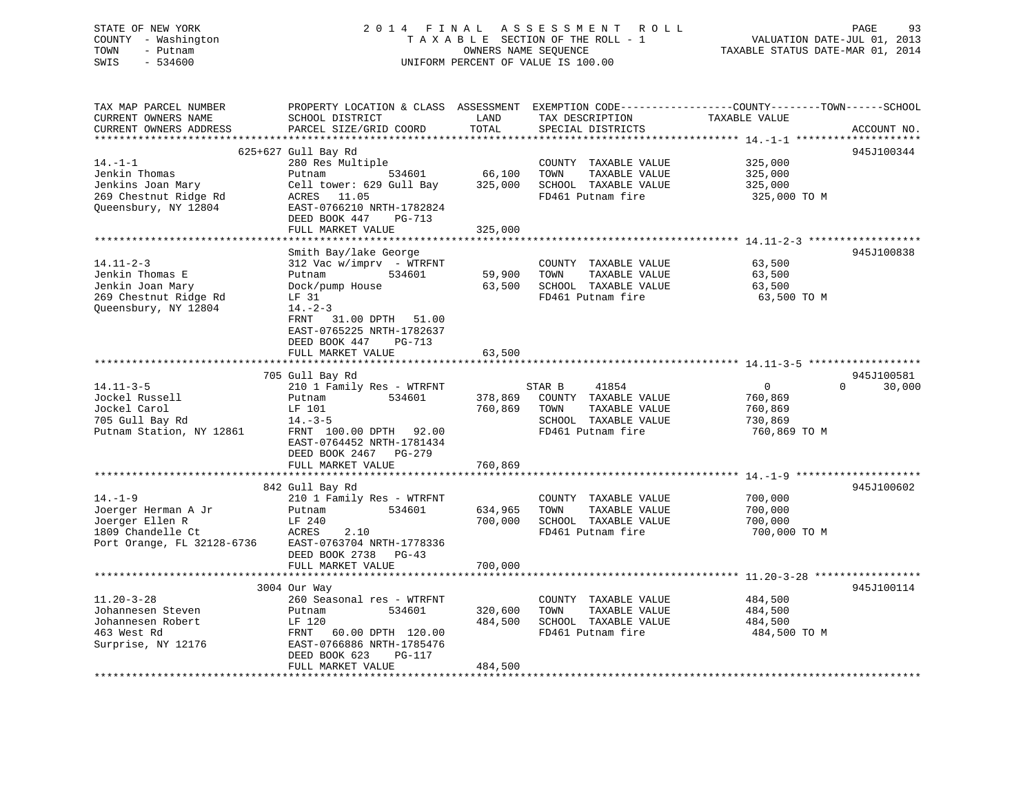STATE OF NEW YORK
COUNTY - Washington
TOWN - Putnam
SWIS - 534600

2 0 1 4 F I N A L A S S E S S M E N T R O L L
T A X A B L E SECTION OF THE ROLL - 1
OWNERS NAME SEQUENCE
UNIFORM PERCENT OF VALUE IS 100.00

VALUATION DATE-JUL 01, 2013
TAXABLE STATUS DATE-MAR 01, 2014

| TAX MAP PARCEL NUMBER / CURRENT OWNERS NAME / CURRENT OWNERS ADDRESS | PROPERTY LOCATION & CLASS / SCHOOL DISTRICT / PARCEL SIZE/GRID COORD | ASSESSMENT LAND / TOTAL | EXEMPTION CODE / TAX DESCRIPTION / SPECIAL DISTRICTS | COUNTY / TOWN / SCHOOL TAXABLE VALUE | ACCOUNT NO. |
|---|---|---|---|---|---|
| 14.-1-1 | 625+627 Gull Bay Rd | | | | 945J100344 |
| Jenkin Thomas | 280 Res Multiple | | COUNTY TAXABLE VALUE | 325,000 | |
| Jenkins Joan Mary | Putnam 534601 | 66,100 | TOWN TAXABLE VALUE | 325,000 | |
| 269 Chestnut Ridge Rd | Cell tower: 629 Gull Bay | 325,000 | SCHOOL TAXABLE VALUE | 325,000 | |
| Queensbury, NY 12804 | ACRES 11.05 | | FD461 Putnam fire | 325,000 TO M | |
| | EAST-0766210 NRTH-1782824 | | | | |
| | DEED BOOK 447 PG-713 | | | | |
| | FULL MARKET VALUE | 325,000 | | | |
| 14.11-2-3 | Smith Bay/lake George | | | | 945J100838 |
| Jenkin Thomas E | 312 Vac w/imprv - WTRFNT | | COUNTY TAXABLE VALUE | 63,500 | |
| Jenkin Joan Mary | Putnam 534601 | 59,900 | TOWN TAXABLE VALUE | 63,500 | |
| 269 Chestnut Ridge Rd | Dock/pump House | 63,500 | SCHOOL TAXABLE VALUE | 63,500 | |
| Queensbury, NY 12804 | LF 31 | | FD461 Putnam fire | 63,500 TO M | |
| | 14.-2-3 | | | | |
| | FRNT 31.00 DPTH 51.00 | | | | |
| | EAST-0765225 NRTH-1782637 | | | | |
| | DEED BOOK 447 PG-713 | | | | |
| | FULL MARKET VALUE | 63,500 | | | |
| 14.11-3-5 | 705 Gull Bay Rd | | | | 945J100581 |
| Jockel Russell | 210 1 Family Res - WTRFNT | | STAR B 41854 | 0 / 0 / 30,000 | |
| Jockel Carol | Putnam 534601 | 378,869 | COUNTY TAXABLE VALUE | 760,869 | |
| 705 Gull Bay Rd | LF 101 | 760,869 | TOWN TAXABLE VALUE | 760,869 | |
| Putnam Station, NY 12861 | 14.-3-5 | | SCHOOL TAXABLE VALUE | 730,869 | |
| | FRNT 100.00 DPTH 92.00 | | FD461 Putnam fire | 760,869 TO M | |
| | EAST-0764452 NRTH-1781434 | | | | |
| | DEED BOOK 2467 PG-279 | | | | |
| | FULL MARKET VALUE | 760,869 | | | |
| 14.-1-9 | 842 Gull Bay Rd | | | | 945J100602 |
| Joerger Herman A Jr | 210 1 Family Res - WTRFNT | | COUNTY TAXABLE VALUE | 700,000 | |
| Joerger Ellen R | Putnam 534601 | 634,965 | TOWN TAXABLE VALUE | 700,000 | |
| 1809 Chandelle Ct | LF 240 | 700,000 | SCHOOL TAXABLE VALUE | 700,000 | |
| Port Orange, FL 32128-6736 | ACRES 2.10 | | FD461 Putnam fire | 700,000 TO M | |
| | EAST-0763704 NRTH-1778336 | | | | |
| | DEED BOOK 2738 PG-43 | | | | |
| | FULL MARKET VALUE | 700,000 | | | |
| 11.20-3-28 | 3004 Our Way | | | | 945J100114 |
| Johannesen Steven | 260 Seasonal res - WTRFNT | | COUNTY TAXABLE VALUE | 484,500 | |
| Johannesen Robert | Putnam 534601 | 320,600 | TOWN TAXABLE VALUE | 484,500 | |
| 463 West Rd | LF 120 | 484,500 | SCHOOL TAXABLE VALUE | 484,500 | |
| Surprise, NY 12176 | FRNT 60.00 DPTH 120.00 | | FD461 Putnam fire | 484,500 TO M | |
| | EAST-0766886 NRTH-1785476 | | | | |
| | DEED BOOK 623 PG-117 | | | | |
| | FULL MARKET VALUE | 484,500 | | | |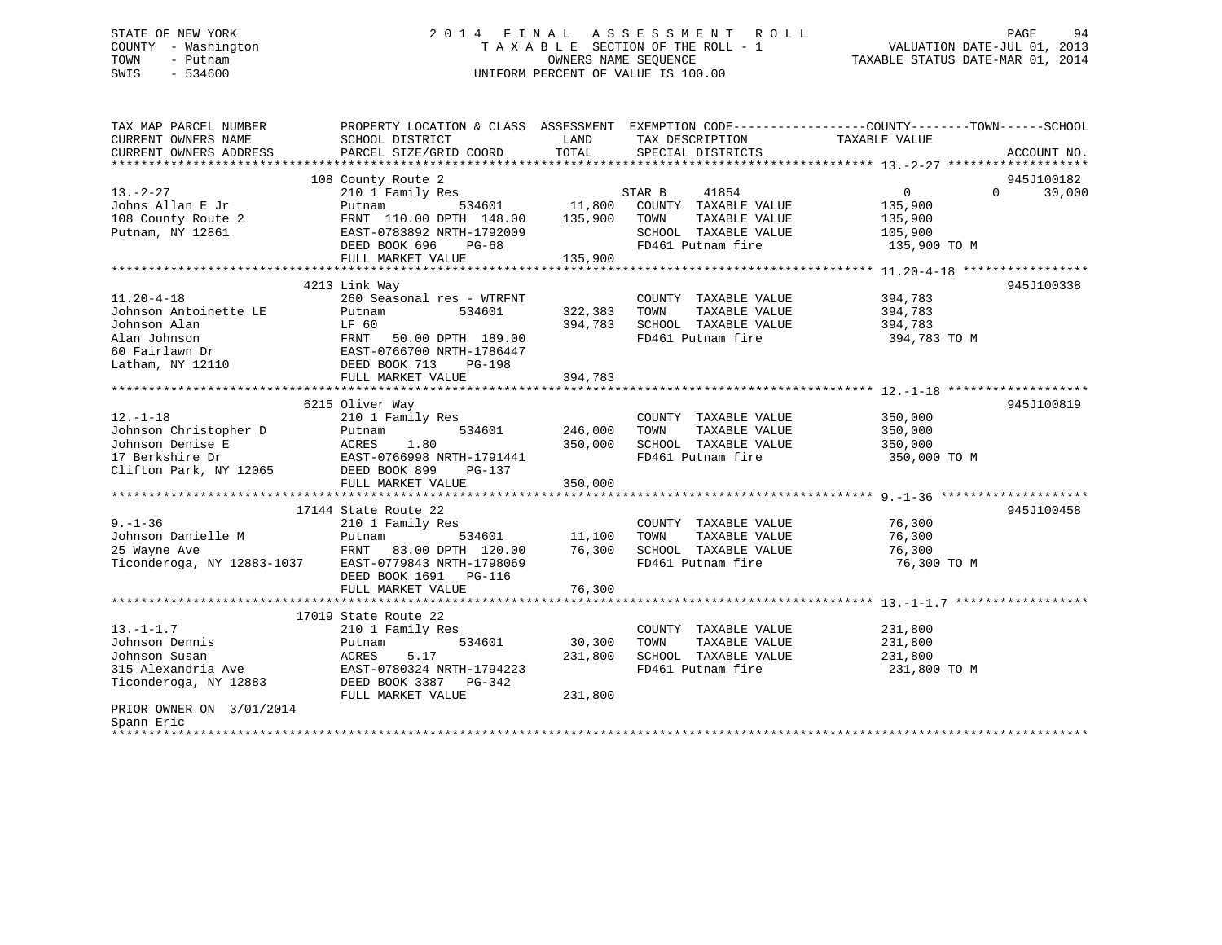STATE OF NEW YORK
COUNTY - Washington
TOWN - Putnam
SWIS - 534600

2 0 1 4 F I N A L A S S E S S M E N T R O L L
T A X A B L E SECTION OF THE ROLL - 1
OWNERS NAME SEQUENCE
UNIFORM PERCENT OF VALUE IS 100.00

VALUATION DATE-JUL 01, 2013
TAXABLE STATUS DATE-MAR 01, 2014

```
TAX MAP PARCEL NUMBER          PROPERTY LOCATION & CLASS  ASSESSMENT  EXEMPTION CODE------------------COUNTY--------TOWN------SCHOOL
CURRENT OWNERS NAME            SCHOOL DISTRICT              LAND      TAX DESCRIPTION              TAXABLE VALUE
CURRENT OWNERS ADDRESS         PARCEL SIZE/GRID COORD       TOTAL     SPECIAL DISTRICTS                                     ACCOUNT NO.
******************************************************************************************************* 13.-2-27 *******************
                               108 County Route 2                                                                           945J100182
13.-2-27                       210 1 Family Res                       STAR B     41854                0           0      30,000
Johns Allan E Jr               Putnam          534601      11,800     COUNTY  TAXABLE VALUE           135,900
108 County Route 2             FRNT 110.00 DPTH 148.00    135,900     TOWN    TAXABLE VALUE           135,900
Putnam, NY 12861               EAST-0783892 NRTH-1792009              SCHOOL  TAXABLE VALUE           105,900
                               DEED BOOK 696    PG-68                 FD461 Putnam fire                135,900 TO M
                               FULL MARKET VALUE          135,900
******************************************************************************************************* 11.20-4-18 *****************
                               4213 Link Way                                                                                945J100338
11.20-4-18                     260 Seasonal res - WTRFNT              COUNTY  TAXABLE VALUE           394,783
Johnson Antoinette LE          Putnam          534601     322,383     TOWN    TAXABLE VALUE           394,783
Johnson Alan                   LF 60                      394,783     SCHOOL  TAXABLE VALUE           394,783
Alan Johnson                   FRNT  50.00 DPTH 189.00                FD461 Putnam fire                394,783 TO M
60 Fairlawn Dr                 EAST-0766700 NRTH-1786447
Latham, NY 12110               DEED BOOK 713    PG-198
                               FULL MARKET VALUE          394,783
******************************************************************************************************* 12.-1-18 *******************
                               6215 Oliver Way                                                                              945J100819
12.-1-18                       210 1 Family Res                       COUNTY  TAXABLE VALUE           350,000
Johnson Christopher D          Putnam          534601     246,000     TOWN    TAXABLE VALUE           350,000
Johnson Denise E               ACRES    1.80              350,000     SCHOOL  TAXABLE VALUE           350,000
17 Berkshire Dr                EAST-0766998 NRTH-1791441              FD461 Putnam fire                350,000 TO M
Clifton Park, NY 12065         DEED BOOK 899    PG-137
                               FULL MARKET VALUE          350,000
******************************************************************************************************* 9.-1-36 ********************
                               17144 State Route 22                                                                         945J100458
9.-1-36                        210 1 Family Res                       COUNTY  TAXABLE VALUE            76,300
Johnson Danielle M             Putnam          534601      11,100     TOWN    TAXABLE VALUE            76,300
25 Wayne Ave                   FRNT  83.00 DPTH 120.00     76,300     SCHOOL  TAXABLE VALUE            76,300
Ticonderoga, NY 12883-1037     EAST-0779843 NRTH-1798069              FD461 Putnam fire                 76,300 TO M
                               DEED BOOK 1691   PG-116
                               FULL MARKET VALUE           76,300
******************************************************************************************************* 13.-1-1.7 ******************
                               17019 State Route 22
13.-1-1.7                      210 1 Family Res                       COUNTY  TAXABLE VALUE           231,800
Johnson Dennis                 Putnam          534601      30,300     TOWN    TAXABLE VALUE           231,800
Johnson Susan                  ACRES    5.17              231,800     SCHOOL  TAXABLE VALUE           231,800
315 Alexandria Ave             EAST-0780324 NRTH-1794223              FD461 Putnam fire                231,800 TO M
Ticonderoga, NY 12883          DEED BOOK 3387   PG-342
                               FULL MARKET VALUE          231,800
PRIOR OWNER ON 3/01/2014
Spann Eric
************************************************************************************************************************************
```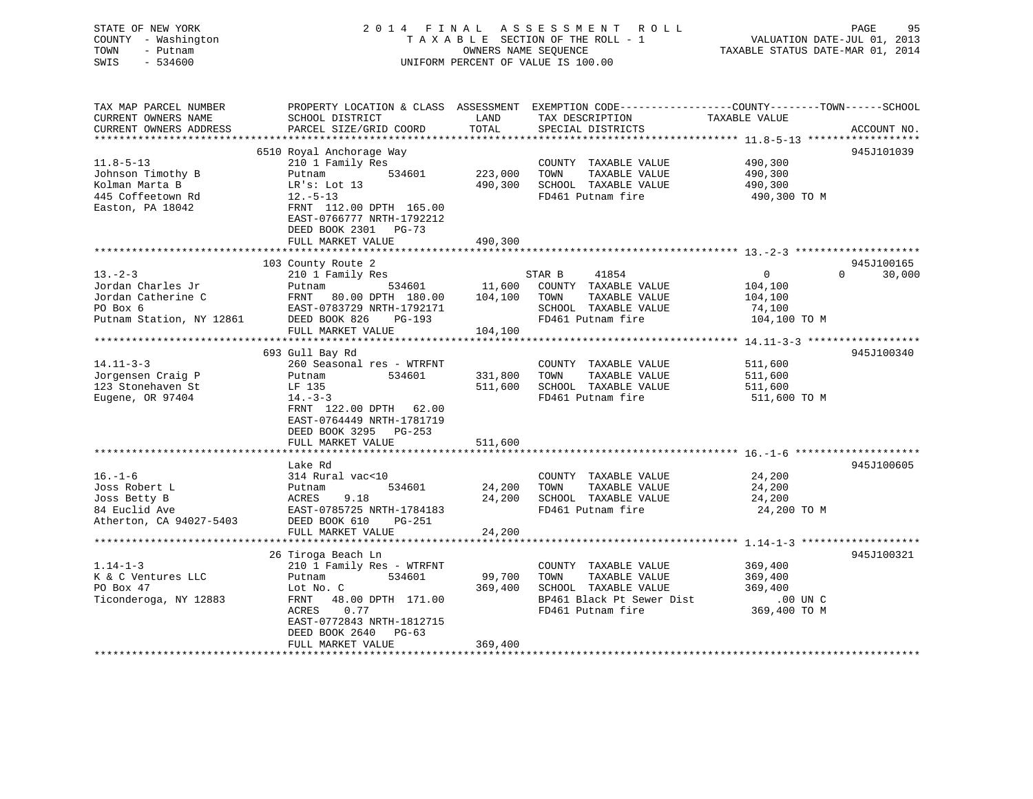STATE OF NEW YORK
COUNTY - Washington
TOWN - Putnam
SWIS - 534600

# 2014 FINAL ASSESSMENT ROLL

TAXABLE SECTION OF THE ROLL - 1
OWNERS NAME SEQUENCE
UNIFORM PERCENT OF VALUE IS 100.00

VALUATION DATE-JUL 01, 2013
TAXABLE STATUS DATE-MAR 01, 2014

| TAX MAP PARCEL NUMBER / CURRENT OWNERS NAME / CURRENT OWNERS ADDRESS | PROPERTY LOCATION & CLASS / SCHOOL DISTRICT / PARCEL SIZE/GRID COORD | ASSESSMENT LAND / TOTAL | EXEMPTION CODE / TAX DESCRIPTION / SPECIAL DISTRICTS | COUNTY / TOWN / SCHOOL TAXABLE VALUE | ACCOUNT NO. |
|---|---|---|---|---|---|
| 11.8-5-13 | 6510 Royal Anchorage Way | | | | 945J101039 |
| 11.8-5-13 | 210 1 Family Res | | COUNTY TAXABLE VALUE | 490,300 | |
| Johnson Timothy B | Putnam 534601 | 223,000 | TOWN TAXABLE VALUE | 490,300 | |
| Kolman Marta B | LR's: Lot 13 | 490,300 | SCHOOL TAXABLE VALUE | 490,300 | |
| 445 Coffeetown Rd | 12.-5-13 | | FD461 Putnam fire | 490,300 TO M | |
| Easton, PA 18042 | FRNT 112.00 DPTH 165.00 | | | | |
| | EAST-0766777 NRTH-1792212 | | | | |
| | DEED BOOK 2301 PG-73 | | | | |
| | FULL MARKET VALUE | 490,300 | | | |
| 13.-2-3 | 103 County Route 2 | | | | 945J100165 |
| 13.-2-3 | 210 1 Family Res | | STAR B 41854 | 0 0 30,000 | |
| Jordan Charles Jr | Putnam 534601 | 11,600 | COUNTY TAXABLE VALUE | 104,100 | |
| Jordan Catherine C | FRNT 80.00 DPTH 180.00 | 104,100 | TOWN TAXABLE VALUE | 104,100 | |
| PO Box 6 | EAST-0783729 NRTH-1792171 | | SCHOOL TAXABLE VALUE | 74,100 | |
| Putnam Station, NY 12861 | DEED BOOK 826 PG-193 | | FD461 Putnam fire | 104,100 TO M | |
| | FULL MARKET VALUE | 104,100 | | | |
| 14.11-3-3 | 693 Gull Bay Rd | | | | 945J100340 |
| 14.11-3-3 | 260 Seasonal res - WTRFNT | | COUNTY TAXABLE VALUE | 511,600 | |
| Jorgensen Craig P | Putnam 534601 | 331,800 | TOWN TAXABLE VALUE | 511,600 | |
| 123 Stonehaven St | LF 135 | 511,600 | SCHOOL TAXABLE VALUE | 511,600 | |
| Eugene, OR 97404 | 14.-3-3 | | FD461 Putnam fire | 511,600 TO M | |
| | FRNT 122.00 DPTH 62.00 | | | | |
| | EAST-0764449 NRTH-1781719 | | | | |
| | DEED BOOK 3295 PG-253 | | | | |
| | FULL MARKET VALUE | 511,600 | | | |
| 16.-1-6 | Lake Rd | | | | 945J100605 |
| 16.-1-6 | 314 Rural vac<10 | | COUNTY TAXABLE VALUE | 24,200 | |
| Joss Robert L | Putnam 534601 | 24,200 | TOWN TAXABLE VALUE | 24,200 | |
| Joss Betty B | ACRES 9.18 | 24,200 | SCHOOL TAXABLE VALUE | 24,200 | |
| 84 Euclid Ave | EAST-0785725 NRTH-1784183 | | FD461 Putnam fire | 24,200 TO M | |
| Atherton, CA 94027-5403 | DEED BOOK 610 PG-251 | | | | |
| | FULL MARKET VALUE | 24,200 | | | |
| 1.14-1-3 | 26 Tiroga Beach Ln | | | | 945J100321 |
| 1.14-1-3 | 210 1 Family Res - WTRFNT | | COUNTY TAXABLE VALUE | 369,400 | |
| K & C Ventures LLC | Putnam 534601 | 99,700 | TOWN TAXABLE VALUE | 369,400 | |
| PO Box 47 | Lot No. C | 369,400 | SCHOOL TAXABLE VALUE | 369,400 | |
| Ticonderoga, NY 12883 | FRNT 48.00 DPTH 171.00 | | BP461 Black Pt Sewer Dist | .00 UN C | |
| | ACRES 0.77 | | FD461 Putnam fire | 369,400 TO M | |
| | EAST-0772843 NRTH-1812715 | | | | |
| | DEED BOOK 2640 PG-63 | | | | |
| | FULL MARKET VALUE | 369,400 | | | |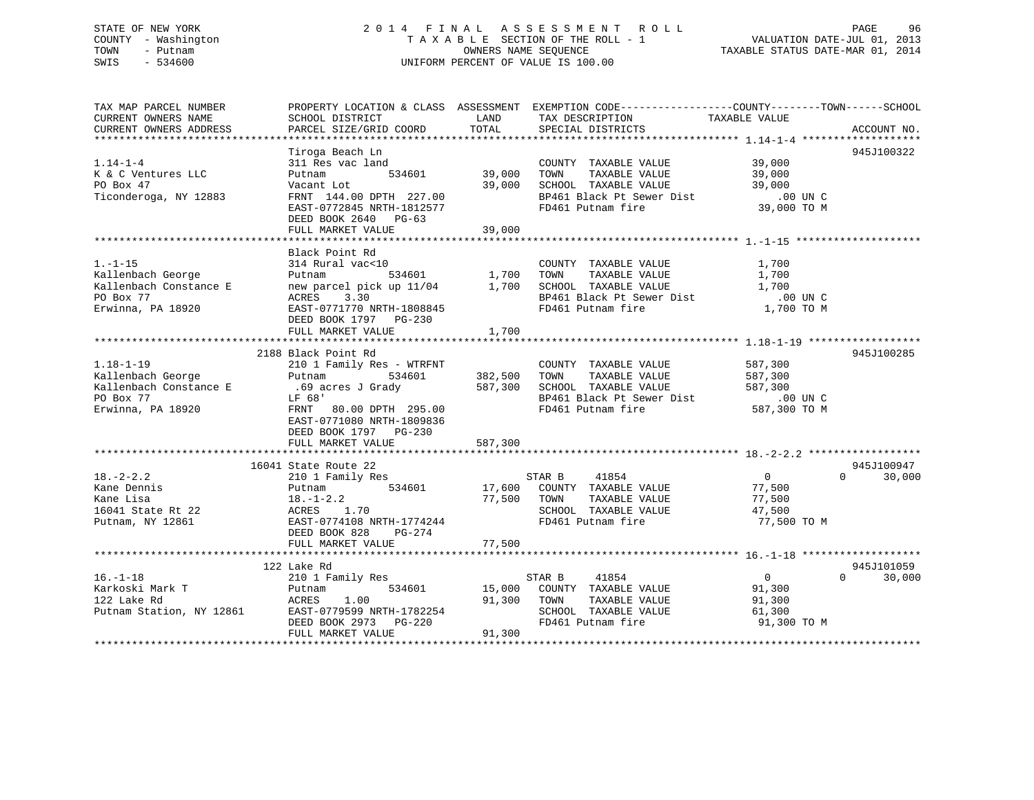STATE OF NEW YORK
COUNTY - Washington
TOWN - Putnam
SWIS - 534600

2 0 1 4 F I N A L A S S E S S M E N T R O L L
T A X A B L E SECTION OF THE ROLL - 1
OWNERS NAME SEQUENCE
UNIFORM PERCENT OF VALUE IS 100.00

VALUATION DATE-JUL 01, 2013
TAXABLE STATUS DATE-MAR 01, 2014

```
TAX MAP PARCEL NUMBER          PROPERTY LOCATION & CLASS  ASSESSMENT  EXEMPTION CODE------------------COUNTY--------TOWN------SCHOOL
CURRENT OWNERS NAME            SCHOOL DISTRICT              LAND      TAX DESCRIPTION             TAXABLE VALUE
CURRENT OWNERS ADDRESS         PARCEL SIZE/GRID COORD       TOTAL     SPECIAL DISTRICTS                                      ACCOUNT NO.
******************************************************************************************************* 1.14-1-4 *******************
                               Tiroga Beach Ln                                                                              945J100322
1.14-1-4                       311 Res vac land                       COUNTY  TAXABLE VALUE            39,000
K & C Ventures LLC             Putnam          534601        39,000   TOWN    TAXABLE VALUE            39,000
PO Box 47                      Vacant Lot                    39,000   SCHOOL  TAXABLE VALUE            39,000
Ticonderoga, NY 12883          FRNT 144.00 DPTH 227.00                BP461 Black Pt Sewer Dist           .00 UN C
                               EAST-0772845 NRTH-1812577              FD461 Putnam fire                39,000 TO M
                               DEED BOOK 2640   PG-63
                               FULL MARKET VALUE             39,000
******************************************************************************************************* 1.-1-15 ********************
                               Black Point Rd
1.-1-15                        314 Rural vac<10                       COUNTY  TAXABLE VALUE             1,700
Kallenbach George              Putnam          534601         1,700   TOWN    TAXABLE VALUE             1,700
Kallenbach Constance E         new parcel pick up 11/04       1,700   SCHOOL  TAXABLE VALUE             1,700
PO Box 77                      ACRES    3.30                          BP461 Black Pt Sewer Dist           .00 UN C
Erwinna, PA 18920              EAST-0771770 NRTH-1808845              FD461 Putnam fire                 1,700 TO M
                               DEED BOOK 1797   PG-230
                               FULL MARKET VALUE              1,700
******************************************************************************************************* 1.18-1-19 ******************
                          2188 Black Point Rd                                                                               945J100285
1.18-1-19                      210 1 Family Res - WTRFNT              COUNTY  TAXABLE VALUE           587,300
Kallenbach George              Putnam          534601       382,500   TOWN    TAXABLE VALUE           587,300
Kallenbach Constance E          .69 acres J Grady           587,300   SCHOOL  TAXABLE VALUE           587,300
PO Box 77                      LF 68'                                 BP461 Black Pt Sewer Dist           .00 UN C
Erwinna, PA 18920              FRNT  80.00 DPTH 295.00                FD461 Putnam fire               587,300 TO M
                               EAST-0771080 NRTH-1809836
                               DEED BOOK 1797   PG-230
                               FULL MARKET VALUE            587,300
******************************************************************************************************* 18.-2-2.2 ******************
                         16041 State Route 22                                                                               945J100947
18.-2-2.2                      210 1 Family Res                       STAR B     41854                  0             0      30,000
Kane Dennis                    Putnam          534601        17,600   COUNTY  TAXABLE VALUE            77,500
Kane Lisa                      18.-1-2.2                     77,500   TOWN    TAXABLE VALUE            77,500
16041 State Rt 22              ACRES    1.70                          SCHOOL  TAXABLE VALUE            47,500
Putnam, NY 12861               EAST-0774108 NRTH-1774244              FD461 Putnam fire                77,500 TO M
                               DEED BOOK 828    PG-274
                               FULL MARKET VALUE             77,500
******************************************************************************************************* 16.-1-18 *******************
                           122 Lake Rd                                                                                      945J101059
16.-1-18                       210 1 Family Res                       STAR B     41854                  0             0      30,000
Karkoski Mark T                Putnam          534601        15,000   COUNTY  TAXABLE VALUE            91,300
122 Lake Rd                    ACRES    1.00                 91,300   TOWN    TAXABLE VALUE            91,300
Putnam Station, NY 12861       EAST-0779599 NRTH-1782254              SCHOOL  TAXABLE VALUE            61,300
                               DEED BOOK 2973   PG-220                FD461 Putnam fire                91,300 TO M
                               FULL MARKET VALUE             91,300
************************************************************************************************************************************
```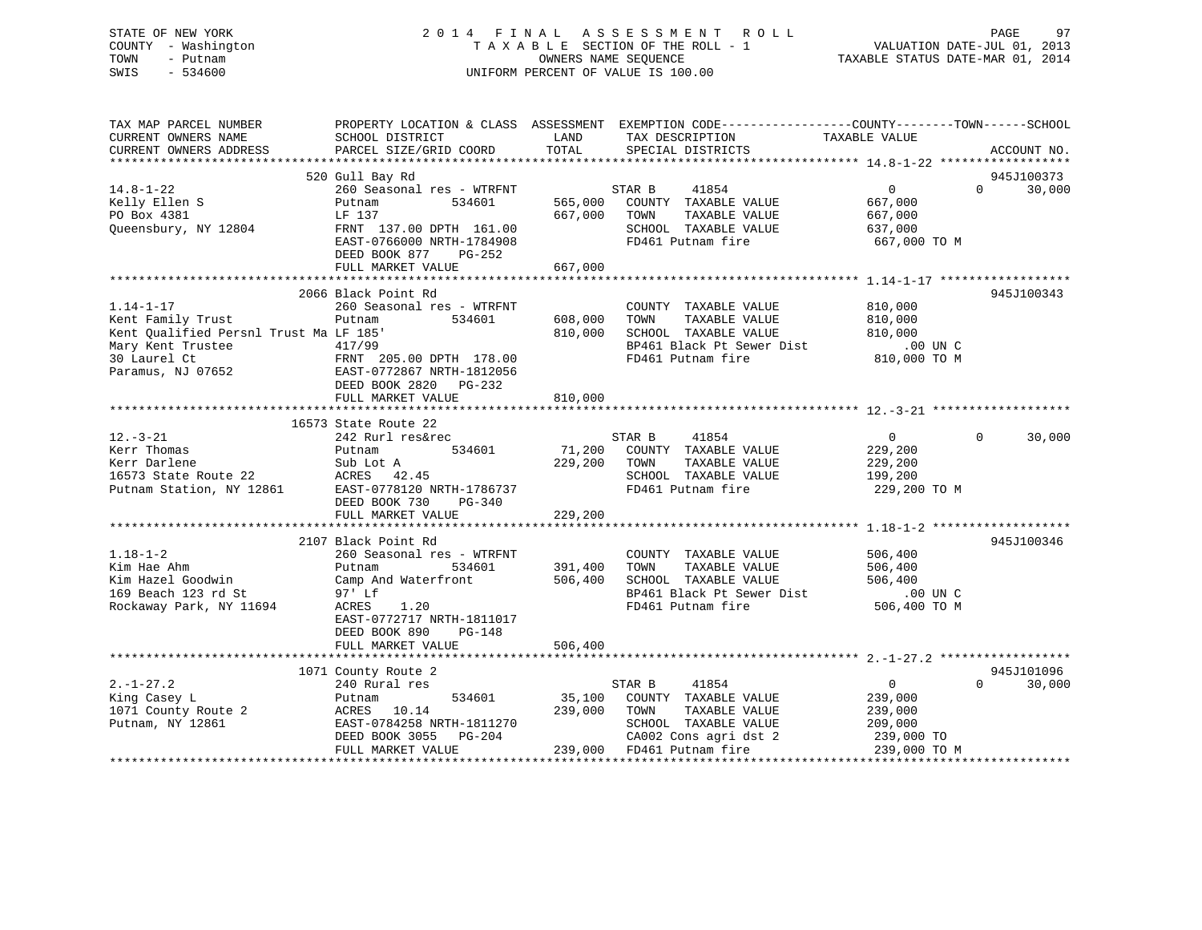STATE OF NEW YORK — COUNTY - Washington — TOWN - Putnam — SWIS - 534600

# 2014 FINAL ASSESSMENT ROLL

TAXABLE SECTION OF THE ROLL - 1
OWNERS NAME SEQUENCE
UNIFORM PERCENT OF VALUE IS 100.00

VALUATION DATE-JUL 01, 2013
TAXABLE STATUS DATE-MAR 01, 2014

| TAX MAP PARCEL NUMBER / CURRENT OWNERS NAME / CURRENT OWNERS ADDRESS | PROPERTY LOCATION & CLASS / SCHOOL DISTRICT / PARCEL SIZE/GRID COORD | ASSESSMENT LAND / TOTAL | EXEMPTION CODE / TAX DESCRIPTION / SPECIAL DISTRICTS | COUNTY / TAXABLE VALUE | TOWN | SCHOOL | ACCOUNT NO. |
|---|---|---|---|---|---|---|---|
| **14.8-1-22** | 520 Gull Bay Rd | | | | | | 945J100373 |
| Kelly Ellen S | 260 Seasonal res - WTRFNT | | STAR B 41854 | 0 | 0 | 30,000 | |
| PO Box 4381 | Putnam 534601 | 565,000 | COUNTY TAXABLE VALUE | 667,000 | | | |
| Queensbury, NY 12804 | LF 137 | 667,000 | TOWN TAXABLE VALUE | 667,000 | | | |
| | FRNT 137.00 DPTH 161.00 | | SCHOOL TAXABLE VALUE | 637,000 | | | |
| | EAST-0766000 NRTH-1784908 | | FD461 Putnam fire | 667,000 TO M | | | |
| | DEED BOOK 877 PG-252 | | | | | | |
| | FULL MARKET VALUE | 667,000 | | | | | |
| **1.14-1-17** | 2066 Black Point Rd | | | | | | 945J100343 |
| Kent Family Trust | 260 Seasonal res - WTRFNT | | COUNTY TAXABLE VALUE | 810,000 | | | |
| Kent Qualified Persnl Trust Ma | Putnam 534601 | 608,000 | TOWN TAXABLE VALUE | 810,000 | | | |
| Mary Kent Trustee | LF 185' | 810,000 | SCHOOL TAXABLE VALUE | 810,000 | | | |
| 30 Laurel Ct | 417/99 | | BP461 Black Pt Sewer Dist | .00 UN C | | | |
| Paramus, NJ 07652 | FRNT 205.00 DPTH 178.00 | | FD461 Putnam fire | 810,000 TO M | | | |
| | EAST-0772867 NRTH-1812056 | | | | | | |
| | DEED BOOK 2820 PG-232 | | | | | | |
| | FULL MARKET VALUE | 810,000 | | | | | |
| **12.-3-21** | 16573 State Route 22 | | | | | | |
| Kerr Thomas | 242 Rurl res&rec | | STAR B 41854 | 0 | 0 | 30,000 | |
| Kerr Darlene | Putnam 534601 | 71,200 | COUNTY TAXABLE VALUE | 229,200 | | | |
| 16573 State Route 22 | Sub Lot A | 229,200 | TOWN TAXABLE VALUE | 229,200 | | | |
| Putnam Station, NY 12861 | ACRES 42.45 | | SCHOOL TAXABLE VALUE | 199,200 | | | |
| | EAST-0778120 NRTH-1786737 | | FD461 Putnam fire | 229,200 TO M | | | |
| | DEED BOOK 730 PG-340 | | | | | | |
| | FULL MARKET VALUE | 229,200 | | | | | |
| **1.18-1-2** | 2107 Black Point Rd | | | | | | 945J100346 |
| Kim Hae Ahm | 260 Seasonal res - WTRFNT | | COUNTY TAXABLE VALUE | 506,400 | | | |
| Kim Hazel Goodwin | Putnam 534601 | 391,400 | TOWN TAXABLE VALUE | 506,400 | | | |
| 169 Beach 123 rd St | Camp And Waterfront | 506,400 | SCHOOL TAXABLE VALUE | 506,400 | | | |
| Rockaway Park, NY 11694 | 97' Lf | | BP461 Black Pt Sewer Dist | .00 UN C | | | |
| | ACRES 1.20 | | FD461 Putnam fire | 506,400 TO M | | | |
| | EAST-0772717 NRTH-1811017 | | | | | | |
| | DEED BOOK 890 PG-148 | | | | | | |
| | FULL MARKET VALUE | 506,400 | | | | | |
| **2.-1-27.2** | 1071 County Route 2 | | | | | | 945J101096 |
| King Casey L | 240 Rural res | | STAR B 41854 | 0 | 0 | 30,000 | |
| 1071 County Route 2 | Putnam 534601 | 35,100 | COUNTY TAXABLE VALUE | 239,000 | | | |
| Putnam, NY 12861 | ACRES 10.14 | 239,000 | TOWN TAXABLE VALUE | 239,000 | | | |
| | EAST-0784258 NRTH-1811270 | | SCHOOL TAXABLE VALUE | 209,000 | | | |
| | DEED BOOK 3055 PG-204 | | CA002 Cons agri dst 2 | 239,000 TO | | | |
| | FULL MARKET VALUE | 239,000 | FD461 Putnam fire | 239,000 TO M | | | |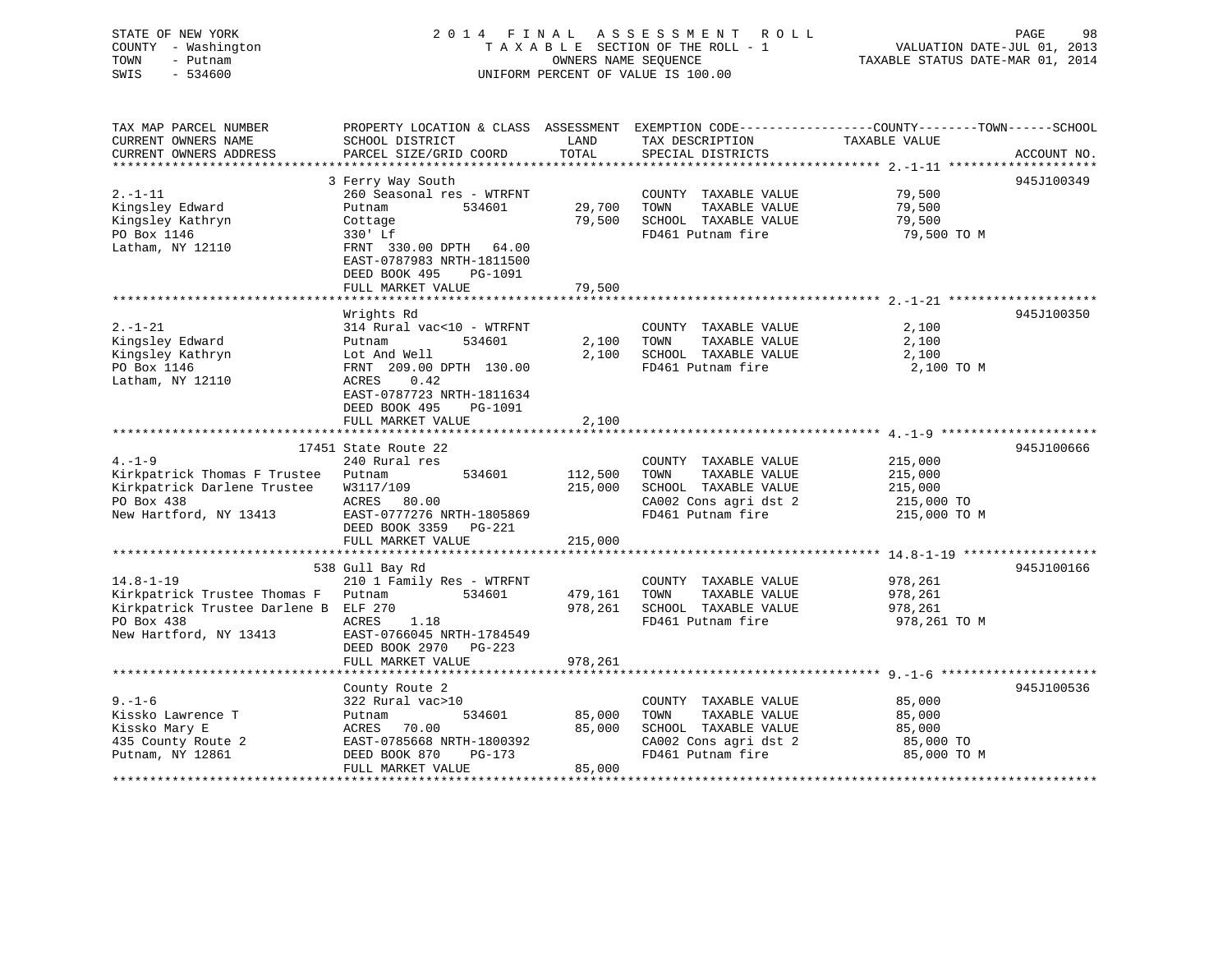STATE OF NEW YORK
COUNTY - Washington
TOWN - Putnam
SWIS - 534600

2 0 1 4 F I N A L A S S E S S M E N T R O L L
T A X A B L E SECTION OF THE ROLL - 1
OWNERS NAME SEQUENCE
UNIFORM PERCENT OF VALUE IS 100.00

VALUATION DATE-JUL 01, 2013
TAXABLE STATUS DATE-MAR 01, 2014

| TAX MAP PARCEL NUMBER / CURRENT OWNERS NAME / CURRENT OWNERS ADDRESS | PROPERTY LOCATION & CLASS / SCHOOL DISTRICT / PARCEL SIZE/GRID COORD | ASSESSMENT LAND / TOTAL | EXEMPTION CODE / TAX DESCRIPTION / SPECIAL DISTRICTS | TAXABLE VALUE (COUNTY--TOWN--SCHOOL) | ACCOUNT NO. |
|---|---|---|---|---|---|
| **2.-1-11** | 3 Ferry Way South | | | | 945J100349 |
| Kingsley Edward | 260 Seasonal res - WTRFNT | | COUNTY TAXABLE VALUE | 79,500 | |
| Kingsley Kathryn | Putnam 534601 | 29,700 | TOWN TAXABLE VALUE | 79,500 | |
| PO Box 1146 | Cottage | 79,500 | SCHOOL TAXABLE VALUE | 79,500 | |
| Latham, NY 12110 | 330' Lf | | FD461 Putnam fire | 79,500 TO M | |
| | FRNT 330.00 DPTH 64.00 | | | | |
| | EAST-0787983 NRTH-1811500 | | | | |
| | DEED BOOK 495 PG-1091 | | | | |
| | FULL MARKET VALUE | 79,500 | | | |
| **2.-1-21** | Wrights Rd | | | | 945J100350 |
| Kingsley Edward | 314 Rural vac<10 - WTRFNT | | COUNTY TAXABLE VALUE | 2,100 | |
| Kingsley Kathryn | Putnam 534601 | 2,100 | TOWN TAXABLE VALUE | 2,100 | |
| PO Box 1146 | Lot And Well | 2,100 | SCHOOL TAXABLE VALUE | 2,100 | |
| Latham, NY 12110 | FRNT 209.00 DPTH 130.00 | | FD461 Putnam fire | 2,100 TO M | |
| | ACRES 0.42 | | | | |
| | EAST-0787723 NRTH-1811634 | | | | |
| | DEED BOOK 495 PG-1091 | | | | |
| | FULL MARKET VALUE | 2,100 | | | |
| **4.-1-9** | 17451 State Route 22 | | | | 945J100666 |
| Kirkpatrick Thomas F Trustee | 240 Rural res | | COUNTY TAXABLE VALUE | 215,000 | |
| Kirkpatrick Darlene Trustee | Putnam 534601 | 112,500 | TOWN TAXABLE VALUE | 215,000 | |
| PO Box 438 | W3117/109 | 215,000 | SCHOOL TAXABLE VALUE | 215,000 | |
| New Hartford, NY 13413 | ACRES 80.00 | | CA002 Cons agri dst 2 | 215,000 TO | |
| | EAST-0777276 NRTH-1805869 | | FD461 Putnam fire | 215,000 TO M | |
| | DEED BOOK 3359 PG-221 | | | | |
| | FULL MARKET VALUE | 215,000 | | | |
| **14.8-1-19** | 538 Gull Bay Rd | | | | 945J100166 |
| Kirkpatrick Trustee Thomas F | 210 1 Family Res - WTRFNT | | COUNTY TAXABLE VALUE | 978,261 | |
| Kirkpatrick Trustee Darlene B | Putnam 534601 | 479,161 | TOWN TAXABLE VALUE | 978,261 | |
| PO Box 438 | ELF 270 | 978,261 | SCHOOL TAXABLE VALUE | 978,261 | |
| New Hartford, NY 13413 | ACRES 1.18 | | FD461 Putnam fire | 978,261 TO M | |
| | EAST-0766045 NRTH-1784549 | | | | |
| | DEED BOOK 2970 PG-223 | | | | |
| | FULL MARKET VALUE | 978,261 | | | |
| **9.-1-6** | County Route 2 | | | | 945J100536 |
| Kissko Lawrence T | 322 Rural vac>10 | | COUNTY TAXABLE VALUE | 85,000 | |
| Kissko Mary E | Putnam 534601 | 85,000 | TOWN TAXABLE VALUE | 85,000 | |
| 435 County Route 2 | ACRES 70.00 | 85,000 | SCHOOL TAXABLE VALUE | 85,000 | |
| Putnam, NY 12861 | EAST-0785668 NRTH-1800392 | | CA002 Cons agri dst 2 | 85,000 TO | |
| | DEED BOOK 870 PG-173 | | FD461 Putnam fire | 85,000 TO M | |
| | FULL MARKET VALUE | 85,000 | | | |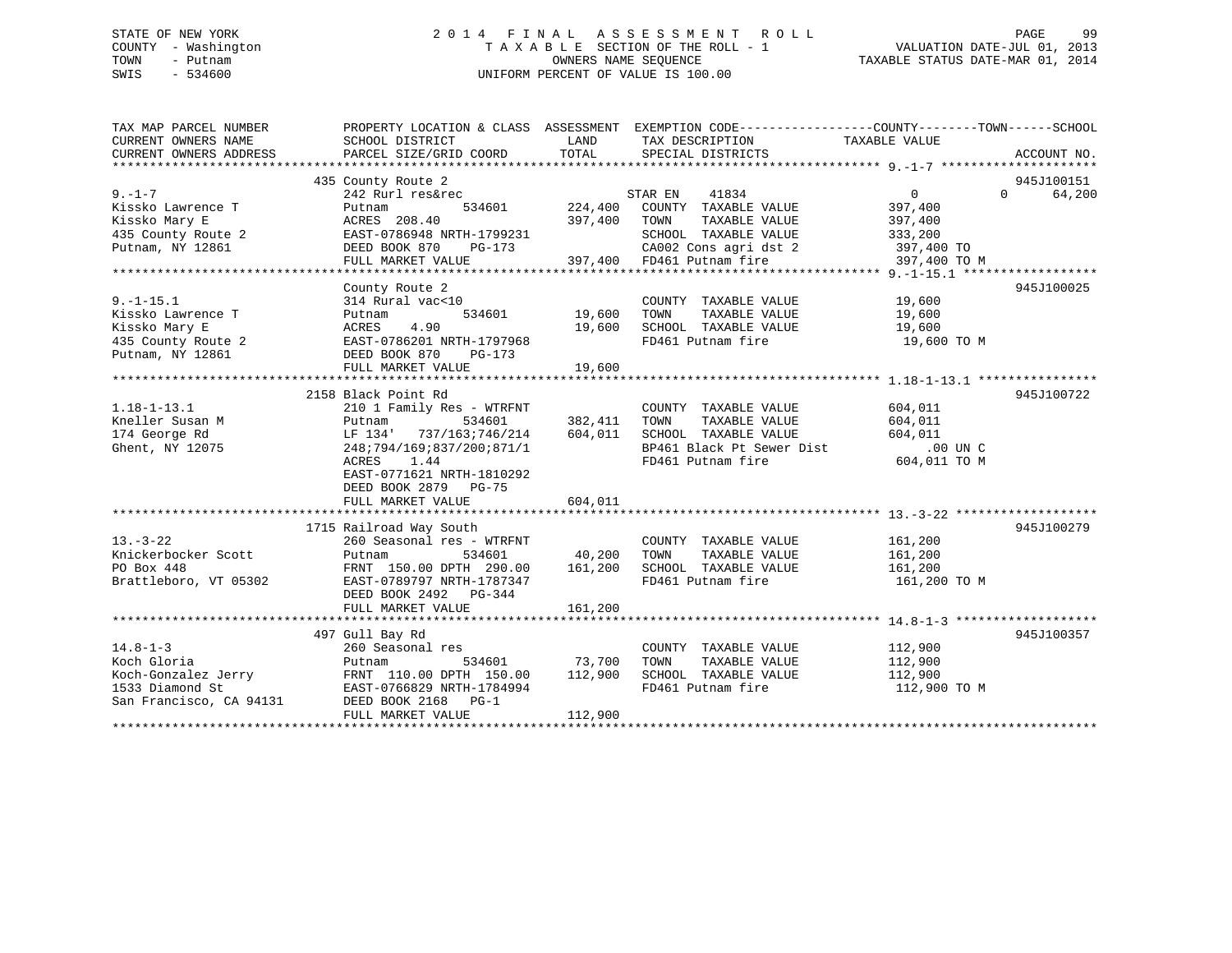STATE OF NEW YORK
COUNTY - Washington
TOWN - Putnam
SWIS - 534600

2 0 1 4 F I N A L A S S E S S M E N T R O L L
T A X A B L E SECTION OF THE ROLL - 1
OWNERS NAME SEQUENCE
UNIFORM PERCENT OF VALUE IS 100.00

VALUATION DATE-JUL 01, 2013
TAXABLE STATUS DATE-MAR 01, 2014

| TAX MAP PARCEL NUMBER / CURRENT OWNERS NAME / CURRENT OWNERS ADDRESS | PROPERTY LOCATION & CLASS / SCHOOL DISTRICT / PARCEL SIZE/GRID COORD | ASSESSMENT LAND / TOTAL | EXEMPTION CODE / TAX DESCRIPTION / SPECIAL DISTRICTS | COUNTY TAXABLE VALUE | TOWN | SCHOOL | ACCOUNT NO. |
|---|---|---|---|---|---|---|---|
| 9.-1-7 | 435 County Route 2 | | | | | | 945J100151 |
| Kissko Lawrence T | 242 Rurl res&rec | | STAR EN 41834 | 0 | 0 | 64,200 | |
| Kissko Mary E | Putnam 534601 | 224,400 | COUNTY TAXABLE VALUE | 397,400 | | | |
| 435 County Route 2 | ACRES 208.40 | 397,400 | TOWN TAXABLE VALUE | 397,400 | | | |
| Putnam, NY 12861 | EAST-0786948 NRTH-1799231 | | SCHOOL TAXABLE VALUE | 333,200 | | | |
| | DEED BOOK 870 PG-173 | | CA002 Cons agri dst 2 | 397,400 TO | | | |
| | FULL MARKET VALUE | 397,400 | FD461 Putnam fire | 397,400 TO M | | | |
| 9.-1-15.1 | County Route 2 | | | | | | 945J100025 |
| Kissko Lawrence T | 314 Rural vac<10 | | COUNTY TAXABLE VALUE | 19,600 | | | |
| Kissko Mary E | Putnam 534601 | 19,600 | TOWN TAXABLE VALUE | 19,600 | | | |
| 435 County Route 2 | ACRES 4.90 | 19,600 | SCHOOL TAXABLE VALUE | 19,600 | | | |
| Putnam, NY 12861 | EAST-0786201 NRTH-1797968 | | FD461 Putnam fire | 19,600 TO M | | | |
| | DEED BOOK 870 PG-173 | | | | | | |
| | FULL MARKET VALUE | 19,600 | | | | | |
| 1.18-1-13.1 | 2158 Black Point Rd | | | | | | 945J100722 |
| Kneller Susan M | 210 1 Family Res - WTRFNT | | COUNTY TAXABLE VALUE | 604,011 | | | |
| 174 George Rd | Putnam 534601 | 382,411 | TOWN TAXABLE VALUE | 604,011 | | | |
| Ghent, NY 12075 | LF 134' 737/163;746/214 | 604,011 | SCHOOL TAXABLE VALUE | 604,011 | | | |
| | 248;794/169;837/200;871/1 | | BP461 Black Pt Sewer Dist | .00 UN C | | | |
| | ACRES 1.44 | | FD461 Putnam fire | 604,011 TO M | | | |
| | EAST-0771621 NRTH-1810292 | | | | | | |
| | DEED BOOK 2879 PG-75 | | | | | | |
| | FULL MARKET VALUE | 604,011 | | | | | |
| 13.-3-22 | 1715 Railroad Way South | | | | | | 945J100279 |
| Knickerbocker Scott | 260 Seasonal res - WTRFNT | | COUNTY TAXABLE VALUE | 161,200 | | | |
| PO Box 448 | Putnam 534601 | 40,200 | TOWN TAXABLE VALUE | 161,200 | | | |
| Brattleboro, VT 05302 | FRNT 150.00 DPTH 290.00 | 161,200 | SCHOOL TAXABLE VALUE | 161,200 | | | |
| | EAST-0789797 NRTH-1787347 | | FD461 Putnam fire | 161,200 TO M | | | |
| | DEED BOOK 2492 PG-344 | | | | | | |
| | FULL MARKET VALUE | 161,200 | | | | | |
| 14.8-1-3 | 497 Gull Bay Rd | | | | | | 945J100357 |
| Koch Gloria | 260 Seasonal res | | COUNTY TAXABLE VALUE | 112,900 | | | |
| Koch-Gonzalez Jerry | Putnam 534601 | 73,700 | TOWN TAXABLE VALUE | 112,900 | | | |
| 1533 Diamond St | FRNT 110.00 DPTH 150.00 | 112,900 | SCHOOL TAXABLE VALUE | 112,900 | | | |
| San Francisco, CA 94131 | EAST-0766829 NRTH-1784994 | | FD461 Putnam fire | 112,900 TO M | | | |
| | DEED BOOK 2168 PG-1 | | | | | | |
| | FULL MARKET VALUE | 112,900 | | | | | |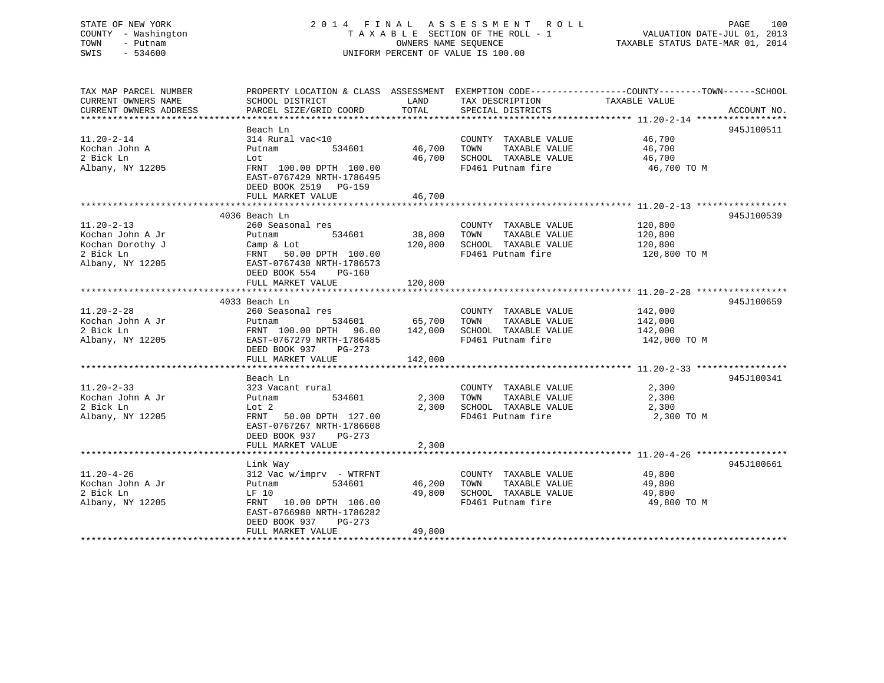STATE OF NEW YORK
COUNTY - Washington
TOWN - Putnam
SWIS - 534600

2014 FINAL ASSESSMENT ROLL
TAXABLE SECTION OF THE ROLL - 1
OWNERS NAME SEQUENCE
UNIFORM PERCENT OF VALUE IS 100.00

VALUATION DATE-JUL 01, 2013
TAXABLE STATUS DATE-MAR 01, 2014

| TAX MAP PARCEL NUMBER / CURRENT OWNERS NAME / CURRENT OWNERS ADDRESS | PROPERTY LOCATION & CLASS / SCHOOL DISTRICT / PARCEL SIZE/GRID COORD | ASSESSMENT LAND | ASSESSMENT TOTAL | EXEMPTION CODE / TAX DESCRIPTION / SPECIAL DISTRICTS | TAXABLE VALUE (COUNTY / TOWN / SCHOOL) | ACCOUNT NO. |
|---|---|---|---|---|---|---|
| **11.20-2-14** | Beach Ln | | | | | 945J100511 |
| Kochan John A | 314 Rural vac<10 | | | COUNTY TAXABLE VALUE | 46,700 | |
| 2 Bick Ln | Putnam 534601 | 46,700 | | TOWN TAXABLE VALUE | 46,700 | |
| Albany, NY 12205 | Lot | | 46,700 | SCHOOL TAXABLE VALUE | 46,700 | |
| | FRNT 100.00 DPTH 100.00 | | | FD461 Putnam fire | 46,700 TO M | |
| | EAST-0767429 NRTH-1786495 | | | | | |
| | DEED BOOK 2519 PG-159 | | | | | |
| | FULL MARKET VALUE | | 46,700 | | | |
| **11.20-2-13** | 4036 Beach Ln | | | | | 945J100539 |
| Kochan John A Jr | 260 Seasonal res | | | COUNTY TAXABLE VALUE | 120,800 | |
| Kochan Dorothy J | Putnam 534601 | 38,800 | | TOWN TAXABLE VALUE | 120,800 | |
| 2 Bick Ln | Camp & Lot | | 120,800 | SCHOOL TAXABLE VALUE | 120,800 | |
| Albany, NY 12205 | FRNT 50.00 DPTH 100.00 | | | FD461 Putnam fire | 120,800 TO M | |
| | EAST-0767430 NRTH-1786573 | | | | | |
| | DEED BOOK 554 PG-160 | | | | | |
| | FULL MARKET VALUE | | 120,800 | | | |
| **11.20-2-28** | 4033 Beach Ln | | | | | 945J100659 |
| Kochan John A Jr | 260 Seasonal res | | | COUNTY TAXABLE VALUE | 142,000 | |
| 2 Bick Ln | Putnam 534601 | 65,700 | | TOWN TAXABLE VALUE | 142,000 | |
| Albany, NY 12205 | FRNT 100.00 DPTH 96.00 | | 142,000 | SCHOOL TAXABLE VALUE | 142,000 | |
| | EAST-0767279 NRTH-1786485 | | | FD461 Putnam fire | 142,000 TO M | |
| | DEED BOOK 937 PG-273 | | | | | |
| | FULL MARKET VALUE | | 142,000 | | | |
| **11.20-2-33** | Beach Ln | | | | | 945J100341 |
| Kochan John A Jr | 323 Vacant rural | | | COUNTY TAXABLE VALUE | 2,300 | |
| 2 Bick Ln | Putnam 534601 | 2,300 | | TOWN TAXABLE VALUE | 2,300 | |
| Albany, NY 12205 | Lot 2 | | 2,300 | SCHOOL TAXABLE VALUE | 2,300 | |
| | FRNT 50.00 DPTH 127.00 | | | FD461 Putnam fire | 2,300 TO M | |
| | EAST-0767267 NRTH-1786608 | | | | | |
| | DEED BOOK 937 PG-273 | | | | | |
| | FULL MARKET VALUE | | 2,300 | | | |
| **11.20-4-26** | Link Way | | | | | 945J100661 |
| Kochan John A Jr | 312 Vac w/imprv - WTRFNT | | | COUNTY TAXABLE VALUE | 49,800 | |
| 2 Bick Ln | Putnam 534601 | 46,200 | | TOWN TAXABLE VALUE | 49,800 | |
| Albany, NY 12205 | LF 10 | | 49,800 | SCHOOL TAXABLE VALUE | 49,800 | |
| | FRNT 10.00 DPTH 106.00 | | | FD461 Putnam fire | 49,800 TO M | |
| | EAST-0766980 NRTH-1786282 | | | | | |
| | DEED BOOK 937 PG-273 | | | | | |
| | FULL MARKET VALUE | | 49,800 | | | |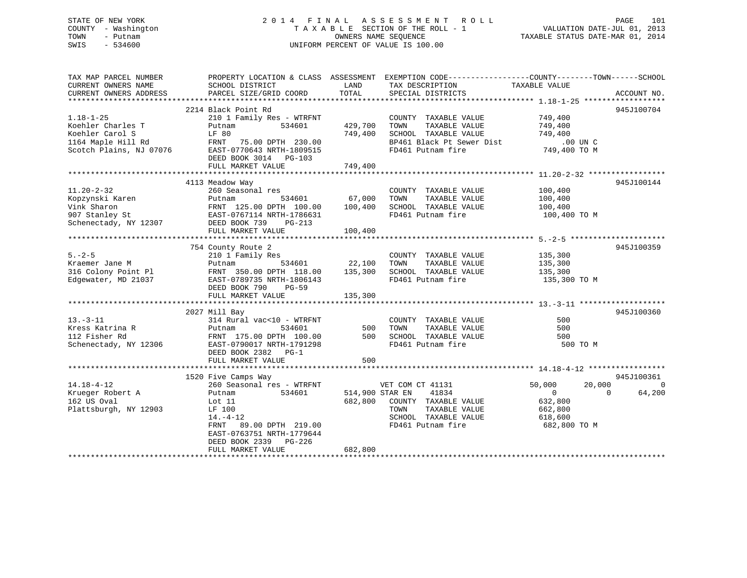STATE OF NEW YORK
COUNTY - Washington
TOWN - Putnam
SWIS - 534600

2014 FINAL ASSESSMENT ROLL
TAXABLE SECTION OF THE ROLL - 1
OWNERS NAME SEQUENCE
UNIFORM PERCENT OF VALUE IS 100.00

VALUATION DATE-JUL 01, 2013
TAXABLE STATUS DATE-MAR 01, 2014

```
TAX MAP PARCEL NUMBER          PROPERTY LOCATION & CLASS  ASSESSMENT  EXEMPTION CODE------------------COUNTY--------TOWN------SCHOOL
CURRENT OWNERS NAME            SCHOOL DISTRICT               LAND      TAX DESCRIPTION            TAXABLE VALUE
CURRENT OWNERS ADDRESS         PARCEL SIZE/GRID COORD        TOTAL     SPECIAL DISTRICTS                                  ACCOUNT NO.
******************************************************************************************************* 1.18-1-25 *****************
                               2214 Black Point Rd                                                                         945J100704
1.18-1-25                      210 1 Family Res - WTRFNT              COUNTY  TAXABLE VALUE            749,400
Koehler Charles T              Putnam          534601      429,700    TOWN    TAXABLE VALUE            749,400
Koehler Carol S                LF 80                       749,400    SCHOOL  TAXABLE VALUE            749,400
1164 Maple Hill Rd             FRNT   75.00 DPTH  230.00              BP461 Black Pt Sewer Dist              .00 UN C
Scotch Plains, NJ 07076        EAST-0770643 NRTH-1809515              FD461 Putnam fire                749,400 TO M
                               DEED BOOK 3014   PG-103
                               FULL MARKET VALUE           749,400
******************************************************************************************************* 11.20-2-32 ****************
                               4113 Meadow Way                                                                             945J100144
11.20-2-32                     260 Seasonal res                       COUNTY  TAXABLE VALUE            100,400
Kopzynski Karen                Putnam          534601       67,000    TOWN    TAXABLE VALUE            100,400
Vink Sharon                    FRNT  125.00 DPTH  100.00   100,400    SCHOOL  TAXABLE VALUE            100,400
907 Stanley St                 EAST-0767114 NRTH-1786631              FD461 Putnam fire                100,400 TO M
Schenectady, NY 12307          DEED BOOK 739    PG-213
                               FULL MARKET VALUE           100,400
******************************************************************************************************* 5.-2-5 ********************
                               754 County Route 2                                                                          945J100359
5.-2-5                         210 1 Family Res                       COUNTY  TAXABLE VALUE            135,300
Kraemer Jane M                 Putnam          534601       22,100    TOWN    TAXABLE VALUE            135,300
316 Colony Point Pl            FRNT  350.00 DPTH  118.00   135,300    SCHOOL  TAXABLE VALUE            135,300
Edgewater, MD 21037            EAST-0789735 NRTH-1806143              FD461 Putnam fire                135,300 TO M
                               DEED BOOK 790    PG-59
                               FULL MARKET VALUE           135,300
******************************************************************************************************* 13.-3-11 ******************
                               2027 Mill Bay                                                                               945J100360
13.-3-11                       314 Rural vac<10 - WTRFNT              COUNTY  TAXABLE VALUE                500
Kress Katrina R                Putnam          534601          500    TOWN    TAXABLE VALUE                500
112 Fisher Rd                  FRNT  175.00 DPTH  100.00       500    SCHOOL  TAXABLE VALUE                500
Schenectady, NY 12306          EAST-0790017 NRTH-1791298              FD461 Putnam fire                    500 TO M
                               DEED BOOK 2382   PG-1
                               FULL MARKET VALUE               500
******************************************************************************************************* 14.18-4-12 ****************
                               1520 Five Camps Way                                                                         945J100361
14.18-4-12                     260 Seasonal res - WTRFNT              VET COM CT 41131              50,000      20,000           0
Krueger Robert A               Putnam          534601      514,900 STAR EN    41834                      0           0      64,200
162 US Oval                    Lot 11                      682,800    COUNTY  TAXABLE VALUE            632,800
Plattsburgh, NY 12903          LF 100                                 TOWN    TAXABLE VALUE            662,800
                               14.-4-12                               SCHOOL  TAXABLE VALUE            618,600
                               FRNT   89.00 DPTH  219.00              FD461 Putnam fire                682,800 TO M
                               EAST-0763751 NRTH-1779644
                               DEED BOOK 2339   PG-226
                               FULL MARKET VALUE           682,800
************************************************************************************************************************************
```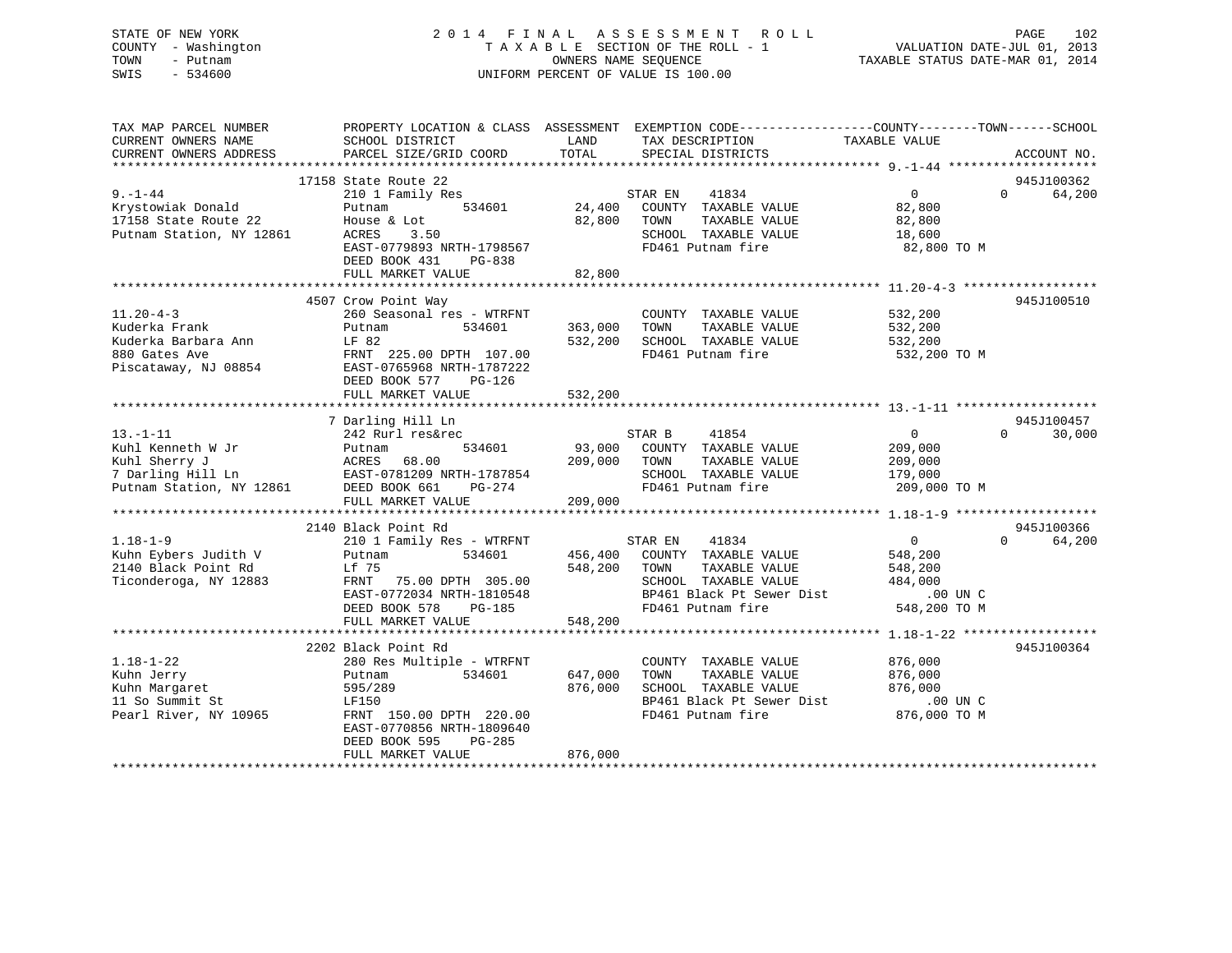STATE OF NEW YORK
COUNTY - Washington
TOWN - Putnam
SWIS - 534600

2 0 1 4 F I N A L A S S E S S M E N T R O L L
T A X A B L E SECTION OF THE ROLL - 1
OWNERS NAME SEQUENCE
UNIFORM PERCENT OF VALUE IS 100.00

VALUATION DATE-JUL 01, 2013
TAXABLE STATUS DATE-MAR 01, 2014

```
TAX MAP PARCEL NUMBER          PROPERTY LOCATION & CLASS  ASSESSMENT  EXEMPTION CODE------------------COUNTY--------TOWN------SCHOOL
CURRENT OWNERS NAME            SCHOOL DISTRICT               LAND      TAX DESCRIPTION            TAXABLE VALUE
CURRENT OWNERS ADDRESS         PARCEL SIZE/GRID COORD        TOTAL     SPECIAL DISTRICTS                                   ACCOUNT NO.
******************************************************************************************************* 9.-1-44 ********************
                       17158 State Route 22                                                                              945J100362
9.-1-44                        210 1 Family Res                        STAR EN    41834                0          0     64,200
Krystowiak Donald              Putnam           534601        24,400   COUNTY  TAXABLE VALUE          82,800
17158 State Route 22           House & Lot                    82,800   TOWN    TAXABLE VALUE          82,800
Putnam Station, NY 12861       ACRES    3.50                           SCHOOL  TAXABLE VALUE          18,600
                               EAST-0779893 NRTH-1798567               FD461 Putnam fire               82,800 TO M
                               DEED BOOK 431    PG-838
                               FULL MARKET VALUE              82,800
******************************************************************************************************* 11.20-4-3 ******************
                        4507 Crow Point Way                                                                              945J100510
11.20-4-3                      260 Seasonal res - WTRFNT               COUNTY  TAXABLE VALUE         532,200
Kuderka Frank                  Putnam           534601       363,000   TOWN    TAXABLE VALUE         532,200
Kuderka Barbara Ann            LF 82                         532,200   SCHOOL  TAXABLE VALUE         532,200
880 Gates Ave                  FRNT 225.00 DPTH 107.00                 FD461 Putnam fire              532,200 TO M
Piscataway, NJ 08854           EAST-0765968 NRTH-1787222
                               DEED BOOK 577    PG-126
                               FULL MARKET VALUE             532,200
******************************************************************************************************* 13.-1-11 *******************
                           7 Darling Hill Ln                                                                             945J100457
13.-1-11                       242 Rurl res&rec                        STAR B     41854                0          0     30,000
Kuhl Kenneth W Jr              Putnam           534601        93,000   COUNTY  TAXABLE VALUE         209,000
Kuhl Sherry J                  ACRES   68.00                 209,000   TOWN    TAXABLE VALUE         209,000
7 Darling Hill Ln              EAST-0781209 NRTH-1787854               SCHOOL  TAXABLE VALUE         179,000
Putnam Station, NY 12861       DEED BOOK 661    PG-274                 FD461 Putnam fire              209,000 TO M
                               FULL MARKET VALUE             209,000
******************************************************************************************************* 1.18-1-9 *******************
                        2140 Black Point Rd                                                                              945J100366
1.18-1-9                       210 1 Family Res - WTRFNT               STAR EN    41834                0          0     64,200
Kuhn Eybers Judith V           Putnam           534601       456,400   COUNTY  TAXABLE VALUE         548,200
2140 Black Point Rd            Lf 75                         548,200   TOWN    TAXABLE VALUE         548,200
Ticonderoga, NY 12883          FRNT  75.00 DPTH 305.00                 SCHOOL  TAXABLE VALUE         484,000
                               EAST-0772034 NRTH-1810548               BP461 Black Pt Sewer Dist          .00 UN C
                               DEED BOOK 578    PG-185                 FD461 Putnam fire              548,200 TO M
                               FULL MARKET VALUE             548,200
******************************************************************************************************* 1.18-1-22 ******************
                        2202 Black Point Rd                                                                              945J100364
1.18-1-22                      280 Res Multiple - WTRFNT               COUNTY  TAXABLE VALUE         876,000
Kuhn Jerry                     Putnam           534601       647,000   TOWN    TAXABLE VALUE         876,000
Kuhn Margaret                  595/289                       876,000   SCHOOL  TAXABLE VALUE         876,000
11 So Summit St                LF150                                   BP461 Black Pt Sewer Dist          .00 UN C
Pearl River, NY 10965          FRNT 150.00 DPTH 220.00                 FD461 Putnam fire              876,000 TO M
                               EAST-0770856 NRTH-1809640
                               DEED BOOK 595    PG-285
                               FULL MARKET VALUE             876,000
************************************************************************************************************************************
```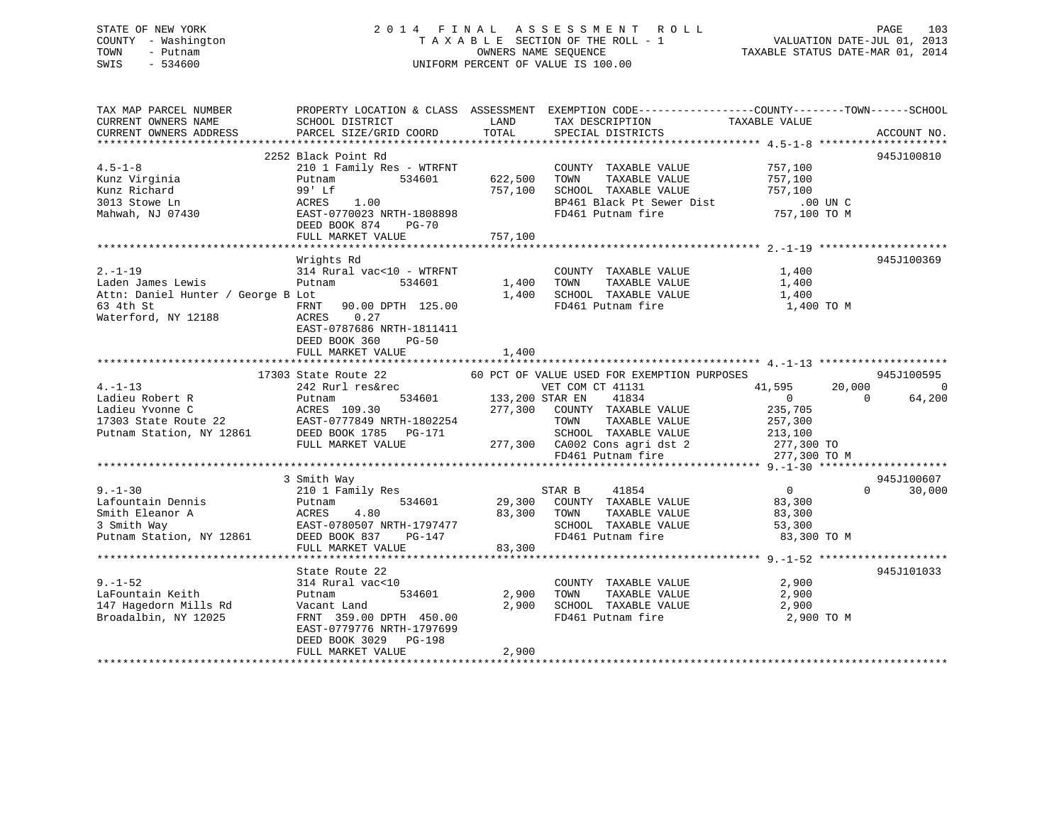STATE OF NEW YORK
COUNTY - Washington
TOWN - Putnam
SWIS - 534600

2 0 1 4 F I N A L A S S E S S M E N T R O L L
T A X A B L E SECTION OF THE ROLL - 1
OWNERS NAME SEQUENCE
UNIFORM PERCENT OF VALUE IS 100.00

VALUATION DATE-JUL 01, 2013
TAXABLE STATUS DATE-MAR 01, 2014

```
TAX MAP PARCEL NUMBER          PROPERTY LOCATION & CLASS  ASSESSMENT  EXEMPTION CODE------------------COUNTY--------TOWN------SCHOOL
CURRENT OWNERS NAME            SCHOOL DISTRICT               LAND      TAX DESCRIPTION              TAXABLE VALUE
CURRENT OWNERS ADDRESS         PARCEL SIZE/GRID COORD        TOTAL     SPECIAL DISTRICTS                                        ACCOUNT NO.
*********************************************************************************************************** 4.5-1-8 *******************
                        2252 Black Point Rd                                                                                   945J100810
4.5-1-8                        210 1 Family Res - WTRFNT              COUNTY  TAXABLE VALUE            757,100
Kunz Virginia                  Putnam           534601      622,500   TOWN    TAXABLE VALUE            757,100
Kunz Richard                   99' Lf                       757,100   SCHOOL  TAXABLE VALUE            757,100
3013 Stowe Ln                  ACRES    1.00                          BP461 Black Pt Sewer Dist             .00 UN C
Mahwah, NJ 07430               EAST-0770023 NRTH-1808898              FD461 Putnam fire                757,100 TO M
                               DEED BOOK 874    PG-70
                               FULL MARKET VALUE            757,100
*********************************************************************************************************** 2.-1-19 *******************
                        Wrights Rd                                                                                            945J100369
2.-1-19                        314 Rural vac<10 - WTRFNT              COUNTY  TAXABLE VALUE              1,400
Laden James Lewis              Putnam           534601        1,400   TOWN    TAXABLE VALUE              1,400
Attn: Daniel Hunter / George B Lot                            1,400   SCHOOL  TAXABLE VALUE              1,400
63 4th St                      FRNT   90.00 DPTH  125.00              FD461 Putnam fire                  1,400 TO M
Waterford, NY 12188            ACRES    0.27
                               EAST-0787686 NRTH-1811411
                               DEED BOOK 360    PG-50
                               FULL MARKET VALUE              1,400
*********************************************************************************************************** 4.-1-13 *******************
                        17303 State Route 22          60 PCT OF VALUE USED FOR EXEMPTION PURPOSES                             945J100595
4.-1-13                        242 Rurl res&rec                       VET COM CT 41131              41,595      20,000           0
Ladieu Robert R                Putnam           534601      133,200 STAR EN    41834                    0           0      64,200
Ladieu Yvonne C                ACRES  109.30                277,300   COUNTY  TAXABLE VALUE            235,705
17303 State Route 22           EAST-0777849 NRTH-1802254              TOWN    TAXABLE VALUE            257,300
Putnam Station, NY 12861       DEED BOOK 1785   PG-171                SCHOOL  TAXABLE VALUE            213,100
                               FULL MARKET VALUE            277,300   CA002 Cons agri dst 2            277,300 TO
                                                                      FD461 Putnam fire                277,300 TO M
*********************************************************************************************************** 9.-1-30 *******************
                        3 Smith Way                                                                                           945J100607
9.-1-30                        210 1 Family Res                       STAR B     41854                    0           0      30,000
Lafountain Dennis              Putnam           534601       29,300   COUNTY  TAXABLE VALUE             83,300
Smith Eleanor A                ACRES    4.80                 83,300   TOWN    TAXABLE VALUE             83,300
3 Smith Way                    EAST-0780507 NRTH-1797477              SCHOOL  TAXABLE VALUE             53,300
Putnam Station, NY 12861       DEED BOOK 837    PG-147                FD461 Putnam fire                 83,300 TO M
                               FULL MARKET VALUE             83,300
*********************************************************************************************************** 9.-1-52 *******************
                        State Route 22                                                                                        945J101033
9.-1-52                        314 Rural vac<10                       COUNTY  TAXABLE VALUE              2,900
LaFountain Keith               Putnam           534601        2,900   TOWN    TAXABLE VALUE              2,900
147 Hagedorn Mills Rd          Vacant Land                    2,900   SCHOOL  TAXABLE VALUE              2,900
Broadalbin, NY 12025           FRNT  359.00 DPTH  450.00              FD461 Putnam fire                  2,900 TO M
                               EAST-0779776 NRTH-1797699
                               DEED BOOK 3029   PG-198
                               FULL MARKET VALUE              2,900
************************************************************************************************************************************
```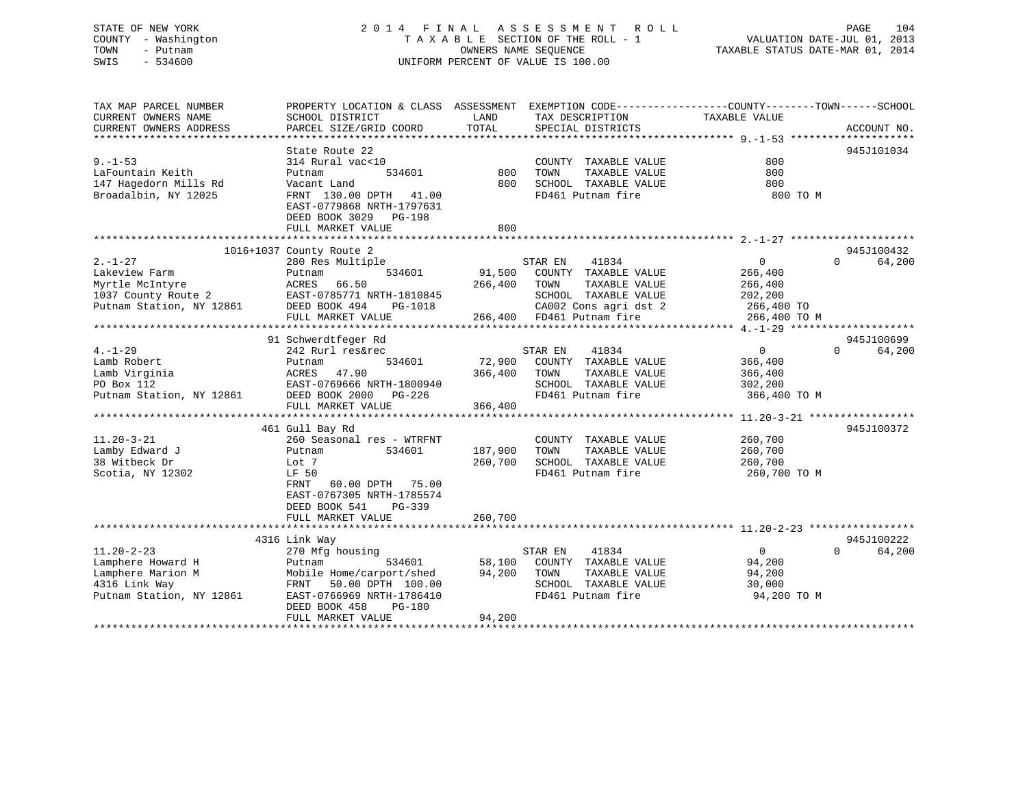STATE OF NEW YORK
COUNTY - Washington
TOWN - Putnam
SWIS - 534600

2014 FINAL ASSESSMENT ROLL
TAXABLE SECTION OF THE ROLL - 1
OWNERS NAME SEQUENCE
UNIFORM PERCENT OF VALUE IS 100.00

VALUATION DATE-JUL 01, 2013
TAXABLE STATUS DATE-MAR 01, 2014

| TAX MAP PARCEL NUMBER / CURRENT OWNERS NAME / CURRENT OWNERS ADDRESS | PROPERTY LOCATION & CLASS / SCHOOL DISTRICT / PARCEL SIZE/GRID COORD | ASSESSMENT LAND | TOTAL | EXEMPTION CODE / TAX DESCRIPTION / SPECIAL DISTRICTS | COUNTY / TOWN / SCHOOL TAXABLE VALUE | ACCOUNT NO. |
|---|---|---|---|---|---|---|
| 9.-1-53 | State Route 22 | | | | | 945J101034 |
| | 314 Rural vac<10 | | | COUNTY TAXABLE VALUE | 800 | |
| LaFountain Keith | Putnam 534601 | 800 | | TOWN TAXABLE VALUE | 800 | |
| 147 Hagedorn Mills Rd | Vacant Land | | 800 | SCHOOL TAXABLE VALUE | 800 | |
| Broadalbin, NY 12025 | FRNT 130.00 DPTH 41.00 | | | FD461 Putnam fire | 800 TO M | |
| | EAST-0779868 NRTH-1797631 | | | | | |
| | DEED BOOK 3029 PG-198 | | | | | |
| | FULL MARKET VALUE | | 800 | | | |
| 2.-1-27 | 1016+1037 County Route 2 | | | | | 945J100432 |
| | 280 Res Multiple | | | STAR EN 41834 | 0 0 64,200 | |
| Lakeview Farm | Putnam 534601 | 91,500 | | COUNTY TAXABLE VALUE | 266,400 | |
| Myrtle McIntyre | ACRES 66.50 | | 266,400 | TOWN TAXABLE VALUE | 266,400 | |
| 1037 County Route 2 | EAST-0785771 NRTH-1810845 | | | SCHOOL TAXABLE VALUE | 202,200 | |
| Putnam Station, NY 12861 | DEED BOOK 494 PG-1018 | | | CA002 Cons agri dst 2 | 266,400 TO | |
| | FULL MARKET VALUE | | 266,400 | FD461 Putnam fire | 266,400 TO M | |
| 4.-1-29 | 91 Schwerdtfeger Rd | | | | | 945J100699 |
| | 242 Rurl res&rec | | | STAR EN 41834 | 0 0 64,200 | |
| Lamb Robert | Putnam 534601 | 72,900 | | COUNTY TAXABLE VALUE | 366,400 | |
| Lamb Virginia | ACRES 47.90 | | 366,400 | TOWN TAXABLE VALUE | 366,400 | |
| PO Box 112 | EAST-0769666 NRTH-1800940 | | | SCHOOL TAXABLE VALUE | 302,200 | |
| Putnam Station, NY 12861 | DEED BOOK 2000 PG-226 | | | FD461 Putnam fire | 366,400 TO M | |
| | FULL MARKET VALUE | | 366,400 | | | |
| 11.20-3-21 | 461 Gull Bay Rd | | | | | 945J100372 |
| | 260 Seasonal res - WTRFNT | | | COUNTY TAXABLE VALUE | 260,700 | |
| Lamby Edward J | Putnam 534601 | 187,900 | | TOWN TAXABLE VALUE | 260,700 | |
| 38 Witbeck Dr | Lot 7 | | 260,700 | SCHOOL TAXABLE VALUE | 260,700 | |
| Scotia, NY 12302 | LF 50 | | | FD461 Putnam fire | 260,700 TO M | |
| | FRNT 60.00 DPTH 75.00 | | | | | |
| | EAST-0767305 NRTH-1785574 | | | | | |
| | DEED BOOK 541 PG-339 | | | | | |
| | FULL MARKET VALUE | | 260,700 | | | |
| 11.20-2-23 | 4316 Link Way | | | | | 945J100222 |
| | 270 Mfg housing | | | STAR EN 41834 | 0 0 64,200 | |
| Lamphere Howard H | Putnam 534601 | 58,100 | | COUNTY TAXABLE VALUE | 94,200 | |
| Lamphere Marion M | Mobile Home/carport/shed | | 94,200 | TOWN TAXABLE VALUE | 94,200 | |
| 4316 Link Way | FRNT 50.00 DPTH 100.00 | | | SCHOOL TAXABLE VALUE | 30,000 | |
| Putnam Station, NY 12861 | EAST-0766969 NRTH-1786410 | | | FD461 Putnam fire | 94,200 TO M | |
| | DEED BOOK 458 PG-180 | | | | | |
| | FULL MARKET VALUE | | 94,200 | | | |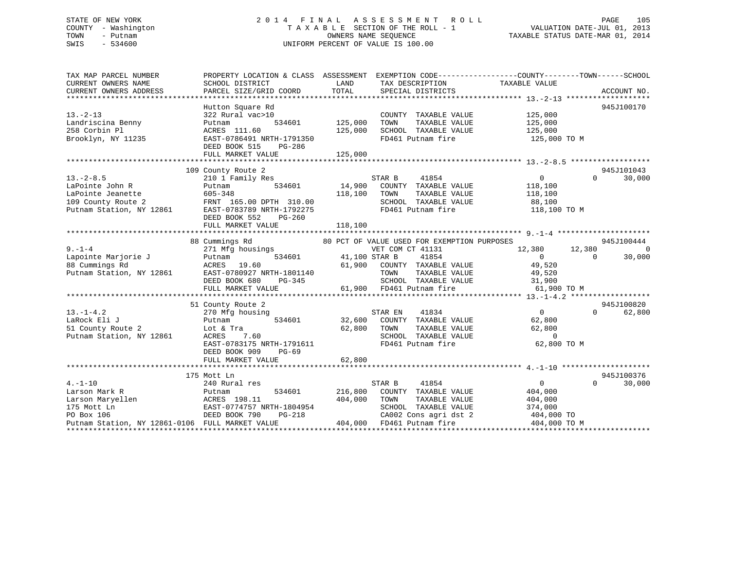STATE OF NEW YORK
COUNTY - Washington
TOWN - Putnam
SWIS - 534600

# 2014 FINAL ASSESSMENT ROLL
TAXABLE SECTION OF THE ROLL - 1
OWNERS NAME SEQUENCE
UNIFORM PERCENT OF VALUE IS 100.00

VALUATION DATE-JUL 01, 2013
TAXABLE STATUS DATE-MAR 01, 2014

```
TAX MAP PARCEL NUMBER          PROPERTY LOCATION & CLASS  ASSESSMENT  EXEMPTION CODE------------------COUNTY--------TOWN------SCHOOL
CURRENT OWNERS NAME            SCHOOL DISTRICT             LAND       TAX DESCRIPTION            TAXABLE VALUE
CURRENT OWNERS ADDRESS         PARCEL SIZE/GRID COORD      TOTAL      SPECIAL DISTRICTS                                     ACCOUNT NO.
******************************************************************************************************* 13.-2-13 *******************
                               Hutton Square Rd                                                                             945J100170
13.-2-13                       322 Rural vac>10                        COUNTY  TAXABLE VALUE          125,000
Landriscina Benny              Putnam          534601      125,000    TOWN    TAXABLE VALUE          125,000
258 Corbin Pl                  ACRES 111.60                125,000    SCHOOL  TAXABLE VALUE          125,000
Brooklyn, NY 11235             EAST-0786491 NRTH-1791350              FD461 Putnam fire               125,000 TO M
                               DEED BOOK 515    PG-286
                               FULL MARKET VALUE           125,000
******************************************************************************************************* 13.-2-8.5 ******************
                           109 County Route 2                                                                               945J101043
13.-2-8.5                      210 1 Family Res                     STAR B     41854                   0           0      30,000
LaPointe John R                Putnam          534601       14,900    COUNTY  TAXABLE VALUE          118,100
LaPointe Jeanette              605-348                     118,100    TOWN    TAXABLE VALUE          118,100
109 County Route 2             FRNT 165.00 DPTH 310.00                SCHOOL  TAXABLE VALUE           88,100
Putnam Station, NY 12861       EAST-0783789 NRTH-1792275              FD461 Putnam fire               118,100 TO M
                               DEED BOOK 552    PG-260
                               FULL MARKET VALUE           118,100
******************************************************************************************************* 9.-1-4 *********************
                            88 Cummings Rd              80 PCT OF VALUE USED FOR EXEMPTION PURPOSES                         945J100444
9.-1-4                         271 Mfg housings                     VET COM CT 41131              12,380      12,380           0
Lapointe Marjorie J            Putnam          534601       41,100 STAR B     41854                   0           0      30,000
88 Cummings Rd                 ACRES  19.60                 61,900    COUNTY  TAXABLE VALUE           49,520
Putnam Station, NY 12861       EAST-0780927 NRTH-1801140              TOWN    TAXABLE VALUE           49,520
                               DEED BOOK 680    PG-345                SCHOOL  TAXABLE VALUE           31,900
                               FULL MARKET VALUE            61,900    FD461 Putnam fire                61,900 TO M
******************************************************************************************************* 13.-1-4.2 ******************
                            51 County Route 2                                                                               945J100820
13.-1-4.2                      270 Mfg housing                      STAR EN    41834                   0           0      62,800
LaRock Eli J                   Putnam          534601       32,600    COUNTY  TAXABLE VALUE           62,800
51 County Route 2              Lot & Tra                    62,800    TOWN    TAXABLE VALUE           62,800
Putnam Station, NY 12861       ACRES   7.60                           SCHOOL  TAXABLE VALUE                0
                               EAST-0783175 NRTH-1791611              FD461 Putnam fire                62,800 TO M
                               DEED BOOK 909    PG-69
                               FULL MARKET VALUE            62,800
******************************************************************************************************* 4.-1-10 ********************
                           175 Mott Ln                                                                                      945J100376
4.-1-10                        240 Rural res                        STAR B     41854                   0           0      30,000
Larson Mark R                  Putnam          534601      216,800    COUNTY  TAXABLE VALUE          404,000
Larson Maryellen               ACRES 198.11                404,000    TOWN    TAXABLE VALUE          404,000
175 Mott Ln                    EAST-0774757 NRTH-1804954              SCHOOL  TAXABLE VALUE          374,000
PO Box 106                     DEED BOOK 790    PG-218                CA002 Cons agri dst 2           404,000 TO
Putnam Station, NY 12861-0106  FULL MARKET VALUE           404,000    FD461 Putnam fire               404,000 TO M
************************************************************************************************************************************
```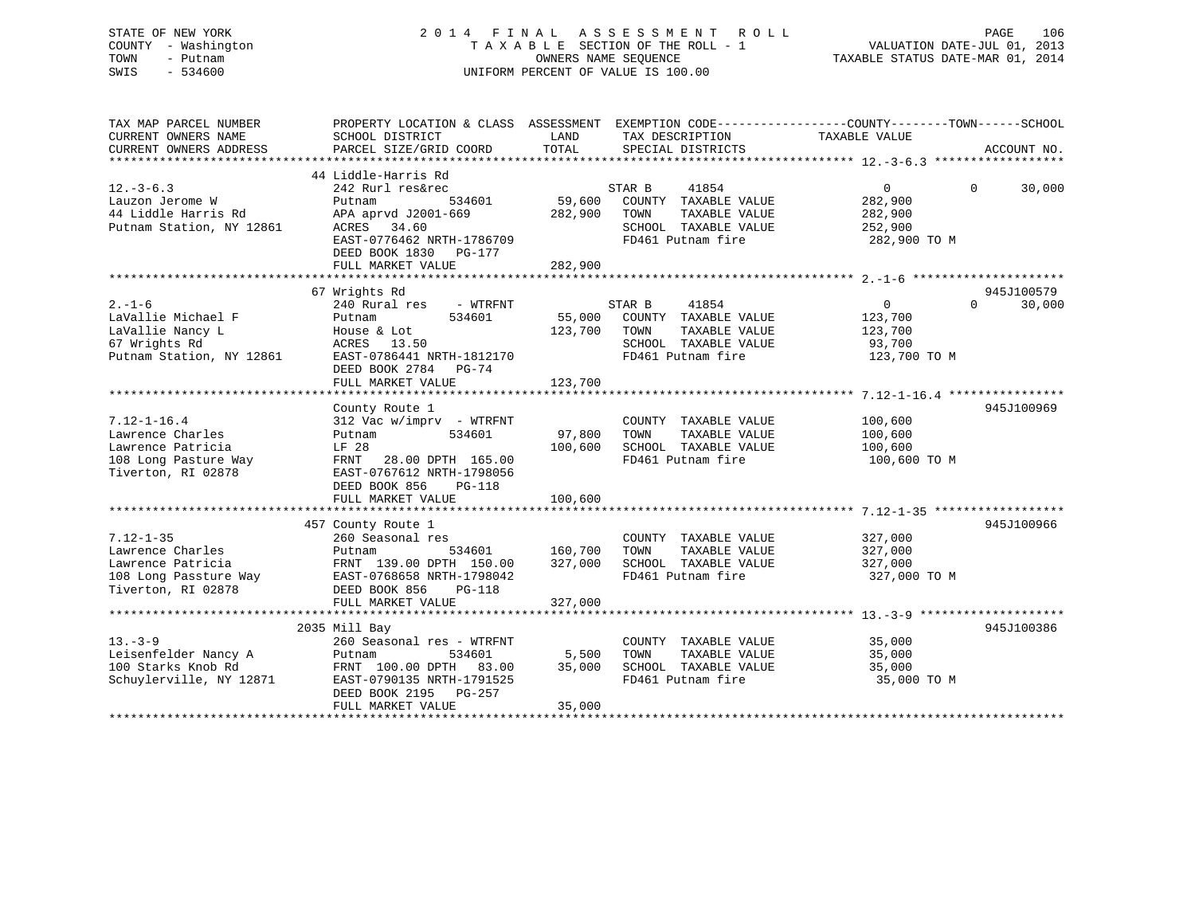STATE OF NEW YORK
COUNTY - Washington
TOWN - Putnam
SWIS - 534600

# 2014 FINAL ASSESSMENT ROLL

TAXABLE SECTION OF THE ROLL - 1
OWNERS NAME SEQUENCE
UNIFORM PERCENT OF VALUE IS 100.00

VALUATION DATE-JUL 01, 2013
TAXABLE STATUS DATE-MAR 01, 2014

```
TAX MAP PARCEL NUMBER          PROPERTY LOCATION & CLASS  ASSESSMENT  EXEMPTION CODE------------------COUNTY--------TOWN------SCHOOL
CURRENT OWNERS NAME            SCHOOL DISTRICT               LAND     TAX DESCRIPTION            TAXABLE VALUE
CURRENT OWNERS ADDRESS         PARCEL SIZE/GRID COORD        TOTAL    SPECIAL DISTRICTS                                    ACCOUNT NO.
******************************************************************************************************* 12.-3-6.3 ******************
                               44 Liddle-Harris Rd
12.-3-6.3                      242 Rurl res&rec                      STAR B      41854                   0          0       30,000
Lauzon Jerome W                Putnam          534601       59,600   COUNTY  TAXABLE VALUE          282,900
44 Liddle Harris Rd            APA aprvd J2001-669         282,900   TOWN    TAXABLE VALUE          282,900
Putnam Station, NY 12861       ACRES   34.60                         SCHOOL  TAXABLE VALUE          252,900
                               EAST-0776462 NRTH-1786709             FD461 Putnam fire               282,900 TO M
                               DEED BOOK 1830   PG-177
                               FULL MARKET VALUE           282,900
******************************************************************************************************* 2.-1-6 *********************
                               67 Wrights Rd                                                                            945J100579
2.-1-6                         240 Rural res    - WTRFNT             STAR B      41854                   0          0       30,000
LaVallie Michael F             Putnam          534601       55,000   COUNTY  TAXABLE VALUE          123,700
LaVallie Nancy L               House & Lot                 123,700   TOWN    TAXABLE VALUE          123,700
67 Wrights Rd                  ACRES   13.50                         SCHOOL  TAXABLE VALUE           93,700
Putnam Station, NY 12861       EAST-0786441 NRTH-1812170             FD461 Putnam fire               123,700 TO M
                               DEED BOOK 2784   PG-74
                               FULL MARKET VALUE           123,700
******************************************************************************************************* 7.12-1-16.4 ****************
                               County Route 1                                                                           945J100969
7.12-1-16.4                    312 Vac w/imprv  - WTRFNT             COUNTY  TAXABLE VALUE          100,600
Lawrence Charles               Putnam          534601       97,800   TOWN    TAXABLE VALUE          100,600
Lawrence Patricia              LF 28                       100,600   SCHOOL  TAXABLE VALUE          100,600
108 Long Pasture Way           FRNT   28.00 DPTH 165.00              FD461 Putnam fire               100,600 TO M
Tiverton, RI 02878             EAST-0767612 NRTH-1798056
                               DEED BOOK 856    PG-118
                               FULL MARKET VALUE           100,600
******************************************************************************************************* 7.12-1-35 ******************
                               457 County Route 1                                                                       945J100966
7.12-1-35                      260 Seasonal res                      COUNTY  TAXABLE VALUE          327,000
Lawrence Charles               Putnam          534601      160,700   TOWN    TAXABLE VALUE          327,000
Lawrence Patricia              FRNT 139.00 DPTH 150.00     327,000   SCHOOL  TAXABLE VALUE          327,000
108 Long Passture Way          EAST-0768658 NRTH-1798042             FD461 Putnam fire               327,000 TO M
Tiverton, RI 02878             DEED BOOK 856    PG-118
                               FULL MARKET VALUE           327,000
******************************************************************************************************* 13.-3-9 ********************
                               2035 Mill Bay                                                                            945J100386
13.-3-9                        260 Seasonal res - WTRFNT             COUNTY  TAXABLE VALUE           35,000
Leisenfelder Nancy A           Putnam          534601        5,500   TOWN    TAXABLE VALUE           35,000
100 Starks Knob Rd             FRNT 100.00 DPTH  83.00      35,000   SCHOOL  TAXABLE VALUE           35,000
Schuylerville, NY 12871        EAST-0790135 NRTH-1791525             FD461 Putnam fire                35,000 TO M
                               DEED BOOK 2195   PG-257
                               FULL MARKET VALUE            35,000
************************************************************************************************************************************
```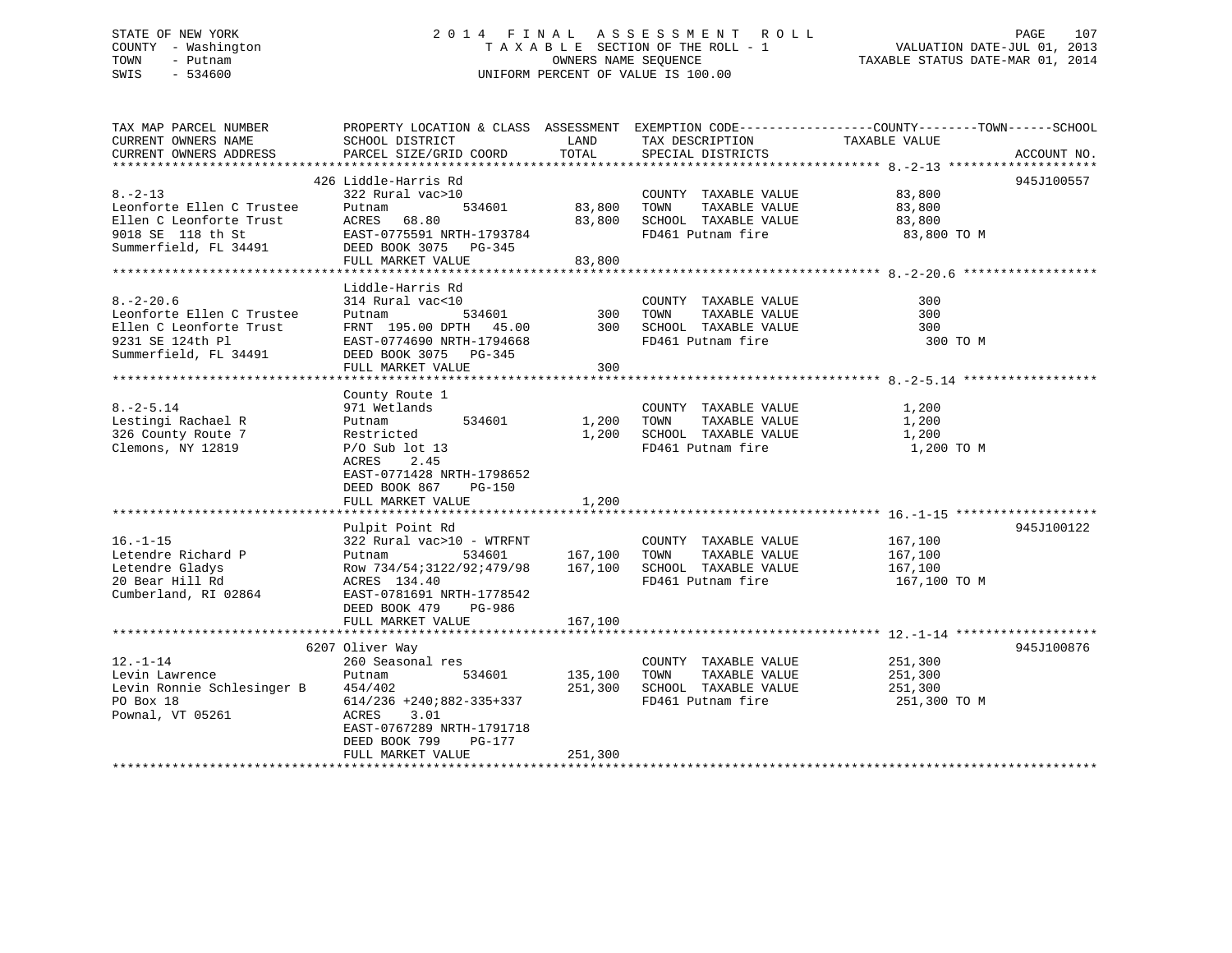STATE OF NEW YORK
COUNTY - Washington
TOWN - Putnam
SWIS - 534600

2014 FINAL ASSESSMENT ROLL
TAXABLE SECTION OF THE ROLL - 1
OWNERS NAME SEQUENCE
UNIFORM PERCENT OF VALUE IS 100.00

VALUATION DATE-JUL 01, 2013
TAXABLE STATUS DATE-MAR 01, 2014

| TAX MAP PARCEL NUMBER / CURRENT OWNERS NAME / CURRENT OWNERS ADDRESS | PROPERTY LOCATION & CLASS / SCHOOL DISTRICT / PARCEL SIZE/GRID COORD | ASSESSMENT LAND | ASSESSMENT TOTAL | EXEMPTION CODE / TAX DESCRIPTION / SPECIAL DISTRICTS | TAXABLE VALUE (COUNTY/TOWN/SCHOOL) | ACCOUNT NO. |
|---|---|---|---|---|---|---|
| 8.-2-13 | 426 Liddle-Harris Rd | | | | | 945J100557 |
| Leonforte Ellen C Trustee | 322 Rural vac>10 | | | COUNTY TAXABLE VALUE | 83,800 | |
| Ellen C Leonforte Trust | Putnam 534601 | 83,800 | | TOWN TAXABLE VALUE | 83,800 | |
| 9018 SE 118 th St | ACRES 68.80 | | 83,800 | SCHOOL TAXABLE VALUE | 83,800 | |
| Summerfield, FL 34491 | EAST-0775591 NRTH-1793784 | | | FD461 Putnam fire | 83,800 TO M | |
| | DEED BOOK 3075 PG-345 | | | | | |
| | FULL MARKET VALUE | | 83,800 | | | |
| 8.-2-20.6 | Liddle-Harris Rd | | | | | |
| Leonforte Ellen C Trustee | 314 Rural vac<10 | | | COUNTY TAXABLE VALUE | 300 | |
| Ellen C Leonforte Trust | Putnam 534601 | 300 | | TOWN TAXABLE VALUE | 300 | |
| 9231 SE 124th Pl | FRNT 195.00 DPTH 45.00 | | 300 | SCHOOL TAXABLE VALUE | 300 | |
| Summerfield, FL 34491 | EAST-0774690 NRTH-1794668 | | | FD461 Putnam fire | 300 TO M | |
| | DEED BOOK 3075 PG-345 | | | | | |
| | FULL MARKET VALUE | | 300 | | | |
| 8.-2-5.14 | County Route 1 | | | | | |
| Lestingi Rachael R | 971 Wetlands | | | COUNTY TAXABLE VALUE | 1,200 | |
| 326 County Route 7 | Putnam 534601 | 1,200 | | TOWN TAXABLE VALUE | 1,200 | |
| Clemons, NY 12819 | Restricted | | 1,200 | SCHOOL TAXABLE VALUE | 1,200 | |
| | P/O Sub lot 13 | | | FD461 Putnam fire | 1,200 TO M | |
| | ACRES 2.45 | | | | | |
| | EAST-0771428 NRTH-1798652 | | | | | |
| | DEED BOOK 867 PG-150 | | | | | |
| | FULL MARKET VALUE | | 1,200 | | | |
| 16.-1-15 | Pulpit Point Rd | | | | | 945J100122 |
| Letendre Richard P | 322 Rural vac>10 - WTRFNT | | | COUNTY TAXABLE VALUE | 167,100 | |
| Letendre Gladys | Putnam 534601 | 167,100 | | TOWN TAXABLE VALUE | 167,100 | |
| 20 Bear Hill Rd | Row 734/54;3122/92;479/98 | | 167,100 | SCHOOL TAXABLE VALUE | 167,100 | |
| Cumberland, RI 02864 | ACRES 134.40 | | | FD461 Putnam fire | 167,100 TO M | |
| | EAST-0781691 NRTH-1778542 | | | | | |
| | DEED BOOK 479 PG-986 | | | | | |
| | FULL MARKET VALUE | | 167,100 | | | |
| 12.-1-14 | 6207 Oliver Way | | | | | 945J100876 |
| Levin Lawrence | 260 Seasonal res | | | COUNTY TAXABLE VALUE | 251,300 | |
| Levin Ronnie Schlesinger B | Putnam 534601 | 135,100 | | TOWN TAXABLE VALUE | 251,300 | |
| PO Box 18 | 454/402 | | 251,300 | SCHOOL TAXABLE VALUE | 251,300 | |
| Pownal, VT 05261 | 614/236 +240;882-335+337 | | | FD461 Putnam fire | 251,300 TO M | |
| | ACRES 3.01 | | | | | |
| | EAST-0767289 NRTH-1791718 | | | | | |
| | DEED BOOK 799 PG-177 | | | | | |
| | FULL MARKET VALUE | | 251,300 | | | |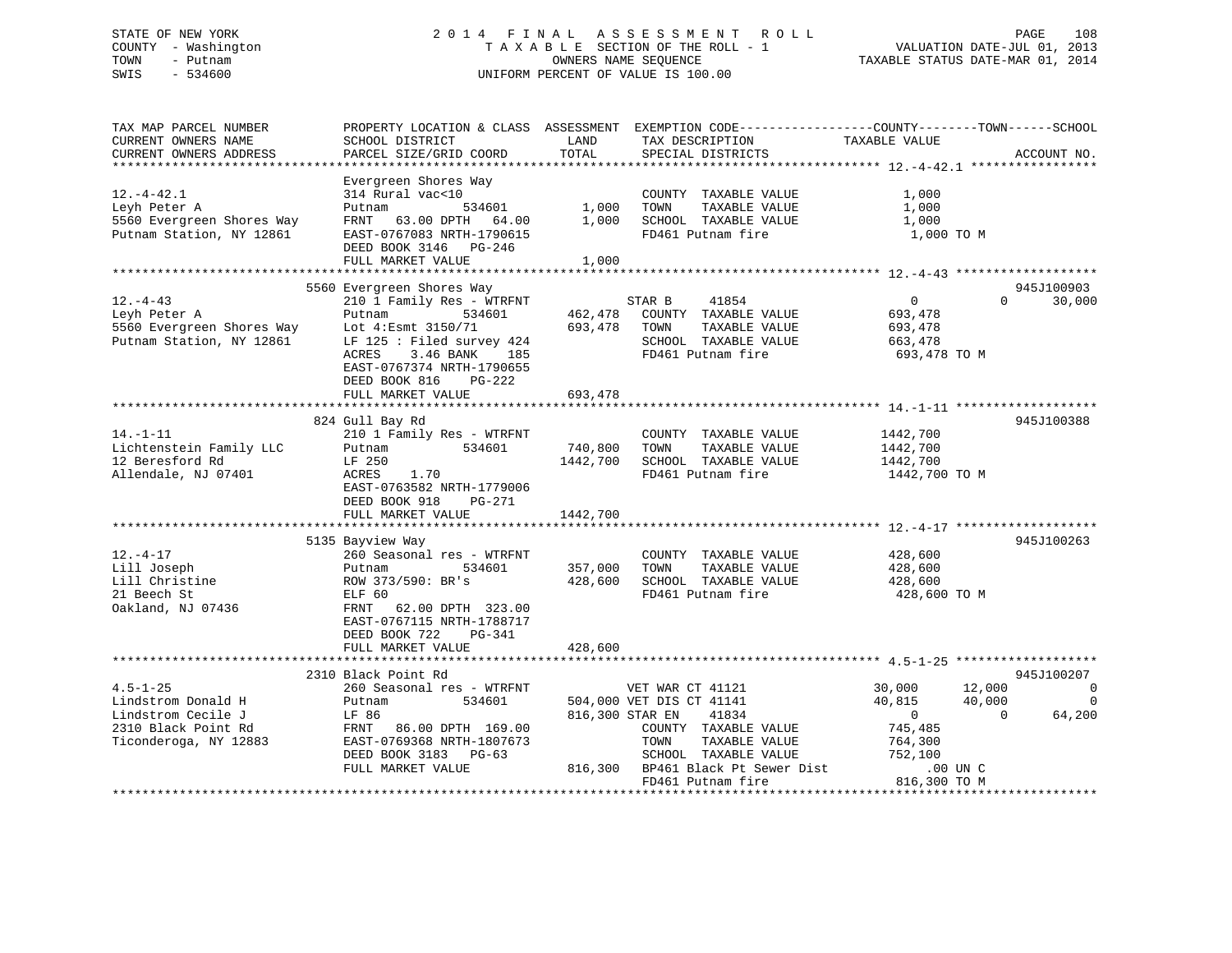STATE OF NEW YORK — 2014 FINAL ASSESSMENT ROLL
COUNTY - Washington — TAXABLE SECTION OF THE ROLL - 1 — VALUATION DATE-JUL 01, 2013
TOWN - Putnam — OWNERS NAME SEQUENCE — TAXABLE STATUS DATE-MAR 01, 2014
SWIS - 534600 — UNIFORM PERCENT OF VALUE IS 100.00

| TAX MAP PARCEL NUMBER / CURRENT OWNERS NAME / CURRENT OWNERS ADDRESS | PROPERTY LOCATION & CLASS / SCHOOL DISTRICT / PARCEL SIZE/GRID COORD | ASSESSMENT LAND / TOTAL | EXEMPTION CODE / TAX DESCRIPTION / SPECIAL DISTRICTS | COUNTY TAXABLE VALUE | TOWN | SCHOOL | ACCOUNT NO. |
|---|---|---|---|---|---|---|---|
| **12.-4-42.1** | Evergreen Shores Way | | | | | | |
| Leyh Peter A | 314 Rural vac<10 | | COUNTY TAXABLE VALUE | 1,000 | | | |
| 5560 Evergreen Shores Way | Putnam 534601 | 1,000 | TOWN TAXABLE VALUE | 1,000 | | | |
| Putnam Station, NY 12861 | FRNT 63.00 DPTH 64.00 | 1,000 | SCHOOL TAXABLE VALUE | 1,000 | | | |
| | EAST-0767083 NRTH-1790615 | | FD461 Putnam fire | 1,000 TO M | | | |
| | DEED BOOK 3146 PG-246 | | | | | | |
| | FULL MARKET VALUE | 1,000 | | | | | |
| **12.-4-43** | 5560 Evergreen Shores Way | | | | | | 945J100903 |
| Leyh Peter A | 210 1 Family Res - WTRFNT | | STAR B 41854 | 0 | 0 | 30,000 | |
| 5560 Evergreen Shores Way | Putnam 534601 | 462,478 | COUNTY TAXABLE VALUE | 693,478 | | | |
| Putnam Station, NY 12861 | Lot 4:Esmt 3150/71 | 693,478 | TOWN TAXABLE VALUE | 693,478 | | | |
| | LF 125 : Filed survey 424 | | SCHOOL TAXABLE VALUE | 663,478 | | | |
| | ACRES 3.46 BANK 185 | | FD461 Putnam fire | 693,478 TO M | | | |
| | EAST-0767374 NRTH-1790655 | | | | | | |
| | DEED BOOK 816 PG-222 | | | | | | |
| | FULL MARKET VALUE | 693,478 | | | | | |
| **14.-1-11** | 824 Gull Bay Rd | | | | | | 945J100388 |
| Lichtenstein Family LLC | 210 1 Family Res - WTRFNT | | COUNTY TAXABLE VALUE | 1442,700 | | | |
| 12 Beresford Rd | Putnam 534601 | 740,800 | TOWN TAXABLE VALUE | 1442,700 | | | |
| Allendale, NJ 07401 | LF 250 | 1442,700 | SCHOOL TAXABLE VALUE | 1442,700 | | | |
| | ACRES 1.70 | | FD461 Putnam fire | 1442,700 TO M | | | |
| | EAST-0763582 NRTH-1779006 | | | | | | |
| | DEED BOOK 918 PG-271 | | | | | | |
| | FULL MARKET VALUE | 1442,700 | | | | | |
| **12.-4-17** | 5135 Bayview Way | | | | | | 945J100263 |
| Lill Joseph | 260 Seasonal res - WTRFNT | | COUNTY TAXABLE VALUE | 428,600 | | | |
| Lill Christine | Putnam 534601 | 357,000 | TOWN TAXABLE VALUE | 428,600 | | | |
| 21 Beech St | ROW 373/590: BR's | 428,600 | SCHOOL TAXABLE VALUE | 428,600 | | | |
| Oakland, NJ 07436 | ELF 60 | | FD461 Putnam fire | 428,600 TO M | | | |
| | FRNT 62.00 DPTH 323.00 | | | | | | |
| | EAST-0767115 NRTH-1788717 | | | | | | |
| | DEED BOOK 722 PG-341 | | | | | | |
| | FULL MARKET VALUE | 428,600 | | | | | |
| **4.5-1-25** | 2310 Black Point Rd | | | | | | 945J100207 |
| Lindstrom Donald H | 260 Seasonal res - WTRFNT | | VET WAR CT 41121 | 30,000 | 12,000 | 0 | |
| Lindstrom Cecile J | Putnam 534601 | 504,000 | VET DIS CT 41141 | 40,815 | 40,000 | 0 | |
| 2310 Black Point Rd | LF 86 | 816,300 | STAR EN 41834 | 0 | 0 | 64,200 | |
| Ticonderoga, NY 12883 | FRNT 86.00 DPTH 169.00 | | COUNTY TAXABLE VALUE | 745,485 | | | |
| | EAST-0769368 NRTH-1807673 | | TOWN TAXABLE VALUE | 764,300 | | | |
| | DEED BOOK 3183 PG-63 | | SCHOOL TAXABLE VALUE | 752,100 | | | |
| | FULL MARKET VALUE | 816,300 | BP461 Black Pt Sewer Dist | .00 UN C | | | |
| | | | FD461 Putnam fire | 816,300 TO M | | | |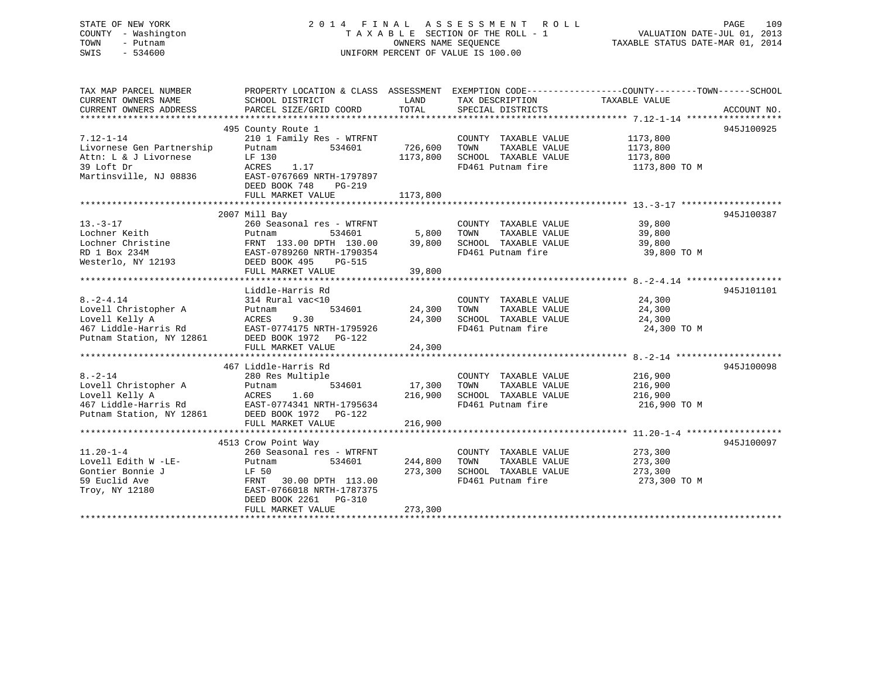STATE OF NEW YORK
COUNTY - Washington
TOWN - Putnam
SWIS - 534600

2014 FINAL ASSESSMENT ROLL
TAXABLE SECTION OF THE ROLL - 1
OWNERS NAME SEQUENCE
UNIFORM PERCENT OF VALUE IS 100.00

VALUATION DATE-JUL 01, 2013
TAXABLE STATUS DATE-MAR 01, 2014

| TAX MAP PARCEL NUMBER / CURRENT OWNERS NAME / CURRENT OWNERS ADDRESS | PROPERTY LOCATION & CLASS / SCHOOL DISTRICT / PARCEL SIZE/GRID COORD | ASSESSMENT LAND / TOTAL | EXEMPTION CODE / TAX DESCRIPTION / SPECIAL DISTRICTS | TAXABLE VALUE (COUNTY / TOWN / SCHOOL) | ACCOUNT NO. |
|---|---|---|---|---|---|
| **7.12-1-14** | 495 County Route 1 | | | | 945J100925 |
| 7.12-1-14 | 210 1 Family Res - WTRFNT | | COUNTY TAXABLE VALUE | 1173,800 | |
| Livornese Gen Partnership | Putnam 534601 | 726,600 | TOWN TAXABLE VALUE | 1173,800 | |
| Attn: L & J Livornese | LF 130 | 1173,800 | SCHOOL TAXABLE VALUE | 1173,800 | |
| 39 Loft Dr | ACRES 1.17 | | FD461 Putnam fire | 1173,800 TO M | |
| Martinsville, NJ 08836 | EAST-0767669 NRTH-1797897 | | | | |
| | DEED BOOK 748 PG-219 | | | | |
| | FULL MARKET VALUE | 1173,800 | | | |
| **13.-3-17** | 2007 Mill Bay | | | | 945J100387 |
| 13.-3-17 | 260 Seasonal res - WTRFNT | | COUNTY TAXABLE VALUE | 39,800 | |
| Lochner Keith | Putnam 534601 | 5,800 | TOWN TAXABLE VALUE | 39,800 | |
| Lochner Christine | FRNT 133.00 DPTH 130.00 | 39,800 | SCHOOL TAXABLE VALUE | 39,800 | |
| RD 1 Box 234M | EAST-0789260 NRTH-1790354 | | FD461 Putnam fire | 39,800 TO M | |
| Westerlo, NY 12193 | DEED BOOK 495 PG-515 | | | | |
| | FULL MARKET VALUE | 39,800 | | | |
| **8.-2-4.14** | Liddle-Harris Rd | | | | 945J101101 |
| 8.-2-4.14 | 314 Rural vac<10 | | COUNTY TAXABLE VALUE | 24,300 | |
| Lovell Christopher A | Putnam 534601 | 24,300 | TOWN TAXABLE VALUE | 24,300 | |
| Lovell Kelly A | ACRES 9.30 | 24,300 | SCHOOL TAXABLE VALUE | 24,300 | |
| 467 Liddle-Harris Rd | EAST-0774175 NRTH-1795926 | | FD461 Putnam fire | 24,300 TO M | |
| Putnam Station, NY 12861 | DEED BOOK 1972 PG-122 | | | | |
| | FULL MARKET VALUE | 24,300 | | | |
| **8.-2-14** | 467 Liddle-Harris Rd | | | | 945J100098 |
| 8.-2-14 | 280 Res Multiple | | COUNTY TAXABLE VALUE | 216,900 | |
| Lovell Christopher A | Putnam 534601 | 17,300 | TOWN TAXABLE VALUE | 216,900 | |
| Lovell Kelly A | ACRES 1.60 | 216,900 | SCHOOL TAXABLE VALUE | 216,900 | |
| 467 Liddle-Harris Rd | EAST-0774341 NRTH-1795634 | | FD461 Putnam fire | 216,900 TO M | |
| Putnam Station, NY 12861 | DEED BOOK 1972 PG-122 | | | | |
| | FULL MARKET VALUE | 216,900 | | | |
| **11.20-1-4** | 4513 Crow Point Way | | | | 945J100097 |
| 11.20-1-4 | 260 Seasonal res - WTRFNT | | COUNTY TAXABLE VALUE | 273,300 | |
| Lovell Edith W -LE- | Putnam 534601 | 244,800 | TOWN TAXABLE VALUE | 273,300 | |
| Gontier Bonnie J | LF 50 | 273,300 | SCHOOL TAXABLE VALUE | 273,300 | |
| 59 Euclid Ave | FRNT 30.00 DPTH 113.00 | | FD461 Putnam fire | 273,300 TO M | |
| Troy, NY 12180 | EAST-0766018 NRTH-1787375 | | | | |
| | DEED BOOK 2261 PG-310 | | | | |
| | FULL MARKET VALUE | 273,300 | | | |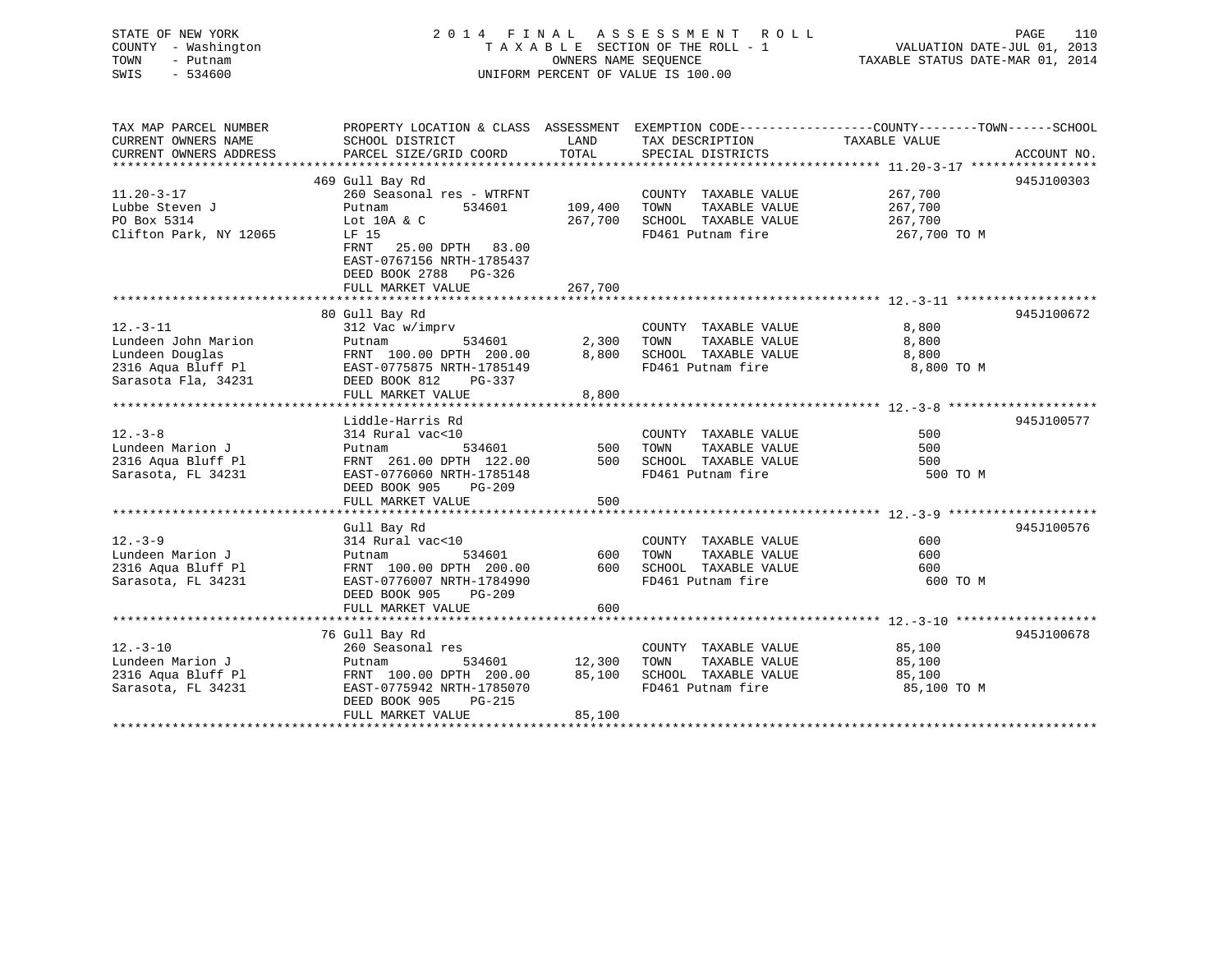STATE OF NEW YORK
COUNTY - Washington
TOWN - Putnam
SWIS - 534600

2014 FINAL ASSESSMENT ROLL
TAXABLE SECTION OF THE ROLL - 1
OWNERS NAME SEQUENCE
UNIFORM PERCENT OF VALUE IS 100.00

VALUATION DATE-JUL 01, 2013
TAXABLE STATUS DATE-MAR 01, 2014

| TAX MAP PARCEL NUMBER / CURRENT OWNERS NAME / CURRENT OWNERS ADDRESS | PROPERTY LOCATION & CLASS / SCHOOL DISTRICT / PARCEL SIZE/GRID COORD | ASSESSMENT LAND | TOTAL | EXEMPTION CODE / TAX DESCRIPTION / SPECIAL DISTRICTS | TAXABLE VALUE (COUNTY / TOWN / SCHOOL) | ACCOUNT NO. |
|---|---|---|---|---|---|---|
| **11.20-3-17** | 469 Gull Bay Rd | | | | | 945J100303 |
| Lubbe Steven J | 260 Seasonal res - WTRFNT | | | COUNTY TAXABLE VALUE | 267,700 | |
| PO Box 5314 | Putnam 534601 | 109,400 | | TOWN TAXABLE VALUE | 267,700 | |
| Clifton Park, NY 12065 | Lot 10A & C | | 267,700 | SCHOOL TAXABLE VALUE | 267,700 | |
| | LF 15 | | | FD461 Putnam fire | 267,700 TO M | |
| | FRNT 25.00 DPTH 83.00 | | | | | |
| | EAST-0767156 NRTH-1785437 | | | | | |
| | DEED BOOK 2788 PG-326 | | | | | |
| | FULL MARKET VALUE | | 267,700 | | | |
| **12.-3-11** | 80 Gull Bay Rd | | | | | 945J100672 |
| Lundeen John Marion | 312 Vac w/imprv | | | COUNTY TAXABLE VALUE | 8,800 | |
| Lundeen Douglas | Putnam 534601 | 2,300 | | TOWN TAXABLE VALUE | 8,800 | |
| 2316 Aqua Bluff Pl | FRNT 100.00 DPTH 200.00 | | 8,800 | SCHOOL TAXABLE VALUE | 8,800 | |
| Sarasota Fla, 34231 | EAST-0775875 NRTH-1785149 | | | FD461 Putnam fire | 8,800 TO M | |
| | DEED BOOK 812 PG-337 | | | | | |
| | FULL MARKET VALUE | | 8,800 | | | |
| **12.-3-8** | Liddle-Harris Rd | | | | | 945J100577 |
| Lundeen Marion J | 314 Rural vac<10 | | | COUNTY TAXABLE VALUE | 500 | |
| 2316 Aqua Bluff Pl | Putnam 534601 | 500 | | TOWN TAXABLE VALUE | 500 | |
| Sarasota, FL 34231 | FRNT 261.00 DPTH 122.00 | | 500 | SCHOOL TAXABLE VALUE | 500 | |
| | EAST-0776060 NRTH-1785148 | | | FD461 Putnam fire | 500 TO M | |
| | DEED BOOK 905 PG-209 | | | | | |
| | FULL MARKET VALUE | | 500 | | | |
| **12.-3-9** | Gull Bay Rd | | | | | 945J100576 |
| Lundeen Marion J | 314 Rural vac<10 | | | COUNTY TAXABLE VALUE | 600 | |
| 2316 Aqua Bluff Pl | Putnam 534601 | 600 | | TOWN TAXABLE VALUE | 600 | |
| Sarasota, FL 34231 | FRNT 100.00 DPTH 200.00 | | 600 | SCHOOL TAXABLE VALUE | 600 | |
| | EAST-0776007 NRTH-1784990 | | | FD461 Putnam fire | 600 TO M | |
| | DEED BOOK 905 PG-209 | | | | | |
| | FULL MARKET VALUE | | 600 | | | |
| **12.-3-10** | 76 Gull Bay Rd | | | | | 945J100678 |
| Lundeen Marion J | 260 Seasonal res | | | COUNTY TAXABLE VALUE | 85,100 | |
| 2316 Aqua Bluff Pl | Putnam 534601 | 12,300 | | TOWN TAXABLE VALUE | 85,100 | |
| Sarasota, FL 34231 | FRNT 100.00 DPTH 200.00 | | 85,100 | SCHOOL TAXABLE VALUE | 85,100 | |
| | EAST-0775942 NRTH-1785070 | | | FD461 Putnam fire | 85,100 TO M | |
| | DEED BOOK 905 PG-215 | | | | | |
| | FULL MARKET VALUE | | 85,100 | | | |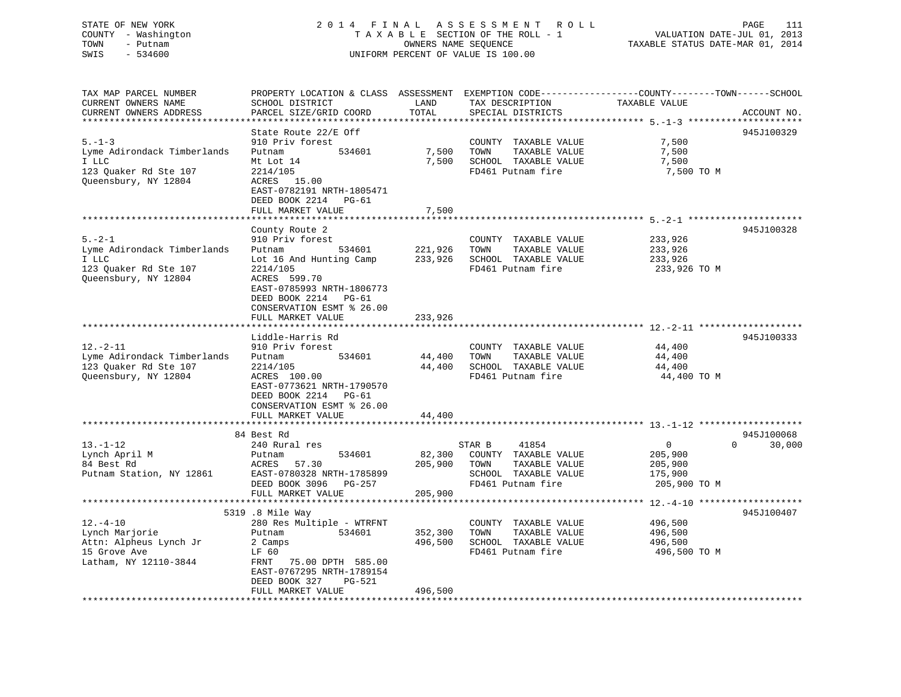STATE OF NEW YORK
COUNTY - Washington
TOWN - Putnam
SWIS - 534600

2 0 1 4 F I N A L A S S E S S M E N T R O L L
T A X A B L E SECTION OF THE ROLL - 1
OWNERS NAME SEQUENCE
UNIFORM PERCENT OF VALUE IS 100.00

VALUATION DATE-JUL 01, 2013
TAXABLE STATUS DATE-MAR 01, 2014

```
TAX MAP PARCEL NUMBER          PROPERTY LOCATION & CLASS  ASSESSMENT  EXEMPTION CODE------------------COUNTY--------TOWN------SCHOOL
CURRENT OWNERS NAME            SCHOOL DISTRICT               LAND      TAX DESCRIPTION               TAXABLE VALUE
CURRENT OWNERS ADDRESS         PARCEL SIZE/GRID COORD        TOTAL     SPECIAL DISTRICTS                                   ACCOUNT NO.
******************************************************************************************************* 5.-1-3 *********************
                               State Route 22/E Off                                                                        945J100329
5.-1-3                         910 Priv forest                         COUNTY  TAXABLE VALUE             7,500
Lyme Adirondack Timberlands    Putnam          534601        7,500     TOWN    TAXABLE VALUE             7,500
I LLC                          Mt Lot 14                     7,500     SCHOOL  TAXABLE VALUE             7,500
123 Quaker Rd Ste 107          2214/105                                FD461 Putnam fire                  7,500 TO M
Queensbury, NY 12804           ACRES  15.00
                               EAST-0782191 NRTH-1805471
                               DEED BOOK 2214   PG-61
                               FULL MARKET VALUE             7,500
******************************************************************************************************* 5.-2-1 *********************
                               County Route 2                                                                              945J100328
5.-2-1                         910 Priv forest                         COUNTY  TAXABLE VALUE           233,926
Lyme Adirondack Timberlands    Putnam          534601      221,926     TOWN    TAXABLE VALUE           233,926
I LLC                          Lot 16 And Hunting Camp     233,926     SCHOOL  TAXABLE VALUE           233,926
123 Quaker Rd Ste 107          2214/105                                FD461 Putnam fire                233,926 TO M
Queensbury, NY 12804           ACRES 599.70
                               EAST-0785993 NRTH-1806773
                               DEED BOOK 2214   PG-61
                               CONSERVATION ESMT % 26.00
                               FULL MARKET VALUE           233,926
******************************************************************************************************* 12.-2-11 *******************
                               Liddle-Harris Rd                                                                            945J100333
12.-2-11                       910 Priv forest                         COUNTY  TAXABLE VALUE            44,400
Lyme Adirondack Timberlands    Putnam          534601       44,400     TOWN    TAXABLE VALUE            44,400
123 Quaker Rd Ste 107          2214/105                     44,400     SCHOOL  TAXABLE VALUE            44,400
Queensbury, NY 12804           ACRES 100.00                            FD461 Putnam fire                 44,400 TO M
                               EAST-0773621 NRTH-1790570
                               DEED BOOK 2214   PG-61
                               CONSERVATION ESMT % 26.00
                               FULL MARKET VALUE            44,400
******************************************************************************************************* 13.-1-12 *******************
                            84 Best Rd                                                                                     945J100068
13.-1-12                       240 Rural res                           STAR B      41854                     0          0      30,000
Lynch April M                  Putnam          534601       82,300     COUNTY  TAXABLE VALUE           205,900
84 Best Rd                     ACRES  57.30                205,900     TOWN    TAXABLE VALUE           205,900
Putnam Station, NY 12861       EAST-0780328 NRTH-1785899               SCHOOL  TAXABLE VALUE           175,900
                               DEED BOOK 3096   PG-257                 FD461 Putnam fire                205,900 TO M
                               FULL MARKET VALUE           205,900
******************************************************************************************************* 12.-4-10 *******************
                          5319 .8 Mile Way                                                                                 945J100407
12.-4-10                       280 Res Multiple - WTRFNT               COUNTY  TAXABLE VALUE           496,500
Lynch Marjorie                 Putnam          534601      352,300     TOWN    TAXABLE VALUE           496,500
Attn: Alpheus Lynch Jr         2 Camps                     496,500     SCHOOL  TAXABLE VALUE           496,500
15 Grove Ave                   LF 60                                   FD461 Putnam fire                496,500 TO M
Latham, NY 12110-3844          FRNT   75.00 DPTH 585.00
                               EAST-0767295 NRTH-1789154
                               DEED BOOK 327    PG-521
                               FULL MARKET VALUE           496,500
************************************************************************************************************************************
```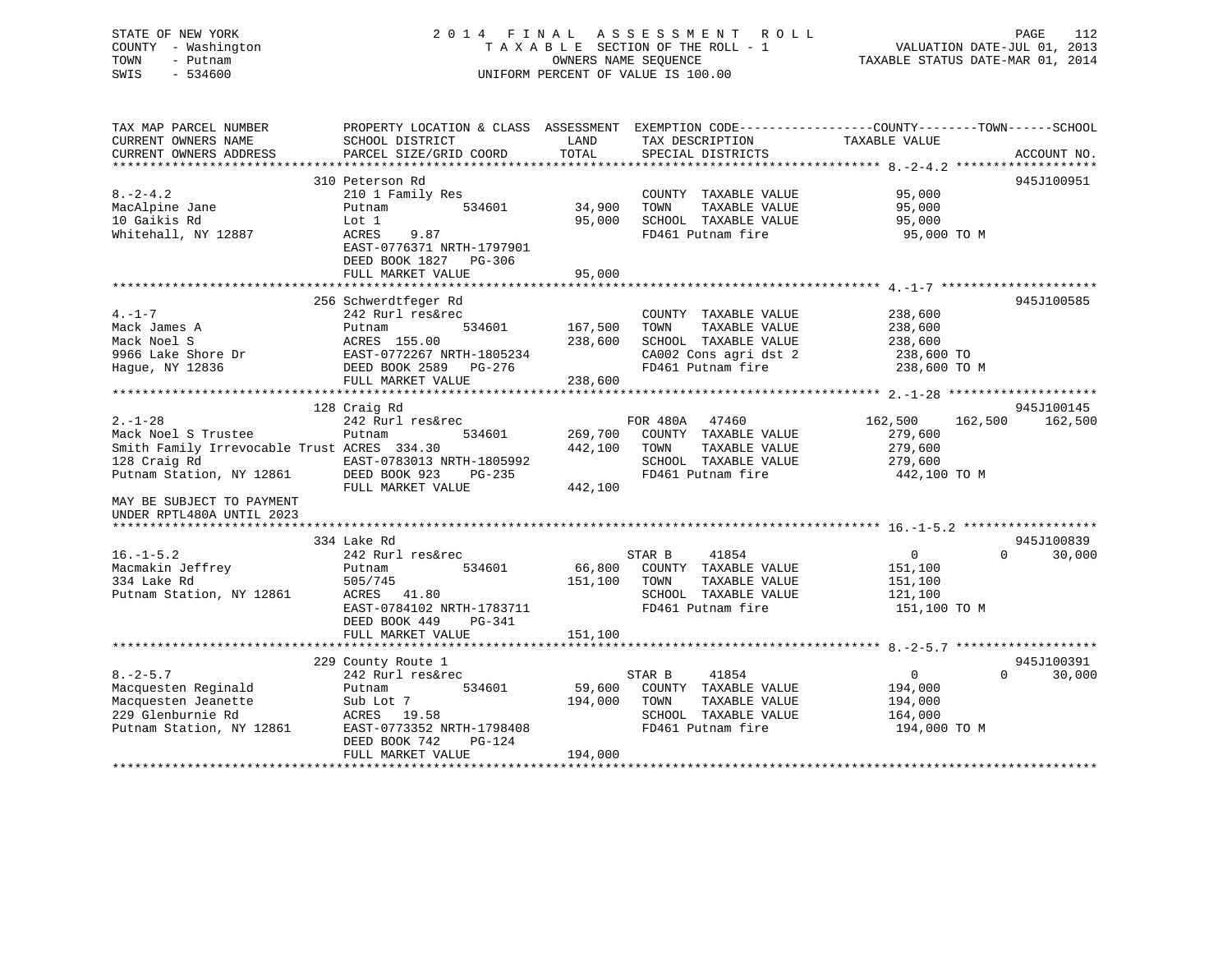STATE OF NEW YORK
COUNTY - Washington
TOWN - Putnam
SWIS - 534600

2014 FINAL ASSESSMENT ROLL
TAXABLE SECTION OF THE ROLL - 1
OWNERS NAME SEQUENCE
UNIFORM PERCENT OF VALUE IS 100.00

VALUATION DATE-JUL 01, 2013
TAXABLE STATUS DATE-MAR 01, 2014

```
TAX MAP PARCEL NUMBER          PROPERTY LOCATION & CLASS  ASSESSMENT  EXEMPTION CODE-----------------COUNTY--------TOWN------SCHOOL
CURRENT OWNERS NAME            SCHOOL DISTRICT              LAND      TAX DESCRIPTION            TAXABLE VALUE
CURRENT OWNERS ADDRESS         PARCEL SIZE/GRID COORD       TOTAL     SPECIAL DISTRICTS                                  ACCOUNT NO.
*************************************************************************************************** 8.-2-4.2 *******************
                               310 Peterson Rd                                                                          945J100951
8.-2-4.2                       210 1 Family Res                       COUNTY  TAXABLE VALUE           95,000
MacAlpine Jane                 Putnam          534601       34,900    TOWN    TAXABLE VALUE           95,000
10 Gaikis Rd                   Lot 1                        95,000    SCHOOL  TAXABLE VALUE           95,000
Whitehall, NY 12887            ACRES    9.87                          FD461 Putnam fire                95,000 TO M
                               EAST-0776371 NRTH-1797901
                               DEED BOOK 1827   PG-306
                               FULL MARKET VALUE            95,000
*************************************************************************************************** 4.-1-7 *********************
                               256 Schwerdtfeger Rd                                                                     945J100585
4.-1-7                         242 Rurl res&rec                       COUNTY  TAXABLE VALUE          238,600
Mack James A                   Putnam          534601      167,500    TOWN    TAXABLE VALUE          238,600
Mack Noel S                    ACRES  155.00               238,600    SCHOOL  TAXABLE VALUE          238,600
9966 Lake Shore Dr             EAST-0772267 NRTH-1805234              CA002 Cons agri dst 2           238,600 TO
Hague, NY 12836                DEED BOOK 2589   PG-276                FD461 Putnam fire               238,600 TO M
                               FULL MARKET VALUE           238,600
*************************************************************************************************** 2.-1-28 ********************
                               128 Craig Rd                                                                             945J100145
2.-1-28                        242 Rurl res&rec                       FOR 480A    47460        162,500     162,500     162,500
Mack Noel S Trustee            Putnam          534601      269,700    COUNTY  TAXABLE VALUE          279,600
Smith Family Irrevocable Trust ACRES  334.30               442,100    TOWN    TAXABLE VALUE          279,600
128 Craig Rd                   EAST-0783013 NRTH-1805992              SCHOOL  TAXABLE VALUE          279,600
Putnam Station, NY 12861       DEED BOOK 923    PG-235                FD461 Putnam fire               442,100 TO M
                               FULL MARKET VALUE           442,100
MAY BE SUBJECT TO PAYMENT
UNDER RPTL480A UNTIL 2023
*************************************************************************************************** 16.-1-5.2 ******************
                               334 Lake Rd                                                                              945J100839
16.-1-5.2                      242 Rurl res&rec                       STAR B      41854              0           0      30,000
Macmakin Jeffrey               Putnam          534601       66,800    COUNTY  TAXABLE VALUE          151,100
334 Lake Rd                    505/745                     151,100    TOWN    TAXABLE VALUE          151,100
Putnam Station, NY 12861       ACRES   41.80                          SCHOOL  TAXABLE VALUE          121,100
                               EAST-0784102 NRTH-1783711              FD461 Putnam fire               151,100 TO M
                               DEED BOOK 449    PG-341
                               FULL MARKET VALUE           151,100
*************************************************************************************************** 8.-2-5.7 *******************
                               229 County Route 1                                                                       945J100391
8.-2-5.7                       242 Rurl res&rec                       STAR B      41854              0           0      30,000
Macquesten Reginald            Putnam          534601       59,600    COUNTY  TAXABLE VALUE          194,000
Macquesten Jeanette            Sub Lot 7                   194,000    TOWN    TAXABLE VALUE          194,000
229 Glenburnie Rd              ACRES   19.58                          SCHOOL  TAXABLE VALUE          164,000
Putnam Station, NY 12861       EAST-0773352 NRTH-1798408              FD461 Putnam fire               194,000 TO M
                               DEED BOOK 742    PG-124
                               FULL MARKET VALUE           194,000
*********************************************************************************************************************************
```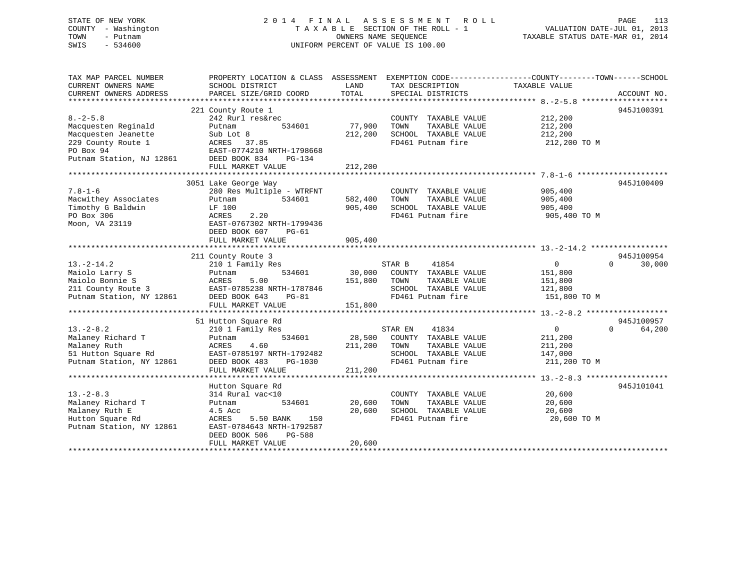STATE OF NEW YORK
COUNTY - Washington
TOWN - Putnam
SWIS - 534600

2 0 1 4 F I N A L A S S E S S M E N T R O L L
T A X A B L E SECTION OF THE ROLL - 1
OWNERS NAME SEQUENCE
UNIFORM PERCENT OF VALUE IS 100.00

VALUATION DATE-JUL 01, 2013
TAXABLE STATUS DATE-MAR 01, 2014

| TAX MAP PARCEL NUMBER / CURRENT OWNERS NAME / CURRENT OWNERS ADDRESS | PROPERTY LOCATION & CLASS / SCHOOL DISTRICT / PARCEL SIZE/GRID COORD | ASSESSMENT LAND | TOTAL | EXEMPTION CODE / TAX DESCRIPTION / SPECIAL DISTRICTS | COUNTY / TOWN / TAXABLE VALUE | SCHOOL | ACCOUNT NO. |
|---|---|---|---|---|---|---|---|
| 8.-2-5.8 | 221 County Route 1 | | | | | | 945J100391 |
| 8.-2-5.8 | 242 Rurl res&rec | | | COUNTY TAXABLE VALUE | 212,200 | | |
| Macquesten Reginald | Putnam 534601 | 77,900 | | TOWN TAXABLE VALUE | 212,200 | | |
| Macquesten Jeanette | Sub Lot 8 | | 212,200 | SCHOOL TAXABLE VALUE | 212,200 | | |
| 229 County Route 1 | ACRES 37.85 | | | FD461 Putnam fire | 212,200 TO M | | |
| PO Box 94 | EAST-0774210 NRTH-1798668 | | | | | | |
| Putnam Station, NJ 12861 | DEED BOOK 834 PG-134 | | | | | | |
| | FULL MARKET VALUE | | 212,200 | | | | |
| 7.8-1-6 | 3051 Lake George Way | | | | | | 945J100409 |
| 7.8-1-6 | 280 Res Multiple - WTRFNT | | | COUNTY TAXABLE VALUE | 905,400 | | |
| Macwithey Associates | Putnam 534601 | 582,400 | | TOWN TAXABLE VALUE | 905,400 | | |
| Timothy G Baldwin | LF 100 | | 905,400 | SCHOOL TAXABLE VALUE | 905,400 | | |
| PO Box 306 | ACRES 2.20 | | | FD461 Putnam fire | 905,400 TO M | | |
| Moon, VA 23119 | EAST-0767302 NRTH-1799436 | | | | | | |
| | DEED BOOK 607 PG-61 | | | | | | |
| | FULL MARKET VALUE | | 905,400 | | | | |
| 13.-2-14.2 | 211 County Route 3 | | | | | | 945J100954 |
| 13.-2-14.2 | 210 1 Family Res | | | STAR B 41854 | 0 | 0 | 30,000 |
| Maiolo Larry S | Putnam 534601 | 30,000 | | COUNTY TAXABLE VALUE | 151,800 | | |
| Maiolo Bonnie S | ACRES 5.00 | | 151,800 | TOWN TAXABLE VALUE | 151,800 | | |
| 211 County Route 3 | EAST-0785238 NRTH-1787846 | | | SCHOOL TAXABLE VALUE | 121,800 | | |
| Putnam Station, NY 12861 | DEED BOOK 643 PG-81 | | | FD461 Putnam fire | 151,800 TO M | | |
| | FULL MARKET VALUE | | 151,800 | | | | |
| 13.-2-8.2 | 51 Hutton Square Rd | | | | | | 945J100957 |
| 13.-2-8.2 | 210 1 Family Res | | | STAR EN 41834 | 0 | 0 | 64,200 |
| Malaney Richard T | Putnam 534601 | 28,500 | | COUNTY TAXABLE VALUE | 211,200 | | |
| Malaney Ruth | ACRES 4.60 | | 211,200 | TOWN TAXABLE VALUE | 211,200 | | |
| 51 Hutton Square Rd | EAST-0785197 NRTH-1792482 | | | SCHOOL TAXABLE VALUE | 147,000 | | |
| Putnam Station, NY 12861 | DEED BOOK 483 PG-1030 | | | FD461 Putnam fire | 211,200 TO M | | |
| | FULL MARKET VALUE | | 211,200 | | | | |
| 13.-2-8.3 | Hutton Square Rd | | | | | | 945J101041 |
| 13.-2-8.3 | 314 Rural vac<10 | | | COUNTY TAXABLE VALUE | 20,600 | | |
| Malaney Richard T | Putnam 534601 | 20,600 | | TOWN TAXABLE VALUE | 20,600 | | |
| Malaney Ruth E | 4.5 Acc | | 20,600 | SCHOOL TAXABLE VALUE | 20,600 | | |
| Hutton Square Rd | ACRES 5.50 BANK 150 | | | FD461 Putnam fire | 20,600 TO M | | |
| Putnam Station, NY 12861 | EAST-0784643 NRTH-1792587 | | | | | | |
| | DEED BOOK 506 PG-588 | | | | | | |
| | FULL MARKET VALUE | | 20,600 | | | | |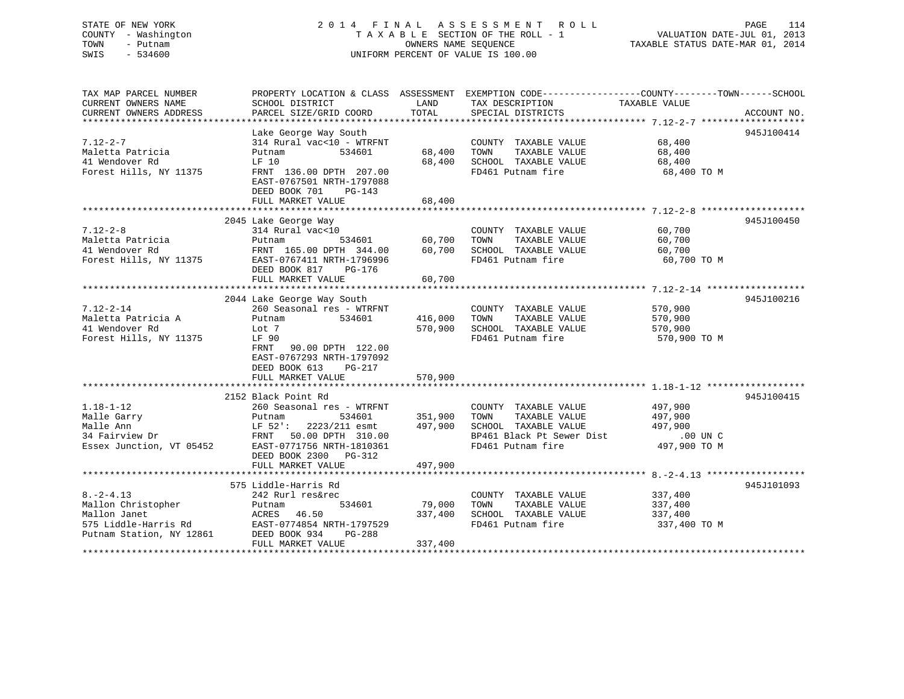STATE OF NEW YORK
COUNTY - Washington
TOWN - Putnam
SWIS - 534600

# 2014 FINAL ASSESSMENT ROLL

TAXABLE SECTION OF THE ROLL - 1
OWNERS NAME SEQUENCE
UNIFORM PERCENT OF VALUE IS 100.00

VALUATION DATE-JUL 01, 2013
TAXABLE STATUS DATE-MAR 01, 2014

| TAX MAP PARCEL NUMBER / CURRENT OWNERS NAME / CURRENT OWNERS ADDRESS | PROPERTY LOCATION & CLASS / SCHOOL DISTRICT / PARCEL SIZE/GRID COORD | ASSESSMENT LAND | TOTAL | EXEMPTION CODE / TAX DESCRIPTION / SPECIAL DISTRICTS | TAXABLE VALUE (COUNTY / TOWN / SCHOOL) | ACCOUNT NO. |
|---|---|---|---|---|---|---|
| **7.12-2-7** | Lake George Way South | | | | | 945J100414 |
| 7.12-2-7 | 314 Rural vac<10 - WTRFNT | | | COUNTY TAXABLE VALUE | 68,400 | |
| Maletta Patricia | Putnam 534601 | 68,400 | | TOWN TAXABLE VALUE | 68,400 | |
| 41 Wendover Rd | LF 10 | | 68,400 | SCHOOL TAXABLE VALUE | 68,400 | |
| Forest Hills, NY 11375 | FRNT 136.00 DPTH 207.00 | | | FD461 Putnam fire | 68,400 TO M | |
| | EAST-0767501 NRTH-1797088 | | | | | |
| | DEED BOOK 701 PG-143 | | | | | |
| | FULL MARKET VALUE | | 68,400 | | | |
| **7.12-2-8** | 2045 Lake George Way | | | | | 945J100450 |
| 7.12-2-8 | 314 Rural vac<10 | | | COUNTY TAXABLE VALUE | 60,700 | |
| Maletta Patricia | Putnam 534601 | 60,700 | | TOWN TAXABLE VALUE | 60,700 | |
| 41 Wendover Rd | FRNT 165.00 DPTH 344.00 | | 60,700 | SCHOOL TAXABLE VALUE | 60,700 | |
| Forest Hills, NY 11375 | EAST-0767411 NRTH-1796996 | | | FD461 Putnam fire | 60,700 TO M | |
| | DEED BOOK 817 PG-176 | | | | | |
| | FULL MARKET VALUE | | 60,700 | | | |
| **7.12-2-14** | 2044 Lake George Way South | | | | | 945J100216 |
| 7.12-2-14 | 260 Seasonal res - WTRFNT | | | COUNTY TAXABLE VALUE | 570,900 | |
| Maletta Patricia A | Putnam 534601 | 416,000 | | TOWN TAXABLE VALUE | 570,900 | |
| 41 Wendover Rd | Lot 7 | | 570,900 | SCHOOL TAXABLE VALUE | 570,900 | |
| Forest Hills, NY 11375 | LF 90 | | | FD461 Putnam fire | 570,900 TO M | |
| | FRNT 90.00 DPTH 122.00 | | | | | |
| | EAST-0767293 NRTH-1797092 | | | | | |
| | DEED BOOK 613 PG-217 | | | | | |
| | FULL MARKET VALUE | | 570,900 | | | |
| **1.18-1-12** | 2152 Black Point Rd | | | | | 945J100415 |
| 1.18-1-12 | 260 Seasonal res - WTRFNT | | | COUNTY TAXABLE VALUE | 497,900 | |
| Malle Garry | Putnam 534601 | 351,900 | | TOWN TAXABLE VALUE | 497,900 | |
| Malle Ann | LF 52': 2223/211 esmt | | 497,900 | SCHOOL TAXABLE VALUE | 497,900 | |
| 34 Fairview Dr | FRNT 50.00 DPTH 310.00 | | | BP461 Black Pt Sewer Dist | .00 UN C | |
| Essex Junction, VT 05452 | EAST-0771756 NRTH-1810361 | | | FD461 Putnam fire | 497,900 TO M | |
| | DEED BOOK 2300 PG-312 | | | | | |
| | FULL MARKET VALUE | | 497,900 | | | |
| **8.-2-4.13** | 575 Liddle-Harris Rd | | | | | 945J101093 |
| 8.-2-4.13 | 242 Rurl res&rec | | | COUNTY TAXABLE VALUE | 337,400 | |
| Mallon Christopher | Putnam 534601 | 79,000 | | TOWN TAXABLE VALUE | 337,400 | |
| Mallon Janet | ACRES 46.50 | | 337,400 | SCHOOL TAXABLE VALUE | 337,400 | |
| 575 Liddle-Harris Rd | EAST-0774854 NRTH-1797529 | | | FD461 Putnam fire | 337,400 TO M | |
| Putnam Station, NY 12861 | DEED BOOK 934 PG-288 | | | | | |
| | FULL MARKET VALUE | | 337,400 | | | |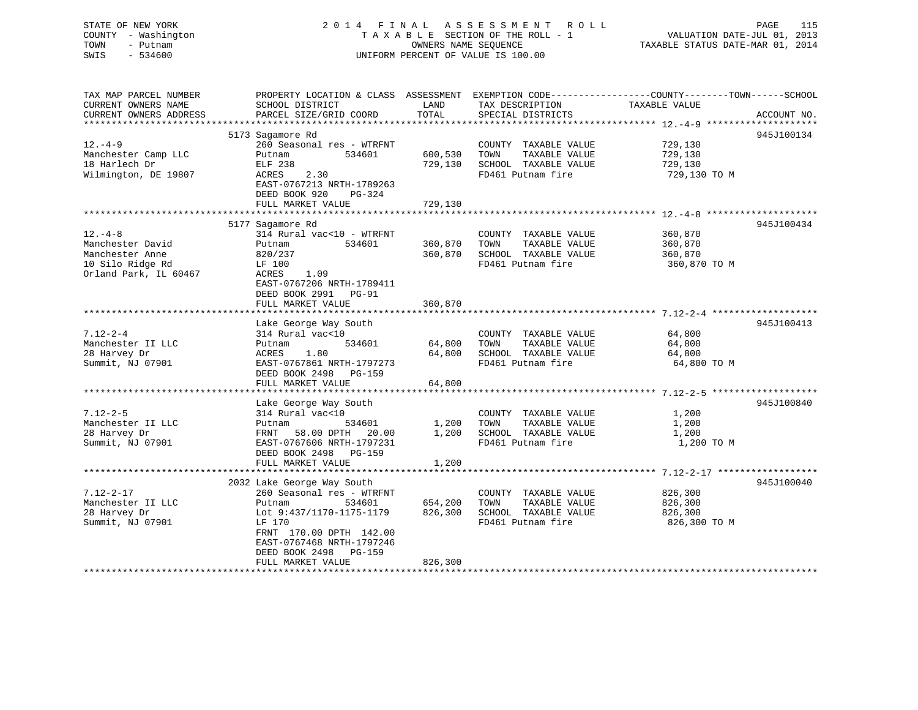STATE OF NEW YORK
COUNTY - Washington
TOWN - Putnam
SWIS - 534600

2014 FINAL ASSESSMENT ROLL
TAXABLE SECTION OF THE ROLL - 1
OWNERS NAME SEQUENCE
UNIFORM PERCENT OF VALUE IS 100.00

VALUATION DATE-JUL 01, 2013
TAXABLE STATUS DATE-MAR 01, 2014

| TAX MAP PARCEL NUMBER / CURRENT OWNERS NAME / CURRENT OWNERS ADDRESS | PROPERTY LOCATION & CLASS / SCHOOL DISTRICT / PARCEL SIZE/GRID COORD | ASSESSMENT LAND | TOTAL | EXEMPTION CODE / TAX DESCRIPTION / SPECIAL DISTRICTS | TAXABLE VALUE (COUNTY--------TOWN------SCHOOL) | ACCOUNT NO. |
|---|---|---|---|---|---|---|
| 12.-4-9 | 5173 Sagamore Rd | | | | | 945J100134 |
| 12.-4-9 | 260 Seasonal res - WTRFNT | | | COUNTY TAXABLE VALUE | 729,130 | |
| Manchester Camp LLC | Putnam 534601 | 600,530 | | TOWN TAXABLE VALUE | 729,130 | |
| 18 Harlech Dr | ELF 238 | | 729,130 | SCHOOL TAXABLE VALUE | 729,130 | |
| Wilmington, DE 19807 | ACRES 2.30 | | | FD461 Putnam fire | 729,130 TO M | |
| | EAST-0767213 NRTH-1789263 | | | | | |
| | DEED BOOK 920 PG-324 | | | | | |
| | FULL MARKET VALUE | | 729,130 | | | |
| 12.-4-8 | 5177 Sagamore Rd | | | | | 945J100434 |
| 12.-4-8 | 314 Rural vac<10 - WTRFNT | | | COUNTY TAXABLE VALUE | 360,870 | |
| Manchester David | Putnam 534601 | 360,870 | | TOWN TAXABLE VALUE | 360,870 | |
| Manchester Anne | 820/237 | | 360,870 | SCHOOL TAXABLE VALUE | 360,870 | |
| 10 Silo Ridge Rd | LF 100 | | | FD461 Putnam fire | 360,870 TO M | |
| Orland Park, IL 60467 | ACRES 1.09 | | | | | |
| | EAST-0767206 NRTH-1789411 | | | | | |
| | DEED BOOK 2991 PG-91 | | | | | |
| | FULL MARKET VALUE | | 360,870 | | | |
| 7.12-2-4 | Lake George Way South | | | | | 945J100413 |
| 7.12-2-4 | 314 Rural vac<10 | | | COUNTY TAXABLE VALUE | 64,800 | |
| Manchester II LLC | Putnam 534601 | 64,800 | | TOWN TAXABLE VALUE | 64,800 | |
| 28 Harvey Dr | ACRES 1.80 | | 64,800 | SCHOOL TAXABLE VALUE | 64,800 | |
| Summit, NJ 07901 | EAST-0767861 NRTH-1797273 | | | FD461 Putnam fire | 64,800 TO M | |
| | DEED BOOK 2498 PG-159 | | | | | |
| | FULL MARKET VALUE | | 64,800 | | | |
| 7.12-2-5 | Lake George Way South | | | | | 945J100840 |
| 7.12-2-5 | 314 Rural vac<10 | | | COUNTY TAXABLE VALUE | 1,200 | |
| Manchester II LLC | Putnam 534601 | 1,200 | | TOWN TAXABLE VALUE | 1,200 | |
| 28 Harvey Dr | FRNT 58.00 DPTH 20.00 | | 1,200 | SCHOOL TAXABLE VALUE | 1,200 | |
| Summit, NJ 07901 | EAST-0767606 NRTH-1797231 | | | FD461 Putnam fire | 1,200 TO M | |
| | DEED BOOK 2498 PG-159 | | | | | |
| | FULL MARKET VALUE | | 1,200 | | | |
| 7.12-2-17 | 2032 Lake George Way South | | | | | 945J100040 |
| 7.12-2-17 | 260 Seasonal res - WTRFNT | | | COUNTY TAXABLE VALUE | 826,300 | |
| Manchester II LLC | Putnam 534601 | 654,200 | | TOWN TAXABLE VALUE | 826,300 | |
| 28 Harvey Dr | Lot 9:437/1170-1175-1179 | | 826,300 | SCHOOL TAXABLE VALUE | 826,300 | |
| Summit, NJ 07901 | LF 170 | | | FD461 Putnam fire | 826,300 TO M | |
| | FRNT 170.00 DPTH 142.00 | | | | | |
| | EAST-0767468 NRTH-1797246 | | | | | |
| | DEED BOOK 2498 PG-159 | | | | | |
| | FULL MARKET VALUE | | 826,300 | | | |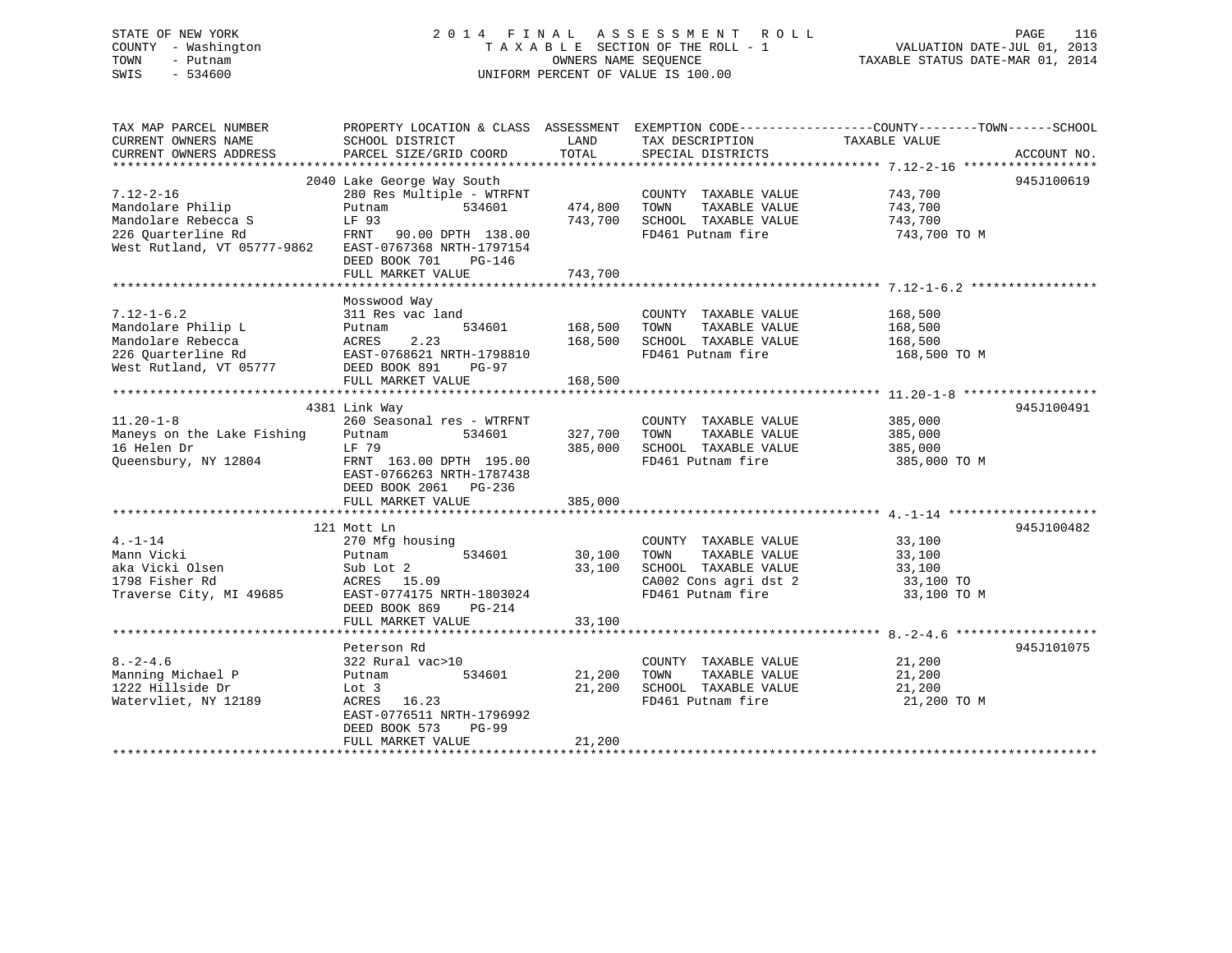STATE OF NEW YORK
COUNTY - Washington
TOWN - Putnam
SWIS - 534600

2014 FINAL ASSESSMENT ROLL
TAXABLE SECTION OF THE ROLL - 1
OWNERS NAME SEQUENCE
UNIFORM PERCENT OF VALUE IS 100.00

VALUATION DATE-JUL 01, 2013
TAXABLE STATUS DATE-MAR 01, 2014

| TAX MAP PARCEL NUMBER / CURRENT OWNERS NAME / CURRENT OWNERS ADDRESS | PROPERTY LOCATION & CLASS / SCHOOL DISTRICT / PARCEL SIZE/GRID COORD | ASSESSMENT LAND / TOTAL | EXEMPTION CODE / TAX DESCRIPTION / SPECIAL DISTRICTS | TAXABLE VALUE (COUNTY / TOWN / SCHOOL) | ACCOUNT NO. |
|---|---|---|---|---|---|
| 7.12-2-16 | 2040 Lake George Way South | | | | 945J100619 |
| Mandolare Philip | 280 Res Multiple - WTRFNT | | COUNTY TAXABLE VALUE | 743,700 | |
| Mandolare Rebecca S | Putnam 534601 | 474,800 | TOWN TAXABLE VALUE | 743,700 | |
| 226 Quarterline Rd | LF 93 | 743,700 | SCHOOL TAXABLE VALUE | 743,700 | |
| West Rutland, VT 05777-9862 | FRNT 90.00 DPTH 138.00 | | FD461 Putnam fire | 743,700 TO M | |
| | EAST-0767368 NRTH-1797154 | | | | |
| | DEED BOOK 701 PG-146 | | | | |
| | FULL MARKET VALUE | 743,700 | | | |
| 7.12-1-6.2 | Mosswood Way | | | | |
| Mandolare Philip L | 311 Res vac land | | COUNTY TAXABLE VALUE | 168,500 | |
| Mandolare Rebecca | Putnam 534601 | 168,500 | TOWN TAXABLE VALUE | 168,500 | |
| 226 Quarterline Rd | ACRES 2.23 | 168,500 | SCHOOL TAXABLE VALUE | 168,500 | |
| West Rutland, VT 05777 | EAST-0768621 NRTH-1798810 | | FD461 Putnam fire | 168,500 TO M | |
| | DEED BOOK 891 PG-97 | | | | |
| | FULL MARKET VALUE | 168,500 | | | |
| 11.20-1-8 | 4381 Link Way | | | | 945J100491 |
| Maneys on the Lake Fishing | 260 Seasonal res - WTRFNT | | COUNTY TAXABLE VALUE | 385,000 | |
| 16 Helen Dr | Putnam 534601 | 327,700 | TOWN TAXABLE VALUE | 385,000 | |
| Queensbury, NY 12804 | LF 79 | 385,000 | SCHOOL TAXABLE VALUE | 385,000 | |
| | FRNT 163.00 DPTH 195.00 | | FD461 Putnam fire | 385,000 TO M | |
| | EAST-0766263 NRTH-1787438 | | | | |
| | DEED BOOK 2061 PG-236 | | | | |
| | FULL MARKET VALUE | 385,000 | | | |
| 4.-1-14 | 121 Mott Ln | | | | 945J100482 |
| Mann Vicki | 270 Mfg housing | | COUNTY TAXABLE VALUE | 33,100 | |
| aka Vicki Olsen | Putnam 534601 | 30,100 | TOWN TAXABLE VALUE | 33,100 | |
| 1798 Fisher Rd | Sub Lot 2 | 33,100 | SCHOOL TAXABLE VALUE | 33,100 | |
| Traverse City, MI 49685 | ACRES 15.09 | | CA002 Cons agri dst 2 | 33,100 TO | |
| | EAST-0774175 NRTH-1803024 | | FD461 Putnam fire | 33,100 TO M | |
| | DEED BOOK 869 PG-214 | | | | |
| | FULL MARKET VALUE | 33,100 | | | |
| 8.-2-4.6 | Peterson Rd | | | | 945J101075 |
| Manning Michael P | 322 Rural vac>10 | | COUNTY TAXABLE VALUE | 21,200 | |
| 1222 Hillside Dr | Putnam 534601 | 21,200 | TOWN TAXABLE VALUE | 21,200 | |
| Watervliet, NY 12189 | Lot 3 | 21,200 | SCHOOL TAXABLE VALUE | 21,200 | |
| | ACRES 16.23 | | FD461 Putnam fire | 21,200 TO M | |
| | EAST-0776511 NRTH-1796992 | | | | |
| | DEED BOOK 573 PG-99 | | | | |
| | FULL MARKET VALUE | 21,200 | | | |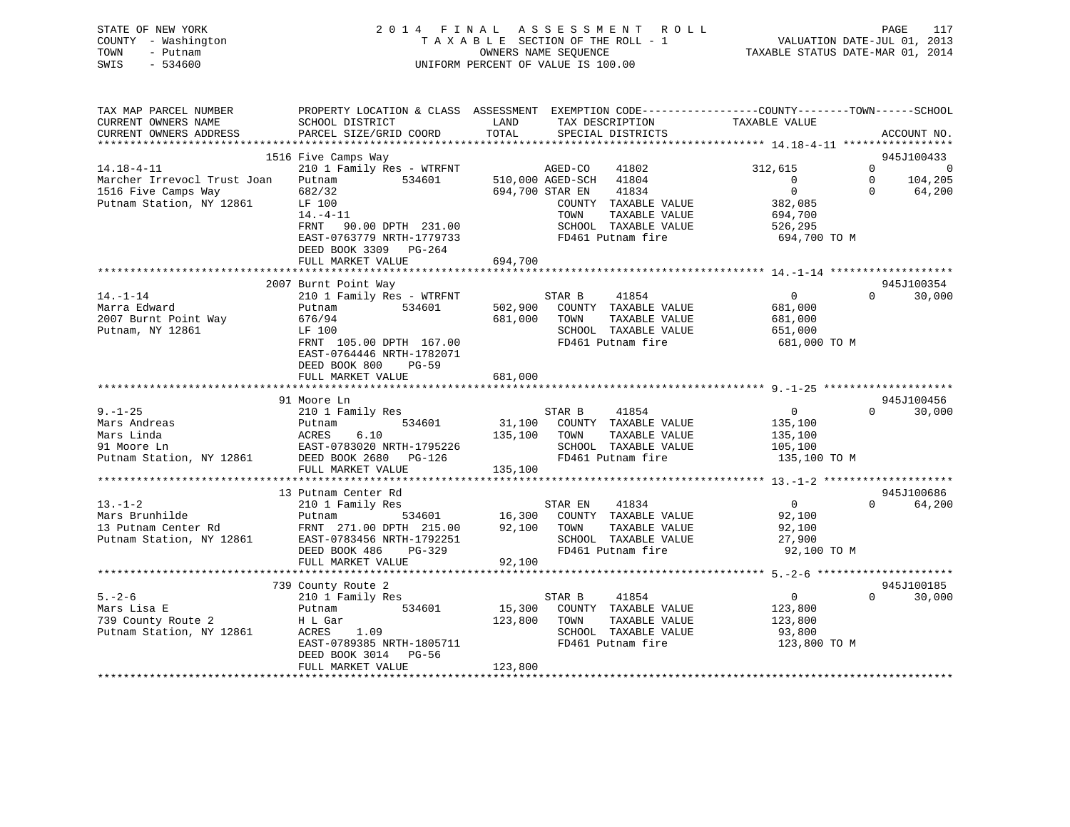STATE OF NEW YORK
COUNTY - Washington
TOWN - Putnam
SWIS - 534600

2 0 1 4 F I N A L A S S E S S M E N T R O L L
T A X A B L E SECTION OF THE ROLL - 1
OWNERS NAME SEQUENCE
UNIFORM PERCENT OF VALUE IS 100.00

VALUATION DATE-JUL 01, 2013
TAXABLE STATUS DATE-MAR 01, 2014

| TAX MAP PARCEL NUMBER / CURRENT OWNERS NAME / CURRENT OWNERS ADDRESS | PROPERTY LOCATION & CLASS / SCHOOL DISTRICT / PARCEL SIZE/GRID COORD | ASSESSMENT LAND / TOTAL | EXEMPTION CODE / TAX DESCRIPTION / SPECIAL DISTRICTS | COUNTY TAXABLE VALUE | TOWN | SCHOOL | ACCOUNT NO. |
|---|---|---|---|---|---|---|---|
| **14.18-4-11** | 1516 Five Camps Way | | | | | | 945J100433 |
| Marcher Irrevocl Trust Joan | 210 1 Family Res - WTRFNT | | AGED-CO 41802 | 312,615 | 0 | 0 | |
| 1516 Five Camps Way | Putnam 534601 | 510,000 | AGED-SCH 41804 | 0 | 0 | 104,205 | |
| Putnam Station, NY 12861 | 682/32 | 694,700 | STAR EN 41834 | 0 | 0 | 64,200 | |
| | LF 100 | | COUNTY TAXABLE VALUE | 382,085 | | | |
| | 14.-4-11 | | TOWN TAXABLE VALUE | 694,700 | | | |
| | FRNT 90.00 DPTH 231.00 | | SCHOOL TAXABLE VALUE | 526,295 | | | |
| | EAST-0763779 NRTH-1779733 | | FD461 Putnam fire | 694,700 TO M | | | |
| | DEED BOOK 3309 PG-264 | | | | | | |
| | FULL MARKET VALUE | 694,700 | | | | | |
| **14.-1-14** | 2007 Burnt Point Way | | | | | | 945J100354 |
| Marra Edward | 210 1 Family Res - WTRFNT | | STAR B 41854 | 0 | 0 | 30,000 | |
| 2007 Burnt Point Way | Putnam 534601 | 502,900 | COUNTY TAXABLE VALUE | 681,000 | | | |
| Putnam, NY 12861 | 676/94 | 681,000 | TOWN TAXABLE VALUE | 681,000 | | | |
| | LF 100 | | SCHOOL TAXABLE VALUE | 651,000 | | | |
| | FRNT 105.00 DPTH 167.00 | | FD461 Putnam fire | 681,000 TO M | | | |
| | EAST-0764446 NRTH-1782071 | | | | | | |
| | DEED BOOK 800 PG-59 | | | | | | |
| | FULL MARKET VALUE | 681,000 | | | | | |
| **9.-1-25** | 91 Moore Ln | | | | | | 945J100456 |
| Mars Andreas | 210 1 Family Res | | STAR B 41854 | 0 | 0 | 30,000 | |
| Mars Linda | Putnam 534601 | 31,100 | COUNTY TAXABLE VALUE | 135,100 | | | |
| 91 Moore Ln | ACRES 6.10 | 135,100 | TOWN TAXABLE VALUE | 135,100 | | | |
| Putnam Station, NY 12861 | EAST-0783020 NRTH-1795226 | | SCHOOL TAXABLE VALUE | 105,100 | | | |
| | DEED BOOK 2680 PG-126 | | FD461 Putnam fire | 135,100 TO M | | | |
| | FULL MARKET VALUE | 135,100 | | | | | |
| **13.-1-2** | 13 Putnam Center Rd | | | | | | 945J100686 |
| Mars Brunhilde | 210 1 Family Res | | STAR EN 41834 | 0 | 0 | 64,200 | |
| 13 Putnam Center Rd | Putnam 534601 | 16,300 | COUNTY TAXABLE VALUE | 92,100 | | | |
| Putnam Station, NY 12861 | FRNT 271.00 DPTH 215.00 | 92,100 | TOWN TAXABLE VALUE | 92,100 | | | |
| | EAST-0783456 NRTH-1792251 | | SCHOOL TAXABLE VALUE | 27,900 | | | |
| | DEED BOOK 486 PG-329 | | FD461 Putnam fire | 92,100 TO M | | | |
| | FULL MARKET VALUE | 92,100 | | | | | |
| **5.-2-6** | 739 County Route 2 | | | | | | 945J100185 |
| Mars Lisa E | 210 1 Family Res | | STAR B 41854 | 0 | 0 | 30,000 | |
| 739 County Route 2 | Putnam 534601 | 15,300 | COUNTY TAXABLE VALUE | 123,800 | | | |
| Putnam Station, NY 12861 | H L Gar | 123,800 | TOWN TAXABLE VALUE | 123,800 | | | |
| | ACRES 1.09 | | SCHOOL TAXABLE VALUE | 93,800 | | | |
| | EAST-0789385 NRTH-1805711 | | FD461 Putnam fire | 123,800 TO M | | | |
| | DEED BOOK 3014 PG-56 | | | | | | |
| | FULL MARKET VALUE | 123,800 | | | | | |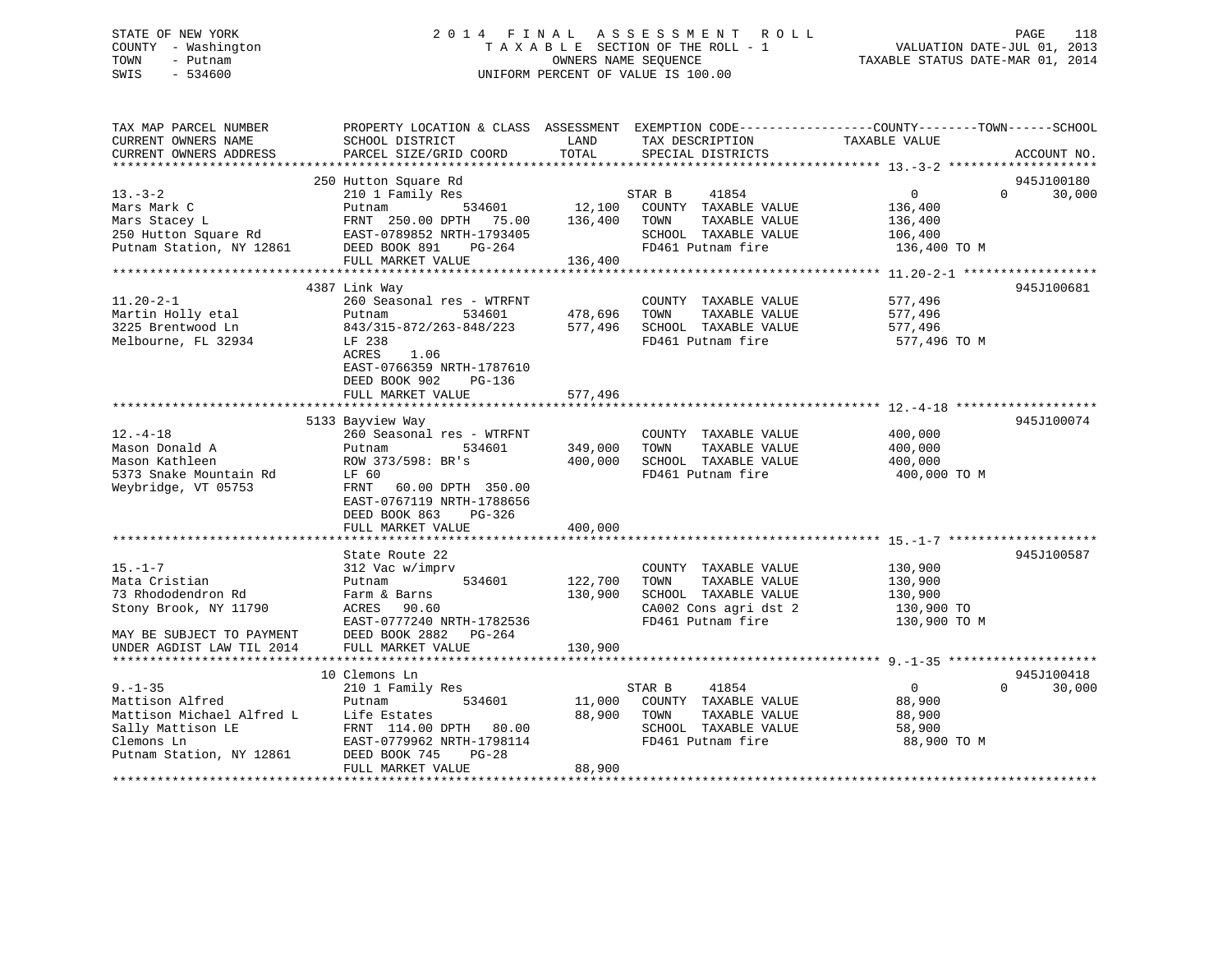STATE OF NEW YORK  
COUNTY - Washington  
TOWN - Putnam  
SWIS - 534600

2 0 1 4 F I N A L A S S E S S M E N T R O L L  
T A X A B L E SECTION OF THE ROLL - 1  
OWNERS NAME SEQUENCE  
UNIFORM PERCENT OF VALUE IS 100.00

VALUATION DATE-JUL 01, 2013  
TAXABLE STATUS DATE-MAR 01, 2014

```
TAX MAP PARCEL NUMBER          PROPERTY LOCATION & CLASS  ASSESSMENT  EXEMPTION CODE------------------COUNTY--------TOWN------SCHOOL
CURRENT OWNERS NAME            SCHOOL DISTRICT              LAND       TAX DESCRIPTION             TAXABLE VALUE
CURRENT OWNERS ADDRESS         PARCEL SIZE/GRID COORD       TOTAL      SPECIAL DISTRICTS                                      ACCOUNT NO.
******************************************************************************************************* 13.-3-2 ********************
                               250 Hutton Square Rd                                                                          945J100180
13.-3-2                        210 1 Family Res                         STAR B     41854                 0            0      30,000
Mars Mark C                    Putnam          534601        12,100    COUNTY  TAXABLE VALUE          136,400
Mars Stacey L                  FRNT 250.00 DPTH  75.00      136,400    TOWN    TAXABLE VALUE          136,400
250 Hutton Square Rd           EAST-0789852 NRTH-1793405               SCHOOL  TAXABLE VALUE          106,400
Putnam Station, NY 12861       DEED BOOK 891    PG-264                 FD461 Putnam fire               136,400 TO M
                               FULL MARKET VALUE            136,400
******************************************************************************************************* 11.20-2-1 ******************
                               4387 Link Way                                                                                 945J100681
11.20-2-1                      260 Seasonal res - WTRFNT               COUNTY  TAXABLE VALUE          577,496
Martin Holly etal              Putnam          534601       478,696    TOWN    TAXABLE VALUE          577,496
3225 Brentwood Ln              843/315-872/263-848/223      577,496    SCHOOL  TAXABLE VALUE          577,496
Melbourne, FL 32934            LF 238                                  FD461 Putnam fire               577,496 TO M
                               ACRES    1.06
                               EAST-0766359 NRTH-1787610
                               DEED BOOK 902    PG-136
                               FULL MARKET VALUE            577,496
******************************************************************************************************* 12.-4-18 *******************
                               5133 Bayview Way                                                                              945J100074
12.-4-18                       260 Seasonal res - WTRFNT               COUNTY  TAXABLE VALUE          400,000
Mason Donald A                 Putnam          534601       349,000    TOWN    TAXABLE VALUE          400,000
Mason Kathleen                 ROW 373/598: BR's            400,000    SCHOOL  TAXABLE VALUE          400,000
5373 Snake Mountain Rd         LF 60                                   FD461 Putnam fire               400,000 TO M
Weybridge, VT 05753            FRNT  60.00 DPTH 350.00
                               EAST-0767119 NRTH-1788656
                               DEED BOOK 863    PG-326
                               FULL MARKET VALUE            400,000
******************************************************************************************************* 15.-1-7 ********************
                               State Route 22                                                                                945J100587
15.-1-7                        312 Vac w/imprv                         COUNTY  TAXABLE VALUE          130,900
Mata Cristian                  Putnam          534601       122,700    TOWN    TAXABLE VALUE          130,900
73 Rhododendron Rd             Farm & Barns                 130,900    SCHOOL  TAXABLE VALUE          130,900
Stony Brook, NY 11790          ACRES   90.60                           CA002 Cons agri dst 2           130,900 TO
                               EAST-0777240 NRTH-1782536               FD461 Putnam fire               130,900 TO M
MAY BE SUBJECT TO PAYMENT      DEED BOOK 2882   PG-264
UNDER AGDIST LAW TIL 2014      FULL MARKET VALUE            130,900
******************************************************************************************************* 9.-1-35 ********************
                               10 Clemons Ln                                                                                 945J100418
9.-1-35                        210 1 Family Res                         STAR B     41854                 0            0      30,000
Mattison Alfred                Putnam          534601        11,000    COUNTY  TAXABLE VALUE           88,900
Mattison Michael Alfred L      Life Estates                  88,900    TOWN    TAXABLE VALUE           88,900
Sally Mattison LE              FRNT 114.00 DPTH  80.00                 SCHOOL  TAXABLE VALUE           58,900
Clemons Ln                     EAST-0779962 NRTH-1798114               FD461 Putnam fire                88,900 TO M
Putnam Station, NY 12861       DEED BOOK 745    PG-28
                               FULL MARKET VALUE             88,900
************************************************************************************************************************************
```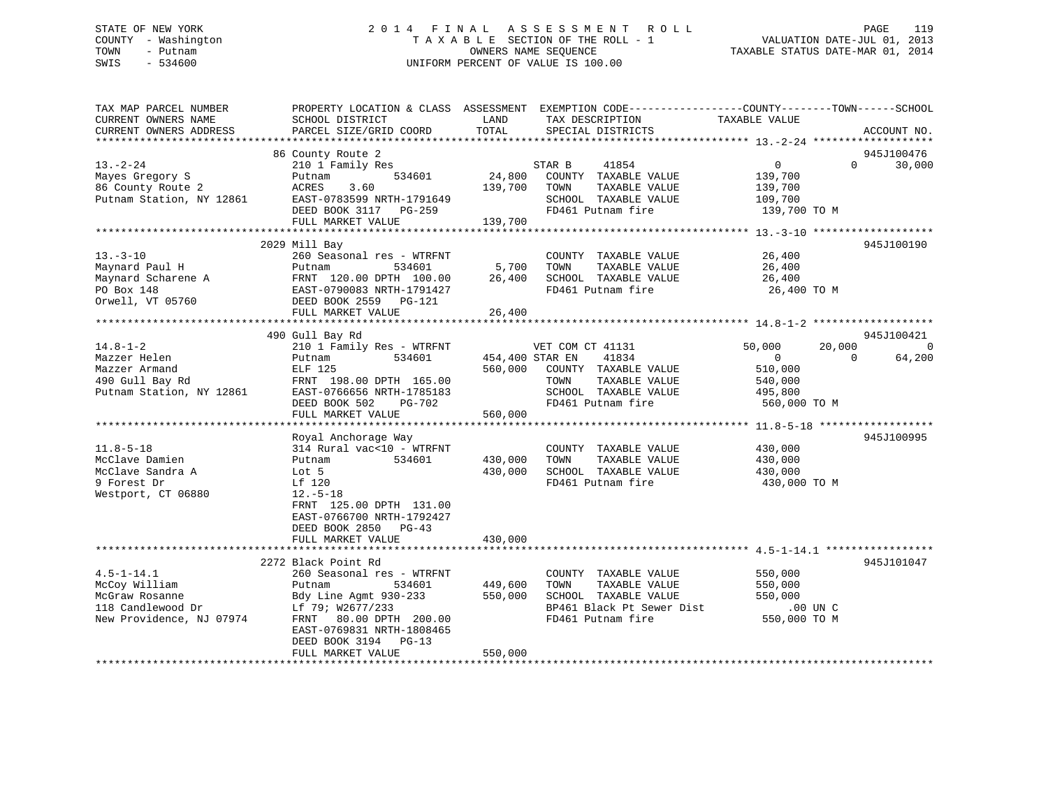STATE OF NEW YORK | COUNTY - Washington | TOWN - Putnam | SWIS - 534600

# 2014 FINAL ASSESSMENT ROLL
TAXABLE SECTION OF THE ROLL - 1
OWNERS NAME SEQUENCE
UNIFORM PERCENT OF VALUE IS 100.00

VALUATION DATE-JUL 01, 2013
TAXABLE STATUS DATE-MAR 01, 2014

| TAX MAP PARCEL NUMBER / CURRENT OWNERS NAME / CURRENT OWNERS ADDRESS | PROPERTY LOCATION & CLASS / SCHOOL DISTRICT / PARCEL SIZE/GRID COORD | ASSESSMENT LAND | TOTAL | EXEMPTION CODE / TAX DESCRIPTION / SPECIAL DISTRICTS | COUNTY | TOWN | SCHOOL | ACCOUNT NO. |
|---|---|---|---|---|---|---|---|---|
| **13.-2-24** | 86 County Route 2 | | | | | | | 945J100476 |
| Mayes Gregory S | 210 1 Family Res | | | STAR B 41854 | 0 | 0 | 30,000 | |
| 86 County Route 2 | Putnam 534601 | 24,800 | | COUNTY TAXABLE VALUE | 139,700 | | | |
| Putnam Station, NY 12861 | ACRES 3.60 | | 139,700 | TOWN TAXABLE VALUE | | 139,700 | | |
| | EAST-0783599 NRTH-1791649 | | | SCHOOL TAXABLE VALUE | | | 109,700 | |
| | DEED BOOK 3117 PG-259 | | | FD461 Putnam fire | 139,700 TO M | | | |
| | FULL MARKET VALUE | | 139,700 | | | | | |
| **13.-3-10** | 2029 Mill Bay | | | | | | | 945J100190 |
| Maynard Paul H | 260 Seasonal res - WTRFNT | | | COUNTY TAXABLE VALUE | 26,400 | | | |
| Maynard Scharene A | Putnam 534601 | 5,700 | | TOWN TAXABLE VALUE | | 26,400 | | |
| PO Box 148 | FRNT 120.00 DPTH 100.00 | | 26,400 | SCHOOL TAXABLE VALUE | | | 26,400 | |
| Orwell, VT 05760 | EAST-0790083 NRTH-1791427 | | | FD461 Putnam fire | 26,400 TO M | | | |
| | DEED BOOK 2559 PG-121 | | | | | | | |
| | FULL MARKET VALUE | | 26,400 | | | | | |
| **14.8-1-2** | 490 Gull Bay Rd | | | | | | | 945J100421 |
| Mazzer Helen | 210 1 Family Res - WTRFNT | | | VET COM CT 41131 | 50,000 | 20,000 | 0 | |
| Mazzer Armand | Putnam 534601 | 454,400 | | STAR EN 41834 | 0 | 0 | 64,200 | |
| 490 Gull Bay Rd | ELF 125 | | 560,000 | COUNTY TAXABLE VALUE | 510,000 | | | |
| Putnam Station, NY 12861 | FRNT 198.00 DPTH 165.00 | | | TOWN TAXABLE VALUE | | 540,000 | | |
| | EAST-0766656 NRTH-1785183 | | | SCHOOL TAXABLE VALUE | | | 495,800 | |
| | DEED BOOK 502 PG-702 | | | FD461 Putnam fire | 560,000 TO M | | | |
| | FULL MARKET VALUE | | 560,000 | | | | | |
| **11.8-5-18** | Royal Anchorage Way | | | | | | | 945J100995 |
| McClave Damien | 314 Rural vac<10 - WTRFNT | | | COUNTY TAXABLE VALUE | 430,000 | | | |
| McClave Sandra A | Putnam 534601 | 430,000 | | TOWN TAXABLE VALUE | | 430,000 | | |
| 9 Forest Dr | Lot 5 | | 430,000 | SCHOOL TAXABLE VALUE | | | 430,000 | |
| Westport, CT 06880 | Lf 120 | | | FD461 Putnam fire | 430,000 TO M | | | |
| | 12.-5-18 | | | | | | | |
| | FRNT 125.00 DPTH 131.00 | | | | | | | |
| | EAST-0766700 NRTH-1792427 | | | | | | | |
| | DEED BOOK 2850 PG-43 | | | | | | | |
| | FULL MARKET VALUE | | 430,000 | | | | | |
| **4.5-1-14.1** | 2272 Black Point Rd | | | | | | | 945J101047 |
| McCoy William | 260 Seasonal res - WTRFNT | | | COUNTY TAXABLE VALUE | 550,000 | | | |
| McGraw Rosanne | Putnam 534601 | 449,600 | | TOWN TAXABLE VALUE | | 550,000 | | |
| 118 Candlewood Dr | Bdy Line Agmt 930-233 | | 550,000 | SCHOOL TAXABLE VALUE | | | 550,000 | |
| New Providence, NJ 07974 | Lf 79; W2677/233 | | | BP461 Black Pt Sewer Dist | .00 UN C | | | |
| | FRNT 80.00 DPTH 200.00 | | | FD461 Putnam fire | 550,000 TO M | | | |
| | EAST-0769831 NRTH-1808465 | | | | | | | |
| | DEED BOOK 3194 PG-13 | | | | | | | |
| | FULL MARKET VALUE | | 550,000 | | | | | |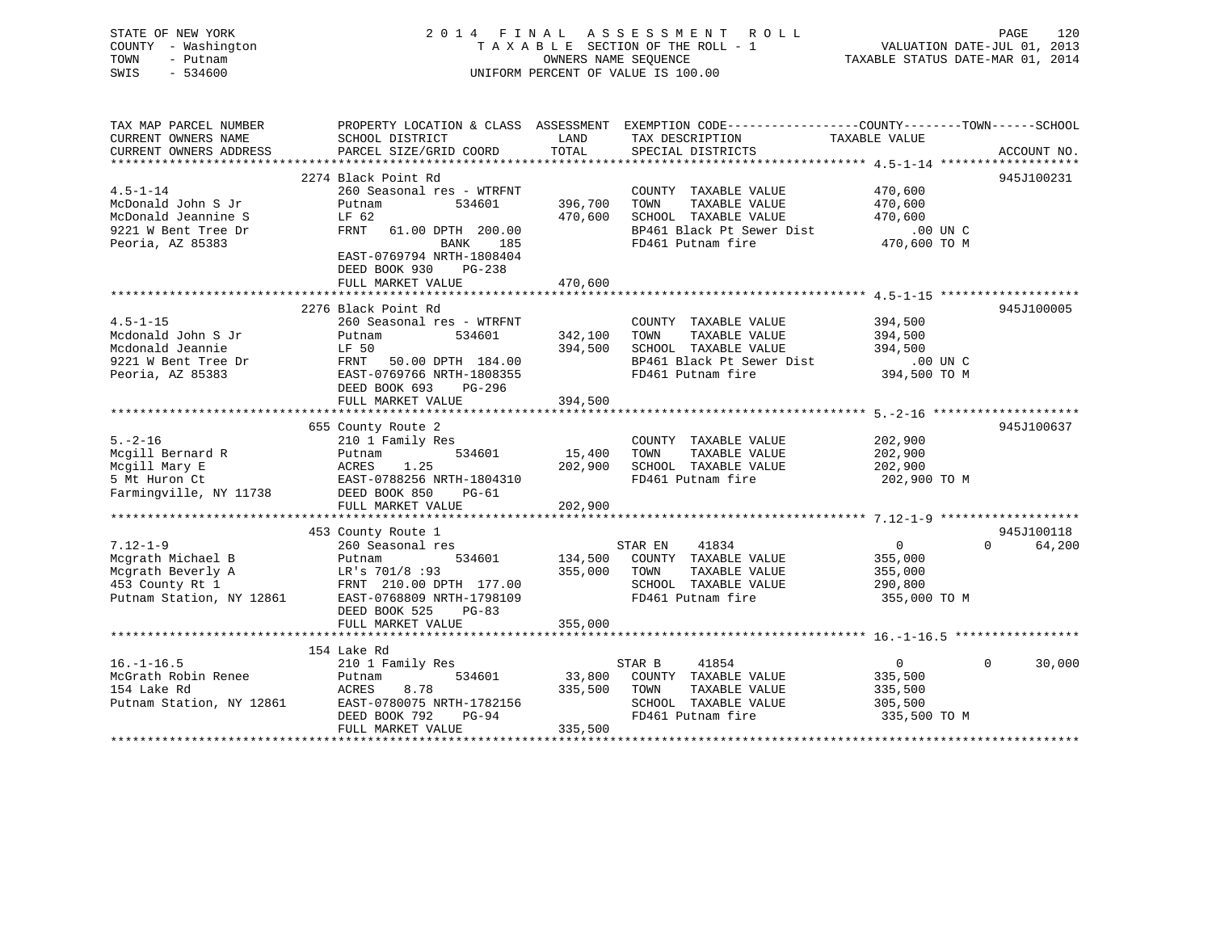STATE OF NEW YORK
COUNTY - Washington
TOWN - Putnam
SWIS - 534600

2 0 1 4 F I N A L A S S E S S M E N T R O L L
T A X A B L E SECTION OF THE ROLL - 1
OWNERS NAME SEQUENCE
UNIFORM PERCENT OF VALUE IS 100.00

VALUATION DATE-JUL 01, 2013
TAXABLE STATUS DATE-MAR 01, 2014

```
TAX MAP PARCEL NUMBER          PROPERTY LOCATION & CLASS  ASSESSMENT  EXEMPTION CODE------------------COUNTY--------TOWN------SCHOOL
CURRENT OWNERS NAME            SCHOOL DISTRICT              LAND      TAX DESCRIPTION              TAXABLE VALUE
CURRENT OWNERS ADDRESS         PARCEL SIZE/GRID COORD       TOTAL     SPECIAL DISTRICTS                                    ACCOUNT NO.
******************************************************************************************************* 4.5-1-14 *******************
                               2274 Black Point Rd                                                                        945J100231
4.5-1-14                       260 Seasonal res - WTRFNT              COUNTY  TAXABLE VALUE            470,600
McDonald John S Jr             Putnam           534601      396,700   TOWN    TAXABLE VALUE            470,600
McDonald Jeannine S            LF 62                        470,600   SCHOOL  TAXABLE VALUE            470,600
9221 W Bent Tree Dr            FRNT   61.00 DPTH  200.00              BP461 Black Pt Sewer Dist             .00 UN C
Peoria, AZ 85383                               BANK    185             FD461 Putnam fire                470,600 TO M
                               EAST-0769794 NRTH-1808404
                               DEED BOOK 930    PG-238
                               FULL MARKET VALUE            470,600
******************************************************************************************************* 4.5-1-15 *******************
                               2276 Black Point Rd                                                                        945J100005
4.5-1-15                       260 Seasonal res - WTRFNT              COUNTY  TAXABLE VALUE            394,500
Mcdonald John S Jr             Putnam           534601      342,100   TOWN    TAXABLE VALUE            394,500
Mcdonald Jeannie               LF 50                        394,500   SCHOOL  TAXABLE VALUE            394,500
9221 W Bent Tree Dr            FRNT   50.00 DPTH  184.00              BP461 Black Pt Sewer Dist             .00 UN C
Peoria, AZ 85383               EAST-0769766 NRTH-1808355              FD461 Putnam fire                394,500 TO M
                               DEED BOOK 693    PG-296
                               FULL MARKET VALUE            394,500
******************************************************************************************************* 5.-2-16 ********************
                               655 County Route 2                                                                         945J100637
5.-2-16                        210 1 Family Res                       COUNTY  TAXABLE VALUE            202,900
Mcgill Bernard R               Putnam           534601       15,400   TOWN    TAXABLE VALUE            202,900
Mcgill Mary E                  ACRES    1.25                202,900   SCHOOL  TAXABLE VALUE            202,900
5 Mt Huron Ct                  EAST-0788256 NRTH-1804310              FD461 Putnam fire                202,900 TO M
Farmingville, NY 11738         DEED BOOK 850    PG-61
                               FULL MARKET VALUE            202,900
******************************************************************************************************* 7.12-1-9 *******************
                               453 County Route 1                                                                         945J100118
7.12-1-9                       260 Seasonal res                       STAR EN     41834                      0          0     64,200
Mcgrath Michael B              Putnam           534601      134,500   COUNTY  TAXABLE VALUE            355,000
Mcgrath Beverly A              LR's 701/8 :93               355,000   TOWN    TAXABLE VALUE            355,000
453 County Rt 1                FRNT  210.00 DPTH  177.00              SCHOOL  TAXABLE VALUE            290,800
Putnam Station, NY 12861       EAST-0768809 NRTH-1798109              FD461 Putnam fire                355,000 TO M
                               DEED BOOK 525    PG-83
                               FULL MARKET VALUE            355,000
******************************************************************************************************* 16.-1-16.5 *****************
                               154 Lake Rd
16.-1-16.5                     210 1 Family Res                       STAR B      41854                      0          0     30,000
McGrath Robin Renee            Putnam           534601       33,800   COUNTY  TAXABLE VALUE            335,500
154 Lake Rd                    ACRES    8.78                335,500   TOWN    TAXABLE VALUE            335,500
Putnam Station, NY 12861       EAST-0780075 NRTH-1782156              SCHOOL  TAXABLE VALUE            305,500
                               DEED BOOK 792    PG-94                 FD461 Putnam fire                335,500 TO M
                               FULL MARKET VALUE            335,500
************************************************************************************************************************************
```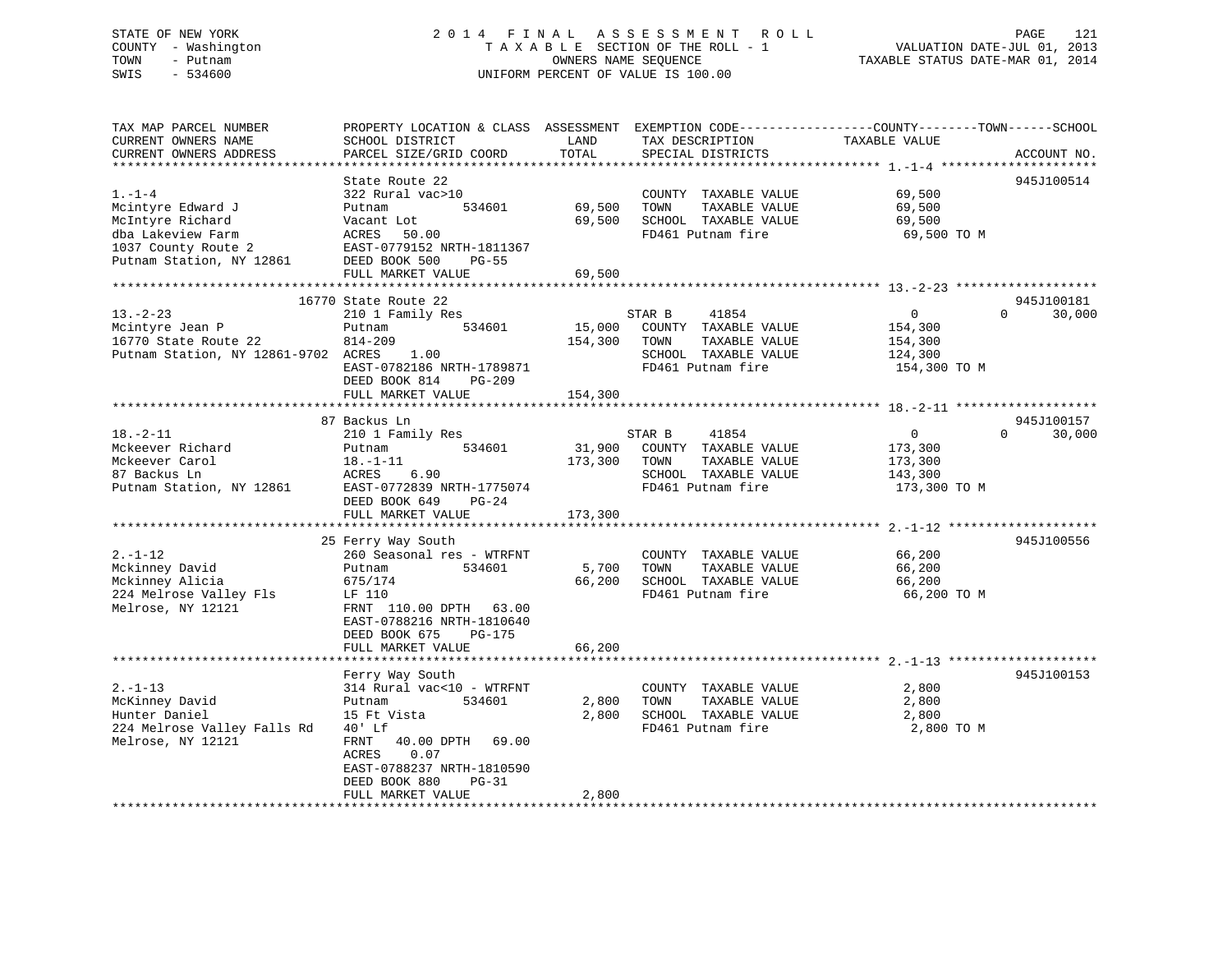STATE OF NEW YORK
COUNTY - Washington
TOWN - Putnam
SWIS - 534600

2014 FINAL ASSESSMENT ROLL
TAXABLE SECTION OF THE ROLL - 1
OWNERS NAME SEQUENCE
UNIFORM PERCENT OF VALUE IS 100.00

VALUATION DATE-JUL 01, 2013
TAXABLE STATUS DATE-MAR 01, 2014

| TAX MAP PARCEL NUMBER / CURRENT OWNERS NAME / CURRENT OWNERS ADDRESS | PROPERTY LOCATION & CLASS / SCHOOL DISTRICT / PARCEL SIZE/GRID COORD | ASSESSMENT LAND / TOTAL | EXEMPTION CODE / TAX DESCRIPTION / SPECIAL DISTRICTS | COUNTY / TOWN / SCHOOL TAXABLE VALUE | ACCOUNT NO. |
|---|---|---|---|---|---|
| **1.-1-4** | State Route 22 | | | | 945J100514 |
| Mcintyre Edward J | 322 Rural vac>10 | | COUNTY TAXABLE VALUE | 69,500 | |
| McIntyre Richard | Putnam 534601 | 69,500 | TOWN TAXABLE VALUE | 69,500 | |
| dba Lakeview Farm | Vacant Lot | 69,500 | SCHOOL TAXABLE VALUE | 69,500 | |
| 1037 County Route 2 | ACRES 50.00 | | FD461 Putnam fire | 69,500 TO M | |
| Putnam Station, NY 12861 | EAST-0779152 NRTH-1811367 | | | | |
| | DEED BOOK 500 PG-55 | | | | |
| | FULL MARKET VALUE | 69,500 | | | |
| **13.-2-23** | 16770 State Route 22 | | | | 945J100181 |
| Mcintyre Jean P | 210 1 Family Res | | STAR B 41854 | 0 0 30,000 | |
| 16770 State Route 22 | Putnam 534601 | 15,000 | COUNTY TAXABLE VALUE | 154,300 | |
| Putnam Station, NY 12861-9702 | 814-209 | 154,300 | TOWN TAXABLE VALUE | 154,300 | |
| | ACRES 1.00 | | SCHOOL TAXABLE VALUE | 124,300 | |
| | EAST-0782186 NRTH-1789871 | | FD461 Putnam fire | 154,300 TO M | |
| | DEED BOOK 814 PG-209 | | | | |
| | FULL MARKET VALUE | 154,300 | | | |
| **18.-2-11** | 87 Backus Ln | | | | 945J100157 |
| Mckeever Richard | 210 1 Family Res | | STAR B 41854 | 0 0 30,000 | |
| Mckeever Carol | Putnam 534601 | 31,900 | COUNTY TAXABLE VALUE | 173,300 | |
| 87 Backus Ln | 18.-1-11 | 173,300 | TOWN TAXABLE VALUE | 173,300 | |
| Putnam Station, NY 12861 | ACRES 6.90 | | SCHOOL TAXABLE VALUE | 143,300 | |
| | EAST-0772839 NRTH-1775074 | | FD461 Putnam fire | 173,300 TO M | |
| | DEED BOOK 649 PG-24 | | | | |
| | FULL MARKET VALUE | 173,300 | | | |
| **2.-1-12** | 25 Ferry Way South | | | | 945J100556 |
| Mckinney David | 260 Seasonal res - WTRFNT | | COUNTY TAXABLE VALUE | 66,200 | |
| Mckinney Alicia | Putnam 534601 | 5,700 | TOWN TAXABLE VALUE | 66,200 | |
| 224 Melrose Valley Fls | 675/174 | 66,200 | SCHOOL TAXABLE VALUE | 66,200 | |
| Melrose, NY 12121 | LF 110 | | FD461 Putnam fire | 66,200 TO M | |
| | FRNT 110.00 DPTH 63.00 | | | | |
| | EAST-0788216 NRTH-1810640 | | | | |
| | DEED BOOK 675 PG-175 | | | | |
| | FULL MARKET VALUE | 66,200 | | | |
| **2.-1-13** | Ferry Way South | | | | 945J100153 |
| McKinney David | 314 Rural vac<10 - WTRFNT | | COUNTY TAXABLE VALUE | 2,800 | |
| Hunter Daniel | Putnam 534601 | 2,800 | TOWN TAXABLE VALUE | 2,800 | |
| 224 Melrose Valley Falls Rd | 15 Ft Vista | 2,800 | SCHOOL TAXABLE VALUE | 2,800 | |
| Melrose, NY 12121 | 40' Lf | | FD461 Putnam fire | 2,800 TO M | |
| | FRNT 40.00 DPTH 69.00 | | | | |
| | ACRES 0.07 | | | | |
| | EAST-0788237 NRTH-1810590 | | | | |
| | DEED BOOK 880 PG-31 | | | | |
| | FULL MARKET VALUE | 2,800 | | | |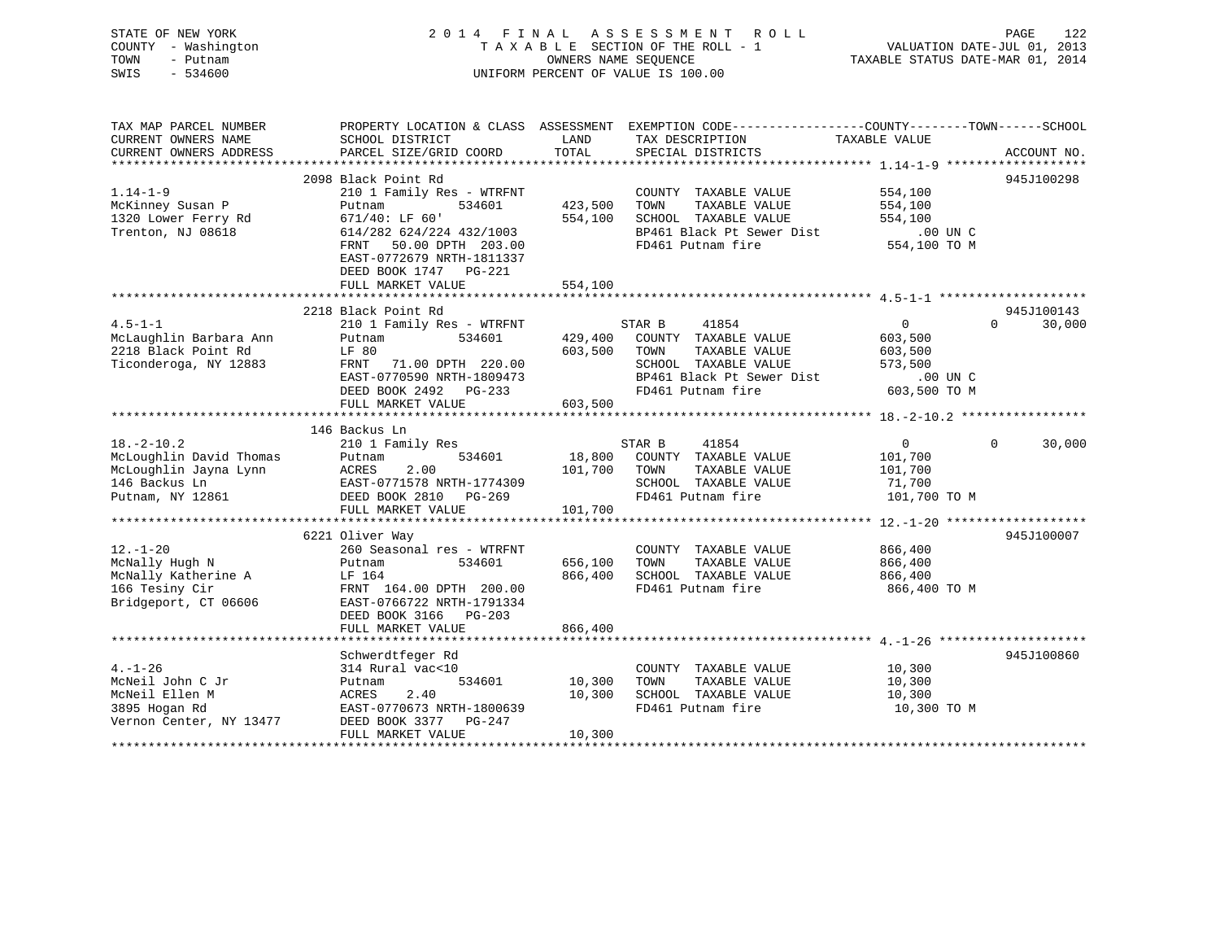STATE OF NEW YORK
COUNTY - Washington
TOWN - Putnam
SWIS - 534600

# 2014 FINAL ASSESSMENT ROLL
TAXABLE SECTION OF THE ROLL - 1
OWNERS NAME SEQUENCE
UNIFORM PERCENT OF VALUE IS 100.00

VALUATION DATE-JUL 01, 2013
TAXABLE STATUS DATE-MAR 01, 2014

| TAX MAP PARCEL NUMBER / CURRENT OWNERS NAME / CURRENT OWNERS ADDRESS | PROPERTY LOCATION & CLASS / SCHOOL DISTRICT / PARCEL SIZE/GRID COORD | ASSESSMENT LAND / TOTAL | EXEMPTION CODE / TAX DESCRIPTION / SPECIAL DISTRICTS | COUNTY / TOWN / SCHOOL TAXABLE VALUE | ACCOUNT NO. |
|---|---|---|---|---|---|
| 1.14-1-9 | 2098 Black Point Rd | | | | 945J100298 |
| McKinney Susan P | 210 1 Family Res - WTRFNT | | COUNTY TAXABLE VALUE | 554,100 | |
| 1320 Lower Ferry Rd | Putnam 534601 | 423,500 | TOWN TAXABLE VALUE | 554,100 | |
| Trenton, NJ 08618 | 671/40: LF 60' | 554,100 | SCHOOL TAXABLE VALUE | 554,100 | |
| | 614/282 624/224 432/1003 | | BP461 Black Pt Sewer Dist | .00 UN C | |
| | FRNT 50.00 DPTH 203.00 | | FD461 Putnam fire | 554,100 TO M | |
| | EAST-0772679 NRTH-1811337 | | | | |
| | DEED BOOK 1747 PG-221 | | | | |
| | FULL MARKET VALUE | 554,100 | | | |
| 4.5-1-1 | 2218 Black Point Rd | | | | 945J100143 |
| McLaughlin Barbara Ann | 210 1 Family Res - WTRFNT | | STAR B 41854 | 0 0 30,000 | |
| 2218 Black Point Rd | Putnam 534601 | 429,400 | COUNTY TAXABLE VALUE | 603,500 | |
| Ticonderoga, NY 12883 | LF 80 | 603,500 | TOWN TAXABLE VALUE | 603,500 | |
| | FRNT 71.00 DPTH 220.00 | | SCHOOL TAXABLE VALUE | 573,500 | |
| | EAST-0770590 NRTH-1809473 | | BP461 Black Pt Sewer Dist | .00 UN C | |
| | DEED BOOK 2492 PG-233 | | FD461 Putnam fire | 603,500 TO M | |
| | FULL MARKET VALUE | 603,500 | | | |
| 18.-2-10.2 | 146 Backus Ln | | | | |
| McLoughlin David Thomas | 210 1 Family Res | | STAR B 41854 | 0 0 30,000 | |
| McLoughlin Jayna Lynn | Putnam 534601 | 18,800 | COUNTY TAXABLE VALUE | 101,700 | |
| 146 Backus Ln | ACRES 2.00 | 101,700 | TOWN TAXABLE VALUE | 101,700 | |
| Putnam, NY 12861 | EAST-0771578 NRTH-1774309 | | SCHOOL TAXABLE VALUE | 71,700 | |
| | DEED BOOK 2810 PG-269 | | FD461 Putnam fire | 101,700 TO M | |
| | FULL MARKET VALUE | 101,700 | | | |
| 12.-1-20 | 6221 Oliver Way | | | | 945J100007 |
| McNally Hugh N | 260 Seasonal res - WTRFNT | | COUNTY TAXABLE VALUE | 866,400 | |
| McNally Katherine A | Putnam 534601 | 656,100 | TOWN TAXABLE VALUE | 866,400 | |
| 166 Tesiny Cir | LF 164 | 866,400 | SCHOOL TAXABLE VALUE | 866,400 | |
| Bridgeport, CT 06606 | FRNT 164.00 DPTH 200.00 | | FD461 Putnam fire | 866,400 TO M | |
| | EAST-0766722 NRTH-1791334 | | | | |
| | DEED BOOK 3166 PG-203 | | | | |
| | FULL MARKET VALUE | 866,400 | | | |
| 4.-1-26 | Schwerdtfeger Rd | | | | 945J100860 |
| McNeil John C Jr | 314 Rural vac<10 | | COUNTY TAXABLE VALUE | 10,300 | |
| McNeil Ellen M | Putnam 534601 | 10,300 | TOWN TAXABLE VALUE | 10,300 | |
| 3895 Hogan Rd | ACRES 2.40 | 10,300 | SCHOOL TAXABLE VALUE | 10,300 | |
| Vernon Center, NY 13477 | EAST-0770673 NRTH-1800639 | | FD461 Putnam fire | 10,300 TO M | |
| | DEED BOOK 3377 PG-247 | | | | |
| | FULL MARKET VALUE | 10,300 | | | |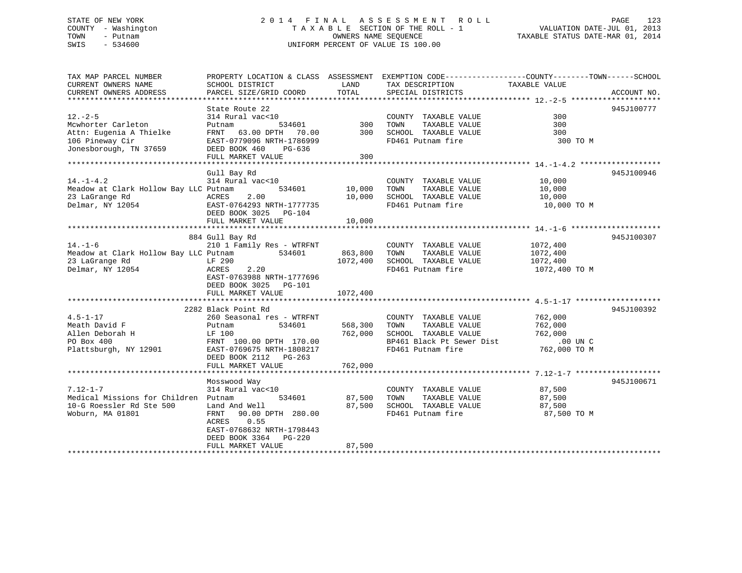STATE OF NEW YORK
COUNTY - Washington
TOWN - Putnam
SWIS - 534600

# 2014 FINAL ASSESSMENT ROLL

TAXABLE SECTION OF THE ROLL - 1
OWNERS NAME SEQUENCE
UNIFORM PERCENT OF VALUE IS 100.00

VALUATION DATE-JUL 01, 2013
TAXABLE STATUS DATE-MAR 01, 2014

| TAX MAP PARCEL NUMBER / CURRENT OWNERS NAME / CURRENT OWNERS ADDRESS | PROPERTY LOCATION & CLASS / SCHOOL DISTRICT / PARCEL SIZE/GRID COORD | ASSESSMENT LAND / TOTAL | EXEMPTION CODE / TAX DESCRIPTION / SPECIAL DISTRICTS | COUNTY / TOWN / SCHOOL TAXABLE VALUE | ACCOUNT NO. |
|---|---|---|---|---|---|
| **12.-2-5** | State Route 22 | | | | 945J100777 |
| 12.-2-5 | 314 Rural vac<10 | | COUNTY TAXABLE VALUE | 300 | |
| Mcwhorter Carleton | Putnam 534601 | 300 | TOWN TAXABLE VALUE | 300 | |
| Attn: Eugenia A Thielke | FRNT 63.00 DPTH 70.00 | 300 | SCHOOL TAXABLE VALUE | 300 | |
| 106 Pineway Cir | EAST-0779096 NRTH-1786999 | | FD461 Putnam fire | 300 TO M | |
| Jonesborough, TN 37659 | DEED BOOK 460 PG-636 | | | | |
| | FULL MARKET VALUE | 300 | | | |
| **14.-1-4.2** | Gull Bay Rd | | | | 945J100946 |
| 14.-1-4.2 | 314 Rural vac<10 | | COUNTY TAXABLE VALUE | 10,000 | |
| Meadow at Clark Hollow Bay LLC | Putnam 534601 | 10,000 | TOWN TAXABLE VALUE | 10,000 | |
| 23 LaGrange Rd | ACRES 2.00 | 10,000 | SCHOOL TAXABLE VALUE | 10,000 | |
| Delmar, NY 12054 | EAST-0764293 NRTH-1777735 | | FD461 Putnam fire | 10,000 TO M | |
| | DEED BOOK 3025 PG-104 | | | | |
| | FULL MARKET VALUE | 10,000 | | | |
| **14.-1-6** | 884 Gull Bay Rd | | | | 945J100307 |
| 14.-1-6 | 210 1 Family Res - WTRFNT | | COUNTY TAXABLE VALUE | 1072,400 | |
| Meadow at Clark Hollow Bay LLC | Putnam 534601 | 863,800 | TOWN TAXABLE VALUE | 1072,400 | |
| 23 LaGrange Rd | LF 290 | 1072,400 | SCHOOL TAXABLE VALUE | 1072,400 | |
| Delmar, NY 12054 | ACRES 2.20 | | FD461 Putnam fire | 1072,400 TO M | |
| | EAST-0763988 NRTH-1777696 | | | | |
| | DEED BOOK 3025 PG-101 | | | | |
| | FULL MARKET VALUE | 1072,400 | | | |
| **4.5-1-17** | 2282 Black Point Rd | | | | 945J100392 |
| 4.5-1-17 | 260 Seasonal res - WTRFNT | | COUNTY TAXABLE VALUE | 762,000 | |
| Meath David F | Putnam 534601 | 568,300 | TOWN TAXABLE VALUE | 762,000 | |
| Allen Deborah H | LF 100 | 762,000 | SCHOOL TAXABLE VALUE | 762,000 | |
| PO Box 400 | FRNT 100.00 DPTH 170.00 | | BP461 Black Pt Sewer Dist | .00 UN C | |
| Plattsburgh, NY 12901 | EAST-0769675 NRTH-1808217 | | FD461 Putnam fire | 762,000 TO M | |
| | DEED BOOK 2112 PG-263 | | | | |
| | FULL MARKET VALUE | 762,000 | | | |
| **7.12-1-7** | Mosswood Way | | | | 945J100671 |
| 7.12-1-7 | 314 Rural vac<10 | | COUNTY TAXABLE VALUE | 87,500 | |
| Medical Missions for Children | Putnam 534601 | 87,500 | TOWN TAXABLE VALUE | 87,500 | |
| 10-G Roessler Rd Ste 500 | Land And Well | 87,500 | SCHOOL TAXABLE VALUE | 87,500 | |
| Woburn, MA 01801 | FRNT 90.00 DPTH 280.00 | | FD461 Putnam fire | 87,500 TO M | |
| | ACRES 0.55 | | | | |
| | EAST-0768632 NRTH-1798443 | | | | |
| | DEED BOOK 3364 PG-220 | | | | |
| | FULL MARKET VALUE | 87,500 | | | |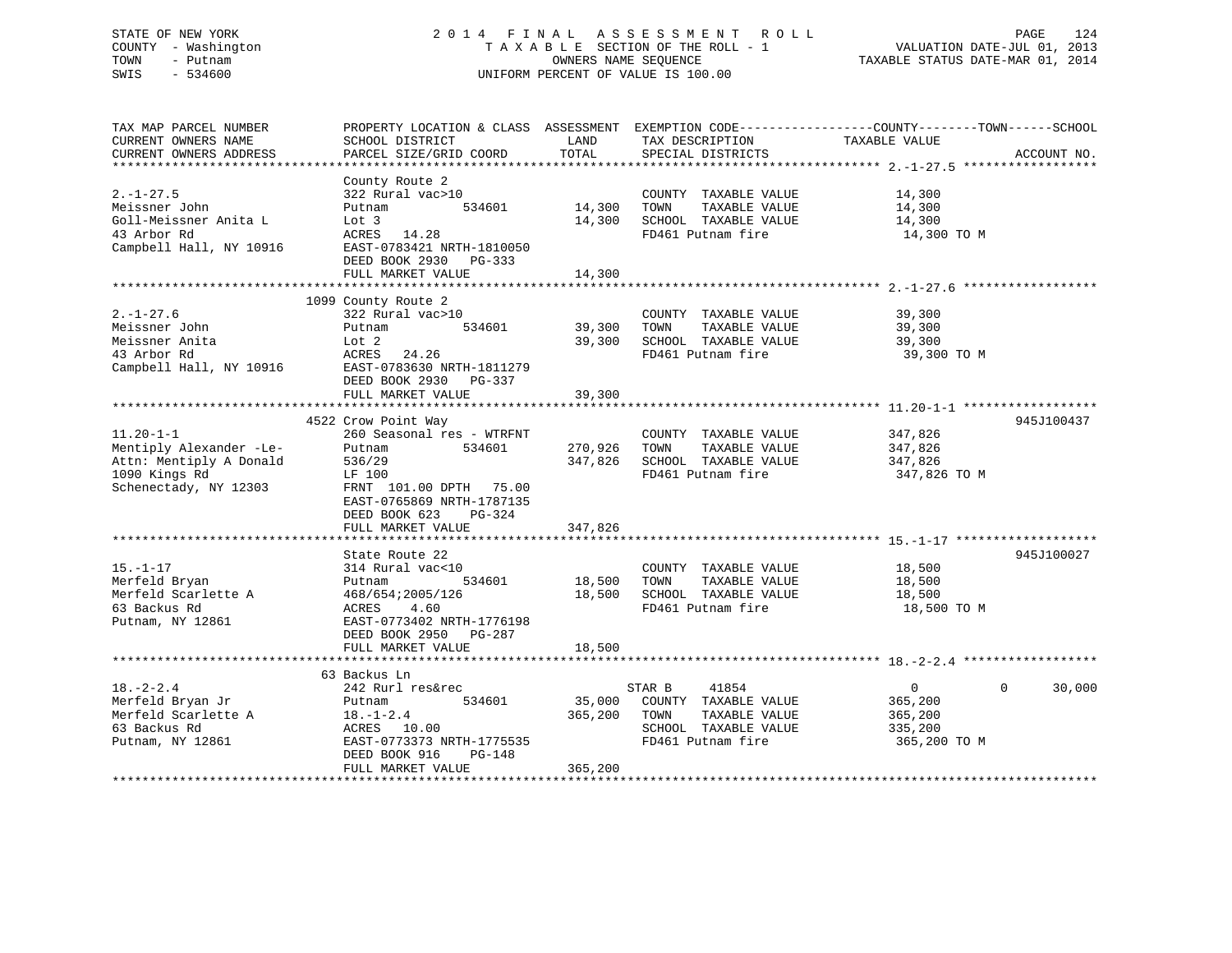STATE OF NEW YORK
COUNTY - Washington
TOWN - Putnam
SWIS - 534600

2014 FINAL ASSESSMENT ROLL
TAXABLE SECTION OF THE ROLL - 1
OWNERS NAME SEQUENCE
UNIFORM PERCENT OF VALUE IS 100.00

VALUATION DATE-JUL 01, 2013
TAXABLE STATUS DATE-MAR 01, 2014

| TAX MAP PARCEL NUMBER / CURRENT OWNERS NAME / CURRENT OWNERS ADDRESS | PROPERTY LOCATION & CLASS / SCHOOL DISTRICT / PARCEL SIZE/GRID COORD | ASSESSMENT LAND / TOTAL | EXEMPTION CODE / TAX DESCRIPTION / SPECIAL DISTRICTS | COUNTY TAXABLE VALUE | TOWN | SCHOOL | ACCOUNT NO. |
|---|---|---|---|---|---|---|---|
| **2.-1-27.5** | County Route 2 | | | | | | |
| 2.-1-27.5 | 322 Rural vac>10 | | COUNTY TAXABLE VALUE | 14,300 | | | |
| Meissner John | Putnam 534601 | 14,300 | TOWN TAXABLE VALUE | 14,300 | | | |
| Goll-Meissner Anita L | Lot 3 | 14,300 | SCHOOL TAXABLE VALUE | 14,300 | | | |
| 43 Arbor Rd | ACRES 14.28 | | FD461 Putnam fire | 14,300 TO M | | | |
| Campbell Hall, NY 10916 | EAST-0783421 NRTH-1810050 | | | | | | |
| | DEED BOOK 2930 PG-333 | | | | | | |
| | FULL MARKET VALUE | 14,300 | | | | | |
| **2.-1-27.6** | 1099 County Route 2 | | | | | | |
| 2.-1-27.6 | 322 Rural vac>10 | | COUNTY TAXABLE VALUE | 39,300 | | | |
| Meissner John | Putnam 534601 | 39,300 | TOWN TAXABLE VALUE | 39,300 | | | |
| Meissner Anita | Lot 2 | 39,300 | SCHOOL TAXABLE VALUE | 39,300 | | | |
| 43 Arbor Rd | ACRES 24.26 | | FD461 Putnam fire | 39,300 TO M | | | |
| Campbell Hall, NY 10916 | EAST-0783630 NRTH-1811279 | | | | | | |
| | DEED BOOK 2930 PG-337 | | | | | | |
| | FULL MARKET VALUE | 39,300 | | | | | |
| **11.20-1-1** | 4522 Crow Point Way | | | | | | 945J100437 |
| 11.20-1-1 | 260 Seasonal res - WTRFNT | | COUNTY TAXABLE VALUE | 347,826 | | | |
| Mentiply Alexander -Le- | Putnam 534601 | 270,926 | TOWN TAXABLE VALUE | 347,826 | | | |
| Attn: Mentiply A Donald | 536/29 | 347,826 | SCHOOL TAXABLE VALUE | 347,826 | | | |
| 1090 Kings Rd | LF 100 | | FD461 Putnam fire | 347,826 TO M | | | |
| Schenectady, NY 12303 | FRNT 101.00 DPTH 75.00 | | | | | | |
| | EAST-0765869 NRTH-1787135 | | | | | | |
| | DEED BOOK 623 PG-324 | | | | | | |
| | FULL MARKET VALUE | 347,826 | | | | | |
| **15.-1-17** | State Route 22 | | | | | | 945J100027 |
| 15.-1-17 | 314 Rural vac<10 | | COUNTY TAXABLE VALUE | 18,500 | | | |
| Merfeld Bryan | Putnam 534601 | 18,500 | TOWN TAXABLE VALUE | 18,500 | | | |
| Merfeld Scarlette A | 468/654;2005/126 | 18,500 | SCHOOL TAXABLE VALUE | 18,500 | | | |
| 63 Backus Rd | ACRES 4.60 | | FD461 Putnam fire | 18,500 TO M | | | |
| Putnam, NY 12861 | EAST-0773402 NRTH-1776198 | | | | | | |
| | DEED BOOK 2950 PG-287 | | | | | | |
| | FULL MARKET VALUE | 18,500 | | | | | |
| **18.-2-2.4** | 63 Backus Ln | | | | | | |
| 18.-2-2.4 | 242 Rurl res&rec | | STAR B 41854 | 0 | 0 | 30,000 | |
| Merfeld Bryan Jr | Putnam 534601 | 35,000 | COUNTY TAXABLE VALUE | 365,200 | | | |
| Merfeld Scarlette A | 18.-1-2.4 | 365,200 | TOWN TAXABLE VALUE | 365,200 | | | |
| 63 Backus Rd | ACRES 10.00 | | SCHOOL TAXABLE VALUE | 335,200 | | | |
| Putnam, NY 12861 | EAST-0773373 NRTH-1775535 | | FD461 Putnam fire | 365,200 TO M | | | |
| | DEED BOOK 916 PG-148 | | | | | | |
| | FULL MARKET VALUE | 365,200 | | | | | |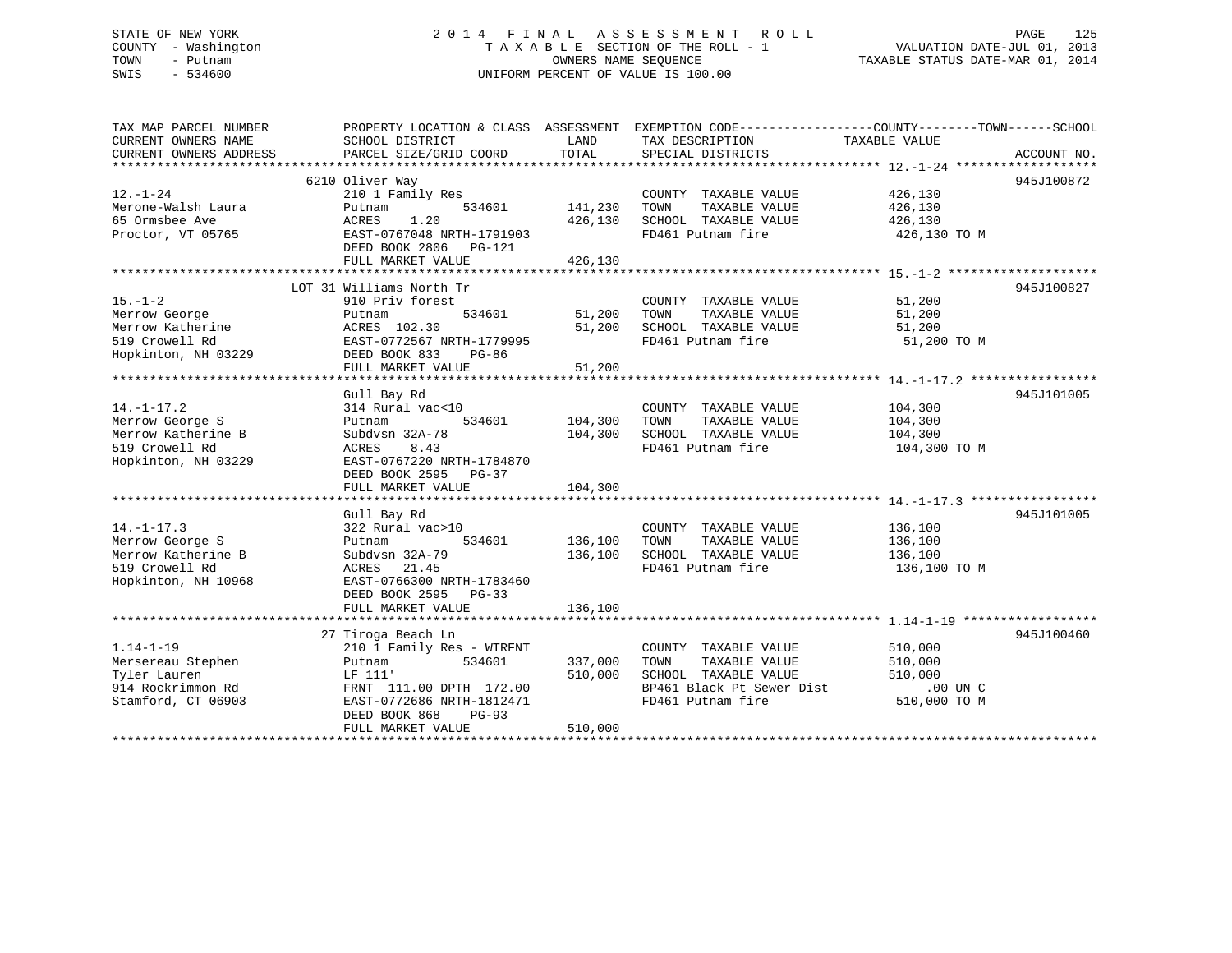STATE OF NEW YORK
COUNTY - Washington
TOWN - Putnam
SWIS - 534600

2014 FINAL ASSESSMENT ROLL
TAXABLE SECTION OF THE ROLL - 1
OWNERS NAME SEQUENCE
UNIFORM PERCENT OF VALUE IS 100.00

VALUATION DATE-JUL 01, 2013
TAXABLE STATUS DATE-MAR 01, 2014

| TAX MAP PARCEL NUMBER / CURRENT OWNERS NAME / CURRENT OWNERS ADDRESS | PROPERTY LOCATION & CLASS / SCHOOL DISTRICT / PARCEL SIZE/GRID COORD | ASSESSMENT LAND / TOTAL | EXEMPTION CODE / TAX DESCRIPTION / SPECIAL DISTRICTS | TAXABLE VALUE (COUNTY--TOWN--SCHOOL) | ACCOUNT NO. |
|---|---|---|---|---|---|
| 12.-1-24 | 6210 Oliver Way | | | | 945J100872 |
| Merone-Walsh Laura | 210 1 Family Res | | COUNTY TAXABLE VALUE | 426,130 | |
| 65 Ormsbee Ave | Putnam 534601 | 141,230 | TOWN TAXABLE VALUE | 426,130 | |
| Proctor, VT 05765 | ACRES 1.20 | 426,130 | SCHOOL TAXABLE VALUE | 426,130 | |
| | EAST-0767048 NRTH-1791903 | | FD461 Putnam fire | 426,130 TO M | |
| | DEED BOOK 2806 PG-121 | | | | |
| | FULL MARKET VALUE | 426,130 | | | |
| 15.-1-2 | LOT 31 Williams North Tr | | | | 945J100827 |
| Merrow George | 910 Priv forest | | COUNTY TAXABLE VALUE | 51,200 | |
| Merrow Katherine | Putnam 534601 | 51,200 | TOWN TAXABLE VALUE | 51,200 | |
| 519 Crowell Rd | ACRES 102.30 | 51,200 | SCHOOL TAXABLE VALUE | 51,200 | |
| Hopkinton, NH 03229 | EAST-0772567 NRTH-1779995 | | FD461 Putnam fire | 51,200 TO M | |
| | DEED BOOK 833 PG-86 | | | | |
| | FULL MARKET VALUE | 51,200 | | | |
| 14.-1-17.2 | Gull Bay Rd | | | | 945J101005 |
| Merrow George S | 314 Rural vac<10 | | COUNTY TAXABLE VALUE | 104,300 | |
| Merrow Katherine B | Putnam 534601 | 104,300 | TOWN TAXABLE VALUE | 104,300 | |
| 519 Crowell Rd | Subdvsn 32A-78 | 104,300 | SCHOOL TAXABLE VALUE | 104,300 | |
| Hopkinton, NH 03229 | ACRES 8.43 | | FD461 Putnam fire | 104,300 TO M | |
| | EAST-0767220 NRTH-1784870 | | | | |
| | DEED BOOK 2595 PG-37 | | | | |
| | FULL MARKET VALUE | 104,300 | | | |
| 14.-1-17.3 | Gull Bay Rd | | | | 945J101005 |
| Merrow George S | 322 Rural vac>10 | | COUNTY TAXABLE VALUE | 136,100 | |
| Merrow Katherine B | Putnam 534601 | 136,100 | TOWN TAXABLE VALUE | 136,100 | |
| 519 Crowell Rd | Subdvsn 32A-79 | 136,100 | SCHOOL TAXABLE VALUE | 136,100 | |
| Hopkinton, NH 10968 | ACRES 21.45 | | FD461 Putnam fire | 136,100 TO M | |
| | EAST-0766300 NRTH-1783460 | | | | |
| | DEED BOOK 2595 PG-33 | | | | |
| | FULL MARKET VALUE | 136,100 | | | |
| 1.14-1-19 | 27 Tiroga Beach Ln | | | | 945J100460 |
| Mersereau Stephen | 210 1 Family Res - WTRFNT | | COUNTY TAXABLE VALUE | 510,000 | |
| Tyler Lauren | Putnam 534601 | 337,000 | TOWN TAXABLE VALUE | 510,000 | |
| 914 Rockrimmon Rd | LF 111' | 510,000 | SCHOOL TAXABLE VALUE | 510,000 | |
| Stamford, CT 06903 | FRNT 111.00 DPTH 172.00 | | BP461 Black Pt Sewer Dist | .00 UN C | |
| | EAST-0772686 NRTH-1812471 | | FD461 Putnam fire | 510,000 TO M | |
| | DEED BOOK 868 PG-93 | | | | |
| | FULL MARKET VALUE | 510,000 | | | |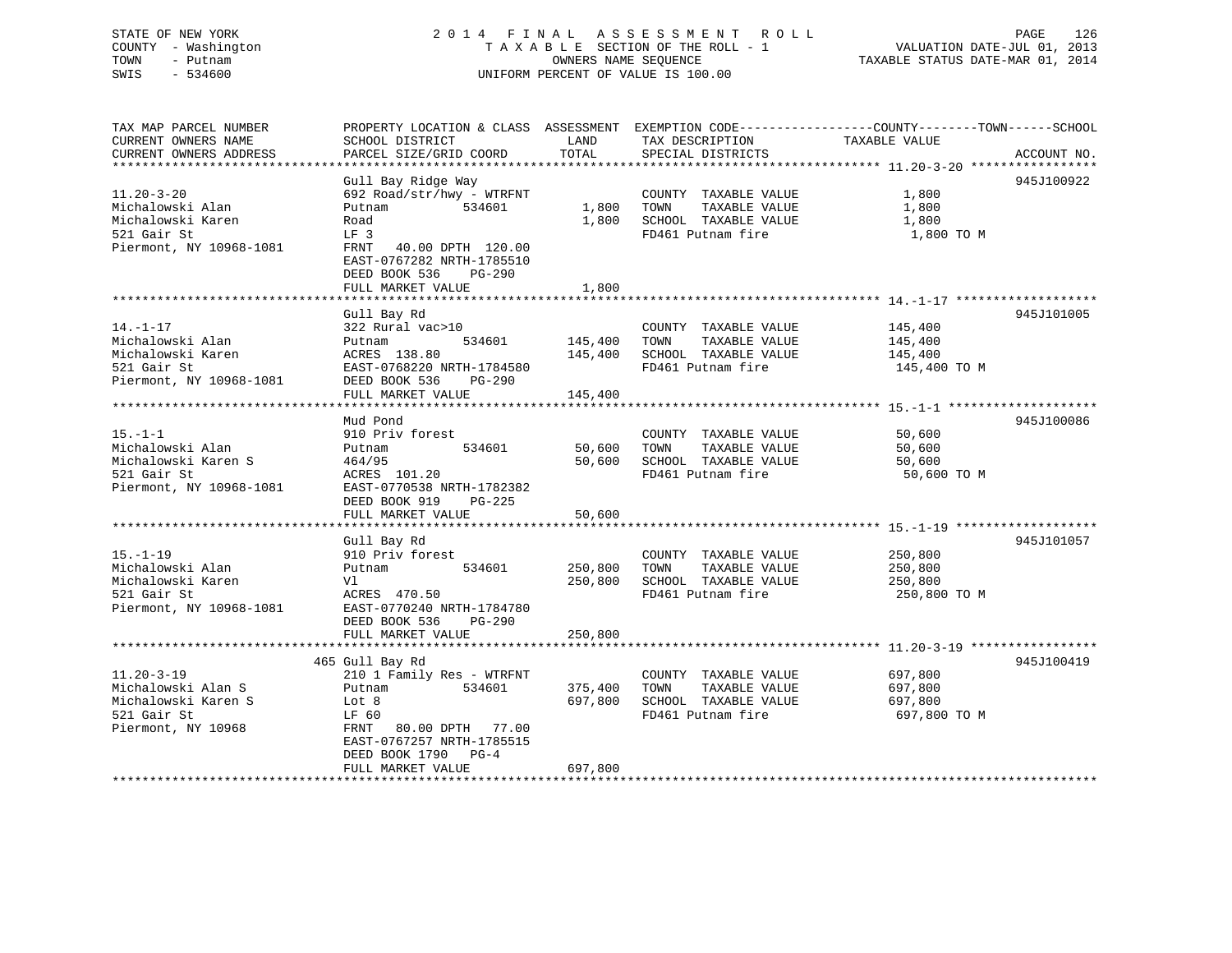STATE OF NEW YORK | 2014 FINAL ASSESSMENT ROLL | VALUATION DATE-JUL 01, 2013
COUNTY - Washington | TAXABLE SECTION OF THE ROLL - 1 | TAXABLE STATUS DATE-MAR 01, 2014
TOWN - Putnam | OWNERS NAME SEQUENCE
SWIS - 534600 | UNIFORM PERCENT OF VALUE IS 100.00

| TAX MAP PARCEL NUMBER / CURRENT OWNERS NAME / CURRENT OWNERS ADDRESS | PROPERTY LOCATION & CLASS / SCHOOL DISTRICT / PARCEL SIZE/GRID COORD | ASSESSMENT LAND / TOTAL | EXEMPTION CODE / TAX DESCRIPTION / SPECIAL DISTRICTS | TAXABLE VALUE (COUNTY / TOWN / SCHOOL) | ACCOUNT NO. |
|---|---|---|---|---|---|
| 11.20-3-20 | Gull Bay Ridge Way | | | | 945J100922 |
| Michalowski Alan | 692 Road/str/hwy - WTRFNT | | COUNTY TAXABLE VALUE | 1,800 | |
| Michalowski Karen | Putnam 534601 | 1,800 | TOWN TAXABLE VALUE | 1,800 | |
| 521 Gair St | Road | 1,800 | SCHOOL TAXABLE VALUE | 1,800 | |
| Piermont, NY 10968-1081 | LF 3 | | FD461 Putnam fire | 1,800 TO M | |
| | FRNT 40.00 DPTH 120.00 | | | | |
| | EAST-0767282 NRTH-1785510 | | | | |
| | DEED BOOK 536 PG-290 | | | | |
| | FULL MARKET VALUE | 1,800 | | | |
| 14.-1-17 | Gull Bay Rd | | | | 945J101005 |
| Michalowski Alan | 322 Rural vac>10 | | COUNTY TAXABLE VALUE | 145,400 | |
| Michalowski Karen | Putnam 534601 | 145,400 | TOWN TAXABLE VALUE | 145,400 | |
| 521 Gair St | ACRES 138.80 | 145,400 | SCHOOL TAXABLE VALUE | 145,400 | |
| Piermont, NY 10968-1081 | EAST-0768220 NRTH-1784580 | | FD461 Putnam fire | 145,400 TO M | |
| | DEED BOOK 536 PG-290 | | | | |
| | FULL MARKET VALUE | 145,400 | | | |
| 15.-1-1 | Mud Pond | | | | 945J100086 |
| Michalowski Alan | 910 Priv forest | | COUNTY TAXABLE VALUE | 50,600 | |
| Michalowski Karen S | Putnam 534601 | 50,600 | TOWN TAXABLE VALUE | 50,600 | |
| 521 Gair St | 464/95 | 50,600 | SCHOOL TAXABLE VALUE | 50,600 | |
| Piermont, NY 10968-1081 | ACRES 101.20 | | FD461 Putnam fire | 50,600 TO M | |
| | EAST-0770538 NRTH-1782382 | | | | |
| | DEED BOOK 919 PG-225 | | | | |
| | FULL MARKET VALUE | 50,600 | | | |
| 15.-1-19 | Gull Bay Rd | | | | 945J101057 |
| Michalowski Alan | 910 Priv forest | | COUNTY TAXABLE VALUE | 250,800 | |
| Michalowski Karen | Putnam 534601 | 250,800 | TOWN TAXABLE VALUE | 250,800 | |
| 521 Gair St | Vl | 250,800 | SCHOOL TAXABLE VALUE | 250,800 | |
| Piermont, NY 10968-1081 | ACRES 470.50 | | FD461 Putnam fire | 250,800 TO M | |
| | EAST-0770240 NRTH-1784780 | | | | |
| | DEED BOOK 536 PG-290 | | | | |
| | FULL MARKET VALUE | 250,800 | | | |
| 11.20-3-19 | 465 Gull Bay Rd | | | | 945J100419 |
| Michalowski Alan S | 210 1 Family Res - WTRFNT | | COUNTY TAXABLE VALUE | 697,800 | |
| Michalowski Karen S | Putnam 534601 | 375,400 | TOWN TAXABLE VALUE | 697,800 | |
| 521 Gair St | Lot 8 | 697,800 | SCHOOL TAXABLE VALUE | 697,800 | |
| Piermont, NY 10968 | LF 60 | | FD461 Putnam fire | 697,800 TO M | |
| | FRNT 80.00 DPTH 77.00 | | | | |
| | EAST-0767257 NRTH-1785515 | | | | |
| | DEED BOOK 1790 PG-4 | | | | |
| | FULL MARKET VALUE | 697,800 | | | |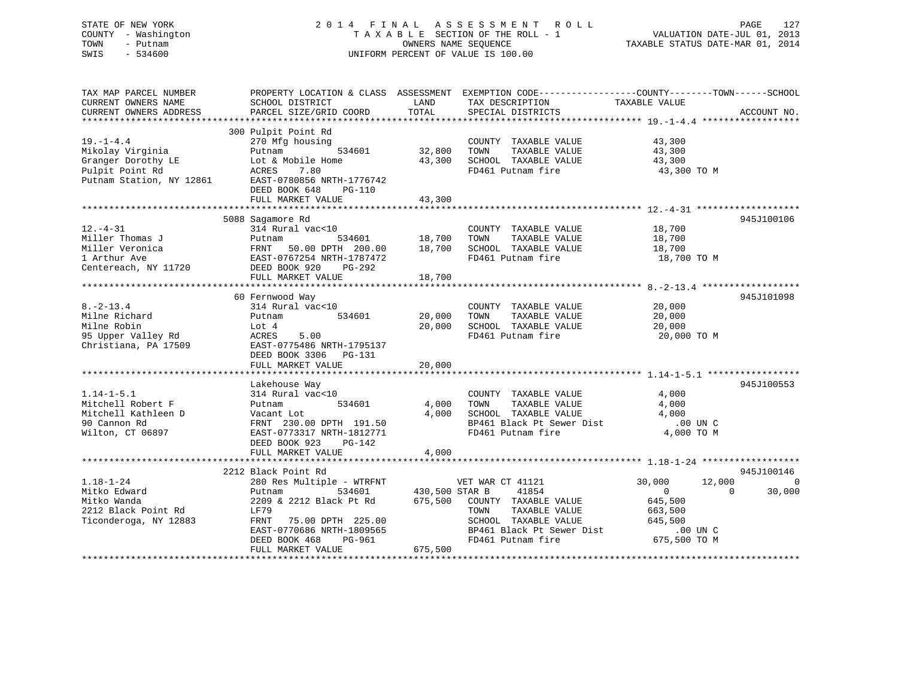STATE OF NEW YORK
COUNTY - Washington
TOWN - Putnam
SWIS - 534600

2014 FINAL ASSESSMENT ROLL
TAXABLE SECTION OF THE ROLL - 1
OWNERS NAME SEQUENCE
UNIFORM PERCENT OF VALUE IS 100.00

VALUATION DATE-JUL 01, 2013
TAXABLE STATUS DATE-MAR 01, 2014

```
TAX MAP PARCEL NUMBER          PROPERTY LOCATION & CLASS  ASSESSMENT  EXEMPTION CODE------------------COUNTY--------TOWN------SCHOOL
CURRENT OWNERS NAME            SCHOOL DISTRICT               LAND      TAX DESCRIPTION               TAXABLE VALUE
CURRENT OWNERS ADDRESS         PARCEL SIZE/GRID COORD        TOTAL     SPECIAL DISTRICTS                                    ACCOUNT NO.
******************************************************************************************************* 19.-1-4.4 ******************
                               300 Pulpit Point Rd
19.-1-4.4                      270 Mfg housing                          COUNTY  TAXABLE VALUE            43,300
Mikolay Virginia               Putnam          534601        32,800    TOWN    TAXABLE VALUE            43,300
Granger Dorothy LE             Lot & Mobile Home             43,300    SCHOOL  TAXABLE VALUE            43,300
Pulpit Point Rd                ACRES     7.80                           FD461 Putnam fire                 43,300 TO M
Putnam Station, NY 12861       EAST-0780856 NRTH-1776742
                               DEED BOOK 648     PG-110
                               FULL MARKET VALUE             43,300
******************************************************************************************************* 12.-4-31 *******************
                               5088 Sagamore Rd                                                                          945J100106
12.-4-31                       314 Rural vac<10                         COUNTY  TAXABLE VALUE            18,700
Miller Thomas J                Putnam          534601        18,700    TOWN    TAXABLE VALUE            18,700
Miller Veronica                FRNT   50.00 DPTH  200.00     18,700    SCHOOL  TAXABLE VALUE            18,700
1 Arthur Ave                   EAST-0767254 NRTH-1787472                FD461 Putnam fire                 18,700 TO M
Centereach, NY 11720           DEED BOOK 920     PG-292
                               FULL MARKET VALUE             18,700
******************************************************************************************************* 8.-2-13.4 ******************
                               60 Fernwood Way                                                                           945J101098
8.-2-13.4                      314 Rural vac<10                         COUNTY  TAXABLE VALUE            20,000
Milne Richard                  Putnam          534601        20,000    TOWN    TAXABLE VALUE            20,000
Milne Robin                    Lot 4                         20,000    SCHOOL  TAXABLE VALUE            20,000
95 Upper Valley Rd             ACRES     5.00                           FD461 Putnam fire                 20,000 TO M
Christiana, PA 17509           EAST-0775486 NRTH-1795137
                               DEED BOOK 3306    PG-131
                               FULL MARKET VALUE             20,000
******************************************************************************************************* 1.14-1-5.1 *****************
                               Lakehouse Way                                                                             945J100553
1.14-1-5.1                     314 Rural vac<10                         COUNTY  TAXABLE VALUE             4,000
Mitchell Robert F              Putnam          534601         4,000    TOWN    TAXABLE VALUE             4,000
Mitchell Kathleen D            Vacant Lot                     4,000    SCHOOL  TAXABLE VALUE             4,000
90 Cannon Rd                   FRNT  230.00 DPTH  191.50                BP461 Black Pt Sewer Dist           .00 UN C
Wilton, CT 06897               EAST-0773317 NRTH-1812771                FD461 Putnam fire                  4,000 TO M
                               DEED BOOK 923     PG-142
                               FULL MARKET VALUE              4,000
******************************************************************************************************* 1.18-1-24 ******************
                               2212 Black Point Rd                                                                       945J100146
1.18-1-24                      280 Res Multiple - WTRFNT               VET WAR CT 41121           30,000      12,000           0
Mitko Edward                   Putnam          534601       430,500 STAR B     41854                 0           0      30,000
Mitko Wanda                    2209 & 2212 Black Pt Rd      675,500    COUNTY  TAXABLE VALUE           645,500
2212 Black Point Rd            LF79                                     TOWN    TAXABLE VALUE           663,500
Ticonderoga, NY 12883          FRNT   75.00 DPTH  225.00                SCHOOL  TAXABLE VALUE           645,500
                               EAST-0770686 NRTH-1809565                BP461 Black Pt Sewer Dist           .00 UN C
                               DEED BOOK 468     PG-961                 FD461 Putnam fire                675,500 TO M
                               FULL MARKET VALUE            675,500
************************************************************************************************************************************
```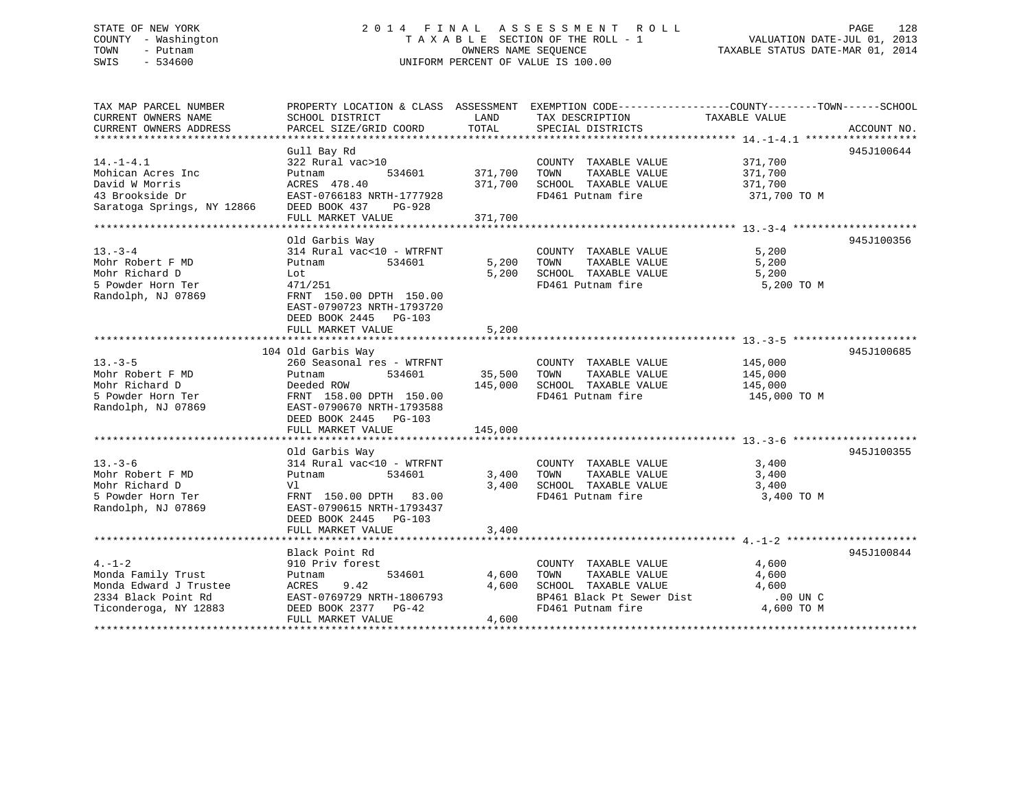STATE OF NEW YORK
COUNTY - Washington
TOWN - Putnam
SWIS - 534600

2 0 1 4 F I N A L A S S E S S M E N T R O L L
T A X A B L E SECTION OF THE ROLL - 1
OWNERS NAME SEQUENCE
UNIFORM PERCENT OF VALUE IS 100.00

VALUATION DATE-JUL 01, 2013
TAXABLE STATUS DATE-MAR 01, 2014

| TAX MAP PARCEL NUMBER / CURRENT OWNERS NAME / CURRENT OWNERS ADDRESS | PROPERTY LOCATION & CLASS / SCHOOL DISTRICT / PARCEL SIZE/GRID COORD | ASSESSMENT LAND | TOTAL | EXEMPTION CODE / TAX DESCRIPTION / SPECIAL DISTRICTS | COUNTY--------TOWN------SCHOOL TAXABLE VALUE | ACCOUNT NO. |
|---|---|---|---|---|---|---|
| 14.-1-4.1 | Gull Bay Rd | | | | | 945J100644 |
| | 322 Rural vac>10 | | | COUNTY TAXABLE VALUE | 371,700 | |
| Mohican Acres Inc | Putnam 534601 | 371,700 | | TOWN TAXABLE VALUE | 371,700 | |
| David W Morris | ACRES 478.40 | | 371,700 | SCHOOL TAXABLE VALUE | 371,700 | |
| 43 Brookside Dr | EAST-0766183 NRTH-1777928 | | | FD461 Putnam fire | 371,700 TO M | |
| Saratoga Springs, NY 12866 | DEED BOOK 437 PG-928 | | | | | |
| | FULL MARKET VALUE | | 371,700 | | | |
| 13.-3-4 | Old Garbis Way | | | | | 945J100356 |
| | 314 Rural vac<10 - WTRFNT | | | COUNTY TAXABLE VALUE | 5,200 | |
| Mohr Robert F MD | Putnam 534601 | 5,200 | | TOWN TAXABLE VALUE | 5,200 | |
| Mohr Richard D | Lot | | 5,200 | SCHOOL TAXABLE VALUE | 5,200 | |
| 5 Powder Horn Ter | 471/251 | | | FD461 Putnam fire | 5,200 TO M | |
| Randolph, NJ 07869 | FRNT 150.00 DPTH 150.00 | | | | | |
| | EAST-0790723 NRTH-1793720 | | | | | |
| | DEED BOOK 2445 PG-103 | | | | | |
| | FULL MARKET VALUE | | 5,200 | | | |
| 13.-3-5 | 104 Old Garbis Way | | | | | 945J100685 |
| | 260 Seasonal res - WTRFNT | | | COUNTY TAXABLE VALUE | 145,000 | |
| Mohr Robert F MD | Putnam 534601 | 35,500 | | TOWN TAXABLE VALUE | 145,000 | |
| Mohr Richard D | Deeded ROW | | 145,000 | SCHOOL TAXABLE VALUE | 145,000 | |
| 5 Powder Horn Ter | FRNT 158.00 DPTH 150.00 | | | FD461 Putnam fire | 145,000 TO M | |
| Randolph, NJ 07869 | EAST-0790670 NRTH-1793588 | | | | | |
| | DEED BOOK 2445 PG-103 | | | | | |
| | FULL MARKET VALUE | | 145,000 | | | |
| 13.-3-6 | Old Garbis Way | | | | | 945J100355 |
| | 314 Rural vac<10 - WTRFNT | | | COUNTY TAXABLE VALUE | 3,400 | |
| Mohr Robert F MD | Putnam 534601 | 3,400 | | TOWN TAXABLE VALUE | 3,400 | |
| Mohr Richard D | Vl | | 3,400 | SCHOOL TAXABLE VALUE | 3,400 | |
| 5 Powder Horn Ter | FRNT 150.00 DPTH 83.00 | | | FD461 Putnam fire | 3,400 TO M | |
| Randolph, NJ 07869 | EAST-0790615 NRTH-1793437 | | | | | |
| | DEED BOOK 2445 PG-103 | | | | | |
| | FULL MARKET VALUE | | 3,400 | | | |
| 4.-1-2 | Black Point Rd | | | | | 945J100844 |
| | 910 Priv forest | | | COUNTY TAXABLE VALUE | 4,600 | |
| Monda Family Trust | Putnam 534601 | 4,600 | | TOWN TAXABLE VALUE | 4,600 | |
| Monda Edward J Trustee | ACRES 9.42 | | 4,600 | SCHOOL TAXABLE VALUE | 4,600 | |
| 2334 Black Point Rd | EAST-0769729 NRTH-1806793 | | | BP461 Black Pt Sewer Dist | .00 UN C | |
| Ticonderoga, NY 12883 | DEED BOOK 2377 PG-42 | | | FD461 Putnam fire | 4,600 TO M | |
| | FULL MARKET VALUE | | 4,600 | | | |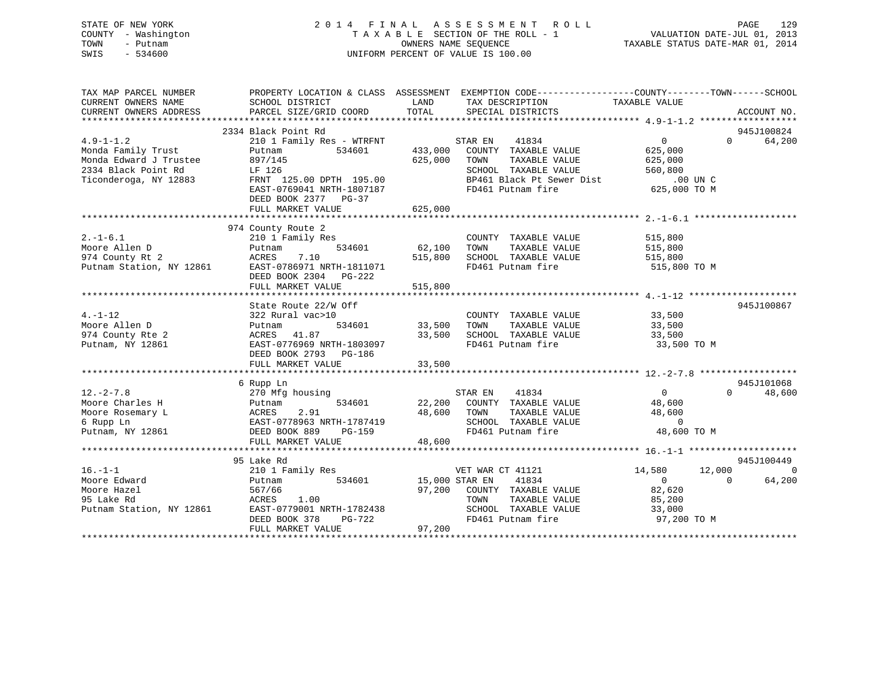STATE OF NEW YORK
COUNTY - Washington
TOWN - Putnam
SWIS - 534600

2014 FINAL ASSESSMENT ROLL
TAXABLE SECTION OF THE ROLL - 1
OWNERS NAME SEQUENCE
UNIFORM PERCENT OF VALUE IS 100.00

VALUATION DATE-JUL 01, 2013
TAXABLE STATUS DATE-MAR 01, 2014

```
TAX MAP PARCEL NUMBER          PROPERTY LOCATION & CLASS  ASSESSMENT  EXEMPTION CODE------------------COUNTY--------TOWN------SCHOOL
CURRENT OWNERS NAME            SCHOOL DISTRICT             LAND       TAX DESCRIPTION             TAXABLE VALUE
CURRENT OWNERS ADDRESS         PARCEL SIZE/GRID COORD      TOTAL      SPECIAL DISTRICTS                                  ACCOUNT NO.
******************************************************************************************************* 4.9-1-1.2 ******************
                          2334 Black Point Rd                                                                         945J100824
4.9-1-1.2                 210 1 Family Res - WTRFNT            STAR EN    41834                 0             0       64,200
Monda Family Trust        Putnam           534601      433,000   COUNTY  TAXABLE VALUE         625,000
Monda Edward J Trustee    897/145                      625,000   TOWN    TAXABLE VALUE         625,000
2334 Black Point Rd       LF 126                                 SCHOOL  TAXABLE VALUE         560,800
Ticonderoga, NY 12883     FRNT 125.00 DPTH 195.00                BP461 Black Pt Sewer Dist         .00 UN C
                          EAST-0769041 NRTH-1807187              FD461 Putnam fire              625,000 TO M
                          DEED BOOK 2377   PG-37
                          FULL MARKET VALUE            625,000
******************************************************************************************************* 2.-1-6.1 *******************
                          974 County Route 2
2.-1-6.1                  210 1 Family Res                       COUNTY  TAXABLE VALUE         515,800
Moore Allen D             Putnam           534601       62,100   TOWN    TAXABLE VALUE         515,800
974 County Rt 2           ACRES    7.10                515,800   SCHOOL  TAXABLE VALUE         515,800
Putnam Station, NY 12861  EAST-0786971 NRTH-1811071              FD461 Putnam fire              515,800 TO M
                          DEED BOOK 2304   PG-222
                          FULL MARKET VALUE            515,800
******************************************************************************************************* 4.-1-12 ********************
                          State Route 22/W Off                                                                        945J100867
4.-1-12                   322 Rural vac>10                       COUNTY  TAXABLE VALUE          33,500
Moore Allen D             Putnam           534601       33,500   TOWN    TAXABLE VALUE          33,500
974 County Rte 2          ACRES   41.87                 33,500   SCHOOL  TAXABLE VALUE          33,500
Putnam, NY 12861          EAST-0776969 NRTH-1803097              FD461 Putnam fire               33,500 TO M
                          DEED BOOK 2793   PG-186
                          FULL MARKET VALUE             33,500
******************************************************************************************************* 12.-2-7.8 ******************
                          6 Rupp Ln                                                                                   945J101068
12.-2-7.8                 270 Mfg housing                        STAR EN    41834                 0             0       48,600
Moore Charles H           Putnam           534601       22,200   COUNTY  TAXABLE VALUE          48,600
Moore Rosemary L          ACRES    2.91                 48,600   TOWN    TAXABLE VALUE          48,600
6 Rupp Ln                 EAST-0778963 NRTH-1787419              SCHOOL  TAXABLE VALUE               0
Putnam, NY 12861          DEED BOOK 889    PG-159                FD461 Putnam fire               48,600 TO M
                          FULL MARKET VALUE             48,600
******************************************************************************************************* 16.-1-1 ********************
                          95 Lake Rd                                                                                  945J100449
16.-1-1                   210 1 Family Res                       VET WAR CT 41121            14,580        12,000            0
Moore Edward              Putnam           534601       15,000 STAR EN    41834                   0             0       64,200
Moore Hazel               567/66                        97,200   COUNTY  TAXABLE VALUE          82,620
95 Lake Rd                ACRES    1.00                          TOWN    TAXABLE VALUE          85,200
Putnam Station, NY 12861  EAST-0779001 NRTH-1782438              SCHOOL  TAXABLE VALUE          33,000
                          DEED BOOK 378    PG-722                FD461 Putnam fire               97,200 TO M
                          FULL MARKET VALUE             97,200
************************************************************************************************************************************
```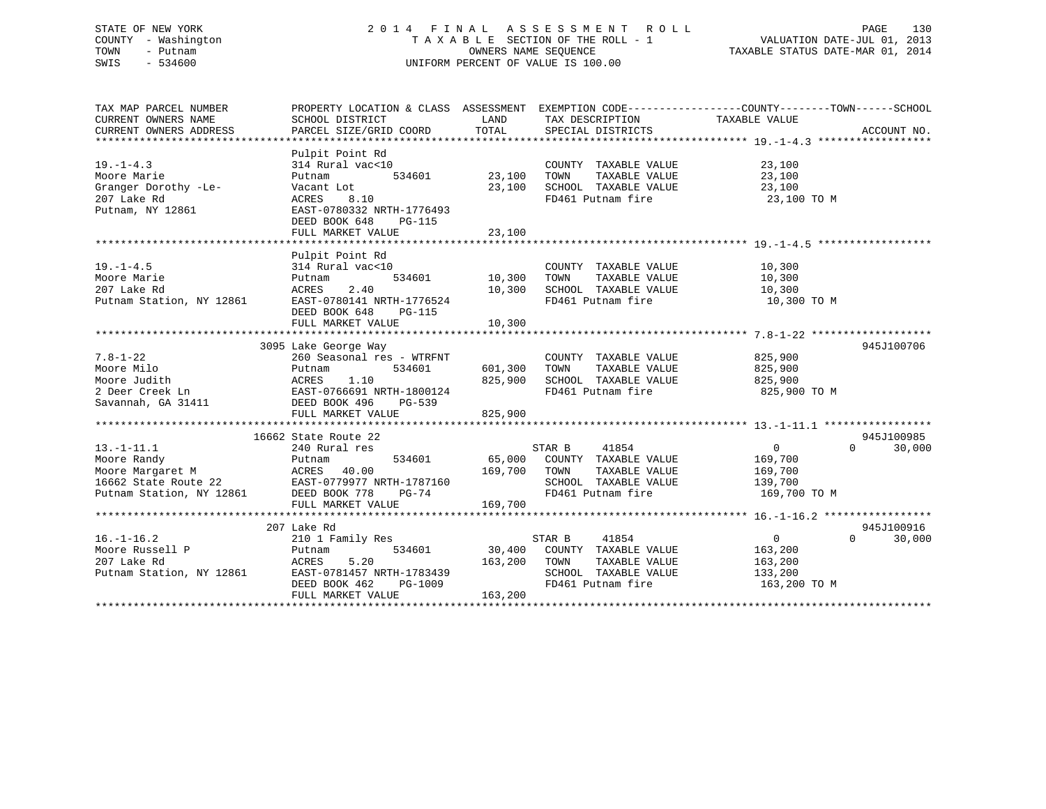STATE OF NEW YORK
COUNTY - Washington
TOWN - Putnam
SWIS - 534600

2014 FINAL ASSESSMENT ROLL
TAXABLE SECTION OF THE ROLL - 1
OWNERS NAME SEQUENCE
UNIFORM PERCENT OF VALUE IS 100.00

VALUATION DATE-JUL 01, 2013
TAXABLE STATUS DATE-MAR 01, 2014

| TAX MAP PARCEL NUMBER / CURRENT OWNERS NAME / CURRENT OWNERS ADDRESS | PROPERTY LOCATION & CLASS / SCHOOL DISTRICT / PARCEL SIZE/GRID COORD | ASSESSMENT LAND / TOTAL | EXEMPTION CODE / TAX DESCRIPTION / SPECIAL DISTRICTS | COUNTY TAXABLE VALUE | TOWN | SCHOOL | ACCOUNT NO. |
|---|---|---|---|---|---|---|---|
| **19.-1-4.3** | Pulpit Point Rd | | | | | | |
| 19.-1-4.3 | 314 Rural vac<10 | | COUNTY TAXABLE VALUE | 23,100 | | | |
| Moore Marie | Putnam 534601 | 23,100 | TOWN TAXABLE VALUE | 23,100 | | | |
| Granger Dorothy -Le- | Vacant Lot | 23,100 | SCHOOL TAXABLE VALUE | 23,100 | | | |
| 207 Lake Rd | ACRES 8.10 | | FD461 Putnam fire | 23,100 TO M | | | |
| Putnam, NY 12861 | EAST-0780332 NRTH-1776493 | | | | | | |
| | DEED BOOK 648 PG-115 | | | | | | |
| | FULL MARKET VALUE | 23,100 | | | | | |
| **19.-1-4.5** | Pulpit Point Rd | | | | | | |
| 19.-1-4.5 | 314 Rural vac<10 | | COUNTY TAXABLE VALUE | 10,300 | | | |
| Moore Marie | Putnam 534601 | 10,300 | TOWN TAXABLE VALUE | 10,300 | | | |
| 207 Lake Rd | ACRES 2.40 | 10,300 | SCHOOL TAXABLE VALUE | 10,300 | | | |
| Putnam Station, NY 12861 | EAST-0780141 NRTH-1776524 | | FD461 Putnam fire | 10,300 TO M | | | |
| | DEED BOOK 648 PG-115 | | | | | | |
| | FULL MARKET VALUE | 10,300 | | | | | |
| **7.8-1-22** | 3095 Lake George Way | | | | | | 945J100706 |
| 7.8-1-22 | 260 Seasonal res - WTRFNT | | COUNTY TAXABLE VALUE | 825,900 | | | |
| Moore Milo | Putnam 534601 | 601,300 | TOWN TAXABLE VALUE | 825,900 | | | |
| Moore Judith | ACRES 1.10 | 825,900 | SCHOOL TAXABLE VALUE | 825,900 | | | |
| 2 Deer Creek Ln | EAST-0766691 NRTH-1800124 | | FD461 Putnam fire | 825,900 TO M | | | |
| Savannah, GA 31411 | DEED BOOK 496 PG-539 | | | | | | |
| | FULL MARKET VALUE | 825,900 | | | | | |
| **13.-1-11.1** | 16662 State Route 22 | | | | | | 945J100985 |
| 13.-1-11.1 | 240 Rural res | | STAR B 41854 | 0 | 0 | 30,000 | |
| Moore Randy | Putnam 534601 | 65,000 | COUNTY TAXABLE VALUE | 169,700 | | | |
| Moore Margaret M | ACRES 40.00 | 169,700 | TOWN TAXABLE VALUE | 169,700 | | | |
| 16662 State Route 22 | EAST-0779977 NRTH-1787160 | | SCHOOL TAXABLE VALUE | 139,700 | | | |
| Putnam Station, NY 12861 | DEED BOOK 778 PG-74 | | FD461 Putnam fire | 169,700 TO M | | | |
| | FULL MARKET VALUE | 169,700 | | | | | |
| **16.-1-16.2** | 207 Lake Rd | | | | | | 945J100916 |
| 16.-1-16.2 | 210 1 Family Res | | STAR B 41854 | 0 | 0 | 30,000 | |
| Moore Russell P | Putnam 534601 | 30,400 | COUNTY TAXABLE VALUE | 163,200 | | | |
| 207 Lake Rd | ACRES 5.20 | 163,200 | TOWN TAXABLE VALUE | 163,200 | | | |
| Putnam Station, NY 12861 | EAST-0781457 NRTH-1783439 | | SCHOOL TAXABLE VALUE | 133,200 | | | |
| | DEED BOOK 462 PG-1009 | | FD461 Putnam fire | 163,200 TO M | | | |
| | FULL MARKET VALUE | 163,200 | | | | | |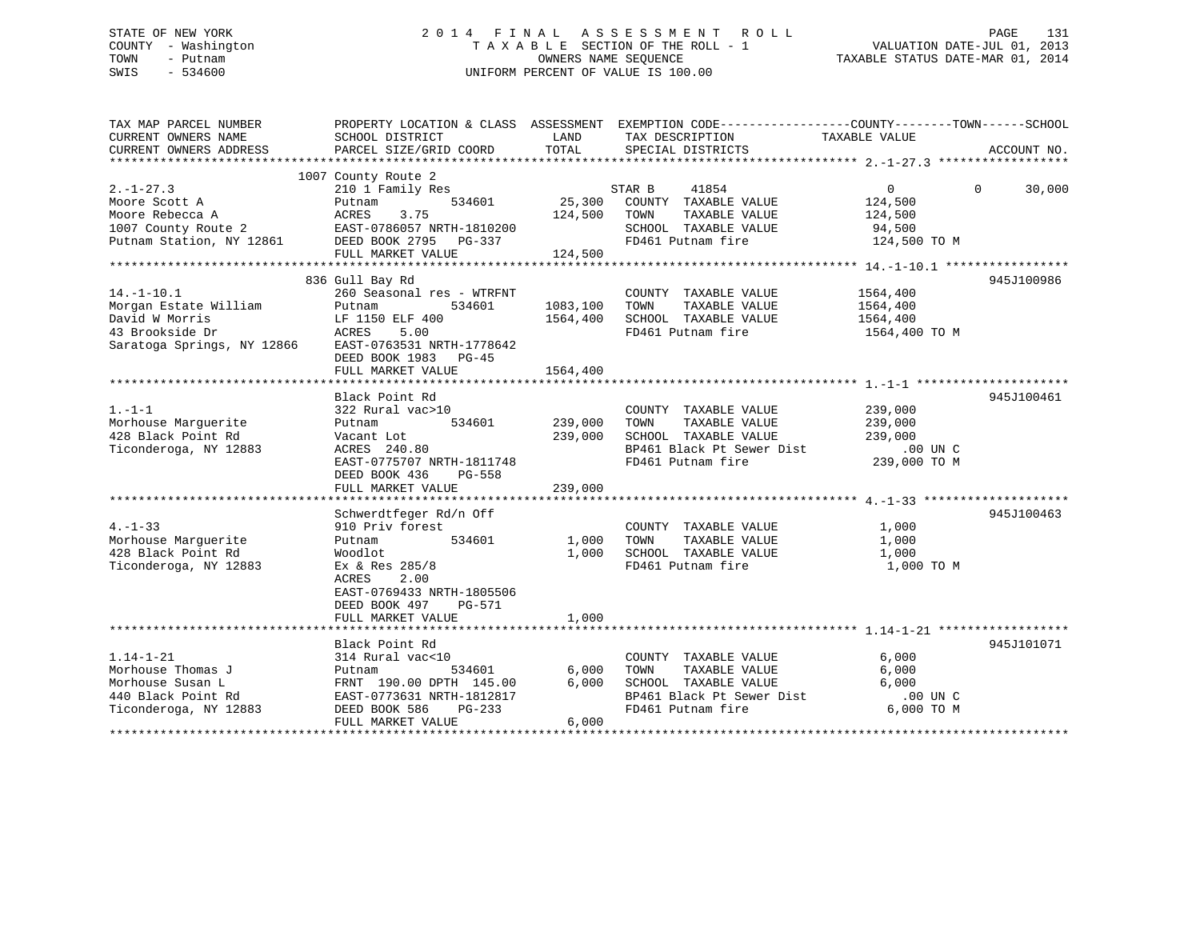STATE OF NEW YORK
COUNTY - Washington
TOWN - Putnam
SWIS - 534600

2014 FINAL ASSESSMENT ROLL
TAXABLE SECTION OF THE ROLL - 1
OWNERS NAME SEQUENCE
UNIFORM PERCENT OF VALUE IS 100.00

VALUATION DATE-JUL 01, 2013
TAXABLE STATUS DATE-MAR 01, 2014

| TAX MAP PARCEL NUMBER / CURRENT OWNERS NAME / CURRENT OWNERS ADDRESS | PROPERTY LOCATION & CLASS / SCHOOL DISTRICT / PARCEL SIZE/GRID COORD | ASSESSMENT LAND | TOTAL | EXEMPTION CODE / TAX DESCRIPTION / SPECIAL DISTRICTS | COUNTY | TOWN | SCHOOL | ACCOUNT NO. |
|---|---|---|---|---|---|---|---|---|
| 2.-1-27.3 | 1007 County Route 2 | | | | | | | |
| 2.-1-27.3 | 210 1 Family Res | | | STAR B 41854 | 0 | 0 | 30,000 | |
| Moore Scott A | Putnam 534601 | 25,300 | | COUNTY TAXABLE VALUE | 124,500 | | | |
| Moore Rebecca A | ACRES 3.75 | | 124,500 | TOWN TAXABLE VALUE | | 124,500 | | |
| 1007 County Route 2 | EAST-0786057 NRTH-1810200 | | | SCHOOL TAXABLE VALUE | | | 94,500 | |
| Putnam Station, NY 12861 | DEED BOOK 2795 PG-337 | | | FD461 Putnam fire | 124,500 TO M | | | |
| | FULL MARKET VALUE | | 124,500 | | | | | |
| 14.-1-10.1 | 836 Gull Bay Rd | | | | | | | 945J100986 |
| 14.-1-10.1 | 260 Seasonal res - WTRFNT | | | COUNTY TAXABLE VALUE | 1564,400 | | | |
| Morgan Estate William | Putnam 534601 | 1083,100 | | TOWN TAXABLE VALUE | | 1564,400 | | |
| David W Morris | LF 1150 ELF 400 | | 1564,400 | SCHOOL TAXABLE VALUE | | | 1564,400 | |
| 43 Brookside Dr | ACRES 5.00 | | | FD461 Putnam fire | 1564,400 TO M | | | |
| Saratoga Springs, NY 12866 | EAST-0763531 NRTH-1778642 | | | | | | | |
| | DEED BOOK 1983 PG-45 | | | | | | | |
| | FULL MARKET VALUE | | 1564,400 | | | | | |
| 1.-1-1 | Black Point Rd | | | | | | | 945J100461 |
| 1.-1-1 | 322 Rural vac>10 | | | COUNTY TAXABLE VALUE | 239,000 | | | |
| Morhouse Marguerite | Putnam 534601 | 239,000 | | TOWN TAXABLE VALUE | | 239,000 | | |
| 428 Black Point Rd | Vacant Lot | | 239,000 | SCHOOL TAXABLE VALUE | | | 239,000 | |
| Ticonderoga, NY 12883 | ACRES 240.80 | | | BP461 Black Pt Sewer Dist | .00 UN C | | | |
| | EAST-0775707 NRTH-1811748 | | | FD461 Putnam fire | 239,000 TO M | | | |
| | DEED BOOK 436 PG-558 | | | | | | | |
| | FULL MARKET VALUE | | 239,000 | | | | | |
| 4.-1-33 | Schwerdtfeger Rd/n Off | | | | | | | 945J100463 |
| 4.-1-33 | 910 Priv forest | | | COUNTY TAXABLE VALUE | 1,000 | | | |
| Morhouse Marguerite | Putnam 534601 | 1,000 | | TOWN TAXABLE VALUE | | 1,000 | | |
| 428 Black Point Rd | Woodlot | | 1,000 | SCHOOL TAXABLE VALUE | | | 1,000 | |
| Ticonderoga, NY 12883 | Ex & Res 285/8 | | | FD461 Putnam fire | 1,000 TO M | | | |
| | ACRES 2.00 | | | | | | | |
| | EAST-0769433 NRTH-1805506 | | | | | | | |
| | DEED BOOK 497 PG-571 | | | | | | | |
| | FULL MARKET VALUE | | 1,000 | | | | | |
| 1.14-1-21 | Black Point Rd | | | | | | | 945J101071 |
| 1.14-1-21 | 314 Rural vac<10 | | | COUNTY TAXABLE VALUE | 6,000 | | | |
| Morhouse Thomas J | Putnam 534601 | 6,000 | | TOWN TAXABLE VALUE | | 6,000 | | |
| Morhouse Susan L | FRNT 190.00 DPTH 145.00 | | 6,000 | SCHOOL TAXABLE VALUE | | | 6,000 | |
| 440 Black Point Rd | EAST-0773631 NRTH-1812817 | | | BP461 Black Pt Sewer Dist | .00 UN C | | | |
| Ticonderoga, NY 12883 | DEED BOOK 586 PG-233 | | | FD461 Putnam fire | 6,000 TO M | | | |
| | FULL MARKET VALUE | | 6,000 | | | | | |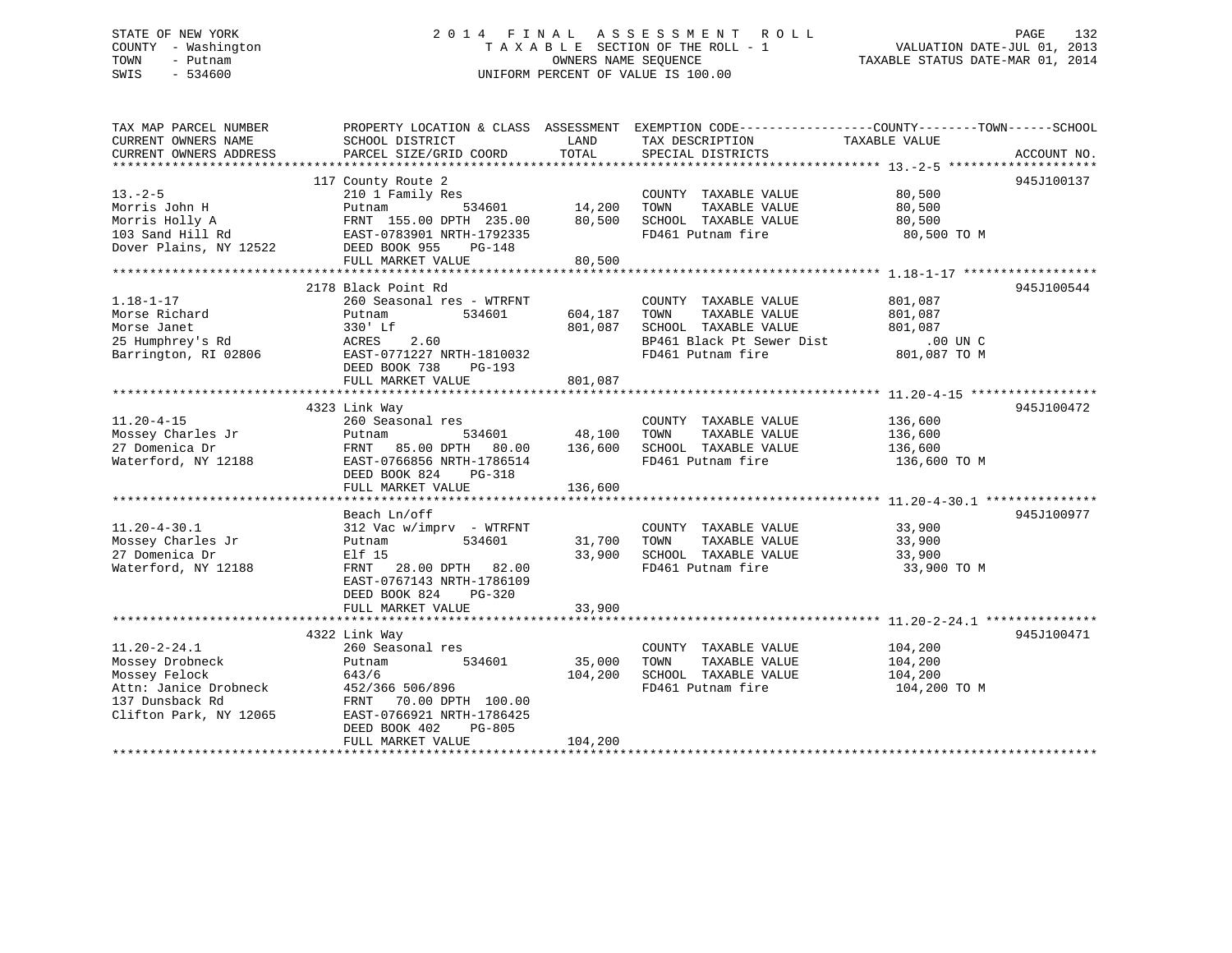STATE OF NEW YORK
COUNTY - Washington
TOWN - Putnam
SWIS - 534600

2014 FINAL ASSESSMENT ROLL
TAXABLE SECTION OF THE ROLL - 1
OWNERS NAME SEQUENCE
UNIFORM PERCENT OF VALUE IS 100.00

VALUATION DATE-JUL 01, 2013
TAXABLE STATUS DATE-MAR 01, 2014

| TAX MAP PARCEL NUMBER / CURRENT OWNERS NAME / CURRENT OWNERS ADDRESS | PROPERTY LOCATION & CLASS / SCHOOL DISTRICT / PARCEL SIZE/GRID COORD | ASSESSMENT LAND | TOTAL | EXEMPTION CODE / TAX DESCRIPTION / SPECIAL DISTRICTS | TAXABLE VALUE | ACCOUNT NO. |
|---|---|---|---|---|---|---|
| 13.-2-5 | 117 County Route 2 | | | | | 945J100137 |
| Morris John H | 210 1 Family Res | | | COUNTY TAXABLE VALUE | 80,500 | |
| Morris Holly A | Putnam 534601 | 14,200 | | TOWN TAXABLE VALUE | 80,500 | |
| 103 Sand Hill Rd | FRNT 155.00 DPTH 235.00 | | 80,500 | SCHOOL TAXABLE VALUE | 80,500 | |
| Dover Plains, NY 12522 | EAST-0783901 NRTH-1792335 | | | FD461 Putnam fire | 80,500 TO M | |
| | DEED BOOK 955 PG-148 | | | | | |
| | FULL MARKET VALUE | | 80,500 | | | |
| 1.18-1-17 | 2178 Black Point Rd | | | | | 945J100544 |
| Morse Richard | 260 Seasonal res - WTRFNT | | | COUNTY TAXABLE VALUE | 801,087 | |
| Morse Janet | Putnam 534601 | 604,187 | | TOWN TAXABLE VALUE | 801,087 | |
| 25 Humphrey's Rd | 330' Lf | | 801,087 | SCHOOL TAXABLE VALUE | 801,087 | |
| Barrington, RI 02806 | ACRES 2.60 | | | BP461 Black Pt Sewer Dist | .00 UN C | |
| | EAST-0771227 NRTH-1810032 | | | FD461 Putnam fire | 801,087 TO M | |
| | DEED BOOK 738 PG-193 | | | | | |
| | FULL MARKET VALUE | | 801,087 | | | |
| 11.20-4-15 | 4323 Link Way | | | | | 945J100472 |
| Mossey Charles Jr | 260 Seasonal res | | | COUNTY TAXABLE VALUE | 136,600 | |
| 27 Domenica Dr | Putnam 534601 | 48,100 | | TOWN TAXABLE VALUE | 136,600 | |
| Waterford, NY 12188 | FRNT 85.00 DPTH 80.00 | | 136,600 | SCHOOL TAXABLE VALUE | 136,600 | |
| | EAST-0766856 NRTH-1786514 | | | FD461 Putnam fire | 136,600 TO M | |
| | DEED BOOK 824 PG-318 | | | | | |
| | FULL MARKET VALUE | | 136,600 | | | |
| 11.20-4-30.1 | Beach Ln/off | | | | | 945J100977 |
| Mossey Charles Jr | 312 Vac w/imprv - WTRFNT | | | COUNTY TAXABLE VALUE | 33,900 | |
| 27 Domenica Dr | Putnam 534601 | 31,700 | | TOWN TAXABLE VALUE | 33,900 | |
| Waterford, NY 12188 | Elf 15 | | 33,900 | SCHOOL TAXABLE VALUE | 33,900 | |
| | FRNT 28.00 DPTH 82.00 | | | FD461 Putnam fire | 33,900 TO M | |
| | EAST-0767143 NRTH-1786109 | | | | | |
| | DEED BOOK 824 PG-320 | | | | | |
| | FULL MARKET VALUE | | 33,900 | | | |
| 11.20-2-24.1 | 4322 Link Way | | | | | 945J100471 |
| Mossey Drobneck | 260 Seasonal res | | | COUNTY TAXABLE VALUE | 104,200 | |
| Mossey Felock | Putnam 534601 | 35,000 | | TOWN TAXABLE VALUE | 104,200 | |
| Attn: Janice Drobneck | 643/6 | | 104,200 | SCHOOL TAXABLE VALUE | 104,200 | |
| 137 Dunsback Rd | 452/366 506/896 | | | FD461 Putnam fire | 104,200 TO M | |
| Clifton Park, NY 12065 | FRNT 70.00 DPTH 100.00 | | | | | |
| | EAST-0766921 NRTH-1786425 | | | | | |
| | DEED BOOK 402 PG-805 | | | | | |
| | FULL MARKET VALUE | | 104,200 | | | |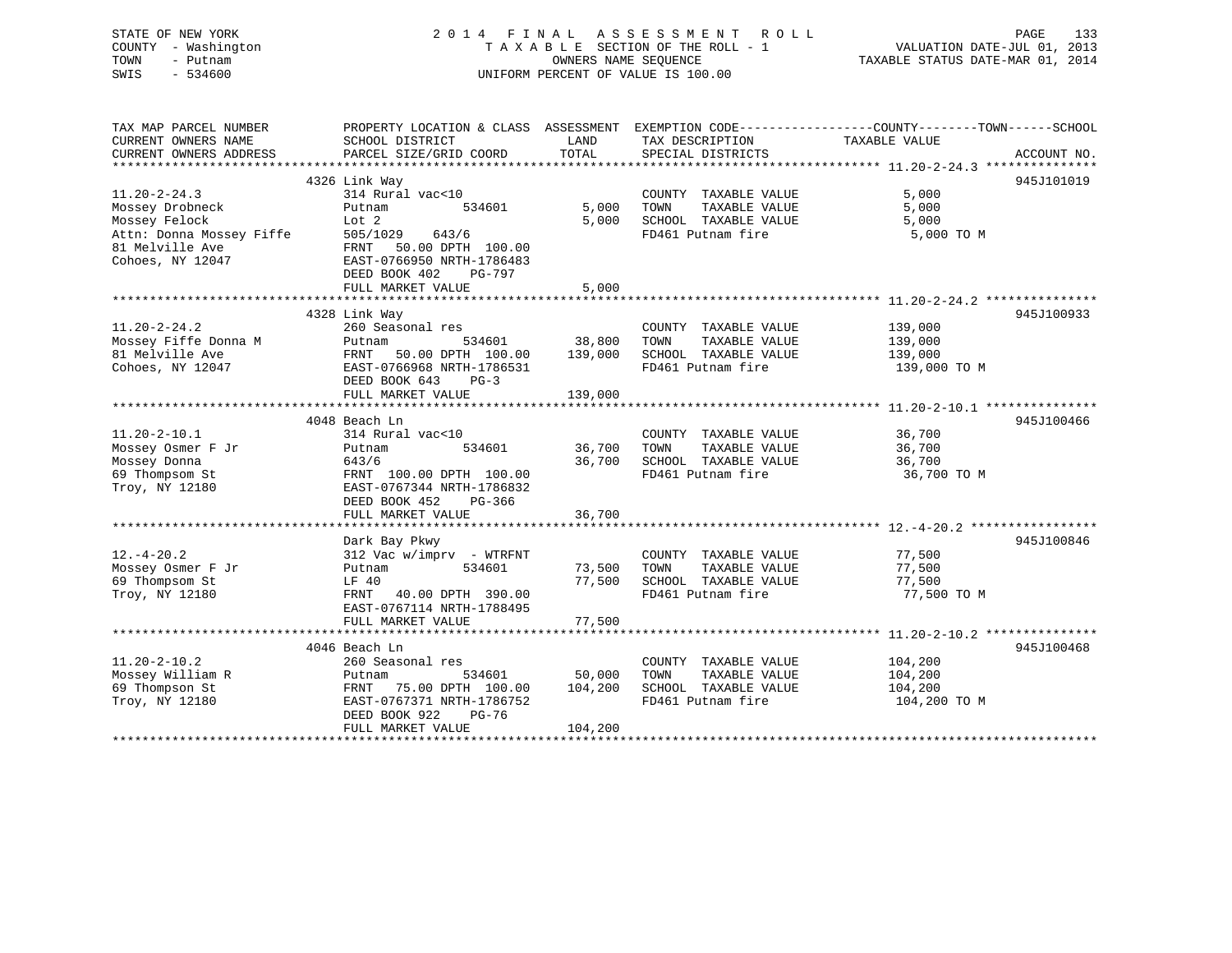STATE OF NEW YORK
COUNTY - Washington
TOWN - Putnam
SWIS - 534600

2014 FINAL ASSESSMENT ROLL
TAXABLE SECTION OF THE ROLL - 1
OWNERS NAME SEQUENCE
UNIFORM PERCENT OF VALUE IS 100.00

VALUATION DATE-JUL 01, 2013
TAXABLE STATUS DATE-MAR 01, 2014

| TAX MAP PARCEL NUMBER / CURRENT OWNERS NAME / CURRENT OWNERS ADDRESS | PROPERTY LOCATION & CLASS / SCHOOL DISTRICT / PARCEL SIZE/GRID COORD | ASSESSMENT LAND / TOTAL | EXEMPTION CODE / TAX DESCRIPTION / SPECIAL DISTRICTS | TAXABLE VALUE | ACCOUNT NO. |
|---|---|---|---|---|---|
| **11.20-2-24.3** | 4326 Link Way | | | | 945J101019 |
| 11.20-2-24.3 | 314 Rural vac<10 | | COUNTY TAXABLE VALUE | 5,000 | |
| Mossey Drobneck | Putnam 534601 | 5,000 | TOWN TAXABLE VALUE | 5,000 | |
| Mossey Felock | Lot 2 | 5,000 | SCHOOL TAXABLE VALUE | 5,000 | |
| Attn: Donna Mossey Fiffe | 505/1029 643/6 | | FD461 Putnam fire | 5,000 TO M | |
| 81 Melville Ave | FRNT 50.00 DPTH 100.00 | | | | |
| Cohoes, NY 12047 | EAST-0766950 NRTH-1786483 | | | | |
| | DEED BOOK 402 PG-797 | | | | |
| | FULL MARKET VALUE | 5,000 | | | |
| **11.20-2-24.2** | 4328 Link Way | | | | 945J100933 |
| 11.20-2-24.2 | 260 Seasonal res | | COUNTY TAXABLE VALUE | 139,000 | |
| Mossey Fiffe Donna M | Putnam 534601 | 38,800 | TOWN TAXABLE VALUE | 139,000 | |
| 81 Melville Ave | FRNT 50.00 DPTH 100.00 | 139,000 | SCHOOL TAXABLE VALUE | 139,000 | |
| Cohoes, NY 12047 | EAST-0766968 NRTH-1786531 | | FD461 Putnam fire | 139,000 TO M | |
| | DEED BOOK 643 PG-3 | | | | |
| | FULL MARKET VALUE | 139,000 | | | |
| **11.20-2-10.1** | 4048 Beach Ln | | | | 945J100466 |
| 11.20-2-10.1 | 314 Rural vac<10 | | COUNTY TAXABLE VALUE | 36,700 | |
| Mossey Osmer F Jr | Putnam 534601 | 36,700 | TOWN TAXABLE VALUE | 36,700 | |
| Mossey Donna | 643/6 | 36,700 | SCHOOL TAXABLE VALUE | 36,700 | |
| 69 Thompsom St | FRNT 100.00 DPTH 100.00 | | FD461 Putnam fire | 36,700 TO M | |
| Troy, NY 12180 | EAST-0767344 NRTH-1786832 | | | | |
| | DEED BOOK 452 PG-366 | | | | |
| | FULL MARKET VALUE | 36,700 | | | |
| **12.-4-20.2** | Dark Bay Pkwy | | | | 945J100846 |
| 12.-4-20.2 | 312 Vac w/imprv - WTRFNT | | COUNTY TAXABLE VALUE | 77,500 | |
| Mossey Osmer F Jr | Putnam 534601 | 73,500 | TOWN TAXABLE VALUE | 77,500 | |
| 69 Thompsom St | LF 40 | 77,500 | SCHOOL TAXABLE VALUE | 77,500 | |
| Troy, NY 12180 | FRNT 40.00 DPTH 390.00 | | FD461 Putnam fire | 77,500 TO M | |
| | EAST-0767114 NRTH-1788495 | | | | |
| | FULL MARKET VALUE | 77,500 | | | |
| **11.20-2-10.2** | 4046 Beach Ln | | | | 945J100468 |
| 11.20-2-10.2 | 260 Seasonal res | | COUNTY TAXABLE VALUE | 104,200 | |
| Mossey William R | Putnam 534601 | 50,000 | TOWN TAXABLE VALUE | 104,200 | |
| 69 Thompson St | FRNT 75.00 DPTH 100.00 | 104,200 | SCHOOL TAXABLE VALUE | 104,200 | |
| Troy, NY 12180 | EAST-0767371 NRTH-1786752 | | FD461 Putnam fire | 104,200 TO M | |
| | DEED BOOK 922 PG-76 | | | | |
| | FULL MARKET VALUE | 104,200 | | | |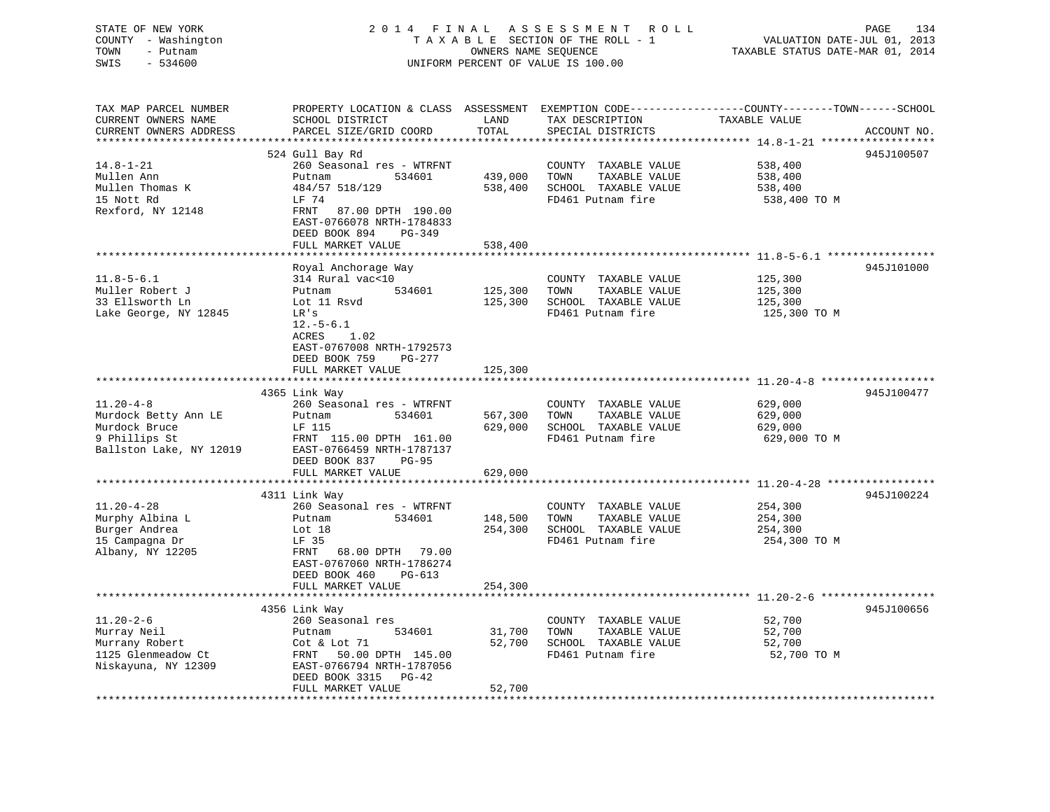STATE OF NEW YORK
COUNTY - Washington
TOWN - Putnam
SWIS - 534600

2 0 1 4  F I N A L  A S S E S S M E N T  R O L L
T A X A B L E SECTION OF THE ROLL - 1
OWNERS NAME SEQUENCE
UNIFORM PERCENT OF VALUE IS 100.00

VALUATION DATE-JUL 01, 2013
TAXABLE STATUS DATE-MAR 01, 2014

| TAX MAP PARCEL NUMBER / CURRENT OWNERS NAME / CURRENT OWNERS ADDRESS | PROPERTY LOCATION & CLASS / SCHOOL DISTRICT / PARCEL SIZE/GRID COORD | ASSESSMENT LAND / TOTAL | EXEMPTION CODE / TAX DESCRIPTION / SPECIAL DISTRICTS | COUNTY--------TOWN------SCHOOL TAXABLE VALUE | ACCOUNT NO. |
|---|---|---|---|---|---|
| **14.8-1-21** | 524 Gull Bay Rd | | | | 945J100507 |
| 14.8-1-21 | 260 Seasonal res - WTRFNT | | COUNTY TAXABLE VALUE | 538,400 | |
| Mullen Ann | Putnam 534601 | 439,000 | TOWN TAXABLE VALUE | 538,400 | |
| Mullen Thomas K | 484/57 518/129 | 538,400 | SCHOOL TAXABLE VALUE | 538,400 | |
| 15 Nott Rd | LF 74 | | FD461 Putnam fire | 538,400 TO M | |
| Rexford, NY 12148 | FRNT 87.00 DPTH 190.00 | | | | |
| | EAST-0766078 NRTH-1784833 | | | | |
| | DEED BOOK 894 PG-349 | | | | |
| | FULL MARKET VALUE | 538,400 | | | |
| **11.8-5-6.1** | Royal Anchorage Way | | | | 945J101000 |
| 11.8-5-6.1 | 314 Rural vac<10 | | COUNTY TAXABLE VALUE | 125,300 | |
| Muller Robert J | Putnam 534601 | 125,300 | TOWN TAXABLE VALUE | 125,300 | |
| 33 Ellsworth Ln | Lot 11 Rsvd | 125,300 | SCHOOL TAXABLE VALUE | 125,300 | |
| Lake George, NY 12845 | LR's | | FD461 Putnam fire | 125,300 TO M | |
| | 12.-5-6.1 | | | | |
| | ACRES 1.02 | | | | |
| | EAST-0767008 NRTH-1792573 | | | | |
| | DEED BOOK 759 PG-277 | | | | |
| | FULL MARKET VALUE | 125,300 | | | |
| **11.20-4-8** | 4365 Link Way | | | | 945J100477 |
| 11.20-4-8 | 260 Seasonal res - WTRFNT | | COUNTY TAXABLE VALUE | 629,000 | |
| Murdock Betty Ann LE | Putnam 534601 | 567,300 | TOWN TAXABLE VALUE | 629,000 | |
| Murdock Bruce | LF 115 | 629,000 | SCHOOL TAXABLE VALUE | 629,000 | |
| 9 Phillips St | FRNT 115.00 DPTH 161.00 | | FD461 Putnam fire | 629,000 TO M | |
| Ballston Lake, NY 12019 | EAST-0766459 NRTH-1787137 | | | | |
| | DEED BOOK 837 PG-95 | | | | |
| | FULL MARKET VALUE | 629,000 | | | |
| **11.20-4-28** | 4311 Link Way | | | | 945J100224 |
| 11.20-4-28 | 260 Seasonal res - WTRFNT | | COUNTY TAXABLE VALUE | 254,300 | |
| Murphy Albina L | Putnam 534601 | 148,500 | TOWN TAXABLE VALUE | 254,300 | |
| Burger Andrea | Lot 18 | 254,300 | SCHOOL TAXABLE VALUE | 254,300 | |
| 15 Campagna Dr | LF 35 | | FD461 Putnam fire | 254,300 TO M | |
| Albany, NY 12205 | FRNT 68.00 DPTH 79.00 | | | | |
| | EAST-0767060 NRTH-1786274 | | | | |
| | DEED BOOK 460 PG-613 | | | | |
| | FULL MARKET VALUE | 254,300 | | | |
| **11.20-2-6** | 4356 Link Way | | | | 945J100656 |
| 11.20-2-6 | 260 Seasonal res | | COUNTY TAXABLE VALUE | 52,700 | |
| Murray Neil | Putnam 534601 | 31,700 | TOWN TAXABLE VALUE | 52,700 | |
| Murrany Robert | Cot & Lot 71 | 52,700 | SCHOOL TAXABLE VALUE | 52,700 | |
| 1125 Glenmeadow Ct | FRNT 50.00 DPTH 145.00 | | FD461 Putnam fire | 52,700 TO M | |
| Niskayuna, NY 12309 | EAST-0766794 NRTH-1787056 | | | | |
| | DEED BOOK 3315 PG-42 | | | | |
| | FULL MARKET VALUE | 52,700 | | | |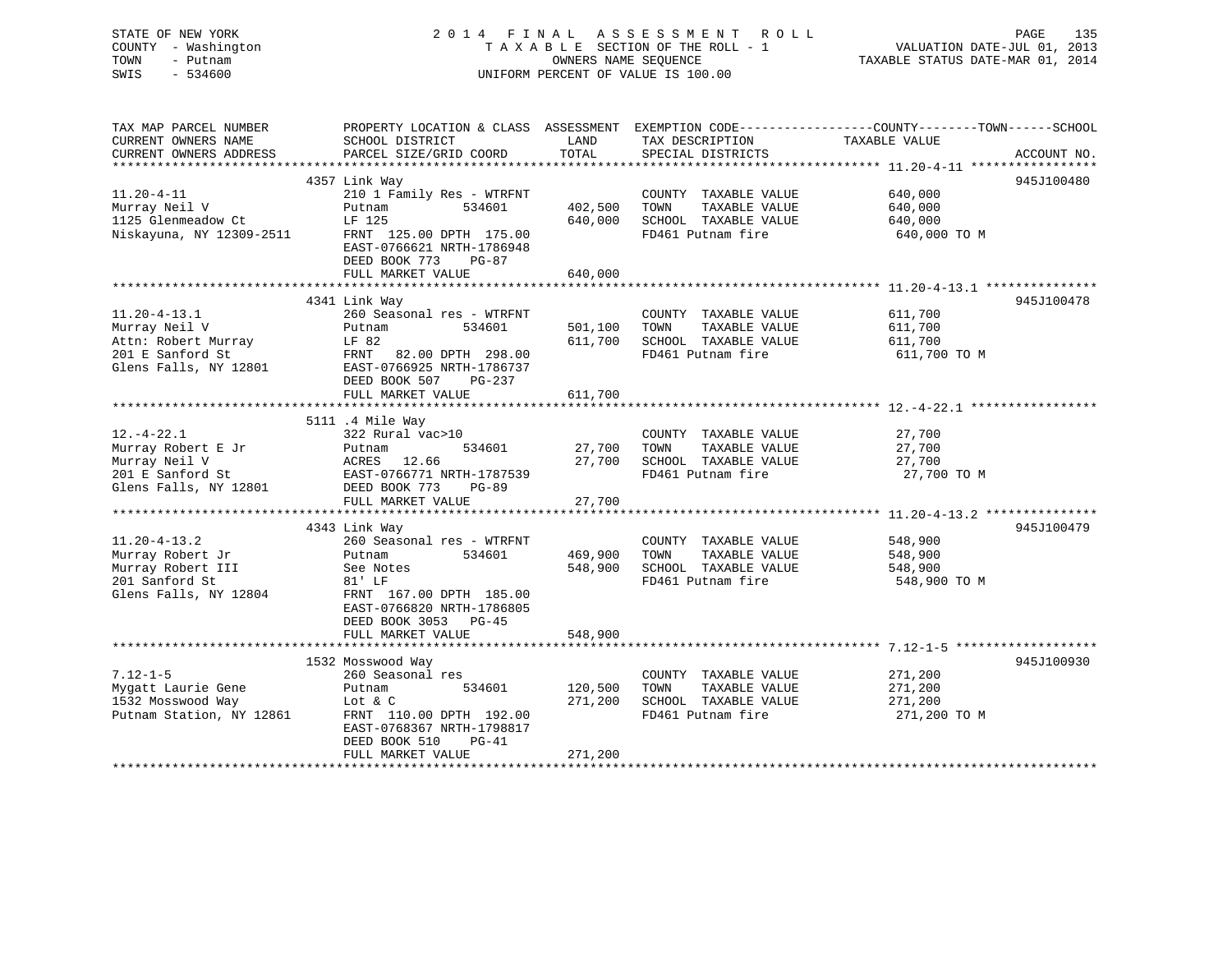STATE OF NEW YORK
COUNTY - Washington
TOWN - Putnam
SWIS - 534600

# 2014 FINAL ASSESSMENT ROLL
TAXABLE SECTION OF THE ROLL - 1
OWNERS NAME SEQUENCE
UNIFORM PERCENT OF VALUE IS 100.00

VALUATION DATE-JUL 01, 2013
TAXABLE STATUS DATE-MAR 01, 2014

| TAX MAP PARCEL NUMBER / CURRENT OWNERS NAME / CURRENT OWNERS ADDRESS | PROPERTY LOCATION & CLASS / SCHOOL DISTRICT / PARCEL SIZE/GRID COORD | ASSESSMENT LAND / TOTAL | EXEMPTION CODE / TAX DESCRIPTION / SPECIAL DISTRICTS | COUNTY--------TOWN------SCHOOL TAXABLE VALUE | ACCOUNT NO. |
|---|---|---|---|---|---|
| 11.20-4-11 | 4357 Link Way | | | | 945J100480 |
| 11.20-4-11 | 210 1 Family Res - WTRFNT | | COUNTY TAXABLE VALUE | 640,000 | |
| Murray Neil V | Putnam 534601 | 402,500 | TOWN TAXABLE VALUE | 640,000 | |
| 1125 Glenmeadow Ct | LF 125 | 640,000 | SCHOOL TAXABLE VALUE | 640,000 | |
| Niskayuna, NY 12309-2511 | FRNT 125.00 DPTH 175.00 | | FD461 Putnam fire | 640,000 TO M | |
| | EAST-0766621 NRTH-1786948 | | | | |
| | DEED BOOK 773 PG-87 | | | | |
| | FULL MARKET VALUE | 640,000 | | | |
| 11.20-4-13.1 | 4341 Link Way | | | | 945J100478 |
| 11.20-4-13.1 | 260 Seasonal res - WTRFNT | | COUNTY TAXABLE VALUE | 611,700 | |
| Murray Neil V | Putnam 534601 | 501,100 | TOWN TAXABLE VALUE | 611,700 | |
| Attn: Robert Murray | LF 82 | 611,700 | SCHOOL TAXABLE VALUE | 611,700 | |
| 201 E Sanford St | FRNT 82.00 DPTH 298.00 | | FD461 Putnam fire | 611,700 TO M | |
| Glens Falls, NY 12801 | EAST-0766925 NRTH-1786737 | | | | |
| | DEED BOOK 507 PG-237 | | | | |
| | FULL MARKET VALUE | 611,700 | | | |
| 12.-4-22.1 | 5111 .4 Mile Way | | | | |
| 12.-4-22.1 | 322 Rural vac>10 | | COUNTY TAXABLE VALUE | 27,700 | |
| Murray Robert E Jr | Putnam 534601 | 27,700 | TOWN TAXABLE VALUE | 27,700 | |
| Murray Neil V | ACRES 12.66 | 27,700 | SCHOOL TAXABLE VALUE | 27,700 | |
| 201 E Sanford St | EAST-0766771 NRTH-1787539 | | FD461 Putnam fire | 27,700 TO M | |
| Glens Falls, NY 12801 | DEED BOOK 773 PG-89 | | | | |
| | FULL MARKET VALUE | 27,700 | | | |
| 11.20-4-13.2 | 4343 Link Way | | | | 945J100479 |
| 11.20-4-13.2 | 260 Seasonal res - WTRFNT | | COUNTY TAXABLE VALUE | 548,900 | |
| Murray Robert Jr | Putnam 534601 | 469,900 | TOWN TAXABLE VALUE | 548,900 | |
| Murray Robert III | See Notes | 548,900 | SCHOOL TAXABLE VALUE | 548,900 | |
| 201 Sanford St | 81' LF | | FD461 Putnam fire | 548,900 TO M | |
| Glens Falls, NY 12804 | FRNT 167.00 DPTH 185.00 | | | | |
| | EAST-0766820 NRTH-1786805 | | | | |
| | DEED BOOK 3053 PG-45 | | | | |
| | FULL MARKET VALUE | 548,900 | | | |
| 7.12-1-5 | 1532 Mosswood Way | | | | 945J100930 |
| 7.12-1-5 | 260 Seasonal res | | COUNTY TAXABLE VALUE | 271,200 | |
| Mygatt Laurie Gene | Putnam 534601 | 120,500 | TOWN TAXABLE VALUE | 271,200 | |
| 1532 Mosswood Way | Lot & C | 271,200 | SCHOOL TAXABLE VALUE | 271,200 | |
| Putnam Station, NY 12861 | FRNT 110.00 DPTH 192.00 | | FD461 Putnam fire | 271,200 TO M | |
| | EAST-0768367 NRTH-1798817 | | | | |
| | DEED BOOK 510 PG-41 | | | | |
| | FULL MARKET VALUE | 271,200 | | | |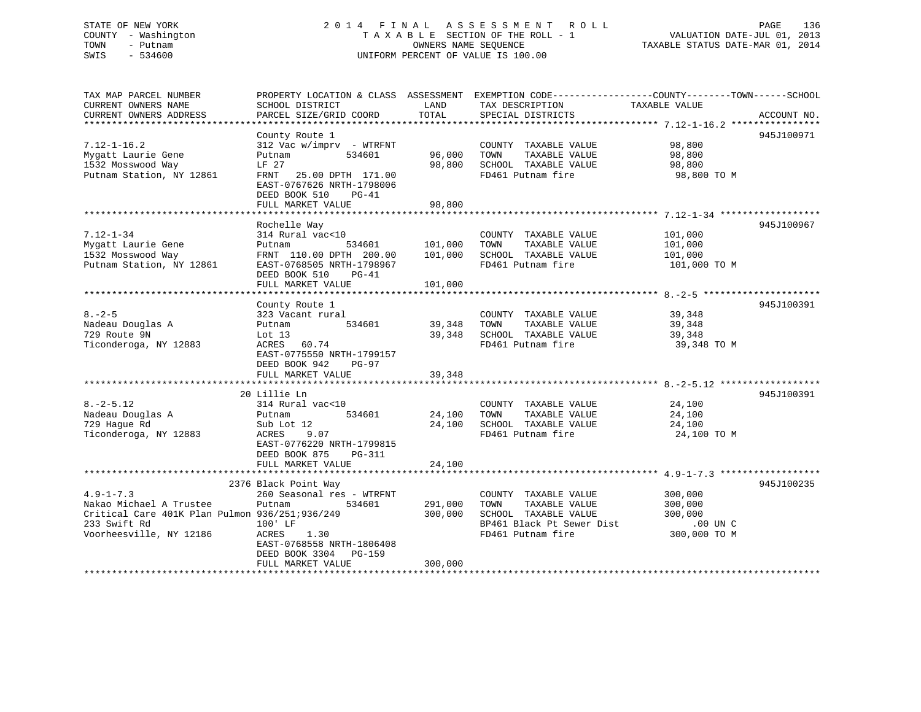STATE OF NEW YORK
COUNTY - Washington
TOWN - Putnam
SWIS - 534600

2014 FINAL ASSESSMENT ROLL
TAXABLE SECTION OF THE ROLL - 1
OWNERS NAME SEQUENCE
UNIFORM PERCENT OF VALUE IS 100.00

VALUATION DATE-JUL 01, 2013
TAXABLE STATUS DATE-MAR 01, 2014

| TAX MAP PARCEL NUMBER / CURRENT OWNERS NAME / CURRENT OWNERS ADDRESS | PROPERTY LOCATION & CLASS / SCHOOL DISTRICT / PARCEL SIZE/GRID COORD | ASSESSMENT LAND / TOTAL | EXEMPTION CODE / TAX DESCRIPTION / SPECIAL DISTRICTS | COUNTY / TOWN / SCHOOL TAXABLE VALUE | ACCOUNT NO. |
|---|---|---|---|---|---|
| 7.12-1-16.2 | County Route 1 | | | | 945J100971 |
| 7.12-1-16.2 | 312 Vac w/imprv - WTRFNT | | COUNTY TAXABLE VALUE | 98,800 | |
| Mygatt Laurie Gene | Putnam 534601 | 96,000 | TOWN TAXABLE VALUE | 98,800 | |
| 1532 Mosswood Way | LF 27 | 98,800 | SCHOOL TAXABLE VALUE | 98,800 | |
| Putnam Station, NY 12861 | FRNT 25.00 DPTH 171.00 | | FD461 Putnam fire | 98,800 TO M | |
| | EAST-0767626 NRTH-1798006 | | | | |
| | DEED BOOK 510 PG-41 | | | | |
| | FULL MARKET VALUE | 98,800 | | | |
| 7.12-1-34 | Rochelle Way | | | | 945J100967 |
| 7.12-1-34 | 314 Rural vac<10 | | COUNTY TAXABLE VALUE | 101,000 | |
| Mygatt Laurie Gene | Putnam 534601 | 101,000 | TOWN TAXABLE VALUE | 101,000 | |
| 1532 Mosswood Way | FRNT 110.00 DPTH 200.00 | 101,000 | SCHOOL TAXABLE VALUE | 101,000 | |
| Putnam Station, NY 12861 | EAST-0768505 NRTH-1798967 | | FD461 Putnam fire | 101,000 TO M | |
| | DEED BOOK 510 PG-41 | | | | |
| | FULL MARKET VALUE | 101,000 | | | |
| 8.-2-5 | County Route 1 | | | | 945J100391 |
| 8.-2-5 | 323 Vacant rural | | COUNTY TAXABLE VALUE | 39,348 | |
| Nadeau Douglas A | Putnam 534601 | 39,348 | TOWN TAXABLE VALUE | 39,348 | |
| 729 Route 9N | Lot 13 | 39,348 | SCHOOL TAXABLE VALUE | 39,348 | |
| Ticonderoga, NY 12883 | ACRES 60.74 | | FD461 Putnam fire | 39,348 TO M | |
| | EAST-0775550 NRTH-1799157 | | | | |
| | DEED BOOK 942 PG-97 | | | | |
| | FULL MARKET VALUE | 39,348 | | | |
| 8.-2-5.12 | 20 Lillie Ln | | | | 945J100391 |
| 8.-2-5.12 | 314 Rural vac<10 | | COUNTY TAXABLE VALUE | 24,100 | |
| Nadeau Douglas A | Putnam 534601 | 24,100 | TOWN TAXABLE VALUE | 24,100 | |
| 729 Hague Rd | Sub Lot 12 | 24,100 | SCHOOL TAXABLE VALUE | 24,100 | |
| Ticonderoga, NY 12883 | ACRES 9.07 | | FD461 Putnam fire | 24,100 TO M | |
| | EAST-0776220 NRTH-1799815 | | | | |
| | DEED BOOK 875 PG-311 | | | | |
| | FULL MARKET VALUE | 24,100 | | | |
| 4.9-1-7.3 | 2376 Black Point Way | | | | 945J100235 |
| 4.9-1-7.3 | 260 Seasonal res - WTRFNT | | COUNTY TAXABLE VALUE | 300,000 | |
| Nakao Michael A Trustee | Putnam 534601 | 291,000 | TOWN TAXABLE VALUE | 300,000 | |
| Critical Care 401K Plan Pulmon | 936/251;936/249 | 300,000 | SCHOOL TAXABLE VALUE | 300,000 | |
| 233 Swift Rd | 100' LF | | BP461 Black Pt Sewer Dist | .00 UN C | |
| Voorheesville, NY 12186 | ACRES 1.30 | | FD461 Putnam fire | 300,000 TO M | |
| | EAST-0768558 NRTH-1806408 | | | | |
| | DEED BOOK 3304 PG-159 | | | | |
| | FULL MARKET VALUE | 300,000 | | | |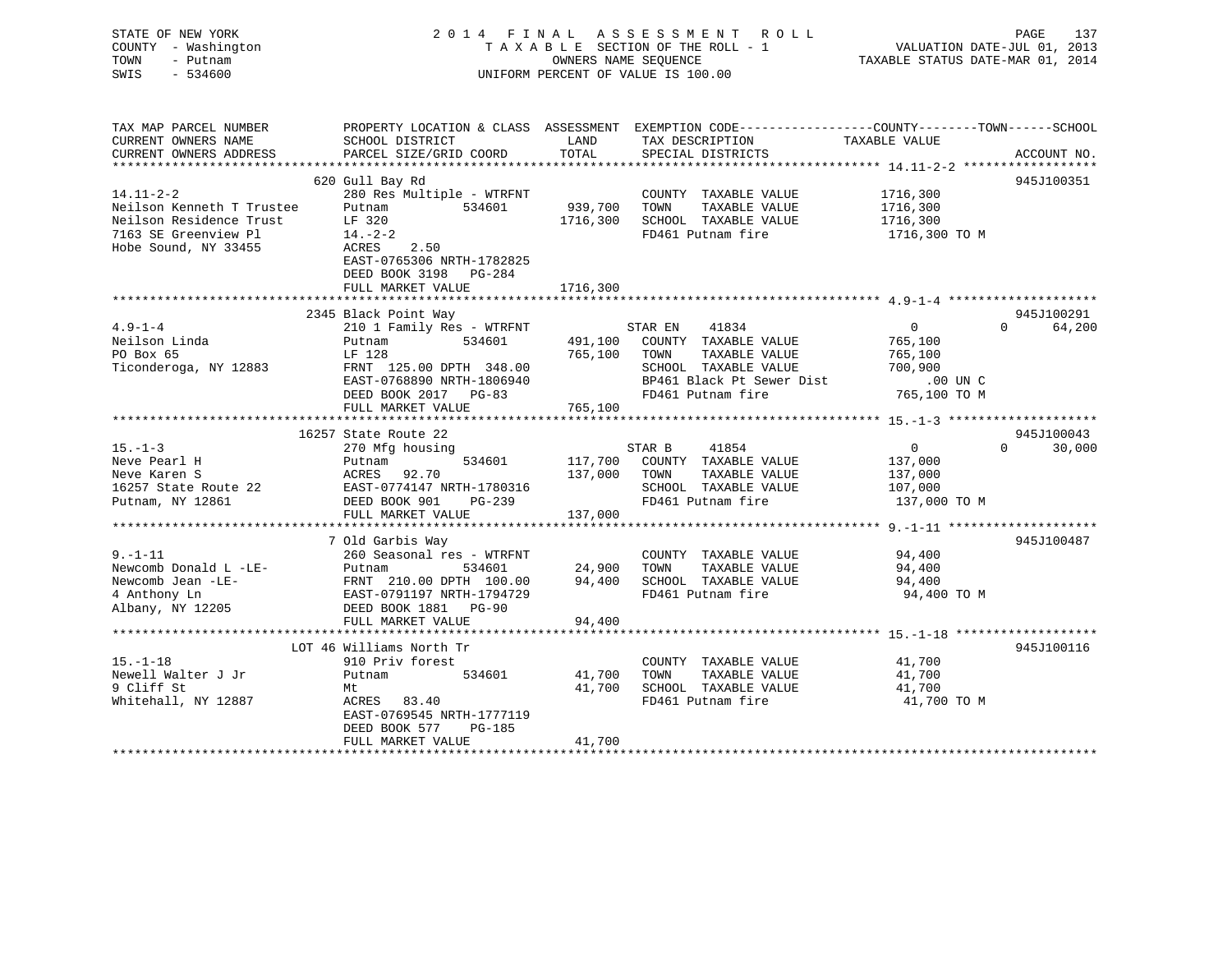STATE OF NEW YORK
COUNTY - Washington
TOWN - Putnam
SWIS - 534600

2014 FINAL ASSESSMENT ROLL
TAXABLE SECTION OF THE ROLL - 1
OWNERS NAME SEQUENCE
UNIFORM PERCENT OF VALUE IS 100.00

VALUATION DATE-JUL 01, 2013
TAXABLE STATUS DATE-MAR 01, 2014

| TAX MAP PARCEL NUMBER / CURRENT OWNERS NAME / CURRENT OWNERS ADDRESS | PROPERTY LOCATION & CLASS / SCHOOL DISTRICT / PARCEL SIZE/GRID COORD | ASSESSMENT LAND / TOTAL | EXEMPTION CODE / TAX DESCRIPTION / SPECIAL DISTRICTS | COUNTY / TOWN / SCHOOL TAXABLE VALUE | ACCOUNT NO. |
|---|---|---|---|---|---|
| **14.11-2-2** | 620 Gull Bay Rd | | | | 945J100351 |
| 14.11-2-2 | 280 Res Multiple - WTRFNT | | COUNTY TAXABLE VALUE | 1716,300 | |
| Neilson Kenneth T Trustee | Putnam 534601 | 939,700 | TOWN TAXABLE VALUE | 1716,300 | |
| Neilson Residence Trust | LF 320 | 1716,300 | SCHOOL TAXABLE VALUE | 1716,300 | |
| 7163 SE Greenview Pl | 14.-2-2 | | FD461 Putnam fire | 1716,300 TO M | |
| Hobe Sound, NY 33455 | ACRES 2.50 | | | | |
| | EAST-0765306 NRTH-1782825 | | | | |
| | DEED BOOK 3198 PG-284 | | | | |
| | FULL MARKET VALUE | 1716,300 | | | |
| **4.9-1-4** | 2345 Black Point Way | | | | 945J100291 |
| 4.9-1-4 | 210 1 Family Res - WTRFNT | | STAR EN 41834 | 0 0 64,200 | |
| Neilson Linda | Putnam 534601 | 491,100 | COUNTY TAXABLE VALUE | 765,100 | |
| PO Box 65 | LF 128 | 765,100 | TOWN TAXABLE VALUE | 765,100 | |
| Ticonderoga, NY 12883 | FRNT 125.00 DPTH 348.00 | | SCHOOL TAXABLE VALUE | 700,900 | |
| | EAST-0768890 NRTH-1806940 | | BP461 Black Pt Sewer Dist | .00 UN C | |
| | DEED BOOK 2017 PG-83 | | FD461 Putnam fire | 765,100 TO M | |
| | FULL MARKET VALUE | 765,100 | | | |
| **15.-1-3** | 16257 State Route 22 | | | | 945J100043 |
| 15.-1-3 | 270 Mfg housing | | STAR B 41854 | 0 0 30,000 | |
| Neve Pearl H | Putnam 534601 | 117,700 | COUNTY TAXABLE VALUE | 137,000 | |
| Neve Karen S | ACRES 92.70 | 137,000 | TOWN TAXABLE VALUE | 137,000 | |
| 16257 State Route 22 | EAST-0774147 NRTH-1780316 | | SCHOOL TAXABLE VALUE | 107,000 | |
| Putnam, NY 12861 | DEED BOOK 901 PG-239 | | FD461 Putnam fire | 137,000 TO M | |
| | FULL MARKET VALUE | 137,000 | | | |
| **9.-1-11** | 7 Old Garbis Way | | | | 945J100487 |
| 9.-1-11 | 260 Seasonal res - WTRFNT | | COUNTY TAXABLE VALUE | 94,400 | |
| Newcomb Donald L -LE- | Putnam 534601 | 24,900 | TOWN TAXABLE VALUE | 94,400 | |
| Newcomb Jean -LE- | FRNT 210.00 DPTH 100.00 | 94,400 | SCHOOL TAXABLE VALUE | 94,400 | |
| 4 Anthony Ln | EAST-0791197 NRTH-1794729 | | FD461 Putnam fire | 94,400 TO M | |
| Albany, NY 12205 | DEED BOOK 1881 PG-90 | | | | |
| | FULL MARKET VALUE | 94,400 | | | |
| **15.-1-18** | LOT 46 Williams North Tr | | | | 945J100116 |
| 15.-1-18 | 910 Priv forest | | COUNTY TAXABLE VALUE | 41,700 | |
| Newell Walter J Jr | Putnam 534601 | 41,700 | TOWN TAXABLE VALUE | 41,700 | |
| 9 Cliff St | Mt | 41,700 | SCHOOL TAXABLE VALUE | 41,700 | |
| Whitehall, NY 12887 | ACRES 83.40 | | FD461 Putnam fire | 41,700 TO M | |
| | EAST-0769545 NRTH-1777119 | | | | |
| | DEED BOOK 577 PG-185 | | | | |
| | FULL MARKET VALUE | 41,700 | | | |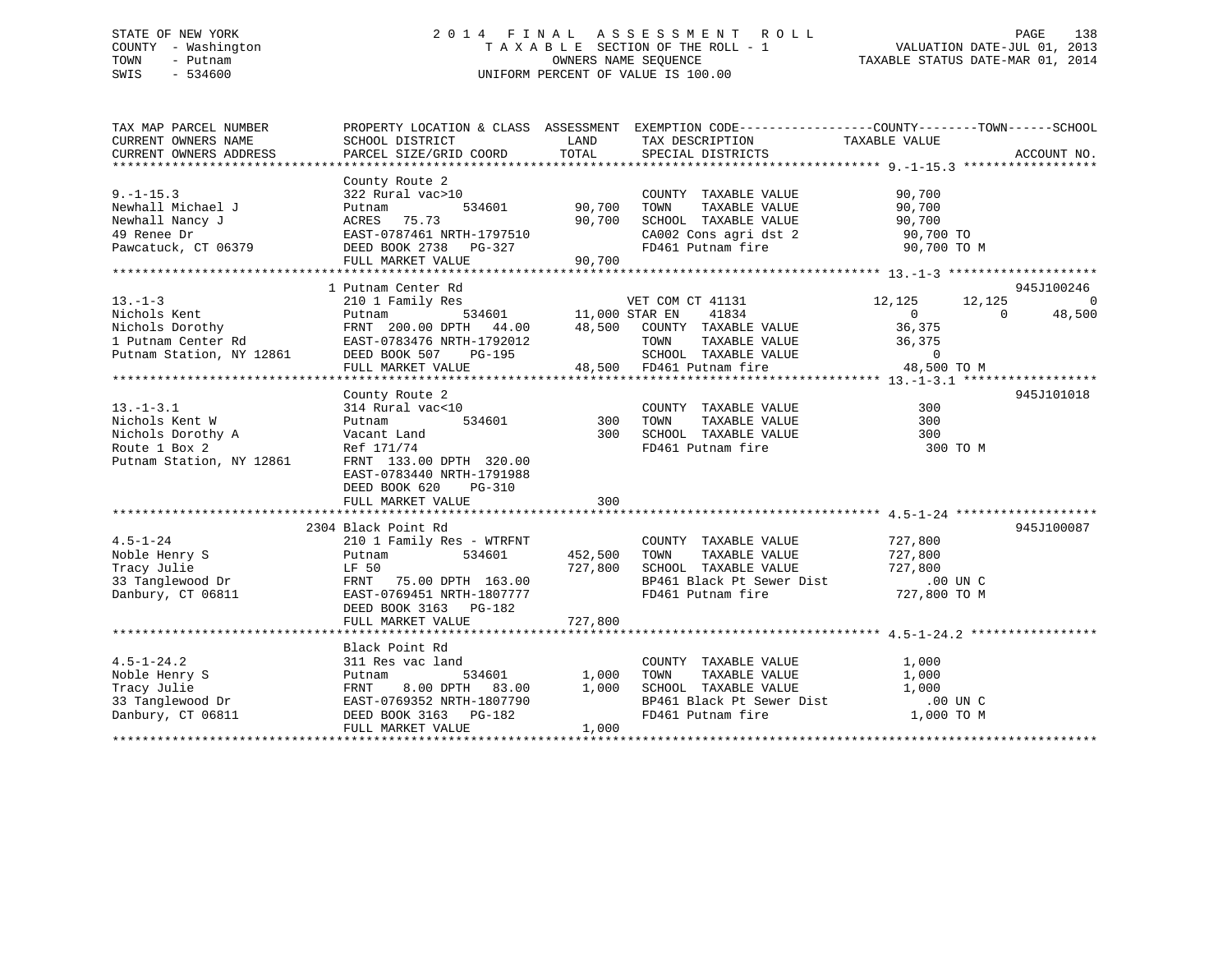STATE OF NEW YORK
COUNTY - Washington
TOWN - Putnam
SWIS - 534600

2 0 1 4 F I N A L A S S E S S M E N T R O L L
T A X A B L E SECTION OF THE ROLL - 1
OWNERS NAME SEQUENCE
UNIFORM PERCENT OF VALUE IS 100.00

VALUATION DATE-JUL 01, 2013
TAXABLE STATUS DATE-MAR 01, 2014

```
TAX MAP PARCEL NUMBER          PROPERTY LOCATION & CLASS  ASSESSMENT  EXEMPTION CODE------------------COUNTY--------TOWN------SCHOOL
CURRENT OWNERS NAME            SCHOOL DISTRICT               LAND      TAX DESCRIPTION              TAXABLE VALUE
CURRENT OWNERS ADDRESS         PARCEL SIZE/GRID COORD        TOTAL     SPECIAL DISTRICTS                                    ACCOUNT NO.
******************************************************************************************************** 9.-1-15.3 ******************
                               County Route 2
9.-1-15.3                      322 Rural vac>10                        COUNTY  TAXABLE VALUE          90,700
Newhall Michael J              Putnam          534601       90,700     TOWN    TAXABLE VALUE          90,700
Newhall Nancy J                ACRES   75.73                90,700     SCHOOL  TAXABLE VALUE          90,700
49 Renee Dr                    EAST-0787461 NRTH-1797510               CA002 Cons agri dst 2           90,700 TO
Pawcatuck, CT 06379            DEED BOOK 2738   PG-327                 FD461 Putnam fire               90,700 TO M
                               FULL MARKET VALUE            90,700
******************************************************************************************************** 13.-1-3 ********************
                               1 Putnam Center Rd                                                                   945J100246
13.-1-3                        210 1 Family Res                  VET COM CT 41131             12,125      12,125           0
Nichols Kent                   Putnam          534601       11,000 STAR EN    41834               0           0       48,500
Nichols Dorothy                FRNT 200.00 DPTH  44.00      48,500     COUNTY  TAXABLE VALUE          36,375
1 Putnam Center Rd             EAST-0783476 NRTH-1792012               TOWN    TAXABLE VALUE          36,375
Putnam Station, NY 12861       DEED BOOK 507    PG-195                 SCHOOL  TAXABLE VALUE               0
                               FULL MARKET VALUE            48,500     FD461 Putnam fire               48,500 TO M
******************************************************************************************************** 13.-1-3.1 ******************
                               County Route 2                                                                       945J101018
13.-1-3.1                      314 Rural vac<10                        COUNTY  TAXABLE VALUE             300
Nichols Kent W                 Putnam          534601          300     TOWN    TAXABLE VALUE             300
Nichols Dorothy A              Vacant Land                     300     SCHOOL  TAXABLE VALUE             300
Route 1 Box 2                  Ref 171/74                              FD461 Putnam fire                  300 TO M
Putnam Station, NY 12861       FRNT 133.00 DPTH 320.00
                               EAST-0783440 NRTH-1791988
                               DEED BOOK 620    PG-310
                               FULL MARKET VALUE               300
******************************************************************************************************** 4.5-1-24 *******************
                               2304 Black Point Rd                                                                  945J100087
4.5-1-24                       210 1 Family Res - WTRFNT               COUNTY  TAXABLE VALUE         727,800
Noble Henry S                  Putnam          534601      452,500     TOWN    TAXABLE VALUE         727,800
Tracy Julie                    LF 50                       727,800     SCHOOL  TAXABLE VALUE         727,800
33 Tanglewood Dr               FRNT  75.00 DPTH 163.00                 BP461 Black Pt Sewer Dist          .00 UN C
Danbury, CT 06811              EAST-0769451 NRTH-1807777               FD461 Putnam fire              727,800 TO M
                               DEED BOOK 3163   PG-182
                               FULL MARKET VALUE           727,800
******************************************************************************************************** 4.5-1-24.2 *****************
                               Black Point Rd
4.5-1-24.2                     311 Res vac land                        COUNTY  TAXABLE VALUE           1,000
Noble Henry S                  Putnam          534601        1,000     TOWN    TAXABLE VALUE           1,000
Tracy Julie                    FRNT   8.00 DPTH  83.00       1,000     SCHOOL  TAXABLE VALUE           1,000
33 Tanglewood Dr               EAST-0769352 NRTH-1807790               BP461 Black Pt Sewer Dist          .00 UN C
Danbury, CT 06811              DEED BOOK 3163   PG-182                 FD461 Putnam fire                1,000 TO M
                               FULL MARKET VALUE             1,000
************************************************************************************************************************************
```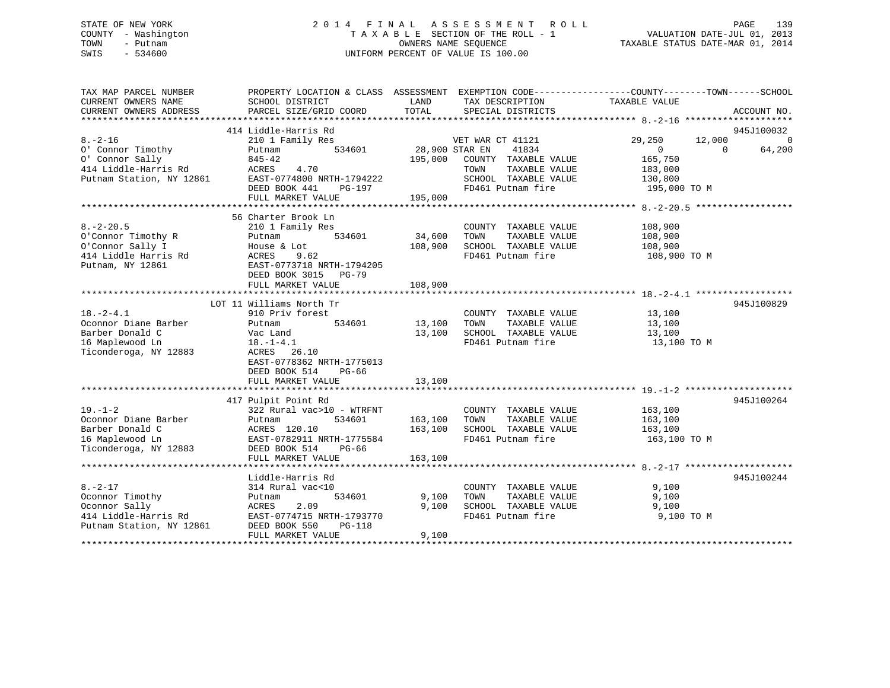STATE OF NEW YORK
COUNTY - Washington
TOWN - Putnam
SWIS - 534600

2014 FINAL ASSESSMENT ROLL
TAXABLE SECTION OF THE ROLL - 1
OWNERS NAME SEQUENCE
UNIFORM PERCENT OF VALUE IS 100.00

VALUATION DATE-JUL 01, 2013
TAXABLE STATUS DATE-MAR 01, 2014

| TAX MAP PARCEL NUMBER / CURRENT OWNERS NAME / CURRENT OWNERS ADDRESS | PROPERTY LOCATION & CLASS / SCHOOL DISTRICT / PARCEL SIZE/GRID COORD | ASSESSMENT LAND / TOTAL | EXEMPTION CODE / TAX DESCRIPTION / SPECIAL DISTRICTS | COUNTY TAXABLE VALUE | TOWN | SCHOOL | ACCOUNT NO. |
|---|---|---|---|---|---|---|---|
| | 414 Liddle-Harris Rd | | | | | | 945J100032 |
| 8.-2-16 | 210 1 Family Res | | VET WAR CT 41121 | 29,250 | 12,000 | 0 | |
| O' Connor Timothy | Putnam 534601 | 28,900 | STAR EN 41834 | 0 | 0 | 64,200 | |
| O' Connor Sally | 845-42 | 195,000 | COUNTY TAXABLE VALUE | 165,750 | | | |
| 414 Liddle-Harris Rd | ACRES 4.70 | | TOWN TAXABLE VALUE | 183,000 | | | |
| Putnam Station, NY 12861 | EAST-0774800 NRTH-1794222 | | SCHOOL TAXABLE VALUE | 130,800 | | | |
| | DEED BOOK 441 PG-197 | | FD461 Putnam fire | 195,000 TO M | | | |
| | FULL MARKET VALUE | 195,000 | | | | | |
| | 56 Charter Brook Ln | | | | | | |
| 8.-2-20.5 | 210 1 Family Res | | COUNTY TAXABLE VALUE | 108,900 | | | |
| O'Connor Timothy R | Putnam 534601 | 34,600 | TOWN TAXABLE VALUE | 108,900 | | | |
| O'Connor Sally I | House & Lot | 108,900 | SCHOOL TAXABLE VALUE | 108,900 | | | |
| 414 Liddle Harris Rd | ACRES 9.62 | | FD461 Putnam fire | 108,900 TO M | | | |
| Putnam, NY 12861 | EAST-0773718 NRTH-1794205 | | | | | | |
| | DEED BOOK 3015 PG-79 | | | | | | |
| | FULL MARKET VALUE | 108,900 | | | | | |
| | LOT 11 Williams North Tr | | | | | | 945J100829 |
| 18.-2-4.1 | 910 Priv forest | | COUNTY TAXABLE VALUE | 13,100 | | | |
| Oconnor Diane Barber | Putnam 534601 | 13,100 | TOWN TAXABLE VALUE | 13,100 | | | |
| Barber Donald C | Vac Land | 13,100 | SCHOOL TAXABLE VALUE | 13,100 | | | |
| 16 Maplewood Ln | 18.-1-4.1 | | FD461 Putnam fire | 13,100 TO M | | | |
| Ticonderoga, NY 12883 | ACRES 26.10 | | | | | | |
| | EAST-0778362 NRTH-1775013 | | | | | | |
| | DEED BOOK 514 PG-66 | | | | | | |
| | FULL MARKET VALUE | 13,100 | | | | | |
| | 417 Pulpit Point Rd | | | | | | 945J100264 |
| 19.-1-2 | 322 Rural vac>10 - WTRFNT | | COUNTY TAXABLE VALUE | 163,100 | | | |
| Oconnor Diane Barber | Putnam 534601 | 163,100 | TOWN TAXABLE VALUE | 163,100 | | | |
| Barber Donald C | ACRES 120.10 | 163,100 | SCHOOL TAXABLE VALUE | 163,100 | | | |
| 16 Maplewood Ln | EAST-0782911 NRTH-1775584 | | FD461 Putnam fire | 163,100 TO M | | | |
| Ticonderoga, NY 12883 | DEED BOOK 514 PG-66 | | | | | | |
| | FULL MARKET VALUE | 163,100 | | | | | |
| | Liddle-Harris Rd | | | | | | 945J100244 |
| 8.-2-17 | 314 Rural vac<10 | | COUNTY TAXABLE VALUE | 9,100 | | | |
| Oconnor Timothy | Putnam 534601 | 9,100 | TOWN TAXABLE VALUE | 9,100 | | | |
| Oconnor Sally | ACRES 2.09 | 9,100 | SCHOOL TAXABLE VALUE | 9,100 | | | |
| 414 Liddle-Harris Rd | EAST-0774715 NRTH-1793770 | | FD461 Putnam fire | 9,100 TO M | | | |
| Putnam Station, NY 12861 | DEED BOOK 550 PG-118 | | | | | | |
| | FULL MARKET VALUE | 9,100 | | | | | |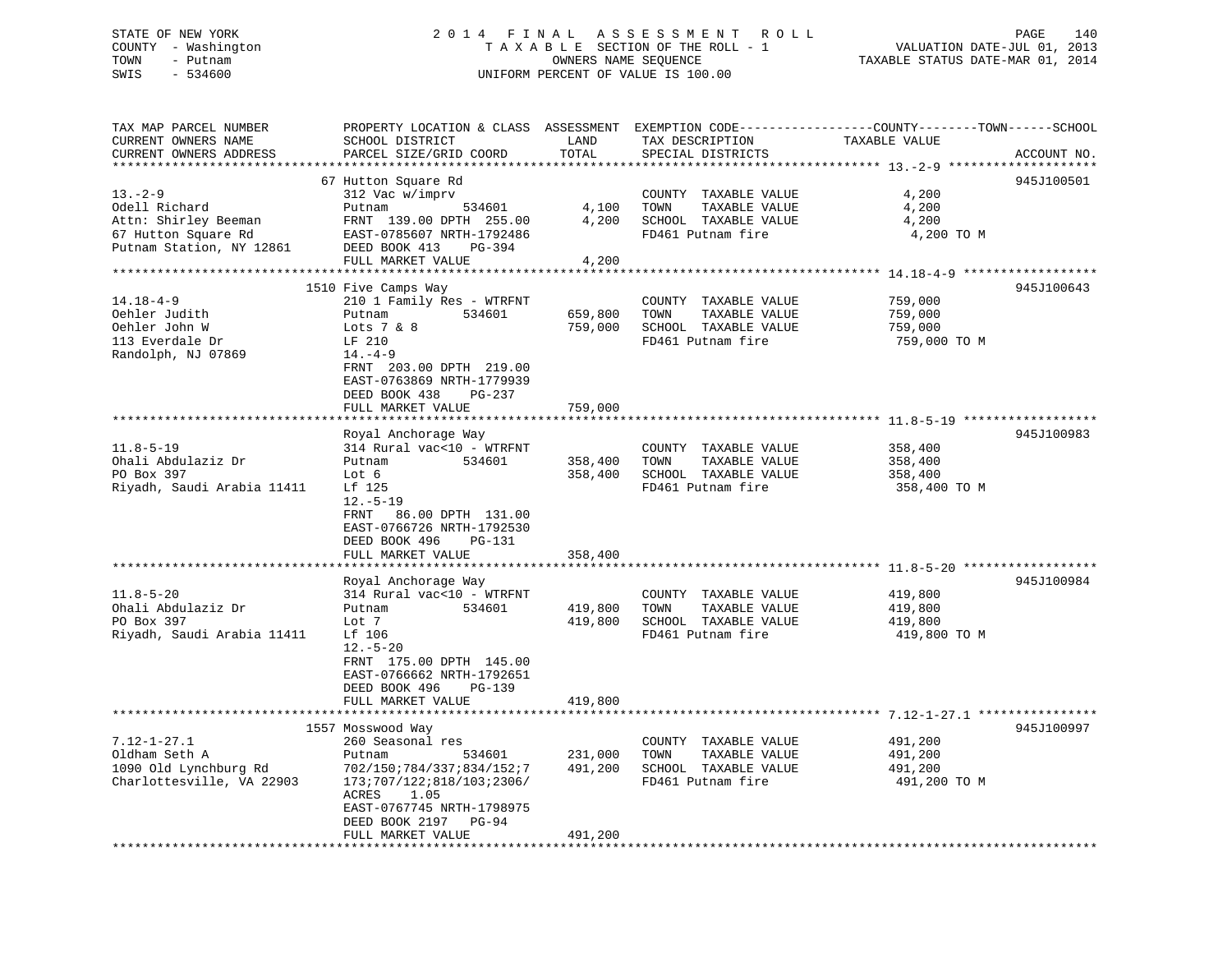STATE OF NEW YORK
COUNTY - Washington
TOWN - Putnam
SWIS - 534600

2014 FINAL ASSESSMENT ROLL
TAXABLE SECTION OF THE ROLL - 1
OWNERS NAME SEQUENCE
UNIFORM PERCENT OF VALUE IS 100.00

VALUATION DATE-JUL 01, 2013
TAXABLE STATUS DATE-MAR 01, 2014

| TAX MAP PARCEL NUMBER / CURRENT OWNERS NAME / CURRENT OWNERS ADDRESS | PROPERTY LOCATION & CLASS / SCHOOL DISTRICT / PARCEL SIZE/GRID COORD | ASSESSMENT LAND | TOTAL | EXEMPTION CODE / TAX DESCRIPTION / SPECIAL DISTRICTS | TAXABLE VALUE (COUNTY / TOWN / SCHOOL) | ACCOUNT NO. |
|---|---|---|---|---|---|---|
| 13.-2-9 | 67 Hutton Square Rd | | | | | 945J100501 |
| Odell Richard | 312 Vac w/imprv | | | COUNTY TAXABLE VALUE | 4,200 | |
| Attn: Shirley Beeman | Putnam 534601 | 4,100 | | TOWN TAXABLE VALUE | 4,200 | |
| 67 Hutton Square Rd | FRNT 139.00 DPTH 255.00 | | 4,200 | SCHOOL TAXABLE VALUE | 4,200 | |
| Putnam Station, NY 12861 | EAST-0785607 NRTH-1792486 | | | FD461 Putnam fire | 4,200 TO M | |
| | DEED BOOK 413 PG-394 | | | | | |
| | FULL MARKET VALUE | | 4,200 | | | |
| 14.18-4-9 | 1510 Five Camps Way | | | | | 945J100643 |
| Oehler Judith | 210 1 Family Res - WTRFNT | | | COUNTY TAXABLE VALUE | 759,000 | |
| Oehler John W | Putnam 534601 | 659,800 | | TOWN TAXABLE VALUE | 759,000 | |
| 113 Everdale Dr | Lots 7 & 8 | | 759,000 | SCHOOL TAXABLE VALUE | 759,000 | |
| Randolph, NJ 07869 | LF 210 | | | FD461 Putnam fire | 759,000 TO M | |
| | 14.-4-9 | | | | | |
| | FRNT 203.00 DPTH 219.00 | | | | | |
| | EAST-0763869 NRTH-1779939 | | | | | |
| | DEED BOOK 438 PG-237 | | | | | |
| | FULL MARKET VALUE | | 759,000 | | | |
| 11.8-5-19 | Royal Anchorage Way | | | | | 945J100983 |
| Ohali Abdulaziz Dr | 314 Rural vac<10 - WTRFNT | | | COUNTY TAXABLE VALUE | 358,400 | |
| PO Box 397 | Putnam 534601 | 358,400 | | TOWN TAXABLE VALUE | 358,400 | |
| Riyadh, Saudi Arabia 11411 | Lot 6 | | 358,400 | SCHOOL TAXABLE VALUE | 358,400 | |
| | Lf 125 | | | FD461 Putnam fire | 358,400 TO M | |
| | 12.-5-19 | | | | | |
| | FRNT 86.00 DPTH 131.00 | | | | | |
| | EAST-0766726 NRTH-1792530 | | | | | |
| | DEED BOOK 496 PG-131 | | | | | |
| | FULL MARKET VALUE | | 358,400 | | | |
| 11.8-5-20 | Royal Anchorage Way | | | | | 945J100984 |
| Ohali Abdulaziz Dr | 314 Rural vac<10 - WTRFNT | | | COUNTY TAXABLE VALUE | 419,800 | |
| PO Box 397 | Putnam 534601 | 419,800 | | TOWN TAXABLE VALUE | 419,800 | |
| Riyadh, Saudi Arabia 11411 | Lot 7 | | 419,800 | SCHOOL TAXABLE VALUE | 419,800 | |
| | Lf 106 | | | FD461 Putnam fire | 419,800 TO M | |
| | 12.-5-20 | | | | | |
| | FRNT 175.00 DPTH 145.00 | | | | | |
| | EAST-0766662 NRTH-1792651 | | | | | |
| | DEED BOOK 496 PG-139 | | | | | |
| | FULL MARKET VALUE | | 419,800 | | | |
| 7.12-1-27.1 | 1557 Mosswood Way | | | | | 945J100997 |
| Oldham Seth A | 260 Seasonal res | | | COUNTY TAXABLE VALUE | 491,200 | |
| 1090 Old Lynchburg Rd | Putnam 534601 | 231,000 | | TOWN TAXABLE VALUE | 491,200 | |
| Charlottesville, VA 22903 | 702/150;784/337;834/152;7 | | 491,200 | SCHOOL TAXABLE VALUE | 491,200 | |
| | 173;707/122;818/103;2306/ | | | FD461 Putnam fire | 491,200 TO M | |
| | ACRES 1.05 | | | | | |
| | EAST-0767745 NRTH-1798975 | | | | | |
| | DEED BOOK 2197 PG-94 | | | | | |
| | FULL MARKET VALUE | | 491,200 | | | |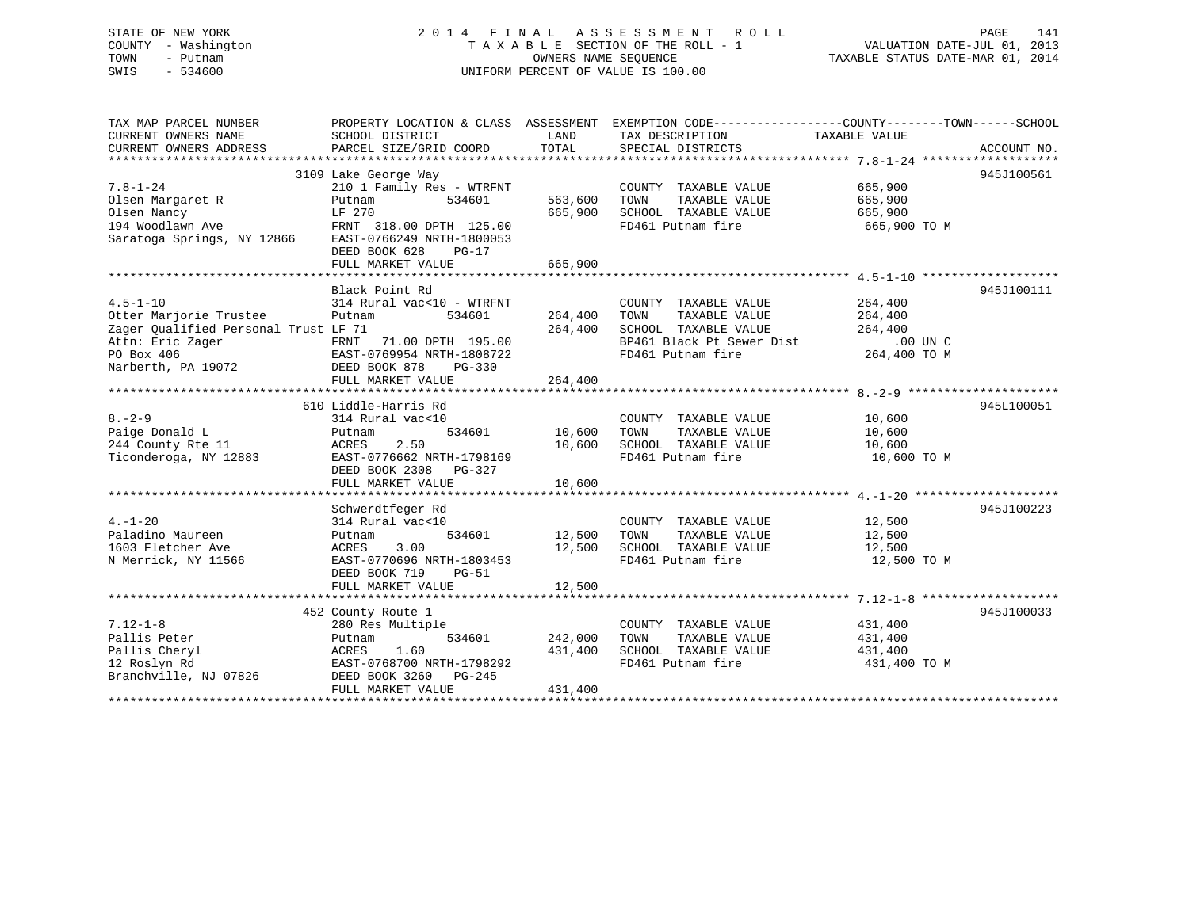STATE OF NEW YORK
COUNTY - Washington
TOWN - Putnam
SWIS - 534600

2014 FINAL ASSESSMENT ROLL
TAXABLE SECTION OF THE ROLL - 1
OWNERS NAME SEQUENCE
UNIFORM PERCENT OF VALUE IS 100.00

VALUATION DATE-JUL 01, 2013
TAXABLE STATUS DATE-MAR 01, 2014

| TAX MAP PARCEL NUMBER / CURRENT OWNERS NAME / CURRENT OWNERS ADDRESS | PROPERTY LOCATION & CLASS / SCHOOL DISTRICT / PARCEL SIZE/GRID COORD | ASSESSMENT LAND / TOTAL | EXEMPTION CODE / TAX DESCRIPTION / SPECIAL DISTRICTS | COUNTY--------TOWN------SCHOOL TAXABLE VALUE | ACCOUNT NO. |
|---|---|---|---|---|---|
| **7.8-1-24** | 3109 Lake George Way | | | | 945J100561 |
| 7.8-1-24 | 210 1 Family Res - WTRFNT | | COUNTY TAXABLE VALUE | 665,900 | |
| Olsen Margaret R | Putnam 534601 | 563,600 | TOWN TAXABLE VALUE | 665,900 | |
| Olsen Nancy | LF 270 | 665,900 | SCHOOL TAXABLE VALUE | 665,900 | |
| 194 Woodlawn Ave | FRNT 318.00 DPTH 125.00 | | FD461 Putnam fire | 665,900 TO M | |
| Saratoga Springs, NY 12866 | EAST-0766249 NRTH-1800053 | | | | |
| | DEED BOOK 628 PG-17 | | | | |
| | FULL MARKET VALUE | 665,900 | | | |
| **4.5-1-10** | Black Point Rd | | | | 945J100111 |
| 4.5-1-10 | 314 Rural vac<10 - WTRFNT | | COUNTY TAXABLE VALUE | 264,400 | |
| Otter Marjorie Trustee | Putnam 534601 | 264,400 | TOWN TAXABLE VALUE | 264,400 | |
| Zager Qualified Personal Trust | LF 71 | 264,400 | SCHOOL TAXABLE VALUE | 264,400 | |
| Attn: Eric Zager | FRNT 71.00 DPTH 195.00 | | BP461 Black Pt Sewer Dist | .00 UN C | |
| PO Box 406 | EAST-0769954 NRTH-1808722 | | FD461 Putnam fire | 264,400 TO M | |
| Narberth, PA 19072 | DEED BOOK 878 PG-330 | | | | |
| | FULL MARKET VALUE | 264,400 | | | |
| **8.-2-9** | 610 Liddle-Harris Rd | | | | 945L100051 |
| 8.-2-9 | 314 Rural vac<10 | | COUNTY TAXABLE VALUE | 10,600 | |
| Paige Donald L | Putnam 534601 | 10,600 | TOWN TAXABLE VALUE | 10,600 | |
| 244 County Rte 11 | ACRES 2.50 | 10,600 | SCHOOL TAXABLE VALUE | 10,600 | |
| Ticonderoga, NY 12883 | EAST-0776662 NRTH-1798169 | | FD461 Putnam fire | 10,600 TO M | |
| | DEED BOOK 2308 PG-327 | | | | |
| | FULL MARKET VALUE | 10,600 | | | |
| **4.-1-20** | Schwerdtfeger Rd | | | | 945J100223 |
| 4.-1-20 | 314 Rural vac<10 | | COUNTY TAXABLE VALUE | 12,500 | |
| Paladino Maureen | Putnam 534601 | 12,500 | TOWN TAXABLE VALUE | 12,500 | |
| 1603 Fletcher Ave | ACRES 3.00 | 12,500 | SCHOOL TAXABLE VALUE | 12,500 | |
| N Merrick, NY 11566 | EAST-0770696 NRTH-1803453 | | FD461 Putnam fire | 12,500 TO M | |
| | DEED BOOK 719 PG-51 | | | | |
| | FULL MARKET VALUE | 12,500 | | | |
| **7.12-1-8** | 452 County Route 1 | | | | 945J100033 |
| 7.12-1-8 | 280 Res Multiple | | COUNTY TAXABLE VALUE | 431,400 | |
| Pallis Peter | Putnam 534601 | 242,000 | TOWN TAXABLE VALUE | 431,400 | |
| Pallis Cheryl | ACRES 1.60 | 431,400 | SCHOOL TAXABLE VALUE | 431,400 | |
| 12 Roslyn Rd | EAST-0768700 NRTH-1798292 | | FD461 Putnam fire | 431,400 TO M | |
| Branchville, NJ 07826 | DEED BOOK 3260 PG-245 | | | | |
| | FULL MARKET VALUE | 431,400 | | | |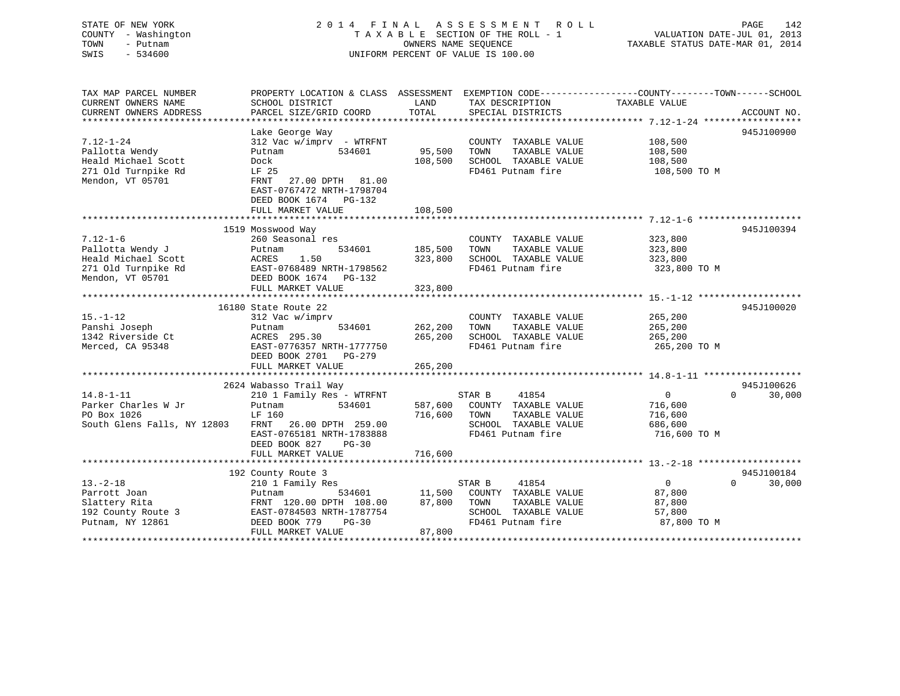STATE OF NEW YORK
COUNTY - Washington
TOWN - Putnam
SWIS - 534600

# 2014 FINAL ASSESSMENT ROLL

TAXABLE SECTION OF THE ROLL - 1
OWNERS NAME SEQUENCE
UNIFORM PERCENT OF VALUE IS 100.00

VALUATION DATE-JUL 01, 2013
TAXABLE STATUS DATE-MAR 01, 2014

| TAX MAP PARCEL NUMBER / CURRENT OWNERS NAME / CURRENT OWNERS ADDRESS | PROPERTY LOCATION & CLASS / SCHOOL DISTRICT / PARCEL SIZE/GRID COORD | ASSESSMENT LAND / TOTAL | EXEMPTION CODE / TAX DESCRIPTION / SPECIAL DISTRICTS | COUNTY / TOWN / SCHOOL TAXABLE VALUE | ACCOUNT NO. |
|---|---|---|---|---|---|
| **7.12-1-24** | Lake George Way | | | | 945J100900 |
| 7.12-1-24 | 312 Vac w/imprv - WTRFNT | | COUNTY TAXABLE VALUE | 108,500 | |
| Pallotta Wendy | Putnam 534601 | 95,500 | TOWN TAXABLE VALUE | 108,500 | |
| Heald Michael Scott | Dock | 108,500 | SCHOOL TAXABLE VALUE | 108,500 | |
| 271 Old Turnpike Rd | LF 25 | | FD461 Putnam fire | 108,500 TO M | |
| Mendon, VT 05701 | FRNT 27.00 DPTH 81.00 | | | | |
| | EAST-0767472 NRTH-1798704 | | | | |
| | DEED BOOK 1674 PG-132 | | | | |
| | FULL MARKET VALUE | 108,500 | | | |
| **7.12-1-6** | 1519 Mosswood Way | | | | 945J100394 |
| 7.12-1-6 | 260 Seasonal res | | COUNTY TAXABLE VALUE | 323,800 | |
| Pallotta Wendy J | Putnam 534601 | 185,500 | TOWN TAXABLE VALUE | 323,800 | |
| Heald Michael Scott | ACRES 1.50 | 323,800 | SCHOOL TAXABLE VALUE | 323,800 | |
| 271 Old Turnpike Rd | EAST-0768489 NRTH-1798562 | | FD461 Putnam fire | 323,800 TO M | |
| Mendon, VT 05701 | DEED BOOK 1674 PG-132 | | | | |
| | FULL MARKET VALUE | 323,800 | | | |
| **15.-1-12** | 16180 State Route 22 | | | | 945J100020 |
| 15.-1-12 | 312 Vac w/imprv | | COUNTY TAXABLE VALUE | 265,200 | |
| Panshi Joseph | Putnam 534601 | 262,200 | TOWN TAXABLE VALUE | 265,200 | |
| 1342 Riverside Ct | ACRES 295.30 | 265,200 | SCHOOL TAXABLE VALUE | 265,200 | |
| Merced, CA 95348 | EAST-0776357 NRTH-1777750 | | FD461 Putnam fire | 265,200 TO M | |
| | DEED BOOK 2701 PG-279 | | | | |
| | FULL MARKET VALUE | 265,200 | | | |
| **14.8-1-11** | 2624 Wabasso Trail Way | | | | 945J100626 |
| 14.8-1-11 | 210 1 Family Res - WTRFNT | | STAR B 41854 | 0 0 | 30,000 |
| Parker Charles W Jr | Putnam 534601 | 587,600 | COUNTY TAXABLE VALUE | 716,600 | |
| PO Box 1026 | LF 160 | 716,600 | TOWN TAXABLE VALUE | 716,600 | |
| South Glens Falls, NY 12803 | FRNT 26.00 DPTH 259.00 | | SCHOOL TAXABLE VALUE | 686,600 | |
| | EAST-0765181 NRTH-1783888 | | FD461 Putnam fire | 716,600 TO M | |
| | DEED BOOK 827 PG-30 | | | | |
| | FULL MARKET VALUE | 716,600 | | | |
| **13.-2-18** | 192 County Route 3 | | | | 945J100184 |
| 13.-2-18 | 210 1 Family Res | | STAR B 41854 | 0 0 | 30,000 |
| Parrott Joan | Putnam 534601 | 11,500 | COUNTY TAXABLE VALUE | 87,800 | |
| Slattery Rita | FRNT 120.00 DPTH 108.00 | 87,800 | TOWN TAXABLE VALUE | 87,800 | |
| 192 County Route 3 | EAST-0784503 NRTH-1787754 | | SCHOOL TAXABLE VALUE | 57,800 | |
| Putnam, NY 12861 | DEED BOOK 779 PG-30 | | FD461 Putnam fire | 87,800 TO M | |
| | FULL MARKET VALUE | 87,800 | | | |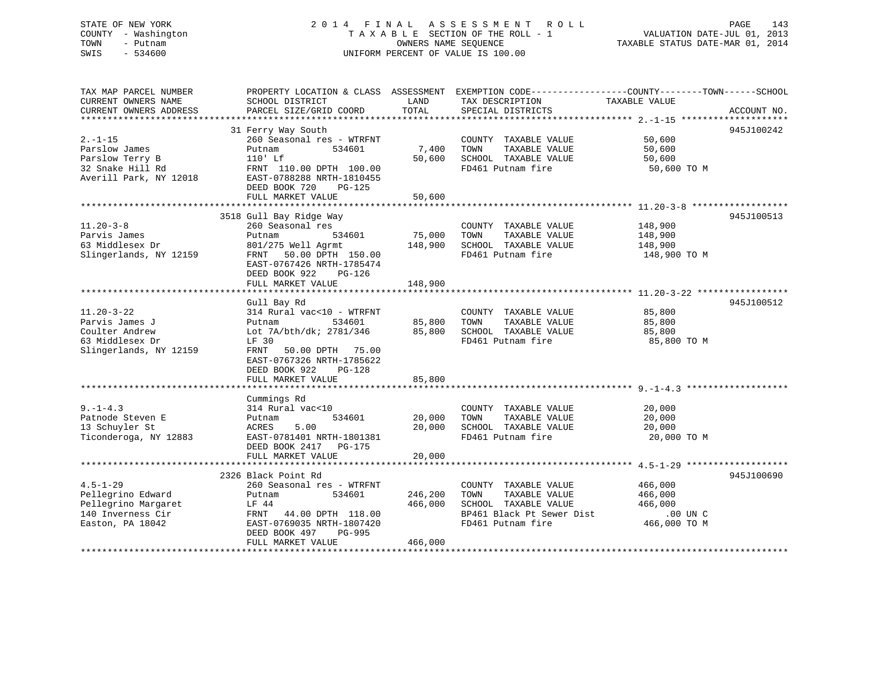STATE OF NEW YORK
COUNTY - Washington
TOWN - Putnam
SWIS - 534600

2 0 1 4 F I N A L A S S E S S M E N T R O L L
T A X A B L E SECTION OF THE ROLL - 1
OWNERS NAME SEQUENCE
UNIFORM PERCENT OF VALUE IS 100.00

VALUATION DATE-JUL 01, 2013
TAXABLE STATUS DATE-MAR 01, 2014

```
TAX MAP PARCEL NUMBER          PROPERTY LOCATION & CLASS  ASSESSMENT  EXEMPTION CODE------------------COUNTY--------TOWN------SCHOOL
CURRENT OWNERS NAME            SCHOOL DISTRICT               LAND      TAX DESCRIPTION             TAXABLE VALUE
CURRENT OWNERS ADDRESS         PARCEL SIZE/GRID COORD        TOTAL     SPECIAL DISTRICTS                                     ACCOUNT NO.
*********************************************************************************************** 2.-1-15 ********************
                               31 Ferry Way South                                                                         945J100242
2.-1-15                        260 Seasonal res - WTRFNT              COUNTY  TAXABLE VALUE            50,600
Parslow James                  Putnam           534601       7,400    TOWN    TAXABLE VALUE            50,600
Parslow Terry B                110' Lf                      50,600    SCHOOL  TAXABLE VALUE            50,600
32 Snake Hill Rd               FRNT 110.00 DPTH 100.00                FD461 Putnam fire                 50,600 TO M
Averill Park, NY 12018         EAST-0788288 NRTH-1810455
                               DEED BOOK 720    PG-125
                               FULL MARKET VALUE            50,600
*********************************************************************************************** 11.20-3-8 ******************
                               3518 Gull Bay Ridge Way                                                                    945J100513
11.20-3-8                      260 Seasonal res                       COUNTY  TAXABLE VALUE           148,900
Parvis James                   Putnam           534601      75,000    TOWN    TAXABLE VALUE           148,900
63 Middlesex Dr                801/275 Well Agrmt          148,900    SCHOOL  TAXABLE VALUE           148,900
Slingerlands, NY 12159         FRNT  50.00 DPTH 150.00                FD461 Putnam fire                148,900 TO M
                               EAST-0767426 NRTH-1785474
                               DEED BOOK 922    PG-126
                               FULL MARKET VALUE           148,900
*********************************************************************************************** 11.20-3-22 *****************
                               Gull Bay Rd                                                                                945J100512
11.20-3-22                     314 Rural vac<10 - WTRFNT              COUNTY  TAXABLE VALUE            85,800
Parvis James J                 Putnam           534601      85,800    TOWN    TAXABLE VALUE            85,800
Coulter Andrew                 Lot 7A/bth/dk; 2781/346      85,800    SCHOOL  TAXABLE VALUE            85,800
63 Middlesex Dr                LF 30                                  FD461 Putnam fire                 85,800 TO M
Slingerlands, NY 12159         FRNT  50.00 DPTH  75.00
                               EAST-0767326 NRTH-1785622
                               DEED BOOK 922    PG-128
                               FULL MARKET VALUE            85,800
*********************************************************************************************** 9.-1-4.3 *******************
                               Cummings Rd
9.-1-4.3                       314 Rural vac<10                       COUNTY  TAXABLE VALUE            20,000
Patnode Steven E               Putnam           534601      20,000    TOWN    TAXABLE VALUE            20,000
13 Schuyler St                 ACRES    5.00                20,000    SCHOOL  TAXABLE VALUE            20,000
Ticonderoga, NY 12883          EAST-0781401 NRTH-1801381              FD461 Putnam fire                 20,000 TO M
                               DEED BOOK 2417   PG-175
                               FULL MARKET VALUE            20,000
*********************************************************************************************** 4.5-1-29 *******************
                               2326 Black Point Rd                                                                        945J100690
4.5-1-29                       260 Seasonal res - WTRFNT              COUNTY  TAXABLE VALUE           466,000
Pellegrino Edward              Putnam           534601     246,200    TOWN    TAXABLE VALUE           466,000
Pellegrino Margaret            LF 44                       466,000    SCHOOL  TAXABLE VALUE           466,000
140 Inverness Cir              FRNT  44.00 DPTH 118.00                BP461 Black Pt Sewer Dist            .00 UN C
Easton, PA 18042               EAST-0769035 NRTH-1807420              FD461 Putnam fire                466,000 TO M
                               DEED BOOK 497    PG-995
                               FULL MARKET VALUE           466,000
****************************************************************************************************************************
```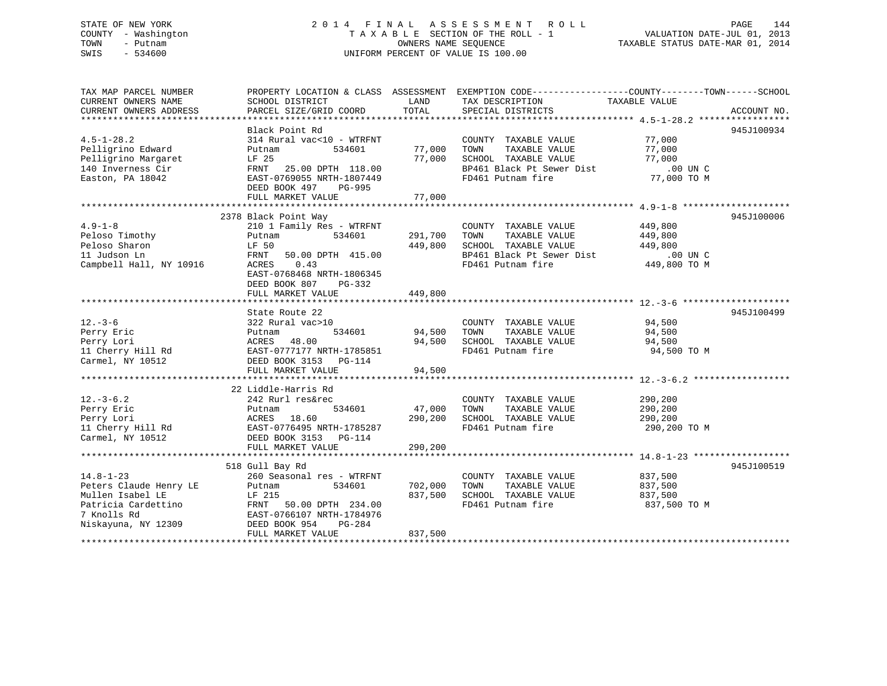STATE OF NEW YORK
COUNTY - Washington
TOWN - Putnam
SWIS - 534600

# 2014 FINAL ASSESSMENT ROLL

TAXABLE SECTION OF THE ROLL - 1
OWNERS NAME SEQUENCE
UNIFORM PERCENT OF VALUE IS 100.00

VALUATION DATE-JUL 01, 2013
TAXABLE STATUS DATE-MAR 01, 2014

| TAX MAP PARCEL NUMBER / CURRENT OWNERS NAME / CURRENT OWNERS ADDRESS | PROPERTY LOCATION & CLASS / SCHOOL DISTRICT / PARCEL SIZE/GRID COORD | ASSESSMENT LAND | TOTAL | EXEMPTION CODE / TAX DESCRIPTION / SPECIAL DISTRICTS | COUNTY--------TOWN------SCHOOL TAXABLE VALUE | ACCOUNT NO. |
|---|---|---|---|---|---|---|
| 4.5-1-28.2 | Black Point Rd | | | | | 945J100934 |
| Pelligrino Edward | 314 Rural vac<10 - WTRFNT | | | COUNTY TAXABLE VALUE | 77,000 | |
| Pelligrino Margaret | Putnam 534601 | 77,000 | | TOWN TAXABLE VALUE | 77,000 | |
| 140 Inverness Cir | LF 25 | | 77,000 | SCHOOL TAXABLE VALUE | 77,000 | |
| Easton, PA 18042 | FRNT 25.00 DPTH 118.00 | | | BP461 Black Pt Sewer Dist | .00 UN C | |
| | EAST-0769055 NRTH-1807449 | | | FD461 Putnam fire | 77,000 TO M | |
| | DEED BOOK 497 PG-995 | | | | | |
| | FULL MARKET VALUE | | 77,000 | | | |
| 4.9-1-8 | 2378 Black Point Way | | | | | 945J100006 |
| Peloso Timothy | 210 1 Family Res - WTRFNT | | | COUNTY TAXABLE VALUE | 449,800 | |
| Peloso Sharon | Putnam 534601 | 291,700 | | TOWN TAXABLE VALUE | 449,800 | |
| 11 Judson Ln | LF 50 | | 449,800 | SCHOOL TAXABLE VALUE | 449,800 | |
| Campbell Hall, NY 10916 | FRNT 50.00 DPTH 415.00 | | | BP461 Black Pt Sewer Dist | .00 UN C | |
| | ACRES 0.43 | | | FD461 Putnam fire | 449,800 TO M | |
| | EAST-0768468 NRTH-1806345 | | | | | |
| | DEED BOOK 807 PG-332 | | | | | |
| | FULL MARKET VALUE | | 449,800 | | | |
| 12.-3-6 | State Route 22 | | | | | 945J100499 |
| Perry Eric | 322 Rural vac>10 | | | COUNTY TAXABLE VALUE | 94,500 | |
| Perry Lori | Putnam 534601 | 94,500 | | TOWN TAXABLE VALUE | 94,500 | |
| 11 Cherry Hill Rd | ACRES 48.00 | | 94,500 | SCHOOL TAXABLE VALUE | 94,500 | |
| Carmel, NY 10512 | EAST-0777177 NRTH-1785851 | | | FD461 Putnam fire | 94,500 TO M | |
| | DEED BOOK 3153 PG-114 | | | | | |
| | FULL MARKET VALUE | | 94,500 | | | |
| 12.-3-6.2 | 22 Liddle-Harris Rd | | | | | |
| Perry Eric | 242 Rurl res&rec | | | COUNTY TAXABLE VALUE | 290,200 | |
| Perry Lori | Putnam 534601 | 47,000 | | TOWN TAXABLE VALUE | 290,200 | |
| 11 Cherry Hill Rd | ACRES 18.60 | | 290,200 | SCHOOL TAXABLE VALUE | 290,200 | |
| Carmel, NY 10512 | EAST-0776495 NRTH-1785287 | | | FD461 Putnam fire | 290,200 TO M | |
| | DEED BOOK 3153 PG-114 | | | | | |
| | FULL MARKET VALUE | | 290,200 | | | |
| 14.8-1-23 | 518 Gull Bay Rd | | | | | 945J100519 |
| Peters Claude Henry LE | 260 Seasonal res - WTRFNT | | | COUNTY TAXABLE VALUE | 837,500 | |
| Mullen Isabel LE | Putnam 534601 | 702,000 | | TOWN TAXABLE VALUE | 837,500 | |
| Patricia Cardettino | LF 215 | | 837,500 | SCHOOL TAXABLE VALUE | 837,500 | |
| 7 Knolls Rd | FRNT 50.00 DPTH 234.00 | | | FD461 Putnam fire | 837,500 TO M | |
| Niskayuna, NY 12309 | EAST-0766107 NRTH-1784976 | | | | | |
| | DEED BOOK 954 PG-284 | | | | | |
| | FULL MARKET VALUE | | 837,500 | | | |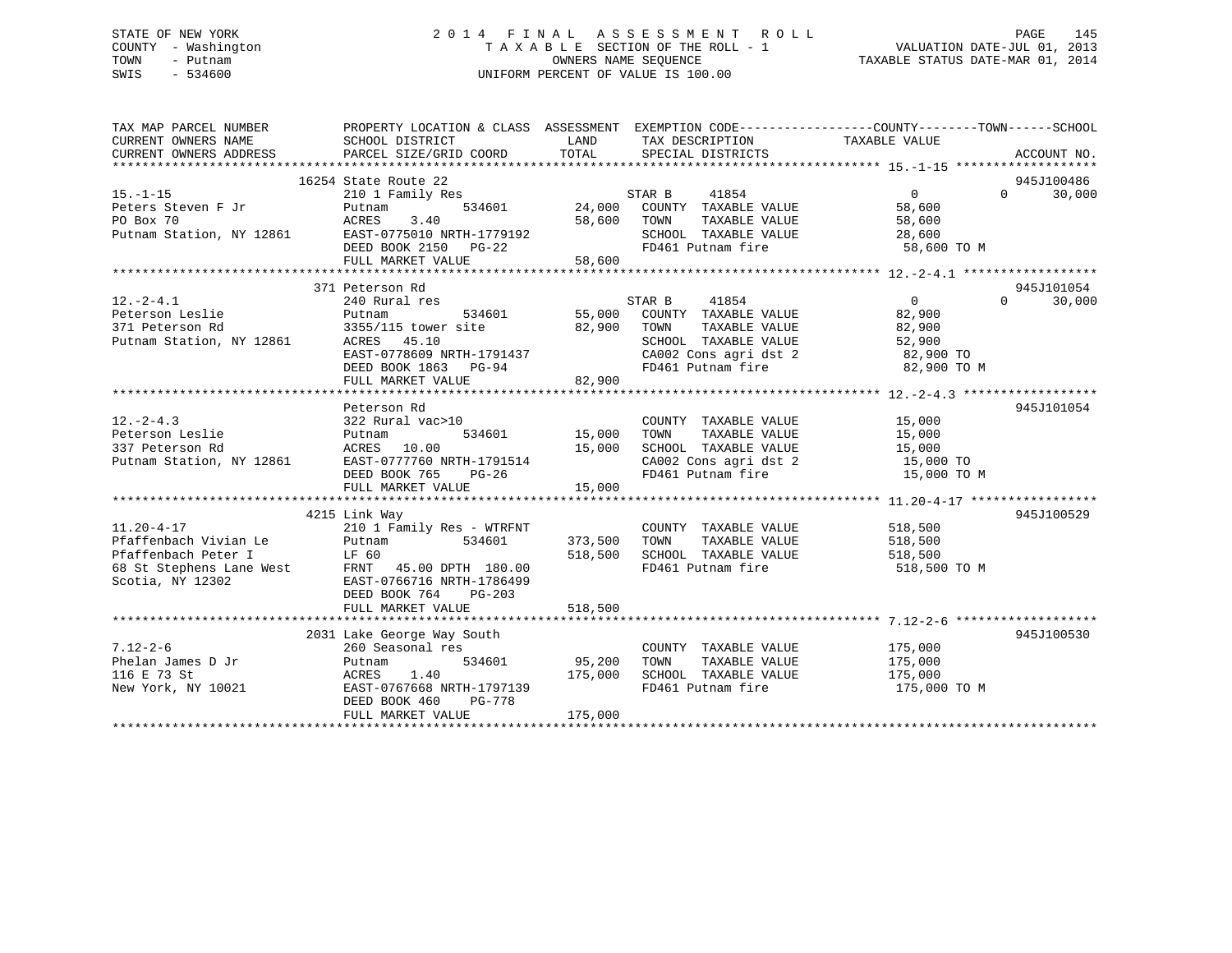STATE OF NEW YORK
COUNTY - Washington
TOWN - Putnam
SWIS - 534600

2 0 1 4 F I N A L A S S E S S M E N T R O L L
T A X A B L E SECTION OF THE ROLL - 1
OWNERS NAME SEQUENCE
UNIFORM PERCENT OF VALUE IS 100.00

VALUATION DATE-JUL 01, 2013
TAXABLE STATUS DATE-MAR 01, 2014

```
TAX MAP PARCEL NUMBER          PROPERTY LOCATION & CLASS  ASSESSMENT  EXEMPTION CODE------------------COUNTY--------TOWN------SCHOOL
CURRENT OWNERS NAME            SCHOOL DISTRICT              LAND      TAX DESCRIPTION              TAXABLE VALUE
CURRENT OWNERS ADDRESS         PARCEL SIZE/GRID COORD       TOTAL     SPECIAL DISTRICTS                                      ACCOUNT NO.
******************************************************************************************************* 15.-1-15 *******************
                          16254 State Route 22                                                                         945J100486
15.-1-15                       210 1 Family Res                         STAR B      41854             0           0       30,000
Peters Steven F Jr             Putnam          534601        24,000     COUNTY  TAXABLE VALUE          58,600
PO Box 70                      ACRES     3.40                58,600     TOWN    TAXABLE VALUE          58,600
Putnam Station, NY 12861       EAST-0775010 NRTH-1779192                SCHOOL  TAXABLE VALUE          28,600
                               DEED BOOK 2150   PG-22                   FD461 Putnam fire               58,600 TO M
                               FULL MARKET VALUE             58,600
******************************************************************************************************* 12.-2-4.1 ******************
                          371 Peterson Rd                                                                              945J101054
12.-2-4.1                      240 Rural res                            STAR B      41854             0           0       30,000
Peterson Leslie                Putnam          534601        55,000     COUNTY  TAXABLE VALUE          82,900
371 Peterson Rd                3355/115 tower site           82,900     TOWN    TAXABLE VALUE          82,900
Putnam Station, NY 12861       ACRES    45.10                           SCHOOL  TAXABLE VALUE          52,900
                               EAST-0778609 NRTH-1791437                CA002 Cons agri dst 2           82,900 TO
                               DEED BOOK 1863   PG-94                   FD461 Putnam fire               82,900 TO M
                               FULL MARKET VALUE             82,900
******************************************************************************************************* 12.-2-4.3 ******************
                               Peterson Rd                                                                             945J101054
12.-2-4.3                      322 Rural vac>10                         COUNTY  TAXABLE VALUE          15,000
Peterson Leslie                Putnam          534601        15,000     TOWN    TAXABLE VALUE          15,000
337 Peterson Rd                ACRES    10.00                15,000     SCHOOL  TAXABLE VALUE          15,000
Putnam Station, NY 12861       EAST-0777760 NRTH-1791514                CA002 Cons agri dst 2           15,000 TO
                               DEED BOOK 765    PG-26                   FD461 Putnam fire               15,000 TO M
                               FULL MARKET VALUE             15,000
******************************************************************************************************* 11.20-4-17 *****************
                          4215 Link Way                                                                                945J100529
11.20-4-17                     210 1 Family Res - WTRFNT                COUNTY  TAXABLE VALUE         518,500
Pfaffenbach Vivian Le          Putnam          534601       373,500     TOWN    TAXABLE VALUE         518,500
Pfaffenbach Peter I            LF 60                        518,500     SCHOOL  TAXABLE VALUE         518,500
68 St Stephens Lane West       FRNT    45.00 DPTH 180.00                FD461 Putnam fire              518,500 TO M
Scotia, NY 12302               EAST-0766716 NRTH-1786499
                               DEED BOOK 764    PG-203
                               FULL MARKET VALUE            518,500
******************************************************************************************************* 7.12-2-6 *******************
                          2031 Lake George Way South                                                                   945J100530
7.12-2-6                       260 Seasonal res                         COUNTY  TAXABLE VALUE         175,000
Phelan James D Jr              Putnam          534601        95,200     TOWN    TAXABLE VALUE         175,000
116 E 73 St                    ACRES     1.40               175,000     SCHOOL  TAXABLE VALUE         175,000
New York, NY 10021             EAST-0767668 NRTH-1797139                FD461 Putnam fire              175,000 TO M
                               DEED BOOK 460    PG-778
                               FULL MARKET VALUE            175,000
************************************************************************************************************************************
```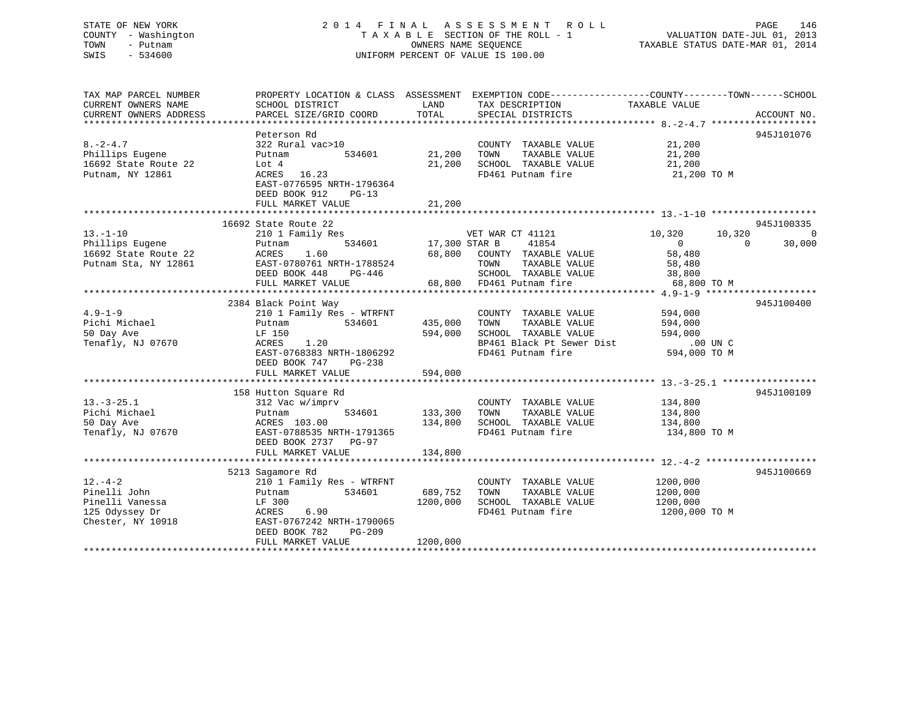STATE OF NEW YORK
COUNTY - Washington
TOWN - Putnam
SWIS - 534600

2014 FINAL ASSESSMENT ROLL
TAXABLE SECTION OF THE ROLL - 1
OWNERS NAME SEQUENCE
UNIFORM PERCENT OF VALUE IS 100.00

VALUATION DATE-JUL 01, 2013
TAXABLE STATUS DATE-MAR 01, 2014

```
TAX MAP PARCEL NUMBER      PROPERTY LOCATION & CLASS  ASSESSMENT  EXEMPTION CODE------------------COUNTY--------TOWN------SCHOOL
CURRENT OWNERS NAME        SCHOOL DISTRICT               LAND      TAX DESCRIPTION            TAXABLE VALUE
CURRENT OWNERS ADDRESS     PARCEL SIZE/GRID COORD        TOTAL     SPECIAL DISTRICTS                                   ACCOUNT NO.
******************************************************************************************************* 8.-2-4.7 *******************
                           Peterson Rd                                                                                   945J101076
8.-2-4.7                   322 Rural vac>10                        COUNTY  TAXABLE VALUE            21,200
Phillips Eugene            Putnam          534601       21,200     TOWN    TAXABLE VALUE            21,200
16692 State Route 22       Lot 4                        21,200     SCHOOL  TAXABLE VALUE            21,200
Putnam, NY 12861           ACRES   16.23                           FD461 Putnam fire                 21,200 TO M
                           EAST-0776595 NRTH-1796364
                           DEED BOOK 912     PG-13
                           FULL MARKET VALUE            21,200
******************************************************************************************************* 13.-1-10 *******************
                           16692 State Route 22                                                                          945J100335
13.-1-10                   210 1 Family Res                        VET WAR CT 41121             10,320      10,320           0
Phillips Eugene            Putnam          534601       17,300 STAR B      41854                     0           0      30,000
16692 State Route 22       ACRES    1.60                68,800     COUNTY  TAXABLE VALUE            58,480
Putnam Sta, NY 12861       EAST-0780761 NRTH-1788524               TOWN    TAXABLE VALUE            58,480
                           DEED BOOK 448     PG-446                SCHOOL  TAXABLE VALUE            38,800
                           FULL MARKET VALUE            68,800     FD461 Putnam fire                 68,800 TO M
******************************************************************************************************* 4.9-1-9 ********************
                           2384 Black Point Way                                                                          945J100400
4.9-1-9                    210 1 Family Res - WTRFNT               COUNTY  TAXABLE VALUE           594,000
Pichi Michael              Putnam          534601      435,000     TOWN    TAXABLE VALUE           594,000
50 Day Ave                 LF 150                      594,000     SCHOOL  TAXABLE VALUE           594,000
Tenafly, NJ 07670          ACRES    1.20                           BP461 Black Pt Sewer Dist            .00 UN C
                           EAST-0768383 NRTH-1806292               FD461 Putnam fire                594,000 TO M
                           DEED BOOK 747     PG-238
                           FULL MARKET VALUE           594,000
******************************************************************************************************* 13.-3-25.1 *****************
                           158 Hutton Square Rd                                                                          945J100109
13.-3-25.1                 312 Vac w/imprv                         COUNTY  TAXABLE VALUE           134,800
Pichi Michael              Putnam          534601      133,300     TOWN    TAXABLE VALUE           134,800
50 Day Ave                 ACRES  103.00               134,800     SCHOOL  TAXABLE VALUE           134,800
Tenafly, NJ 07670          EAST-0788535 NRTH-1791365               FD461 Putnam fire                134,800 TO M
                           DEED BOOK 2737    PG-97
                           FULL MARKET VALUE           134,800
******************************************************************************************************* 12.-4-2 ********************
                           5213 Sagamore Rd                                                                              945J100669
12.-4-2                    210 1 Family Res - WTRFNT               COUNTY  TAXABLE VALUE          1200,000
Pinelli John               Putnam          534601      689,752     TOWN    TAXABLE VALUE          1200,000
Pinelli Vanessa            LF 300                     1200,000     SCHOOL  TAXABLE VALUE          1200,000
125 Odyssey Dr             ACRES    6.90                           FD461 Putnam fire               1200,000 TO M
Chester, NY 10918          EAST-0767242 NRTH-1790065
                           DEED BOOK 782     PG-209
                           FULL MARKET VALUE          1200,000
************************************************************************************************************************************
```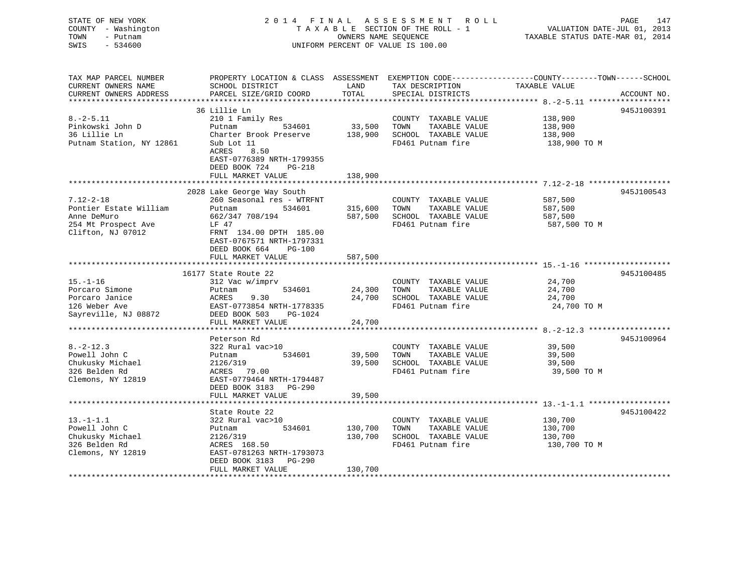STATE OF NEW YORK
COUNTY - Washington
TOWN - Putnam
SWIS - 534600

2014 FINAL ASSESSMENT ROLL
TAXABLE SECTION OF THE ROLL - 1
OWNERS NAME SEQUENCE
UNIFORM PERCENT OF VALUE IS 100.00

VALUATION DATE-JUL 01, 2013
TAXABLE STATUS DATE-MAR 01, 2014

| TAX MAP PARCEL NUMBER / CURRENT OWNERS NAME / CURRENT OWNERS ADDRESS | PROPERTY LOCATION & CLASS / SCHOOL DISTRICT / PARCEL SIZE/GRID COORD | ASSESSMENT LAND | TOTAL | EXEMPTION CODE / TAX DESCRIPTION / SPECIAL DISTRICTS | COUNTY--------TOWN------SCHOOL TAXABLE VALUE | ACCOUNT NO. |
|---|---|---|---|---|---|---|
| 8.-2-5.11 | 36 Lillie Ln | | | | | 945J100391 |
| Pinkowski John D | 210 1 Family Res | | | COUNTY TAXABLE VALUE | 138,900 | |
| 36 Lillie Ln | Putnam 534601 | 33,500 | | TOWN TAXABLE VALUE | 138,900 | |
| Putnam Station, NY 12861 | Charter Brook Preserve | | 138,900 | SCHOOL TAXABLE VALUE | 138,900 | |
| | Sub Lot 11 | | | FD461 Putnam fire | 138,900 TO M | |
| | ACRES 8.50 | | | | | |
| | EAST-0776389 NRTH-1799355 | | | | | |
| | DEED BOOK 724 PG-218 | | | | | |
| | FULL MARKET VALUE | | 138,900 | | | |
| 7.12-2-18 | 2028 Lake George Way South | | | | | 945J100543 |
| Pontier Estate William | 260 Seasonal res - WTRFNT | | | COUNTY TAXABLE VALUE | 587,500 | |
| Anne DeMuro | Putnam 534601 | 315,600 | | TOWN TAXABLE VALUE | 587,500 | |
| 254 Mt Prospect Ave | 662/347 708/194 | | 587,500 | SCHOOL TAXABLE VALUE | 587,500 | |
| Clifton, NJ 07012 | LF 47 | | | FD461 Putnam fire | 587,500 TO M | |
| | FRNT 134.00 DPTH 185.00 | | | | | |
| | EAST-0767571 NRTH-1797331 | | | | | |
| | DEED BOOK 664 PG-100 | | | | | |
| | FULL MARKET VALUE | | 587,500 | | | |
| 15.-1-16 | 16177 State Route 22 | | | | | 945J100485 |
| Porcaro Simone | 312 Vac w/imprv | | | COUNTY TAXABLE VALUE | 24,700 | |
| Porcaro Janice | Putnam 534601 | 24,300 | | TOWN TAXABLE VALUE | 24,700 | |
| 126 Weber Ave | ACRES 9.30 | | 24,700 | SCHOOL TAXABLE VALUE | 24,700 | |
| Sayreville, NJ 08872 | EAST-0773854 NRTH-1778335 | | | FD461 Putnam fire | 24,700 TO M | |
| | DEED BOOK 503 PG-1024 | | | | | |
| | FULL MARKET VALUE | | 24,700 | | | |
| 8.-2-12.3 | Peterson Rd | | | | | 945J100964 |
| Powell John C | 322 Rural vac>10 | | | COUNTY TAXABLE VALUE | 39,500 | |
| Chukusky Michael | Putnam 534601 | 39,500 | | TOWN TAXABLE VALUE | 39,500 | |
| 326 Belden Rd | 2126/319 | | 39,500 | SCHOOL TAXABLE VALUE | 39,500 | |
| Clemons, NY 12819 | ACRES 79.00 | | | FD461 Putnam fire | 39,500 TO M | |
| | EAST-0779464 NRTH-1794487 | | | | | |
| | DEED BOOK 3183 PG-290 | | | | | |
| | FULL MARKET VALUE | | 39,500 | | | |
| 13.-1-1.1 | State Route 22 | | | | | 945J100422 |
| Powell John C | 322 Rural vac>10 | | | COUNTY TAXABLE VALUE | 130,700 | |
| Chukusky Michael | Putnam 534601 | 130,700 | | TOWN TAXABLE VALUE | 130,700 | |
| 326 Belden Rd | 2126/319 | | 130,700 | SCHOOL TAXABLE VALUE | 130,700 | |
| Clemons, NY 12819 | ACRES 168.50 | | | FD461 Putnam fire | 130,700 TO M | |
| | EAST-0781263 NRTH-1793073 | | | | | |
| | DEED BOOK 3183 PG-290 | | | | | |
| | FULL MARKET VALUE | | 130,700 | | | |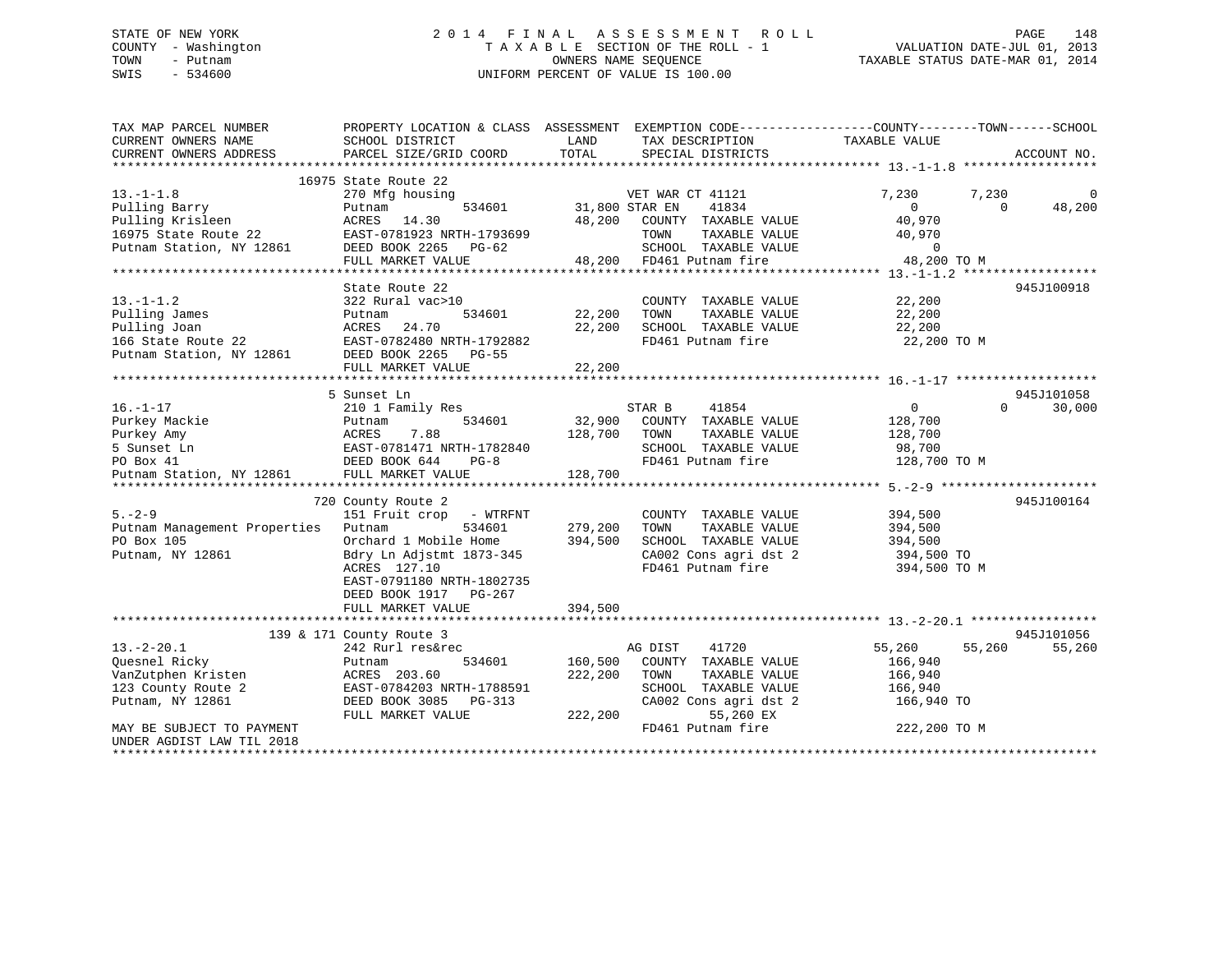STATE OF NEW YORK
COUNTY - Washington
TOWN - Putnam
SWIS - 534600

2 0 1 4 F I N A L A S S E S S M E N T R O L L
T A X A B L E SECTION OF THE ROLL - 1
OWNERS NAME SEQUENCE
UNIFORM PERCENT OF VALUE IS 100.00

VALUATION DATE-JUL 01, 2013
TAXABLE STATUS DATE-MAR 01, 2014

```
TAX MAP PARCEL NUMBER          PROPERTY LOCATION & CLASS  ASSESSMENT  EXEMPTION CODE------------------COUNTY--------TOWN------SCHOOL
CURRENT OWNERS NAME            SCHOOL DISTRICT              LAND      TAX DESCRIPTION              TAXABLE VALUE
CURRENT OWNERS ADDRESS         PARCEL SIZE/GRID COORD       TOTAL     SPECIAL DISTRICTS                                    ACCOUNT NO.
******************************************************************************************************* 13.-1-1.8 ******************
                   16975 State Route 22
13.-1-1.8                      270 Mfg housing                   VET WAR CT 41121          7,230      7,230            0
Pulling Barry                  Putnam          534601      31,800 STAR EN     41834              0          0       48,200
Pulling Krisleen               ACRES  14.30                48,200   COUNTY  TAXABLE VALUE        40,970
16975 State Route 22           EAST-0781923 NRTH-1793699            TOWN    TAXABLE VALUE        40,970
Putnam Station, NY 12861       DEED BOOK 2265   PG-62               SCHOOL  TAXABLE VALUE             0
                               FULL MARKET VALUE           48,200   FD461 Putnam fire            48,200 TO M
******************************************************************************************************* 13.-1-1.2 ******************
                               State Route 22                                                                  945J100918
13.-1-1.2                      322 Rural vac>10                     COUNTY  TAXABLE VALUE        22,200
Pulling James                  Putnam          534601      22,200   TOWN    TAXABLE VALUE        22,200
Pulling Joan                   ACRES  24.70                22,200   SCHOOL  TAXABLE VALUE        22,200
166 State Route 22             EAST-0782480 NRTH-1792882            FD461 Putnam fire            22,200 TO M
Putnam Station, NY 12861       DEED BOOK 2265   PG-55
                               FULL MARKET VALUE           22,200
******************************************************************************************************* 16.-1-17 *******************
                   5 Sunset Ln                                                                                 945J101058
16.-1-17                       210 1 Family Res                  STAR B     41854              0          0       30,000
Purkey Mackie                  Putnam          534601      32,900   COUNTY  TAXABLE VALUE       128,700
Purkey Amy                     ACRES   7.88               128,700   TOWN    TAXABLE VALUE       128,700
5 Sunset Ln                    EAST-0781471 NRTH-1782840            SCHOOL  TAXABLE VALUE        98,700
PO Box 41                      DEED BOOK 644    PG-8                FD461 Putnam fire           128,700 TO M
Putnam Station, NY 12861       FULL MARKET VALUE          128,700
******************************************************************************************************* 5.-2-9 *********************
                   720 County Route 2                                                                          945J100164
5.-2-9                         151 Fruit crop   - WTRFNT            COUNTY  TAXABLE VALUE       394,500
Putnam Management Properties   Putnam          534601     279,200   TOWN    TAXABLE VALUE       394,500
PO Box 105                     Orchard 1 Mobile Home      394,500   SCHOOL  TAXABLE VALUE       394,500
Putnam, NY 12861               Bdry Ln Adjstmt 1873-345             CA002 Cons agri dst 2       394,500 TO
                               ACRES 127.10                         FD461 Putnam fire           394,500 TO M
                               EAST-0791180 NRTH-1802735
                               DEED BOOK 1917   PG-267
                               FULL MARKET VALUE          394,500
******************************************************************************************************* 13.-2-20.1 *****************
                   139 & 171 County Route 3                                                                    945J101056
13.-2-20.1                     242 Rurl res&rec                  AG DIST    41720         55,260     55,260       55,260
Quesnel Ricky                  Putnam          534601     160,500   COUNTY  TAXABLE VALUE       166,940
VanZutphen Kristen             ACRES 203.60               222,200   TOWN    TAXABLE VALUE       166,940
123 County Route 2             EAST-0784203 NRTH-1788591            SCHOOL  TAXABLE VALUE       166,940
Putnam, NY 12861               DEED BOOK 3085   PG-313              CA002 Cons agri dst 2       166,940 TO
                               FULL MARKET VALUE          222,200          55,260 EX
MAY BE SUBJECT TO PAYMENT                                           FD461 Putnam fire           222,200 TO M
UNDER AGDIST LAW TIL 2018
************************************************************************************************************************************
```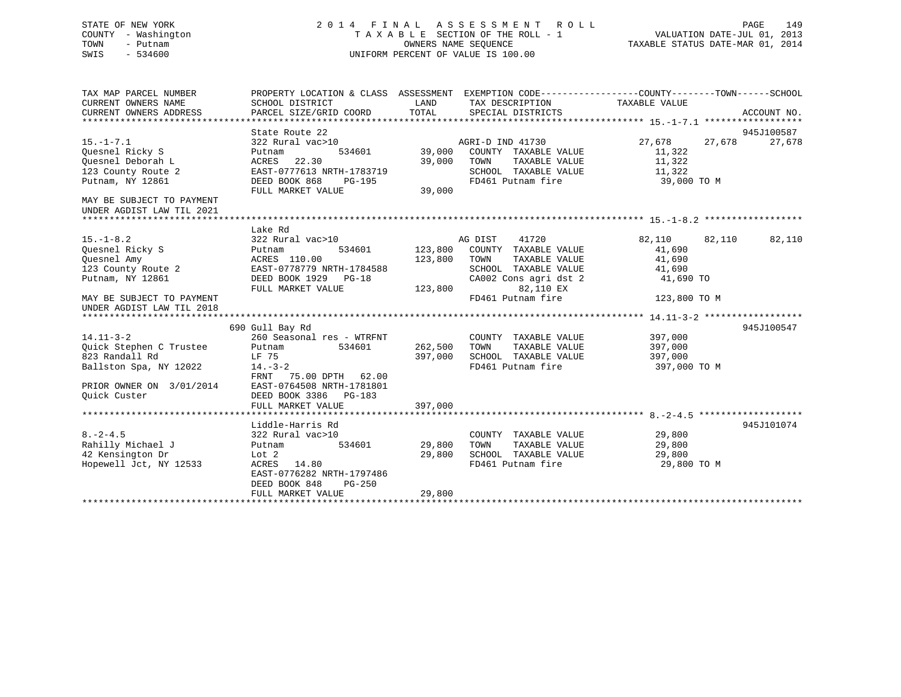STATE OF NEW YORK
COUNTY - Washington
TOWN - Putnam
SWIS - 534600

2014 FINAL ASSESSMENT ROLL
TAXABLE SECTION OF THE ROLL - 1
OWNERS NAME SEQUENCE
UNIFORM PERCENT OF VALUE IS 100.00

VALUATION DATE-JUL 01, 2013
TAXABLE STATUS DATE-MAR 01, 2014

| TAX MAP PARCEL NUMBER / CURRENT OWNERS NAME / CURRENT OWNERS ADDRESS | PROPERTY LOCATION & CLASS / SCHOOL DISTRICT / PARCEL SIZE/GRID COORD | ASSESSMENT LAND / TOTAL | EXEMPTION CODE / TAX DESCRIPTION / SPECIAL DISTRICTS | COUNTY TAXABLE VALUE | TOWN | SCHOOL / ACCOUNT NO. |
|---|---|---|---|---|---|---|
| **15.-1-7.1** | State Route 22 | | | | | 945J100587 |
| 15.-1-7.1 | 322 Rural vac>10 | | AGRI-D IND 41730 | 27,678 | 27,678 | 27,678 |
| Quesnel Ricky S | Putnam 534601 | 39,000 | COUNTY TAXABLE VALUE | 11,322 | | |
| Quesnel Deborah L | ACRES 22.30 | 39,000 | TOWN TAXABLE VALUE | 11,322 | | |
| 123 County Route 2 | EAST-0777613 NRTH-1783719 | | SCHOOL TAXABLE VALUE | 11,322 | | |
| Putnam, NY 12861 | DEED BOOK 868 PG-195 | | FD461 Putnam fire | 39,000 TO M | | |
| | FULL MARKET VALUE | 39,000 | | | | |
| MAY BE SUBJECT TO PAYMENT UNDER AGDIST LAW TIL 2021 | | | | | | |
| **15.-1-8.2** | Lake Rd | | | | | |
| 15.-1-8.2 | 322 Rural vac>10 | | AG DIST 41720 | 82,110 | 82,110 | 82,110 |
| Quesnel Ricky S | Putnam 534601 | 123,800 | COUNTY TAXABLE VALUE | 41,690 | | |
| Quesnel Amy | ACRES 110.00 | 123,800 | TOWN TAXABLE VALUE | 41,690 | | |
| 123 County Route 2 | EAST-0778779 NRTH-1784588 | | SCHOOL TAXABLE VALUE | 41,690 | | |
| Putnam, NY 12861 | DEED BOOK 1929 PG-18 | | CA002 Cons agri dst 2 | 41,690 TO | | |
| | FULL MARKET VALUE | 123,800 | 82,110 EX | | | |
| MAY BE SUBJECT TO PAYMENT UNDER AGDIST LAW TIL 2018 | | | FD461 Putnam fire | 123,800 TO M | | |
| **14.11-3-2** | 690 Gull Bay Rd | | | | | 945J100547 |
| 14.11-3-2 | 260 Seasonal res - WTRFNT | | COUNTY TAXABLE VALUE | 397,000 | | |
| Quick Stephen C Trustee | Putnam 534601 | 262,500 | TOWN TAXABLE VALUE | 397,000 | | |
| 823 Randall Rd | LF 75 | 397,000 | SCHOOL TAXABLE VALUE | 397,000 | | |
| Ballston Spa, NY 12022 | 14.-3-2 | | FD461 Putnam fire | 397,000 TO M | | |
| | FRNT 75.00 DPTH 62.00 | | | | | |
| PRIOR OWNER ON 3/01/2014 | EAST-0764508 NRTH-1781801 | | | | | |
| Quick Custer | DEED BOOK 3386 PG-183 | | | | | |
| | FULL MARKET VALUE | 397,000 | | | | |
| **8.-2-4.5** | Liddle-Harris Rd | | | | | 945J101074 |
| 8.-2-4.5 | 322 Rural vac>10 | | COUNTY TAXABLE VALUE | 29,800 | | |
| Rahilly Michael J | Putnam 534601 | 29,800 | TOWN TAXABLE VALUE | 29,800 | | |
| 42 Kensington Dr | Lot 2 | 29,800 | SCHOOL TAXABLE VALUE | 29,800 | | |
| Hopewell Jct, NY 12533 | ACRES 14.80 | | FD461 Putnam fire | 29,800 TO M | | |
| | EAST-0776282 NRTH-1797486 | | | | | |
| | DEED BOOK 848 PG-250 | | | | | |
| | FULL MARKET VALUE | 29,800 | | | | |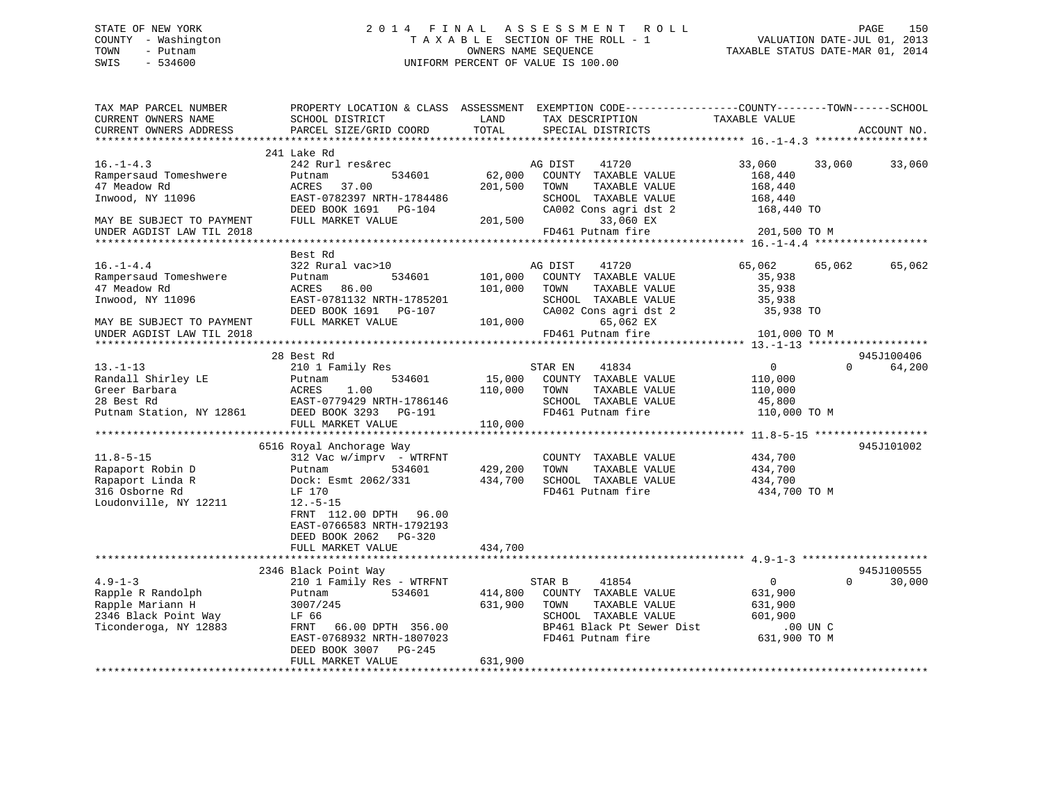STATE OF NEW YORK
COUNTY - Washington
TOWN - Putnam
SWIS - 534600

2014 FINAL ASSESSMENT ROLL
TAXABLE SECTION OF THE ROLL - 1
OWNERS NAME SEQUENCE
UNIFORM PERCENT OF VALUE IS 100.00

VALUATION DATE-JUL 01, 2013
TAXABLE STATUS DATE-MAR 01, 2014

```
TAX MAP PARCEL NUMBER          PROPERTY LOCATION & CLASS  ASSESSMENT  EXEMPTION CODE-----------------COUNTY--------TOWN------SCHOOL
CURRENT OWNERS NAME            SCHOOL DISTRICT              LAND       TAX DESCRIPTION             TAXABLE VALUE
CURRENT OWNERS ADDRESS         PARCEL SIZE/GRID COORD       TOTAL      SPECIAL DISTRICTS                                    ACCOUNT NO.
******************************************************************************************************* 16.-1-4.3 ******************
                               241 Lake Rd
16.-1-4.3                      242 Rurl res&rec                  AG DIST    41720              33,060     33,060     33,060
Rampersaud Tomeshwere          Putnam          534601    62,000   COUNTY  TAXABLE VALUE           168,440
47 Meadow Rd                   ACRES  37.00             201,500   TOWN    TAXABLE VALUE           168,440
Inwood, NY 11096               EAST-0782397 NRTH-1784486          SCHOOL  TAXABLE VALUE           168,440
                               DEED BOOK 1691   PG-104            CA002 Cons agri dst 2           168,440 TO
MAY BE SUBJECT TO PAYMENT      FULL MARKET VALUE        201,500         33,060 EX
UNDER AGDIST LAW TIL 2018                                          FD461 Putnam fire               201,500 TO M
******************************************************************************************************* 16.-1-4.4 ******************
                               Best Rd
16.-1-4.4                      322 Rural vac>10                  AG DIST    41720              65,062     65,062     65,062
Rampersaud Tomeshwere          Putnam          534601   101,000   COUNTY  TAXABLE VALUE            35,938
47 Meadow Rd                   ACRES  86.00             101,000   TOWN    TAXABLE VALUE            35,938
Inwood, NY 11096               EAST-0781132 NRTH-1785201          SCHOOL  TAXABLE VALUE            35,938
                               DEED BOOK 1691   PG-107            CA002 Cons agri dst 2            35,938 TO
MAY BE SUBJECT TO PAYMENT      FULL MARKET VALUE        101,000         65,062 EX
UNDER AGDIST LAW TIL 2018                                          FD461 Putnam fire               101,000 TO M
******************************************************************************************************* 13.-1-13 *******************
                               28 Best Rd                                                                             945J100406
13.-1-13                       210 1 Family Res                  STAR EN    41834                   0          0     64,200
Randall Shirley LE             Putnam          534601    15,000   COUNTY  TAXABLE VALUE           110,000
Greer Barbara                  ACRES   1.00             110,000   TOWN    TAXABLE VALUE           110,000
28 Best Rd                     EAST-0779429 NRTH-1786146          SCHOOL  TAXABLE VALUE            45,800
Putnam Station, NY 12861       DEED BOOK 3293   PG-191            FD461 Putnam fire               110,000 TO M
                               FULL MARKET VALUE        110,000
******************************************************************************************************* 11.8-5-15 ******************
                               6516 Royal Anchorage Way                                                               945J101002
11.8-5-15                      312 Vac w/imprv  - WTRFNT          COUNTY  TAXABLE VALUE           434,700
Rapaport Robin D               Putnam          534601   429,200   TOWN    TAXABLE VALUE           434,700
Rapaport Linda R               Dock: Esmt 2062/331      434,700   SCHOOL  TAXABLE VALUE           434,700
316 Osborne Rd                 LF 170                             FD461 Putnam fire               434,700 TO M
Loudonville, NY 12211          12.-5-15
                               FRNT 112.00 DPTH  96.00
                               EAST-0766583 NRTH-1792193
                               DEED BOOK 2062   PG-320
                               FULL MARKET VALUE        434,700
******************************************************************************************************* 4.9-1-3 ********************
                               2346 Black Point Way                                                                   945J100555
4.9-1-3                        210 1 Family Res - WTRFNT          STAR B     41854                   0          0     30,000
Rapple R Randolph              Putnam          534601   414,800   COUNTY  TAXABLE VALUE           631,900
Rapple Mariann H               3007/245                 631,900   TOWN    TAXABLE VALUE           631,900
2346 Black Point Way           LF 66                              SCHOOL  TAXABLE VALUE           601,900
Ticonderoga, NY 12883          FRNT  66.00 DPTH 356.00            BP461 Black Pt Sewer Dist          .00 UN C
                               EAST-0768932 NRTH-1807023          FD461 Putnam fire               631,900 TO M
                               DEED BOOK 3007   PG-245
                               FULL MARKET VALUE        631,900
************************************************************************************************************************************
```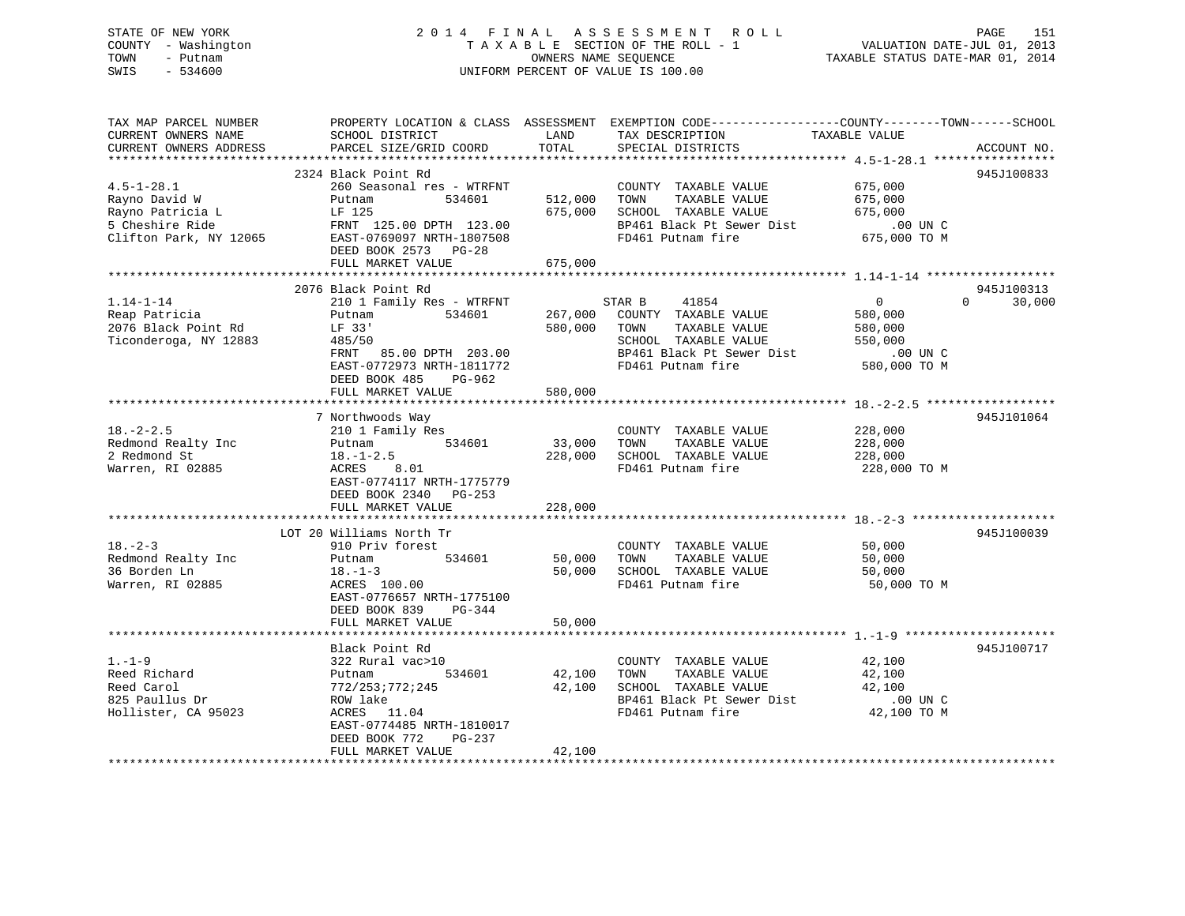```
STATE OF NEW YORK              2 0 1 4   F I N A L   A S S E S S M E N T   R O L L                                PAGE    151
COUNTY  - Washington                 T A X A B L E  SECTION OF THE ROLL - 1                     VALUATION DATE-JUL 01, 2013
TOWN    - Putnam                              OWNERS NAME SEQUENCE                            TAXABLE STATUS DATE-MAR 01, 2014
SWIS    - 534600                      UNIFORM PERCENT OF VALUE IS 100.00


TAX MAP PARCEL NUMBER          PROPERTY LOCATION & CLASS  ASSESSMENT  EXEMPTION CODE------------------COUNTY--------TOWN------SCHOOL
CURRENT OWNERS NAME            SCHOOL DISTRICT               LAND      TAX DESCRIPTION             TAXABLE VALUE
CURRENT OWNERS ADDRESS         PARCEL SIZE/GRID COORD        TOTAL     SPECIAL DISTRICTS                                  ACCOUNT NO.
******************************************************************************************************* 4.5-1-28.1 *****************
                               2324 Black Point Rd                                                                         945J100833
4.5-1-28.1                     260 Seasonal res - WTRFNT              COUNTY  TAXABLE VALUE           675,000
Rayno David W                  Putnam           534601       512,000  TOWN    TAXABLE VALUE           675,000
Rayno Patricia L               LF 125                        675,000  SCHOOL  TAXABLE VALUE           675,000
5 Cheshire Ride                FRNT  125.00 DPTH  123.00              BP461 Black Pt Sewer Dist            .00 UN C
Clifton Park, NY 12065         EAST-0769097 NRTH-1807508              FD461 Putnam fire                675,000 TO M
                               DEED BOOK 2573   PG-28
                               FULL MARKET VALUE             675,000
******************************************************************************************************* 1.14-1-14 ******************
                               2076 Black Point Rd                                                                         945J100313
1.14-1-14                      210 1 Family Res - WTRFNT             STAR B     41854                   0            0      30,000
Reap Patricia                  Putnam           534601       267,000  COUNTY  TAXABLE VALUE           580,000
2076 Black Point Rd            LF 33'                        580,000  TOWN    TAXABLE VALUE           580,000
Ticonderoga, NY 12883          485/50                                 SCHOOL  TAXABLE VALUE           550,000
                               FRNT   85.00 DPTH  203.00              BP461 Black Pt Sewer Dist            .00 UN C
                               EAST-0772973 NRTH-1811772              FD461 Putnam fire                580,000 TO M
                               DEED BOOK 485    PG-962
                               FULL MARKET VALUE             580,000
******************************************************************************************************* 18.-2-2.5 ******************
                               7 Northwoods Way                                                                            945J101064
18.-2-2.5                      210 1 Family Res                       COUNTY  TAXABLE VALUE           228,000
Redmond Realty Inc             Putnam           534601        33,000  TOWN    TAXABLE VALUE           228,000
2 Redmond St                   18.-1-2.5                     228,000  SCHOOL  TAXABLE VALUE           228,000
Warren, RI 02885               ACRES    8.01                          FD461 Putnam fire                228,000 TO M
                               EAST-0774117 NRTH-1775779
                               DEED BOOK 2340   PG-253
                               FULL MARKET VALUE             228,000
******************************************************************************************************* 18.-2-3 ********************
                           LOT 20 Williams North Tr                                                                        945J100039
18.-2-3                        910 Priv forest                        COUNTY  TAXABLE VALUE            50,000
Redmond Realty Inc             Putnam           534601        50,000  TOWN    TAXABLE VALUE            50,000
36 Borden Ln                   18.-1-3                        50,000  SCHOOL  TAXABLE VALUE            50,000
Warren, RI 02885               ACRES  100.00                          FD461 Putnam fire                 50,000 TO M
                               EAST-0776657 NRTH-1775100
                               DEED BOOK 839    PG-344
                               FULL MARKET VALUE              50,000
******************************************************************************************************* 1.-1-9 *********************
                               Black Point Rd                                                                              945J100717
1.-1-9                         322 Rural vac>10                       COUNTY  TAXABLE VALUE            42,100
Reed Richard                   Putnam           534601        42,100  TOWN    TAXABLE VALUE            42,100
Reed Carol                     772/253;772;245                42,100  SCHOOL  TAXABLE VALUE            42,100
825 Paullus Dr                 ROW lake                               BP461 Black Pt Sewer Dist            .00 UN C
Hollister, CA 95023            ACRES   11.04                          FD461 Putnam fire                 42,100 TO M
                               EAST-0774485 NRTH-1810017
                               DEED BOOK 772    PG-237
                               FULL MARKET VALUE              42,100
************************************************************************************************************************************
```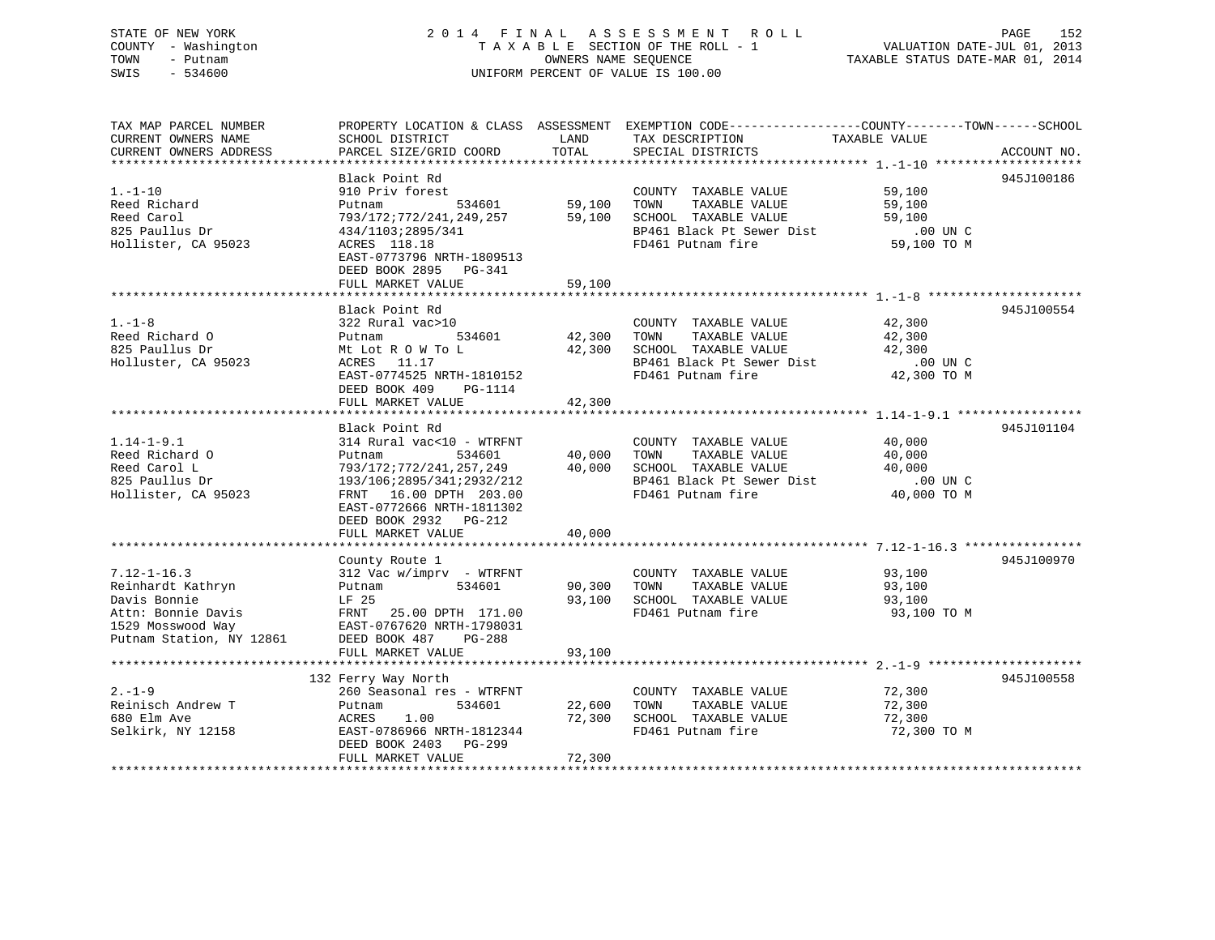STATE OF NEW YORK
COUNTY - Washington
TOWN - Putnam
SWIS - 534600

2014 FINAL ASSESSMENT ROLL
TAXABLE SECTION OF THE ROLL - 1
OWNERS NAME SEQUENCE
UNIFORM PERCENT OF VALUE IS 100.00

VALUATION DATE-JUL 01, 2013
TAXABLE STATUS DATE-MAR 01, 2014

| TAX MAP PARCEL NUMBER / CURRENT OWNERS NAME / CURRENT OWNERS ADDRESS | PROPERTY LOCATION & CLASS / SCHOOL DISTRICT / PARCEL SIZE/GRID COORD | ASSESSMENT LAND / TOTAL | EXEMPTION CODE / TAX DESCRIPTION / SPECIAL DISTRICTS | TAXABLE VALUE (COUNTY--TOWN--SCHOOL) | ACCOUNT NO. |
|---|---|---|---|---|---|
| **1.-1-10** | Black Point Rd | | | | 945J100186 |
| Reed Richard | 910 Priv forest | | COUNTY TAXABLE VALUE | 59,100 | |
| Reed Carol | Putnam 534601 | 59,100 | TOWN TAXABLE VALUE | 59,100 | |
| 825 Paullus Dr | 793/172;772/241,249,257 | 59,100 | SCHOOL TAXABLE VALUE | 59,100 | |
| Hollister, CA 95023 | 434/1103;2895/341 | | BP461 Black Pt Sewer Dist | .00 UN C | |
| | ACRES 118.18 | | FD461 Putnam fire | 59,100 TO M | |
| | EAST-0773796 NRTH-1809513 | | | | |
| | DEED BOOK 2895 PG-341 | | | | |
| | FULL MARKET VALUE | 59,100 | | | |
| **1.-1-8** | Black Point Rd | | | | 945J100554 |
| Reed Richard O | 322 Rural vac>10 | | COUNTY TAXABLE VALUE | 42,300 | |
| 825 Paullus Dr | Putnam 534601 | 42,300 | TOWN TAXABLE VALUE | 42,300 | |
| Hollister, CA 95023 | Mt Lot R O W To L | 42,300 | SCHOOL TAXABLE VALUE | 42,300 | |
| | ACRES 11.17 | | BP461 Black Pt Sewer Dist | .00 UN C | |
| | EAST-0774525 NRTH-1810152 | | FD461 Putnam fire | 42,300 TO M | |
| | DEED BOOK 409 PG-1114 | | | | |
| | FULL MARKET VALUE | 42,300 | | | |
| **1.14-1-9.1** | Black Point Rd | | | | 945J101104 |
| Reed Richard O | 314 Rural vac<10 - WTRFNT | | COUNTY TAXABLE VALUE | 40,000 | |
| Reed Carol L | Putnam 534601 | 40,000 | TOWN TAXABLE VALUE | 40,000 | |
| 825 Paullus Dr | 793/172;772/241,257,249 | 40,000 | SCHOOL TAXABLE VALUE | 40,000 | |
| Hollister, CA 95023 | 193/106;2895/341;2932/212 | | BP461 Black Pt Sewer Dist | .00 UN C | |
| | FRNT 16.00 DPTH 203.00 | | FD461 Putnam fire | 40,000 TO M | |
| | EAST-0772666 NRTH-1811302 | | | | |
| | DEED BOOK 2932 PG-212 | | | | |
| | FULL MARKET VALUE | 40,000 | | | |
| **7.12-1-16.3** | County Route 1 | | | | 945J100970 |
| Reinhardt Kathryn | 312 Vac w/imprv - WTRFNT | | COUNTY TAXABLE VALUE | 93,100 | |
| Davis Bonnie | Putnam 534601 | 90,300 | TOWN TAXABLE VALUE | 93,100 | |
| Attn: Bonnie Davis | LF 25 | 93,100 | SCHOOL TAXABLE VALUE | 93,100 | |
| 1529 Mosswood Way | FRNT 25.00 DPTH 171.00 | | FD461 Putnam fire | 93,100 TO M | |
| Putnam Station, NY 12861 | EAST-0767620 NRTH-1798031 | | | | |
| | DEED BOOK 487 PG-288 | | | | |
| | FULL MARKET VALUE | 93,100 | | | |
| **2.-1-9** | 132 Ferry Way North | | | | 945J100558 |
| Reinisch Andrew T | 260 Seasonal res - WTRFNT | | COUNTY TAXABLE VALUE | 72,300 | |
| 680 Elm Ave | Putnam 534601 | 22,600 | TOWN TAXABLE VALUE | 72,300 | |
| Selkirk, NY 12158 | ACRES 1.00 | 72,300 | SCHOOL TAXABLE VALUE | 72,300 | |
| | EAST-0786966 NRTH-1812344 | | FD461 Putnam fire | 72,300 TO M | |
| | DEED BOOK 2403 PG-299 | | | | |
| | FULL MARKET VALUE | 72,300 | | | |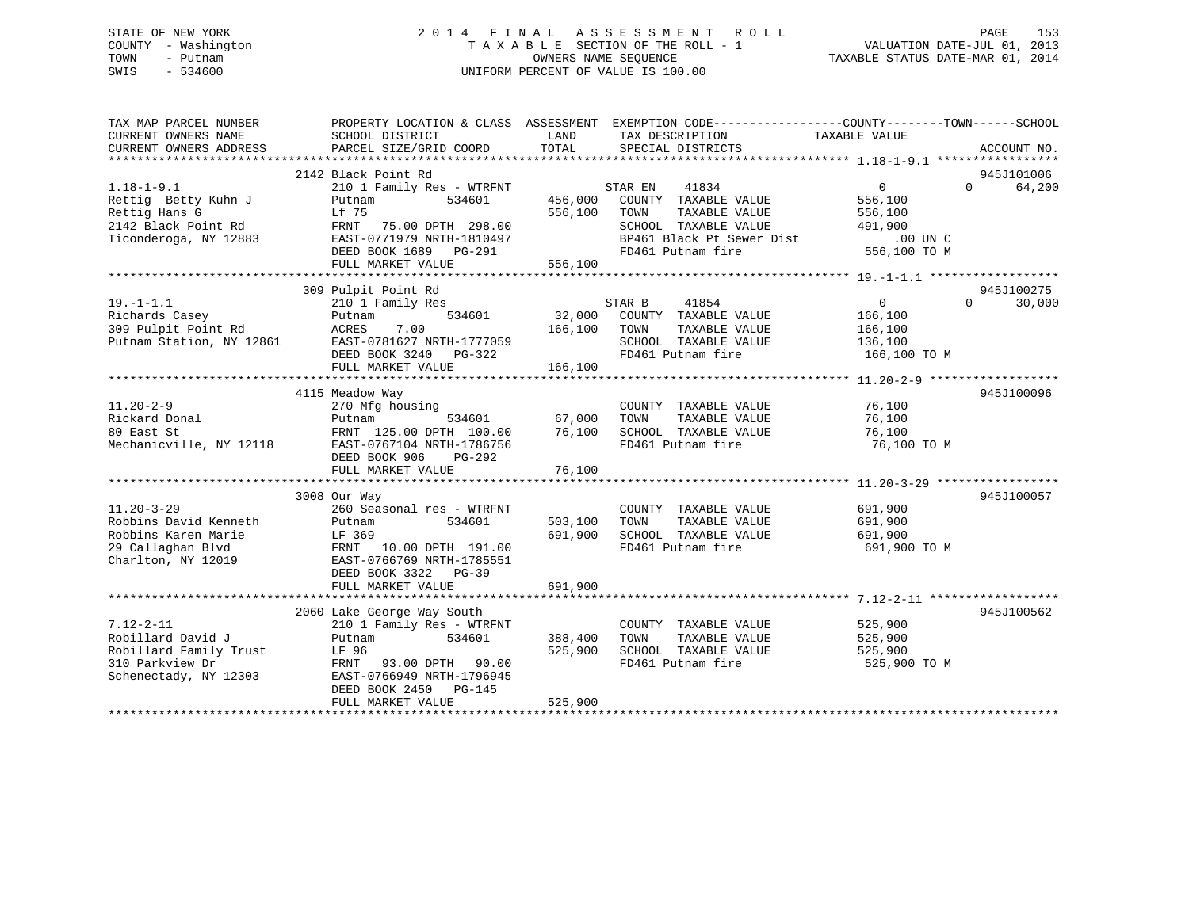STATE OF NEW YORK  
COUNTY - Washington  
TOWN - Putnam  
SWIS - 534600

2014 FINAL ASSESSMENT ROLL  
TAXABLE SECTION OF THE ROLL - 1  
OWNERS NAME SEQUENCE  
UNIFORM PERCENT OF VALUE IS 100.00

VALUATION DATE-JUL 01, 2013  
TAXABLE STATUS DATE-MAR 01, 2014

| TAX MAP PARCEL NUMBER / CURRENT OWNERS NAME / CURRENT OWNERS ADDRESS | PROPERTY LOCATION & CLASS / SCHOOL DISTRICT / PARCEL SIZE/GRID COORD | ASSESSMENT LAND / TOTAL | EXEMPTION CODE / TAX DESCRIPTION / SPECIAL DISTRICTS | COUNTY | TOWN | SCHOOL / TAXABLE VALUE | ACCOUNT NO. |
|---|---|---|---|---|---|---|---|
| 1.18-1-9.1 | 2142 Black Point Rd | | | | | | 945J101006 |
| Rettig Betty Kuhn J | 210 1 Family Res - WTRFNT | | STAR EN 41834 | 0 | 0 | 64,200 | |
| Rettig Hans G | Putnam 534601 | 456,000 | COUNTY TAXABLE VALUE | 556,100 | | | |
| 2142 Black Point Rd | Lf 75 | 556,100 | TOWN TAXABLE VALUE | | 556,100 | | |
| Ticonderoga, NY 12883 | FRNT 75.00 DPTH 298.00 | | SCHOOL TAXABLE VALUE | | | 491,900 | |
| | EAST-0771979 NRTH-1810497 | | BP461 Black Pt Sewer Dist | | | .00 UN C | |
| | DEED BOOK 1689 PG-291 | | FD461 Putnam fire | | | 556,100 TO M | |
| | FULL MARKET VALUE | 556,100 | | | | | |
| 19.-1-1.1 | 309 Pulpit Point Rd | | | | | | 945J100275 |
| Richards Casey | 210 1 Family Res | | STAR B 41854 | 0 | 0 | 30,000 | |
| 309 Pulpit Point Rd | Putnam 534601 | 32,000 | COUNTY TAXABLE VALUE | 166,100 | | | |
| Putnam Station, NY 12861 | ACRES 7.00 | 166,100 | TOWN TAXABLE VALUE | | 166,100 | | |
| | EAST-0781627 NRTH-1777059 | | SCHOOL TAXABLE VALUE | | | 136,100 | |
| | DEED BOOK 3240 PG-322 | | FD461 Putnam fire | | | 166,100 TO M | |
| | FULL MARKET VALUE | 166,100 | | | | | |
| 11.20-2-9 | 4115 Meadow Way | | | | | | 945J100096 |
| Rickard Donal | 270 Mfg housing | | COUNTY TAXABLE VALUE | 76,100 | | | |
| 80 East St | Putnam 534601 | 67,000 | TOWN TAXABLE VALUE | | 76,100 | | |
| Mechanicville, NY 12118 | FRNT 125.00 DPTH 100.00 | 76,100 | SCHOOL TAXABLE VALUE | | | 76,100 | |
| | EAST-0767104 NRTH-1786756 | | FD461 Putnam fire | | | 76,100 TO M | |
| | DEED BOOK 906 PG-292 | | | | | | |
| | FULL MARKET VALUE | 76,100 | | | | | |
| 11.20-3-29 | 3008 Our Way | | | | | | 945J100057 |
| Robbins David Kenneth | 260 Seasonal res - WTRFNT | | COUNTY TAXABLE VALUE | 691,900 | | | |
| Robbins Karen Marie | Putnam 534601 | 503,100 | TOWN TAXABLE VALUE | | 691,900 | | |
| 29 Callaghan Blvd | LF 369 | 691,900 | SCHOOL TAXABLE VALUE | | | 691,900 | |
| Charlton, NY 12019 | FRNT 10.00 DPTH 191.00 | | FD461 Putnam fire | | | 691,900 TO M | |
| | EAST-0766769 NRTH-1785551 | | | | | | |
| | DEED BOOK 3322 PG-39 | | | | | | |
| | FULL MARKET VALUE | 691,900 | | | | | |
| 7.12-2-11 | 2060 Lake George Way South | | | | | | 945J100562 |
| Robillard David J | 210 1 Family Res - WTRFNT | | COUNTY TAXABLE VALUE | 525,900 | | | |
| Robillard Family Trust | Putnam 534601 | 388,400 | TOWN TAXABLE VALUE | | 525,900 | | |
| 310 Parkview Dr | LF 96 | 525,900 | SCHOOL TAXABLE VALUE | | | 525,900 | |
| Schenectady, NY 12303 | FRNT 93.00 DPTH 90.00 | | FD461 Putnam fire | | | 525,900 TO M | |
| | EAST-0766949 NRTH-1796945 | | | | | | |
| | DEED BOOK 2450 PG-145 | | | | | | |
| | FULL MARKET VALUE | 525,900 | | | | | |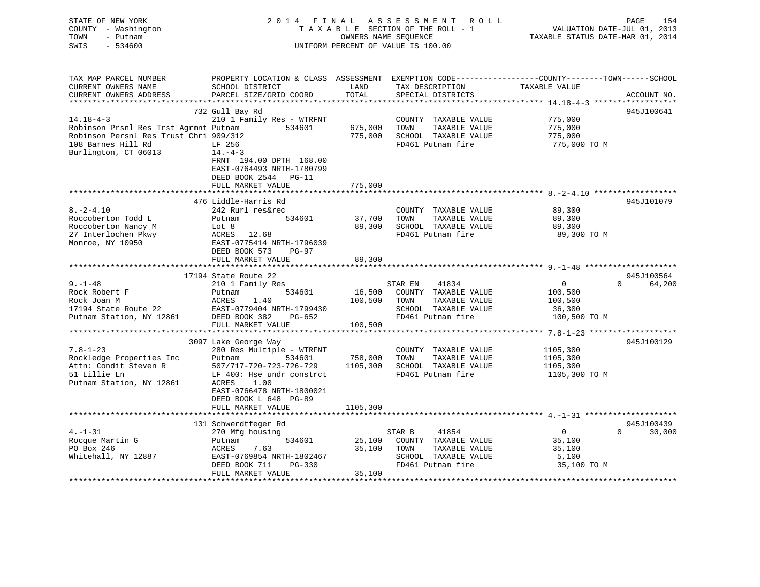STATE OF NEW YORK
COUNTY - Washington
TOWN - Putnam
SWIS - 534600

2 0 1 4 F I N A L A S S E S S M E N T R O L L
T A X A B L E SECTION OF THE ROLL - 1
OWNERS NAME SEQUENCE
UNIFORM PERCENT OF VALUE IS 100.00

VALUATION DATE-JUL 01, 2013
TAXABLE STATUS DATE-MAR 01, 2014

```
TAX MAP PARCEL NUMBER          PROPERTY LOCATION & CLASS  ASSESSMENT  EXEMPTION CODE------------------COUNTY--------TOWN------SCHOOL
CURRENT OWNERS NAME            SCHOOL DISTRICT               LAND      TAX DESCRIPTION             TAXABLE VALUE
CURRENT OWNERS ADDRESS         PARCEL SIZE/GRID COORD        TOTAL     SPECIAL DISTRICTS                                   ACCOUNT NO.
******************************************************************************************************* 14.18-4-3 ******************
                               732 Gull Bay Rd                                                                           945J100641
14.18-4-3                      210 1 Family Res - WTRFNT              COUNTY  TAXABLE VALUE          775,000
Robinson Prsnl Res Trst Agrmnt Putnam          534601       675,000   TOWN    TAXABLE VALUE          775,000
Robinson Persnl Res Trust Chri 909/312                      775,000   SCHOOL  TAXABLE VALUE          775,000
108 Barnes Hill Rd             LF 256                                 FD461 Putnam fire               775,000 TO M
Burlington, CT 06013           14.-4-3
                               FRNT 194.00 DPTH 168.00
                               EAST-0764493 NRTH-1780799
                               DEED BOOK 2544   PG-11
                               FULL MARKET VALUE            775,000
******************************************************************************************************* 8.-2-4.10 ******************
                               476 Liddle-Harris Rd                                                                      945J101079
8.-2-4.10                      242 Rurl res&rec                       COUNTY  TAXABLE VALUE           89,300
Roccoberton Todd L             Putnam          534601        37,700   TOWN    TAXABLE VALUE           89,300
Roccoberton Nancy M            Lot 8                         89,300   SCHOOL  TAXABLE VALUE           89,300
27 Interlochen Pkwy            ACRES   12.68                          FD461 Putnam fire                89,300 TO M
Monroe, NY 10950               EAST-0775414 NRTH-1796039
                               DEED BOOK 573    PG-97
                               FULL MARKET VALUE             89,300
******************************************************************************************************* 9.-1-48 ********************
                               17194 State Route 22                                                                      945J100564
9.-1-48                        210 1 Family Res                       STAR EN     41834                 0              0     64,200
Rock Robert F                  Putnam          534601        16,500   COUNTY  TAXABLE VALUE          100,500
Rock Joan M                    ACRES    1.40                100,500   TOWN    TAXABLE VALUE          100,500
17194 State Route 22           EAST-0779404 NRTH-1799430              SCHOOL  TAXABLE VALUE           36,300
Putnam Station, NY 12861       DEED BOOK 382    PG-652                FD461 Putnam fire               100,500 TO M
                               FULL MARKET VALUE            100,500
******************************************************************************************************* 7.8-1-23 *******************
                               3097 Lake George Way                                                                      945J100129
7.8-1-23                       280 Res Multiple - WTRFNT              COUNTY  TAXABLE VALUE         1105,300
Rockledge Properties Inc       Putnam          534601       758,000   TOWN    TAXABLE VALUE         1105,300
Attn: Condit Steven R          507/717-720-723-726-729     1105,300   SCHOOL  TAXABLE VALUE         1105,300
51 Lillie Ln                   LF 400: Hse undr constrct              FD461 Putnam fire              1105,300 TO M
Putnam Station, NY 12861       ACRES    1.00
                               EAST-0766478 NRTH-1800021
                               DEED BOOK L 648  PG-89
                               FULL MARKET VALUE           1105,300
******************************************************************************************************* 4.-1-31 ********************
                               131 Schwerdtfeger Rd                                                                      945J100439
4.-1-31                        270 Mfg housing                        STAR B      41854                 0              0     30,000
Rocque Martin G                Putnam          534601        25,100   COUNTY  TAXABLE VALUE           35,100
PO Box 246                     ACRES    7.63                 35,100   TOWN    TAXABLE VALUE           35,100
Whitehall, NY 12887            EAST-0769854 NRTH-1802467              SCHOOL  TAXABLE VALUE            5,100
                               DEED BOOK 711    PG-330                FD461 Putnam fire                35,100 TO M
                               FULL MARKET VALUE             35,100
************************************************************************************************************************************
```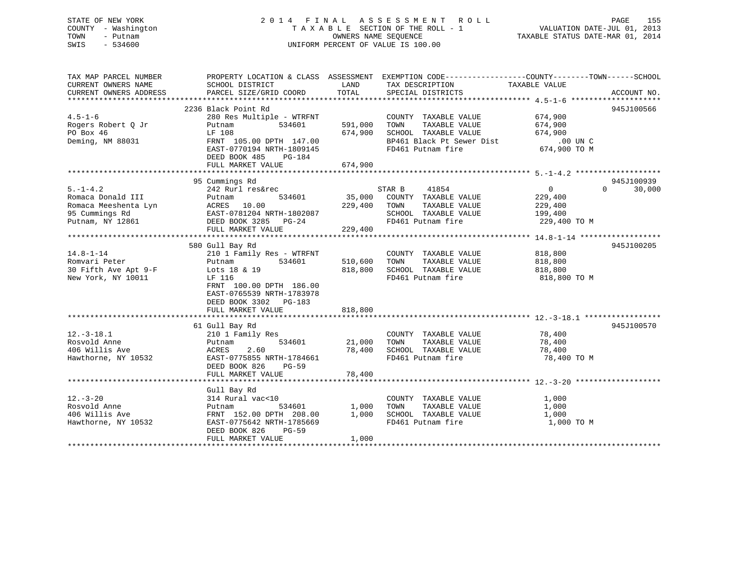STATE OF NEW YORK
COUNTY - Washington
TOWN - Putnam
SWIS - 534600

2014 FINAL ASSESSMENT ROLL
TAXABLE SECTION OF THE ROLL - 1
OWNERS NAME SEQUENCE
UNIFORM PERCENT OF VALUE IS 100.00

VALUATION DATE-JUL 01, 2013
TAXABLE STATUS DATE-MAR 01, 2014

| TAX MAP PARCEL NUMBER / CURRENT OWNERS NAME / CURRENT OWNERS ADDRESS | PROPERTY LOCATION & CLASS / SCHOOL DISTRICT / PARCEL SIZE/GRID COORD | ASSESSMENT LAND | ASSESSMENT TOTAL | EXEMPTION CODE / TAX DESCRIPTION / SPECIAL DISTRICTS | COUNTY TAXABLE VALUE | TOWN | SCHOOL | ACCOUNT NO. |
|---|---|---|---|---|---|---|---|---|
| **4.5-1-6** | 2236 Black Point Rd | | | | | | | 945J100566 |
| Rogers Robert Q Jr | 280 Res Multiple - WTRFNT | | | COUNTY TAXABLE VALUE | 674,900 | | | |
| PO Box 46 | Putnam 534601 | 591,000 | | TOWN TAXABLE VALUE | 674,900 | | | |
| Deming, NM 88031 | LF 108 | | 674,900 | SCHOOL TAXABLE VALUE | 674,900 | | | |
| | FRNT 105.00 DPTH 147.00 | | | BP461 Black Pt Sewer Dist | .00 UN C | | | |
| | EAST-0770194 NRTH-1809145 | | | FD461 Putnam fire | 674,900 TO M | | | |
| | DEED BOOK 485 PG-184 | | | | | | | |
| | FULL MARKET VALUE | | 674,900 | | | | | |
| **5.-1-4.2** | 95 Cummings Rd | | | | | | | 945J100939 |
| Romaca Donald III | 242 Rurl res&rec | | | STAR B 41854 | 0 | 0 | 30,000 | |
| Romaca Meeshenta Lyn | Putnam 534601 | 35,000 | | COUNTY TAXABLE VALUE | 229,400 | | | |
| 95 Cummings Rd | ACRES 10.00 | | 229,400 | TOWN TAXABLE VALUE | 229,400 | | | |
| Putnam, NY 12861 | EAST-0781204 NRTH-1802087 | | | SCHOOL TAXABLE VALUE | 199,400 | | | |
| | DEED BOOK 3285 PG-24 | | | FD461 Putnam fire | 229,400 TO M | | | |
| | FULL MARKET VALUE | | 229,400 | | | | | |
| **14.8-1-14** | 580 Gull Bay Rd | | | | | | | 945J100205 |
| Romvari Peter | 210 1 Family Res - WTRFNT | | | COUNTY TAXABLE VALUE | 818,800 | | | |
| 30 Fifth Ave Apt 9-F | Putnam 534601 | 510,600 | | TOWN TAXABLE VALUE | 818,800 | | | |
| New York, NY 10011 | Lots 18 & 19 | | 818,800 | SCHOOL TAXABLE VALUE | 818,800 | | | |
| | LF 116 | | | FD461 Putnam fire | 818,800 TO M | | | |
| | FRNT 100.00 DPTH 186.00 | | | | | | | |
| | EAST-0765539 NRTH-1783978 | | | | | | | |
| | DEED BOOK 3302 PG-183 | | | | | | | |
| | FULL MARKET VALUE | | 818,800 | | | | | |
| **12.-3-18.1** | 61 Gull Bay Rd | | | | | | | 945J100570 |
| Rosvold Anne | 210 1 Family Res | | | COUNTY TAXABLE VALUE | 78,400 | | | |
| 406 Willis Ave | Putnam 534601 | 21,000 | | TOWN TAXABLE VALUE | 78,400 | | | |
| Hawthorne, NY 10532 | ACRES 2.60 | | 78,400 | SCHOOL TAXABLE VALUE | 78,400 | | | |
| | EAST-0775855 NRTH-1784661 | | | FD461 Putnam fire | 78,400 TO M | | | |
| | DEED BOOK 826 PG-59 | | | | | | | |
| | FULL MARKET VALUE | | 78,400 | | | | | |
| **12.-3-20** | Gull Bay Rd | | | | | | | |
| Rosvold Anne | 314 Rural vac<10 | | | COUNTY TAXABLE VALUE | 1,000 | | | |
| 406 Willis Ave | Putnam 534601 | 1,000 | | TOWN TAXABLE VALUE | 1,000 | | | |
| Hawthorne, NY 10532 | FRNT 152.00 DPTH 208.00 | | 1,000 | SCHOOL TAXABLE VALUE | 1,000 | | | |
| | EAST-0775642 NRTH-1785669 | | | FD461 Putnam fire | 1,000 TO M | | | |
| | DEED BOOK 826 PG-59 | | | | | | | |
| | FULL MARKET VALUE | | 1,000 | | | | | |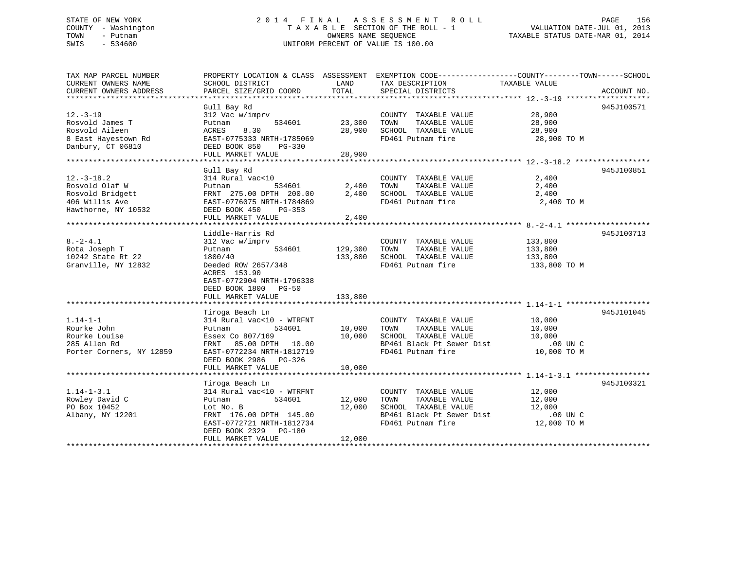STATE OF NEW YORK
COUNTY - Washington
TOWN - Putnam
SWIS - 534600

2014 FINAL ASSESSMENT ROLL
TAXABLE SECTION OF THE ROLL - 1
OWNERS NAME SEQUENCE
UNIFORM PERCENT OF VALUE IS 100.00

VALUATION DATE-JUL 01, 2013
TAXABLE STATUS DATE-MAR 01, 2014

| TAX MAP PARCEL NUMBER / CURRENT OWNERS NAME / CURRENT OWNERS ADDRESS | PROPERTY LOCATION & CLASS / SCHOOL DISTRICT / PARCEL SIZE/GRID COORD | ASSESSMENT LAND | ASSESSMENT TOTAL | EXEMPTION CODE / TAX DESCRIPTION / SPECIAL DISTRICTS | TAXABLE VALUE (COUNTY / TOWN / SCHOOL) | ACCOUNT NO. |
|---|---|---|---|---|---|---|
| 12.-3-19 | Gull Bay Rd | | | | | 945J100571 |
| Rosvold James T | 312 Vac w/imprv | | | COUNTY TAXABLE VALUE | 28,900 | |
| Rosvold Aileen | Putnam 534601 | 23,300 | | TOWN TAXABLE VALUE | 28,900 | |
| 8 East Hayestown Rd | ACRES 8.30 | | 28,900 | SCHOOL TAXABLE VALUE | 28,900 | |
| Danbury, CT 06810 | EAST-0775333 NRTH-1785069 | | | FD461 Putnam fire | 28,900 TO M | |
| | DEED BOOK 850 PG-330 | | | | | |
| | FULL MARKET VALUE | | 28,900 | | | |
| 12.-3-18.2 | Gull Bay Rd | | | | | 945J100851 |
| Rosvold Olaf W | 314 Rural vac<10 | | | COUNTY TAXABLE VALUE | 2,400 | |
| Rosvold Bridgett | Putnam 534601 | 2,400 | | TOWN TAXABLE VALUE | 2,400 | |
| 406 Willis Ave | FRNT 275.00 DPTH 200.00 | | 2,400 | SCHOOL TAXABLE VALUE | 2,400 | |
| Hawthorne, NY 10532 | EAST-0776075 NRTH-1784869 | | | FD461 Putnam fire | 2,400 TO M | |
| | DEED BOOK 450 PG-353 | | | | | |
| | FULL MARKET VALUE | | 2,400 | | | |
| 8.-2-4.1 | Liddle-Harris Rd | | | | | 945J100713 |
| Rota Joseph T | 312 Vac w/imprv | | | COUNTY TAXABLE VALUE | 133,800 | |
| 10242 State Rt 22 | Putnam 534601 | 129,300 | | TOWN TAXABLE VALUE | 133,800 | |
| Granville, NY 12832 | 1800/40 | | 133,800 | SCHOOL TAXABLE VALUE | 133,800 | |
| | Deeded ROW 2657/348 | | | FD461 Putnam fire | 133,800 TO M | |
| | ACRES 153.90 | | | | | |
| | EAST-0772904 NRTH-1796338 | | | | | |
| | DEED BOOK 1800 PG-50 | | | | | |
| | FULL MARKET VALUE | | 133,800 | | | |
| 1.14-1-1 | Tiroga Beach Ln | | | | | 945J101045 |
| Rourke John | 314 Rural vac<10 - WTRFNT | | | COUNTY TAXABLE VALUE | 10,000 | |
| Rourke Louise | Putnam 534601 | 10,000 | | TOWN TAXABLE VALUE | 10,000 | |
| 285 Allen Rd | Essex Co 807/169 | | 10,000 | SCHOOL TAXABLE VALUE | 10,000 | |
| Porter Corners, NY 12859 | FRNT 85.00 DPTH 10.00 | | | BP461 Black Pt Sewer Dist | .00 UN C | |
| | EAST-0772234 NRTH-1812719 | | | FD461 Putnam fire | 10,000 TO M | |
| | DEED BOOK 2986 PG-326 | | | | | |
| | FULL MARKET VALUE | | 10,000 | | | |
| 1.14-1-3.1 | Tiroga Beach Ln | | | | | 945J100321 |
| Rowley David C | 314 Rural vac<10 - WTRFNT | | | COUNTY TAXABLE VALUE | 12,000 | |
| PO Box 10452 | Putnam 534601 | 12,000 | | TOWN TAXABLE VALUE | 12,000 | |
| Albany, NY 12201 | Lot No. B | | 12,000 | SCHOOL TAXABLE VALUE | 12,000 | |
| | FRNT 176.00 DPTH 145.00 | | | BP461 Black Pt Sewer Dist | .00 UN C | |
| | EAST-0772721 NRTH-1812734 | | | FD461 Putnam fire | 12,000 TO M | |
| | DEED BOOK 2329 PG-180 | | | | | |
| | FULL MARKET VALUE | | 12,000 | | | |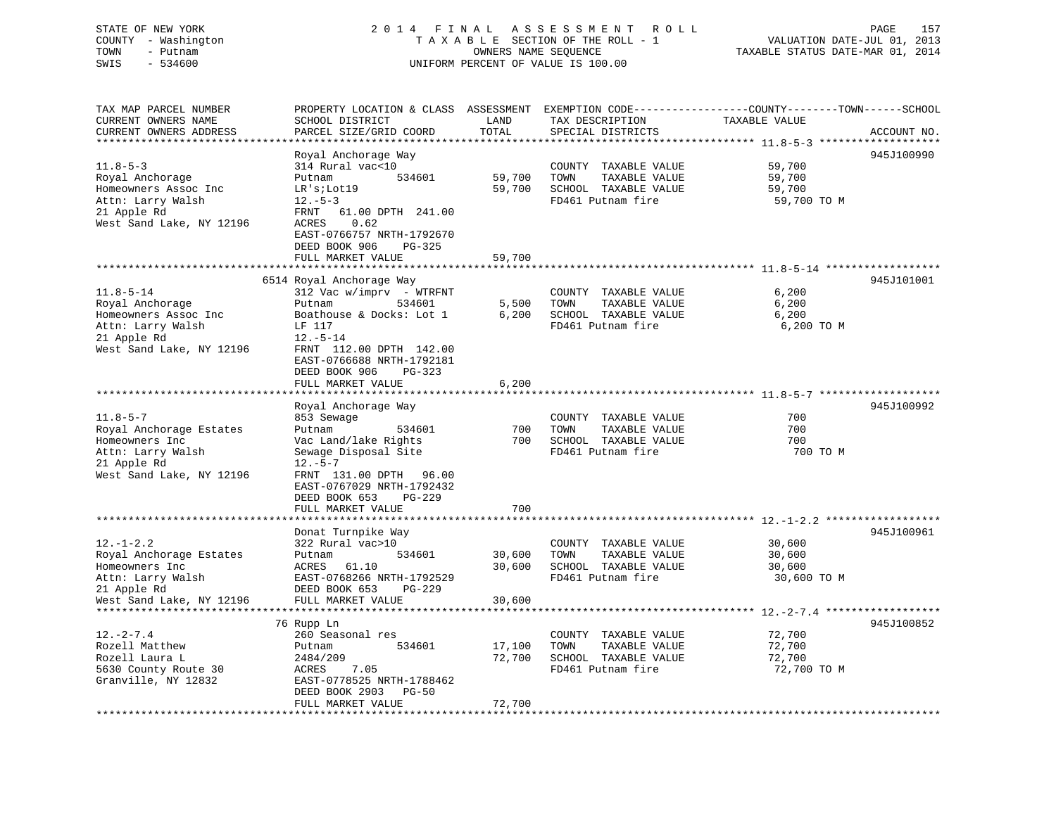STATE OF NEW YORK
COUNTY - Washington
TOWN - Putnam
SWIS - 534600

2014 FINAL ASSESSMENT ROLL
TAXABLE SECTION OF THE ROLL - 1
OWNERS NAME SEQUENCE
UNIFORM PERCENT OF VALUE IS 100.00

VALUATION DATE-JUL 01, 2013
TAXABLE STATUS DATE-MAR 01, 2014

| TAX MAP PARCEL NUMBER / CURRENT OWNERS NAME / CURRENT OWNERS ADDRESS | PROPERTY LOCATION & CLASS / SCHOOL DISTRICT / PARCEL SIZE/GRID COORD | ASSESSMENT LAND / TOTAL | EXEMPTION CODE / TAX DESCRIPTION / SPECIAL DISTRICTS | TAXABLE VALUE (COUNTY--TOWN--SCHOOL) | ACCOUNT NO. |
|---|---|---|---|---|---|
| **11.8-5-3** | Royal Anchorage Way | | | | 945J100990 |
| 11.8-5-3 | 314 Rural vac<10 | | COUNTY TAXABLE VALUE | 59,700 | |
| Royal Anchorage | Putnam 534601 | 59,700 | TOWN TAXABLE VALUE | 59,700 | |
| Homeowners Assoc Inc | LR's;Lot19 | 59,700 | SCHOOL TAXABLE VALUE | 59,700 | |
| Attn: Larry Walsh | 12.-5-3 | | FD461 Putnam fire | 59,700 TO M | |
| 21 Apple Rd | FRNT 61.00 DPTH 241.00 | | | | |
| West Sand Lake, NY 12196 | ACRES 0.62 | | | | |
| | EAST-0766757 NRTH-1792670 | | | | |
| | DEED BOOK 906 PG-325 | | | | |
| | FULL MARKET VALUE | 59,700 | | | |
| **11.8-5-14** | 6514 Royal Anchorage Way | | | | 945J101001 |
| 11.8-5-14 | 312 Vac w/imprv - WTRFNT | | COUNTY TAXABLE VALUE | 6,200 | |
| Royal Anchorage | Putnam 534601 | 5,500 | TOWN TAXABLE VALUE | 6,200 | |
| Homeowners Assoc Inc | Boathouse & Docks: Lot 1 | 6,200 | SCHOOL TAXABLE VALUE | 6,200 | |
| Attn: Larry Walsh | LF 117 | | FD461 Putnam fire | 6,200 TO M | |
| 21 Apple Rd | 12.-5-14 | | | | |
| West Sand Lake, NY 12196 | FRNT 112.00 DPTH 142.00 | | | | |
| | EAST-0766688 NRTH-1792181 | | | | |
| | DEED BOOK 906 PG-323 | | | | |
| | FULL MARKET VALUE | 6,200 | | | |
| **11.8-5-7** | Royal Anchorage Way | | | | 945J100992 |
| 11.8-5-7 | 853 Sewage | | COUNTY TAXABLE VALUE | 700 | |
| Royal Anchorage Estates | Putnam 534601 | 700 | TOWN TAXABLE VALUE | 700 | |
| Homeowners Inc | Vac Land/lake Rights | 700 | SCHOOL TAXABLE VALUE | 700 | |
| Attn: Larry Walsh | Sewage Disposal Site | | FD461 Putnam fire | 700 TO M | |
| 21 Apple Rd | 12.-5-7 | | | | |
| West Sand Lake, NY 12196 | FRNT 131.00 DPTH 96.00 | | | | |
| | EAST-0767029 NRTH-1792432 | | | | |
| | DEED BOOK 653 PG-229 | | | | |
| | FULL MARKET VALUE | 700 | | | |
| **12.-1-2.2** | Donat Turnpike Way | | | | 945J100961 |
| 12.-1-2.2 | 322 Rural vac>10 | | COUNTY TAXABLE VALUE | 30,600 | |
| Royal Anchorage Estates | Putnam 534601 | 30,600 | TOWN TAXABLE VALUE | 30,600 | |
| Homeowners Inc | ACRES 61.10 | 30,600 | SCHOOL TAXABLE VALUE | 30,600 | |
| Attn: Larry Walsh | EAST-0768266 NRTH-1792529 | | FD461 Putnam fire | 30,600 TO M | |
| 21 Apple Rd | DEED BOOK 653 PG-229 | | | | |
| West Sand Lake, NY 12196 | FULL MARKET VALUE | 30,600 | | | |
| **12.-2-7.4** | 76 Rupp Ln | | | | 945J100852 |
| 12.-2-7.4 | 260 Seasonal res | | COUNTY TAXABLE VALUE | 72,700 | |
| Rozell Matthew | Putnam 534601 | 17,100 | TOWN TAXABLE VALUE | 72,700 | |
| Rozell Laura L | 2484/209 | 72,700 | SCHOOL TAXABLE VALUE | 72,700 | |
| 5630 County Route 30 | ACRES 7.05 | | FD461 Putnam fire | 72,700 TO M | |
| Granville, NY 12832 | EAST-0778525 NRTH-1788462 | | | | |
| | DEED BOOK 2903 PG-50 | | | | |
| | FULL MARKET VALUE | 72,700 | | | |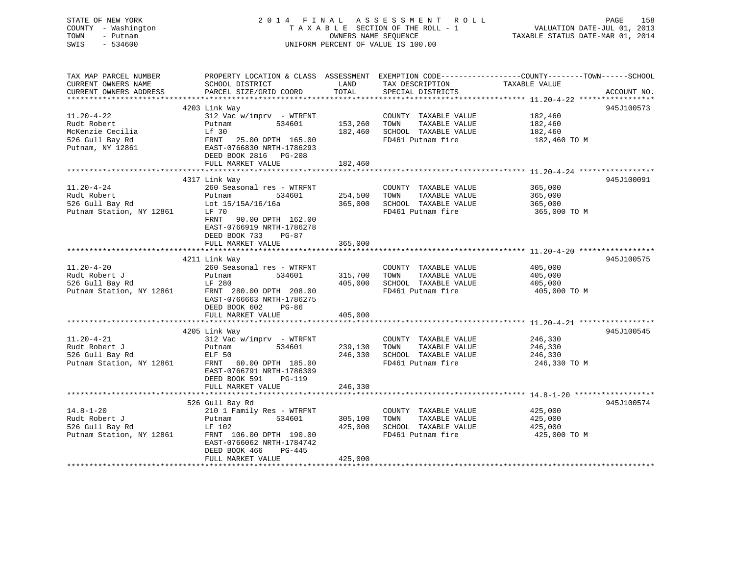STATE OF NEW YORK
COUNTY - Washington
TOWN - Putnam
SWIS - 534600

# 2014 FINAL ASSESSMENT ROLL
TAXABLE SECTION OF THE ROLL - 1
OWNERS NAME SEQUENCE
UNIFORM PERCENT OF VALUE IS 100.00

VALUATION DATE-JUL 01, 2013
TAXABLE STATUS DATE-MAR 01, 2014

| TAX MAP PARCEL NUMBER / CURRENT OWNERS NAME / CURRENT OWNERS ADDRESS | PROPERTY LOCATION & CLASS / SCHOOL DISTRICT / PARCEL SIZE/GRID COORD | ASSESSMENT LAND / TOTAL | EXEMPTION CODE / TAX DESCRIPTION / SPECIAL DISTRICTS | TAXABLE VALUE (COUNTY / TOWN / SCHOOL) | ACCOUNT NO. |
|---|---|---|---|---|---|
| **11.20-4-22** | 4203 Link Way | | | | 945J100573 |
| 11.20-4-22 | 312 Vac w/imprv - WTRFNT | | COUNTY TAXABLE VALUE | 182,460 | |
| Rudt Robert | Putnam 534601 | 153,260 | TOWN TAXABLE VALUE | 182,460 | |
| McKenzie Cecilia | Lf 30 | 182,460 | SCHOOL TAXABLE VALUE | 182,460 | |
| 526 Gull Bay Rd | FRNT 25.00 DPTH 165.00 | | FD461 Putnam fire | 182,460 TO M | |
| Putnam, NY 12861 | EAST-0766830 NRTH-1786293 | | | | |
| | DEED BOOK 2816 PG-208 | | | | |
| | FULL MARKET VALUE | 182,460 | | | |
| **11.20-4-24** | 4317 Link Way | | | | 945J100091 |
| 11.20-4-24 | 260 Seasonal res - WTRFNT | | COUNTY TAXABLE VALUE | 365,000 | |
| Rudt Robert | Putnam 534601 | 254,500 | TOWN TAXABLE VALUE | 365,000 | |
| 526 Gull Bay Rd | Lot 15/15A/16/16a | 365,000 | SCHOOL TAXABLE VALUE | 365,000 | |
| Putnam Station, NY 12861 | LF 70 | | FD461 Putnam fire | 365,000 TO M | |
| | FRNT 90.00 DPTH 162.00 | | | | |
| | EAST-0766919 NRTH-1786278 | | | | |
| | DEED BOOK 733 PG-87 | | | | |
| | FULL MARKET VALUE | 365,000 | | | |
| **11.20-4-20** | 4211 Link Way | | | | 945J100575 |
| 11.20-4-20 | 260 Seasonal res - WTRFNT | | COUNTY TAXABLE VALUE | 405,000 | |
| Rudt Robert J | Putnam 534601 | 315,700 | TOWN TAXABLE VALUE | 405,000 | |
| 526 Gull Bay Rd | LF 280 | 405,000 | SCHOOL TAXABLE VALUE | 405,000 | |
| Putnam Station, NY 12861 | FRNT 280.00 DPTH 208.00 | | FD461 Putnam fire | 405,000 TO M | |
| | EAST-0766663 NRTH-1786275 | | | | |
| | DEED BOOK 602 PG-86 | | | | |
| | FULL MARKET VALUE | 405,000 | | | |
| **11.20-4-21** | 4205 Link Way | | | | 945J100545 |
| 11.20-4-21 | 312 Vac w/imprv - WTRFNT | | COUNTY TAXABLE VALUE | 246,330 | |
| Rudt Robert J | Putnam 534601 | 239,130 | TOWN TAXABLE VALUE | 246,330 | |
| 526 Gull Bay Rd | ELF 50 | 246,330 | SCHOOL TAXABLE VALUE | 246,330 | |
| Putnam Station, NY 12861 | FRNT 60.00 DPTH 185.00 | | FD461 Putnam fire | 246,330 TO M | |
| | EAST-0766791 NRTH-1786309 | | | | |
| | DEED BOOK 591 PG-119 | | | | |
| | FULL MARKET VALUE | 246,330 | | | |
| **14.8-1-20** | 526 Gull Bay Rd | | | | 945J100574 |
| 14.8-1-20 | 210 1 Family Res - WTRFNT | | COUNTY TAXABLE VALUE | 425,000 | |
| Rudt Robert J | Putnam 534601 | 305,100 | TOWN TAXABLE VALUE | 425,000 | |
| 526 Gull Bay Rd | LF 102 | 425,000 | SCHOOL TAXABLE VALUE | 425,000 | |
| Putnam Station, NY 12861 | FRNT 106.00 DPTH 190.00 | | FD461 Putnam fire | 425,000 TO M | |
| | EAST-0766062 NRTH-1784742 | | | | |
| | DEED BOOK 466 PG-445 | | | | |
| | FULL MARKET VALUE | 425,000 | | | |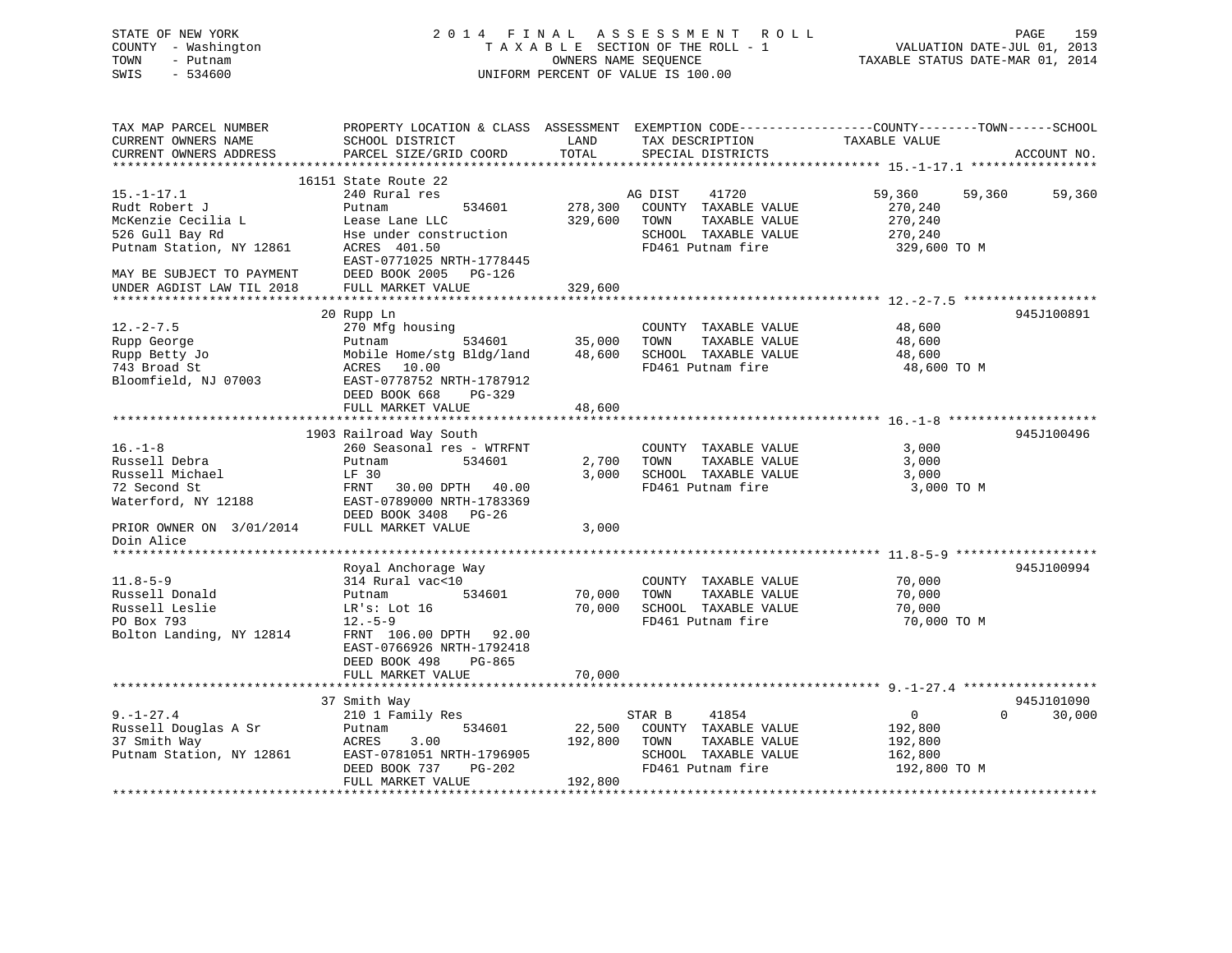STATE OF NEW YORK | COUNTY - Washington | TOWN - Putnam | SWIS - 534600

**2014 FINAL ASSESSMENT ROLL**
TAXABLE SECTION OF THE ROLL - 1
OWNERS NAME SEQUENCE
UNIFORM PERCENT OF VALUE IS 100.00

VALUATION DATE-JUL 01, 2013
TAXABLE STATUS DATE-MAR 01, 2014

```
TAX MAP PARCEL NUMBER          PROPERTY LOCATION & CLASS  ASSESSMENT  EXEMPTION CODE------------------COUNTY--------TOWN------SCHOOL
CURRENT OWNERS NAME            SCHOOL DISTRICT              LAND      TAX DESCRIPTION            TAXABLE VALUE
CURRENT OWNERS ADDRESS         PARCEL SIZE/GRID COORD       TOTAL     SPECIAL DISTRICTS                                     ACCOUNT NO.
******************************************************************************************************* 15.-1-17.1 *****************
                               16151 State Route 22
15.-1-17.1                     240 Rural res                          AG DIST     41720          59,360      59,360      59,360
Rudt Robert J                  Putnam           534601     278,300    COUNTY  TAXABLE VALUE        270,240
McKenzie Cecilia L             Lease Lane LLC              329,600    TOWN    TAXABLE VALUE        270,240
526 Gull Bay Rd                Hse under construction                 SCHOOL  TAXABLE VALUE        270,240
Putnam Station, NY 12861       ACRES  401.50                          FD461 Putnam fire            329,600 TO M
                               EAST-0771025 NRTH-1778445
MAY BE SUBJECT TO PAYMENT      DEED BOOK 2005   PG-126
UNDER AGDIST LAW TIL 2018      FULL MARKET VALUE           329,600
******************************************************************************************************* 12.-2-7.5 ******************
                               20 Rupp Ln                                                                                945J100891
12.-2-7.5                      270 Mfg housing                        COUNTY  TAXABLE VALUE         48,600
Rupp George                    Putnam           534601      35,000    TOWN    TAXABLE VALUE         48,600
Rupp Betty Jo                  Mobile Home/stg Bldg/land    48,600    SCHOOL  TAXABLE VALUE         48,600
743 Broad St                   ACRES   10.00                          FD461 Putnam fire             48,600 TO M
Bloomfield, NJ 07003           EAST-0778752 NRTH-1787912
                               DEED BOOK 668    PG-329
                               FULL MARKET VALUE            48,600
******************************************************************************************************* 16.-1-8 ********************
                               1903 Railroad Way South                                                                   945J100496
16.-1-8                        260 Seasonal res - WTRFNT              COUNTY  TAXABLE VALUE          3,000
Russell Debra                  Putnam           534601       2,700    TOWN    TAXABLE VALUE          3,000
Russell Michael                LF 30                         3,000    SCHOOL  TAXABLE VALUE          3,000
72 Second St                   FRNT   30.00 DPTH   40.00              FD461 Putnam fire              3,000 TO M
Waterford, NY 12188            EAST-0789000 NRTH-1783369
                               DEED BOOK 3408   PG-26
PRIOR OWNER ON  3/01/2014      FULL MARKET VALUE             3,000
Doin Alice
******************************************************************************************************* 11.8-5-9 *******************
                               Royal Anchorage Way                                                                       945J100994
11.8-5-9                       314 Rural vac<10                       COUNTY  TAXABLE VALUE         70,000
Russell Donald                 Putnam           534601      70,000    TOWN    TAXABLE VALUE         70,000
Russell Leslie                 LR's: Lot 16                 70,000    SCHOOL  TAXABLE VALUE         70,000
PO Box 793                     12.-5-9                                FD461 Putnam fire             70,000 TO M
Bolton Landing, NY 12814       FRNT  106.00 DPTH   92.00
                               EAST-0766926 NRTH-1792418
                               DEED BOOK 498    PG-865
                               FULL MARKET VALUE            70,000
******************************************************************************************************* 9.-1-27.4 ******************
                               37 Smith Way                                                                              945J101090
9.-1-27.4                      210 1 Family Res                       STAR B      41854                0           0      30,000
Russell Douglas A Sr           Putnam           534601      22,500    COUNTY  TAXABLE VALUE        192,800
37 Smith Way                   ACRES    3.00               192,800    TOWN    TAXABLE VALUE        192,800
Putnam Station, NY 12861       EAST-0781051 NRTH-1796905              SCHOOL  TAXABLE VALUE        162,800
                               DEED BOOK 737    PG-202                FD461 Putnam fire            192,800 TO M
                               FULL MARKET VALUE           192,800
************************************************************************************************************************************
```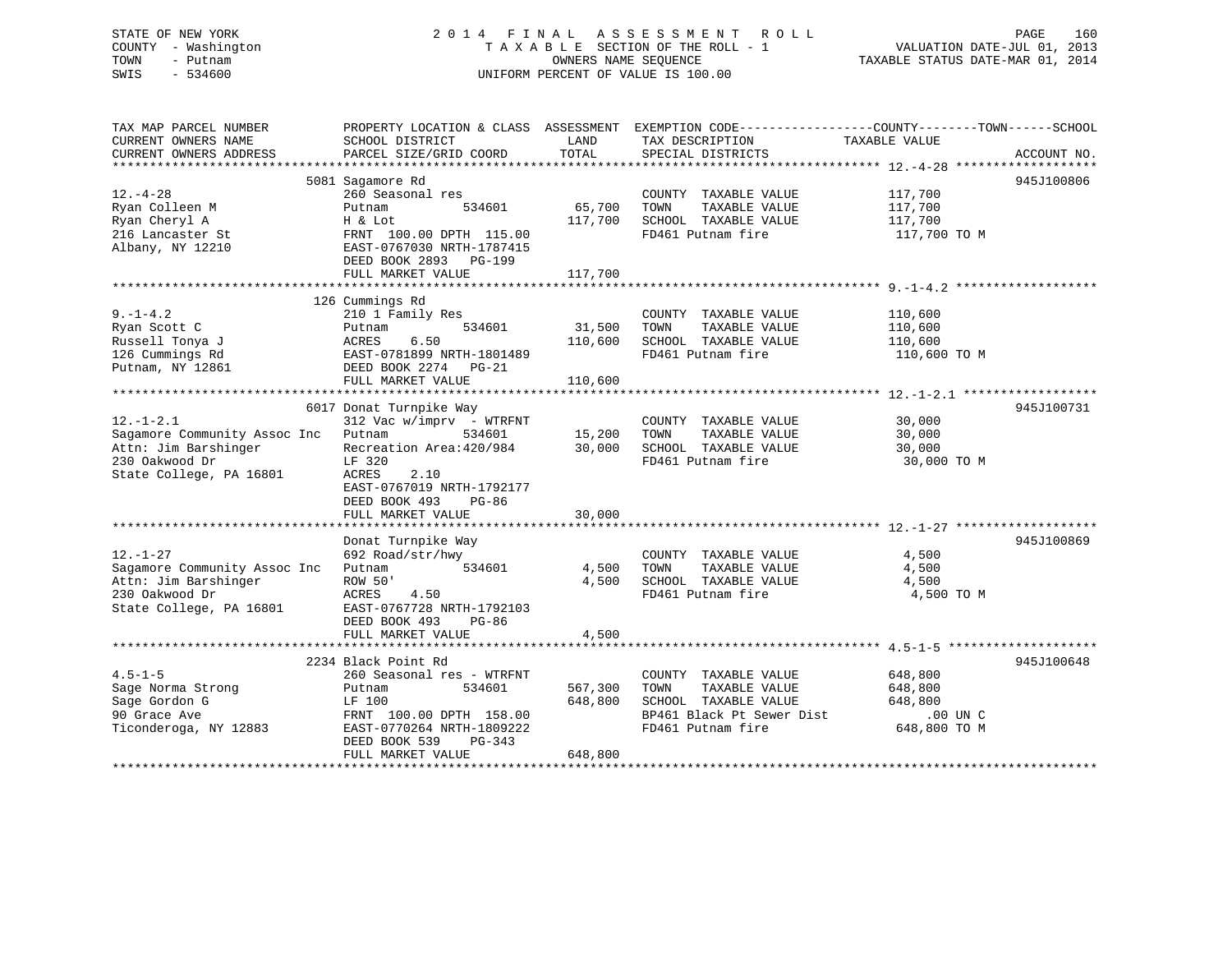STATE OF NEW YORK
COUNTY - Washington
TOWN - Putnam
SWIS - 534600

2014 FINAL ASSESSMENT ROLL
TAXABLE SECTION OF THE ROLL - 1
OWNERS NAME SEQUENCE
UNIFORM PERCENT OF VALUE IS 100.00

VALUATION DATE-JUL 01, 2013
TAXABLE STATUS DATE-MAR 01, 2014

| TAX MAP PARCEL NUMBER / CURRENT OWNERS NAME / CURRENT OWNERS ADDRESS | PROPERTY LOCATION & CLASS / SCHOOL DISTRICT / PARCEL SIZE/GRID COORD | ASSESSMENT LAND | TOTAL | EXEMPTION CODE / TAX DESCRIPTION / SPECIAL DISTRICTS | COUNTY--------TOWN------SCHOOL TAXABLE VALUE | ACCOUNT NO. |
|---|---|---|---|---|---|---|
| 12.-4-28 | 5081 Sagamore Rd | | | | | 945J100806 |
| | 260 Seasonal res | | | COUNTY TAXABLE VALUE | 117,700 | |
| Ryan Colleen M | Putnam 534601 | 65,700 | | TOWN TAXABLE VALUE | 117,700 | |
| Ryan Cheryl A | H & Lot | | 117,700 | SCHOOL TAXABLE VALUE | 117,700 | |
| 216 Lancaster St | FRNT 100.00 DPTH 115.00 | | | FD461 Putnam fire | 117,700 TO M | |
| Albany, NY 12210 | EAST-0767030 NRTH-1787415 | | | | | |
| | DEED BOOK 2893 PG-199 | | | | | |
| | FULL MARKET VALUE | | 117,700 | | | |
| 9.-1-4.2 | 126 Cummings Rd | | | | | |
| | 210 1 Family Res | | | COUNTY TAXABLE VALUE | 110,600 | |
| Ryan Scott C | Putnam 534601 | 31,500 | | TOWN TAXABLE VALUE | 110,600 | |
| Russell Tonya J | ACRES 6.50 | | 110,600 | SCHOOL TAXABLE VALUE | 110,600 | |
| 126 Cummings Rd | EAST-0781899 NRTH-1801489 | | | FD461 Putnam fire | 110,600 TO M | |
| Putnam, NY 12861 | DEED BOOK 2274 PG-21 | | | | | |
| | FULL MARKET VALUE | | 110,600 | | | |
| 12.-1-2.1 | 6017 Donat Turnpike Way | | | | | 945J100731 |
| | 312 Vac w/imprv - WTRFNT | | | COUNTY TAXABLE VALUE | 30,000 | |
| Sagamore Community Assoc Inc | Putnam 534601 | 15,200 | | TOWN TAXABLE VALUE | 30,000 | |
| Attn: Jim Barshinger | Recreation Area:420/984 | | 30,000 | SCHOOL TAXABLE VALUE | 30,000 | |
| 230 Oakwood Dr | LF 320 | | | FD461 Putnam fire | 30,000 TO M | |
| State College, PA 16801 | ACRES 2.10 | | | | | |
| | EAST-0767019 NRTH-1792177 | | | | | |
| | DEED BOOK 493 PG-86 | | | | | |
| | FULL MARKET VALUE | | 30,000 | | | |
| 12.-1-27 | Donat Turnpike Way | | | | | 945J100869 |
| | 692 Road/str/hwy | | | COUNTY TAXABLE VALUE | 4,500 | |
| Sagamore Community Assoc Inc | Putnam 534601 | 4,500 | | TOWN TAXABLE VALUE | 4,500 | |
| Attn: Jim Barshinger | ROW 50' | | 4,500 | SCHOOL TAXABLE VALUE | 4,500 | |
| 230 Oakwood Dr | ACRES 4.50 | | | FD461 Putnam fire | 4,500 TO M | |
| State College, PA 16801 | EAST-0767728 NRTH-1792103 | | | | | |
| | DEED BOOK 493 PG-86 | | | | | |
| | FULL MARKET VALUE | | 4,500 | | | |
| 4.5-1-5 | 2234 Black Point Rd | | | | | 945J100648 |
| | 260 Seasonal res - WTRFNT | | | COUNTY TAXABLE VALUE | 648,800 | |
| Sage Norma Strong | Putnam 534601 | 567,300 | | TOWN TAXABLE VALUE | 648,800 | |
| Sage Gordon G | LF 100 | | 648,800 | SCHOOL TAXABLE VALUE | 648,800 | |
| 90 Grace Ave | FRNT 100.00 DPTH 158.00 | | | BP461 Black Pt Sewer Dist | .00 UN C | |
| Ticonderoga, NY 12883 | EAST-0770264 NRTH-1809222 | | | FD461 Putnam fire | 648,800 TO M | |
| | DEED BOOK 539 PG-343 | | | | | |
| | FULL MARKET VALUE | | 648,800 | | | |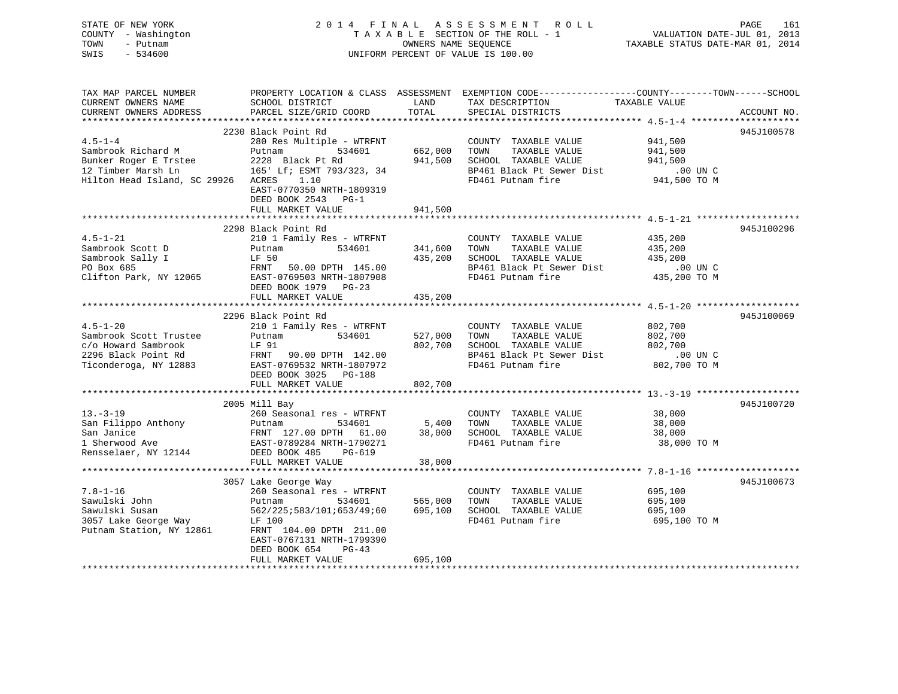STATE OF NEW YORK
COUNTY - Washington
TOWN - Putnam
SWIS - 534600

2 0 1 4 F I N A L A S S E S S M E N T R O L L
T A X A B L E SECTION OF THE ROLL - 1
OWNERS NAME SEQUENCE
UNIFORM PERCENT OF VALUE IS 100.00

VALUATION DATE-JUL 01, 2013
TAXABLE STATUS DATE-MAR 01, 2014

```
TAX MAP PARCEL NUMBER          PROPERTY LOCATION & CLASS  ASSESSMENT  EXEMPTION CODE------------------COUNTY--------TOWN------SCHOOL
CURRENT OWNERS NAME            SCHOOL DISTRICT              LAND      TAX DESCRIPTION              TAXABLE VALUE
CURRENT OWNERS ADDRESS         PARCEL SIZE/GRID COORD       TOTAL     SPECIAL DISTRICTS                                   ACCOUNT NO.
*********************************************************************************************** 4.5-1-4 *******************
                               2230 Black Point Rd                                                                        945J100578
4.5-1-4                        280 Res Multiple - WTRFNT              COUNTY  TAXABLE VALUE          941,500
Sambrook Richard M             Putnam         534601        662,000   TOWN    TAXABLE VALUE          941,500
Bunker Roger E Trstee          2228  Black Pt Rd            941,500   SCHOOL  TAXABLE VALUE          941,500
12 Timber Marsh Ln             165' Lf; ESMT 793/323, 34              BP461 Black Pt Sewer Dist         .00 UN C
Hilton Head Island, SC 29926   ACRES    1.10                          FD461 Putnam fire              941,500 TO M
                               EAST-0770350 NRTH-1809319
                               DEED BOOK 2543   PG-1
                               FULL MARKET VALUE            941,500
*********************************************************************************************** 4.5-1-21 ******************
                               2298 Black Point Rd                                                                        945J100296
4.5-1-21                       210 1 Family Res - WTRFNT              COUNTY  TAXABLE VALUE          435,200
Sambrook Scott D               Putnam         534601        341,600   TOWN    TAXABLE VALUE          435,200
Sambrook Sally I               LF 50                        435,200   SCHOOL  TAXABLE VALUE          435,200
PO Box 685                     FRNT   50.00 DPTH 145.00               BP461 Black Pt Sewer Dist         .00 UN C
Clifton Park, NY 12065         EAST-0769503 NRTH-1807908              FD461 Putnam fire              435,200 TO M
                               DEED BOOK 1979   PG-23
                               FULL MARKET VALUE            435,200
*********************************************************************************************** 4.5-1-20 ******************
                               2296 Black Point Rd                                                                        945J100069
4.5-1-20                       210 1 Family Res - WTRFNT              COUNTY  TAXABLE VALUE          802,700
Sambrook Scott Trustee         Putnam         534601        527,000   TOWN    TAXABLE VALUE          802,700
c/o Howard Sambrook            LF 91                        802,700   SCHOOL  TAXABLE VALUE          802,700
2296 Black Point Rd            FRNT   90.00 DPTH 142.00               BP461 Black Pt Sewer Dist         .00 UN C
Ticonderoga, NY 12883          EAST-0769532 NRTH-1807972              FD461 Putnam fire              802,700 TO M
                               DEED BOOK 3025   PG-188
                               FULL MARKET VALUE            802,700
*********************************************************************************************** 13.-3-19 ******************
                               2005 Mill Bay                                                                              945J100720
13.-3-19                       260 Seasonal res - WTRFNT              COUNTY  TAXABLE VALUE           38,000
San Filippo Anthony            Putnam         534601          5,400   TOWN    TAXABLE VALUE           38,000
San Janice                     FRNT  127.00 DPTH  61.00      38,000   SCHOOL  TAXABLE VALUE           38,000
1 Sherwood Ave                 EAST-0789284 NRTH-1790271              FD461 Putnam fire               38,000 TO M
Rensselaer, NY 12144           DEED BOOK 485    PG-619
                               FULL MARKET VALUE             38,000
*********************************************************************************************** 7.8-1-16 ******************
                               3057 Lake George Way                                                                       945J100673
7.8-1-16                       260 Seasonal res - WTRFNT              COUNTY  TAXABLE VALUE          695,100
Sawulski John                  Putnam         534601        565,000   TOWN    TAXABLE VALUE          695,100
Sawulski Susan                 562/225;583/101;653/49;60    695,100   SCHOOL  TAXABLE VALUE          695,100
3057 Lake George Way           LF 100                                 FD461 Putnam fire              695,100 TO M
Putnam Station, NY 12861       FRNT  104.00 DPTH 211.00
                               EAST-0767131 NRTH-1799390
                               DEED BOOK 654    PG-43
                               FULL MARKET VALUE            695,100
****************************************************************************************************************************
```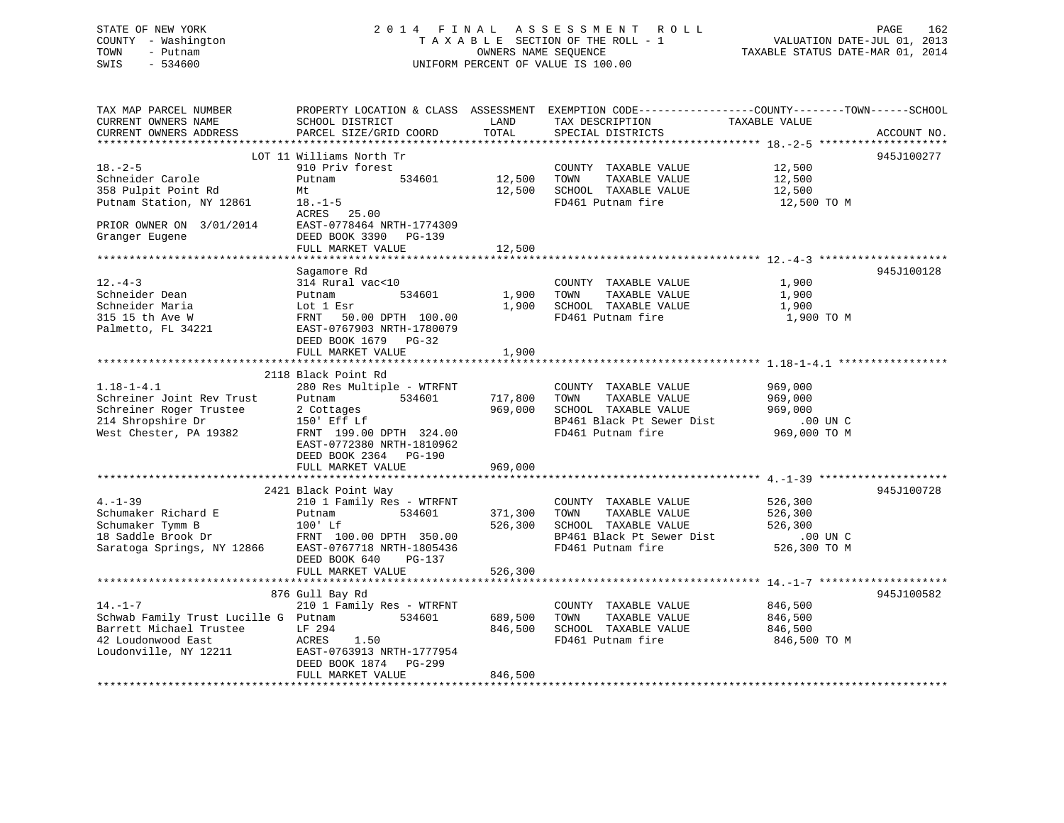STATE OF NEW YORK
COUNTY - Washington
TOWN - Putnam
SWIS - 534600

2014 FINAL ASSESSMENT ROLL
TAXABLE SECTION OF THE ROLL - 1
OWNERS NAME SEQUENCE
UNIFORM PERCENT OF VALUE IS 100.00

VALUATION DATE-JUL 01, 2013
TAXABLE STATUS DATE-MAR 01, 2014

```
TAX MAP PARCEL NUMBER          PROPERTY LOCATION & CLASS  ASSESSMENT  EXEMPTION CODE------------------COUNTY--------TOWN------SCHOOL
CURRENT OWNERS NAME            SCHOOL DISTRICT               LAND      TAX DESCRIPTION            TAXABLE VALUE
CURRENT OWNERS ADDRESS         PARCEL SIZE/GRID COORD        TOTAL     SPECIAL DISTRICTS                                    ACCOUNT NO.
******************************************************************************************************* 18.-2-5 ********************
                        LOT 11 Williams North Tr                                                                   945J100277
18.-2-5                        910 Priv forest                          COUNTY  TAXABLE VALUE             12,500
Schneider Carole               Putnam          534601       12,500      TOWN    TAXABLE VALUE             12,500
358 Pulpit Point Rd            Mt                           12,500      SCHOOL  TAXABLE VALUE             12,500
Putnam Station, NY 12861       18.-1-5                                  FD461 Putnam fire                  12,500 TO M
                               ACRES   25.00
PRIOR OWNER ON  3/01/2014      EAST-0778464 NRTH-1774309
Granger Eugene                 DEED BOOK 3390   PG-139
                               FULL MARKET VALUE            12,500
******************************************************************************************************* 12.-4-3 ********************
                               Sagamore Rd                                                                         945J100128
12.-4-3                        314 Rural vac<10                         COUNTY  TAXABLE VALUE              1,900
Schneider Dean                 Putnam          534601        1,900      TOWN    TAXABLE VALUE              1,900
Schneider Maria                Lot 1 Esr                     1,900      SCHOOL  TAXABLE VALUE              1,900
315 15 th Ave W                FRNT   50.00 DPTH 100.00                 FD461 Putnam fire                   1,900 TO M
Palmetto, FL 34221             EAST-0767903 NRTH-1780079
                               DEED BOOK 1679   PG-32
                               FULL MARKET VALUE             1,900
******************************************************************************************************* 1.18-1-4.1 *****************
                               2118 Black Point Rd
1.18-1-4.1                     280 Res Multiple - WTRFNT                COUNTY  TAXABLE VALUE            969,000
Schreiner Joint Rev Trust      Putnam          534601      717,800      TOWN    TAXABLE VALUE            969,000
Schreiner Roger Trustee        2 Cottages                  969,000      SCHOOL  TAXABLE VALUE            969,000
214 Shropshire Dr              150' Eff Lf                              BP461 Black Pt Sewer Dist              .00 UN C
West Chester, PA 19382         FRNT  199.00 DPTH 324.00                 FD461 Putnam fire                 969,000 TO M
                               EAST-0772380 NRTH-1810962
                               DEED BOOK 2364   PG-190
                               FULL MARKET VALUE           969,000
******************************************************************************************************* 4.-1-39 ********************
                               2421 Black Point Way                                                                945J100728
4.-1-39                        210 1 Family Res - WTRFNT                COUNTY  TAXABLE VALUE            526,300
Schumaker Richard E            Putnam          534601      371,300      TOWN    TAXABLE VALUE            526,300
Schumaker Tymm B               100' Lf                     526,300      SCHOOL  TAXABLE VALUE            526,300
18 Saddle Brook Dr             FRNT  100.00 DPTH 350.00                 BP461 Black Pt Sewer Dist              .00 UN C
Saratoga Springs, NY 12866     EAST-0767718 NRTH-1805436                FD461 Putnam fire                 526,300 TO M
                               DEED BOOK 640    PG-137
                               FULL MARKET VALUE           526,300
******************************************************************************************************* 14.-1-7 ********************
                               876 Gull Bay Rd                                                                     945J100582
14.-1-7                        210 1 Family Res - WTRFNT                COUNTY  TAXABLE VALUE            846,500
Schwab Family Trust Lucille G  Putnam          534601      689,500      TOWN    TAXABLE VALUE            846,500
Barrett Michael Trustee        LF 294                      846,500      SCHOOL  TAXABLE VALUE            846,500
42 Loudonwood East             ACRES    1.50                            FD461 Putnam fire                 846,500 TO M
Loudonville, NY 12211          EAST-0763913 NRTH-1777954
                               DEED BOOK 1874   PG-299
                               FULL MARKET VALUE           846,500
************************************************************************************************************************************
```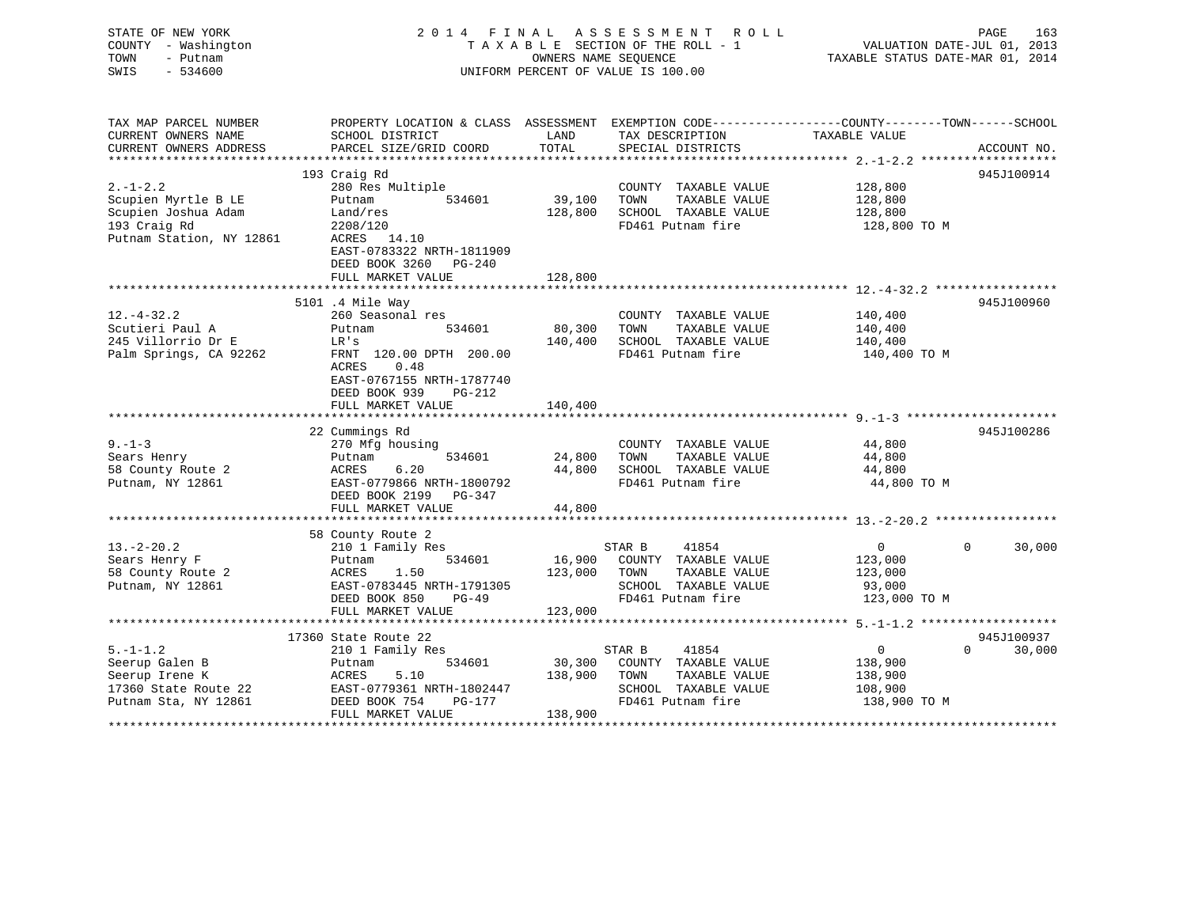STATE OF NEW YORK
COUNTY - Washington
TOWN - Putnam
SWIS - 534600

2014 FINAL ASSESSMENT ROLL
TAXABLE SECTION OF THE ROLL - 1
OWNERS NAME SEQUENCE
UNIFORM PERCENT OF VALUE IS 100.00

VALUATION DATE-JUL 01, 2013
TAXABLE STATUS DATE-MAR 01, 2014

| TAX MAP PARCEL NUMBER / CURRENT OWNERS NAME / CURRENT OWNERS ADDRESS | PROPERTY LOCATION & CLASS / SCHOOL DISTRICT / PARCEL SIZE/GRID COORD | ASSESSMENT LAND | ASSESSMENT TOTAL | EXEMPTION CODE / TAX DESCRIPTION / SPECIAL DISTRICTS | COUNTY TAXABLE VALUE | TOWN | SCHOOL | ACCOUNT NO. |
|---|---|---|---|---|---|---|---|---|
| 2.-1-2.2 | 193 Craig Rd | | | | | | | 945J100914 |
| | 280 Res Multiple | | | COUNTY TAXABLE VALUE | 128,800 | | | |
| Scupien Myrtle B LE | Putnam 534601 | 39,100 | | TOWN TAXABLE VALUE | 128,800 | | | |
| Scupien Joshua Adam | Land/res | | 128,800 | SCHOOL TAXABLE VALUE | 128,800 | | | |
| 193 Craig Rd | 2208/120 | | | FD461 Putnam fire | 128,800 TO M | | | |
| Putnam Station, NY 12861 | ACRES 14.10 | | | | | | | |
| | EAST-0783322 NRTH-1811909 | | | | | | | |
| | DEED BOOK 3260 PG-240 | | | | | | | |
| | FULL MARKET VALUE | | 128,800 | | | | | |
| 12.-4-32.2 | 5101 .4 Mile Way | | | | | | | 945J100960 |
| | 260 Seasonal res | | | COUNTY TAXABLE VALUE | 140,400 | | | |
| Scutieri Paul A | Putnam 534601 | 80,300 | | TOWN TAXABLE VALUE | 140,400 | | | |
| 245 Villorrio Dr E | LR's | | 140,400 | SCHOOL TAXABLE VALUE | 140,400 | | | |
| Palm Springs, CA 92262 | FRNT 120.00 DPTH 200.00 | | | FD461 Putnam fire | 140,400 TO M | | | |
| | ACRES 0.48 | | | | | | | |
| | EAST-0767155 NRTH-1787740 | | | | | | | |
| | DEED BOOK 939 PG-212 | | | | | | | |
| | FULL MARKET VALUE | | 140,400 | | | | | |
| 9.-1-3 | 22 Cummings Rd | | | | | | | 945J100286 |
| | 270 Mfg housing | | | COUNTY TAXABLE VALUE | 44,800 | | | |
| Sears Henry | Putnam 534601 | 24,800 | | TOWN TAXABLE VALUE | 44,800 | | | |
| 58 County Route 2 | ACRES 6.20 | | 44,800 | SCHOOL TAXABLE VALUE | 44,800 | | | |
| Putnam, NY 12861 | EAST-0779866 NRTH-1800792 | | | FD461 Putnam fire | 44,800 TO M | | | |
| | DEED BOOK 2199 PG-347 | | | | | | | |
| | FULL MARKET VALUE | | 44,800 | | | | | |
| 13.-2-20.2 | 58 County Route 2 | | | | | | | |
| | 210 1 Family Res | | | STAR B 41854 | 0 | 0 | 30,000 | |
| Sears Henry F | Putnam 534601 | 16,900 | | COUNTY TAXABLE VALUE | 123,000 | | | |
| 58 County Route 2 | ACRES 1.50 | | 123,000 | TOWN TAXABLE VALUE | 123,000 | | | |
| Putnam, NY 12861 | EAST-0783445 NRTH-1791305 | | | SCHOOL TAXABLE VALUE | 93,000 | | | |
| | DEED BOOK 850 PG-49 | | | FD461 Putnam fire | 123,000 TO M | | | |
| | FULL MARKET VALUE | | 123,000 | | | | | |
| 5.-1-1.2 | 17360 State Route 22 | | | | | | | 945J100937 |
| | 210 1 Family Res | | | STAR B 41854 | 0 | 0 | 30,000 | |
| Seerup Galen B | Putnam 534601 | 30,300 | | COUNTY TAXABLE VALUE | 138,900 | | | |
| Seerup Irene K | ACRES 5.10 | | 138,900 | TOWN TAXABLE VALUE | 138,900 | | | |
| 17360 State Route 22 | EAST-0779361 NRTH-1802447 | | | SCHOOL TAXABLE VALUE | 108,900 | | | |
| Putnam Sta, NY 12861 | DEED BOOK 754 PG-177 | | | FD461 Putnam fire | 138,900 TO M | | | |
| | FULL MARKET VALUE | | 138,900 | | | | | |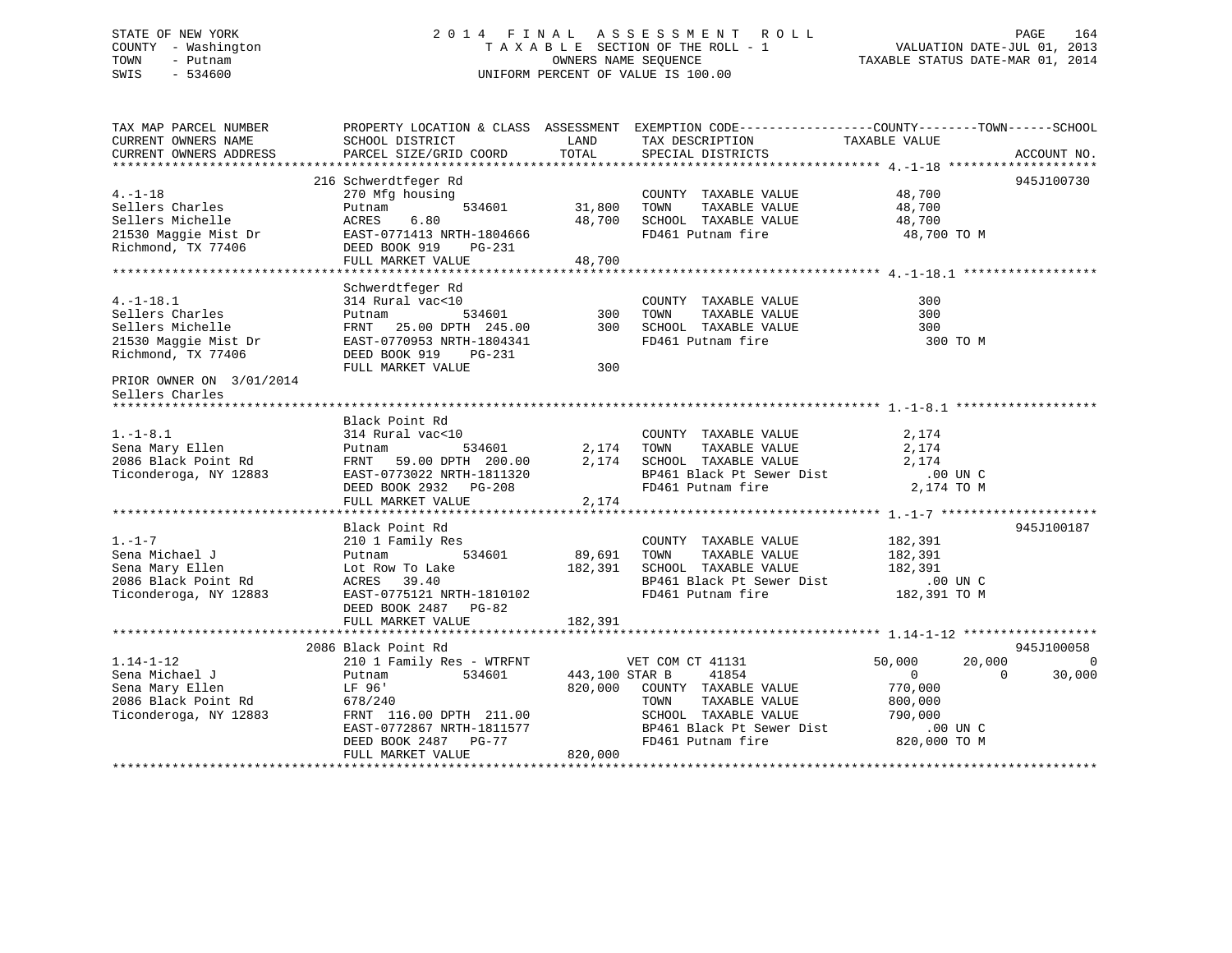STATE OF NEW YORK
COUNTY - Washington
TOWN - Putnam
SWIS - 534600

# 2014 FINAL ASSESSMENT ROLL

TAXABLE SECTION OF THE ROLL - 1
OWNERS NAME SEQUENCE
UNIFORM PERCENT OF VALUE IS 100.00

VALUATION DATE-JUL 01, 2013
TAXABLE STATUS DATE-MAR 01, 2014

```
TAX MAP PARCEL NUMBER          PROPERTY LOCATION & CLASS  ASSESSMENT  EXEMPTION CODE------------------COUNTY--------TOWN------SCHOOL
CURRENT OWNERS NAME            SCHOOL DISTRICT            LAND        TAX DESCRIPTION             TAXABLE VALUE
CURRENT OWNERS ADDRESS         PARCEL SIZE/GRID COORD     TOTAL       SPECIAL DISTRICTS                                        ACCOUNT NO.
****************************************************************************************************** 4.-1-18 ********************
                               216 Schwerdtfeger Rd                                                                            945J100730
4.-1-18                        270 Mfg housing                        COUNTY  TAXABLE VALUE             48,700
Sellers Charles                Putnam          534601      31,800     TOWN    TAXABLE VALUE             48,700
Sellers Michelle               ACRES    6.80               48,700     SCHOOL  TAXABLE VALUE             48,700
21530 Maggie Mist Dr           EAST-0771413 NRTH-1804666              FD461 Putnam fire                  48,700 TO M
Richmond, TX 77406             DEED BOOK 919    PG-231
                               FULL MARKET VALUE           48,700
****************************************************************************************************** 4.-1-18.1 ******************
                               Schwerdtfeger Rd
4.-1-18.1                      314 Rural vac<10                       COUNTY  TAXABLE VALUE                300
Sellers Charles                Putnam          534601         300     TOWN    TAXABLE VALUE                300
Sellers Michelle               FRNT   25.00 DPTH  245.00      300     SCHOOL  TAXABLE VALUE                300
21530 Maggie Mist Dr           EAST-0770953 NRTH-1804341              FD461 Putnam fire                     300 TO M
Richmond, TX 77406             DEED BOOK 919    PG-231
                               FULL MARKET VALUE              300
PRIOR OWNER ON 3/01/2014
Sellers Charles
****************************************************************************************************** 1.-1-8.1 *******************
                               Black Point Rd
1.-1-8.1                       314 Rural vac<10                       COUNTY  TAXABLE VALUE              2,174
Sena Mary Ellen                Putnam          534601       2,174     TOWN    TAXABLE VALUE              2,174
2086 Black Point Rd            FRNT   59.00 DPTH  200.00    2,174     SCHOOL  TAXABLE VALUE              2,174
Ticonderoga, NY 12883          EAST-0773022 NRTH-1811320              BP461 Black Pt Sewer Dist            .00 UN C
                               DEED BOOK 2932   PG-208                FD461 Putnam fire                  2,174 TO M
                               FULL MARKET VALUE            2,174
****************************************************************************************************** 1.-1-7 *********************
                               Black Point Rd                                                                                  945J100187
1.-1-7                         210 1 Family Res                       COUNTY  TAXABLE VALUE            182,391
Sena Michael J                 Putnam          534601      89,691     TOWN    TAXABLE VALUE            182,391
Sena Mary Ellen                Lot Row To Lake            182,391     SCHOOL  TAXABLE VALUE            182,391
2086 Black Point Rd            ACRES   39.40                          BP461 Black Pt Sewer Dist            .00 UN C
Ticonderoga, NY 12883          EAST-0775121 NRTH-1810102              FD461 Putnam fire                182,391 TO M
                               DEED BOOK 2487   PG-82
                               FULL MARKET VALUE          182,391
****************************************************************************************************** 1.14-1-12 ******************
                               2086 Black Point Rd                                                                             945J100058
1.14-1-12                      210 1 Family Res - WTRFNT              VET COM CT 41131              50,000       20,000             0
Sena Michael J                 Putnam          534601     443,100 STAR B      41854                      0            0        30,000
Sena Mary Ellen                LF 96'                     820,000     COUNTY  TAXABLE VALUE            770,000
2086 Black Point Rd            678/240                                TOWN    TAXABLE VALUE            800,000
Ticonderoga, NY 12883          FRNT  116.00 DPTH  211.00              SCHOOL  TAXABLE VALUE            790,000
                               EAST-0772867 NRTH-1811577              BP461 Black Pt Sewer Dist            .00 UN C
                               DEED BOOK 2487   PG-77                 FD461 Putnam fire                820,000 TO M
                               FULL MARKET VALUE          820,000
************************************************************************************************************************************
```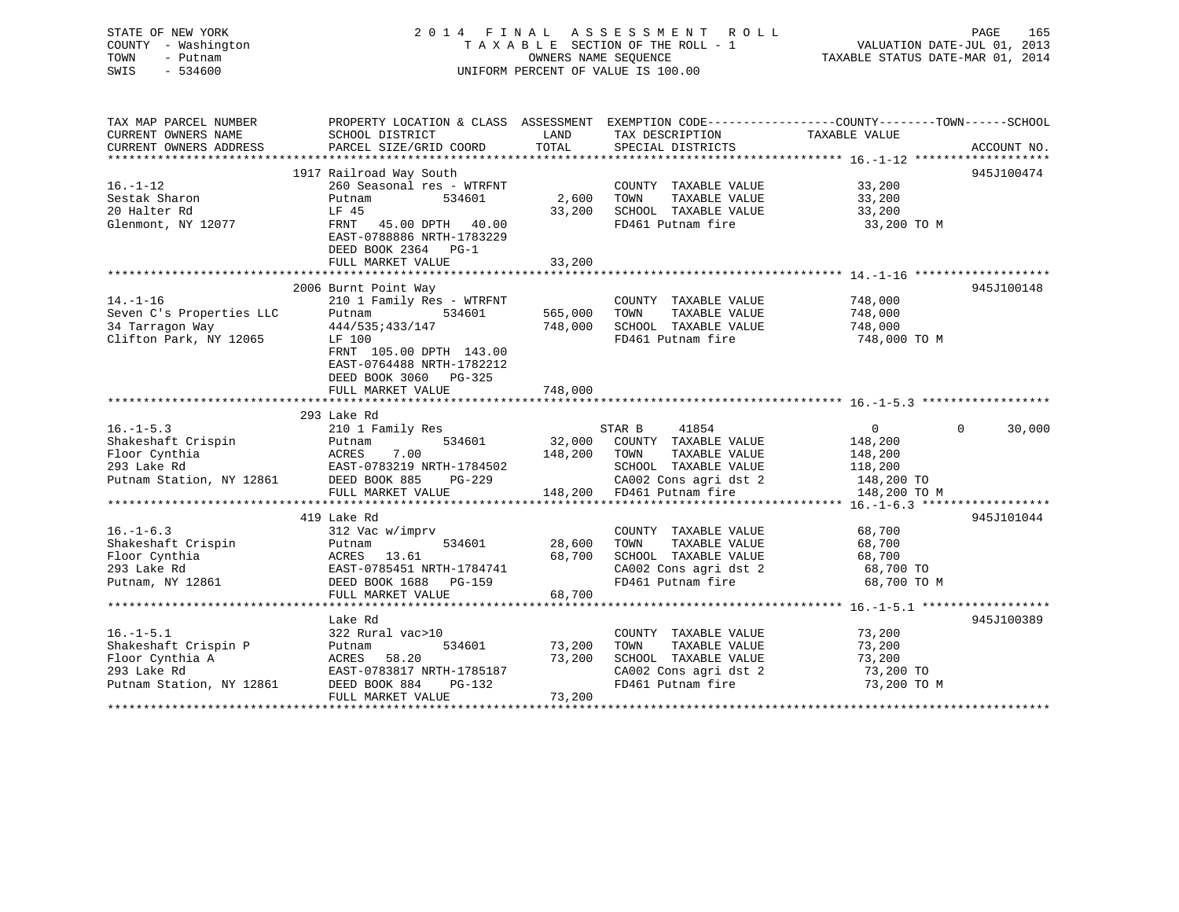STATE OF NEW YORK
COUNTY - Washington
TOWN - Putnam
SWIS - 534600

2014 FINAL ASSESSMENT ROLL
TAXABLE SECTION OF THE ROLL - 1
OWNERS NAME SEQUENCE
UNIFORM PERCENT OF VALUE IS 100.00

VALUATION DATE-JUL 01, 2013
TAXABLE STATUS DATE-MAR 01, 2014

| TAX MAP PARCEL NUMBER / CURRENT OWNERS NAME / CURRENT OWNERS ADDRESS | PROPERTY LOCATION & CLASS / SCHOOL DISTRICT / PARCEL SIZE/GRID COORD | ASSESSMENT LAND / TOTAL | EXEMPTION CODE / TAX DESCRIPTION / SPECIAL DISTRICTS | COUNTY / TOWN / SCHOOL TAXABLE VALUE | ACCOUNT NO. |
|---|---|---|---|---|---|
| | 1917 Railroad Way South | | | | 945J100474 |
| 16.-1-12 | 260 Seasonal res - WTRFNT | | COUNTY TAXABLE VALUE | 33,200 | |
| Sestak Sharon | Putnam 534601 | 2,600 | TOWN TAXABLE VALUE | 33,200 | |
| 20 Halter Rd | LF 45 | 33,200 | SCHOOL TAXABLE VALUE | 33,200 | |
| Glenmont, NY 12077 | FRNT 45.00 DPTH 40.00 | | FD461 Putnam fire | 33,200 TO M | |
| | EAST-0788886 NRTH-1783229 | | | | |
| | DEED BOOK 2364 PG-1 | | | | |
| | FULL MARKET VALUE | 33,200 | | | |
| | 2006 Burnt Point Way | | | | 945J100148 |
| 14.-1-16 | 210 1 Family Res - WTRFNT | | COUNTY TAXABLE VALUE | 748,000 | |
| Seven C's Properties LLC | Putnam 534601 | 565,000 | TOWN TAXABLE VALUE | 748,000 | |
| 34 Tarragon Way | 444/535;433/147 | 748,000 | SCHOOL TAXABLE VALUE | 748,000 | |
| Clifton Park, NY 12065 | LF 100 | | FD461 Putnam fire | 748,000 TO M | |
| | FRNT 105.00 DPTH 143.00 | | | | |
| | EAST-0764488 NRTH-1782212 | | | | |
| | DEED BOOK 3060 PG-325 | | | | |
| | FULL MARKET VALUE | 748,000 | | | |
| | 293 Lake Rd | | | | |
| 16.-1-5.3 | 210 1 Family Res | | STAR B 41854 | 0 0 30,000 | |
| Shakeshaft Crispin | Putnam 534601 | 32,000 | COUNTY TAXABLE VALUE | 148,200 | |
| Floor Cynthia | ACRES 7.00 | 148,200 | TOWN TAXABLE VALUE | 148,200 | |
| 293 Lake Rd | EAST-0783219 NRTH-1784502 | | SCHOOL TAXABLE VALUE | 118,200 | |
| Putnam Station, NY 12861 | DEED BOOK 885 PG-229 | | CA002 Cons agri dst 2 | 148,200 TO | |
| | FULL MARKET VALUE | 148,200 | FD461 Putnam fire | 148,200 TO M | |
| | 419 Lake Rd | | | | 945J101044 |
| 16.-1-6.3 | 312 Vac w/imprv | | COUNTY TAXABLE VALUE | 68,700 | |
| Shakeshaft Crispin | Putnam 534601 | 28,600 | TOWN TAXABLE VALUE | 68,700 | |
| Floor Cynthia | ACRES 13.61 | 68,700 | SCHOOL TAXABLE VALUE | 68,700 | |
| 293 Lake Rd | EAST-0785451 NRTH-1784741 | | CA002 Cons agri dst 2 | 68,700 TO | |
| Putnam, NY 12861 | DEED BOOK 1688 PG-159 | | FD461 Putnam fire | 68,700 TO M | |
| | FULL MARKET VALUE | 68,700 | | | |
| | Lake Rd | | | | 945J100389 |
| 16.-1-5.1 | 322 Rural vac>10 | | COUNTY TAXABLE VALUE | 73,200 | |
| Shakeshaft Crispin P | Putnam 534601 | 73,200 | TOWN TAXABLE VALUE | 73,200 | |
| Floor Cynthia A | ACRES 58.20 | 73,200 | SCHOOL TAXABLE VALUE | 73,200 | |
| 293 Lake Rd | EAST-0783817 NRTH-1785187 | | CA002 Cons agri dst 2 | 73,200 TO | |
| Putnam Station, NY 12861 | DEED BOOK 884 PG-132 | | FD461 Putnam fire | 73,200 TO M | |
| | FULL MARKET VALUE | 73,200 | | | |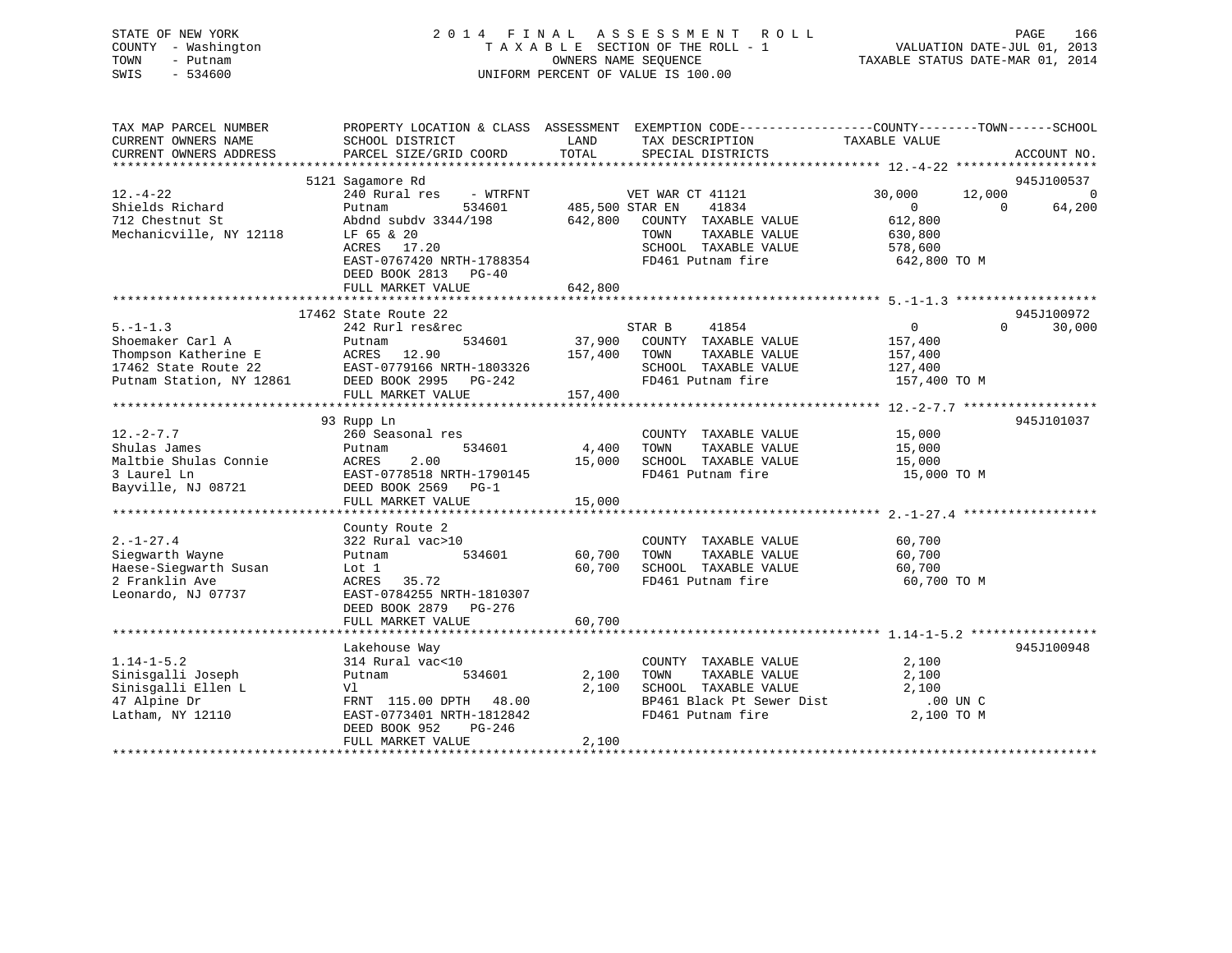STATE OF NEW YORK
COUNTY - Washington
TOWN - Putnam
SWIS - 534600

# 2014 FINAL ASSESSMENT ROLL

TAXABLE SECTION OF THE ROLL - 1
OWNERS NAME SEQUENCE
UNIFORM PERCENT OF VALUE IS 100.00

VALUATION DATE-JUL 01, 2013
TAXABLE STATUS DATE-MAR 01, 2014

| TAX MAP PARCEL NUMBER / CURRENT OWNERS NAME / CURRENT OWNERS ADDRESS | PROPERTY LOCATION & CLASS / SCHOOL DISTRICT / PARCEL SIZE/GRID COORD | ASSESSMENT LAND / TOTAL | EXEMPTION CODE / TAX DESCRIPTION / SPECIAL DISTRICTS | COUNTY | TOWN | SCHOOL | ACCOUNT NO. |
|---|---|---|---|---|---|---|---|
| 12.-4-22 | 5121 Sagamore Rd | | | | | | 945J100537 |
| Shields Richard | 240 Rural res - WTRFNT | | VET WAR CT 41121 | 30,000 | 12,000 | 0 | |
| 712 Chestnut St | Putnam 534601 | 485,500 | STAR EN 41834 | 0 | 0 | 64,200 | |
| Mechanicville, NY 12118 | Abdnd subdv 3344/198 | 642,800 | COUNTY TAXABLE VALUE | 612,800 | | | |
| | LF 65 & 20 | | TOWN TAXABLE VALUE | | 630,800 | | |
| | ACRES 17.20 | | SCHOOL TAXABLE VALUE | | | 578,600 | |
| | EAST-0767420 NRTH-1788354 | | FD461 Putnam fire | 642,800 TO M | | | |
| | DEED BOOK 2813 PG-40 | | | | | | |
| | FULL MARKET VALUE | 642,800 | | | | | |
| 5.-1-1.3 | 17462 State Route 22 | | | | | | 945J100972 |
| Shoemaker Carl A | 242 Rurl res&rec | | STAR B 41854 | 0 | 0 | 30,000 | |
| Thompson Katherine E | Putnam 534601 | 37,900 | COUNTY TAXABLE VALUE | 157,400 | | | |
| 17462 State Route 22 | ACRES 12.90 | 157,400 | TOWN TAXABLE VALUE | | 157,400 | | |
| Putnam Station, NY 12861 | EAST-0779166 NRTH-1803326 | | SCHOOL TAXABLE VALUE | | | 127,400 | |
| | DEED BOOK 2995 PG-242 | | FD461 Putnam fire | 157,400 TO M | | | |
| | FULL MARKET VALUE | 157,400 | | | | | |
| 12.-2-7.7 | 93 Rupp Ln | | | | | | 945J101037 |
| Shulas James | 260 Seasonal res | | COUNTY TAXABLE VALUE | 15,000 | | | |
| Maltbie Shulas Connie | Putnam 534601 | 4,400 | TOWN TAXABLE VALUE | | 15,000 | | |
| 3 Laurel Ln | ACRES 2.00 | 15,000 | SCHOOL TAXABLE VALUE | | | 15,000 | |
| Bayville, NJ 08721 | EAST-0778518 NRTH-1790145 | | FD461 Putnam fire | 15,000 TO M | | | |
| | DEED BOOK 2569 PG-1 | | | | | | |
| | FULL MARKET VALUE | 15,000 | | | | | |
| 2.-1-27.4 | County Route 2 | | | | | | |
| Siegwarth Wayne | 322 Rural vac>10 | | COUNTY TAXABLE VALUE | 60,700 | | | |
| Haese-Siegwarth Susan | Putnam 534601 | 60,700 | TOWN TAXABLE VALUE | | 60,700 | | |
| 2 Franklin Ave | Lot 1 | 60,700 | SCHOOL TAXABLE VALUE | | | 60,700 | |
| Leonardo, NJ 07737 | ACRES 35.72 | | FD461 Putnam fire | 60,700 TO M | | | |
| | EAST-0784255 NRTH-1810307 | | | | | | |
| | DEED BOOK 2879 PG-276 | | | | | | |
| | FULL MARKET VALUE | 60,700 | | | | | |
| 1.14-1-5.2 | Lakehouse Way | | | | | | 945J100948 |
| Sinisgalli Joseph | 314 Rural vac<10 | | COUNTY TAXABLE VALUE | 2,100 | | | |
| Sinisgalli Ellen L | Putnam 534601 | 2,100 | TOWN TAXABLE VALUE | | 2,100 | | |
| 47 Alpine Dr | Vl | 2,100 | SCHOOL TAXABLE VALUE | | | 2,100 | |
| Latham, NY 12110 | FRNT 115.00 DPTH 48.00 | | BP461 Black Pt Sewer Dist | .00 UN C | | | |
| | EAST-0773401 NRTH-1812842 | | FD461 Putnam fire | 2,100 TO M | | | |
| | DEED BOOK 952 PG-246 | | | | | | |
| | FULL MARKET VALUE | 2,100 | | | | | |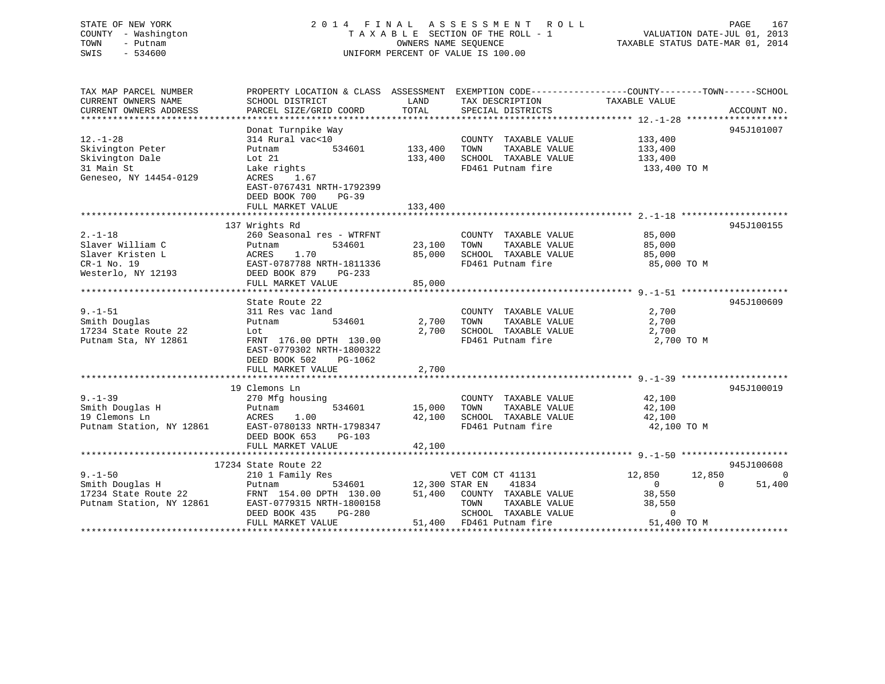STATE OF NEW YORK
COUNTY - Washington
TOWN - Putnam
SWIS - 534600

2014 FINAL ASSESSMENT ROLL
TAXABLE SECTION OF THE ROLL - 1
OWNERS NAME SEQUENCE
UNIFORM PERCENT OF VALUE IS 100.00

VALUATION DATE-JUL 01, 2013
TAXABLE STATUS DATE-MAR 01, 2014

| TAX MAP PARCEL NUMBER / CURRENT OWNERS NAME / CURRENT OWNERS ADDRESS | PROPERTY LOCATION & CLASS / SCHOOL DISTRICT / PARCEL SIZE/GRID COORD | ASSESSMENT LAND | TOTAL | EXEMPTION CODE / TAX DESCRIPTION / SPECIAL DISTRICTS | COUNTY | TOWN | SCHOOL TAXABLE VALUE | ACCOUNT NO. |
|---|---|---|---|---|---|---|---|---|
| 12.-1-28 | Donat Turnpike Way | | | | | | | 945J101007 |
| 12.-1-28 | 314 Rural vac<10 | | | COUNTY TAXABLE VALUE | 133,400 | | | |
| Skivington Peter | Putnam 534601 | 133,400 | | TOWN TAXABLE VALUE | | 133,400 | | |
| Skivington Dale | Lot 21 | | 133,400 | SCHOOL TAXABLE VALUE | | | 133,400 | |
| 31 Main St | Lake rights | | | FD461 Putnam fire | 133,400 TO M | | | |
| Geneseo, NY 14454-0129 | ACRES 1.67 | | | | | | | |
| | EAST-0767431 NRTH-1792399 | | | | | | | |
| | DEED BOOK 700 PG-39 | | | | | | | |
| | FULL MARKET VALUE | | 133,400 | | | | | |
| 2.-1-18 | 137 Wrights Rd | | | | | | | 945J100155 |
| 2.-1-18 | 260 Seasonal res - WTRFNT | | | COUNTY TAXABLE VALUE | 85,000 | | | |
| Slaver William C | Putnam 534601 | 23,100 | | TOWN TAXABLE VALUE | | 85,000 | | |
| Slaver Kristen L | ACRES 1.70 | | 85,000 | SCHOOL TAXABLE VALUE | | | 85,000 | |
| CR-1 No. 19 | EAST-0787788 NRTH-1811336 | | | FD461 Putnam fire | 85,000 TO M | | | |
| Westerlo, NY 12193 | DEED BOOK 879 PG-233 | | | | | | | |
| | FULL MARKET VALUE | | 85,000 | | | | | |
| 9.-1-51 | State Route 22 | | | | | | | 945J100609 |
| 9.-1-51 | 311 Res vac land | | | COUNTY TAXABLE VALUE | 2,700 | | | |
| Smith Douglas | Putnam 534601 | 2,700 | | TOWN TAXABLE VALUE | | 2,700 | | |
| 17234 State Route 22 | Lot | | 2,700 | SCHOOL TAXABLE VALUE | | | 2,700 | |
| Putnam Sta, NY 12861 | FRNT 176.00 DPTH 130.00 | | | FD461 Putnam fire | 2,700 TO M | | | |
| | EAST-0779302 NRTH-1800322 | | | | | | | |
| | DEED BOOK 502 PG-1062 | | | | | | | |
| | FULL MARKET VALUE | | 2,700 | | | | | |
| 9.-1-39 | 19 Clemons Ln | | | | | | | 945J100019 |
| 9.-1-39 | 270 Mfg housing | | | COUNTY TAXABLE VALUE | 42,100 | | | |
| Smith Douglas H | Putnam 534601 | 15,000 | | TOWN TAXABLE VALUE | | 42,100 | | |
| 19 Clemons Ln | ACRES 1.00 | | 42,100 | SCHOOL TAXABLE VALUE | | | 42,100 | |
| Putnam Station, NY 12861 | EAST-0780133 NRTH-1798347 | | | FD461 Putnam fire | 42,100 TO M | | | |
| | DEED BOOK 653 PG-103 | | | | | | | |
| | FULL MARKET VALUE | | 42,100 | | | | | |
| 9.-1-50 | 17234 State Route 22 | | | | | | | 945J100608 |
| 9.-1-50 | 210 1 Family Res | | | VET COM CT 41131 | 12,850 | 12,850 | 0 | |
| Smith Douglas H | Putnam 534601 | 12,300 | | STAR EN 41834 | 0 | 0 | 51,400 | |
| 17234 State Route 22 | FRNT 154.00 DPTH 130.00 | | 51,400 | COUNTY TAXABLE VALUE | 38,550 | | | |
| Putnam Station, NY 12861 | EAST-0779315 NRTH-1800158 | | | TOWN TAXABLE VALUE | | 38,550 | | |
| | DEED BOOK 435 PG-280 | | | SCHOOL TAXABLE VALUE | | | 0 | |
| | FULL MARKET VALUE | | 51,400 | FD461 Putnam fire | 51,400 TO M | | | |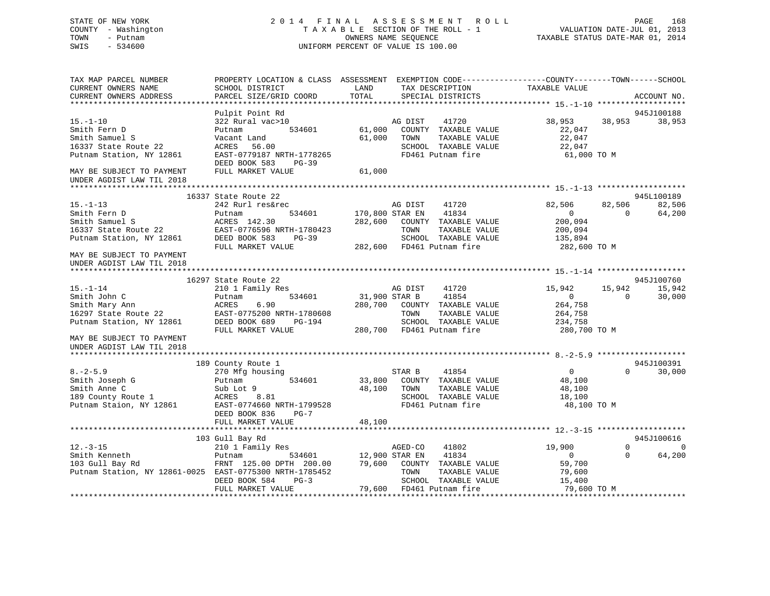STATE OF NEW YORK
COUNTY - Washington
TOWN - Putnam
SWIS - 534600

2 0 1 4 F I N A L A S S E S S M E N T R O L L
T A X A B L E SECTION OF THE ROLL - 1
OWNERS NAME SEQUENCE
UNIFORM PERCENT OF VALUE IS 100.00

VALUATION DATE-JUL 01, 2013
TAXABLE STATUS DATE-MAR 01, 2014

```
TAX MAP PARCEL NUMBER          PROPERTY LOCATION & CLASS  ASSESSMENT  EXEMPTION CODE-----------------COUNTY--------TOWN------SCHOOL
CURRENT OWNERS NAME            SCHOOL DISTRICT               LAND      TAX DESCRIPTION            TAXABLE VALUE
CURRENT OWNERS ADDRESS         PARCEL SIZE/GRID COORD        TOTAL     SPECIAL DISTRICTS                                    ACCOUNT NO.
******************************************************************************************************* 15.-1-10 ******************
                               Pulpit Point Rd                                                                          945J100188
15.-1-10                       322 Rural vac>10                   AG DIST     41720              38,953     38,953     38,953
Smith Fern D                   Putnam          534601      61,000    COUNTY  TAXABLE VALUE           22,047
Smith Samuel S                 Vacant Land                 61,000    TOWN    TAXABLE VALUE           22,047
16337 State Route 22           ACRES   56.00                         SCHOOL  TAXABLE VALUE           22,047
Putnam Station, NY 12861       EAST-0779187 NRTH-1778265             FD461 Putnam fire                61,000 TO M
                               DEED BOOK 583     PG-39
MAY BE SUBJECT TO PAYMENT      FULL MARKET VALUE           61,000
UNDER AGDIST LAW TIL 2018
******************************************************************************************************* 15.-1-13 ******************
                          16337 State Route 22                                                                          945L100189
15.-1-13                       242 Rurl res&rec                   AG DIST     41720              82,506     82,506     82,506
Smith Fern D                   Putnam          534601     170,800 STAR EN     41834                   0          0     64,200
Smith Samuel S                 ACRES  142.30              282,600    COUNTY  TAXABLE VALUE          200,094
16337 State Route 22           EAST-0776596 NRTH-1780423             TOWN    TAXABLE VALUE          200,094
Putnam Station, NY 12861       DEED BOOK 583     PG-39               SCHOOL  TAXABLE VALUE          135,894
                               FULL MARKET VALUE          282,600    FD461 Putnam fire               282,600 TO M
MAY BE SUBJECT TO PAYMENT
UNDER AGDIST LAW TIL 2018
******************************************************************************************************* 15.-1-14 ******************
                          16297 State Route 22                                                                          945J100760
15.-1-14                       210 1 Family Res                   AG DIST     41720              15,942     15,942     15,942
Smith John C                   Putnam          534601      31,900 STAR B      41854                   0          0     30,000
Smith Mary Ann                 ACRES    6.90              280,700    COUNTY  TAXABLE VALUE          264,758
16297 State Route 22           EAST-0775200 NRTH-1780608             TOWN    TAXABLE VALUE          264,758
Putnam Station, NY 12861       DEED BOOK 689     PG-194              SCHOOL  TAXABLE VALUE          234,758
                               FULL MARKET VALUE          280,700    FD461 Putnam fire               280,700 TO M
MAY BE SUBJECT TO PAYMENT
UNDER AGDIST LAW TIL 2018
******************************************************************************************************* 8.-2-5.9 ******************
                            189 County Route 1                                                                          945J100391
8.-2-5.9                       270 Mfg housing                    STAR B      41854                   0          0     30,000
Smith Joseph G                 Putnam          534601      33,800    COUNTY  TAXABLE VALUE           48,100
Smith Anne C                   Sub Lot 9                   48,100    TOWN    TAXABLE VALUE           48,100
189 County Route 1             ACRES    8.81                         SCHOOL  TAXABLE VALUE           18,100
Putnam Staion, NY 12861        EAST-0774660 NRTH-1799528             FD461 Putnam fire                48,100 TO M
                               DEED BOOK 836     PG-7
                               FULL MARKET VALUE           48,100
******************************************************************************************************* 12.-3-15 ******************
                            103 Gull Bay Rd                                                                             945J100616
12.-3-15                       210 1 Family Res                   AGED-CO     41802              19,900          0          0
Smith Kenneth                  Putnam          534601      12,900 STAR EN     41834                   0          0     64,200
103 Gull Bay Rd                FRNT 125.00 DPTH 200.00     79,600    COUNTY  TAXABLE VALUE           59,700
Putnam Station, NY 12861-0025  EAST-0775300 NRTH-1785452             TOWN    TAXABLE VALUE           79,600
                               DEED BOOK 584     PG-3                SCHOOL  TAXABLE VALUE           15,400
                               FULL MARKET VALUE           79,600    FD461 Putnam fire                79,600 TO M
************************************************************************************************************************************
```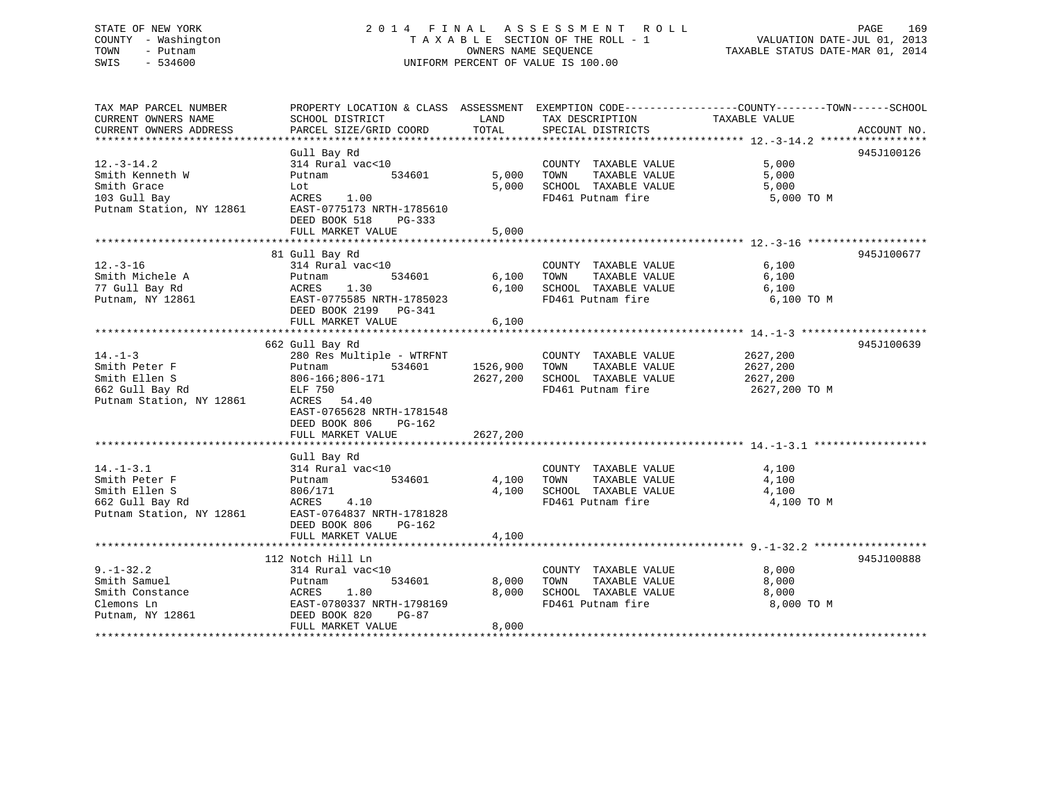STATE OF NEW YORK
COUNTY - Washington
TOWN - Putnam
SWIS - 534600

2 0 1 4 F I N A L A S S E S S M E N T R O L L
T A X A B L E SECTION OF THE ROLL - 1
OWNERS NAME SEQUENCE
UNIFORM PERCENT OF VALUE IS 100.00

VALUATION DATE-JUL 01, 2013
TAXABLE STATUS DATE-MAR 01, 2014

```
TAX MAP PARCEL NUMBER          PROPERTY LOCATION & CLASS  ASSESSMENT  EXEMPTION CODE------------------COUNTY--------TOWN------SCHOOL
CURRENT OWNERS NAME            SCHOOL DISTRICT               LAND      TAX DESCRIPTION            TAXABLE VALUE
CURRENT OWNERS ADDRESS         PARCEL SIZE/GRID COORD       TOTAL      SPECIAL DISTRICTS                                        ACCOUNT NO.
******************************************************************************************************* 12.-3-14.2 *****************
                               Gull Bay Rd                                                                                  945J100126
12.-3-14.2                     314 Rural vac<10                        COUNTY  TAXABLE VALUE             5,000
Smith Kenneth W                Putnam          534601         5,000    TOWN    TAXABLE VALUE             5,000
Smith Grace                    Lot                            5,000    SCHOOL  TAXABLE VALUE             5,000
103 Gull Bay                   ACRES    1.00                           FD461 Putnam fire                  5,000 TO M
Putnam Station, NY 12861       EAST-0775173 NRTH-1785610
                               DEED BOOK 518    PG-333
                               FULL MARKET VALUE              5,000
******************************************************************************************************* 12.-3-16 *******************
                               81 Gull Bay Rd                                                                               945J100677
12.-3-16                       314 Rural vac<10                        COUNTY  TAXABLE VALUE             6,100
Smith Michele A                Putnam          534601         6,100    TOWN    TAXABLE VALUE             6,100
77 Gull Bay Rd                 ACRES    1.30                  6,100    SCHOOL  TAXABLE VALUE             6,100
Putnam, NY 12861               EAST-0775585 NRTH-1785023               FD461 Putnam fire                  6,100 TO M
                               DEED BOOK 2199   PG-341
                               FULL MARKET VALUE              6,100
******************************************************************************************************* 14.-1-3 ********************
                               662 Gull Bay Rd                                                                              945J100639
14.-1-3                        280 Res Multiple - WTRFNT               COUNTY  TAXABLE VALUE           2627,200
Smith Peter F                  Putnam          534601      1526,900    TOWN    TAXABLE VALUE           2627,200
Smith Ellen S                  806-166;806-171             2627,200    SCHOOL  TAXABLE VALUE           2627,200
662 Gull Bay Rd                ELF 750                                 FD461 Putnam fire               2627,200 TO M
Putnam Station, NY 12861       ACRES   54.40
                               EAST-0765628 NRTH-1781548
                               DEED BOOK 806    PG-162
                               FULL MARKET VALUE           2627,200
******************************************************************************************************* 14.-1-3.1 ******************
                               Gull Bay Rd
14.-1-3.1                      314 Rural vac<10                        COUNTY  TAXABLE VALUE             4,100
Smith Peter F                  Putnam          534601         4,100    TOWN    TAXABLE VALUE             4,100
Smith Ellen S                  806/171                        4,100    SCHOOL  TAXABLE VALUE             4,100
662 Gull Bay Rd                ACRES    4.10                           FD461 Putnam fire                  4,100 TO M
Putnam Station, NY 12861       EAST-0764837 NRTH-1781828
                               DEED BOOK 806    PG-162
                               FULL MARKET VALUE              4,100
******************************************************************************************************* 9.-1-32.2 ******************
                               112 Notch Hill Ln                                                                            945J100888
9.-1-32.2                      314 Rural vac<10                        COUNTY  TAXABLE VALUE             8,000
Smith Samuel                   Putnam          534601         8,000    TOWN    TAXABLE VALUE             8,000
Smith Constance                ACRES    1.80                  8,000    SCHOOL  TAXABLE VALUE             8,000
Clemons Ln                     EAST-0780337 NRTH-1798169               FD461 Putnam fire                  8,000 TO M
Putnam, NY 12861               DEED BOOK 820    PG-87
                               FULL MARKET VALUE              8,000
************************************************************************************************************************************
```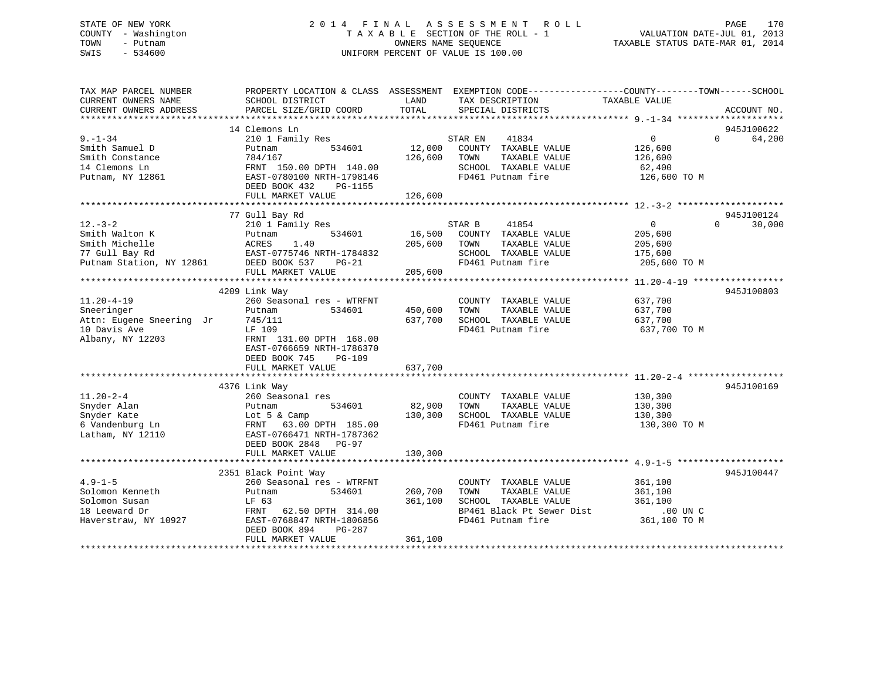STATE OF NEW YORK
COUNTY - Washington
TOWN - Putnam
SWIS - 534600

# 2014 FINAL ASSESSMENT ROLL
TAXABLE SECTION OF THE ROLL - 1
OWNERS NAME SEQUENCE
UNIFORM PERCENT OF VALUE IS 100.00

VALUATION DATE-JUL 01, 2013
TAXABLE STATUS DATE-MAR 01, 2014

| TAX MAP PARCEL NUMBER / CURRENT OWNERS NAME / CURRENT OWNERS ADDRESS | PROPERTY LOCATION & CLASS / SCHOOL DISTRICT / PARCEL SIZE/GRID COORD | ASSESSMENT LAND / TOTAL | EXEMPTION CODE / TAX DESCRIPTION / SPECIAL DISTRICTS | COUNTY TAXABLE VALUE | TOWN | SCHOOL | ACCOUNT NO. |
|---|---|---|---|---|---|---|---|
| 9.-1-34 | 14 Clemons Ln | | | | | | 945J100622 |
| Smith Samuel D | 210 1 Family Res | | STAR EN 41834 | 0 | 0 | 64,200 | |
| Smith Constance | Putnam 534601 | 12,000 | COUNTY TAXABLE VALUE | 126,600 | | | |
| 14 Clemons Ln | 784/167 | 126,600 | TOWN TAXABLE VALUE | 126,600 | | | |
| Putnam, NY 12861 | FRNT 150.00 DPTH 140.00 | | SCHOOL TAXABLE VALUE | 62,400 | | | |
| | EAST-0780100 NRTH-1798146 | | FD461 Putnam fire | 126,600 TO M | | | |
| | DEED BOOK 432 PG-1155 | | | | | | |
| | FULL MARKET VALUE | 126,600 | | | | | |
| 12.-3-2 | 77 Gull Bay Rd | | | | | | 945J100124 |
| Smith Walton K | 210 1 Family Res | | STAR B 41854 | 0 | 0 | 30,000 | |
| Smith Michelle | Putnam 534601 | 16,500 | COUNTY TAXABLE VALUE | 205,600 | | | |
| 77 Gull Bay Rd | ACRES 1.40 | 205,600 | TOWN TAXABLE VALUE | 205,600 | | | |
| Putnam Station, NY 12861 | EAST-0775746 NRTH-1784832 | | SCHOOL TAXABLE VALUE | 175,600 | | | |
| | DEED BOOK 537 PG-21 | | FD461 Putnam fire | 205,600 TO M | | | |
| | FULL MARKET VALUE | 205,600 | | | | | |
| 11.20-4-19 | 4209 Link Way | | | | | | 945J100803 |
| Sneeringer | 260 Seasonal res - WTRFNT | | COUNTY TAXABLE VALUE | 637,700 | | | |
| Attn: Eugene Sneering Jr | Putnam 534601 | 450,600 | TOWN TAXABLE VALUE | 637,700 | | | |
| 10 Davis Ave | 745/111 | 637,700 | SCHOOL TAXABLE VALUE | 637,700 | | | |
| Albany, NY 12203 | LF 109 | | FD461 Putnam fire | 637,700 TO M | | | |
| | FRNT 131.00 DPTH 168.00 | | | | | | |
| | EAST-0766659 NRTH-1786370 | | | | | | |
| | DEED BOOK 745 PG-109 | | | | | | |
| | FULL MARKET VALUE | 637,700 | | | | | |
| 11.20-2-4 | 4376 Link Way | | | | | | 945J100169 |
| Snyder Alan | 260 Seasonal res | | COUNTY TAXABLE VALUE | 130,300 | | | |
| Snyder Kate | Putnam 534601 | 82,900 | TOWN TAXABLE VALUE | 130,300 | | | |
| 6 Vandenburg Ln | Lot 5 & Camp | 130,300 | SCHOOL TAXABLE VALUE | 130,300 | | | |
| Latham, NY 12110 | FRNT 63.00 DPTH 185.00 | | FD461 Putnam fire | 130,300 TO M | | | |
| | EAST-0766471 NRTH-1787362 | | | | | | |
| | DEED BOOK 2848 PG-97 | | | | | | |
| | FULL MARKET VALUE | 130,300 | | | | | |
| 4.9-1-5 | 2351 Black Point Way | | | | | | 945J100447 |
| Solomon Kenneth | 260 Seasonal res - WTRFNT | | COUNTY TAXABLE VALUE | 361,100 | | | |
| Solomon Susan | Putnam 534601 | 260,700 | TOWN TAXABLE VALUE | 361,100 | | | |
| 18 Leeward Dr | LF 63 | 361,100 | SCHOOL TAXABLE VALUE | 361,100 | | | |
| Haverstraw, NY 10927 | FRNT 62.50 DPTH 314.00 | | BP461 Black Pt Sewer Dist | .00 UN C | | | |
| | EAST-0768847 NRTH-1806856 | | FD461 Putnam fire | 361,100 TO M | | | |
| | DEED BOOK 894 PG-287 | | | | | | |
| | FULL MARKET VALUE | 361,100 | | | | | |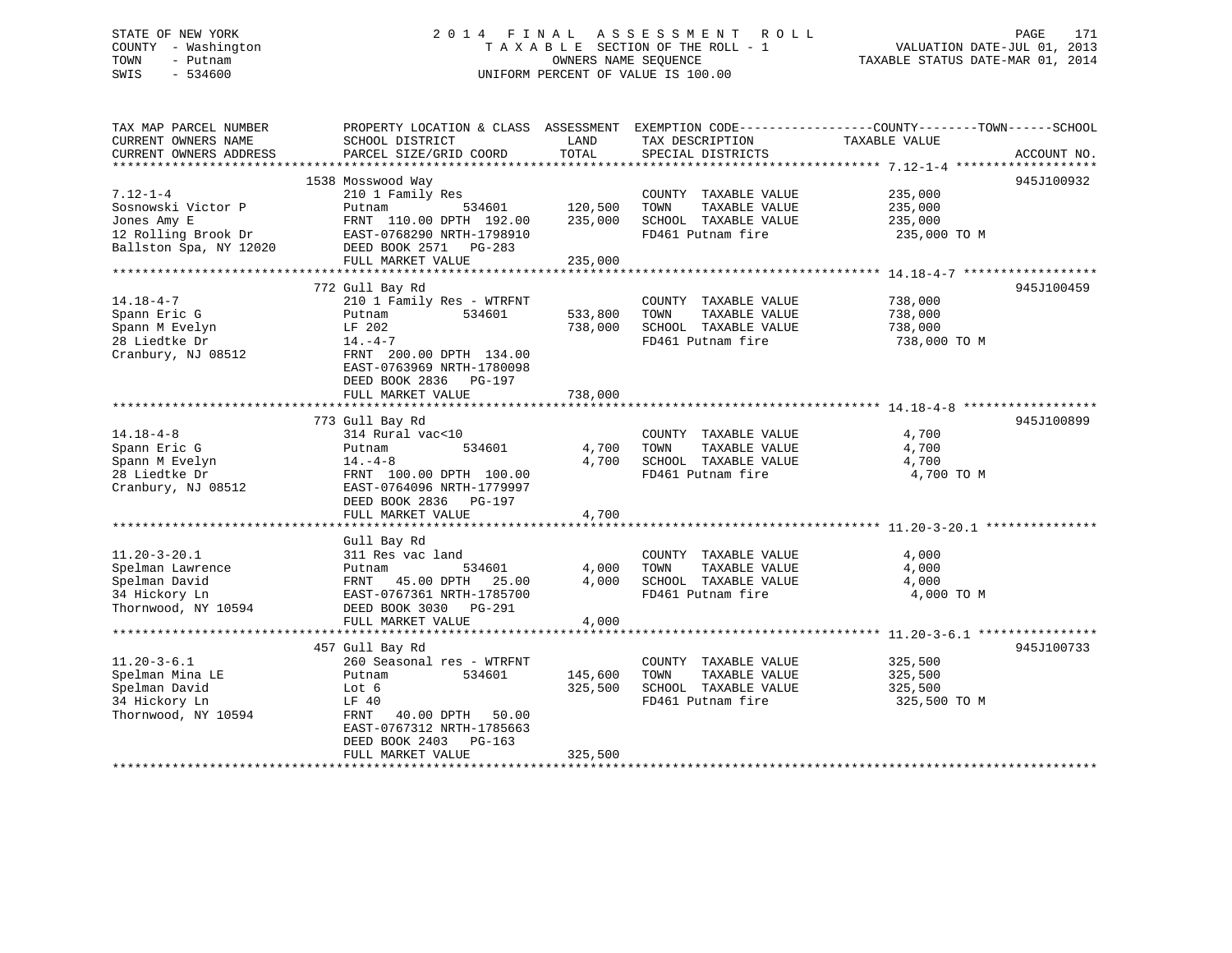STATE OF NEW YORK
COUNTY - Washington
TOWN - Putnam
SWIS - 534600

# 2014 FINAL ASSESSMENT ROLL
TAXABLE SECTION OF THE ROLL - 1
OWNERS NAME SEQUENCE
UNIFORM PERCENT OF VALUE IS 100.00

VALUATION DATE-JUL 01, 2013
TAXABLE STATUS DATE-MAR 01, 2014

| TAX MAP PARCEL NUMBER / CURRENT OWNERS NAME / CURRENT OWNERS ADDRESS | PROPERTY LOCATION & CLASS / SCHOOL DISTRICT / PARCEL SIZE/GRID COORD | ASSESSMENT LAND | TOTAL | EXEMPTION CODE / TAX DESCRIPTION / SPECIAL DISTRICTS | COUNTY--------TOWN------SCHOOL TAXABLE VALUE | ACCOUNT NO. |
|---|---|---|---|---|---|---|
| 7.12-1-4 | 1538 Mosswood Way | | | | | 945J100932 |
| Sosnowski Victor P | 210 1 Family Res | | | COUNTY TAXABLE VALUE | 235,000 | |
| Jones Amy E | Putnam 534601 | 120,500 | | TOWN TAXABLE VALUE | 235,000 | |
| 12 Rolling Brook Dr | FRNT 110.00 DPTH 192.00 | | 235,000 | SCHOOL TAXABLE VALUE | 235,000 | |
| Ballston Spa, NY 12020 | EAST-0768290 NRTH-1798910 | | | FD461 Putnam fire | 235,000 TO M | |
| | DEED BOOK 2571 PG-283 | | | | | |
| | FULL MARKET VALUE | | 235,000 | | | |
| 14.18-4-7 | 772 Gull Bay Rd | | | | | 945J100459 |
| Spann Eric G | 210 1 Family Res - WTRFNT | | | COUNTY TAXABLE VALUE | 738,000 | |
| Spann M Evelyn | Putnam 534601 | 533,800 | | TOWN TAXABLE VALUE | 738,000 | |
| 28 Liedtke Dr | LF 202 | | 738,000 | SCHOOL TAXABLE VALUE | 738,000 | |
| Cranbury, NJ 08512 | 14.-4-7 | | | FD461 Putnam fire | 738,000 TO M | |
| | FRNT 200.00 DPTH 134.00 | | | | | |
| | EAST-0763969 NRTH-1780098 | | | | | |
| | DEED BOOK 2836 PG-197 | | | | | |
| | FULL MARKET VALUE | | 738,000 | | | |
| 14.18-4-8 | 773 Gull Bay Rd | | | | | 945J100899 |
| Spann Eric G | 314 Rural vac<10 | | | COUNTY TAXABLE VALUE | 4,700 | |
| Spann M Evelyn | Putnam 534601 | 4,700 | | TOWN TAXABLE VALUE | 4,700 | |
| 28 Liedtke Dr | 14.-4-8 | | 4,700 | SCHOOL TAXABLE VALUE | 4,700 | |
| Cranbury, NJ 08512 | FRNT 100.00 DPTH 100.00 | | | FD461 Putnam fire | 4,700 TO M | |
| | EAST-0764096 NRTH-1779997 | | | | | |
| | DEED BOOK 2836 PG-197 | | | | | |
| | FULL MARKET VALUE | | 4,700 | | | |
| 11.20-3-20.1 | Gull Bay Rd | | | | | |
| Spelman Lawrence | 311 Res vac land | | | COUNTY TAXABLE VALUE | 4,000 | |
| Spelman David | Putnam 534601 | 4,000 | | TOWN TAXABLE VALUE | 4,000 | |
| 34 Hickory Ln | FRNT 45.00 DPTH 25.00 | | 4,000 | SCHOOL TAXABLE VALUE | 4,000 | |
| Thornwood, NY 10594 | EAST-0767361 NRTH-1785700 | | | FD461 Putnam fire | 4,000 TO M | |
| | DEED BOOK 3030 PG-291 | | | | | |
| | FULL MARKET VALUE | | 4,000 | | | |
| 11.20-3-6.1 | 457 Gull Bay Rd | | | | | 945J100733 |
| Spelman Mina LE | 260 Seasonal res - WTRFNT | | | COUNTY TAXABLE VALUE | 325,500 | |
| Spelman David | Putnam 534601 | 145,600 | | TOWN TAXABLE VALUE | 325,500 | |
| 34 Hickory Ln | Lot 6 | | 325,500 | SCHOOL TAXABLE VALUE | 325,500 | |
| Thornwood, NY 10594 | LF 40 | | | FD461 Putnam fire | 325,500 TO M | |
| | FRNT 40.00 DPTH 50.00 | | | | | |
| | EAST-0767312 NRTH-1785663 | | | | | |
| | DEED BOOK 2403 PG-163 | | | | | |
| | FULL MARKET VALUE | | 325,500 | | | |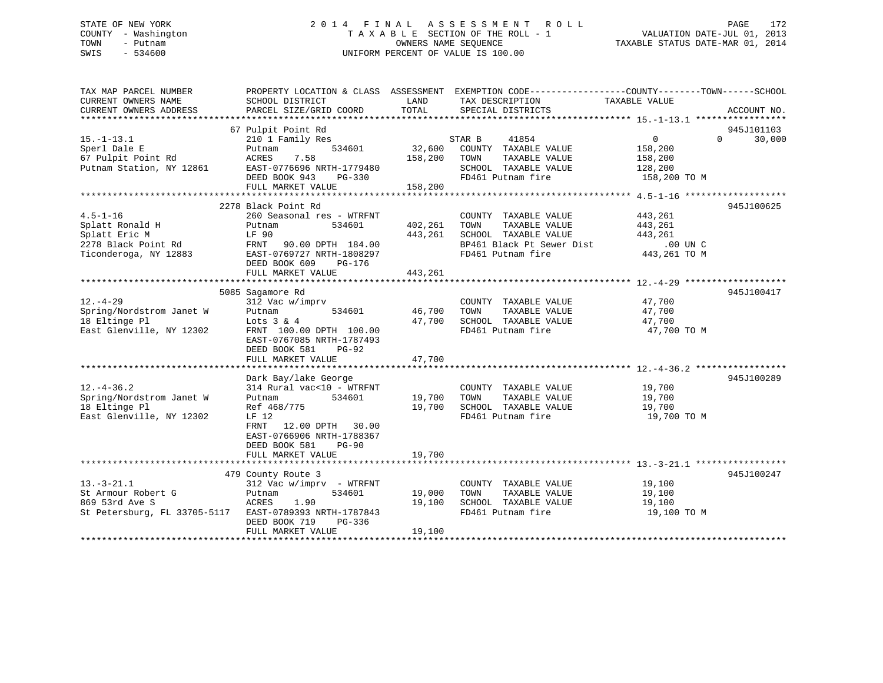STATE OF NEW YORK
COUNTY - Washington
TOWN - Putnam
SWIS - 534600

2014 FINAL ASSESSMENT ROLL
TAXABLE SECTION OF THE ROLL - 1
OWNERS NAME SEQUENCE
UNIFORM PERCENT OF VALUE IS 100.00

VALUATION DATE-JUL 01, 2013
TAXABLE STATUS DATE-MAR 01, 2014

| TAX MAP PARCEL NUMBER / CURRENT OWNERS NAME / CURRENT OWNERS ADDRESS | PROPERTY LOCATION & CLASS / SCHOOL DISTRICT / PARCEL SIZE/GRID COORD | ASSESSMENT LAND | TOTAL | EXEMPTION CODE / TAX DESCRIPTION / SPECIAL DISTRICTS | COUNTY / TOWN / SCHOOL TAXABLE VALUE | ACCOUNT NO. |
|---|---|---|---|---|---|---|
| **15.-1-13.1** | 67 Pulpit Point Rd | | | | | 945J101103 |
| Sperl Dale E | 210 1 Family Res | | | STAR B 41854 | 0 0 30,000 | |
| 67 Pulpit Point Rd | Putnam 534601 | 32,600 | | COUNTY TAXABLE VALUE | 158,200 | |
| Putnam Station, NY 12861 | ACRES 7.58 | | 158,200 | TOWN TAXABLE VALUE | 158,200 | |
| | EAST-0776696 NRTH-1779480 | | | SCHOOL TAXABLE VALUE | 128,200 | |
| | DEED BOOK 943 PG-330 | | | FD461 Putnam fire | 158,200 TO M | |
| | FULL MARKET VALUE | | 158,200 | | | |
| **4.5-1-16** | 2278 Black Point Rd | | | | | 945J100625 |
| Splatt Ronald H | 260 Seasonal res - WTRFNT | | | COUNTY TAXABLE VALUE | 443,261 | |
| Splatt Eric M | Putnam 534601 | 402,261 | | TOWN TAXABLE VALUE | 443,261 | |
| 2278 Black Point Rd | LF 90 | | 443,261 | SCHOOL TAXABLE VALUE | 443,261 | |
| Ticonderoga, NY 12883 | FRNT 90.00 DPTH 184.00 | | | BP461 Black Pt Sewer Dist | .00 UN C | |
| | EAST-0769727 NRTH-1808297 | | | FD461 Putnam fire | 443,261 TO M | |
| | DEED BOOK 609 PG-176 | | | | | |
| | FULL MARKET VALUE | | 443,261 | | | |
| **12.-4-29** | 5085 Sagamore Rd | | | | | 945J100417 |
| Spring/Nordstrom Janet W | 312 Vac w/imprv | | | COUNTY TAXABLE VALUE | 47,700 | |
| 18 Eltinge Pl | Putnam 534601 | 46,700 | | TOWN TAXABLE VALUE | 47,700 | |
| East Glenville, NY 12302 | Lots 3 & 4 | | 47,700 | SCHOOL TAXABLE VALUE | 47,700 | |
| | FRNT 100.00 DPTH 100.00 | | | FD461 Putnam fire | 47,700 TO M | |
| | EAST-0767085 NRTH-1787493 | | | | | |
| | DEED BOOK 581 PG-92 | | | | | |
| | FULL MARKET VALUE | | 47,700 | | | |
| **12.-4-36.2** | Dark Bay/lake George | | | | | 945J100289 |
| Spring/Nordstrom Janet W | 314 Rural vac<10 - WTRFNT | | | COUNTY TAXABLE VALUE | 19,700 | |
| 18 Eltinge Pl | Putnam 534601 | 19,700 | | TOWN TAXABLE VALUE | 19,700 | |
| East Glenville, NY 12302 | Ref 468/775 | | 19,700 | SCHOOL TAXABLE VALUE | 19,700 | |
| | LF 12 | | | FD461 Putnam fire | 19,700 TO M | |
| | FRNT 12.00 DPTH 30.00 | | | | | |
| | EAST-0766906 NRTH-1788367 | | | | | |
| | DEED BOOK 581 PG-90 | | | | | |
| | FULL MARKET VALUE | | 19,700 | | | |
| **13.-3-21.1** | 479 County Route 3 | | | | | 945J100247 |
| St Armour Robert G | 312 Vac w/imprv - WTRFNT | | | COUNTY TAXABLE VALUE | 19,100 | |
| 869 53rd Ave S | Putnam 534601 | 19,000 | | TOWN TAXABLE VALUE | 19,100 | |
| St Petersburg, FL 33705-5117 | ACRES 1.90 | | 19,100 | SCHOOL TAXABLE VALUE | 19,100 | |
| | EAST-0789393 NRTH-1787843 | | | FD461 Putnam fire | 19,100 TO M | |
| | DEED BOOK 719 PG-336 | | | | | |
| | FULL MARKET VALUE | | 19,100 | | | |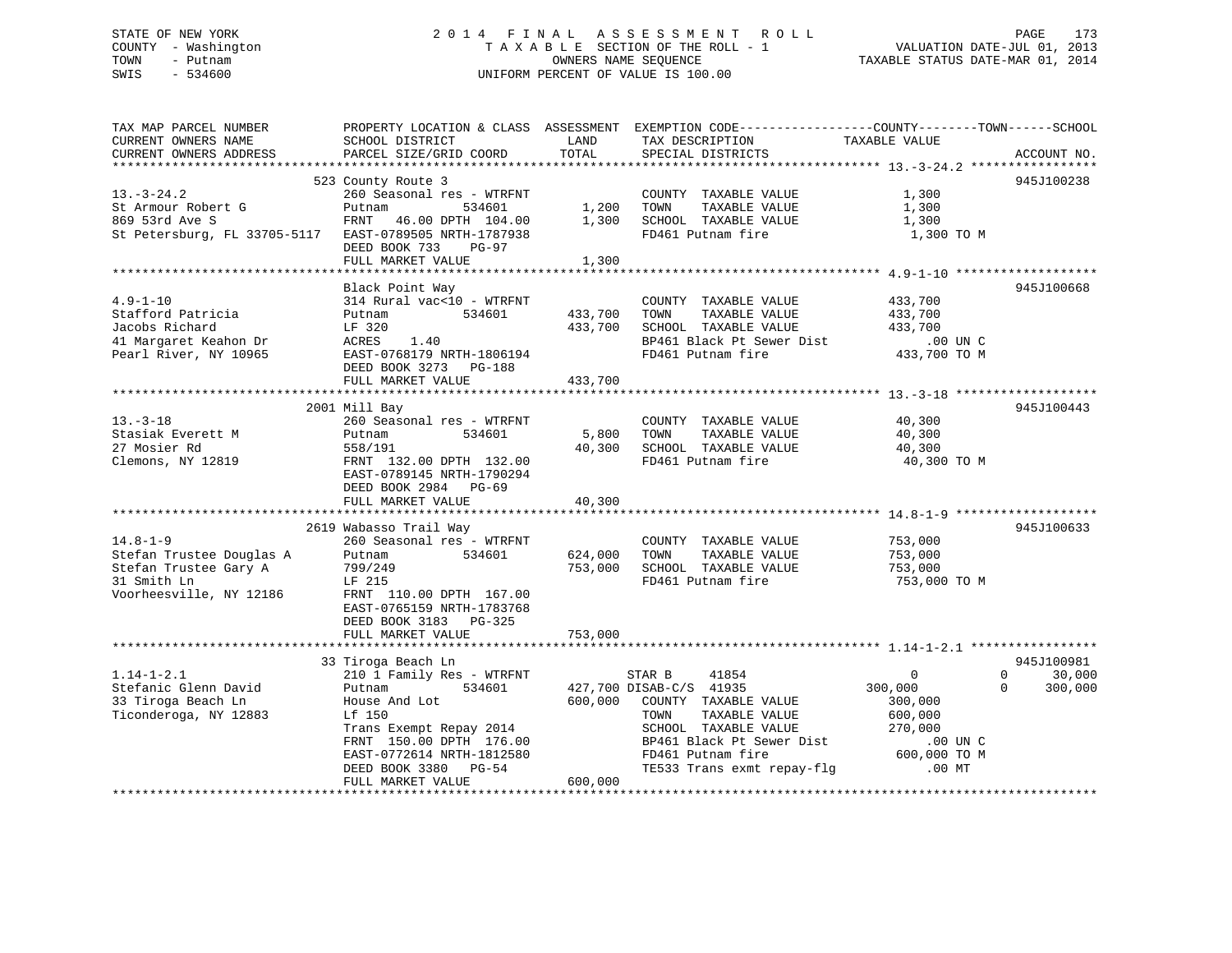STATE OF NEW YORK | COUNTY - Washington | TOWN - Putnam | SWIS - 534600

# 2014 FINAL ASSESSMENT ROLL
TAXABLE SECTION OF THE ROLL - 1
OWNERS NAME SEQUENCE
UNIFORM PERCENT OF VALUE IS 100.00

VALUATION DATE-JUL 01, 2013
TAXABLE STATUS DATE-MAR 01, 2014

| TAX MAP PARCEL NUMBER / CURRENT OWNERS NAME / CURRENT OWNERS ADDRESS | PROPERTY LOCATION & CLASS / SCHOOL DISTRICT / PARCEL SIZE/GRID COORD | ASSESSMENT LAND | TOTAL | EXEMPTION CODE / TAX DESCRIPTION / SPECIAL DISTRICTS | COUNTY | TOWN | SCHOOL | ACCOUNT NO. |
|---|---|---|---|---|---|---|---|---|
| **13.-3-24.2** | 523 County Route 3 | | | | | | | 945J100238 |
| St Armour Robert G | 260 Seasonal res - WTRFNT | | | COUNTY TAXABLE VALUE | 1,300 | | | |
| 869 53rd Ave S | Putnam 534601 | 1,200 | | TOWN TAXABLE VALUE | | 1,300 | | |
| St Petersburg, FL 33705-5117 | FRNT 46.00 DPTH 104.00 | | 1,300 | SCHOOL TAXABLE VALUE | | | 1,300 | |
| | EAST-0789505 NRTH-1787938 | | | FD461 Putnam fire | 1,300 TO M | | | |
| | DEED BOOK 733 PG-97 | | | | | | | |
| | FULL MARKET VALUE | | 1,300 | | | | | |
| **4.9-1-10** | Black Point Way | | | | | | | 945J100668 |
| Stafford Patricia | 314 Rural vac<10 - WTRFNT | | | COUNTY TAXABLE VALUE | 433,700 | | | |
| Jacobs Richard | Putnam 534601 | 433,700 | | TOWN TAXABLE VALUE | | 433,700 | | |
| 41 Margaret Keahon Dr | LF 320 | | 433,700 | SCHOOL TAXABLE VALUE | | | 433,700 | |
| Pearl River, NY 10965 | ACRES 1.40 | | | BP461 Black Pt Sewer Dist | .00 UN C | | | |
| | EAST-0768179 NRTH-1806194 | | | FD461 Putnam fire | 433,700 TO M | | | |
| | DEED BOOK 3273 PG-188 | | | | | | | |
| | FULL MARKET VALUE | | 433,700 | | | | | |
| **13.-3-18** | 2001 Mill Bay | | | | | | | 945J100443 |
| Stasiak Everett M | 260 Seasonal res - WTRFNT | | | COUNTY TAXABLE VALUE | 40,300 | | | |
| 27 Mosier Rd | Putnam 534601 | 5,800 | | TOWN TAXABLE VALUE | | 40,300 | | |
| Clemons, NY 12819 | 558/191 | | 40,300 | SCHOOL TAXABLE VALUE | | | 40,300 | |
| | FRNT 132.00 DPTH 132.00 | | | FD461 Putnam fire | 40,300 TO M | | | |
| | EAST-0789145 NRTH-1790294 | | | | | | | |
| | DEED BOOK 2984 PG-69 | | | | | | | |
| | FULL MARKET VALUE | | 40,300 | | | | | |
| **14.8-1-9** | 2619 Wabasso Trail Way | | | | | | | 945J100633 |
| Stefan Trustee Douglas A | 260 Seasonal res - WTRFNT | | | COUNTY TAXABLE VALUE | 753,000 | | | |
| Stefan Trustee Gary A | Putnam 534601 | 624,000 | | TOWN TAXABLE VALUE | | 753,000 | | |
| 31 Smith Ln | 799/249 | | 753,000 | SCHOOL TAXABLE VALUE | | | 753,000 | |
| Voorheesville, NY 12186 | LF 215 | | | FD461 Putnam fire | 753,000 TO M | | | |
| | FRNT 110.00 DPTH 167.00 | | | | | | | |
| | EAST-0765159 NRTH-1783768 | | | | | | | |
| | DEED BOOK 3183 PG-325 | | | | | | | |
| | FULL MARKET VALUE | | 753,000 | | | | | |
| **1.14-1-2.1** | 33 Tiroga Beach Ln | | | | | | | 945J100981 |
| Stefanic Glenn David | 210 1 Family Res - WTRFNT | | | STAR B 41854 | 0 | 0 | 30,000 | |
| 33 Tiroga Beach Ln | Putnam 534601 | 427,700 | | DISAB-C/S 41935 | 300,000 | 0 | 300,000 | |
| Ticonderoga, NY 12883 | House And Lot | | 600,000 | COUNTY TAXABLE VALUE | 300,000 | | | |
| | Lf 150 | | | TOWN TAXABLE VALUE | | 600,000 | | |
| | Trans Exempt Repay 2014 | | | SCHOOL TAXABLE VALUE | | | 270,000 | |
| | FRNT 150.00 DPTH 176.00 | | | BP461 Black Pt Sewer Dist | .00 UN C | | | |
| | EAST-0772614 NRTH-1812580 | | | FD461 Putnam fire | 600,000 TO M | | | |
| | DEED BOOK 3380 PG-54 | | | TE533 Trans exmt repay-flg | .00 MT | | | |
| | FULL MARKET VALUE | | 600,000 | | | | | |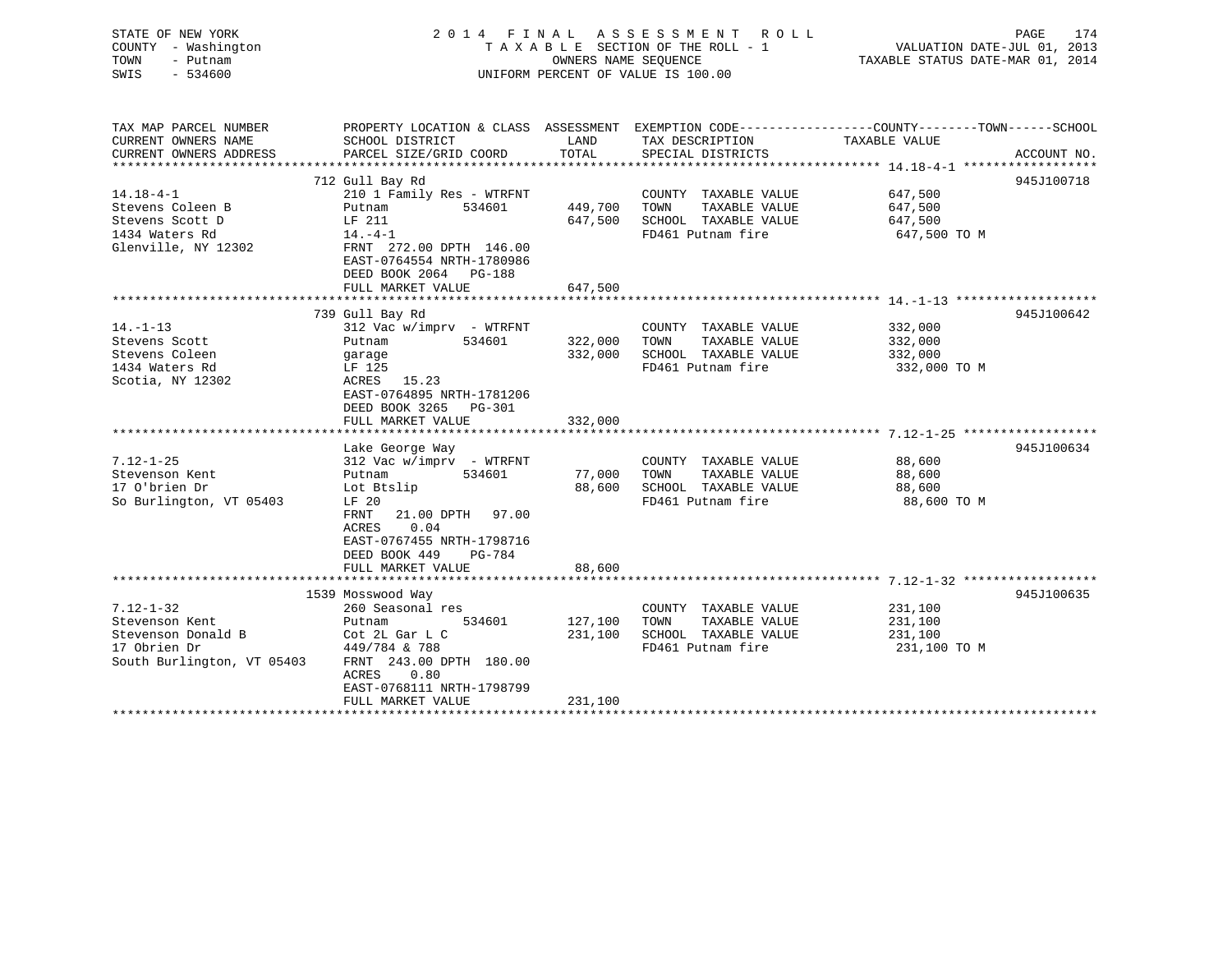STATE OF NEW YORK
COUNTY - Washington
TOWN - Putnam
SWIS - 534600

2014 FINAL ASSESSMENT ROLL
TAXABLE SECTION OF THE ROLL - 1
OWNERS NAME SEQUENCE
UNIFORM PERCENT OF VALUE IS 100.00

VALUATION DATE-JUL 01, 2013
TAXABLE STATUS DATE-MAR 01, 2014

| TAX MAP PARCEL NUMBER / CURRENT OWNERS NAME / CURRENT OWNERS ADDRESS | PROPERTY LOCATION & CLASS / SCHOOL DISTRICT / PARCEL SIZE/GRID COORD | ASSESSMENT LAND / TOTAL | EXEMPTION CODE / TAX DESCRIPTION / SPECIAL DISTRICTS | COUNTY--------TOWN------SCHOOL TAXABLE VALUE | ACCOUNT NO. |
|---|---|---|---|---|---|
| 14.18-4-1 | 712 Gull Bay Rd | | | | 945J100718 |
| Stevens Coleen B | 210 1 Family Res - WTRFNT | | COUNTY TAXABLE VALUE | 647,500 | |
| Stevens Scott D | Putnam 534601 | 449,700 | TOWN TAXABLE VALUE | 647,500 | |
| 1434 Waters Rd | LF 211 | 647,500 | SCHOOL TAXABLE VALUE | 647,500 | |
| Glenville, NY 12302 | 14.-4-1 | | FD461 Putnam fire | 647,500 TO M | |
| | FRNT 272.00 DPTH 146.00 | | | | |
| | EAST-0764554 NRTH-1780986 | | | | |
| | DEED BOOK 2064 PG-188 | | | | |
| | FULL MARKET VALUE | 647,500 | | | |
| 14.-1-13 | 739 Gull Bay Rd | | | | 945J100642 |
| Stevens Scott | 312 Vac w/imprv - WTRFNT | | COUNTY TAXABLE VALUE | 332,000 | |
| Stevens Coleen | Putnam 534601 | 322,000 | TOWN TAXABLE VALUE | 332,000 | |
| 1434 Waters Rd | garage | 332,000 | SCHOOL TAXABLE VALUE | 332,000 | |
| Scotia, NY 12302 | LF 125 | | FD461 Putnam fire | 332,000 TO M | |
| | ACRES 15.23 | | | | |
| | EAST-0764895 NRTH-1781206 | | | | |
| | DEED BOOK 3265 PG-301 | | | | |
| | FULL MARKET VALUE | 332,000 | | | |
| 7.12-1-25 | Lake George Way | | | | 945J100634 |
| Stevenson Kent | 312 Vac w/imprv - WTRFNT | | COUNTY TAXABLE VALUE | 88,600 | |
| 17 O'brien Dr | Putnam 534601 | 77,000 | TOWN TAXABLE VALUE | 88,600 | |
| So Burlington, VT 05403 | Lot Btslip | 88,600 | SCHOOL TAXABLE VALUE | 88,600 | |
| | LF 20 | | FD461 Putnam fire | 88,600 TO M | |
| | FRNT 21.00 DPTH 97.00 | | | | |
| | ACRES 0.04 | | | | |
| | EAST-0767455 NRTH-1798716 | | | | |
| | DEED BOOK 449 PG-784 | | | | |
| | FULL MARKET VALUE | 88,600 | | | |
| 7.12-1-32 | 1539 Mosswood Way | | | | 945J100635 |
| Stevenson Kent | 260 Seasonal res | | COUNTY TAXABLE VALUE | 231,100 | |
| Stevenson Donald B | Putnam 534601 | 127,100 | TOWN TAXABLE VALUE | 231,100 | |
| 17 Obrien Dr | Cot 2L Gar L C | 231,100 | SCHOOL TAXABLE VALUE | 231,100 | |
| South Burlington, VT 05403 | 449/784 & 788 | | FD461 Putnam fire | 231,100 TO M | |
| | FRNT 243.00 DPTH 180.00 | | | | |
| | ACRES 0.80 | | | | |
| | EAST-0768111 NRTH-1798799 | | | | |
| | FULL MARKET VALUE | 231,100 | | | |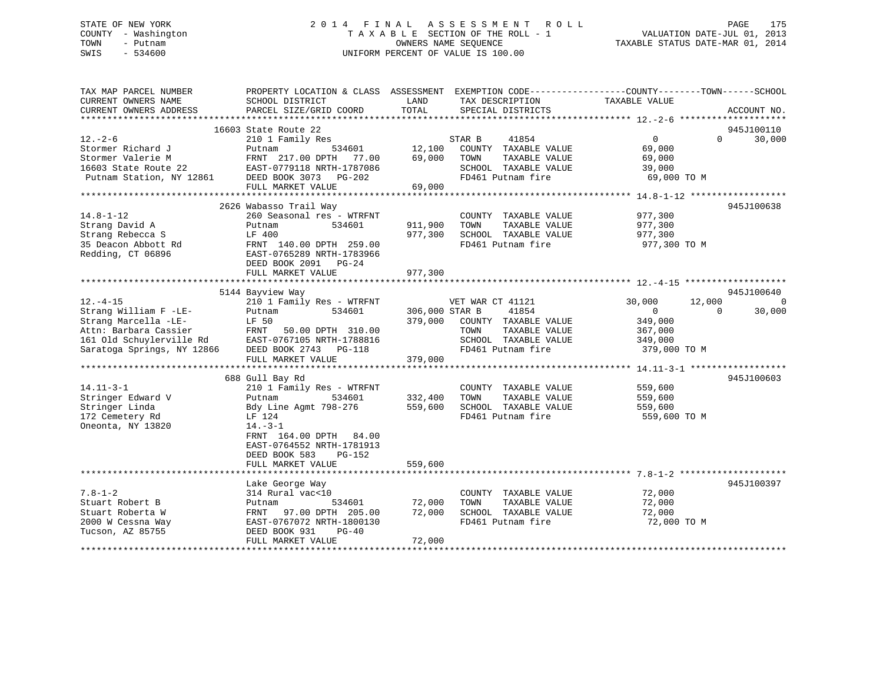STATE OF NEW YORK
COUNTY - Washington
TOWN - Putnam
SWIS - 534600

# 2014 FINAL ASSESSMENT ROLL
TAXABLE SECTION OF THE ROLL - 1
OWNERS NAME SEQUENCE
UNIFORM PERCENT OF VALUE IS 100.00

VALUATION DATE-JUL 01, 2013
TAXABLE STATUS DATE-MAR 01, 2014

```
TAX MAP PARCEL NUMBER          PROPERTY LOCATION & CLASS  ASSESSMENT  EXEMPTION CODE-----------------COUNTY--------TOWN------SCHOOL
CURRENT OWNERS NAME            SCHOOL DISTRICT               LAND      TAX DESCRIPTION            TAXABLE VALUE
CURRENT OWNERS ADDRESS         PARCEL SIZE/GRID COORD        TOTAL     SPECIAL DISTRICTS                                    ACCOUNT NO.
******************************************************************************************************* 12.-2-6 ********************
                               16603 State Route 22                                                                          945J100110
12.-2-6                        210 1 Family Res                      STAR B      41854               0            0       30,000
Stormer Richard J              Putnam          534601       12,100   COUNTY  TAXABLE VALUE          69,000
Stormer Valerie M              FRNT 217.00 DPTH  77.00      69,000   TOWN    TAXABLE VALUE          69,000
16603 State Route 22           EAST-0779118 NRTH-1787086             SCHOOL  TAXABLE VALUE          39,000
 Putnam Station, NY 12861      DEED BOOK 3073   PG-202               FD461 Putnam fire               69,000 TO M
                               FULL MARKET VALUE            69,000
******************************************************************************************************* 14.8-1-12 ******************
                               2626 Wabasso Trail Way                                                                        945J100638
14.8-1-12                      260 Seasonal res - WTRFNT             COUNTY  TAXABLE VALUE         977,300
Strang David A                 Putnam          534601      911,900   TOWN    TAXABLE VALUE         977,300
Strang Rebecca S               LF 400                      977,300   SCHOOL  TAXABLE VALUE         977,300
35 Deacon Abbott Rd            FRNT 140.00 DPTH 259.00               FD461 Putnam fire              977,300 TO M
Redding, CT 06896              EAST-0765289 NRTH-1783966
                               DEED BOOK 2091   PG-24
                               FULL MARKET VALUE           977,300
******************************************************************************************************* 12.-4-15 *******************
                               5144 Bayview Way                                                                              945J100640
12.-4-15                       210 1 Family Res - WTRFNT             VET WAR CT 41121           30,000       12,000            0
Strang William F -LE-          Putnam          534601      306,000 STAR B      41854               0            0       30,000
Strang Marcella -LE-           LF 50                       379,000   COUNTY  TAXABLE VALUE         349,000
Attn: Barbara Cassier          FRNT  50.00 DPTH 310.00               TOWN    TAXABLE VALUE         367,000
161 Old Schuylerville Rd       EAST-0767105 NRTH-1788816             SCHOOL  TAXABLE VALUE         349,000
Saratoga Springs, NY 12866     DEED BOOK 2743   PG-118               FD461 Putnam fire              379,000 TO M
                               FULL MARKET VALUE           379,000
******************************************************************************************************* 14.11-3-1 ******************
                               688 Gull Bay Rd                                                                               945J100603
14.11-3-1                      210 1 Family Res - WTRFNT             COUNTY  TAXABLE VALUE         559,600
Stringer Edward V              Putnam          534601      332,400   TOWN    TAXABLE VALUE         559,600
Stringer Linda                 Bdy Line Agmt 798-276       559,600   SCHOOL  TAXABLE VALUE         559,600
172 Cemetery Rd                LF 124                                FD461 Putnam fire              559,600 TO M
Oneonta, NY 13820              14.-3-1
                               FRNT 164.00 DPTH  84.00
                               EAST-0764552 NRTH-1781913
                               DEED BOOK 583    PG-152
                               FULL MARKET VALUE           559,600
******************************************************************************************************* 7.8-1-2 ********************
                               Lake George Way                                                                               945J100397
7.8-1-2                        314 Rural vac<10                      COUNTY  TAXABLE VALUE          72,000
Stuart Robert B                Putnam          534601       72,000   TOWN    TAXABLE VALUE          72,000
Stuart Roberta W               FRNT  97.00 DPTH 205.00      72,000   SCHOOL  TAXABLE VALUE          72,000
2000 W Cessna Way              EAST-0767072 NRTH-1800130             FD461 Putnam fire               72,000 TO M
Tucson, AZ 85755               DEED BOOK 931    PG-40
                               FULL MARKET VALUE            72,000
************************************************************************************************************************************
```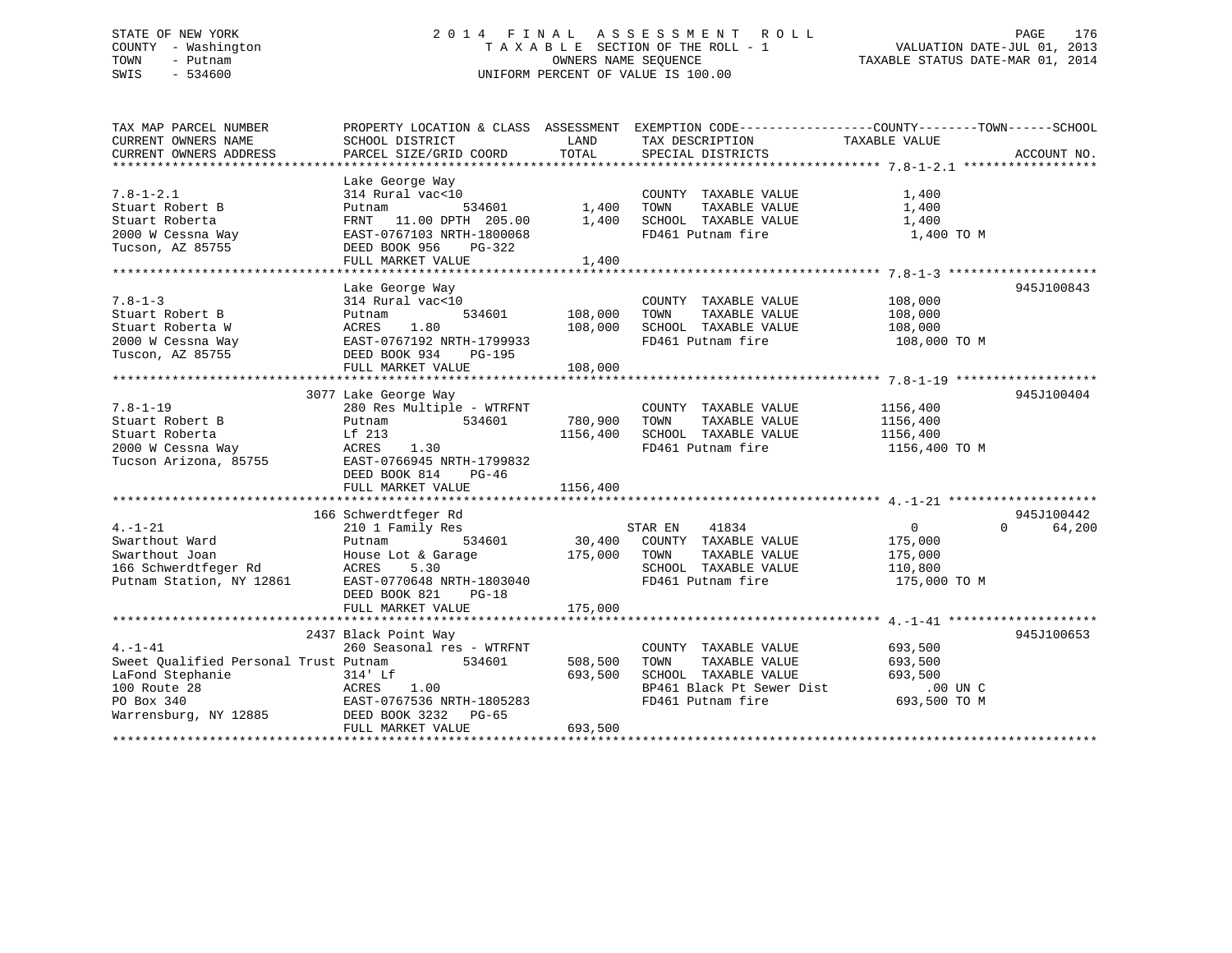STATE OF NEW YORK
COUNTY - Washington
TOWN - Putnam
SWIS - 534600

# 2014 FINAL ASSESSMENT ROLL
TAXABLE SECTION OF THE ROLL - 1
OWNERS NAME SEQUENCE
UNIFORM PERCENT OF VALUE IS 100.00

VALUATION DATE-JUL 01, 2013
TAXABLE STATUS DATE-MAR 01, 2014

| TAX MAP PARCEL NUMBER / CURRENT OWNERS NAME / CURRENT OWNERS ADDRESS | PROPERTY LOCATION & CLASS / SCHOOL DISTRICT / PARCEL SIZE/GRID COORD | ASSESSMENT LAND / TOTAL | EXEMPTION CODE / TAX DESCRIPTION / SPECIAL DISTRICTS | COUNTY / TOWN / SCHOOL TAXABLE VALUE | ACCOUNT NO. |
|---|---|---|---|---|---|
| 7.8-1-2.1 | Lake George Way | | | | |
| 7.8-1-2.1 | 314 Rural vac<10 | | COUNTY TAXABLE VALUE | 1,400 | |
| Stuart Robert B | Putnam 534601 | 1,400 | TOWN TAXABLE VALUE | 1,400 | |
| Stuart Roberta | FRNT 11.00 DPTH 205.00 | 1,400 | SCHOOL TAXABLE VALUE | 1,400 | |
| 2000 W Cessna Way | EAST-0767103 NRTH-1800068 | | FD461 Putnam fire | 1,400 TO M | |
| Tucson, AZ 85755 | DEED BOOK 956 PG-322 | | | | |
| | FULL MARKET VALUE | 1,400 | | | |
| 7.8-1-3 | Lake George Way | | | | 945J100843 |
| 7.8-1-3 | 314 Rural vac<10 | | COUNTY TAXABLE VALUE | 108,000 | |
| Stuart Robert B | Putnam 534601 | 108,000 | TOWN TAXABLE VALUE | 108,000 | |
| Stuart Roberta W | ACRES 1.80 | 108,000 | SCHOOL TAXABLE VALUE | 108,000 | |
| 2000 W Cessna Way | EAST-0767192 NRTH-1799933 | | FD461 Putnam fire | 108,000 TO M | |
| Tuscon, AZ 85755 | DEED BOOK 934 PG-195 | | | | |
| | FULL MARKET VALUE | 108,000 | | | |
| 7.8-1-19 | 3077 Lake George Way | | | | 945J100404 |
| 7.8-1-19 | 280 Res Multiple - WTRFNT | | COUNTY TAXABLE VALUE | 1156,400 | |
| Stuart Robert B | Putnam 534601 | 780,900 | TOWN TAXABLE VALUE | 1156,400 | |
| Stuart Roberta | Lf 213 | 1156,400 | SCHOOL TAXABLE VALUE | 1156,400 | |
| 2000 W Cessna Way | ACRES 1.30 | | FD461 Putnam fire | 1156,400 TO M | |
| Tucson Arizona, 85755 | EAST-0766945 NRTH-1799832 | | | | |
| | DEED BOOK 814 PG-46 | | | | |
| | FULL MARKET VALUE | 1156,400 | | | |
| 4.-1-21 | 166 Schwerdtfeger Rd | | | | 945J100442 |
| 4.-1-21 | 210 1 Family Res | | STAR EN 41834 | 0 0 64,200 | |
| Swarthout Ward | Putnam 534601 | 30,400 | COUNTY TAXABLE VALUE | 175,000 | |
| Swarthout Joan | House Lot & Garage | 175,000 | TOWN TAXABLE VALUE | 175,000 | |
| 166 Schwerdtfeger Rd | ACRES 5.30 | | SCHOOL TAXABLE VALUE | 110,800 | |
| Putnam Station, NY 12861 | EAST-0770648 NRTH-1803040 | | FD461 Putnam fire | 175,000 TO M | |
| | DEED BOOK 821 PG-18 | | | | |
| | FULL MARKET VALUE | 175,000 | | | |
| 4.-1-41 | 2437 Black Point Way | | | | 945J100653 |
| 4.-1-41 | 260 Seasonal res - WTRFNT | | COUNTY TAXABLE VALUE | 693,500 | |
| Sweet Qualified Personal Trust | Putnam 534601 | 508,500 | TOWN TAXABLE VALUE | 693,500 | |
| LaFond Stephanie | 314' Lf | 693,500 | SCHOOL TAXABLE VALUE | 693,500 | |
| 100 Route 28 | ACRES 1.00 | | BP461 Black Pt Sewer Dist | .00 UN C | |
| PO Box 340 | EAST-0767536 NRTH-1805283 | | FD461 Putnam fire | 693,500 TO M | |
| Warrensburg, NY 12885 | DEED BOOK 3232 PG-65 | | | | |
| | FULL MARKET VALUE | 693,500 | | | |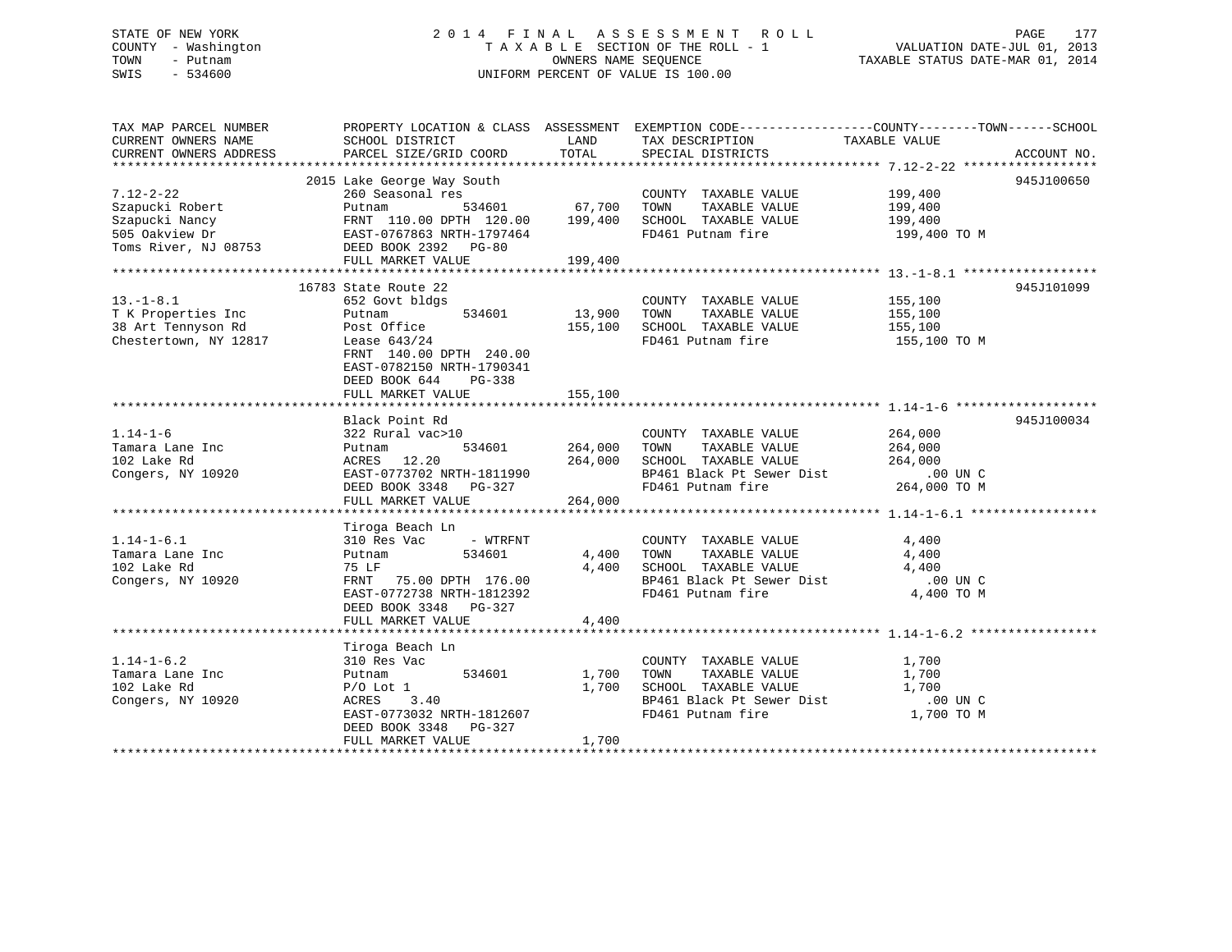STATE OF NEW YORK
COUNTY - Washington
TOWN - Putnam
SWIS - 534600

2014 FINAL ASSESSMENT ROLL
TAXABLE SECTION OF THE ROLL - 1
OWNERS NAME SEQUENCE
UNIFORM PERCENT OF VALUE IS 100.00

VALUATION DATE-JUL 01, 2013
TAXABLE STATUS DATE-MAR 01, 2014

| TAX MAP PARCEL NUMBER / CURRENT OWNERS NAME / CURRENT OWNERS ADDRESS | PROPERTY LOCATION & CLASS / SCHOOL DISTRICT / PARCEL SIZE/GRID COORD | ASSESSMENT LAND | TOTAL | EXEMPTION CODE / TAX DESCRIPTION / SPECIAL DISTRICTS | TAXABLE VALUE (COUNTY / TOWN / SCHOOL) | ACCOUNT NO. |
|---|---|---|---|---|---|---|
| 7.12-2-22 | 2015 Lake George Way South | | | | | 945J100650 |
| | 260 Seasonal res | | | COUNTY TAXABLE VALUE | 199,400 | |
| Szapucki Robert | Putnam 534601 | 67,700 | | TOWN TAXABLE VALUE | 199,400 | |
| Szapucki Nancy | FRNT 110.00 DPTH 120.00 | | 199,400 | SCHOOL TAXABLE VALUE | 199,400 | |
| 505 Oakview Dr | EAST-0767863 NRTH-1797464 | | | FD461 Putnam fire | 199,400 TO M | |
| Toms River, NJ 08753 | DEED BOOK 2392 PG-80 | | | | | |
| | FULL MARKET VALUE | | 199,400 | | | |
| 13.-1-8.1 | 16783 State Route 22 | | | | | 945J101099 |
| | 652 Govt bldgs | | | COUNTY TAXABLE VALUE | 155,100 | |
| T K Properties Inc | Putnam 534601 | 13,900 | | TOWN TAXABLE VALUE | 155,100 | |
| 38 Art Tennyson Rd | Post Office | | 155,100 | SCHOOL TAXABLE VALUE | 155,100 | |
| Chestertown, NY 12817 | Lease 643/24 | | | FD461 Putnam fire | 155,100 TO M | |
| | FRNT 140.00 DPTH 240.00 | | | | | |
| | EAST-0782150 NRTH-1790341 | | | | | |
| | DEED BOOK 644 PG-338 | | | | | |
| | FULL MARKET VALUE | | 155,100 | | | |
| 1.14-1-6 | Black Point Rd | | | | | 945J100034 |
| | 322 Rural vac>10 | | | COUNTY TAXABLE VALUE | 264,000 | |
| Tamara Lane Inc | Putnam 534601 | 264,000 | | TOWN TAXABLE VALUE | 264,000 | |
| 102 Lake Rd | ACRES 12.20 | | 264,000 | SCHOOL TAXABLE VALUE | 264,000 | |
| Congers, NY 10920 | EAST-0773702 NRTH-1811990 | | | BP461 Black Pt Sewer Dist | .00 UN C | |
| | DEED BOOK 3348 PG-327 | | | FD461 Putnam fire | 264,000 TO M | |
| | FULL MARKET VALUE | | 264,000 | | | |
| 1.14-1-6.1 | Tiroga Beach Ln | | | | | |
| | 310 Res Vac - WTRFNT | | | COUNTY TAXABLE VALUE | 4,400 | |
| Tamara Lane Inc | Putnam 534601 | 4,400 | | TOWN TAXABLE VALUE | 4,400 | |
| 102 Lake Rd | 75 LF | | 4,400 | SCHOOL TAXABLE VALUE | 4,400 | |
| Congers, NY 10920 | FRNT 75.00 DPTH 176.00 | | | BP461 Black Pt Sewer Dist | .00 UN C | |
| | EAST-0772738 NRTH-1812392 | | | FD461 Putnam fire | 4,400 TO M | |
| | DEED BOOK 3348 PG-327 | | | | | |
| | FULL MARKET VALUE | | 4,400 | | | |
| 1.14-1-6.2 | Tiroga Beach Ln | | | | | |
| | 310 Res Vac | | | COUNTY TAXABLE VALUE | 1,700 | |
| Tamara Lane Inc | Putnam 534601 | 1,700 | | TOWN TAXABLE VALUE | 1,700 | |
| 102 Lake Rd | P/O Lot 1 | | 1,700 | SCHOOL TAXABLE VALUE | 1,700 | |
| Congers, NY 10920 | ACRES 3.40 | | | BP461 Black Pt Sewer Dist | .00 UN C | |
| | EAST-0773032 NRTH-1812607 | | | FD461 Putnam fire | 1,700 TO M | |
| | DEED BOOK 3348 PG-327 | | | | | |
| | FULL MARKET VALUE | | 1,700 | | | |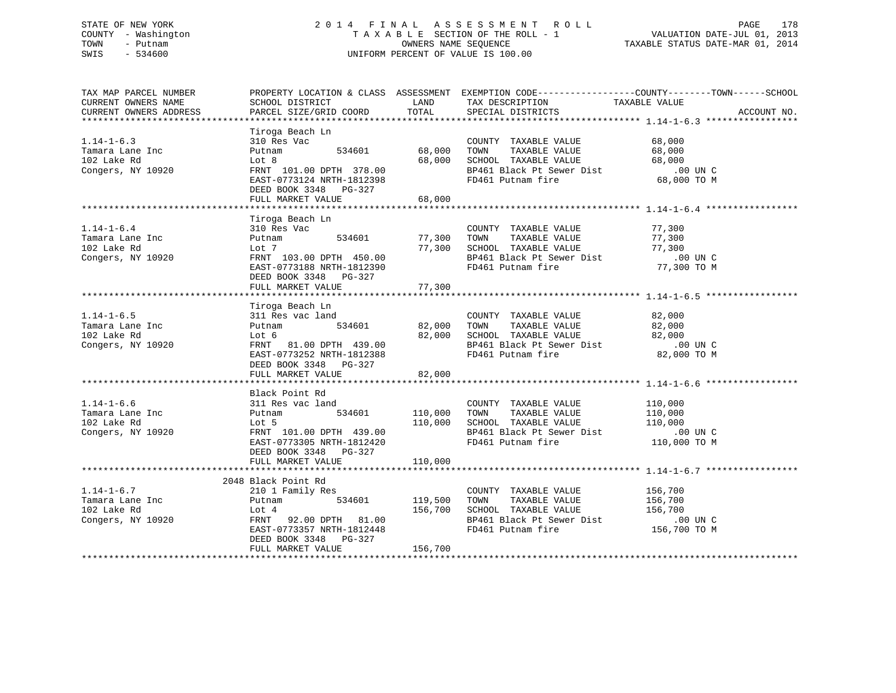STATE OF NEW YORK
COUNTY - Washington
TOWN - Putnam
SWIS - 534600

2 0 1 4 F I N A L A S S E S S M E N T R O L L
T A X A B L E SECTION OF THE ROLL - 1
OWNERS NAME SEQUENCE
UNIFORM PERCENT OF VALUE IS 100.00

VALUATION DATE-JUL 01, 2013
TAXABLE STATUS DATE-MAR 01, 2014

| TAX MAP PARCEL NUMBER / CURRENT OWNERS NAME / CURRENT OWNERS ADDRESS | PROPERTY LOCATION & CLASS / SCHOOL DISTRICT / PARCEL SIZE/GRID COORD | ASSESSMENT LAND | TOTAL | EXEMPTION CODE / TAX DESCRIPTION / SPECIAL DISTRICTS | TAXABLE VALUE (COUNTY--TOWN--SCHOOL) | ACCOUNT NO. |
|---|---|---|---|---|---|---|
| 1.14-1-6.3 | Tiroga Beach Ln | | | | | |
| Tamara Lane Inc | 310 Res Vac | | | COUNTY TAXABLE VALUE | 68,000 | |
| 102 Lake Rd | Putnam 534601 | 68,000 | | TOWN TAXABLE VALUE | 68,000 | |
| Congers, NY 10920 | Lot 8 | | 68,000 | SCHOOL TAXABLE VALUE | 68,000 | |
| | FRNT 101.00 DPTH 378.00 | | | BP461 Black Pt Sewer Dist | .00 UN C | |
| | EAST-0773124 NRTH-1812398 | | | FD461 Putnam fire | 68,000 TO M | |
| | DEED BOOK 3348 PG-327 | | | | | |
| | FULL MARKET VALUE | | 68,000 | | | |
| 1.14-1-6.4 | Tiroga Beach Ln | | | | | |
| Tamara Lane Inc | 310 Res Vac | | | COUNTY TAXABLE VALUE | 77,300 | |
| 102 Lake Rd | Putnam 534601 | 77,300 | | TOWN TAXABLE VALUE | 77,300 | |
| Congers, NY 10920 | Lot 7 | | 77,300 | SCHOOL TAXABLE VALUE | 77,300 | |
| | FRNT 103.00 DPTH 450.00 | | | BP461 Black Pt Sewer Dist | .00 UN C | |
| | EAST-0773188 NRTH-1812390 | | | FD461 Putnam fire | 77,300 TO M | |
| | DEED BOOK 3348 PG-327 | | | | | |
| | FULL MARKET VALUE | | 77,300 | | | |
| 1.14-1-6.5 | Tiroga Beach Ln | | | | | |
| Tamara Lane Inc | 311 Res vac land | | | COUNTY TAXABLE VALUE | 82,000 | |
| 102 Lake Rd | Putnam 534601 | 82,000 | | TOWN TAXABLE VALUE | 82,000 | |
| Congers, NY 10920 | Lot 6 | | 82,000 | SCHOOL TAXABLE VALUE | 82,000 | |
| | FRNT 81.00 DPTH 439.00 | | | BP461 Black Pt Sewer Dist | .00 UN C | |
| | EAST-0773252 NRTH-1812388 | | | FD461 Putnam fire | 82,000 TO M | |
| | DEED BOOK 3348 PG-327 | | | | | |
| | FULL MARKET VALUE | | 82,000 | | | |
| 1.14-1-6.6 | Black Point Rd | | | | | |
| Tamara Lane Inc | 311 Res vac land | | | COUNTY TAXABLE VALUE | 110,000 | |
| 102 Lake Rd | Putnam 534601 | 110,000 | | TOWN TAXABLE VALUE | 110,000 | |
| Congers, NY 10920 | Lot 5 | | 110,000 | SCHOOL TAXABLE VALUE | 110,000 | |
| | FRNT 101.00 DPTH 439.00 | | | BP461 Black Pt Sewer Dist | .00 UN C | |
| | EAST-0773305 NRTH-1812420 | | | FD461 Putnam fire | 110,000 TO M | |
| | DEED BOOK 3348 PG-327 | | | | | |
| | FULL MARKET VALUE | | 110,000 | | | |
| 1.14-1-6.7 | 2048 Black Point Rd | | | | | |
| Tamara Lane Inc | 210 1 Family Res | | | COUNTY TAXABLE VALUE | 156,700 | |
| 102 Lake Rd | Putnam 534601 | 119,500 | | TOWN TAXABLE VALUE | 156,700 | |
| Congers, NY 10920 | Lot 4 | | 156,700 | SCHOOL TAXABLE VALUE | 156,700 | |
| | FRNT 92.00 DPTH 81.00 | | | BP461 Black Pt Sewer Dist | .00 UN C | |
| | EAST-0773357 NRTH-1812448 | | | FD461 Putnam fire | 156,700 TO M | |
| | DEED BOOK 3348 PG-327 | | | | | |
| | FULL MARKET VALUE | | 156,700 | | | |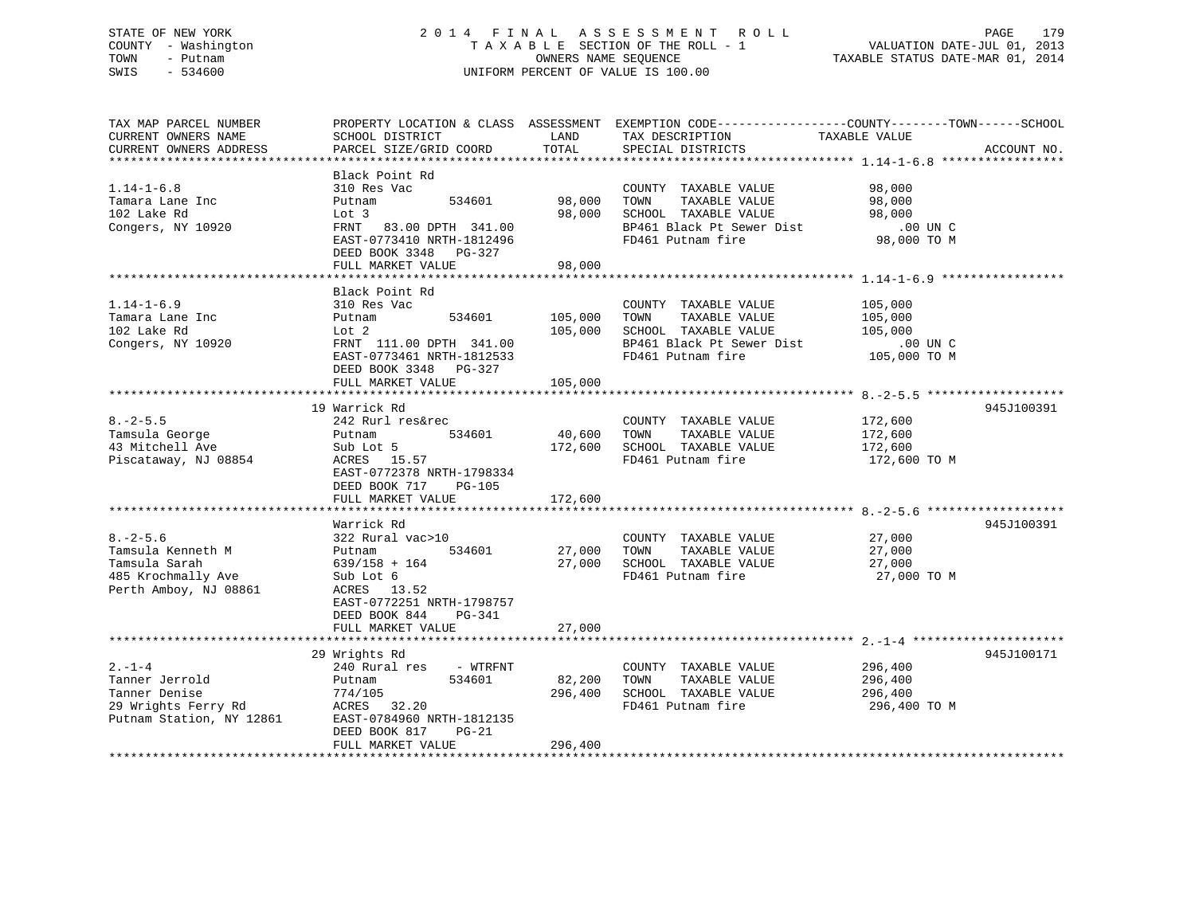STATE OF NEW YORK
COUNTY - Washington
TOWN - Putnam
SWIS - 534600

# 2014 FINAL ASSESSMENT ROLL

TAXABLE SECTION OF THE ROLL - 1
OWNERS NAME SEQUENCE
UNIFORM PERCENT OF VALUE IS 100.00

VALUATION DATE-JUL 01, 2013
TAXABLE STATUS DATE-MAR 01, 2014

| TAX MAP PARCEL NUMBER / CURRENT OWNERS NAME / CURRENT OWNERS ADDRESS | PROPERTY LOCATION & CLASS / SCHOOL DISTRICT / PARCEL SIZE/GRID COORD | ASSESSMENT LAND | TOTAL | EXEMPTION CODE / TAX DESCRIPTION / SPECIAL DISTRICTS | TAXABLE VALUE (COUNTY / TOWN / SCHOOL) | ACCOUNT NO. |
|---|---|---|---|---|---|---|
| **1.14-1-6.8** | Black Point Rd | | | | | |
| 1.14-1-6.8 | 310 Res Vac | | | COUNTY TAXABLE VALUE | 98,000 | |
| Tamara Lane Inc | Putnam 534601 | 98,000 | | TOWN TAXABLE VALUE | 98,000 | |
| 102 Lake Rd | Lot 3 | | 98,000 | SCHOOL TAXABLE VALUE | 98,000 | |
| Congers, NY 10920 | FRNT 83.00 DPTH 341.00 | | | BP461 Black Pt Sewer Dist | .00 UN C | |
| | EAST-0773410 NRTH-1812496 | | | FD461 Putnam fire | 98,000 TO M | |
| | DEED BOOK 3348 PG-327 | | | | | |
| | FULL MARKET VALUE | | 98,000 | | | |
| **1.14-1-6.9** | Black Point Rd | | | | | |
| 1.14-1-6.9 | 310 Res Vac | | | COUNTY TAXABLE VALUE | 105,000 | |
| Tamara Lane Inc | Putnam 534601 | 105,000 | | TOWN TAXABLE VALUE | 105,000 | |
| 102 Lake Rd | Lot 2 | | 105,000 | SCHOOL TAXABLE VALUE | 105,000 | |
| Congers, NY 10920 | FRNT 111.00 DPTH 341.00 | | | BP461 Black Pt Sewer Dist | .00 UN C | |
| | EAST-0773461 NRTH-1812533 | | | FD461 Putnam fire | 105,000 TO M | |
| | DEED BOOK 3348 PG-327 | | | | | |
| | FULL MARKET VALUE | | 105,000 | | | |
| **8.-2-5.5** | 19 Warrick Rd | | | | | 945J100391 |
| 8.-2-5.5 | 242 Rurl res&rec | | | COUNTY TAXABLE VALUE | 172,600 | |
| Tamsula George | Putnam 534601 | 40,600 | | TOWN TAXABLE VALUE | 172,600 | |
| 43 Mitchell Ave | Sub Lot 5 | | 172,600 | SCHOOL TAXABLE VALUE | 172,600 | |
| Piscataway, NJ 08854 | ACRES 15.57 | | | FD461 Putnam fire | 172,600 TO M | |
| | EAST-0772378 NRTH-1798334 | | | | | |
| | DEED BOOK 717 PG-105 | | | | | |
| | FULL MARKET VALUE | | 172,600 | | | |
| **8.-2-5.6** | Warrick Rd | | | | | 945J100391 |
| 8.-2-5.6 | 322 Rural vac>10 | | | COUNTY TAXABLE VALUE | 27,000 | |
| Tamsula Kenneth M | Putnam 534601 | 27,000 | | TOWN TAXABLE VALUE | 27,000 | |
| Tamsula Sarah | 639/158 + 164 | | 27,000 | SCHOOL TAXABLE VALUE | 27,000 | |
| 485 Krochmally Ave | Sub Lot 6 | | | FD461 Putnam fire | 27,000 TO M | |
| Perth Amboy, NJ 08861 | ACRES 13.52 | | | | | |
| | EAST-0772251 NRTH-1798757 | | | | | |
| | DEED BOOK 844 PG-341 | | | | | |
| | FULL MARKET VALUE | | 27,000 | | | |
| **2.-1-4** | 29 Wrights Rd | | | | | 945J100171 |
| 2.-1-4 | 240 Rural res - WTRFNT | | | COUNTY TAXABLE VALUE | 296,400 | |
| Tanner Jerrold | Putnam 534601 | 82,200 | | TOWN TAXABLE VALUE | 296,400 | |
| Tanner Denise | 774/105 | | 296,400 | SCHOOL TAXABLE VALUE | 296,400 | |
| 29 Wrights Ferry Rd | ACRES 32.20 | | | FD461 Putnam fire | 296,400 TO M | |
| Putnam Station, NY 12861 | EAST-0784960 NRTH-1812135 | | | | | |
| | DEED BOOK 817 PG-21 | | | | | |
| | FULL MARKET VALUE | | 296,400 | | | |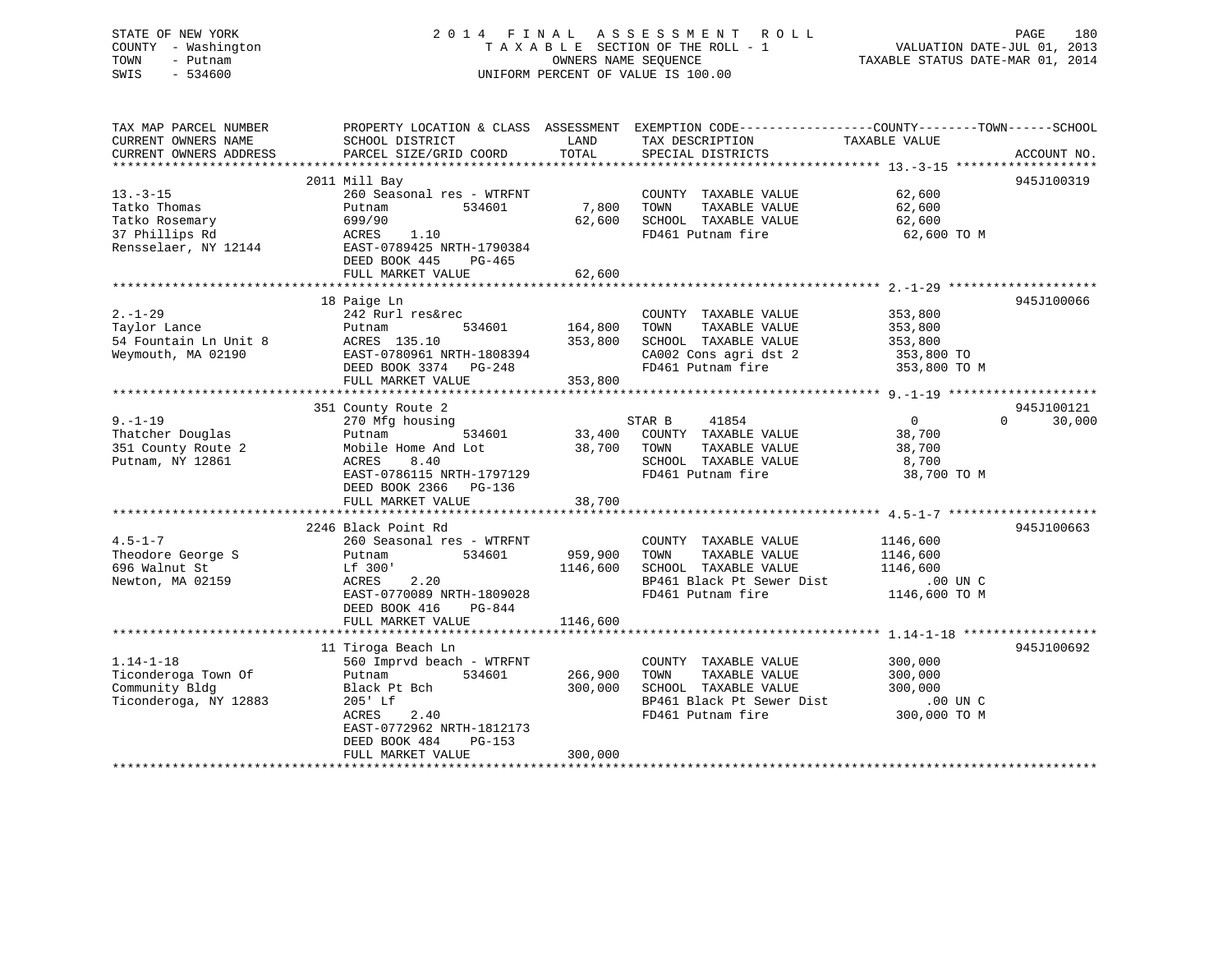STATE OF NEW YORK | COUNTY - Washington | TOWN - Putnam | SWIS - 534600

# 2014 FINAL ASSESSMENT ROLL
TAXABLE SECTION OF THE ROLL - 1
OWNERS NAME SEQUENCE
UNIFORM PERCENT OF VALUE IS 100.00

VALUATION DATE-JUL 01, 2013
TAXABLE STATUS DATE-MAR 01, 2014

```
TAX MAP PARCEL NUMBER      PROPERTY LOCATION & CLASS  ASSESSMENT  EXEMPTION CODE------------------COUNTY--------TOWN------SCHOOL
CURRENT OWNERS NAME        SCHOOL DISTRICT              LAND      TAX DESCRIPTION             TAXABLE VALUE
CURRENT OWNERS ADDRESS     PARCEL SIZE/GRID COORD       TOTAL     SPECIAL DISTRICTS                                    ACCOUNT NO.
******************************************************************************************************* 13.-3-15 *******************
                           2011 Mill Bay                                                                               945J100319
13.-3-15                   260 Seasonal res - WTRFNT              COUNTY  TAXABLE VALUE          62,600
Tatko Thomas               Putnam          534601       7,800     TOWN    TAXABLE VALUE          62,600
Tatko Rosemary             699/90                      62,600     SCHOOL  TAXABLE VALUE          62,600
37 Phillips Rd             ACRES    1.10                          FD461 Putnam fire               62,600 TO M
Rensselaer, NY 12144       EAST-0789425 NRTH-1790384
                           DEED BOOK 445    PG-465
                           FULL MARKET VALUE           62,600
******************************************************************************************************* 2.-1-29 ********************
                           18 Paige Ln                                                                                 945J100066
2.-1-29                    242 Rurl res&rec                       COUNTY  TAXABLE VALUE         353,800
Taylor Lance               Putnam          534601     164,800     TOWN    TAXABLE VALUE         353,800
54 Fountain Ln Unit 8      ACRES  135.10              353,800     SCHOOL  TAXABLE VALUE         353,800
Weymouth, MA 02190         EAST-0780961 NRTH-1808394              CA002 Cons agri dst 2          353,800 TO
                           DEED BOOK 3374   PG-248                FD461 Putnam fire              353,800 TO M
                           FULL MARKET VALUE          353,800
******************************************************************************************************* 9.-1-19 ********************
                           351 County Route 2                                                                          945J100121
9.-1-19                    270 Mfg housing                        STAR B      41854               0             0       30,000
Thatcher Douglas           Putnam          534601      33,400     COUNTY  TAXABLE VALUE          38,700
351 County Route 2         Mobile Home And Lot         38,700     TOWN    TAXABLE VALUE          38,700
Putnam, NY 12861           ACRES    8.40                          SCHOOL  TAXABLE VALUE           8,700
                           EAST-0786115 NRTH-1797129              FD461 Putnam fire               38,700 TO M
                           DEED BOOK 2366   PG-136
                           FULL MARKET VALUE           38,700
******************************************************************************************************* 4.5-1-7 ********************
                           2246 Black Point Rd                                                                         945J100663
4.5-1-7                    260 Seasonal res - WTRFNT              COUNTY  TAXABLE VALUE        1146,600
Theodore George S          Putnam          534601     959,900     TOWN    TAXABLE VALUE        1146,600
696 Walnut St              Lf 300'                   1146,600     SCHOOL  TAXABLE VALUE        1146,600
Newton, MA 02159           ACRES    2.20                          BP461 Black Pt Sewer Dist          .00 UN C
                           EAST-0770089 NRTH-1809028              FD461 Putnam fire             1146,600 TO M
                           DEED BOOK 416    PG-844
                           FULL MARKET VALUE         1146,600
******************************************************************************************************* 1.14-1-18 ******************
                           11 Tiroga Beach Ln                                                                          945J100692
1.14-1-18                  560 Imprvd beach - WTRFNT              COUNTY  TAXABLE VALUE         300,000
Ticonderoga Town Of        Putnam          534601     266,900     TOWN    TAXABLE VALUE         300,000
Community Bldg             Black Pt Bch               300,000     SCHOOL  TAXABLE VALUE         300,000
Ticonderoga, NY 12883      205' Lf                                BP461 Black Pt Sewer Dist          .00 UN C
                           ACRES    2.40                          FD461 Putnam fire              300,000 TO M
                           EAST-0772962 NRTH-1812173
                           DEED BOOK 484    PG-153
                           FULL MARKET VALUE          300,000
************************************************************************************************************************************
```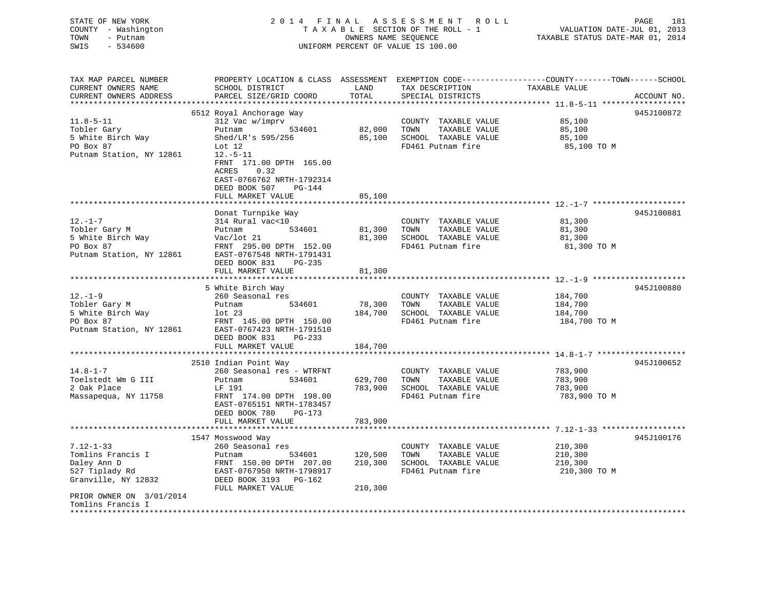STATE OF NEW YORK
COUNTY - Washington
TOWN - Putnam
SWIS - 534600

2014 FINAL ASSESSMENT ROLL
TAXABLE SECTION OF THE ROLL - 1
OWNERS NAME SEQUENCE
UNIFORM PERCENT OF VALUE IS 100.00

VALUATION DATE-JUL 01, 2013
TAXABLE STATUS DATE-MAR 01, 2014

| TAX MAP PARCEL NUMBER / CURRENT OWNERS NAME / CURRENT OWNERS ADDRESS | PROPERTY LOCATION & CLASS / SCHOOL DISTRICT / PARCEL SIZE/GRID COORD | ASSESSMENT LAND | TOTAL | EXEMPTION CODE / TAX DESCRIPTION / SPECIAL DISTRICTS | COUNTY--------TOWN------SCHOOL TAXABLE VALUE | ACCOUNT NO. |
|---|---|---|---|---|---|---|
| **11.8-5-11** | 6512 Royal Anchorage Way | | | | | 945J100872 |
| 11.8-5-11 | 312 Vac w/imprv | | | COUNTY TAXABLE VALUE | 85,100 | |
| Tobler Gary | Putnam 534601 | 82,000 | | TOWN TAXABLE VALUE | 85,100 | |
| 5 White Birch Way | Shed/LR's 595/256 | | 85,100 | SCHOOL TAXABLE VALUE | 85,100 | |
| PO Box 87 | Lot 12 | | | FD461 Putnam fire | 85,100 TO M | |
| Putnam Station, NY 12861 | 12.-5-11 | | | | | |
| | FRNT 171.00 DPTH 165.00 | | | | | |
| | ACRES 0.32 | | | | | |
| | EAST-0766762 NRTH-1792314 | | | | | |
| | DEED BOOK 507 PG-144 | | | | | |
| | FULL MARKET VALUE | | 85,100 | | | |
| **12.-1-7** | Donat Turnpike Way | | | | | 945J100881 |
| 12.-1-7 | 314 Rural vac<10 | | | COUNTY TAXABLE VALUE | 81,300 | |
| Tobler Gary M | Putnam 534601 | 81,300 | | TOWN TAXABLE VALUE | 81,300 | |
| 5 White Birch Way | Vac/lot 21 | | 81,300 | SCHOOL TAXABLE VALUE | 81,300 | |
| PO Box 87 | FRNT 295.00 DPTH 152.00 | | | FD461 Putnam fire | 81,300 TO M | |
| Putnam Station, NY 12861 | EAST-0767548 NRTH-1791431 | | | | | |
| | DEED BOOK 831 PG-235 | | | | | |
| | FULL MARKET VALUE | | 81,300 | | | |
| **12.-1-9** | 5 White Birch Way | | | | | 945J100880 |
| 12.-1-9 | 260 Seasonal res | | | COUNTY TAXABLE VALUE | 184,700 | |
| Tobler Gary M | Putnam 534601 | 78,300 | | TOWN TAXABLE VALUE | 184,700 | |
| 5 White Birch Way | lot 23 | | 184,700 | SCHOOL TAXABLE VALUE | 184,700 | |
| PO Box 87 | FRNT 145.00 DPTH 150.00 | | | FD461 Putnam fire | 184,700 TO M | |
| Putnam Station, NY 12861 | EAST-0767423 NRTH-1791510 | | | | | |
| | DEED BOOK 831 PG-233 | | | | | |
| | FULL MARKET VALUE | | 184,700 | | | |
| **14.8-1-7** | 2510 Indian Point Way | | | | | 945J100652 |
| 14.8-1-7 | 260 Seasonal res - WTRFNT | | | COUNTY TAXABLE VALUE | 783,900 | |
| Toelstedt Wm G III | Putnam 534601 | 629,700 | | TOWN TAXABLE VALUE | 783,900 | |
| 2 Oak Place | LF 191 | | 783,900 | SCHOOL TAXABLE VALUE | 783,900 | |
| Massapequa, NY 11758 | FRNT 174.00 DPTH 198.00 | | | FD461 Putnam fire | 783,900 TO M | |
| | EAST-0765151 NRTH-1783457 | | | | | |
| | DEED BOOK 780 PG-173 | | | | | |
| | FULL MARKET VALUE | | 783,900 | | | |
| **7.12-1-33** | 1547 Mosswood Way | | | | | 945J100176 |
| 7.12-1-33 | 260 Seasonal res | | | COUNTY TAXABLE VALUE | 210,300 | |
| Tomlins Francis I | Putnam 534601 | 120,500 | | TOWN TAXABLE VALUE | 210,300 | |
| Daley Ann D | FRNT 150.00 DPTH 207.00 | | 210,300 | SCHOOL TAXABLE VALUE | 210,300 | |
| 527 Tiplady Rd | EAST-0767950 NRTH-1798917 | | | FD461 Putnam fire | 210,300 TO M | |
| Granville, NY 12832 | DEED BOOK 3193 PG-162 | | | | | |
| | FULL MARKET VALUE | | 210,300 | | | |
| PRIOR OWNER ON 3/01/2014 | | | | | | |
| Tomlins Francis I | | | | | | |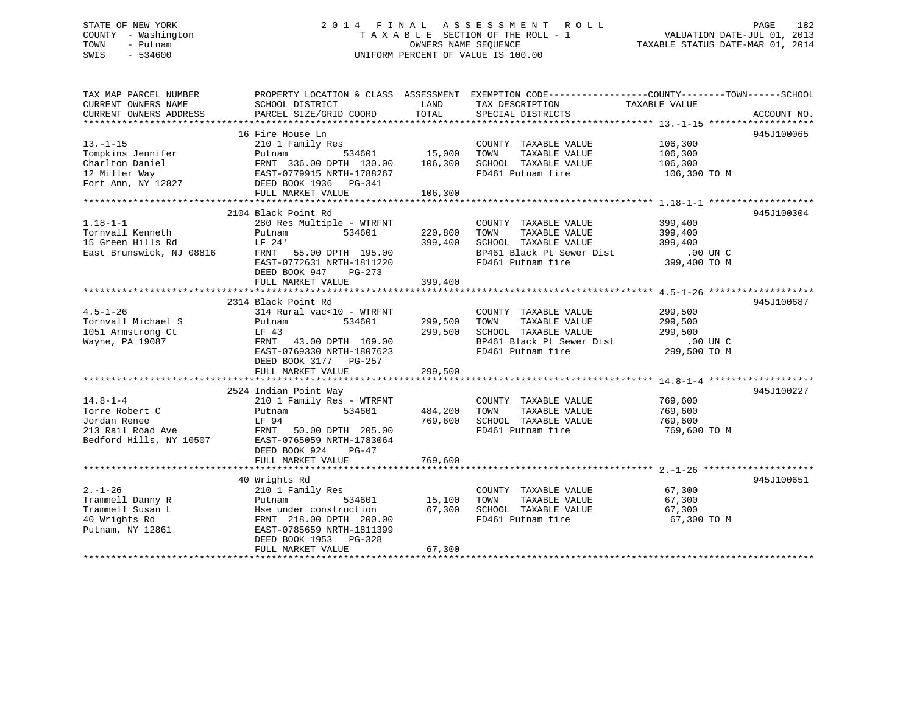STATE OF NEW YORK
COUNTY - Washington
TOWN - Putnam
SWIS - 534600

2 0 1 4 F I N A L A S S E S S M E N T R O L L
T A X A B L E SECTION OF THE ROLL - 1
OWNERS NAME SEQUENCE
UNIFORM PERCENT OF VALUE IS 100.00

VALUATION DATE-JUL 01, 2013
TAXABLE STATUS DATE-MAR 01, 2014

| TAX MAP PARCEL NUMBER / CURRENT OWNERS NAME / CURRENT OWNERS ADDRESS | PROPERTY LOCATION & CLASS / SCHOOL DISTRICT / PARCEL SIZE/GRID COORD | ASSESSMENT LAND / TOTAL | EXEMPTION CODE / TAX DESCRIPTION / SPECIAL DISTRICTS | COUNTY--------TOWN------SCHOOL TAXABLE VALUE | ACCOUNT NO. |
|---|---|---|---|---|---|
| 13.-1-15 | 16 Fire House Ln | | | | 945J100065 |
| 13.-1-15 | 210 1 Family Res | | COUNTY TAXABLE VALUE | 106,300 | |
| Tompkins Jennifer | Putnam 534601 | 15,000 | TOWN TAXABLE VALUE | 106,300 | |
| Charlton Daniel | FRNT 336.00 DPTH 130.00 | 106,300 | SCHOOL TAXABLE VALUE | 106,300 | |
| 12 Miller Way | EAST-0779915 NRTH-1788267 | | FD461 Putnam fire | 106,300 TO M | |
| Fort Ann, NY 12827 | DEED BOOK 1936 PG-341 | | | | |
| | FULL MARKET VALUE | 106,300 | | | |
| 1.18-1-1 | 2104 Black Point Rd | | | | 945J100304 |
| 1.18-1-1 | 280 Res Multiple - WTRFNT | | COUNTY TAXABLE VALUE | 399,400 | |
| Tornvall Kenneth | Putnam 534601 | 220,800 | TOWN TAXABLE VALUE | 399,400 | |
| 15 Green Hills Rd | LF 24' | 399,400 | SCHOOL TAXABLE VALUE | 399,400 | |
| East Brunswick, NJ 08816 | FRNT 55.00 DPTH 195.00 | | BP461 Black Pt Sewer Dist | .00 UN C | |
| | EAST-0772631 NRTH-1811220 | | FD461 Putnam fire | 399,400 TO M | |
| | DEED BOOK 947 PG-273 | | | | |
| | FULL MARKET VALUE | 399,400 | | | |
| 4.5-1-26 | 2314 Black Point Rd | | | | 945J100687 |
| 4.5-1-26 | 314 Rural vac<10 - WTRFNT | | COUNTY TAXABLE VALUE | 299,500 | |
| Tornvall Michael S | Putnam 534601 | 299,500 | TOWN TAXABLE VALUE | 299,500 | |
| 1051 Armstrong Ct | LF 43 | 299,500 | SCHOOL TAXABLE VALUE | 299,500 | |
| Wayne, PA 19087 | FRNT 43.00 DPTH 169.00 | | BP461 Black Pt Sewer Dist | .00 UN C | |
| | EAST-0769330 NRTH-1807623 | | FD461 Putnam fire | 299,500 TO M | |
| | DEED BOOK 3177 PG-257 | | | | |
| | FULL MARKET VALUE | 299,500 | | | |
| 14.8-1-4 | 2524 Indian Point Way | | | | 945J100227 |
| 14.8-1-4 | 210 1 Family Res - WTRFNT | | COUNTY TAXABLE VALUE | 769,600 | |
| Torre Robert C | Putnam 534601 | 484,200 | TOWN TAXABLE VALUE | 769,600 | |
| Jordan Renee | LF 94 | 769,600 | SCHOOL TAXABLE VALUE | 769,600 | |
| 213 Rail Road Ave | FRNT 50.00 DPTH 205.00 | | FD461 Putnam fire | 769,600 TO M | |
| Bedford Hills, NY 10507 | EAST-0765059 NRTH-1783064 | | | | |
| | DEED BOOK 924 PG-47 | | | | |
| | FULL MARKET VALUE | 769,600 | | | |
| 2.-1-26 | 40 Wrights Rd | | | | 945J100651 |
| 2.-1-26 | 210 1 Family Res | | COUNTY TAXABLE VALUE | 67,300 | |
| Trammell Danny R | Putnam 534601 | 15,100 | TOWN TAXABLE VALUE | 67,300 | |
| Trammell Susan L | Hse under construction | 67,300 | SCHOOL TAXABLE VALUE | 67,300 | |
| 40 Wrights Rd | FRNT 218.00 DPTH 200.00 | | FD461 Putnam fire | 67,300 TO M | |
| Putnam, NY 12861 | EAST-0785659 NRTH-1811399 | | | | |
| | DEED BOOK 1953 PG-328 | | | | |
| | FULL MARKET VALUE | 67,300 | | | |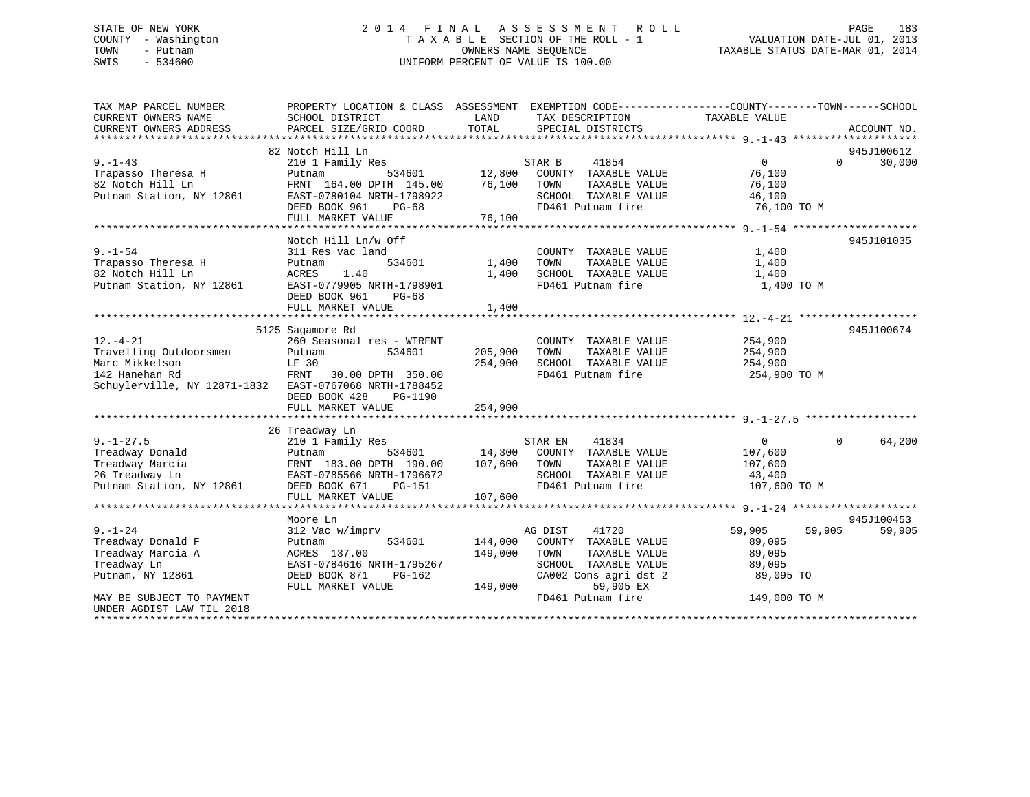STATE OF NEW YORK · COUNTY - Washington · TOWN - Putnam · SWIS - 534600

2014 FINAL ASSESSMENT ROLL
TAXABLE SECTION OF THE ROLL - 1
OWNERS NAME SEQUENCE
UNIFORM PERCENT OF VALUE IS 100.00

VALUATION DATE-JUL 01, 2013
TAXABLE STATUS DATE-MAR 01, 2014

```
TAX MAP PARCEL NUMBER          PROPERTY LOCATION & CLASS  ASSESSMENT  EXEMPTION CODE------------------COUNTY--------TOWN------SCHOOL
CURRENT OWNERS NAME            SCHOOL DISTRICT               LAND      TAX DESCRIPTION            TAXABLE VALUE
CURRENT OWNERS ADDRESS         PARCEL SIZE/GRID COORD       TOTAL      SPECIAL DISTRICTS                                    ACCOUNT NO.
******************************************************************************************************* 9.-1-43 ********************
                               82 Notch Hill Ln                                                                          945J100612
9.-1-43                        210 1 Family Res                       STAR B     41854              0             0      30,000
Trapasso Theresa H             Putnam          534601       12,800    COUNTY  TAXABLE VALUE         76,100
82 Notch Hill Ln               FRNT 164.00 DPTH 145.00      76,100    TOWN    TAXABLE VALUE         76,100
Putnam Station, NY 12861       EAST-0780104 NRTH-1798922              SCHOOL  TAXABLE VALUE         46,100
                               DEED BOOK 961    PG-68                 FD461 Putnam fire              76,100 TO M
                               FULL MARKET VALUE            76,100
******************************************************************************************************* 9.-1-54 ********************
                               Notch Hill Ln/w Off                                                                       945J101035
9.-1-54                        311 Res vac land                       COUNTY  TAXABLE VALUE          1,400
Trapasso Theresa H             Putnam          534601        1,400    TOWN    TAXABLE VALUE          1,400
82 Notch Hill Ln               ACRES    1.40                 1,400    SCHOOL  TAXABLE VALUE          1,400
Putnam Station, NY 12861       EAST-0779905 NRTH-1798901              FD461 Putnam fire               1,400 TO M
                               DEED BOOK 961    PG-68
                               FULL MARKET VALUE             1,400
******************************************************************************************************* 12.-4-21 *******************
                               5125 Sagamore Rd                                                                          945J100674
12.-4-21                       260 Seasonal res - WTRFNT              COUNTY  TAXABLE VALUE        254,900
Travelling Outdoorsmen         Putnam          534601      205,900    TOWN    TAXABLE VALUE        254,900
Marc Mikkelson                 LF 30                       254,900    SCHOOL  TAXABLE VALUE        254,900
142 Hanehan Rd                 FRNT  30.00 DPTH 350.00                FD461 Putnam fire             254,900 TO M
Schuylerville, NY 12871-1832   EAST-0767068 NRTH-1788452
                               DEED BOOK 428    PG-1190
                               FULL MARKET VALUE           254,900
******************************************************************************************************* 9.-1-27.5 ******************
                               26 Treadway Ln
9.-1-27.5                      210 1 Family Res                       STAR EN    41834              0             0      64,200
Treadway Donald                Putnam          534601       14,300    COUNTY  TAXABLE VALUE        107,600
Treadway Marcia                FRNT 183.00 DPTH 190.00     107,600    TOWN    TAXABLE VALUE        107,600
26 Treadway Ln                 EAST-0785566 NRTH-1796672              SCHOOL  TAXABLE VALUE         43,400
Putnam Station, NY 12861       DEED BOOK 671    PG-151                FD461 Putnam fire             107,600 TO M
                               FULL MARKET VALUE           107,600
******************************************************************************************************* 9.-1-24 ********************
                               Moore Ln                                                                                  945J100453
9.-1-24                        312 Vac w/imprv                        AG DIST    41720          59,905        59,905     59,905
Treadway Donald F              Putnam          534601      144,000    COUNTY  TAXABLE VALUE         89,095
Treadway Marcia A              ACRES  137.00               149,000    TOWN    TAXABLE VALUE         89,095
Treadway Ln                    EAST-0784616 NRTH-1795267              SCHOOL  TAXABLE VALUE         89,095
Putnam, NY 12861               DEED BOOK 871    PG-162                CA002 Cons agri dst 2          89,095 TO
                               FULL MARKET VALUE           149,000          59,905 EX
MAY BE SUBJECT TO PAYMENT                                             FD461 Putnam fire             149,000 TO M
UNDER AGDIST LAW TIL 2018
************************************************************************************************************************************
```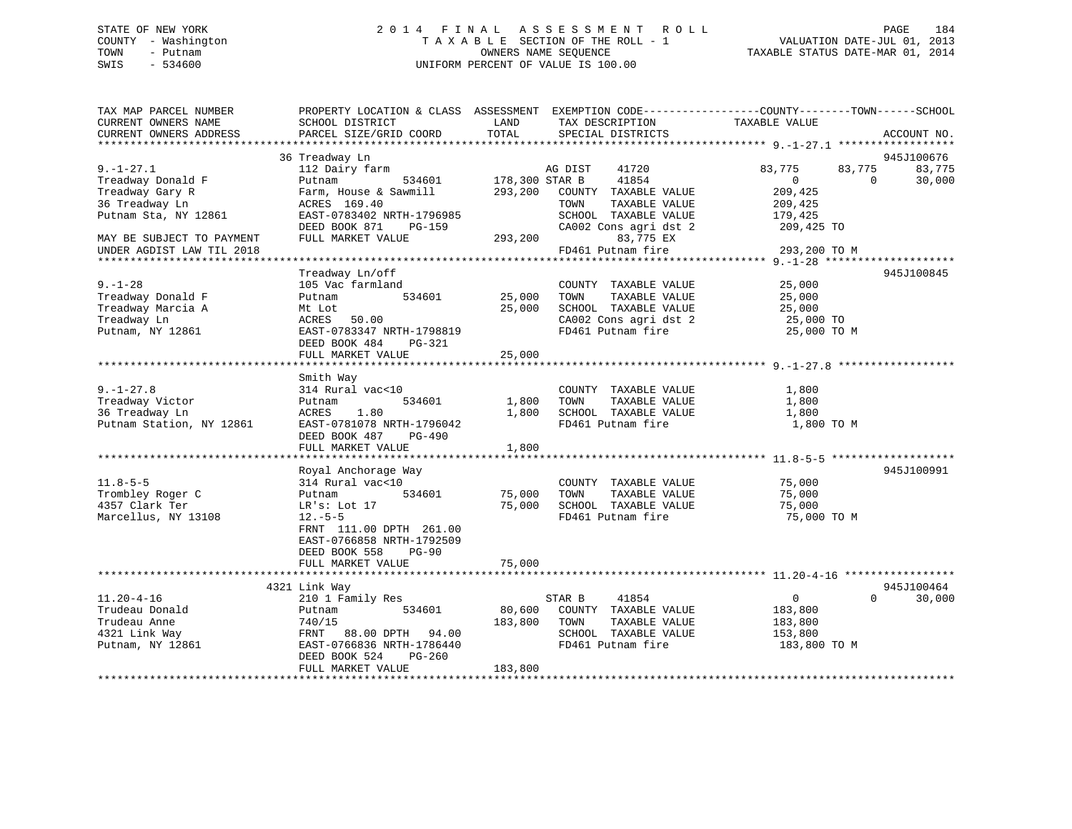STATE OF NEW YORK
COUNTY - Washington
TOWN - Putnam
SWIS - 534600

2 0 1 4 F I N A L A S S E S S M E N T R O L L
T A X A B L E SECTION OF THE ROLL - 1
OWNERS NAME SEQUENCE
UNIFORM PERCENT OF VALUE IS 100.00

VALUATION DATE-JUL 01, 2013
TAXABLE STATUS DATE-MAR 01, 2014

```
TAX MAP PARCEL NUMBER          PROPERTY LOCATION & CLASS  ASSESSMENT  EXEMPTION CODE------------------COUNTY--------TOWN------SCHOOL
CURRENT OWNERS NAME            SCHOOL DISTRICT               LAND      TAX DESCRIPTION             TAXABLE VALUE
CURRENT OWNERS ADDRESS         PARCEL SIZE/GRID COORD        TOTAL     SPECIAL DISTRICTS                                     ACCOUNT NO.
******************************************************************************************************* 9.-1-27.1 ******************
                               36 Treadway Ln                                                                                945J100676
9.-1-27.1                      112 Dairy farm                       AG DIST    41720              83,775      83,775      83,775
Treadway Donald F              Putnam          534601     178,300 STAR B     41854                   0           0      30,000
Treadway Gary R                Farm, House & Sawmill      293,200   COUNTY  TAXABLE VALUE        209,425
36 Treadway Ln                 ACRES  169.40                        TOWN    TAXABLE VALUE        209,425
Putnam Sta, NY 12861           EAST-0783402 NRTH-1796985            SCHOOL  TAXABLE VALUE        179,425
                               DEED BOOK 871    PG-159              CA002 Cons agri dst 2         209,425 TO
MAY BE SUBJECT TO PAYMENT      FULL MARKET VALUE          293,200           83,775 EX
UNDER AGDIST LAW TIL 2018                                           FD461 Putnam fire             293,200 TO M
******************************************************************************************************* 9.-1-28 ********************
                               Treadway Ln/off                                                                               945J100845
9.-1-28                        105 Vac farmland                     COUNTY  TAXABLE VALUE         25,000
Treadway Donald F              Putnam          534601      25,000   TOWN    TAXABLE VALUE         25,000
Treadway Marcia A              Mt Lot                      25,000   SCHOOL  TAXABLE VALUE         25,000
Treadway Ln                    ACRES   50.00                        CA002 Cons agri dst 2          25,000 TO
Putnam, NY 12861               EAST-0783347 NRTH-1798819            FD461 Putnam fire              25,000 TO M
                               DEED BOOK 484    PG-321
                               FULL MARKET VALUE           25,000
******************************************************************************************************* 9.-1-27.8 ******************
                               Smith Way
9.-1-27.8                      314 Rural vac<10                     COUNTY  TAXABLE VALUE          1,800
Treadway Victor                Putnam          534601       1,800   TOWN    TAXABLE VALUE          1,800
36 Treadway Ln                 ACRES    1.80                1,800   SCHOOL  TAXABLE VALUE          1,800
Putnam Station, NY 12861       EAST-0781078 NRTH-1796042            FD461 Putnam fire               1,800 TO M
                               DEED BOOK 487    PG-490
                               FULL MARKET VALUE            1,800
******************************************************************************************************* 11.8-5-5 *******************
                               Royal Anchorage Way                                                                           945J100991
11.8-5-5                       314 Rural vac<10                     COUNTY  TAXABLE VALUE         75,000
Trombley Roger C               Putnam          534601      75,000   TOWN    TAXABLE VALUE         75,000
4357 Clark Ter                 LR's: Lot 17                75,000   SCHOOL  TAXABLE VALUE         75,000
Marcellus, NY 13108            12.-5-5                              FD461 Putnam fire              75,000 TO M
                               FRNT 111.00 DPTH 261.00
                               EAST-0766858 NRTH-1792509
                               DEED BOOK 558    PG-90
                               FULL MARKET VALUE           75,000
******************************************************************************************************* 11.20-4-16 *****************
                               4321 Link Way                                                                                 945J100464
11.20-4-16                     210 1 Family Res                     STAR B     41854                   0           0      30,000
Trudeau Donald                 Putnam          534601      80,600   COUNTY  TAXABLE VALUE        183,800
Trudeau Anne                   740/15                     183,800   TOWN    TAXABLE VALUE        183,800
4321 Link Way                  FRNT  88.00 DPTH  94.00              SCHOOL  TAXABLE VALUE        153,800
Putnam, NY 12861               EAST-0766836 NRTH-1786440            FD461 Putnam fire             183,800 TO M
                               DEED BOOK 524    PG-260
                               FULL MARKET VALUE          183,800
************************************************************************************************************************************
```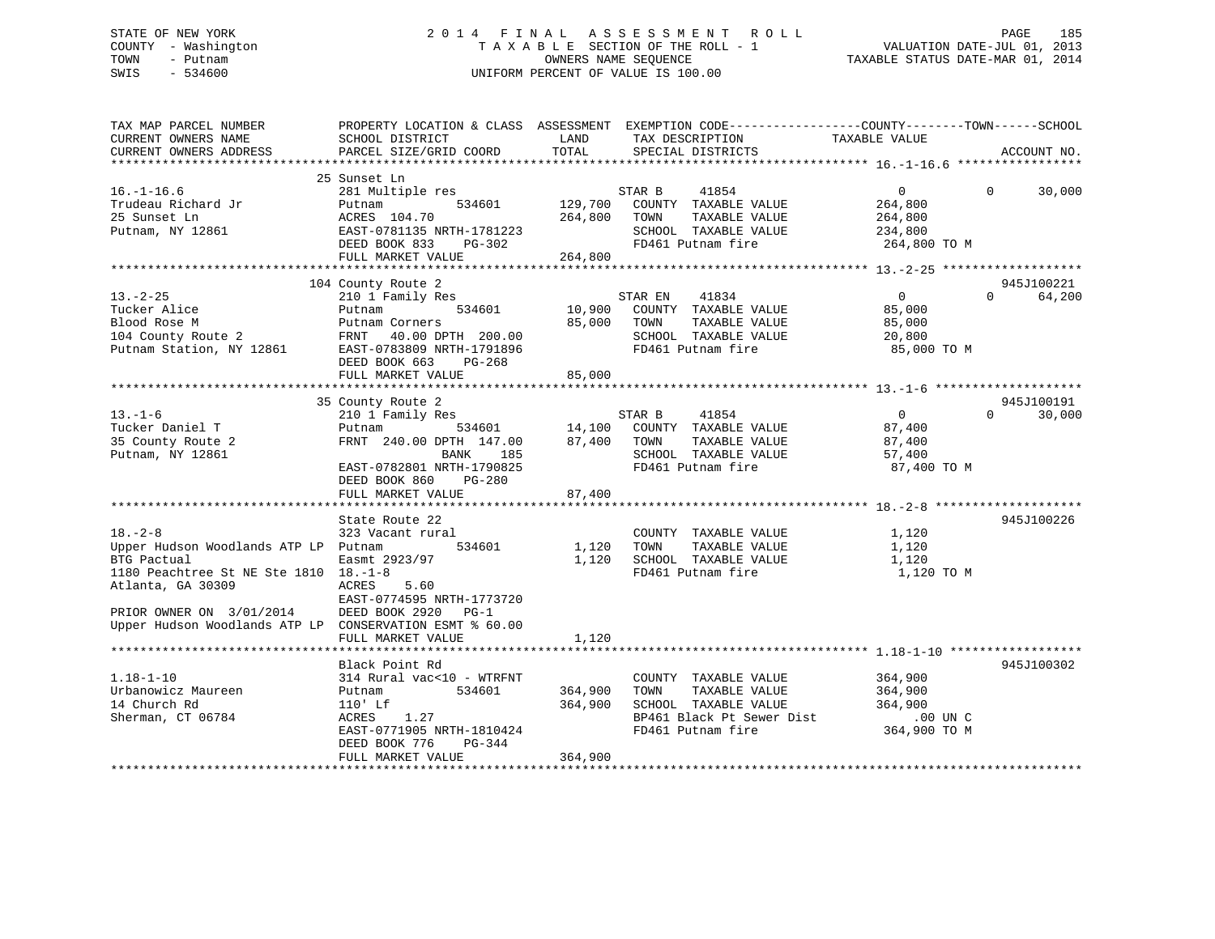STATE OF NEW YORK
COUNTY - Washington
TOWN - Putnam
SWIS - 534600

# 2014 FINAL ASSESSMENT ROLL
TAXABLE SECTION OF THE ROLL - 1
OWNERS NAME SEQUENCE
UNIFORM PERCENT OF VALUE IS 100.00

VALUATION DATE-JUL 01, 2013
TAXABLE STATUS DATE-MAR 01, 2014

| TAX MAP PARCEL NUMBER / CURRENT OWNERS NAME / CURRENT OWNERS ADDRESS | PROPERTY LOCATION & CLASS / SCHOOL DISTRICT / PARCEL SIZE/GRID COORD | ASSESSMENT LAND | TOTAL | EXEMPTION CODE / TAX DESCRIPTION / SPECIAL DISTRICTS | COUNTY TAXABLE VALUE | TOWN | SCHOOL | ACCOUNT NO. |
|---|---|---|---|---|---|---|---|---|
| **16.-1-16.6** | 25 Sunset Ln | | | | | | | |
| 16.-1-16.6 | 281 Multiple res | | | STAR B 41854 | 0 | 0 | 30,000 | |
| Trudeau Richard Jr | Putnam 534601 | 129,700 | | COUNTY TAXABLE VALUE | 264,800 | | | |
| 25 Sunset Ln | ACRES 104.70 | | 264,800 | TOWN TAXABLE VALUE | 264,800 | | | |
| Putnam, NY 12861 | EAST-0781135 NRTH-1781223 | | | SCHOOL TAXABLE VALUE | 234,800 | | | |
| | DEED BOOK 833 PG-302 | | | FD461 Putnam fire | 264,800 TO M | | | |
| | FULL MARKET VALUE | | 264,800 | | | | | |
| **13.-2-25** | 104 County Route 2 | | | | | | | 945J100221 |
| 13.-2-25 | 210 1 Family Res | | | STAR EN 41834 | 0 | 0 | 64,200 | |
| Tucker Alice | Putnam 534601 | 10,900 | | COUNTY TAXABLE VALUE | 85,000 | | | |
| Blood Rose M | Putnam Corners | | 85,000 | TOWN TAXABLE VALUE | 85,000 | | | |
| 104 County Route 2 | FRNT 40.00 DPTH 200.00 | | | SCHOOL TAXABLE VALUE | 20,800 | | | |
| Putnam Station, NY 12861 | EAST-0783809 NRTH-1791896 | | | FD461 Putnam fire | 85,000 TO M | | | |
| | DEED BOOK 663 PG-268 | | | | | | | |
| | FULL MARKET VALUE | | 85,000 | | | | | |
| **13.-1-6** | 35 County Route 2 | | | | | | | 945J100191 |
| 13.-1-6 | 210 1 Family Res | | | STAR B 41854 | 0 | 0 | 30,000 | |
| Tucker Daniel T | Putnam 534601 | 14,100 | | COUNTY TAXABLE VALUE | 87,400 | | | |
| 35 County Route 2 | FRNT 240.00 DPTH 147.00 | | 87,400 | TOWN TAXABLE VALUE | 87,400 | | | |
| Putnam, NY 12861 | BANK 185 | | | SCHOOL TAXABLE VALUE | 57,400 | | | |
| | EAST-0782801 NRTH-1790825 | | | FD461 Putnam fire | 87,400 TO M | | | |
| | DEED BOOK 860 PG-280 | | | | | | | |
| | FULL MARKET VALUE | | 87,400 | | | | | |
| **18.-2-8** | State Route 22 | | | | | | | 945J100226 |
| 18.-2-8 | 323 Vacant rural | | | COUNTY TAXABLE VALUE | 1,120 | | | |
| Upper Hudson Woodlands ATP LP | Putnam 534601 | 1,120 | | TOWN TAXABLE VALUE | 1,120 | | | |
| BTG Pactual | Easmt 2923/97 | | 1,120 | SCHOOL TAXABLE VALUE | 1,120 | | | |
| 1180 Peachtree St NE Ste 1810 | 18.-1-8 | | | FD461 Putnam fire | 1,120 TO M | | | |
| Atlanta, GA 30309 | ACRES 5.60 | | | | | | | |
| | EAST-0774595 NRTH-1773720 | | | | | | | |
| PRIOR OWNER ON 3/01/2014 | DEED BOOK 2920 PG-1 | | | | | | | |
| Upper Hudson Woodlands ATP LP | CONSERVATION ESMT % 60.00 | | | | | | | |
| | FULL MARKET VALUE | | 1,120 | | | | | |
| **1.18-1-10** | Black Point Rd | | | | | | | 945J100302 |
| 1.18-1-10 | 314 Rural vac<10 - WTRFNT | | | COUNTY TAXABLE VALUE | 364,900 | | | |
| Urbanowicz Maureen | Putnam 534601 | 364,900 | | TOWN TAXABLE VALUE | 364,900 | | | |
| 14 Church Rd | 110' Lf | | 364,900 | SCHOOL TAXABLE VALUE | 364,900 | | | |
| Sherman, CT 06784 | ACRES 1.27 | | | BP461 Black Pt Sewer Dist | .00 UN C | | | |
| | EAST-0771905 NRTH-1810424 | | | FD461 Putnam fire | 364,900 TO M | | | |
| | DEED BOOK 776 PG-344 | | | | | | | |
| | FULL MARKET VALUE | | 364,900 | | | | | |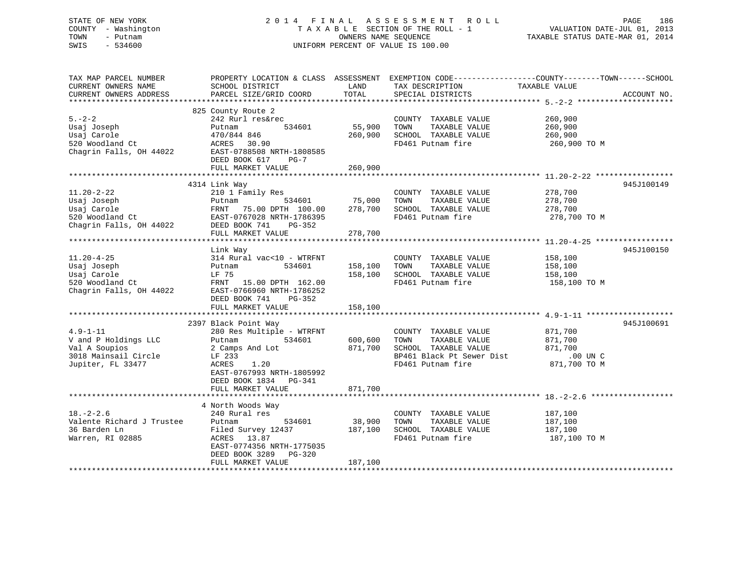STATE OF NEW YORK
COUNTY - Washington
TOWN - Putnam
SWIS - 534600

2014 FINAL ASSESSMENT ROLL
TAXABLE SECTION OF THE ROLL - 1
OWNERS NAME SEQUENCE
UNIFORM PERCENT OF VALUE IS 100.00

VALUATION DATE-JUL 01, 2013
TAXABLE STATUS DATE-MAR 01, 2014

```
TAX MAP PARCEL NUMBER          PROPERTY LOCATION & CLASS  ASSESSMENT  EXEMPTION CODE------------------COUNTY--------TOWN------SCHOOL
CURRENT OWNERS NAME            SCHOOL DISTRICT               LAND      TAX DESCRIPTION            TAXABLE VALUE
CURRENT OWNERS ADDRESS         PARCEL SIZE/GRID COORD        TOTAL     SPECIAL DISTRICTS                                  ACCOUNT NO.
******************************************************************************************************* 5.-2-2 ********************
                               825 County Route 2
5.-2-2                         242 Rurl res&rec                        COUNTY  TAXABLE VALUE          260,900
Usaj Joseph                    Putnam          534601       55,900     TOWN    TAXABLE VALUE          260,900
Usaj Carole                    470/844 846                 260,900     SCHOOL  TAXABLE VALUE          260,900
520 Woodland Ct                ACRES   30.90                           FD461 Putnam fire               260,900 TO M
Chagrin Falls, OH 44022        EAST-0788508 NRTH-1808585
                               DEED BOOK 617    PG-7
                               FULL MARKET VALUE           260,900
******************************************************************************************************* 11.20-2-22 ****************
                               4314 Link Way                                                                            945J100149
11.20-2-22                     210 1 Family Res                        COUNTY  TAXABLE VALUE          278,700
Usaj Joseph                    Putnam          534601       75,000     TOWN    TAXABLE VALUE          278,700
Usaj Carole                    FRNT   75.00 DPTH  100.00   278,700     SCHOOL  TAXABLE VALUE          278,700
520 Woodland Ct                EAST-0767028 NRTH-1786395               FD461 Putnam fire               278,700 TO M
Chagrin Falls, OH 44022        DEED BOOK 741    PG-352
                               FULL MARKET VALUE           278,700
******************************************************************************************************* 11.20-4-25 ****************
                               Link Way                                                                                 945J100150
11.20-4-25                     314 Rural vac<10 - WTRFNT               COUNTY  TAXABLE VALUE          158,100
Usaj Joseph                    Putnam          534601      158,100     TOWN    TAXABLE VALUE          158,100
Usaj Carole                    LF 75                       158,100     SCHOOL  TAXABLE VALUE          158,100
520 Woodland Ct                FRNT   15.00 DPTH  162.00               FD461 Putnam fire               158,100 TO M
Chagrin Falls, OH 44022        EAST-0766960 NRTH-1786252
                               DEED BOOK 741    PG-352
                               FULL MARKET VALUE           158,100
******************************************************************************************************* 4.9-1-11 ******************
                               2397 Black Point Way                                                                     945J100691
4.9-1-11                       280 Res Multiple - WTRFNT               COUNTY  TAXABLE VALUE          871,700
V and P Holdings LLC           Putnam          534601      600,600     TOWN    TAXABLE VALUE          871,700
Val A Soupios                  2 Camps And Lot             871,700     SCHOOL  TAXABLE VALUE          871,700
3018 Mainsail Circle           LF 233                                  BP461 Black Pt Sewer Dist          .00 UN C
Jupiter, FL 33477              ACRES    1.20                           FD461 Putnam fire               871,700 TO M
                               EAST-0767993 NRTH-1805992
                               DEED BOOK 1834   PG-341
                               FULL MARKET VALUE           871,700
******************************************************************************************************* 18.-2-2.6 *****************
                               4 North Woods Way
18.-2-2.6                      240 Rural res                           COUNTY  TAXABLE VALUE          187,100
Valente Richard J Trustee      Putnam          534601       38,900     TOWN    TAXABLE VALUE          187,100
36 Barden Ln                   Filed Survey 12437          187,100     SCHOOL  TAXABLE VALUE          187,100
Warren, RI 02885               ACRES   13.87                           FD461 Putnam fire               187,100 TO M
                               EAST-0774356 NRTH-1775035
                               DEED BOOK 3289   PG-320
                               FULL MARKET VALUE           187,100
************************************************************************************************************************************
```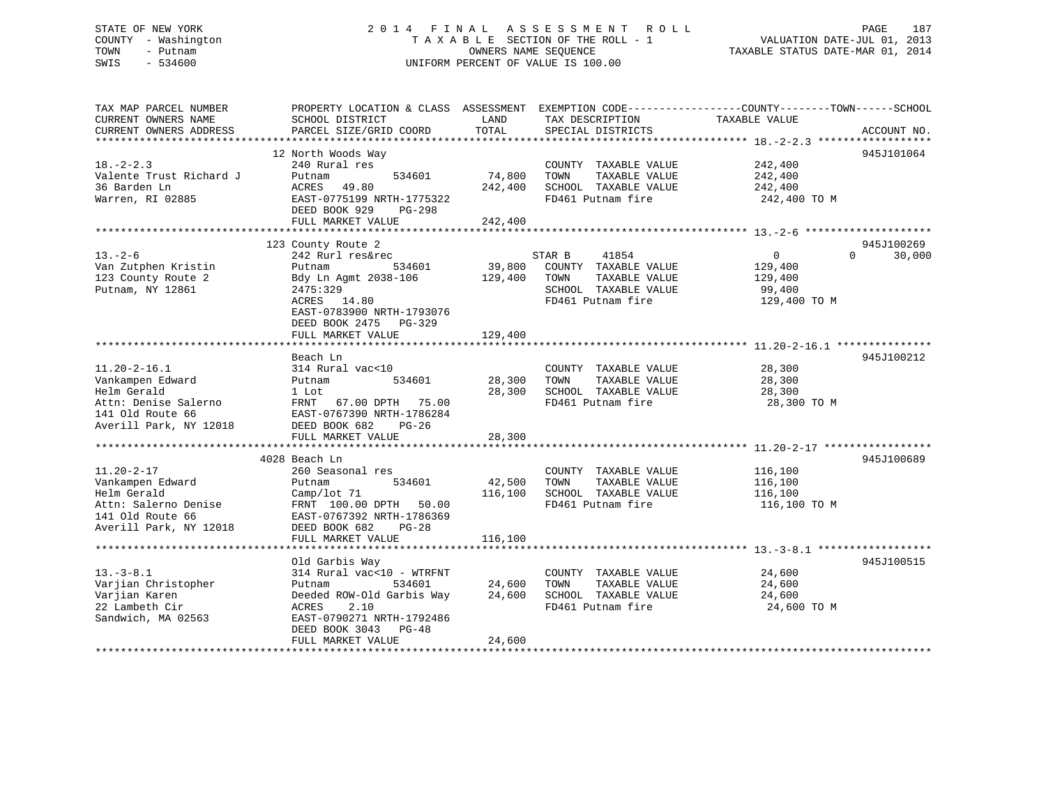STATE OF NEW YORK
COUNTY - Washington
TOWN - Putnam
SWIS - 534600

2014 FINAL ASSESSMENT ROLL
TAXABLE SECTION OF THE ROLL - 1
OWNERS NAME SEQUENCE
UNIFORM PERCENT OF VALUE IS 100.00

VALUATION DATE-JUL 01, 2013
TAXABLE STATUS DATE-MAR 01, 2014

| TAX MAP PARCEL NUMBER / CURRENT OWNERS NAME / CURRENT OWNERS ADDRESS | PROPERTY LOCATION & CLASS / SCHOOL DISTRICT / PARCEL SIZE/GRID COORD | ASSESSMENT LAND | TOTAL | EXEMPTION CODE / TAX DESCRIPTION / SPECIAL DISTRICTS | COUNTY / TOWN / SCHOOL TAXABLE VALUE | ACCOUNT NO. |
|---|---|---|---|---|---|---|
| 18.-2-2.3 | 12 North Woods Way | | | | | 945J101064 |
| Valente Trust Richard J | 240 Rural res | | | COUNTY TAXABLE VALUE | 242,400 | |
| 36 Barden Ln | Putnam 534601 | 74,800 | | TOWN TAXABLE VALUE | 242,400 | |
| Warren, RI 02885 | ACRES 49.80 | | 242,400 | SCHOOL TAXABLE VALUE | 242,400 | |
| | EAST-0775199 NRTH-1775322 | | | FD461 Putnam fire | 242,400 TO M | |
| | DEED BOOK 929 PG-298 | | | | | |
| | FULL MARKET VALUE | | 242,400 | | | |
| 13.-2-6 | 123 County Route 2 | | | | | 945J100269 |
| Van Zutphen Kristin | 242 Rurl res&rec | | | STAR B 41854 | 0 0 30,000 | |
| 123 County Route 2 | Putnam 534601 | 39,800 | | COUNTY TAXABLE VALUE | 129,400 | |
| Putnam, NY 12861 | Bdy Ln Agmt 2038-106 | | 129,400 | TOWN TAXABLE VALUE | 129,400 | |
| | 2475:329 | | | SCHOOL TAXABLE VALUE | 99,400 | |
| | ACRES 14.80 | | | FD461 Putnam fire | 129,400 TO M | |
| | EAST-0783900 NRTH-1793076 | | | | | |
| | DEED BOOK 2475 PG-329 | | | | | |
| | FULL MARKET VALUE | | 129,400 | | | |
| 11.20-2-16.1 | Beach Ln | | | | | 945J100212 |
| Vankampen Edward | 314 Rural vac<10 | | | COUNTY TAXABLE VALUE | 28,300 | |
| Helm Gerald | Putnam 534601 | 28,300 | | TOWN TAXABLE VALUE | 28,300 | |
| Attn: Denise Salerno | 1 Lot | | 28,300 | SCHOOL TAXABLE VALUE | 28,300 | |
| 141 Old Route 66 | FRNT 67.00 DPTH 75.00 | | | FD461 Putnam fire | 28,300 TO M | |
| Averill Park, NY 12018 | EAST-0767390 NRTH-1786284 | | | | | |
| | DEED BOOK 682 PG-26 | | | | | |
| | FULL MARKET VALUE | | 28,300 | | | |
| 11.20-2-17 | 4028 Beach Ln | | | | | 945J100689 |
| Vankampen Edward | 260 Seasonal res | | | COUNTY TAXABLE VALUE | 116,100 | |
| Helm Gerald | Putnam 534601 | 42,500 | | TOWN TAXABLE VALUE | 116,100 | |
| Attn: Salerno Denise | Camp/lot 71 | | 116,100 | SCHOOL TAXABLE VALUE | 116,100 | |
| 141 Old Route 66 | FRNT 100.00 DPTH 50.00 | | | FD461 Putnam fire | 116,100 TO M | |
| Averill Park, NY 12018 | EAST-0767392 NRTH-1786369 | | | | | |
| | DEED BOOK 682 PG-28 | | | | | |
| | FULL MARKET VALUE | | 116,100 | | | |
| 13.-3-8.1 | Old Garbis Way | | | | | 945J100515 |
| Varjian Christopher | 314 Rural vac<10 - WTRFNT | | | COUNTY TAXABLE VALUE | 24,600 | |
| Varjian Karen | Putnam 534601 | 24,600 | | TOWN TAXABLE VALUE | 24,600 | |
| 22 Lambeth Cir | Deeded ROW-Old Garbis Way | | 24,600 | SCHOOL TAXABLE VALUE | 24,600 | |
| Sandwich, MA 02563 | ACRES 2.10 | | | FD461 Putnam fire | 24,600 TO M | |
| | EAST-0790271 NRTH-1792486 | | | | | |
| | DEED BOOK 3043 PG-48 | | | | | |
| | FULL MARKET VALUE | | 24,600 | | | |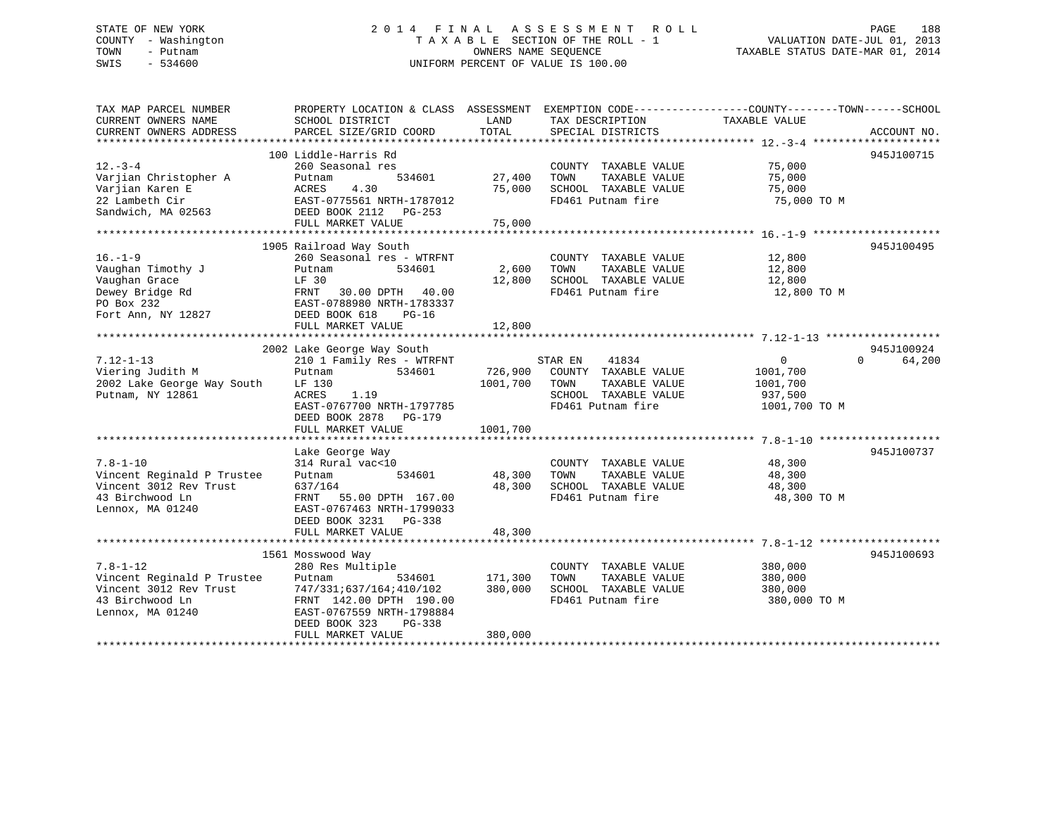STATE OF NEW YORK
COUNTY - Washington
TOWN - Putnam
SWIS - 534600

2014 FINAL ASSESSMENT ROLL
TAXABLE SECTION OF THE ROLL - 1
OWNERS NAME SEQUENCE
UNIFORM PERCENT OF VALUE IS 100.00

VALUATION DATE-JUL 01, 2013
TAXABLE STATUS DATE-MAR 01, 2014

| TAX MAP PARCEL NUMBER / CURRENT OWNERS NAME / CURRENT OWNERS ADDRESS | PROPERTY LOCATION & CLASS / SCHOOL DISTRICT / PARCEL SIZE/GRID COORD | ASSESSMENT LAND / TOTAL | EXEMPTION CODE / TAX DESCRIPTION / SPECIAL DISTRICTS | COUNTY TAXABLE VALUE | TOWN | SCHOOL | ACCOUNT NO. |
|---|---|---|---|---|---|---|---|
| 12.-3-4 | 100 Liddle-Harris Rd | | | | | | 945J100715 |
| Varjian Christopher A | 260 Seasonal res | | COUNTY TAXABLE VALUE | 75,000 | | | |
| Varjian Karen E | Putnam 534601 | 27,400 | TOWN TAXABLE VALUE | 75,000 | | | |
| 22 Lambeth Cir | ACRES 4.30 | 75,000 | SCHOOL TAXABLE VALUE | 75,000 | | | |
| Sandwich, MA 02563 | EAST-0775561 NRTH-1787012 | | FD461 Putnam fire | 75,000 TO M | | | |
| | DEED BOOK 2112 PG-253 | | | | | | |
| | FULL MARKET VALUE | 75,000 | | | | | |
| 16.-1-9 | 1905 Railroad Way South | | | | | | 945J100495 |
| Vaughan Timothy J | 260 Seasonal res - WTRFNT | | COUNTY TAXABLE VALUE | 12,800 | | | |
| Vaughan Grace | Putnam 534601 | 2,600 | TOWN TAXABLE VALUE | 12,800 | | | |
| Dewey Bridge Rd | LF 30 | 12,800 | SCHOOL TAXABLE VALUE | 12,800 | | | |
| PO Box 232 | FRNT 30.00 DPTH 40.00 | | FD461 Putnam fire | 12,800 TO M | | | |
| Fort Ann, NY 12827 | EAST-0788980 NRTH-1783337 | | | | | | |
| | DEED BOOK 618 PG-16 | | | | | | |
| | FULL MARKET VALUE | 12,800 | | | | | |
| 7.12-1-13 | 2002 Lake George Way South | | | | | | 945J100924 |
| Viering Judith M | 210 1 Family Res - WTRFNT | | STAR EN 41834 | 0 | 0 | 64,200 | |
| 2002 Lake George Way South | Putnam 534601 | 726,900 | COUNTY TAXABLE VALUE | 1001,700 | | | |
| Putnam, NY 12861 | LF 130 | 1001,700 | TOWN TAXABLE VALUE | 1001,700 | | | |
| | ACRES 1.19 | | SCHOOL TAXABLE VALUE | 937,500 | | | |
| | EAST-0767700 NRTH-1797785 | | FD461 Putnam fire | 1001,700 TO M | | | |
| | DEED BOOK 2878 PG-179 | | | | | | |
| | FULL MARKET VALUE | 1001,700 | | | | | |
| 7.8-1-10 | Lake George Way | | | | | | 945J100737 |
| Vincent Reginald P Trustee | 314 Rural vac<10 | | COUNTY TAXABLE VALUE | 48,300 | | | |
| Vincent 3012 Rev Trust | Putnam 534601 | 48,300 | TOWN TAXABLE VALUE | 48,300 | | | |
| 43 Birchwood Ln | 637/164 | 48,300 | SCHOOL TAXABLE VALUE | 48,300 | | | |
| Lennox, MA 01240 | FRNT 55.00 DPTH 167.00 | | FD461 Putnam fire | 48,300 TO M | | | |
| | EAST-0767463 NRTH-1799033 | | | | | | |
| | DEED BOOK 3231 PG-338 | | | | | | |
| | FULL MARKET VALUE | 48,300 | | | | | |
| 7.8-1-12 | 1561 Mosswood Way | | | | | | 945J100693 |
| Vincent Reginald P Trustee | 280 Res Multiple | | COUNTY TAXABLE VALUE | 380,000 | | | |
| Vincent 3012 Rev Trust | Putnam 534601 | 171,300 | TOWN TAXABLE VALUE | 380,000 | | | |
| 43 Birchwood Ln | 747/331;637/164;410/102 | 380,000 | SCHOOL TAXABLE VALUE | 380,000 | | | |
| Lennox, MA 01240 | FRNT 142.00 DPTH 190.00 | | FD461 Putnam fire | 380,000 TO M | | | |
| | EAST-0767559 NRTH-1798884 | | | | | | |
| | DEED BOOK 323 PG-338 | | | | | | |
| | FULL MARKET VALUE | 380,000 | | | | | |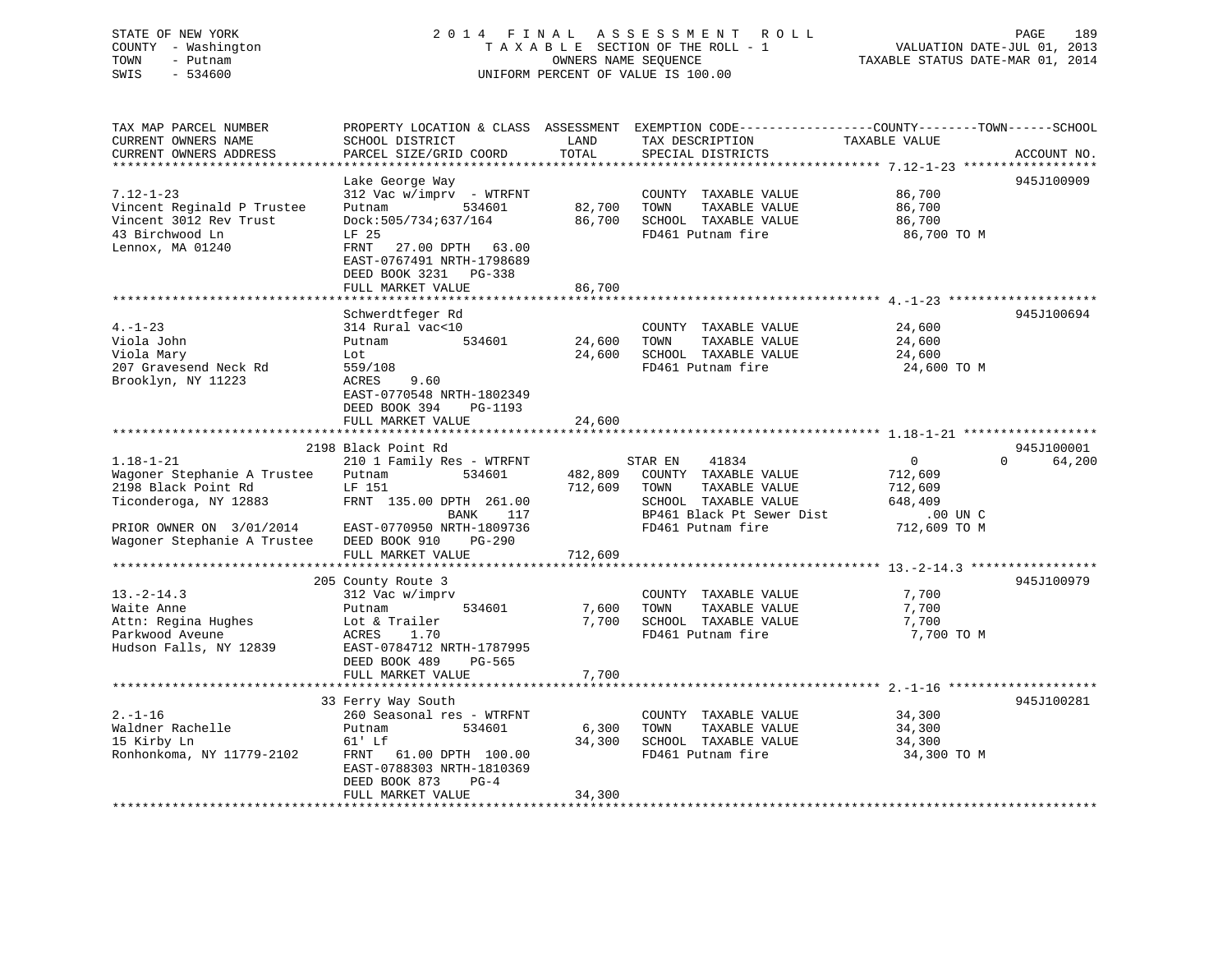STATE OF NEW YORK
COUNTY - Washington
TOWN - Putnam
SWIS - 534600

# 2014 FINAL ASSESSMENT ROLL
TAXABLE SECTION OF THE ROLL - 1
OWNERS NAME SEQUENCE
UNIFORM PERCENT OF VALUE IS 100.00

VALUATION DATE-JUL 01, 2013
TAXABLE STATUS DATE-MAR 01, 2014

```
TAX MAP PARCEL NUMBER          PROPERTY LOCATION & CLASS  ASSESSMENT  EXEMPTION CODE------------------COUNTY--------TOWN------SCHOOL
CURRENT OWNERS NAME            SCHOOL DISTRICT              LAND      TAX DESCRIPTION             TAXABLE VALUE
CURRENT OWNERS ADDRESS         PARCEL SIZE/GRID COORD       TOTAL     SPECIAL DISTRICTS                                  ACCOUNT NO.
******************************************************************************************************* 7.12-1-23 ******************
                               Lake George Way                                                                           945J100909
7.12-1-23                      312 Vac w/imprv  - WTRFNT              COUNTY  TAXABLE VALUE          86,700
Vincent Reginald P Trustee     Putnam          534601       82,700    TOWN    TAXABLE VALUE          86,700
Vincent 3012 Rev Trust         Dock:505/734;637/164         86,700    SCHOOL  TAXABLE VALUE          86,700
43 Birchwood Ln                LF 25                                  FD461 Putnam fire               86,700 TO M
Lennox, MA 01240               FRNT   27.00 DPTH   63.00
                               EAST-0767491 NRTH-1798689
                               DEED BOOK 3231   PG-338
                               FULL MARKET VALUE            86,700
******************************************************************************************************* 4.-1-23 ********************
                               Schwerdtfeger Rd                                                                          945J100694
4.-1-23                        314 Rural vac<10                       COUNTY  TAXABLE VALUE          24,600
Viola John                     Putnam          534601       24,600    TOWN    TAXABLE VALUE          24,600
Viola Mary                     Lot                          24,600    SCHOOL  TAXABLE VALUE          24,600
207 Gravesend Neck Rd          559/108                                FD461 Putnam fire               24,600 TO M
Brooklyn, NY 11223             ACRES    9.60
                               EAST-0770548 NRTH-1802349
                               DEED BOOK 394    PG-1193
                               FULL MARKET VALUE            24,600
******************************************************************************************************* 1.18-1-21 ******************
                         2198 Black Point Rd                                                                             945J100001
1.18-1-21                      210 1 Family Res - WTRFNT             STAR EN    41834              0            0       64,200
Wagoner Stephanie A Trustee    Putnam          534601      482,809    COUNTY  TAXABLE VALUE         712,609
2198 Black Point Rd            LF 151                      712,609    TOWN    TAXABLE VALUE         712,609
Ticonderoga, NY 12883          FRNT  135.00 DPTH  261.00              SCHOOL  TAXABLE VALUE         648,409
                                               BANK     117           BP461 Black Pt Sewer Dist          .00 UN C
PRIOR OWNER ON  3/01/2014      EAST-0770950 NRTH-1809736              FD461 Putnam fire              712,609 TO M
Wagoner Stephanie A Trustee    DEED BOOK 910    PG-290
                               FULL MARKET VALUE           712,609
******************************************************************************************************* 13.-2-14.3 *****************
                           205 County Route 3                                                                            945J100979
13.-2-14.3                     312 Vac w/imprv                        COUNTY  TAXABLE VALUE           7,700
Waite Anne                     Putnam          534601        7,600    TOWN    TAXABLE VALUE           7,700
Attn: Regina Hughes            Lot & Trailer                 7,700    SCHOOL  TAXABLE VALUE           7,700
Parkwood Aveune                ACRES    1.70                          FD461 Putnam fire                7,700 TO M
Hudson Falls, NY 12839         EAST-0784712 NRTH-1787995
                               DEED BOOK 489    PG-565
                               FULL MARKET VALUE             7,700
******************************************************************************************************* 2.-1-16 ********************
                            33 Ferry Way South                                                                           945J100281
2.-1-16                        260 Seasonal res - WTRFNT              COUNTY  TAXABLE VALUE          34,300
Waldner Rachelle               Putnam          534601        6,300    TOWN    TAXABLE VALUE          34,300
15 Kirby Ln                    61' Lf                       34,300    SCHOOL  TAXABLE VALUE          34,300
Ronhonkoma, NY 11779-2102      FRNT   61.00 DPTH  100.00              FD461 Putnam fire               34,300 TO M
                               EAST-0788303 NRTH-1810369
                               DEED BOOK 873    PG-4
                               FULL MARKET VALUE            34,300
************************************************************************************************************************************
```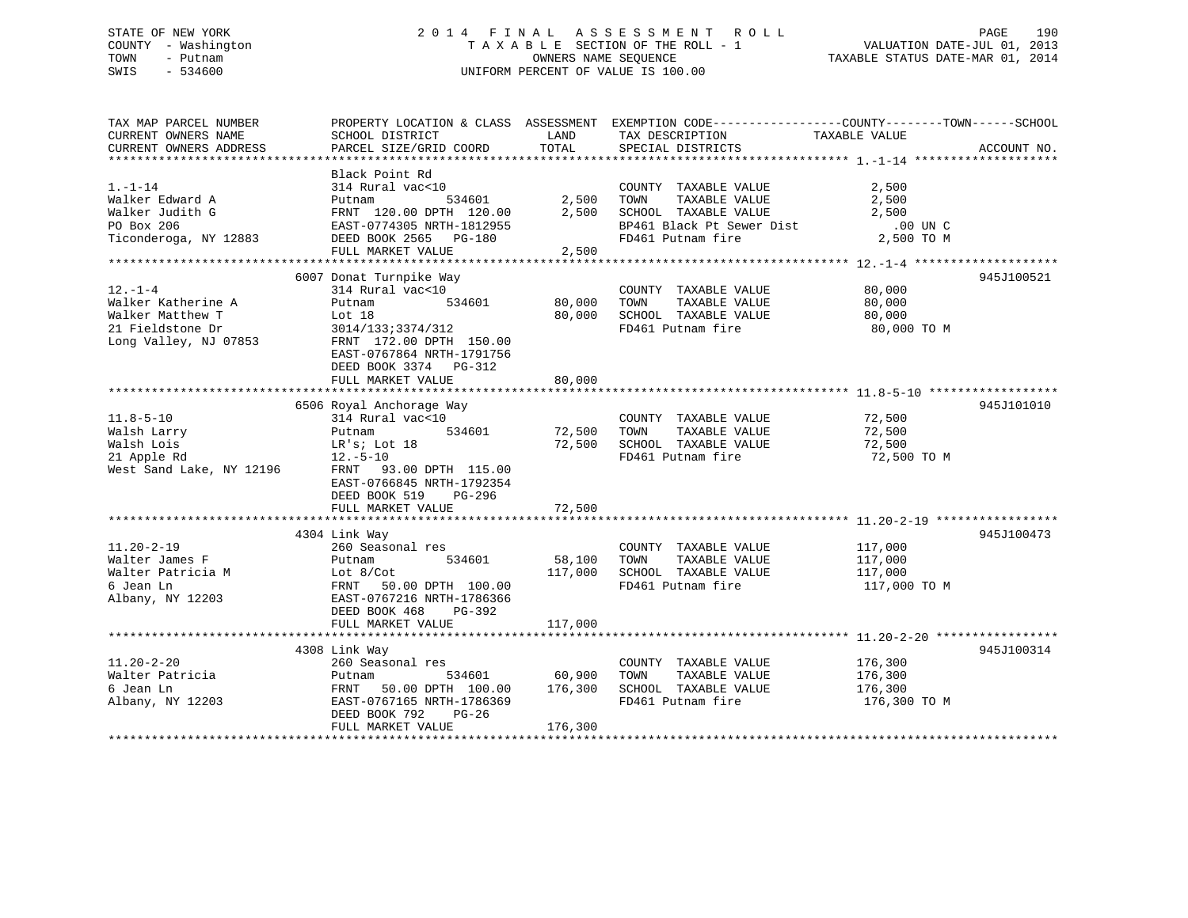STATE OF NEW YORK
COUNTY - Washington
TOWN - Putnam
SWIS - 534600

2 0 1 4 F I N A L A S S E S S M E N T R O L L
T A X A B L E SECTION OF THE ROLL - 1
OWNERS NAME SEQUENCE
UNIFORM PERCENT OF VALUE IS 100.00

VALUATION DATE-JUL 01, 2013
TAXABLE STATUS DATE-MAR 01, 2014

```
TAX MAP PARCEL NUMBER          PROPERTY LOCATION & CLASS  ASSESSMENT  EXEMPTION CODE------------------COUNTY--------TOWN------SCHOOL
CURRENT OWNERS NAME            SCHOOL DISTRICT               LAND      TAX DESCRIPTION            TAXABLE VALUE
CURRENT OWNERS ADDRESS         PARCEL SIZE/GRID COORD        TOTAL     SPECIAL DISTRICTS                                      ACCOUNT NO.
******************************************************************************************************* 1.-1-14 ********************
                               Black Point Rd
1.-1-14                        314 Rural vac<10                         COUNTY  TAXABLE VALUE              2,500
Walker Edward A                Putnam          534601         2,500     TOWN    TAXABLE VALUE              2,500
Walker Judith G                FRNT 120.00 DPTH 120.00        2,500     SCHOOL  TAXABLE VALUE              2,500
PO Box 206                     EAST-0774305 NRTH-1812955                BP461 Black Pt Sewer Dist            .00 UN C
Ticonderoga, NY 12883          DEED BOOK 2565   PG-180                  FD461 Putnam fire                  2,500 TO M
                               FULL MARKET VALUE              2,500
******************************************************************************************************* 12.-1-4 ********************
                               6007 Donat Turnpike Way                                                                  945J100521
12.-1-4                        314 Rural vac<10                         COUNTY  TAXABLE VALUE             80,000
Walker Katherine A             Putnam          534601        80,000     TOWN    TAXABLE VALUE             80,000
Walker Matthew T               Lot 18                        80,000     SCHOOL  TAXABLE VALUE             80,000
21 Fieldstone Dr               3014/133;3374/312                        FD461 Putnam fire                 80,000 TO M
Long Valley, NJ 07853          FRNT 172.00 DPTH 150.00
                               EAST-0767864 NRTH-1791756
                               DEED BOOK 3374   PG-312
                               FULL MARKET VALUE             80,000
******************************************************************************************************* 11.8-5-10 ******************
                               6506 Royal Anchorage Way                                                                 945J101010
11.8-5-10                      314 Rural vac<10                         COUNTY  TAXABLE VALUE             72,500
Walsh Larry                    Putnam          534601        72,500     TOWN    TAXABLE VALUE             72,500
Walsh Lois                     LR's; Lot 18                  72,500     SCHOOL  TAXABLE VALUE             72,500
21 Apple Rd                    12.-5-10                                 FD461 Putnam fire                 72,500 TO M
West Sand Lake, NY 12196       FRNT  93.00 DPTH 115.00
                               EAST-0766845 NRTH-1792354
                               DEED BOOK 519    PG-296
                               FULL MARKET VALUE             72,500
******************************************************************************************************* 11.20-2-19 *****************
                               4304 Link Way                                                                            945J100473
11.20-2-19                     260 Seasonal res                         COUNTY  TAXABLE VALUE            117,000
Walter James F                 Putnam          534601        58,100     TOWN    TAXABLE VALUE            117,000
Walter Patricia M              Lot 8/Cot                    117,000     SCHOOL  TAXABLE VALUE            117,000
6 Jean Ln                      FRNT  50.00 DPTH 100.00                  FD461 Putnam fire                117,000 TO M
Albany, NY 12203               EAST-0767216 NRTH-1786366
                               DEED BOOK 468    PG-392
                               FULL MARKET VALUE            117,000
******************************************************************************************************* 11.20-2-20 *****************
                               4308 Link Way                                                                            945J100314
11.20-2-20                     260 Seasonal res                         COUNTY  TAXABLE VALUE            176,300
Walter Patricia                Putnam          534601        60,900     TOWN    TAXABLE VALUE            176,300
6 Jean Ln                      FRNT  50.00 DPTH 100.00      176,300     SCHOOL  TAXABLE VALUE            176,300
Albany, NY 12203               EAST-0767165 NRTH-1786369                FD461 Putnam fire                176,300 TO M
                               DEED BOOK 792    PG-26
                               FULL MARKET VALUE            176,300
************************************************************************************************************************************
```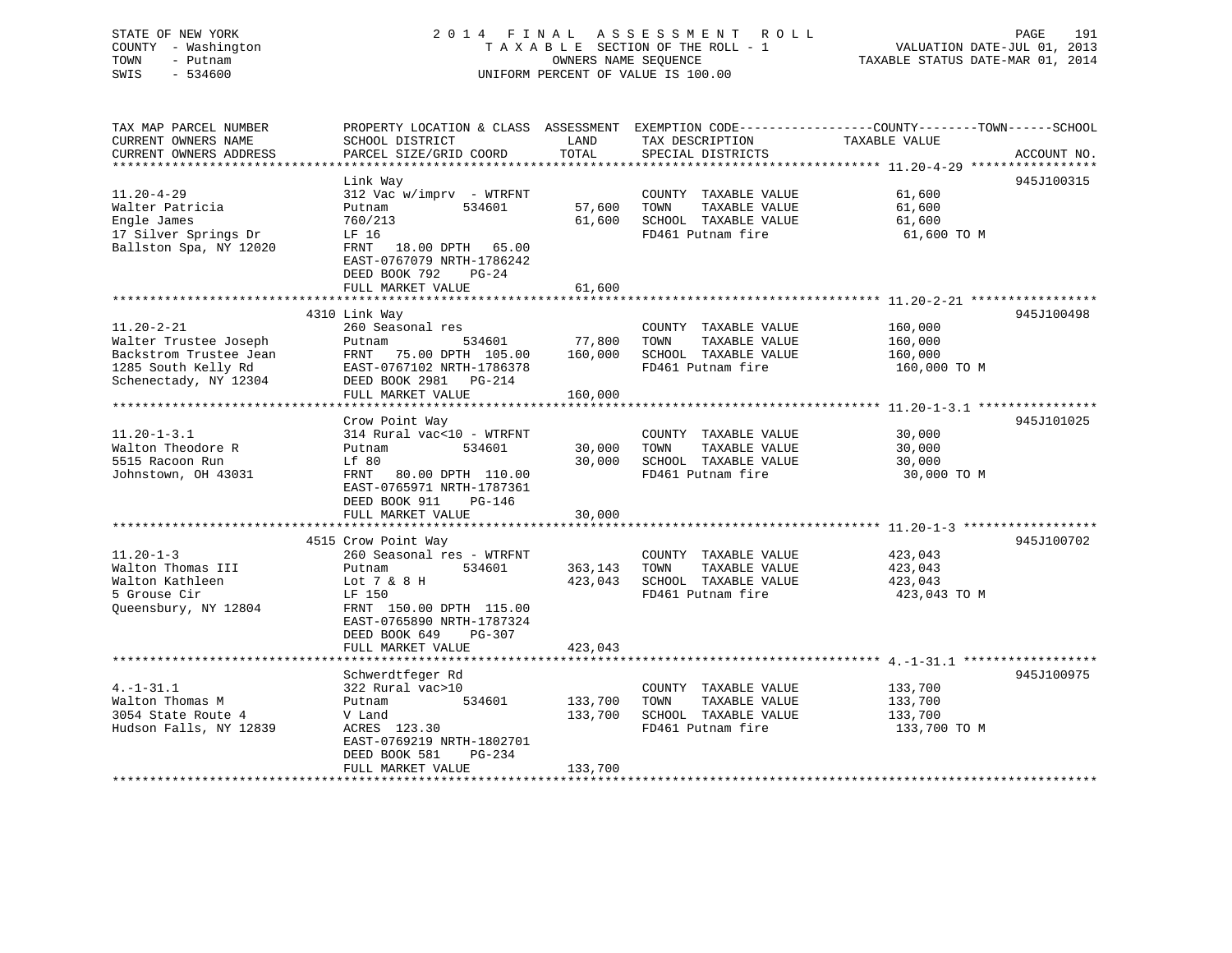STATE OF NEW YORK
COUNTY - Washington
TOWN - Putnam
SWIS - 534600

2014 FINAL ASSESSMENT ROLL
TAXABLE SECTION OF THE ROLL - 1
OWNERS NAME SEQUENCE
UNIFORM PERCENT OF VALUE IS 100.00

VALUATION DATE-JUL 01, 2013
TAXABLE STATUS DATE-MAR 01, 2014

| TAX MAP PARCEL NUMBER / CURRENT OWNERS NAME / CURRENT OWNERS ADDRESS | PROPERTY LOCATION & CLASS / SCHOOL DISTRICT / PARCEL SIZE/GRID COORD | ASSESSMENT LAND | TOTAL | EXEMPTION CODE / TAX DESCRIPTION / SPECIAL DISTRICTS | TAXABLE VALUE (COUNTY--TOWN--SCHOOL) | ACCOUNT NO. |
|---|---|---|---|---|---|---|
| 11.20-4-29 | Link Way | | | | | 945J100315 |
| 11.20-4-29 | 312 Vac w/imprv - WTRFNT | | | COUNTY TAXABLE VALUE | 61,600 | |
| Walter Patricia | Putnam 534601 | 57,600 | | TOWN TAXABLE VALUE | 61,600 | |
| Engle James | 760/213 | | 61,600 | SCHOOL TAXABLE VALUE | 61,600 | |
| 17 Silver Springs Dr | LF 16 | | | FD461 Putnam fire | 61,600 TO M | |
| Ballston Spa, NY 12020 | FRNT 18.00 DPTH 65.00 | | | | | |
| | EAST-0767079 NRTH-1786242 | | | | | |
| | DEED BOOK 792 PG-24 | | | | | |
| | FULL MARKET VALUE | | 61,600 | | | |
| 11.20-2-21 | 4310 Link Way | | | | | 945J100498 |
| 11.20-2-21 | 260 Seasonal res | | | COUNTY TAXABLE VALUE | 160,000 | |
| Walter Trustee Joseph | Putnam 534601 | 77,800 | | TOWN TAXABLE VALUE | 160,000 | |
| Backstrom Trustee Jean | FRNT 75.00 DPTH 105.00 | | 160,000 | SCHOOL TAXABLE VALUE | 160,000 | |
| 1285 South Kelly Rd | EAST-0767102 NRTH-1786378 | | | FD461 Putnam fire | 160,000 TO M | |
| Schenectady, NY 12304 | DEED BOOK 2981 PG-214 | | | | | |
| | FULL MARKET VALUE | | 160,000 | | | |
| 11.20-1-3.1 | Crow Point Way | | | | | 945J101025 |
| 11.20-1-3.1 | 314 Rural vac<10 - WTRFNT | | | COUNTY TAXABLE VALUE | 30,000 | |
| Walton Theodore R | Putnam 534601 | 30,000 | | TOWN TAXABLE VALUE | 30,000 | |
| 5515 Racoon Run | Lf 80 | | 30,000 | SCHOOL TAXABLE VALUE | 30,000 | |
| Johnstown, OH 43031 | FRNT 80.00 DPTH 110.00 | | | FD461 Putnam fire | 30,000 TO M | |
| | EAST-0765971 NRTH-1787361 | | | | | |
| | DEED BOOK 911 PG-146 | | | | | |
| | FULL MARKET VALUE | | 30,000 | | | |
| 11.20-1-3 | 4515 Crow Point Way | | | | | 945J100702 |
| 11.20-1-3 | 260 Seasonal res - WTRFNT | | | COUNTY TAXABLE VALUE | 423,043 | |
| Walton Thomas III | Putnam 534601 | 363,143 | | TOWN TAXABLE VALUE | 423,043 | |
| Walton Kathleen | Lot 7 & 8 H | | 423,043 | SCHOOL TAXABLE VALUE | 423,043 | |
| 5 Grouse Cir | LF 150 | | | FD461 Putnam fire | 423,043 TO M | |
| Queensbury, NY 12804 | FRNT 150.00 DPTH 115.00 | | | | | |
| | EAST-0765890 NRTH-1787324 | | | | | |
| | DEED BOOK 649 PG-307 | | | | | |
| | FULL MARKET VALUE | | 423,043 | | | |
| 4.-1-31.1 | Schwerdtfeger Rd | | | | | 945J100975 |
| 4.-1-31.1 | 322 Rural vac>10 | | | COUNTY TAXABLE VALUE | 133,700 | |
| Walton Thomas M | Putnam 534601 | 133,700 | | TOWN TAXABLE VALUE | 133,700 | |
| 3054 State Route 4 | V Land | | 133,700 | SCHOOL TAXABLE VALUE | 133,700 | |
| Hudson Falls, NY 12839 | ACRES 123.30 | | | FD461 Putnam fire | 133,700 TO M | |
| | EAST-0769219 NRTH-1802701 | | | | | |
| | DEED BOOK 581 PG-234 | | | | | |
| | FULL MARKET VALUE | | 133,700 | | | |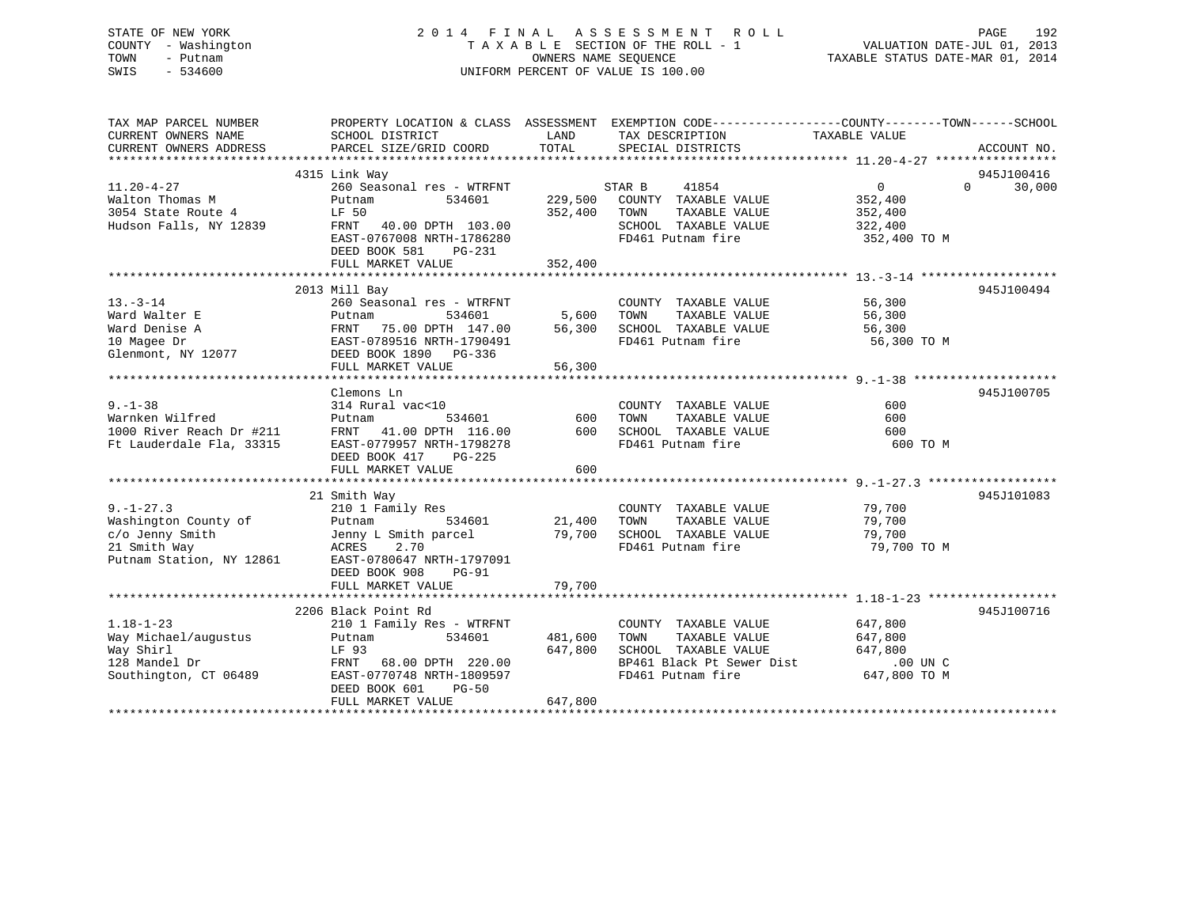STATE OF NEW YORK
COUNTY - Washington
TOWN - Putnam
SWIS - 534600

2 0 1 4 F I N A L A S S E S S M E N T R O L L
T A X A B L E SECTION OF THE ROLL - 1
OWNERS NAME SEQUENCE
UNIFORM PERCENT OF VALUE IS 100.00

VALUATION DATE-JUL 01, 2013
TAXABLE STATUS DATE-MAR 01, 2014

```
TAX MAP PARCEL NUMBER          PROPERTY LOCATION & CLASS  ASSESSMENT  EXEMPTION CODE------------------COUNTY--------TOWN------SCHOOL
CURRENT OWNERS NAME            SCHOOL DISTRICT               LAND      TAX DESCRIPTION             TAXABLE VALUE
CURRENT OWNERS ADDRESS         PARCEL SIZE/GRID COORD       TOTAL      SPECIAL DISTRICTS                                     ACCOUNT NO.
******************************************************************************************************* 11.20-4-27 *****************
                               4315 Link Way                                                                              945J100416
11.20-4-27                     260 Seasonal res - WTRFNT          STAR B      41854                  0            0      30,000
Walton Thomas M                Putnam           534601      229,500   COUNTY  TAXABLE VALUE          352,400
3054 State Route 4             LF 50                        352,400   TOWN    TAXABLE VALUE          352,400
Hudson Falls, NY 12839         FRNT   40.00 DPTH 103.00               SCHOOL  TAXABLE VALUE          322,400
                               EAST-0767008 NRTH-1786280              FD461 Putnam fire               352,400 TO M
                               DEED BOOK 581    PG-231
                               FULL MARKET VALUE            352,400
******************************************************************************************************* 13.-3-14 *******************
                               2013 Mill Bay                                                                              945J100494
13.-3-14                       260 Seasonal res - WTRFNT              COUNTY  TAXABLE VALUE           56,300
Ward Walter E                  Putnam           534601        5,600   TOWN    TAXABLE VALUE           56,300
Ward Denise A                  FRNT   75.00 DPTH 147.00      56,300   SCHOOL  TAXABLE VALUE           56,300
10 Magee Dr                    EAST-0789516 NRTH-1790491              FD461 Putnam fire                56,300 TO M
Glenmont, NY 12077             DEED BOOK 1890   PG-336
                               FULL MARKET VALUE             56,300
******************************************************************************************************* 9.-1-38 ********************
                               Clemons Ln                                                                                 945J100705
9.-1-38                        314 Rural vac<10                       COUNTY  TAXABLE VALUE              600
Warnken Wilfred                Putnam           534601          600   TOWN    TAXABLE VALUE              600
1000 River Reach Dr #211       FRNT   41.00 DPTH 116.00         600   SCHOOL  TAXABLE VALUE              600
Ft Lauderdale Fla, 33315       EAST-0779957 NRTH-1798278              FD461 Putnam fire                   600 TO M
                               DEED BOOK 417    PG-225
                               FULL MARKET VALUE                600
******************************************************************************************************* 9.-1-27.3 ******************
                               21 Smith Way                                                                               945J101083
9.-1-27.3                      210 1 Family Res                       COUNTY  TAXABLE VALUE           79,700
Washington County of           Putnam           534601       21,400   TOWN    TAXABLE VALUE           79,700
c/o Jenny Smith                Jenny L Smith parcel          79,700   SCHOOL  TAXABLE VALUE           79,700
21 Smith Way                   ACRES    2.70                          FD461 Putnam fire                79,700 TO M
Putnam Station, NY 12861       EAST-0780647 NRTH-1797091
                               DEED BOOK 908    PG-91
                               FULL MARKET VALUE             79,700
******************************************************************************************************* 1.18-1-23 ******************
                               2206 Black Point Rd                                                                        945J100716
1.18-1-23                      210 1 Family Res - WTRFNT              COUNTY  TAXABLE VALUE          647,800
Way Michael/augustus           Putnam           534601      481,600   TOWN    TAXABLE VALUE          647,800
Way Shirl                      LF 93                        647,800   SCHOOL  TAXABLE VALUE          647,800
128 Mandel Dr                  FRNT   68.00 DPTH 220.00               BP461 Black Pt Sewer Dist           .00 UN C
Southington, CT 06489          EAST-0770748 NRTH-1809597              FD461 Putnam fire               647,800 TO M
                               DEED BOOK 601    PG-50
                               FULL MARKET VALUE            647,800
************************************************************************************************************************************
```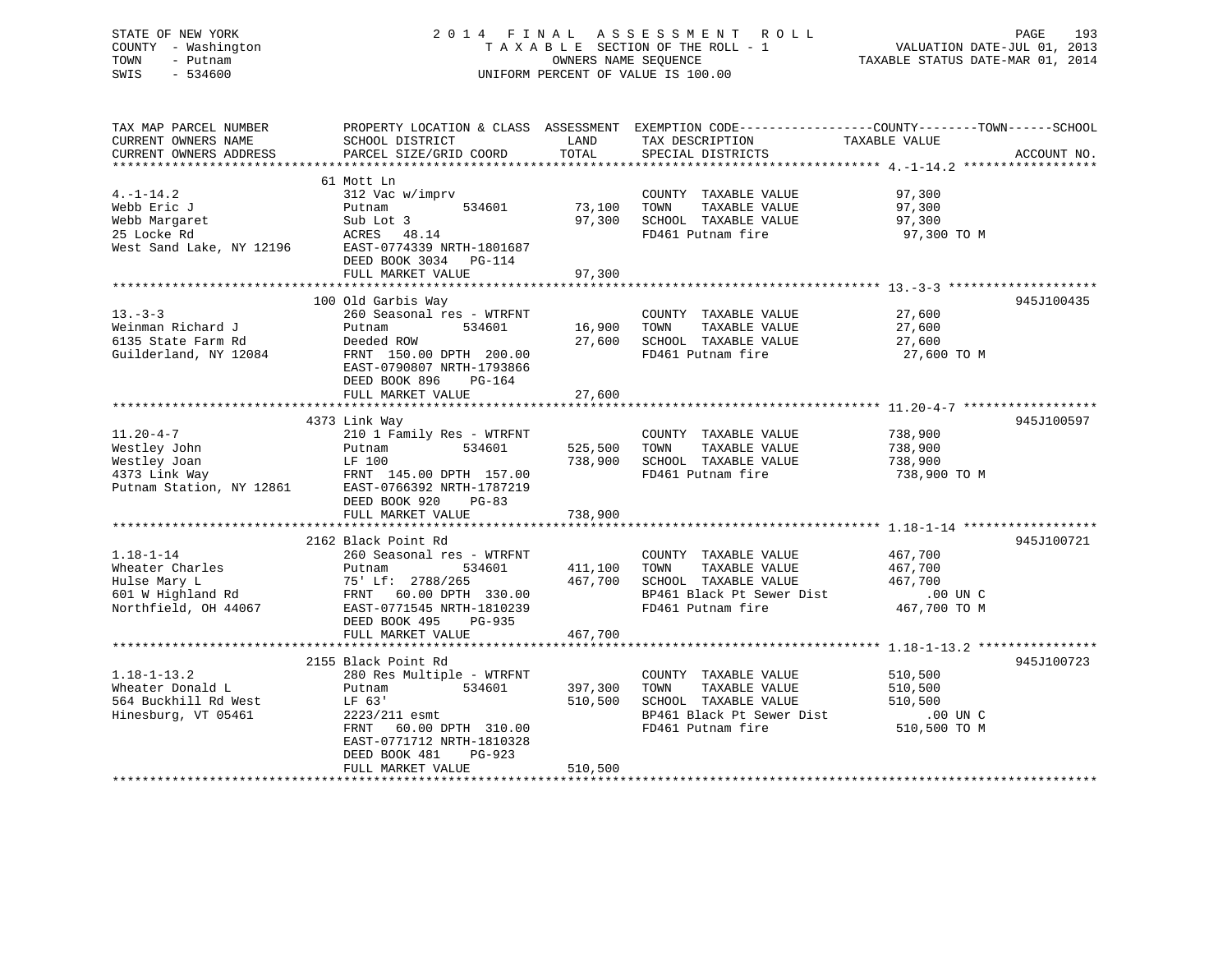STATE OF NEW YORK
COUNTY - Washington
TOWN - Putnam
SWIS - 534600

2014 FINAL ASSESSMENT ROLL
TAXABLE SECTION OF THE ROLL - 1
OWNERS NAME SEQUENCE
UNIFORM PERCENT OF VALUE IS 100.00

VALUATION DATE-JUL 01, 2013
TAXABLE STATUS DATE-MAR 01, 2014

| TAX MAP PARCEL NUMBER / CURRENT OWNERS NAME / CURRENT OWNERS ADDRESS | PROPERTY LOCATION & CLASS / SCHOOL DISTRICT / PARCEL SIZE/GRID COORD | ASSESSMENT LAND / TOTAL | EXEMPTION CODE / TAX DESCRIPTION / SPECIAL DISTRICTS | COUNTY--------TOWN------SCHOOL TAXABLE VALUE | ACCOUNT NO. |
|---|---|---|---|---|---|
| 4.-1-14.2 | 61 Mott Ln | | | | |
| 4.-1-14.2 | 312 Vac w/imprv | | COUNTY TAXABLE VALUE | 97,300 | |
| Webb Eric J | Putnam 534601 | 73,100 | TOWN TAXABLE VALUE | 97,300 | |
| Webb Margaret | Sub Lot 3 | 97,300 | SCHOOL TAXABLE VALUE | 97,300 | |
| 25 Locke Rd | ACRES 48.14 | | FD461 Putnam fire | 97,300 TO M | |
| West Sand Lake, NY 12196 | EAST-0774339 NRTH-1801687 | | | | |
| | DEED BOOK 3034 PG-114 | | | | |
| | FULL MARKET VALUE | 97,300 | | | |
| 13.-3-3 | 100 Old Garbis Way | | | | 945J100435 |
| 13.-3-3 | 260 Seasonal res - WTRFNT | | COUNTY TAXABLE VALUE | 27,600 | |
| Weinman Richard J | Putnam 534601 | 16,900 | TOWN TAXABLE VALUE | 27,600 | |
| 6135 State Farm Rd | Deeded ROW | 27,600 | SCHOOL TAXABLE VALUE | 27,600 | |
| Guilderland, NY 12084 | FRNT 150.00 DPTH 200.00 | | FD461 Putnam fire | 27,600 TO M | |
| | EAST-0790807 NRTH-1793866 | | | | |
| | DEED BOOK 896 PG-164 | | | | |
| | FULL MARKET VALUE | 27,600 | | | |
| 11.20-4-7 | 4373 Link Way | | | | 945J100597 |
| 11.20-4-7 | 210 1 Family Res - WTRFNT | | COUNTY TAXABLE VALUE | 738,900 | |
| Westley John | Putnam 534601 | 525,500 | TOWN TAXABLE VALUE | 738,900 | |
| Westley Joan | LF 100 | 738,900 | SCHOOL TAXABLE VALUE | 738,900 | |
| 4373 Link Way | FRNT 145.00 DPTH 157.00 | | FD461 Putnam fire | 738,900 TO M | |
| Putnam Station, NY 12861 | EAST-0766392 NRTH-1787219 | | | | |
| | DEED BOOK 920 PG-83 | | | | |
| | FULL MARKET VALUE | 738,900 | | | |
| 1.18-1-14 | 2162 Black Point Rd | | | | 945J100721 |
| 1.18-1-14 | 260 Seasonal res - WTRFNT | | COUNTY TAXABLE VALUE | 467,700 | |
| Wheater Charles | Putnam 534601 | 411,100 | TOWN TAXABLE VALUE | 467,700 | |
| Hulse Mary L | 75' Lf: 2788/265 | 467,700 | SCHOOL TAXABLE VALUE | 467,700 | |
| 601 W Highland Rd | FRNT 60.00 DPTH 330.00 | | BP461 Black Pt Sewer Dist | .00 UN C | |
| Northfield, OH 44067 | EAST-0771545 NRTH-1810239 | | FD461 Putnam fire | 467,700 TO M | |
| | DEED BOOK 495 PG-935 | | | | |
| | FULL MARKET VALUE | 467,700 | | | |
| 1.18-1-13.2 | 2155 Black Point Rd | | | | 945J100723 |
| 1.18-1-13.2 | 280 Res Multiple - WTRFNT | | COUNTY TAXABLE VALUE | 510,500 | |
| Wheater Donald L | Putnam 534601 | 397,300 | TOWN TAXABLE VALUE | 510,500 | |
| 564 Buckhill Rd West | LF 63' | 510,500 | SCHOOL TAXABLE VALUE | 510,500 | |
| Hinesburg, VT 05461 | 2223/211 esmt | | BP461 Black Pt Sewer Dist | .00 UN C | |
| | FRNT 60.00 DPTH 310.00 | | FD461 Putnam fire | 510,500 TO M | |
| | EAST-0771712 NRTH-1810328 | | | | |
| | DEED BOOK 481 PG-923 | | | | |
| | FULL MARKET VALUE | 510,500 | | | |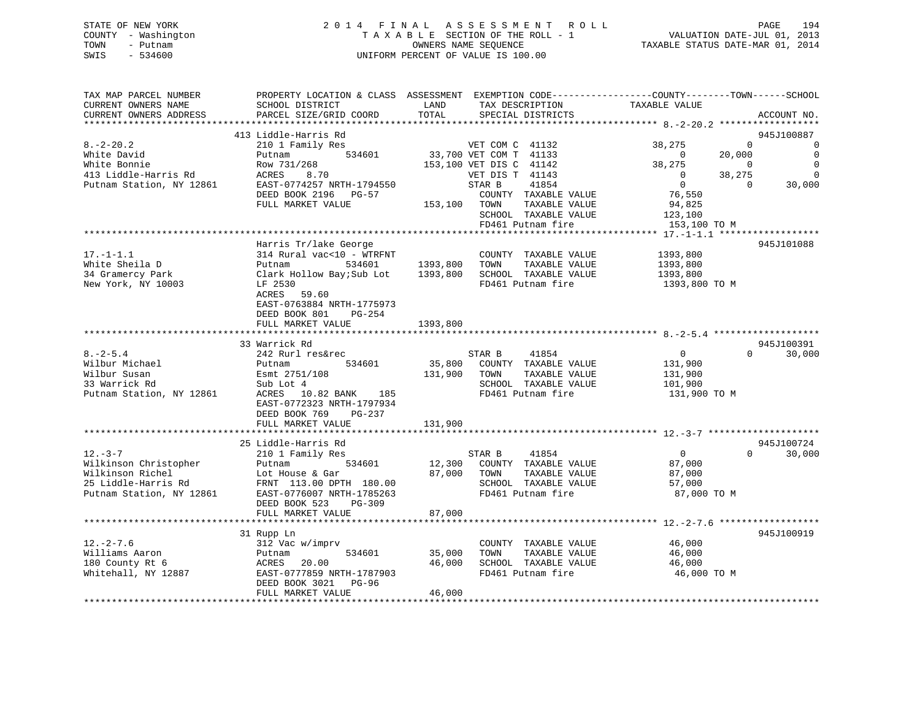STATE OF NEW YORK
COUNTY - Washington
TOWN - Putnam
SWIS - 534600

2014 FINAL ASSESSMENT ROLL
TAXABLE SECTION OF THE ROLL - 1
OWNERS NAME SEQUENCE
UNIFORM PERCENT OF VALUE IS 100.00

VALUATION DATE-JUL 01, 2013
TAXABLE STATUS DATE-MAR 01, 2014

| TAX MAP PARCEL NUMBER / CURRENT OWNERS NAME / CURRENT OWNERS ADDRESS | PROPERTY LOCATION & CLASS / SCHOOL DISTRICT / PARCEL SIZE/GRID COORD | LAND / ASSESSMENT TOTAL | EXEMPTION CODE / TAX DESCRIPTION / SPECIAL DISTRICTS | COUNTY TAXABLE VALUE | TOWN | SCHOOL | ACCOUNT NO. |
|---|---|---|---|---|---|---|---|
| 8.-2-20.2 | 413 Liddle-Harris Rd | | | | | | 945J100887 |
| | 210 1 Family Res | | VET COM C 41132 | 38,275 | 0 | 0 | |
| White David | Putnam 534601 | 33,700 | VET COM T 41133 | 0 | 20,000 | 0 | |
| White Bonnie | Row 731/268 | 153,100 | VET DIS C 41142 | 38,275 | 0 | 0 | |
| 413 Liddle-Harris Rd | ACRES 8.70 | | VET DIS T 41143 | 0 | 38,275 | 0 | |
| Putnam Station, NY 12861 | EAST-0774257 NRTH-1794550 | | STAR B 41854 | 0 | 0 | 30,000 | |
| | DEED BOOK 2196 PG-57 | | COUNTY TAXABLE VALUE | 76,550 | | | |
| | FULL MARKET VALUE | 153,100 | TOWN TAXABLE VALUE | 94,825 | | | |
| | | | SCHOOL TAXABLE VALUE | 123,100 | | | |
| | | | FD461 Putnam fire | 153,100 TO M | | | |
| 17.-1-1.1 | Harris Tr/lake George | | | | | | 945J101088 |
| | 314 Rural vac<10 - WTRFNT | | COUNTY TAXABLE VALUE | 1393,800 | | | |
| White Sheila D | Putnam 534601 | 1393,800 | TOWN TAXABLE VALUE | 1393,800 | | | |
| 34 Gramercy Park | Clark Hollow Bay;Sub Lot | 1393,800 | SCHOOL TAXABLE VALUE | 1393,800 | | | |
| New York, NY 10003 | LF 2530 | | FD461 Putnam fire | 1393,800 TO M | | | |
| | ACRES 59.60 | | | | | | |
| | EAST-0763884 NRTH-1775973 | | | | | | |
| | DEED BOOK 801 PG-254 | | | | | | |
| | FULL MARKET VALUE | 1393,800 | | | | | |
| 8.-2-5.4 | 33 Warrick Rd | | | | | | 945J100391 |
| | 242 Rurl res&rec | | STAR B 41854 | 0 | 0 | 30,000 | |
| Wilbur Michael | Putnam 534601 | 35,800 | COUNTY TAXABLE VALUE | 131,900 | | | |
| Wilbur Susan | Esmt 2751/108 | 131,900 | TOWN TAXABLE VALUE | 131,900 | | | |
| 33 Warrick Rd | Sub Lot 4 | | SCHOOL TAXABLE VALUE | 101,900 | | | |
| Putnam Station, NY 12861 | ACRES 10.82 BANK 185 | | FD461 Putnam fire | 131,900 TO M | | | |
| | EAST-0772323 NRTH-1797934 | | | | | | |
| | DEED BOOK 769 PG-237 | | | | | | |
| | FULL MARKET VALUE | 131,900 | | | | | |
| 12.-3-7 | 25 Liddle-Harris Rd | | | | | | 945J100724 |
| | 210 1 Family Res | | STAR B 41854 | 0 | 0 | 30,000 | |
| Wilkinson Christopher | Putnam 534601 | 12,300 | COUNTY TAXABLE VALUE | 87,000 | | | |
| Wilkinson Richel | Lot House & Gar | 87,000 | TOWN TAXABLE VALUE | 87,000 | | | |
| 25 Liddle-Harris Rd | FRNT 113.00 DPTH 180.00 | | SCHOOL TAXABLE VALUE | 57,000 | | | |
| Putnam Station, NY 12861 | EAST-0776007 NRTH-1785263 | | FD461 Putnam fire | 87,000 TO M | | | |
| | DEED BOOK 523 PG-309 | | | | | | |
| | FULL MARKET VALUE | 87,000 | | | | | |
| 12.-2-7.6 | 31 Rupp Ln | | | | | | 945J100919 |
| | 312 Vac w/imprv | | COUNTY TAXABLE VALUE | 46,000 | | | |
| Williams Aaron | Putnam 534601 | 35,000 | TOWN TAXABLE VALUE | 46,000 | | | |
| 180 County Rt 6 | ACRES 20.00 | 46,000 | SCHOOL TAXABLE VALUE | 46,000 | | | |
| Whitehall, NY 12887 | EAST-0777859 NRTH-1787903 | | FD461 Putnam fire | 46,000 TO M | | | |
| | DEED BOOK 3021 PG-96 | | | | | | |
| | FULL MARKET VALUE | 46,000 | | | | | |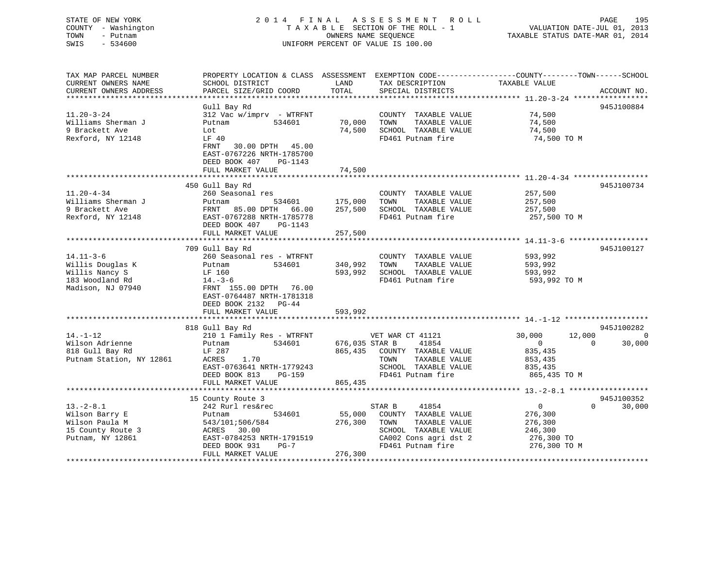STATE OF NEW YORK
COUNTY - Washington
TOWN - Putnam
SWIS - 534600

2014 FINAL ASSESSMENT ROLL
TAXABLE SECTION OF THE ROLL - 1
OWNERS NAME SEQUENCE
UNIFORM PERCENT OF VALUE IS 100.00

VALUATION DATE-JUL 01, 2013
TAXABLE STATUS DATE-MAR 01, 2014

| TAX MAP PARCEL NUMBER / CURRENT OWNERS NAME / CURRENT OWNERS ADDRESS | PROPERTY LOCATION & CLASS / SCHOOL DISTRICT / PARCEL SIZE/GRID COORD | ASSESSMENT LAND / TOTAL | EXEMPTION CODE / TAX DESCRIPTION / SPECIAL DISTRICTS | COUNTY TAXABLE VALUE | TOWN | SCHOOL | ACCOUNT NO. |
|---|---|---|---|---|---|---|---|
| 11.20-3-24 | Gull Bay Rd | | | | | | 945J100884 |
| 11.20-3-24 | 312 Vac w/imprv - WTRFNT | | COUNTY TAXABLE VALUE | 74,500 | | | |
| Williams Sherman J | Putnam 534601 | 70,000 | TOWN TAXABLE VALUE | 74,500 | | | |
| 9 Brackett Ave | Lot | 74,500 | SCHOOL TAXABLE VALUE | 74,500 | | | |
| Rexford, NY 12148 | LF 40 | | FD461 Putnam fire | 74,500 TO M | | | |
| | FRNT 30.00 DPTH 45.00 | | | | | | |
| | EAST-0767226 NRTH-1785700 | | | | | | |
| | DEED BOOK 407 PG-1143 | | | | | | |
| | FULL MARKET VALUE | 74,500 | | | | | |
| 11.20-4-34 | 450 Gull Bay Rd | | | | | | 945J100734 |
| 11.20-4-34 | 260 Seasonal res | | COUNTY TAXABLE VALUE | 257,500 | | | |
| Williams Sherman J | Putnam 534601 | 175,000 | TOWN TAXABLE VALUE | 257,500 | | | |
| 9 Brackett Ave | FRNT 85.00 DPTH 66.00 | 257,500 | SCHOOL TAXABLE VALUE | 257,500 | | | |
| Rexford, NY 12148 | EAST-0767288 NRTH-1785778 | | FD461 Putnam fire | 257,500 TO M | | | |
| | DEED BOOK 407 PG-1143 | | | | | | |
| | FULL MARKET VALUE | 257,500 | | | | | |
| 14.11-3-6 | 709 Gull Bay Rd | | | | | | 945J100127 |
| 14.11-3-6 | 260 Seasonal res - WTRFNT | | COUNTY TAXABLE VALUE | 593,992 | | | |
| Willis Douglas K | Putnam 534601 | 340,992 | TOWN TAXABLE VALUE | 593,992 | | | |
| Willis Nancy S | LF 160 | 593,992 | SCHOOL TAXABLE VALUE | 593,992 | | | |
| 183 Woodland Rd | 14.-3-6 | | FD461 Putnam fire | 593,992 TO M | | | |
| Madison, NJ 07940 | FRNT 155.00 DPTH 76.00 | | | | | | |
| | EAST-0764487 NRTH-1781318 | | | | | | |
| | DEED BOOK 2132 PG-44 | | | | | | |
| | FULL MARKET VALUE | 593,992 | | | | | |
| 14.-1-12 | 818 Gull Bay Rd | | | | | | 945J100282 |
| 14.-1-12 | 210 1 Family Res - WTRFNT | | VET WAR CT 41121 | 30,000 | 12,000 | 0 | |
| Wilson Adrienne | Putnam 534601 | 676,035 | STAR B 41854 | 0 | 0 | 30,000 | |
| 818 Gull Bay Rd | LF 287 | 865,435 | COUNTY TAXABLE VALUE | 835,435 | | | |
| Putnam Station, NY 12861 | ACRES 1.70 | | TOWN TAXABLE VALUE | 853,435 | | | |
| | EAST-0763641 NRTH-1779243 | | SCHOOL TAXABLE VALUE | 835,435 | | | |
| | DEED BOOK 813 PG-159 | | FD461 Putnam fire | 865,435 TO M | | | |
| | FULL MARKET VALUE | 865,435 | | | | | |
| 13.-2-8.1 | 15 County Route 3 | | | | | | 945J100352 |
| 13.-2-8.1 | 242 Rurl res&rec | | STAR B 41854 | 0 | 0 | 30,000 | |
| Wilson Barry E | Putnam 534601 | 55,000 | COUNTY TAXABLE VALUE | 276,300 | | | |
| Wilson Paula M | 543/101;506/584 | 276,300 | TOWN TAXABLE VALUE | 276,300 | | | |
| 15 County Route 3 | ACRES 30.00 | | SCHOOL TAXABLE VALUE | 246,300 | | | |
| Putnam, NY 12861 | EAST-0784253 NRTH-1791519 | | CA002 Cons agri dst 2 | 276,300 TO | | | |
| | DEED BOOK 931 PG-7 | | FD461 Putnam fire | 276,300 TO M | | | |
| | FULL MARKET VALUE | 276,300 | | | | | |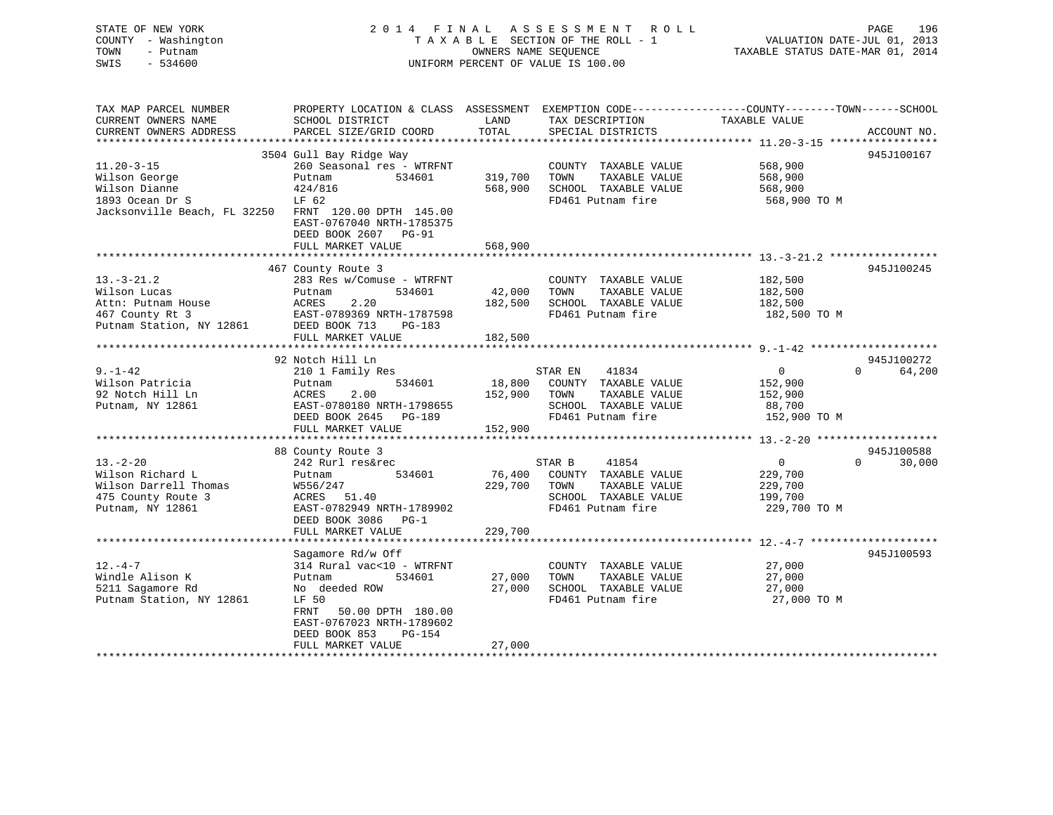STATE OF NEW YORK
COUNTY - Washington
TOWN - Putnam
SWIS - 534600

2014 FINAL ASSESSMENT ROLL
TAXABLE SECTION OF THE ROLL - 1
OWNERS NAME SEQUENCE
UNIFORM PERCENT OF VALUE IS 100.00

VALUATION DATE-JUL 01, 2013
TAXABLE STATUS DATE-MAR 01, 2014

| TAX MAP PARCEL NUMBER / CURRENT OWNERS NAME / CURRENT OWNERS ADDRESS | PROPERTY LOCATION & CLASS / SCHOOL DISTRICT / PARCEL SIZE/GRID COORD | ASSESSMENT LAND / TOTAL | EXEMPTION CODE / TAX DESCRIPTION / SPECIAL DISTRICTS | COUNTY | TOWN | SCHOOL | ACCOUNT NO. |
|---|---|---|---|---|---|---|---|
| **11.20-3-15** | 3504 Gull Bay Ridge Way | | | | | | 945J100167 |
| 11.20-3-15 | 260 Seasonal res - WTRFNT | | COUNTY TAXABLE VALUE | 568,900 | | | |
| Wilson George | Putnam 534601 | 319,700 | TOWN TAXABLE VALUE | | 568,900 | | |
| Wilson Dianne | 424/816 | 568,900 | SCHOOL TAXABLE VALUE | | | 568,900 | |
| 1893 Ocean Dr S | LF 62 | | FD461 Putnam fire | 568,900 TO M | | | |
| Jacksonville Beach, FL 32250 | FRNT 120.00 DPTH 145.00 | | | | | | |
| | EAST-0767040 NRTH-1785375 | | | | | | |
| | DEED BOOK 2607 PG-91 | | | | | | |
| | FULL MARKET VALUE | 568,900 | | | | | |
| **13.-3-21.2** | 467 County Route 3 | | | | | | 945J100245 |
| 13.-3-21.2 | 283 Res w/Comuse - WTRFNT | | COUNTY TAXABLE VALUE | 182,500 | | | |
| Wilson Lucas | Putnam 534601 | 42,000 | TOWN TAXABLE VALUE | | 182,500 | | |
| Attn: Putnam House | ACRES 2.20 | 182,500 | SCHOOL TAXABLE VALUE | | | 182,500 | |
| 467 County Rt 3 | EAST-0789369 NRTH-1787598 | | FD461 Putnam fire | 182,500 TO M | | | |
| Putnam Station, NY 12861 | DEED BOOK 713 PG-183 | | | | | | |
| | FULL MARKET VALUE | 182,500 | | | | | |
| **9.-1-42** | 92 Notch Hill Ln | | | | | | 945J100272 |
| 9.-1-42 | 210 1 Family Res | | STAR EN 41834 | 0 | 0 | 64,200 | |
| Wilson Patricia | Putnam 534601 | 18,800 | COUNTY TAXABLE VALUE | 152,900 | | | |
| 92 Notch Hill Ln | ACRES 2.00 | 152,900 | TOWN TAXABLE VALUE | | 152,900 | | |
| Putnam, NY 12861 | EAST-0780180 NRTH-1798655 | | SCHOOL TAXABLE VALUE | | | 88,700 | |
| | DEED BOOK 2645 PG-189 | | FD461 Putnam fire | 152,900 TO M | | | |
| | FULL MARKET VALUE | 152,900 | | | | | |
| **13.-2-20** | 88 County Route 3 | | | | | | 945J100588 |
| 13.-2-20 | 242 Rurl res&rec | | STAR B 41854 | 0 | 0 | 30,000 | |
| Wilson Richard L | Putnam 534601 | 76,400 | COUNTY TAXABLE VALUE | 229,700 | | | |
| Wilson Darrell Thomas | W556/247 | 229,700 | TOWN TAXABLE VALUE | | 229,700 | | |
| 475 County Route 3 | ACRES 51.40 | | SCHOOL TAXABLE VALUE | | | 199,700 | |
| Putnam, NY 12861 | EAST-0782949 NRTH-1789902 | | FD461 Putnam fire | 229,700 TO M | | | |
| | DEED BOOK 3086 PG-1 | | | | | | |
| | FULL MARKET VALUE | 229,700 | | | | | |
| **12.-4-7** | Sagamore Rd/w Off | | | | | | 945J100593 |
| 12.-4-7 | 314 Rural vac<10 - WTRFNT | | COUNTY TAXABLE VALUE | 27,000 | | | |
| Windle Alison K | Putnam 534601 | 27,000 | TOWN TAXABLE VALUE | | 27,000 | | |
| 5211 Sagamore Rd | No deeded ROW | 27,000 | SCHOOL TAXABLE VALUE | | | 27,000 | |
| Putnam Station, NY 12861 | LF 50 | | FD461 Putnam fire | 27,000 TO M | | | |
| | FRNT 50.00 DPTH 180.00 | | | | | | |
| | EAST-0767023 NRTH-1789602 | | | | | | |
| | DEED BOOK 853 PG-154 | | | | | | |
| | FULL MARKET VALUE | 27,000 | | | | | |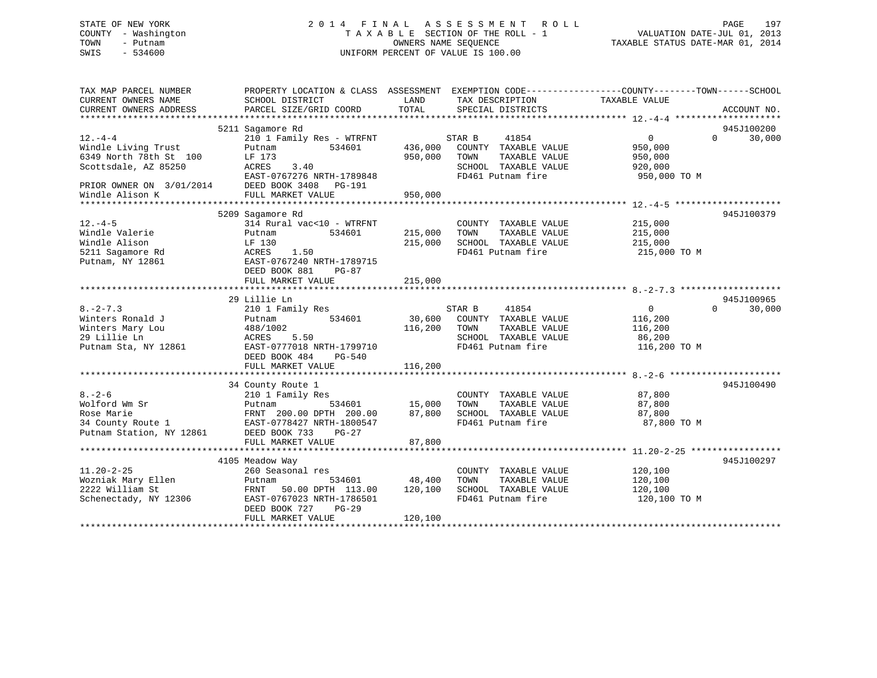STATE OF NEW YORK
COUNTY - Washington
TOWN - Putnam
SWIS - 534600

# 2014 FINAL ASSESSMENT ROLL

TAXABLE SECTION OF THE ROLL - 1
OWNERS NAME SEQUENCE
UNIFORM PERCENT OF VALUE IS 100.00

VALUATION DATE-JUL 01, 2013
TAXABLE STATUS DATE-MAR 01, 2014

| TAX MAP PARCEL NUMBER / CURRENT OWNERS NAME / CURRENT OWNERS ADDRESS | PROPERTY LOCATION & CLASS / SCHOOL DISTRICT / PARCEL SIZE/GRID COORD | ASSESSMENT LAND / TOTAL | EXEMPTION CODE / TAX DESCRIPTION / SPECIAL DISTRICTS | COUNTY / TOWN / SCHOOL TAXABLE VALUE | ACCOUNT NO. |
|---|---|---|---|---|---|
| 12.-4-4 | 5211 Sagamore Rd | | | | 945J100200 |
| Windle Living Trust | 210 1 Family Res - WTRFNT | | STAR B 41854 | 0 0 30,000 | |
| 6349 North 78th St 100 | Putnam 534601 | 436,000 | COUNTY TAXABLE VALUE | 950,000 | |
| Scottsdale, AZ 85250 | LF 173 | 950,000 | TOWN TAXABLE VALUE | 950,000 | |
| | ACRES 3.40 | | SCHOOL TAXABLE VALUE | 920,000 | |
| PRIOR OWNER ON 3/01/2014 | EAST-0767276 NRTH-1789848 | | FD461 Putnam fire | 950,000 TO M | |
| Windle Alison K | DEED BOOK 3408 PG-191 | | | | |
| | FULL MARKET VALUE | 950,000 | | | |
| 12.-4-5 | 5209 Sagamore Rd | | | | 945J100379 |
| Windle Valerie | 314 Rural vac<10 - WTRFNT | | COUNTY TAXABLE VALUE | 215,000 | |
| Windle Alison | Putnam 534601 | 215,000 | TOWN TAXABLE VALUE | 215,000 | |
| 5211 Sagamore Rd | LF 130 | 215,000 | SCHOOL TAXABLE VALUE | 215,000 | |
| Putnam, NY 12861 | ACRES 1.50 | | FD461 Putnam fire | 215,000 TO M | |
| | EAST-0767240 NRTH-1789715 | | | | |
| | DEED BOOK 881 PG-87 | | | | |
| | FULL MARKET VALUE | 215,000 | | | |
| 8.-2-7.3 | 29 Lillie Ln | | | | 945J100965 |
| Winters Ronald J | 210 1 Family Res | | STAR B 41854 | 0 0 30,000 | |
| Winters Mary Lou | Putnam 534601 | 30,600 | COUNTY TAXABLE VALUE | 116,200 | |
| 29 Lillie Ln | 488/1002 | 116,200 | TOWN TAXABLE VALUE | 116,200 | |
| Putnam Sta, NY 12861 | ACRES 5.50 | | SCHOOL TAXABLE VALUE | 86,200 | |
| | EAST-0777018 NRTH-1799710 | | FD461 Putnam fire | 116,200 TO M | |
| | DEED BOOK 484 PG-540 | | | | |
| | FULL MARKET VALUE | 116,200 | | | |
| 8.-2-6 | 34 County Route 1 | | | | 945J100490 |
| Wolford Wm Sr | 210 1 Family Res | | COUNTY TAXABLE VALUE | 87,800 | |
| Rose Marie | Putnam 534601 | 15,000 | TOWN TAXABLE VALUE | 87,800 | |
| 34 County Route 1 | FRNT 200.00 DPTH 200.00 | 87,800 | SCHOOL TAXABLE VALUE | 87,800 | |
| Putnam Station, NY 12861 | EAST-0778427 NRTH-1800547 | | FD461 Putnam fire | 87,800 TO M | |
| | DEED BOOK 733 PG-27 | | | | |
| | FULL MARKET VALUE | 87,800 | | | |
| 11.20-2-25 | 4105 Meadow Way | | | | 945J100297 |
| Wozniak Mary Ellen | 260 Seasonal res | | COUNTY TAXABLE VALUE | 120,100 | |
| 2222 William St | Putnam 534601 | 48,400 | TOWN TAXABLE VALUE | 120,100 | |
| Schenectady, NY 12306 | FRNT 50.00 DPTH 113.00 | 120,100 | SCHOOL TAXABLE VALUE | 120,100 | |
| | EAST-0767023 NRTH-1786501 | | FD461 Putnam fire | 120,100 TO M | |
| | DEED BOOK 727 PG-29 | | | | |
| | FULL MARKET VALUE | 120,100 | | | |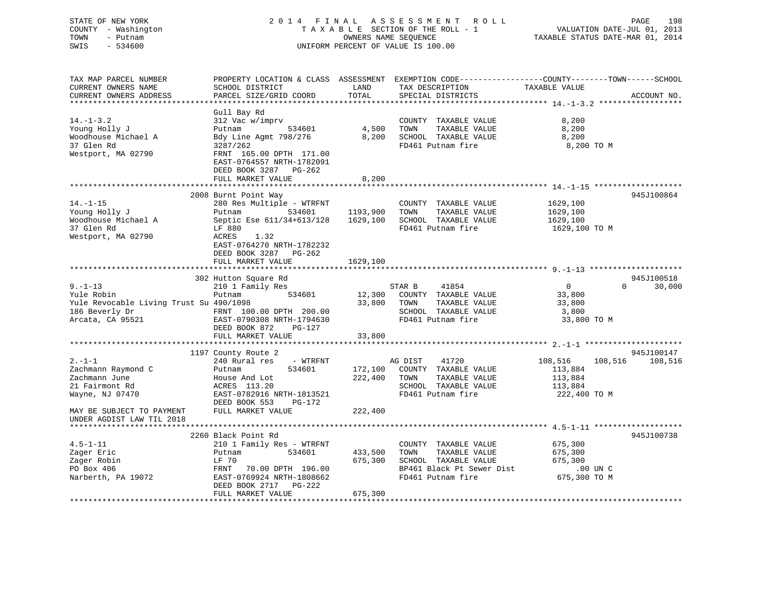STATE OF NEW YORK — 2014 FINAL ASSESSMENT ROLL
COUNTY - Washington — TAXABLE SECTION OF THE ROLL - 1 — VALUATION DATE-JUL 01, 2013
TOWN - Putnam — OWNERS NAME SEQUENCE — TAXABLE STATUS DATE-MAR 01, 2014
SWIS - 534600 — UNIFORM PERCENT OF VALUE IS 100.00

```
TAX MAP PARCEL NUMBER          PROPERTY LOCATION & CLASS  ASSESSMENT  EXEMPTION CODE------------------COUNTY--------TOWN------SCHOOL
CURRENT OWNERS NAME            SCHOOL DISTRICT               LAND      TAX DESCRIPTION            TAXABLE VALUE
CURRENT OWNERS ADDRESS         PARCEL SIZE/GRID COORD        TOTAL     SPECIAL DISTRICTS                                     ACCOUNT NO.
******************************************************************************************************* 14.-1-3.2 ******************
                               Gull Bay Rd
14.-1-3.2                      312 Vac w/imprv                          COUNTY  TAXABLE VALUE            8,200
Young Holly J                  Putnam          534601         4,500    TOWN    TAXABLE VALUE            8,200
Woodhouse Michael A            Bdy Line Agmt 798/276          8,200    SCHOOL  TAXABLE VALUE            8,200
37 Glen Rd                     3287/262                                 FD461 Putnam fire                  8,200 TO M
Westport, MA 02790             FRNT 165.00 DPTH 171.00
                               EAST-0764557 NRTH-1782091
                               DEED BOOK 3287   PG-262
                               FULL MARKET VALUE              8,200
******************************************************************************************************* 14.-1-15 *******************
                               2008 Burnt Point Way                                                                       945J100864
14.-1-15                       280 Res Multiple - WTRFNT                COUNTY  TAXABLE VALUE         1629,100
Young Holly J                  Putnam          534601      1193,900    TOWN    TAXABLE VALUE         1629,100
Woodhouse Michael A            Septic Ese 611/34+613/128   1629,100    SCHOOL  TAXABLE VALUE         1629,100
37 Glen Rd                     LF 880                                   FD461 Putnam fire               1629,100 TO M
Westport, MA 02790             ACRES    1.32
                               EAST-0764270 NRTH-1782232
                               DEED BOOK 3287   PG-262
                               FULL MARKET VALUE           1629,100
******************************************************************************************************* 9.-1-13 ********************
                               302 Hutton Square Rd                                                                       945J100518
9.-1-13                        210 1 Family Res                         STAR B     41854                 0             0       30,000
Yule Robin                     Putnam          534601        12,300    COUNTY  TAXABLE VALUE           33,800
Yule Revocable Living Trust Su 490/1098                      33,800    TOWN    TAXABLE VALUE           33,800
186 Beverly Dr                 FRNT 100.00 DPTH 200.00                  SCHOOL  TAXABLE VALUE            3,800
Arcata, CA 95521               EAST-0790308 NRTH-1794630                FD461 Putnam fire                 33,800 TO M
                               DEED BOOK 872    PG-127
                               FULL MARKET VALUE             33,800
******************************************************************************************************* 2.-1-1 *********************
                               1197 County Route 2                                                                        945J100147
2.-1-1                         240 Rural res    - WTRFNT                AG DIST    41720            108,516       108,516     108,516
Zachmann Raymond C             Putnam          534601       172,100    COUNTY  TAXABLE VALUE          113,884
Zachmann June                  House And Lot                222,400    TOWN    TAXABLE VALUE          113,884
21 Fairmont Rd                 ACRES 113.20                             SCHOOL  TAXABLE VALUE          113,884
Wayne, NJ 07470                EAST-0782916 NRTH-1813521                FD461 Putnam fire                222,400 TO M
                               DEED BOOK 553    PG-172
MAY BE SUBJECT TO PAYMENT      FULL MARKET VALUE            222,400
UNDER AGDIST LAW TIL 2018
******************************************************************************************************* 4.5-1-11 *******************
                               2260 Black Point Rd                                                                        945J100738
4.5-1-11                       210 1 Family Res - WTRFNT                COUNTY  TAXABLE VALUE          675,300
Zager Eric                     Putnam          534601       433,500    TOWN    TAXABLE VALUE          675,300
Zager Robin                    LF 70                        675,300    SCHOOL  TAXABLE VALUE          675,300
PO Box 406                     FRNT  70.00 DPTH 196.00                  BP461 Black Pt Sewer Dist             .00 UN C
Narberth, PA 19072             EAST-0769924 NRTH-1808662                FD461 Putnam fire                675,300 TO M
                               DEED BOOK 2717   PG-222
                               FULL MARKET VALUE            675,300
************************************************************************************************************************************
```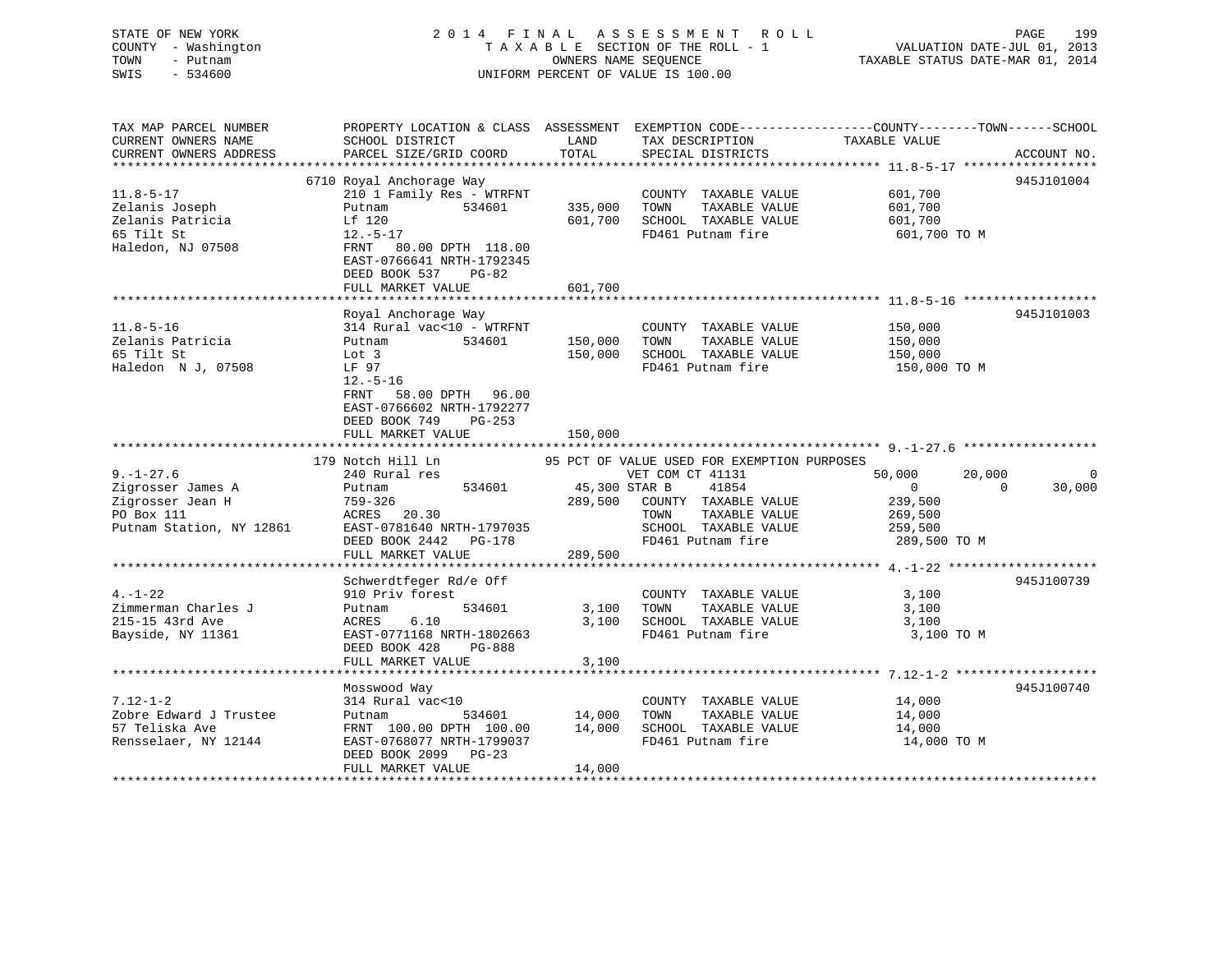STATE OF NEW YORK
COUNTY - Washington
TOWN - Putnam
SWIS - 534600

2 0 1 4 F I N A L A S S E S S M E N T R O L L
T A X A B L E SECTION OF THE ROLL - 1
OWNERS NAME SEQUENCE
UNIFORM PERCENT OF VALUE IS 100.00

VALUATION DATE-JUL 01, 2013
TAXABLE STATUS DATE-MAR 01, 2014

```
TAX MAP PARCEL NUMBER          PROPERTY LOCATION & CLASS  ASSESSMENT  EXEMPTION CODE------------------COUNTY--------TOWN------SCHOOL
CURRENT OWNERS NAME            SCHOOL DISTRICT              LAND      TAX DESCRIPTION            TAXABLE VALUE
CURRENT OWNERS ADDRESS         PARCEL SIZE/GRID COORD       TOTAL     SPECIAL DISTRICTS                                    ACCOUNT NO.
******************************************************************************************************* 11.8-5-17 ******************
                               6710 Royal Anchorage Way                                                                 945J101004
11.8-5-17                      210 1 Family Res - WTRFNT              COUNTY  TAXABLE VALUE              601,700
Zelanis Joseph                 Putnam          534601       335,000   TOWN    TAXABLE VALUE              601,700
Zelanis Patricia               Lf 120                       601,700   SCHOOL  TAXABLE VALUE              601,700
65 Tilt St                     12.-5-17                               FD461 Putnam fire                   601,700 TO M
Haledon, NJ 07508              FRNT   80.00 DPTH 118.00
                               EAST-0766641 NRTH-1792345
                               DEED BOOK 537    PG-82
                               FULL MARKET VALUE            601,700
******************************************************************************************************* 11.8-5-16 ******************
                               Royal Anchorage Way                                                                      945J101003
11.8-5-16                      314 Rural vac<10 - WTRFNT              COUNTY  TAXABLE VALUE              150,000
Zelanis Patricia               Putnam          534601       150,000   TOWN    TAXABLE VALUE              150,000
65 Tilt St                     Lot 3                        150,000   SCHOOL  TAXABLE VALUE              150,000
Haledon  N J, 07508            LF 97                                  FD461 Putnam fire                   150,000 TO M
                               12.-5-16
                               FRNT   58.00 DPTH  96.00
                               EAST-0766602 NRTH-1792277
                               DEED BOOK 749    PG-253
                               FULL MARKET VALUE            150,000
******************************************************************************************************* 9.-1-27.6 ******************
                               179 Notch Hill Ln           95 PCT OF VALUE USED FOR EXEMPTION PURPOSES
9.-1-27.6                      240 Rural res                          VET COM CT 41131           50,000        20,000              0
Zigrosser James A              Putnam          534601       45,300 STAR B     41854                   0             0         30,000
Zigrosser Jean H               759-326                      289,500   COUNTY  TAXABLE VALUE              239,500
PO Box 111                     ACRES   20.30                          TOWN    TAXABLE VALUE              269,500
Putnam Station, NY 12861       EAST-0781640 NRTH-1797035              SCHOOL  TAXABLE VALUE              259,500
                               DEED BOOK 2442   PG-178                FD461 Putnam fire                   289,500 TO M
                               FULL MARKET VALUE            289,500
******************************************************************************************************* 4.-1-22 ********************
                               Schwerdtfeger Rd/e Off                                                                   945J100739
4.-1-22                        910 Priv forest                        COUNTY  TAXABLE VALUE                3,100
Zimmerman Charles J            Putnam          534601         3,100   TOWN    TAXABLE VALUE                3,100
215-15 43rd Ave                ACRES    6.10                  3,100   SCHOOL  TAXABLE VALUE                3,100
Bayside, NY 11361              EAST-0771168 NRTH-1802663              FD461 Putnam fire                     3,100 TO M
                               DEED BOOK 428    PG-888
                               FULL MARKET VALUE              3,100
******************************************************************************************************* 7.12-1-2 *******************
                               Mosswood Way                                                                             945J100740
7.12-1-2                       314 Rural vac<10                       COUNTY  TAXABLE VALUE               14,000
Zobre Edward J Trustee         Putnam          534601        14,000   TOWN    TAXABLE VALUE               14,000
57 Teliska Ave                 FRNT 100.00 DPTH 100.00       14,000   SCHOOL  TAXABLE VALUE               14,000
Rensselaer, NY 12144           EAST-0768077 NRTH-1799037              FD461 Putnam fire                    14,000 TO M
                               DEED BOOK 2099   PG-23
                               FULL MARKET VALUE             14,000
************************************************************************************************************************************
```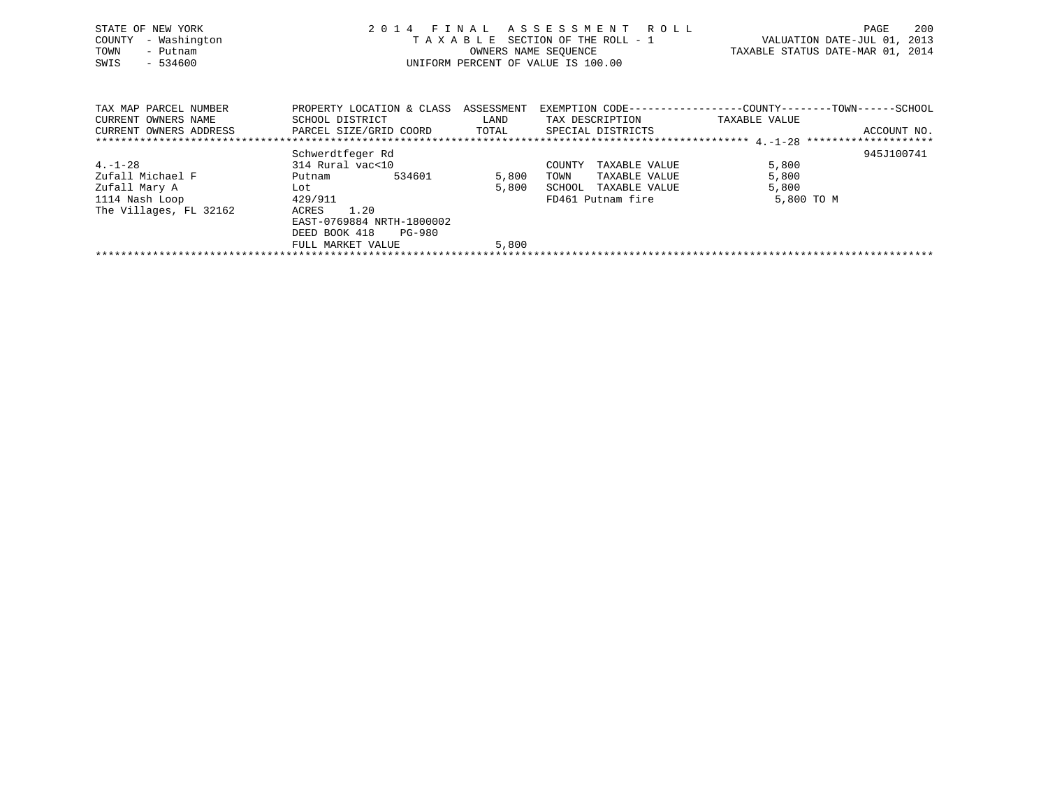STATE OF NEW YORK
COUNTY - Washington
TOWN - Putnam
SWIS - 534600

2 0 1 4 F I N A L A S S E S S M E N T R O L L
T A X A B L E SECTION OF THE ROLL - 1
OWNERS NAME SEQUENCE
UNIFORM PERCENT OF VALUE IS 100.00

VALUATION DATE-JUL 01, 2013
TAXABLE STATUS DATE-MAR 01, 2014

| TAX MAP PARCEL NUMBER / CURRENT OWNERS NAME / CURRENT OWNERS ADDRESS | PROPERTY LOCATION & CLASS / SCHOOL DISTRICT / PARCEL SIZE/GRID COORD | ASSESSMENT LAND / TOTAL | EXEMPTION CODE / TAX DESCRIPTION / SPECIAL DISTRICTS | COUNTY--------TOWN------SCHOOL TAXABLE VALUE | ACCOUNT NO. |
|---|---|---|---|---|---|
| 4.-1-28 | Schwerdtfeger Rd | | | | 945J100741 |
| | 314 Rural vac<10 | | COUNTY TAXABLE VALUE | 5,800 | |
| Zufall Michael F | Putnam 534601 | 5,800 | TOWN TAXABLE VALUE | 5,800 | |
| Zufall Mary A | Lot | 5,800 | SCHOOL TAXABLE VALUE | 5,800 | |
| 1114 Nash Loop | 429/911 | | FD461 Putnam fire | 5,800 TO M | |
| The Villages, FL 32162 | ACRES 1.20 | | | | |
| | EAST-0769884 NRTH-1800002 | | | | |
| | DEED BOOK 418 PG-980 | | | | |
| | FULL MARKET VALUE | 5,800 | | | |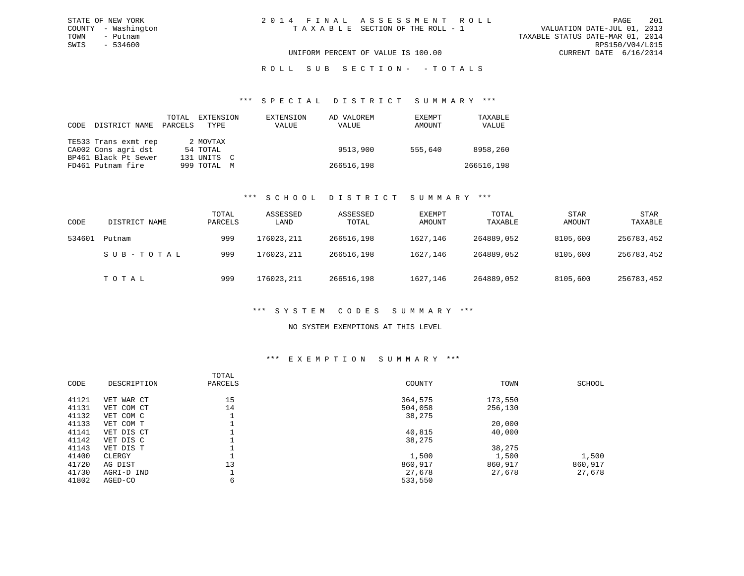STATE OF NEW YORK
COUNTY - Washington
TOWN - Putnam
SWIS - 534600

2 0 1 4 F I N A L A S S E S S M E N T R O L L
T A X A B L E SECTION OF THE ROLL - 1

UNIFORM PERCENT OF VALUE IS 100.00

VALUATION DATE-JUL 01, 2013
TAXABLE STATUS DATE-MAR 01, 2014
RPS150/V04/L015
CURRENT DATE 6/16/2014

R O L L S U B S E C T I O N - - T O T A L S

*** S P E C I A L D I S T R I C T S U M M A R Y ***

| CODE | DISTRICT NAME | TOTAL PARCELS | EXTENSION TYPE | EXTENSION VALUE | AD VALOREM VALUE | EXEMPT AMOUNT | TAXABLE VALUE |
|---|---|---|---|---|---|---|---|
| TE533 | Trans exmt rep | 2 | MOVTAX | | | | |
| CA002 | Cons agri dst | 54 | TOTAL | | 9513,900 | 555,640 | 8958,260 |
| BP461 | Black Pt Sewer | 131 | UNITS C | | | | |
| FD461 | Putnam fire | 999 | TOTAL M | | 266516,198 | | 266516,198 |

*** S C H O O L D I S T R I C T S U M M A R Y ***

| CODE | DISTRICT NAME | TOTAL PARCELS | ASSESSED LAND | ASSESSED TOTAL | EXEMPT AMOUNT | TOTAL TAXABLE | STAR AMOUNT | STAR TAXABLE |
|---|---|---|---|---|---|---|---|---|
| 534601 | Putnam | 999 | 176023,211 | 266516,198 | 1627,146 | 264889,052 | 8105,600 | 256783,452 |
| | S U B - T O T A L | 999 | 176023,211 | 266516,198 | 1627,146 | 264889,052 | 8105,600 | 256783,452 |
| | T O T A L | 999 | 176023,211 | 266516,198 | 1627,146 | 264889,052 | 8105,600 | 256783,452 |

*** S Y S T E M C O D E S S U M M A R Y ***

NO SYSTEM EXEMPTIONS AT THIS LEVEL

*** E X E M P T I O N S U M M A R Y ***

| CODE | DESCRIPTION | TOTAL PARCELS | COUNTY | TOWN | SCHOOL |
|---|---|---|---|---|---|
| 41121 | VET WAR CT | 15 | 364,575 | 173,550 | |
| 41131 | VET COM CT | 14 | 504,058 | 256,130 | |
| 41132 | VET COM C | 1 | 38,275 | | |
| 41133 | VET COM T | 1 | | 20,000 | |
| 41141 | VET DIS CT | 1 | 40,815 | 40,000 | |
| 41142 | VET DIS C | 1 | 38,275 | | |
| 41143 | VET DIS T | 1 | | 38,275 | |
| 41400 | CLERGY | 1 | 1,500 | 1,500 | 1,500 |
| 41720 | AG DIST | 13 | 860,917 | 860,917 | 860,917 |
| 41730 | AGRI-D IND | 1 | 27,678 | 27,678 | 27,678 |
| 41802 | AGED-CO | 6 | 533,550 | | |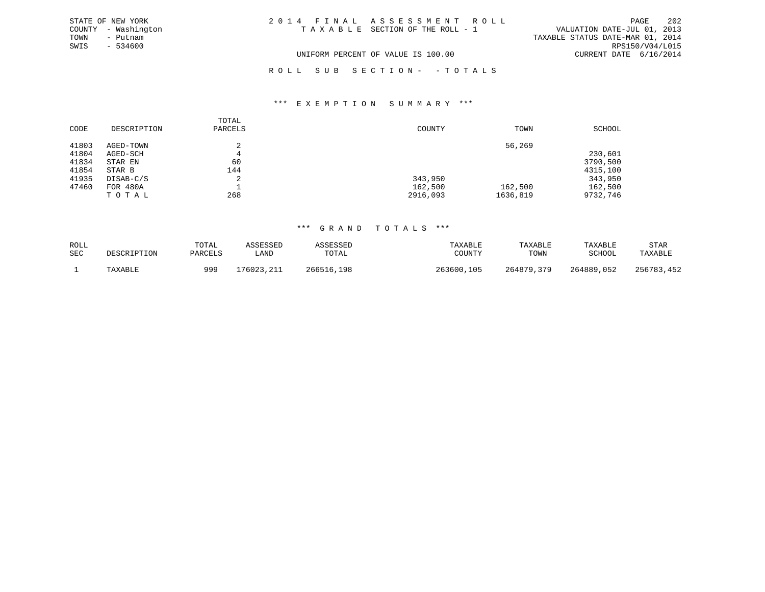STATE OF NEW YORK
COUNTY - Washington
TOWN - Putnam
SWIS - 534600

2014 FINAL ASSESSMENT ROLL
TAXABLE SECTION OF THE ROLL - 1

VALUATION DATE-JUL 01, 2013
TAXABLE STATUS DATE-MAR 01, 2014
RPS150/V04/L015
CURRENT DATE 6/16/2014

UNIFORM PERCENT OF VALUE IS 100.00

ROLL SUB SECTION- - TOTALS

### *** EXEMPTION SUMMARY ***

| CODE | DESCRIPTION | TOTAL PARCELS | COUNTY | TOWN | SCHOOL |
|---|---|---|---|---|---|
| 41803 | AGED-TOWN | 2 | | 56,269 | |
| 41804 | AGED-SCH | 4 | | | 230,601 |
| 41834 | STAR EN | 60 | | | 3790,500 |
| 41854 | STAR B | 144 | | | 4315,100 |
| 41935 | DISAB-C/S | 2 | 343,950 | | 343,950 |
| 47460 | FOR 480A | 1 | 162,500 | 162,500 | 162,500 |
| | T O T A L | 268 | 2916,093 | 1636,819 | 9732,746 |

### *** GRAND TOTALS ***

| ROLL SEC | DESCRIPTION | TOTAL PARCELS | ASSESSED LAND | ASSESSED TOTAL | TAXABLE COUNTY | TAXABLE TOWN | TAXABLE SCHOOL | STAR TAXABLE |
|---|---|---|---|---|---|---|---|---|
| 1 | TAXABLE | 999 | 176023,211 | 266516,198 | 263600,105 | 264879,379 | 264889,052 | 256783,452 |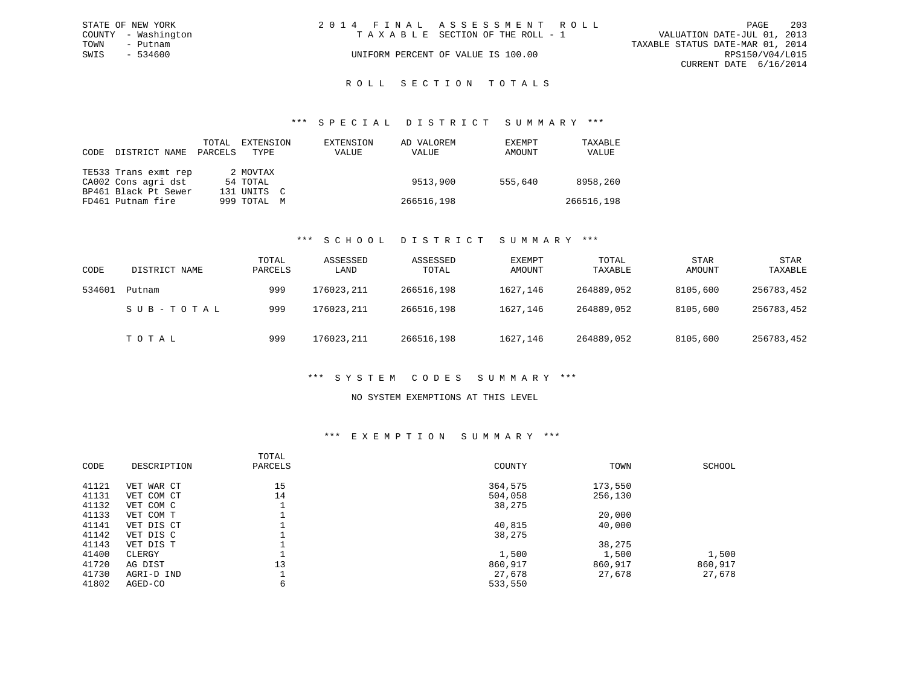STATE OF NEW YORK
COUNTY - Washington
TOWN - Putnam
SWIS - 534600

2014 FINAL ASSESSMENT ROLL
TAXABLE SECTION OF THE ROLL - 1
UNIFORM PERCENT OF VALUE IS 100.00

VALUATION DATE-JUL 01, 2013
TAXABLE STATUS DATE-MAR 01, 2014
RPS150/V04/L015
CURRENT DATE 6/16/2014

## ROLL SECTION TOTALS

### *** SPECIAL DISTRICT SUMMARY ***

| CODE | DISTRICT NAME | TOTAL PARCELS | EXTENSION TYPE | EXTENSION VALUE | AD VALOREM VALUE | EXEMPT AMOUNT | TAXABLE VALUE |
|---|---|---|---|---|---|---|---|
| TE533 | Trans exmt rep | 2 | MOVTAX | | | | |
| CA002 | Cons agri dst | 54 | TOTAL | | 9513,900 | 555,640 | 8958,260 |
| BP461 | Black Pt Sewer | 131 | UNITS C | | | | |
| FD461 | Putnam fire | 999 | TOTAL M | | 266516,198 | | 266516,198 |

### *** SCHOOL DISTRICT SUMMARY ***

| CODE | DISTRICT NAME | TOTAL PARCELS | ASSESSED LAND | ASSESSED TOTAL | EXEMPT AMOUNT | TOTAL TAXABLE | STAR AMOUNT | STAR TAXABLE |
|---|---|---|---|---|---|---|---|---|
| 534601 | Putnam | 999 | 176023,211 | 266516,198 | 1627,146 | 264889,052 | 8105,600 | 256783,452 |
| | SUB-TOTAL | 999 | 176023,211 | 266516,198 | 1627,146 | 264889,052 | 8105,600 | 256783,452 |
| | TOTAL | 999 | 176023,211 | 266516,198 | 1627,146 | 264889,052 | 8105,600 | 256783,452 |

### *** SYSTEM CODES SUMMARY ***

NO SYSTEM EXEMPTIONS AT THIS LEVEL

### *** EXEMPTION SUMMARY ***

| CODE | DESCRIPTION | TOTAL PARCELS | COUNTY | TOWN | SCHOOL |
|---|---|---|---|---|---|
| 41121 | VET WAR CT | 15 | 364,575 | 173,550 | |
| 41131 | VET COM CT | 14 | 504,058 | 256,130 | |
| 41132 | VET COM C | 1 | 38,275 | | |
| 41133 | VET COM T | 1 | | 20,000 | |
| 41141 | VET DIS CT | 1 | 40,815 | 40,000 | |
| 41142 | VET DIS C | 1 | 38,275 | | |
| 41143 | VET DIS T | 1 | | 38,275 | |
| 41400 | CLERGY | 1 | 1,500 | 1,500 | 1,500 |
| 41720 | AG DIST | 13 | 860,917 | 860,917 | 860,917 |
| 41730 | AGRI-D IND | 1 | 27,678 | 27,678 | 27,678 |
| 41802 | AGED-CO | 6 | 533,550 | | |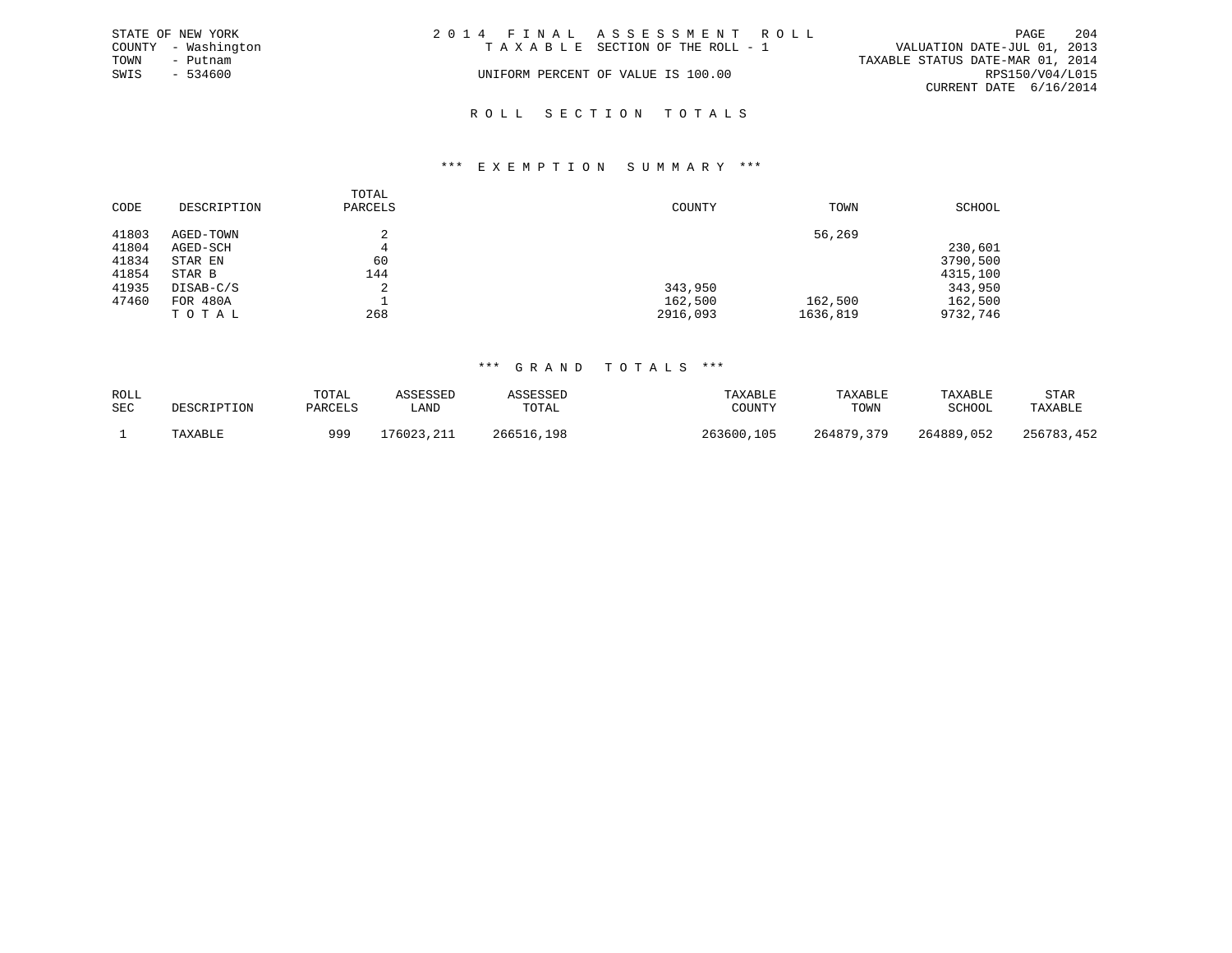STATE OF NEW YORK
COUNTY - Washington
TOWN - Putnam
SWIS - 534600

2 0 1 4 F I N A L A S S E S S M E N T R O L L
T A X A B L E SECTION OF THE ROLL - 1
UNIFORM PERCENT OF VALUE IS 100.00

VALUATION DATE-JUL 01, 2013
TAXABLE STATUS DATE-MAR 01, 2014
RPS150/V04/L015
CURRENT DATE 6/16/2014

# R O L L S E C T I O N T O T A L S

## *** E X E M P T I O N S U M M A R Y ***

| CODE | DESCRIPTION | TOTAL PARCELS | COUNTY | TOWN | SCHOOL |
|---|---|---|---|---|---|
| 41803 | AGED-TOWN | 2 | | 56,269 | |
| 41804 | AGED-SCH | 4 | | | 230,601 |
| 41834 | STAR EN | 60 | | | 3790,500 |
| 41854 | STAR B | 144 | | | 4315,100 |
| 41935 | DISAB-C/S | 2 | 343,950 | | 343,950 |
| 47460 | FOR 480A | 1 | 162,500 | 162,500 | 162,500 |
| | T O T A L | 268 | 2916,093 | 1636,819 | 9732,746 |

## *** G R A N D T O T A L S ***

| ROLL SEC | DESCRIPTION | TOTAL PARCELS | ASSESSED LAND | ASSESSED TOTAL | TAXABLE COUNTY | TAXABLE TOWN | TAXABLE SCHOOL | STAR TAXABLE |
|---|---|---|---|---|---|---|---|---|
| 1 | TAXABLE | 999 | 176023,211 | 266516,198 | 263600,105 | 264879,379 | 264889,052 | 256783,452 |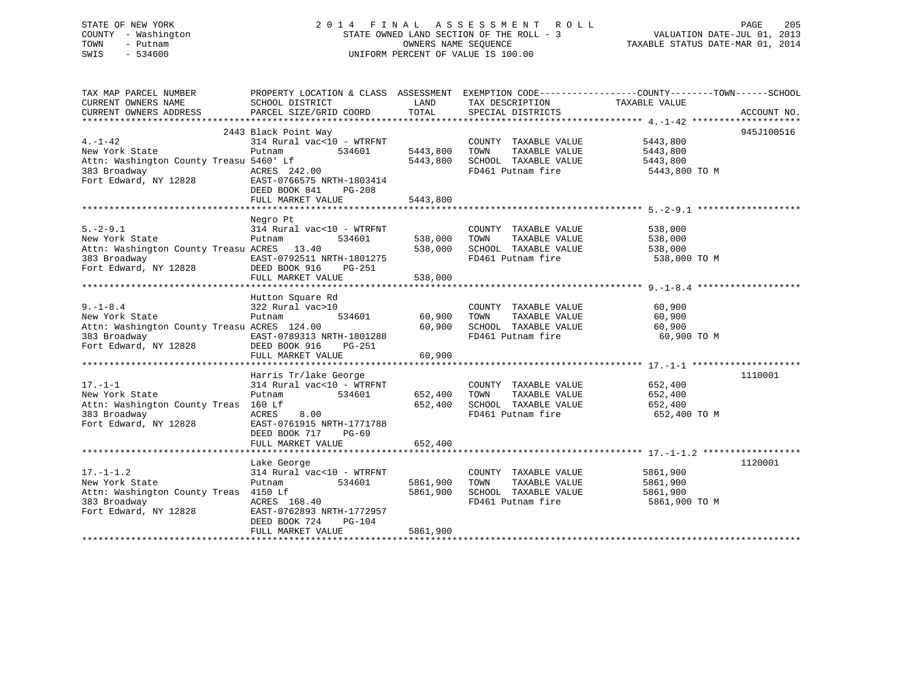STATE OF NEW YORK
COUNTY - Washington
TOWN - Putnam
SWIS - 534600

2 0 1 4 F I N A L A S S E S S M E N T R O L L
STATE OWNED LAND SECTION OF THE ROLL - 3
OWNERS NAME SEQUENCE
UNIFORM PERCENT OF VALUE IS 100.00

VALUATION DATE-JUL 01, 2013
TAXABLE STATUS DATE-MAR 01, 2014

```
TAX MAP PARCEL NUMBER          PROPERTY LOCATION & CLASS  ASSESSMENT  EXEMPTION CODE------------------COUNTY--------TOWN------SCHOOL
CURRENT OWNERS NAME            SCHOOL DISTRICT               LAND      TAX DESCRIPTION            TAXABLE VALUE
CURRENT OWNERS ADDRESS         PARCEL SIZE/GRID COORD        TOTAL     SPECIAL DISTRICTS                                ACCOUNT NO.
******************************************************************************************************* 4.-1-42 ********************
                          2443 Black Point Way                                                                        945J100516
4.-1-42                        314 Rural vac<10 - WTRFNT              COUNTY  TAXABLE VALUE          5443,800
New York State                 Putnam          534601     5443,800    TOWN    TAXABLE VALUE          5443,800
Attn: Washington County Treasu 5460' Lf                   5443,800    SCHOOL  TAXABLE VALUE          5443,800
383 Broadway                   ACRES  242.00                          FD461 Putnam fire               5443,800 TO M
Fort Edward, NY 12828          EAST-0766575 NRTH-1803414
                               DEED BOOK 841    PG-208
                               FULL MARKET VALUE          5443,800
******************************************************************************************************* 5.-2-9.1 *******************
                               Negro Pt
5.-2-9.1                       314 Rural vac<10 - WTRFNT              COUNTY  TAXABLE VALUE           538,000
New York State                 Putnam          534601      538,000    TOWN    TAXABLE VALUE           538,000
Attn: Washington County Treasu ACRES   13.40               538,000    SCHOOL  TAXABLE VALUE           538,000
383 Broadway                   EAST-0792511 NRTH-1801275              FD461 Putnam fire                538,000 TO M
Fort Edward, NY 12828          DEED BOOK 916    PG-251
                               FULL MARKET VALUE           538,000
******************************************************************************************************* 9.-1-8.4 *******************
                               Hutton Square Rd
9.-1-8.4                       322 Rural vac>10                       COUNTY  TAXABLE VALUE            60,900
New York State                 Putnam          534601       60,900    TOWN    TAXABLE VALUE            60,900
Attn: Washington County Treasu ACRES  124.00                60,900    SCHOOL  TAXABLE VALUE            60,900
383 Broadway                   EAST-0789313 NRTH-1801288              FD461 Putnam fire                 60,900 TO M
Fort Edward, NY 12828          DEED BOOK 916    PG-251
                               FULL MARKET VALUE            60,900
******************************************************************************************************* 17.-1-1 ********************
                               Harris Tr/lake George                                                                  1110001
17.-1-1                        314 Rural vac<10 - WTRFNT              COUNTY  TAXABLE VALUE           652,400
New York State                 Putnam          534601      652,400    TOWN    TAXABLE VALUE           652,400
Attn: Washington County Treas  160 Lf                      652,400    SCHOOL  TAXABLE VALUE           652,400
383 Broadway                   ACRES    8.00                          FD461 Putnam fire                652,400 TO M
Fort Edward, NY 12828          EAST-0761915 NRTH-1771788
                               DEED BOOK 717    PG-69
                               FULL MARKET VALUE           652,400
******************************************************************************************************* 17.-1-1.2 ******************
                               Lake George                                                                            1120001
17.-1-1.2                      314 Rural vac<10 - WTRFNT              COUNTY  TAXABLE VALUE          5861,900
New York State                 Putnam          534601     5861,900    TOWN    TAXABLE VALUE          5861,900
Attn: Washington County Treas  4150 Lf                    5861,900    SCHOOL  TAXABLE VALUE          5861,900
383 Broadway                   ACRES  168.40                          FD461 Putnam fire               5861,900 TO M
Fort Edward, NY 12828          EAST-0762893 NRTH-1772957
                               DEED BOOK 724    PG-104
                               FULL MARKET VALUE          5861,900
************************************************************************************************************************************
```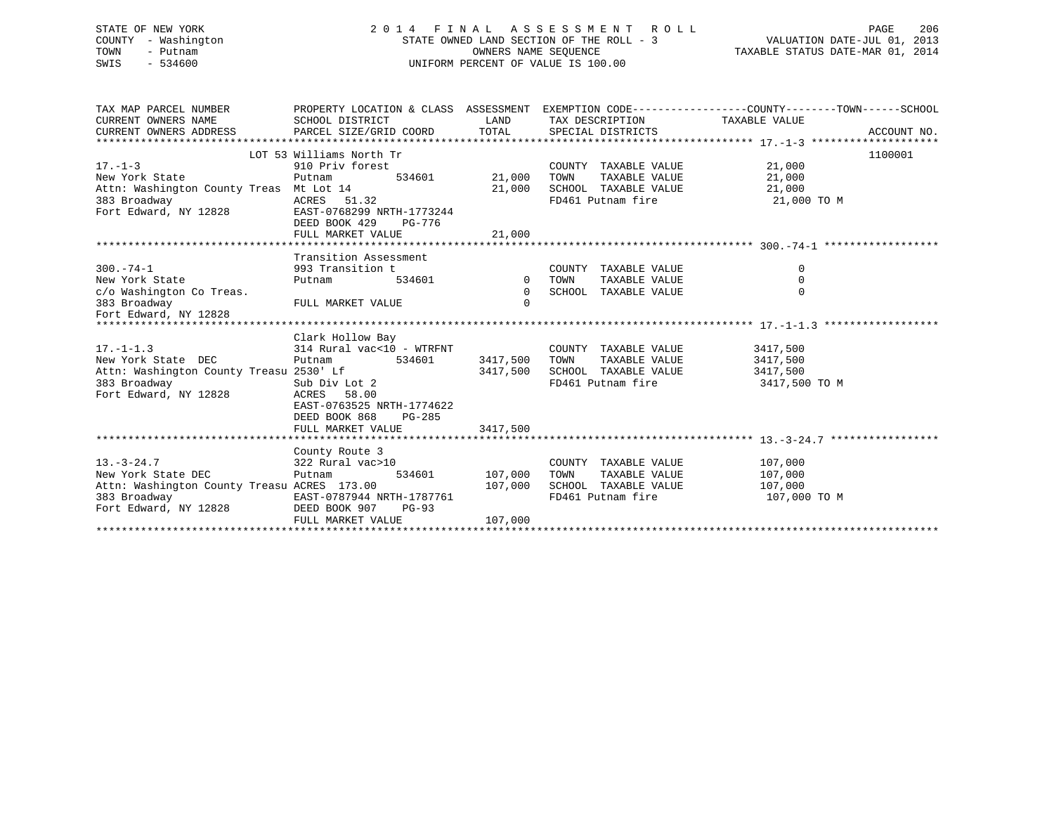STATE OF NEW YORK
COUNTY - Washington
TOWN - Putnam
SWIS - 534600

2014 FINAL ASSESSMENT ROLL
STATE OWNED LAND SECTION OF THE ROLL - 3
OWNERS NAME SEQUENCE
UNIFORM PERCENT OF VALUE IS 100.00

VALUATION DATE-JUL 01, 2013
TAXABLE STATUS DATE-MAR 01, 2014

| TAX MAP PARCEL NUMBER / CURRENT OWNERS NAME / CURRENT OWNERS ADDRESS | PROPERTY LOCATION & CLASS / SCHOOL DISTRICT / PARCEL SIZE/GRID COORD | ASSESSMENT LAND | ASSESSMENT TOTAL | EXEMPTION CODE / TAX DESCRIPTION / SPECIAL DISTRICTS | TAXABLE VALUE (COUNTY / TOWN / SCHOOL) | ACCOUNT NO. |
|---|---|---|---|---|---|---|
| **17.-1-3** | LOT 53 Williams North Tr | | | | | 1100001 |
| 17.-1-3 | 910 Priv forest | | | COUNTY TAXABLE VALUE | 21,000 | |
| New York State | Putnam 534601 | 21,000 | | TOWN TAXABLE VALUE | 21,000 | |
| Attn: Washington County Treas | Mt Lot 14 | | 21,000 | SCHOOL TAXABLE VALUE | 21,000 | |
| 383 Broadway | ACRES 51.32 | | | FD461 Putnam fire | 21,000 TO M | |
| Fort Edward, NY 12828 | EAST-0768299 NRTH-1773244 | | | | | |
| | DEED BOOK 429 PG-776 | | | | | |
| | FULL MARKET VALUE | | 21,000 | | | |
| **300.-74-1** | Transition Assessment | | | | | |
| 300.-74-1 | 993 Transition t | | | COUNTY TAXABLE VALUE | 0 | |
| New York State | Putnam 534601 | 0 | | TOWN TAXABLE VALUE | 0 | |
| c/o Washington Co Treas. | | | 0 | SCHOOL TAXABLE VALUE | 0 | |
| 383 Broadway | FULL MARKET VALUE | | 0 | | | |
| Fort Edward, NY 12828 | | | | | | |
| **17.-1-1.3** | Clark Hollow Bay | | | | | |
| 17.-1-1.3 | 314 Rural vac<10 - WTRFNT | | | COUNTY TAXABLE VALUE | 3417,500 | |
| New York State DEC | Putnam 534601 | 3417,500 | | TOWN TAXABLE VALUE | 3417,500 | |
| Attn: Washington County Treasu | 2530' Lf | | 3417,500 | SCHOOL TAXABLE VALUE | 3417,500 | |
| 383 Broadway | Sub Div Lot 2 | | | FD461 Putnam fire | 3417,500 TO M | |
| Fort Edward, NY 12828 | ACRES 58.00 | | | | | |
| | EAST-0763525 NRTH-1774622 | | | | | |
| | DEED BOOK 868 PG-285 | | | | | |
| | FULL MARKET VALUE | | 3417,500 | | | |
| **13.-3-24.7** | County Route 3 | | | | | |
| 13.-3-24.7 | 322 Rural vac>10 | | | COUNTY TAXABLE VALUE | 107,000 | |
| New York State DEC | Putnam 534601 | 107,000 | | TOWN TAXABLE VALUE | 107,000 | |
| Attn: Washington County Treasu | ACRES 173.00 | | 107,000 | SCHOOL TAXABLE VALUE | 107,000 | |
| 383 Broadway | EAST-0787944 NRTH-1787761 | | | FD461 Putnam fire | 107,000 TO M | |
| Fort Edward, NY 12828 | DEED BOOK 907 PG-93 | | | | | |
| | FULL MARKET VALUE | | 107,000 | | | |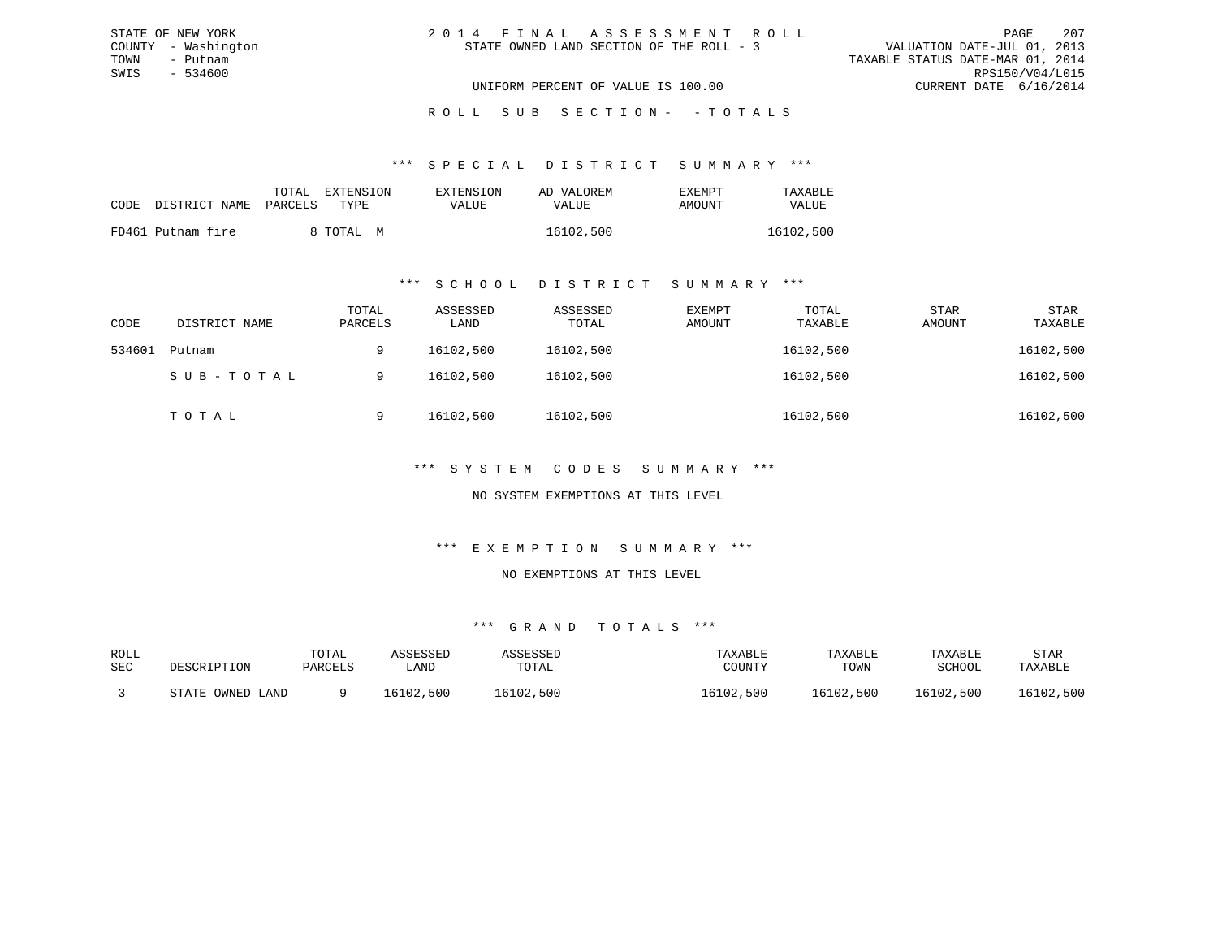STATE OF NEW YORK
COUNTY - Washington
TOWN - Putnam
SWIS - 534600

2 0 1 4 F I N A L A S S E S S M E N T R O L L
STATE OWNED LAND SECTION OF THE ROLL - 3

VALUATION DATE-JUL 01, 2013
TAXABLE STATUS DATE-MAR 01, 2014
RPS150/V04/L015
CURRENT DATE 6/16/2014

UNIFORM PERCENT OF VALUE IS 100.00

R O L L S U B S E C T I O N - - T O T A L S

### *** S P E C I A L D I S T R I C T S U M M A R Y ***

| CODE | DISTRICT NAME | TOTAL PARCELS | EXTENSION TYPE | EXTENSION VALUE | AD VALOREM VALUE | EXEMPT AMOUNT | TAXABLE VALUE |
|---|---|---|---|---|---|---|---|
| FD461 | Putnam fire | 8 | TOTAL M | | 16102,500 | | 16102,500 |

### *** S C H O O L D I S T R I C T S U M M A R Y ***

| CODE | DISTRICT NAME | TOTAL PARCELS | ASSESSED LAND | ASSESSED TOTAL | EXEMPT AMOUNT | TOTAL TAXABLE | STAR AMOUNT | STAR TAXABLE |
|---|---|---|---|---|---|---|---|---|
| 534601 | Putnam | 9 | 16102,500 | 16102,500 | | 16102,500 | | 16102,500 |
| | S U B - T O T A L | 9 | 16102,500 | 16102,500 | | 16102,500 | | 16102,500 |
| | T O T A L | 9 | 16102,500 | 16102,500 | | 16102,500 | | 16102,500 |

### *** S Y S T E M C O D E S S U M M A R Y ***

NO SYSTEM EXEMPTIONS AT THIS LEVEL

### *** E X E M P T I O N S U M M A R Y ***

NO EXEMPTIONS AT THIS LEVEL

### *** G R A N D T O T A L S ***

| ROLL SEC | DESCRIPTION | TOTAL PARCELS | ASSESSED LAND | ASSESSED TOTAL | TAXABLE COUNTY | TAXABLE TOWN | TAXABLE SCHOOL | STAR TAXABLE |
|---|---|---|---|---|---|---|---|---|
| 3 | STATE OWNED LAND | 9 | 16102,500 | 16102,500 | 16102,500 | 16102,500 | 16102,500 | 16102,500 |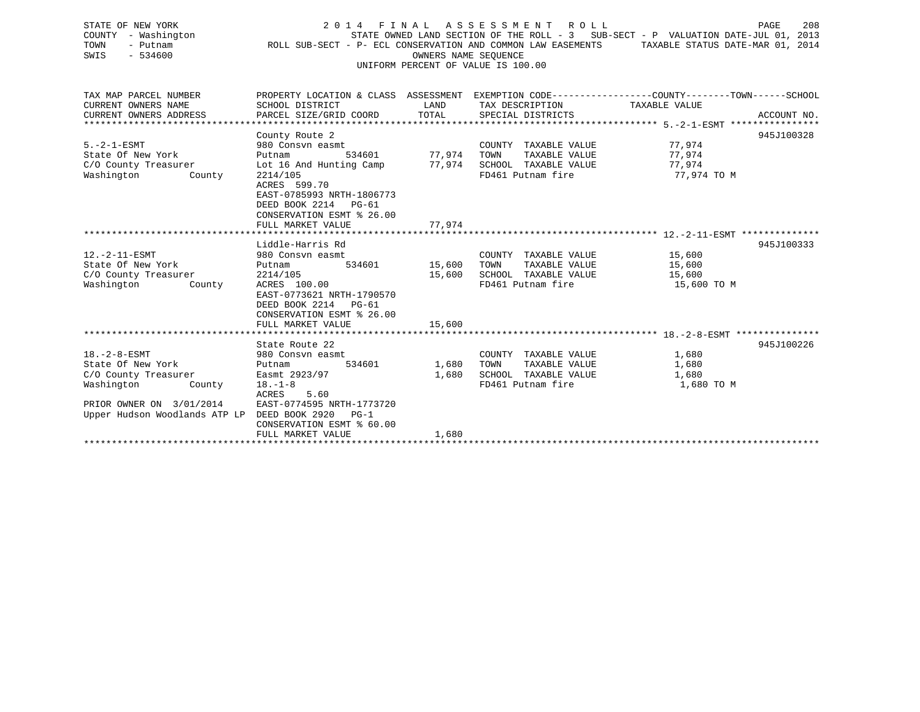STATE OF NEW YORK
COUNTY - Washington
TOWN - Putnam
SWIS - 534600

# 2014 FINAL ASSESSMENT ROLL

STATE OWNED LAND SECTION OF THE ROLL - 3 SUB-SECT - P VALUATION DATE-JUL 01, 2013
ROLL SUB-SECT - P- ECL CONSERVATION AND COMMON LAW EASEMENTS TAXABLE STATUS DATE-MAR 01, 2014
OWNERS NAME SEQUENCE
UNIFORM PERCENT OF VALUE IS 100.00

| TAX MAP PARCEL NUMBER / CURRENT OWNERS NAME / CURRENT OWNERS ADDRESS | PROPERTY LOCATION & CLASS / SCHOOL DISTRICT / PARCEL SIZE/GRID COORD | ASSESSMENT LAND | ASSESSMENT TOTAL | EXEMPTION CODE / TAX DESCRIPTION / SPECIAL DISTRICTS | COUNTY--------TOWN------SCHOOL TAXABLE VALUE | ACCOUNT NO. |
|---|---|---|---|---|---|---|
| **5.-2-1-ESMT** | County Route 2 | | | | | 945J100328 |
| 5.-2-1-ESMT | 980 Consvn easmt | | | COUNTY TAXABLE VALUE | 77,974 | |
| State Of New York | Putnam 534601 | 77,974 | | TOWN TAXABLE VALUE | 77,974 | |
| C/O County Treasurer | Lot 16 And Hunting Camp | | 77,974 | SCHOOL TAXABLE VALUE | 77,974 | |
| Washington County | 2214/105 | | | FD461 Putnam fire | 77,974 TO M | |
| | ACRES 599.70 | | | | | |
| | EAST-0785993 NRTH-1806773 | | | | | |
| | DEED BOOK 2214 PG-61 | | | | | |
| | CONSERVATION ESMT % 26.00 | | | | | |
| | FULL MARKET VALUE | | 77,974 | | | |
| **12.-2-11-ESMT** | Liddle-Harris Rd | | | | | 945J100333 |
| 12.-2-11-ESMT | 980 Consvn easmt | | | COUNTY TAXABLE VALUE | 15,600 | |
| State Of New York | Putnam 534601 | 15,600 | | TOWN TAXABLE VALUE | 15,600 | |
| C/O County Treasurer | 2214/105 | | 15,600 | SCHOOL TAXABLE VALUE | 15,600 | |
| Washington County | ACRES 100.00 | | | FD461 Putnam fire | 15,600 TO M | |
| | EAST-0773621 NRTH-1790570 | | | | | |
| | DEED BOOK 2214 PG-61 | | | | | |
| | CONSERVATION ESMT % 26.00 | | | | | |
| | FULL MARKET VALUE | | 15,600 | | | |
| **18.-2-8-ESMT** | State Route 22 | | | | | 945J100226 |
| 18.-2-8-ESMT | 980 Consvn easmt | | | COUNTY TAXABLE VALUE | 1,680 | |
| State Of New York | Putnam 534601 | 1,680 | | TOWN TAXABLE VALUE | 1,680 | |
| C/O County Treasurer | Easmt 2923/97 | | 1,680 | SCHOOL TAXABLE VALUE | 1,680 | |
| Washington County | 18.-1-8 | | | FD461 Putnam fire | 1,680 TO M | |
| | ACRES 5.60 | | | | | |
| PRIOR OWNER ON 3/01/2014 | EAST-0774595 NRTH-1773720 | | | | | |
| Upper Hudson Woodlands ATP LP | DEED BOOK 2920 PG-1 | | | | | |
| | CONSERVATION ESMT % 60.00 | | | | | |
| | FULL MARKET VALUE | | 1,680 | | | |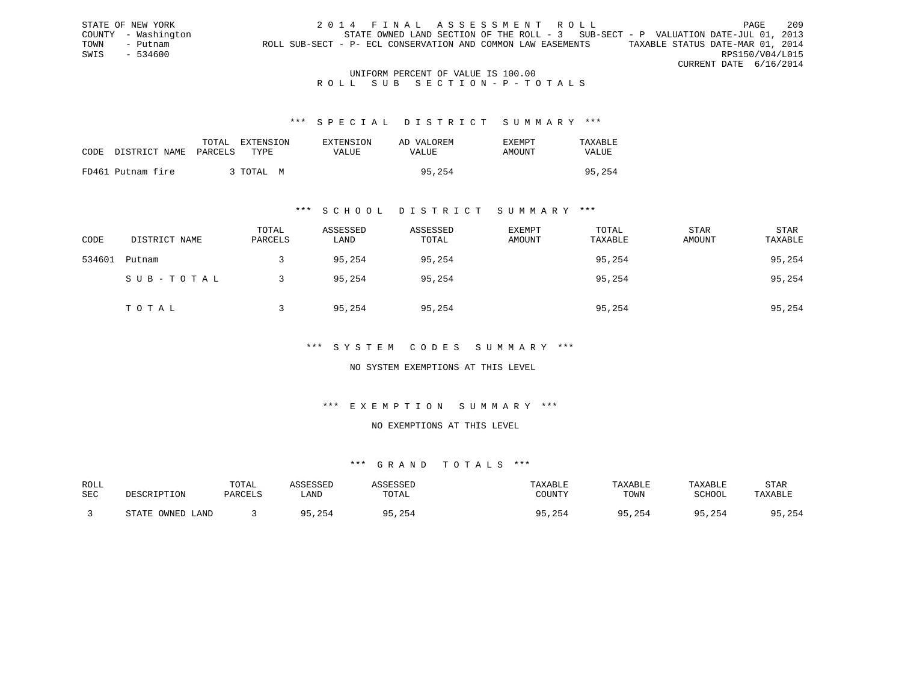STATE OF NEW YORK
COUNTY - Washington
TOWN - Putnam
SWIS - 534600

2 0 1 4 F I N A L A S S E S S M E N T R O L L
STATE OWNED LAND SECTION OF THE ROLL - 3 SUB-SECT - P VALUATION DATE-JUL 01, 2013
ROLL SUB-SECT - P- ECL CONSERVATION AND COMMON LAW EASEMENTS TAXABLE STATUS DATE-MAR 01, 2014
RPS150/V04/L015
CURRENT DATE 6/16/2014

UNIFORM PERCENT OF VALUE IS 100.00

R O L L S U B S E C T I O N - P - T O T A L S

### *** S P E C I A L D I S T R I C T S U M M A R Y ***

| CODE | DISTRICT NAME | TOTAL PARCELS | EXTENSION TYPE | EXTENSION VALUE | AD VALOREM VALUE | EXEMPT AMOUNT | TAXABLE VALUE |
|---|---|---|---|---|---|---|---|
| FD461 | Putnam fire | 3 | TOTAL M | | 95,254 | | 95,254 |

### *** S C H O O L D I S T R I C T S U M M A R Y ***

| CODE | DISTRICT NAME | TOTAL PARCELS | ASSESSED LAND | ASSESSED TOTAL | EXEMPT AMOUNT | TOTAL TAXABLE | STAR AMOUNT | STAR TAXABLE |
|---|---|---|---|---|---|---|---|---|
| 534601 | Putnam | 3 | 95,254 | 95,254 | | 95,254 | | 95,254 |
| | S U B - T O T A L | 3 | 95,254 | 95,254 | | 95,254 | | 95,254 |
| | T O T A L | 3 | 95,254 | 95,254 | | 95,254 | | 95,254 |

### *** S Y S T E M C O D E S S U M M A R Y ***

NO SYSTEM EXEMPTIONS AT THIS LEVEL

### *** E X E M P T I O N S U M M A R Y ***

NO EXEMPTIONS AT THIS LEVEL

### *** G R A N D T O T A L S ***

| ROLL SEC | DESCRIPTION | TOTAL PARCELS | ASSESSED LAND | ASSESSED TOTAL | TAXABLE COUNTY | TAXABLE TOWN | TAXABLE SCHOOL | STAR TAXABLE |
|---|---|---|---|---|---|---|---|---|
| 3 | STATE OWNED LAND | 3 | 95,254 | 95,254 | 95,254 | 95,254 | 95,254 | 95,254 |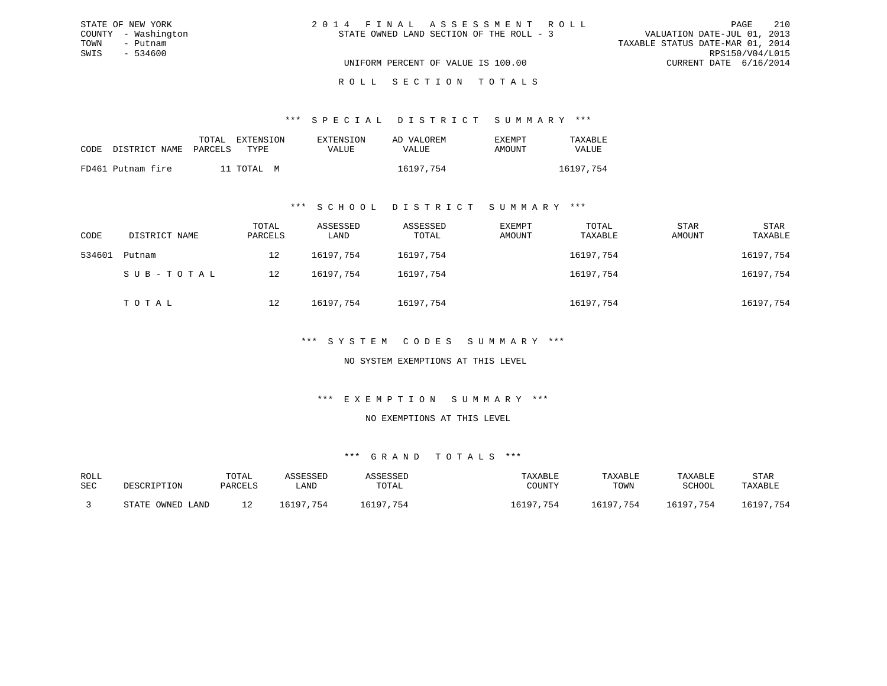STATE OF NEW YORK
COUNTY - Washington
TOWN - Putnam
SWIS - 534600

2014 FINAL ASSESSMENT ROLL
STATE OWNED LAND SECTION OF THE ROLL - 3

VALUATION DATE-JUL 01, 2013
TAXABLE STATUS DATE-MAR 01, 2014
RPS150/V04/L015
CURRENT DATE 6/16/2014

UNIFORM PERCENT OF VALUE IS 100.00

## ROLL SECTION TOTALS

### *** SPECIAL DISTRICT SUMMARY ***

| CODE | DISTRICT NAME | TOTAL PARCELS | EXTENSION TYPE | EXTENSION VALUE | AD VALOREM VALUE | EXEMPT AMOUNT | TAXABLE VALUE |
|---|---|---|---|---|---|---|---|
| FD461 | Putnam fire | 11 | TOTAL M | | 16197,754 | | 16197,754 |

### *** SCHOOL DISTRICT SUMMARY ***

| CODE | DISTRICT NAME | TOTAL PARCELS | ASSESSED LAND | ASSESSED TOTAL | EXEMPT AMOUNT | TOTAL TAXABLE | STAR AMOUNT | STAR TAXABLE |
|---|---|---|---|---|---|---|---|---|
| 534601 | Putnam | 12 | 16197,754 | 16197,754 | | 16197,754 | | 16197,754 |
| | SUB-TOTAL | 12 | 16197,754 | 16197,754 | | 16197,754 | | 16197,754 |
| | TOTAL | 12 | 16197,754 | 16197,754 | | 16197,754 | | 16197,754 |

### *** SYSTEM CODES SUMMARY ***

NO SYSTEM EXEMPTIONS AT THIS LEVEL

### *** EXEMPTION SUMMARY ***

NO EXEMPTIONS AT THIS LEVEL

### *** GRAND TOTALS ***

| ROLL SEC | DESCRIPTION | TOTAL PARCELS | ASSESSED LAND | ASSESSED TOTAL | TAXABLE COUNTY | TAXABLE TOWN | TAXABLE SCHOOL | STAR TAXABLE |
|---|---|---|---|---|---|---|---|---|
| 3 | STATE OWNED LAND | 12 | 16197,754 | 16197,754 | 16197,754 | 16197,754 | 16197,754 | 16197,754 |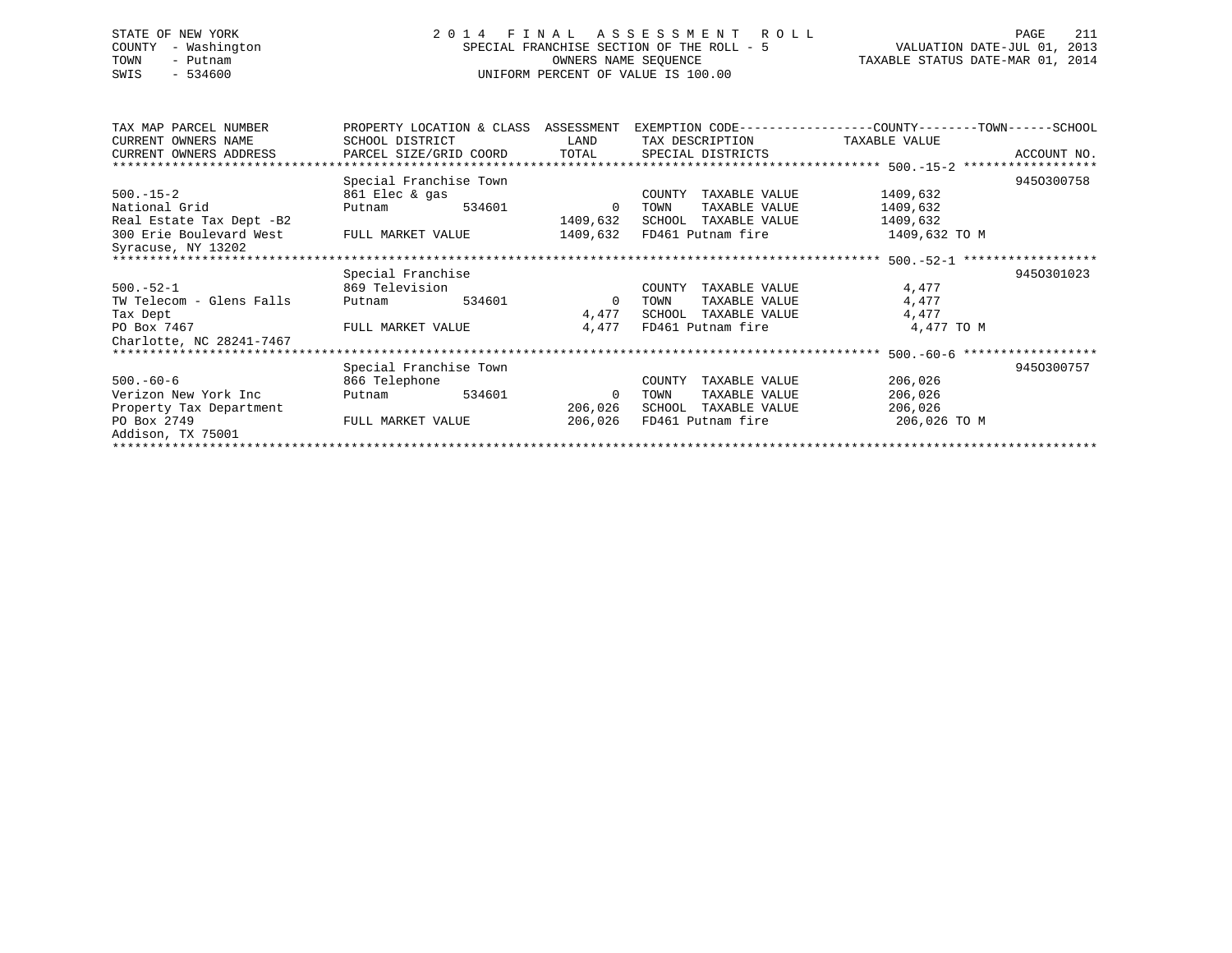STATE OF NEW YORK
COUNTY - Washington
TOWN - Putnam
SWIS - 534600

# 2014 FINAL ASSESSMENT ROLL

SPECIAL FRANCHISE SECTION OF THE ROLL - 5
OWNERS NAME SEQUENCE
UNIFORM PERCENT OF VALUE IS 100.00

VALUATION DATE-JUL 01, 2013
TAXABLE STATUS DATE-MAR 01, 2014

| TAX MAP PARCEL NUMBER / CURRENT OWNERS NAME / CURRENT OWNERS ADDRESS | PROPERTY LOCATION & CLASS / SCHOOL DISTRICT / PARCEL SIZE/GRID COORD | ASSESSMENT LAND / TOTAL | EXEMPTION CODE / TAX DESCRIPTION / SPECIAL DISTRICTS | COUNTY--------TOWN------SCHOOL TAXABLE VALUE | ACCOUNT NO. |
|---|---|---|---|---|---|
| **500.-15-2** | Special Franchise Town | | | | 945O300758 |
| 500.-15-2 | 861 Elec & gas | | COUNTY TAXABLE VALUE | 1409,632 | |
| National Grid | Putnam 534601 | 0 | TOWN TAXABLE VALUE | 1409,632 | |
| Real Estate Tax Dept -B2 | | 1409,632 | SCHOOL TAXABLE VALUE | 1409,632 | |
| 300 Erie Boulevard West | FULL MARKET VALUE | 1409,632 | FD461 Putnam fire | 1409,632 TO M | |
| Syracuse, NY 13202 | | | | | |
| **500.-52-1** | Special Franchise | | | | 945O301023 |
| 500.-52-1 | 869 Television | | COUNTY TAXABLE VALUE | 4,477 | |
| TW Telecom - Glens Falls | Putnam 534601 | 0 | TOWN TAXABLE VALUE | 4,477 | |
| Tax Dept | | 4,477 | SCHOOL TAXABLE VALUE | 4,477 | |
| PO Box 7467 | FULL MARKET VALUE | 4,477 | FD461 Putnam fire | 4,477 TO M | |
| Charlotte, NC 28241-7467 | | | | | |
| **500.-60-6** | Special Franchise Town | | | | 945O300757 |
| 500.-60-6 | 866 Telephone | | COUNTY TAXABLE VALUE | 206,026 | |
| Verizon New York Inc | Putnam 534601 | 0 | TOWN TAXABLE VALUE | 206,026 | |
| Property Tax Department | | 206,026 | SCHOOL TAXABLE VALUE | 206,026 | |
| PO Box 2749 | FULL MARKET VALUE | 206,026 | FD461 Putnam fire | 206,026 TO M | |
| Addison, TX 75001 | | | | | |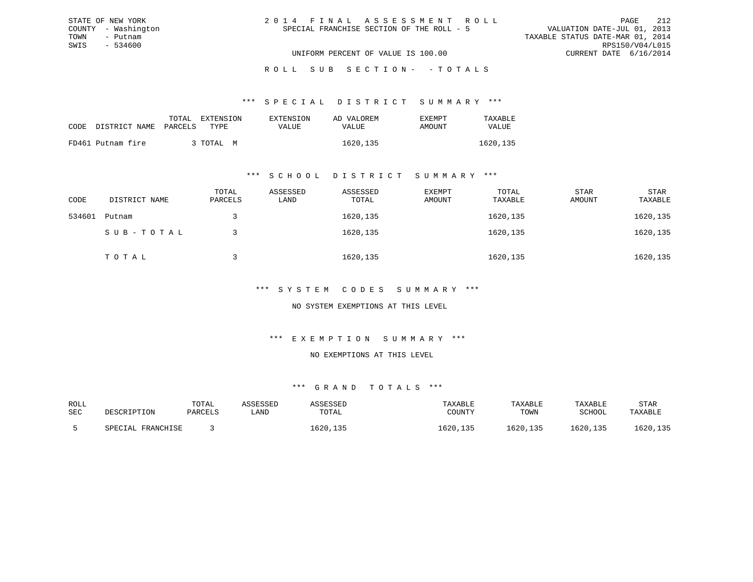STATE OF NEW YORK
COUNTY - Washington
TOWN - Putnam
SWIS - 534600

2 0 1 4 F I N A L A S S E S S M E N T R O L L
SPECIAL FRANCHISE SECTION OF THE ROLL - 5

VALUATION DATE-JUL 01, 2013
TAXABLE STATUS DATE-MAR 01, 2014
RPS150/V04/L015
CURRENT DATE 6/16/2014

UNIFORM PERCENT OF VALUE IS 100.00

R O L L S U B S E C T I O N - - T O T A L S

*** S P E C I A L D I S T R I C T S U M M A R Y ***

| CODE | DISTRICT NAME | TOTAL PARCELS | EXTENSION TYPE | EXTENSION VALUE | AD VALOREM VALUE | EXEMPT AMOUNT | TAXABLE VALUE |
|---|---|---|---|---|---|---|---|
| FD461 | Putnam fire | 3 | TOTAL M | | 1620,135 | | 1620,135 |

*** S C H O O L D I S T R I C T S U M M A R Y ***

| CODE | DISTRICT NAME | TOTAL PARCELS | ASSESSED LAND | ASSESSED TOTAL | EXEMPT AMOUNT | TOTAL TAXABLE | STAR AMOUNT | STAR TAXABLE |
|---|---|---|---|---|---|---|---|---|
| 534601 | Putnam | 3 | | 1620,135 | | 1620,135 | | 1620,135 |
| | S U B - T O T A L | 3 | | 1620,135 | | 1620,135 | | 1620,135 |
| | T O T A L | 3 | | 1620,135 | | 1620,135 | | 1620,135 |

*** S Y S T E M C O D E S S U M M A R Y ***

NO SYSTEM EXEMPTIONS AT THIS LEVEL

*** E X E M P T I O N S U M M A R Y ***

NO EXEMPTIONS AT THIS LEVEL

*** G R A N D T O T A L S ***

| ROLL SEC | DESCRIPTION | TOTAL PARCELS | ASSESSED LAND | ASSESSED TOTAL | TAXABLE COUNTY | TAXABLE TOWN | TAXABLE SCHOOL | STAR TAXABLE |
|---|---|---|---|---|---|---|---|---|
| 5 | SPECIAL FRANCHISE | 3 | | 1620,135 | 1620,135 | 1620,135 | 1620,135 | 1620,135 |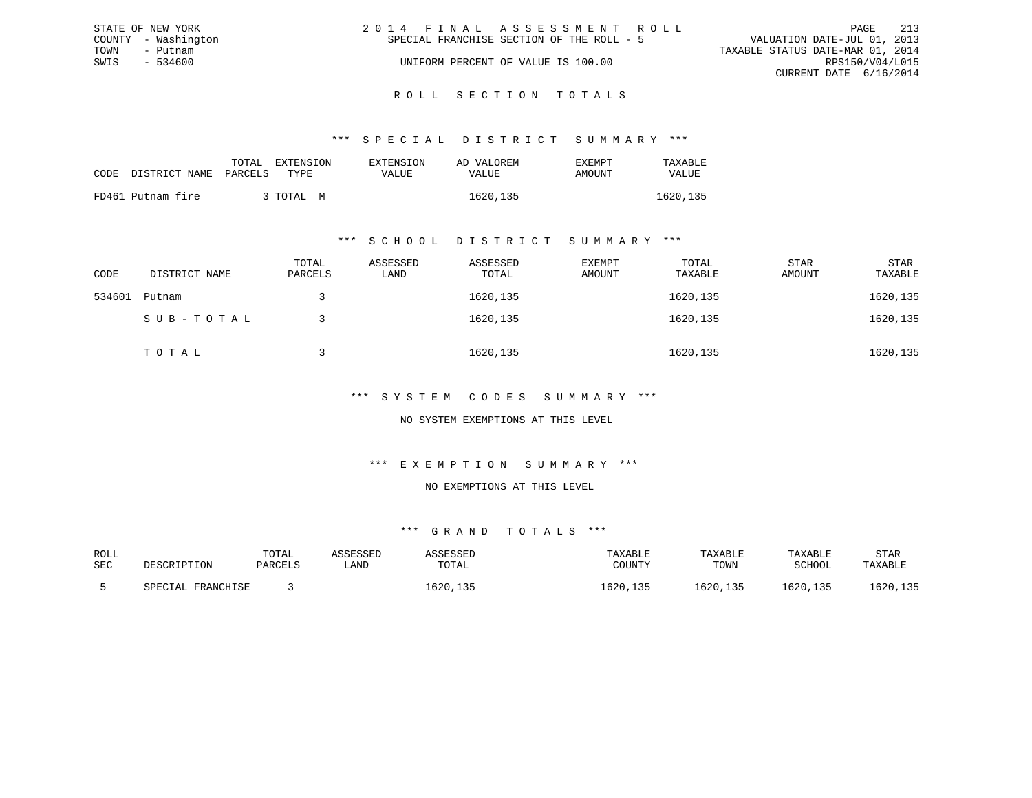STATE OF NEW YORK
COUNTY - Washington
TOWN - Putnam
SWIS - 534600

2014 FINAL ASSESSMENT ROLL
SPECIAL FRANCHISE SECTION OF THE ROLL - 5
UNIFORM PERCENT OF VALUE IS 100.00

VALUATION DATE-JUL 01, 2013
TAXABLE STATUS DATE-MAR 01, 2014
RPS150/V04/L015
CURRENT DATE 6/16/2014

## ROLL SECTION TOTALS

### *** SPECIAL DISTRICT SUMMARY ***

| CODE | DISTRICT NAME | TOTAL PARCELS | EXTENSION TYPE | EXTENSION VALUE | AD VALOREM VALUE | EXEMPT AMOUNT | TAXABLE VALUE |
|---|---|---|---|---|---|---|---|
| FD461 | Putnam fire | 3 | TOTAL M | | 1620,135 | | 1620,135 |

### *** SCHOOL DISTRICT SUMMARY ***

| CODE | DISTRICT NAME | TOTAL PARCELS | ASSESSED LAND | ASSESSED TOTAL | EXEMPT AMOUNT | TOTAL TAXABLE | STAR AMOUNT | STAR TAXABLE |
|---|---|---|---|---|---|---|---|---|
| 534601 | Putnam | 3 | | 1620,135 | | 1620,135 | | 1620,135 |
| | SUB-TOTAL | 3 | | 1620,135 | | 1620,135 | | 1620,135 |
| | TOTAL | 3 | | 1620,135 | | 1620,135 | | 1620,135 |

### *** SYSTEM CODES SUMMARY ***

NO SYSTEM EXEMPTIONS AT THIS LEVEL

### *** EXEMPTION SUMMARY ***

NO EXEMPTIONS AT THIS LEVEL

### *** GRAND TOTALS ***

| ROLL SEC | DESCRIPTION | TOTAL PARCELS | ASSESSED LAND | ASSESSED TOTAL | TAXABLE COUNTY | TAXABLE TOWN | TAXABLE SCHOOL | STAR TAXABLE |
|---|---|---|---|---|---|---|---|---|
| 5 | SPECIAL FRANCHISE | 3 | | 1620,135 | 1620,135 | 1620,135 | 1620,135 | 1620,135 |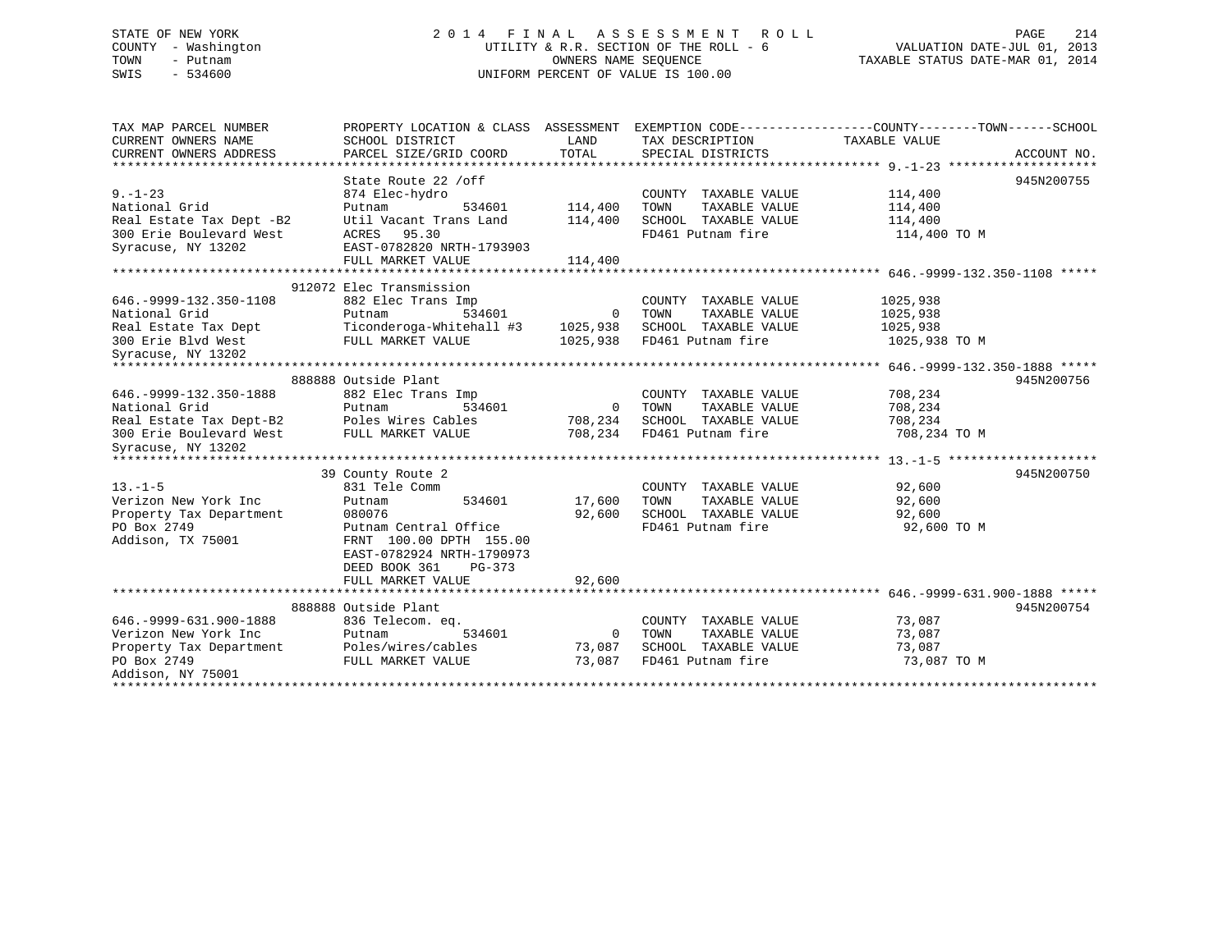STATE OF NEW YORK
COUNTY - Washington
TOWN - Putnam
SWIS - 534600

2014 FINAL ASSESSMENT ROLL
UTILITY & R.R. SECTION OF THE ROLL - 6
OWNERS NAME SEQUENCE
UNIFORM PERCENT OF VALUE IS 100.00

VALUATION DATE-JUL 01, 2013
TAXABLE STATUS DATE-MAR 01, 2014

| TAX MAP PARCEL NUMBER / CURRENT OWNERS NAME / CURRENT OWNERS ADDRESS | PROPERTY LOCATION & CLASS / SCHOOL DISTRICT / PARCEL SIZE/GRID COORD | ASSESSMENT LAND | TOTAL | EXEMPTION CODE / TAX DESCRIPTION / SPECIAL DISTRICTS | TAXABLE VALUE (COUNTY--TOWN--SCHOOL) | ACCOUNT NO. |
|---|---|---|---|---|---|---|
| **9.-1-23** | State Route 22 /off | | | | | 945N200755 |
| 9.-1-23 | 874 Elec-hydro | | | COUNTY TAXABLE VALUE | 114,400 | |
| National Grid | Putnam 534601 | 114,400 | | TOWN TAXABLE VALUE | 114,400 | |
| Real Estate Tax Dept -B2 | Util Vacant Trans Land | | 114,400 | SCHOOL TAXABLE VALUE | 114,400 | |
| 300 Erie Boulevard West | ACRES 95.30 | | | FD461 Putnam fire | 114,400 TO M | |
| Syracuse, NY 13202 | EAST-0782820 NRTH-1793903 | | | | | |
| | FULL MARKET VALUE | | 114,400 | | | |
| **646.-9999-132.350-1108** | 912072 Elec Transmission | | | | | |
| 646.-9999-132.350-1108 | 882 Elec Trans Imp | | | COUNTY TAXABLE VALUE | 1025,938 | |
| National Grid | Putnam 534601 | 0 | | TOWN TAXABLE VALUE | 1025,938 | |
| Real Estate Tax Dept | Ticonderoga-Whitehall #3 | | 1025,938 | SCHOOL TAXABLE VALUE | 1025,938 | |
| 300 Erie Blvd West | FULL MARKET VALUE | | 1025,938 | FD461 Putnam fire | 1025,938 TO M | |
| Syracuse, NY 13202 | | | | | | |
| **646.-9999-132.350-1888** | 888888 Outside Plant | | | | | 945N200756 |
| 646.-9999-132.350-1888 | 882 Elec Trans Imp | | | COUNTY TAXABLE VALUE | 708,234 | |
| National Grid | Putnam 534601 | 0 | | TOWN TAXABLE VALUE | 708,234 | |
| Real Estate Tax Dept-B2 | Poles Wires Cables | | 708,234 | SCHOOL TAXABLE VALUE | 708,234 | |
| 300 Erie Boulevard West | FULL MARKET VALUE | | 708,234 | FD461 Putnam fire | 708,234 TO M | |
| Syracuse, NY 13202 | | | | | | |
| **13.-1-5** | 39 County Route 2 | | | | | 945N200750 |
| 13.-1-5 | 831 Tele Comm | | | COUNTY TAXABLE VALUE | 92,600 | |
| Verizon New York Inc | Putnam 534601 | 17,600 | | TOWN TAXABLE VALUE | 92,600 | |
| Property Tax Department | 080076 | | 92,600 | SCHOOL TAXABLE VALUE | 92,600 | |
| PO Box 2749 | Putnam Central Office | | | FD461 Putnam fire | 92,600 TO M | |
| Addison, TX 75001 | FRNT 100.00 DPTH 155.00 | | | | | |
| | EAST-0782924 NRTH-1790973 | | | | | |
| | DEED BOOK 361 PG-373 | | | | | |
| | FULL MARKET VALUE | | 92,600 | | | |
| **646.-9999-631.900-1888** | 888888 Outside Plant | | | | | 945N200754 |
| 646.-9999-631.900-1888 | 836 Telecom. eq. | | | COUNTY TAXABLE VALUE | 73,087 | |
| Verizon New York Inc | Putnam 534601 | 0 | | TOWN TAXABLE VALUE | 73,087 | |
| Property Tax Department | Poles/wires/cables | | 73,087 | SCHOOL TAXABLE VALUE | 73,087 | |
| PO Box 2749 | FULL MARKET VALUE | | 73,087 | FD461 Putnam fire | 73,087 TO M | |
| Addison, NY 75001 | | | | | | |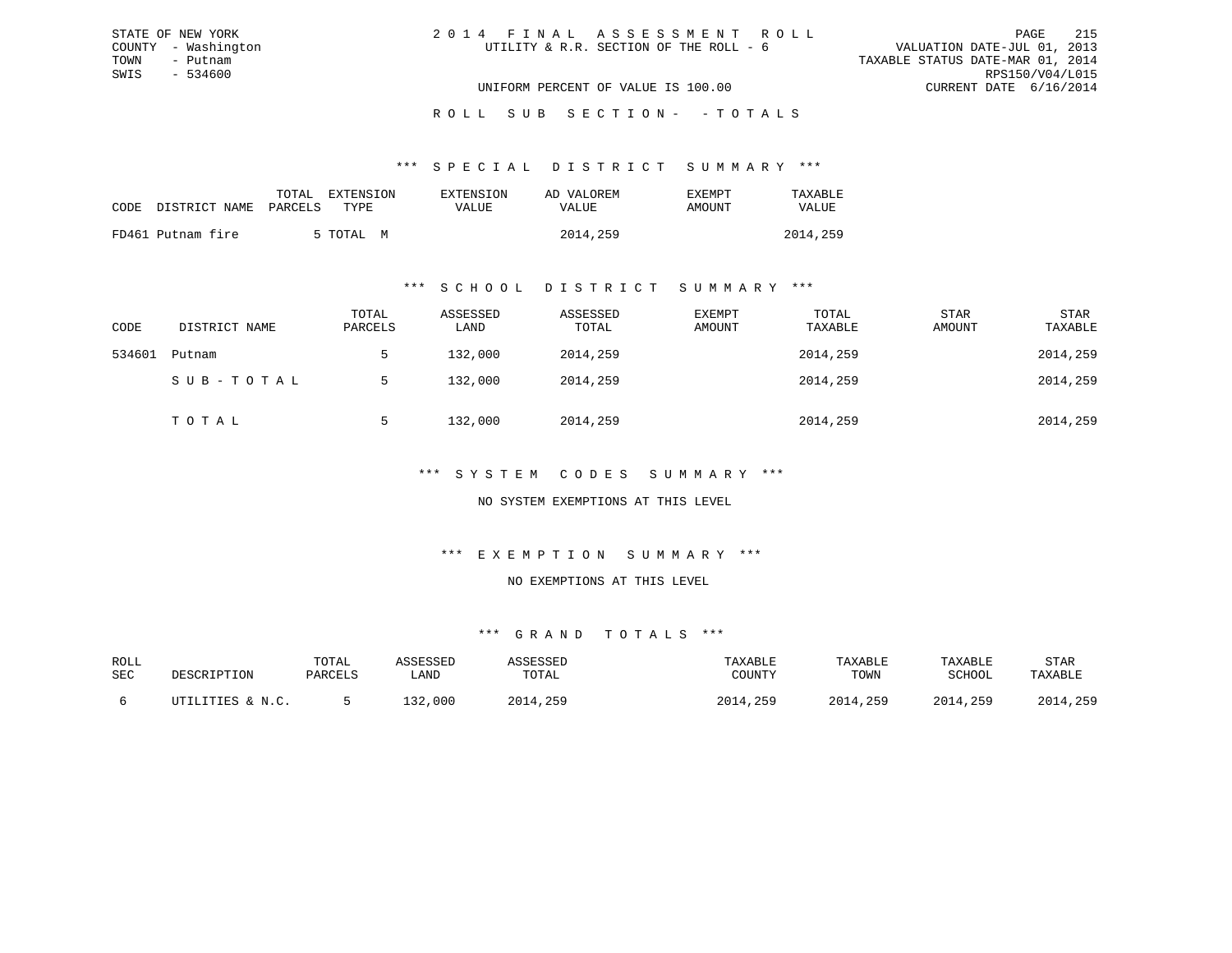STATE OF NEW YORK
COUNTY - Washington
TOWN - Putnam
SWIS - 534600

# 2014 FINAL ASSESSMENT ROLL

UTILITY & R.R. SECTION OF THE ROLL - 6

VALUATION DATE-JUL 01, 2013
TAXABLE STATUS DATE-MAR 01, 2014
RPS150/V04/L015
CURRENT DATE 6/16/2014

UNIFORM PERCENT OF VALUE IS 100.00

## ROLL SUB SECTION- - TOTALS

### *** SPECIAL DISTRICT SUMMARY ***

| CODE | DISTRICT NAME | TOTAL PARCELS | EXTENSION TYPE | EXTENSION VALUE | AD VALOREM VALUE | EXEMPT AMOUNT | TAXABLE VALUE |
|---|---|---|---|---|---|---|---|
| FD461 | Putnam fire | 5 | TOTAL M | | 2014,259 | | 2014,259 |

### *** SCHOOL DISTRICT SUMMARY ***

| CODE | DISTRICT NAME | TOTAL PARCELS | ASSESSED LAND | ASSESSED TOTAL | EXEMPT AMOUNT | TOTAL TAXABLE | STAR AMOUNT | STAR TAXABLE |
|---|---|---|---|---|---|---|---|---|
| 534601 | Putnam | 5 | 132,000 | 2014,259 | | 2014,259 | | 2014,259 |
| | SUB-TOTAL | 5 | 132,000 | 2014,259 | | 2014,259 | | 2014,259 |
| | TOTAL | 5 | 132,000 | 2014,259 | | 2014,259 | | 2014,259 |

### *** SYSTEM CODES SUMMARY ***

NO SYSTEM EXEMPTIONS AT THIS LEVEL

### *** EXEMPTION SUMMARY ***

NO EXEMPTIONS AT THIS LEVEL

### *** GRAND TOTALS ***

| ROLL SEC | DESCRIPTION | TOTAL PARCELS | ASSESSED LAND | ASSESSED TOTAL | TAXABLE COUNTY | TAXABLE TOWN | TAXABLE SCHOOL | STAR TAXABLE |
|---|---|---|---|---|---|---|---|---|
| 6 | UTILITIES & N.C. | 5 | 132,000 | 2014,259 | 2014,259 | 2014,259 | 2014,259 | 2014,259 |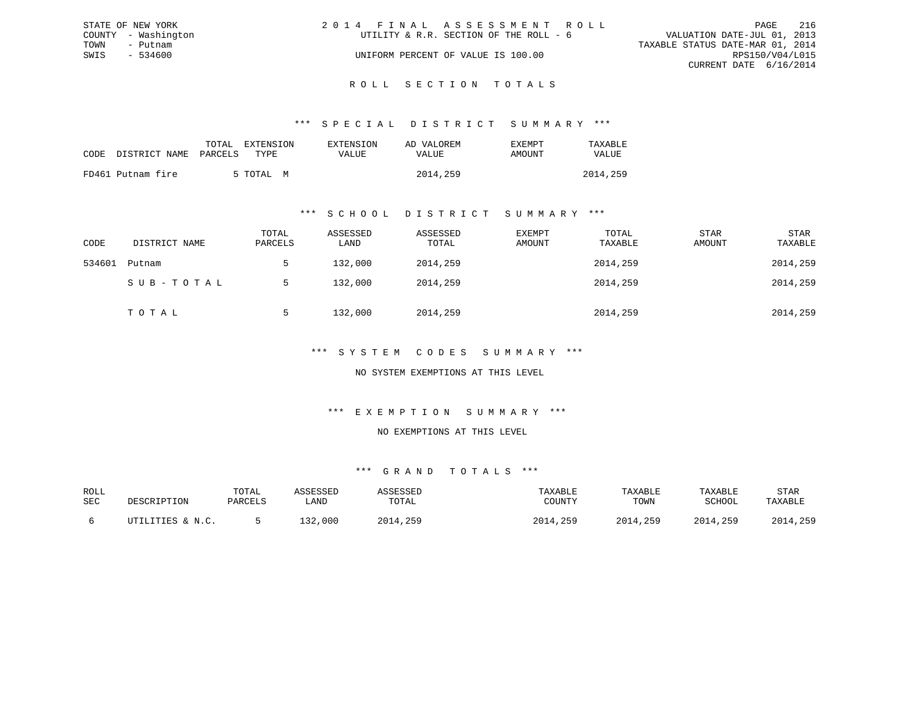STATE OF NEW YORK
COUNTY - Washington
TOWN - Putnam
SWIS - 534600

2014 FINAL ASSESSMENT ROLL
UTILITY & R.R. SECTION OF THE ROLL - 6
UNIFORM PERCENT OF VALUE IS 100.00

VALUATION DATE-JUL 01, 2013
TAXABLE STATUS DATE-MAR 01, 2014
RPS150/V04/L015
CURRENT DATE 6/16/2014

# ROLL SECTION TOTALS

## *** SPECIAL DISTRICT SUMMARY ***

| CODE | DISTRICT NAME | TOTAL PARCELS | EXTENSION TYPE | EXTENSION VALUE | AD VALOREM VALUE | EXEMPT AMOUNT | TAXABLE VALUE |
|---|---|---|---|---|---|---|---|
| FD461 | Putnam fire | 5 | TOTAL M | | 2014,259 | | 2014,259 |

## *** SCHOOL DISTRICT SUMMARY ***

| CODE | DISTRICT NAME | TOTAL PARCELS | ASSESSED LAND | ASSESSED TOTAL | EXEMPT AMOUNT | TOTAL TAXABLE | STAR AMOUNT | STAR TAXABLE |
|---|---|---|---|---|---|---|---|---|
| 534601 | Putnam | 5 | 132,000 | 2014,259 | | 2014,259 | | 2014,259 |
| | SUB-TOTAL | 5 | 132,000 | 2014,259 | | 2014,259 | | 2014,259 |
| | TOTAL | 5 | 132,000 | 2014,259 | | 2014,259 | | 2014,259 |

## *** SYSTEM CODES SUMMARY ***

NO SYSTEM EXEMPTIONS AT THIS LEVEL

## *** EXEMPTION SUMMARY ***

NO EXEMPTIONS AT THIS LEVEL

## *** GRAND TOTALS ***

| ROLL SEC | DESCRIPTION | TOTAL PARCELS | ASSESSED LAND | ASSESSED TOTAL | TAXABLE COUNTY | TAXABLE TOWN | TAXABLE SCHOOL | STAR TAXABLE |
|---|---|---|---|---|---|---|---|---|
| 6 | UTILITIES & N.C. | 5 | 132,000 | 2014,259 | 2014,259 | 2014,259 | 2014,259 | 2014,259 |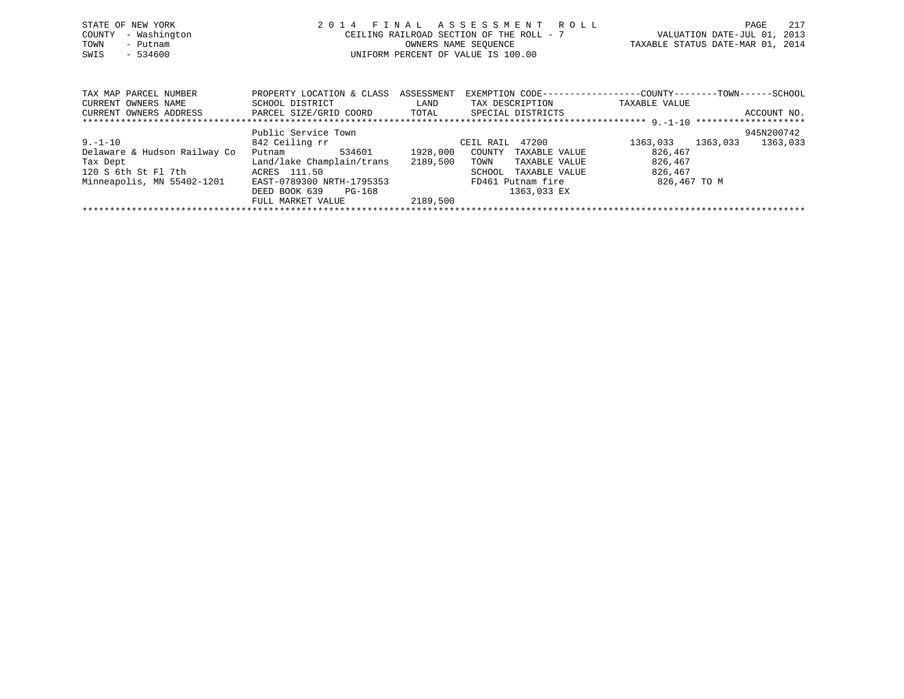STATE OF NEW YORK
COUNTY - Washington
TOWN - Putnam
SWIS - 534600

2 0 1 4 F I N A L A S S E S S M E N T R O L L
CEILING RAILROAD SECTION OF THE ROLL - 7
OWNERS NAME SEQUENCE
UNIFORM PERCENT OF VALUE IS 100.00

VALUATION DATE-JUL 01, 2013
TAXABLE STATUS DATE-MAR 01, 2014

| TAX MAP PARCEL NUMBER / CURRENT OWNERS NAME / CURRENT OWNERS ADDRESS | PROPERTY LOCATION & CLASS / SCHOOL DISTRICT / PARCEL SIZE/GRID COORD | ASSESSMENT LAND / TOTAL | EXEMPTION CODE / TAX DESCRIPTION / SPECIAL DISTRICTS | COUNTY TAXABLE VALUE | TOWN | SCHOOL | ACCOUNT NO. |
|---|---|---|---|---|---|---|---|
| 9.-1-10 | Public Service Town | | | | | | 945N200742 |
| | 842 Ceiling rr | | CEIL RAIL 47200 | 1363,033 | 1363,033 | 1363,033 | |
| Delaware & Hudson Railway Co | Putnam 534601 | 1928,000 | COUNTY TAXABLE VALUE | 826,467 | | | |
| Tax Dept | Land/lake Champlain/trans | 2189,500 | TOWN TAXABLE VALUE | 826,467 | | | |
| 120 S 6th St Fl 7th | ACRES 111.50 | | SCHOOL TAXABLE VALUE | 826,467 | | | |
| Minneapolis, MN 55402-1201 | EAST-0789300 NRTH-1795353 | | FD461 Putnam fire | 826,467 TO M | | | |
| | DEED BOOK 639 PG-168 | | 1363,033 EX | | | | |
| | FULL MARKET VALUE | 2189,500 | | | | | |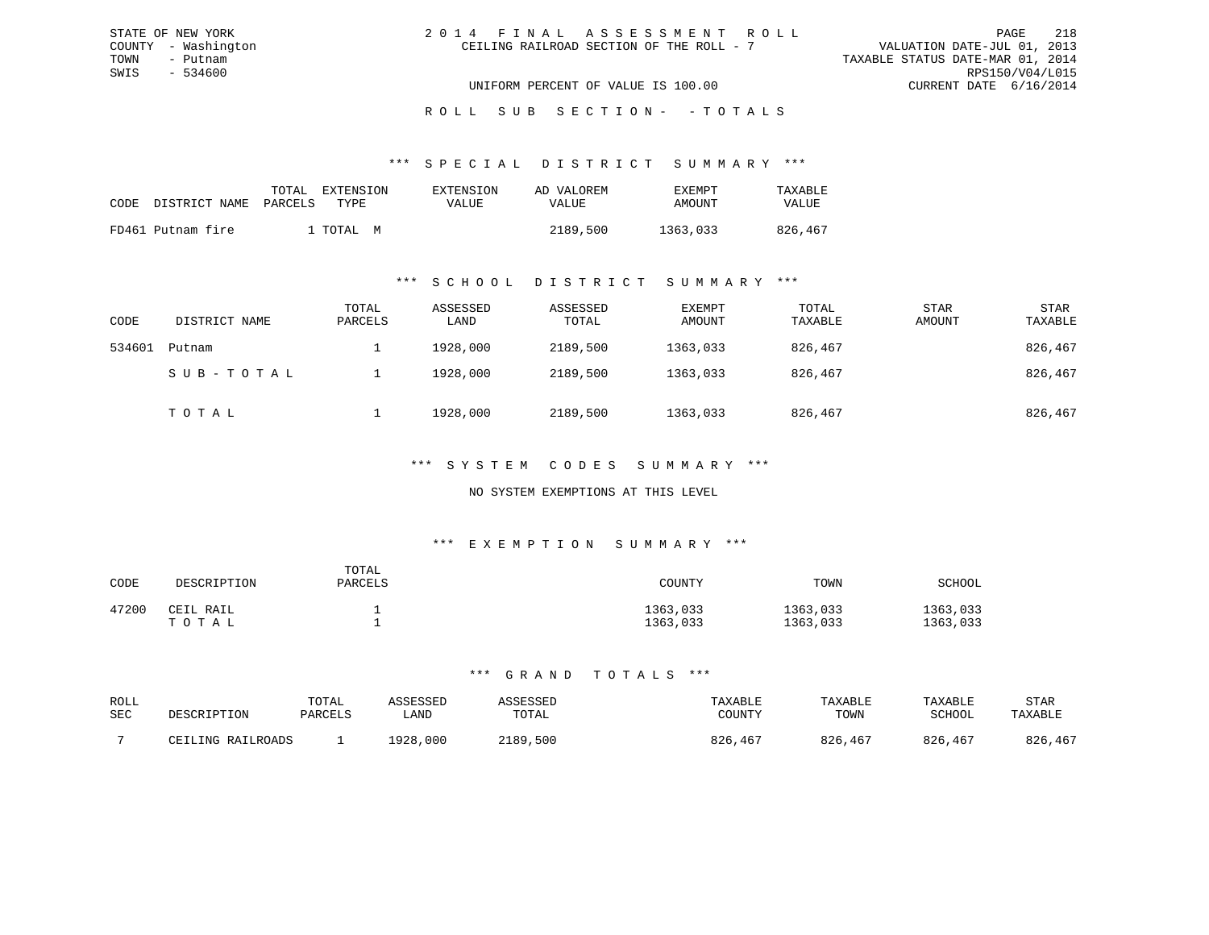STATE OF NEW YORK
COUNTY - Washington
TOWN - Putnam
SWIS - 534600

2 0 1 4 F I N A L A S S E S S M E N T R O L L
CEILING RAILROAD SECTION OF THE ROLL - 7

VALUATION DATE-JUL 01, 2013
TAXABLE STATUS DATE-MAR 01, 2014
RPS150/V04/L015
CURRENT DATE 6/16/2014

UNIFORM PERCENT OF VALUE IS 100.00

R O L L S U B S E C T I O N - - T O T A L S

### *** S P E C I A L D I S T R I C T S U M M A R Y ***

| CODE | DISTRICT NAME | TOTAL PARCELS | EXTENSION TYPE | EXTENSION VALUE | AD VALOREM VALUE | EXEMPT AMOUNT | TAXABLE VALUE |
|---|---|---|---|---|---|---|---|
| FD461 | Putnam fire | 1 | TOTAL M | | 2189,500 | 1363,033 | 826,467 |

### *** S C H O O L D I S T R I C T S U M M A R Y ***

| CODE | DISTRICT NAME | TOTAL PARCELS | ASSESSED LAND | ASSESSED TOTAL | EXEMPT AMOUNT | TOTAL TAXABLE | STAR AMOUNT | STAR TAXABLE |
|---|---|---|---|---|---|---|---|---|
| 534601 | Putnam | 1 | 1928,000 | 2189,500 | 1363,033 | 826,467 | | 826,467 |
| | S U B - T O T A L | 1 | 1928,000 | 2189,500 | 1363,033 | 826,467 | | 826,467 |
| | T O T A L | 1 | 1928,000 | 2189,500 | 1363,033 | 826,467 | | 826,467 |

### *** S Y S T E M C O D E S S U M M A R Y ***

NO SYSTEM EXEMPTIONS AT THIS LEVEL

### *** E X E M P T I O N S U M M A R Y ***

| CODE | DESCRIPTION | TOTAL PARCELS | COUNTY | TOWN | SCHOOL |
|---|---|---|---|---|---|
| 47200 | CEIL RAIL | 1 | 1363,033 | 1363,033 | 1363,033 |
| | T O T A L | 1 | 1363,033 | 1363,033 | 1363,033 |

### *** G R A N D T O T A L S ***

| ROLL SEC | DESCRIPTION | TOTAL PARCELS | ASSESSED LAND | ASSESSED TOTAL | TAXABLE COUNTY | TAXABLE TOWN | TAXABLE SCHOOL | STAR TAXABLE |
|---|---|---|---|---|---|---|---|---|
| 7 | CEILING RAILROADS | 1 | 1928,000 | 2189,500 | 826,467 | 826,467 | 826,467 | 826,467 |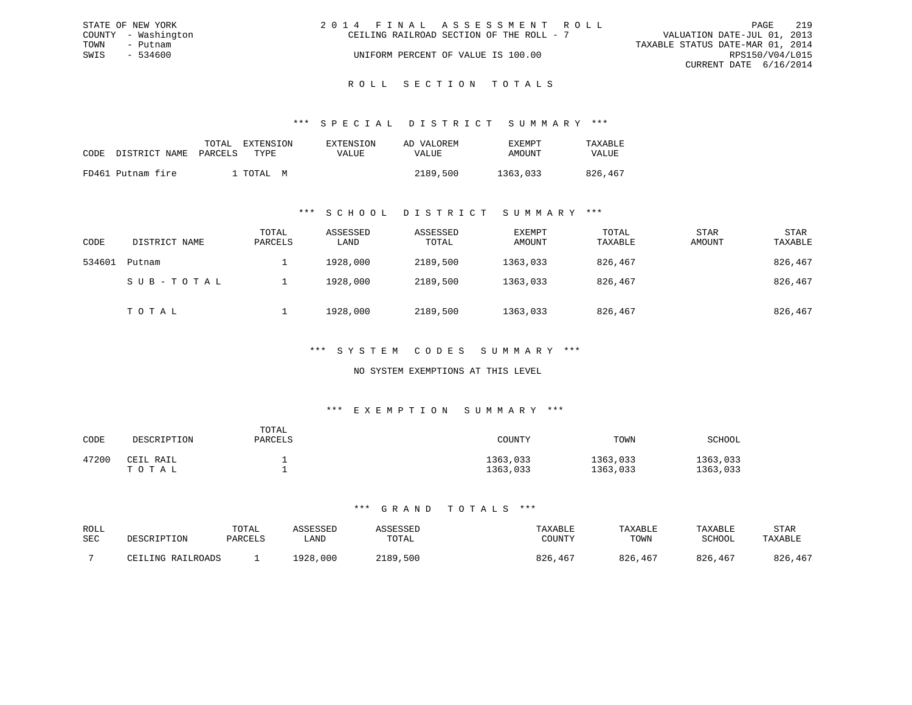STATE OF NEW YORK
COUNTY - Washington
TOWN - Putnam
SWIS - 534600

2014 FINAL ASSESSMENT ROLL
CEILING RAILROAD SECTION OF THE ROLL - 7
UNIFORM PERCENT OF VALUE IS 100.00

VALUATION DATE-JUL 01, 2013
TAXABLE STATUS DATE-MAR 01, 2014
RPS150/V04/L015
CURRENT DATE 6/16/2014

# ROLL SECTION TOTALS

## *** SPECIAL DISTRICT SUMMARY ***

| CODE | DISTRICT NAME | TOTAL PARCELS | EXTENSION TYPE | EXTENSION VALUE | AD VALOREM VALUE | EXEMPT AMOUNT | TAXABLE VALUE |
|---|---|---|---|---|---|---|---|
| FD461 | Putnam fire | 1 | TOTAL M | | 2189,500 | 1363,033 | 826,467 |

## *** SCHOOL DISTRICT SUMMARY ***

| CODE | DISTRICT NAME | TOTAL PARCELS | ASSESSED LAND | ASSESSED TOTAL | EXEMPT AMOUNT | TOTAL TAXABLE | STAR AMOUNT | STAR TAXABLE |
|---|---|---|---|---|---|---|---|---|
| 534601 | Putnam | 1 | 1928,000 | 2189,500 | 1363,033 | 826,467 | | 826,467 |
| | SUB-TOTAL | 1 | 1928,000 | 2189,500 | 1363,033 | 826,467 | | 826,467 |
| | TOTAL | 1 | 1928,000 | 2189,500 | 1363,033 | 826,467 | | 826,467 |

## *** SYSTEM CODES SUMMARY ***

NO SYSTEM EXEMPTIONS AT THIS LEVEL

## *** EXEMPTION SUMMARY ***

| CODE | DESCRIPTION | TOTAL PARCELS | COUNTY | TOWN | SCHOOL |
|---|---|---|---|---|---|
| 47200 | CEIL RAIL | 1 | 1363,033 | 1363,033 | 1363,033 |
| | TOTAL | 1 | 1363,033 | 1363,033 | 1363,033 |

## *** GRAND TOTALS ***

| ROLL SEC | DESCRIPTION | TOTAL PARCELS | ASSESSED LAND | ASSESSED TOTAL | TAXABLE COUNTY | TAXABLE TOWN | TAXABLE SCHOOL | STAR TAXABLE |
|---|---|---|---|---|---|---|---|---|
| 7 | CEILING RAILROADS | 1 | 1928,000 | 2189,500 | 826,467 | 826,467 | 826,467 | 826,467 |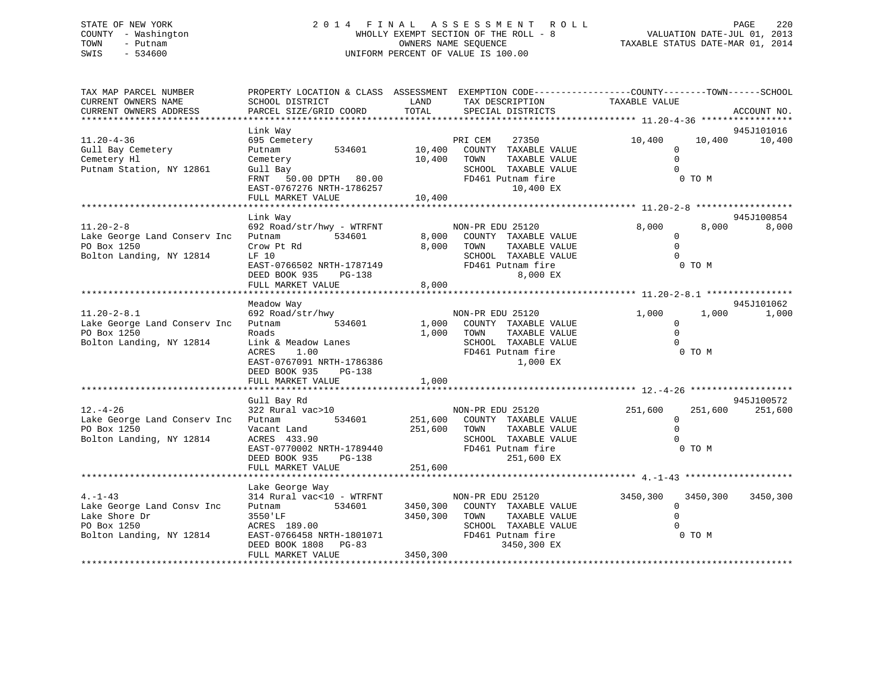STATE OF NEW YORK
COUNTY - Washington
TOWN - Putnam
SWIS - 534600

# 2014 FINAL ASSESSMENT ROLL

WHOLLY EXEMPT SECTION OF THE ROLL - 8
OWNERS NAME SEQUENCE
UNIFORM PERCENT OF VALUE IS 100.00

VALUATION DATE-JUL 01, 2013
TAXABLE STATUS DATE-MAR 01, 2014

| TAX MAP PARCEL NUMBER / CURRENT OWNERS NAME / CURRENT OWNERS ADDRESS | PROPERTY LOCATION & CLASS / SCHOOL DISTRICT / PARCEL SIZE/GRID COORD | ASSESSMENT LAND / TOTAL | EXEMPTION CODE / TAX DESCRIPTION / SPECIAL DISTRICTS | COUNTY TAXABLE VALUE | TOWN | SCHOOL / ACCOUNT NO. |
|---|---|---|---|---|---|---|
| 11.20-4-36 | Link Way | | | | | 945J101016 |
| | 695 Cemetery | | PRI CEM 27350 | 10,400 | 10,400 | 10,400 |
| Gull Bay Cemetery | Putnam 534601 | 10,400 | COUNTY TAXABLE VALUE | 0 | | |
| Cemetery Hl | Cemetery | 10,400 | TOWN TAXABLE VALUE | 0 | | |
| Putnam Station, NY 12861 | Gull Bay | | SCHOOL TAXABLE VALUE | 0 | | |
| | FRNT 50.00 DPTH 80.00 | | FD461 Putnam fire | 0 TO M | | |
| | EAST-0767276 NRTH-1786257 | | 10,400 EX | | | |
| | FULL MARKET VALUE | 10,400 | | | | |
| 11.20-2-8 | Link Way | | | | | 945J100854 |
| | 692 Road/str/hwy - WTRFNT | | NON-PR EDU 25120 | 8,000 | 8,000 | 8,000 |
| Lake George Land Conserv Inc | Putnam 534601 | 8,000 | COUNTY TAXABLE VALUE | 0 | | |
| PO Box 1250 | Crow Pt Rd | 8,000 | TOWN TAXABLE VALUE | 0 | | |
| Bolton Landing, NY 12814 | LF 10 | | SCHOOL TAXABLE VALUE | 0 | | |
| | EAST-0766502 NRTH-1787149 | | FD461 Putnam fire | 0 TO M | | |
| | DEED BOOK 935 PG-138 | | 8,000 EX | | | |
| | FULL MARKET VALUE | 8,000 | | | | |
| 11.20-2-8.1 | Meadow Way | | | | | 945J101062 |
| | 692 Road/str/hwy | | NON-PR EDU 25120 | 1,000 | 1,000 | 1,000 |
| Lake George Land Conserv Inc | Putnam 534601 | 1,000 | COUNTY TAXABLE VALUE | 0 | | |
| PO Box 1250 | Roads | 1,000 | TOWN TAXABLE VALUE | 0 | | |
| Bolton Landing, NY 12814 | Link & Meadow Lanes | | SCHOOL TAXABLE VALUE | 0 | | |
| | ACRES 1.00 | | FD461 Putnam fire | 0 TO M | | |
| | EAST-0767091 NRTH-1786386 | | 1,000 EX | | | |
| | DEED BOOK 935 PG-138 | | | | | |
| | FULL MARKET VALUE | 1,000 | | | | |
| 12.-4-26 | Gull Bay Rd | | | | | 945J100572 |
| | 322 Rural vac>10 | | NON-PR EDU 25120 | 251,600 | 251,600 | 251,600 |
| Lake George Land Conserv Inc | Putnam 534601 | 251,600 | COUNTY TAXABLE VALUE | 0 | | |
| PO Box 1250 | Vacant Land | 251,600 | TOWN TAXABLE VALUE | 0 | | |
| Bolton Landing, NY 12814 | ACRES 433.90 | | SCHOOL TAXABLE VALUE | 0 | | |
| | EAST-0770002 NRTH-1789440 | | FD461 Putnam fire | 0 TO M | | |
| | DEED BOOK 935 PG-138 | | 251,600 EX | | | |
| | FULL MARKET VALUE | 251,600 | | | | |
| 4.-1-43 | Lake George Way | | | | | |
| | 314 Rural vac<10 - WTRFNT | | NON-PR EDU 25120 | 3450,300 | 3450,300 | 3450,300 |
| Lake George Land Consv Inc | Putnam 534601 | 3450,300 | COUNTY TAXABLE VALUE | 0 | | |
| Lake Shore Dr | 3550'LF | 3450,300 | TOWN TAXABLE VALUE | 0 | | |
| PO Box 1250 | ACRES 189.00 | | SCHOOL TAXABLE VALUE | 0 | | |
| Bolton Landing, NY 12814 | EAST-0766458 NRTH-1801071 | | FD461 Putnam fire | 0 TO M | | |
| | DEED BOOK 1808 PG-83 | | 3450,300 EX | | | |
| | FULL MARKET VALUE | 3450,300 | | | | |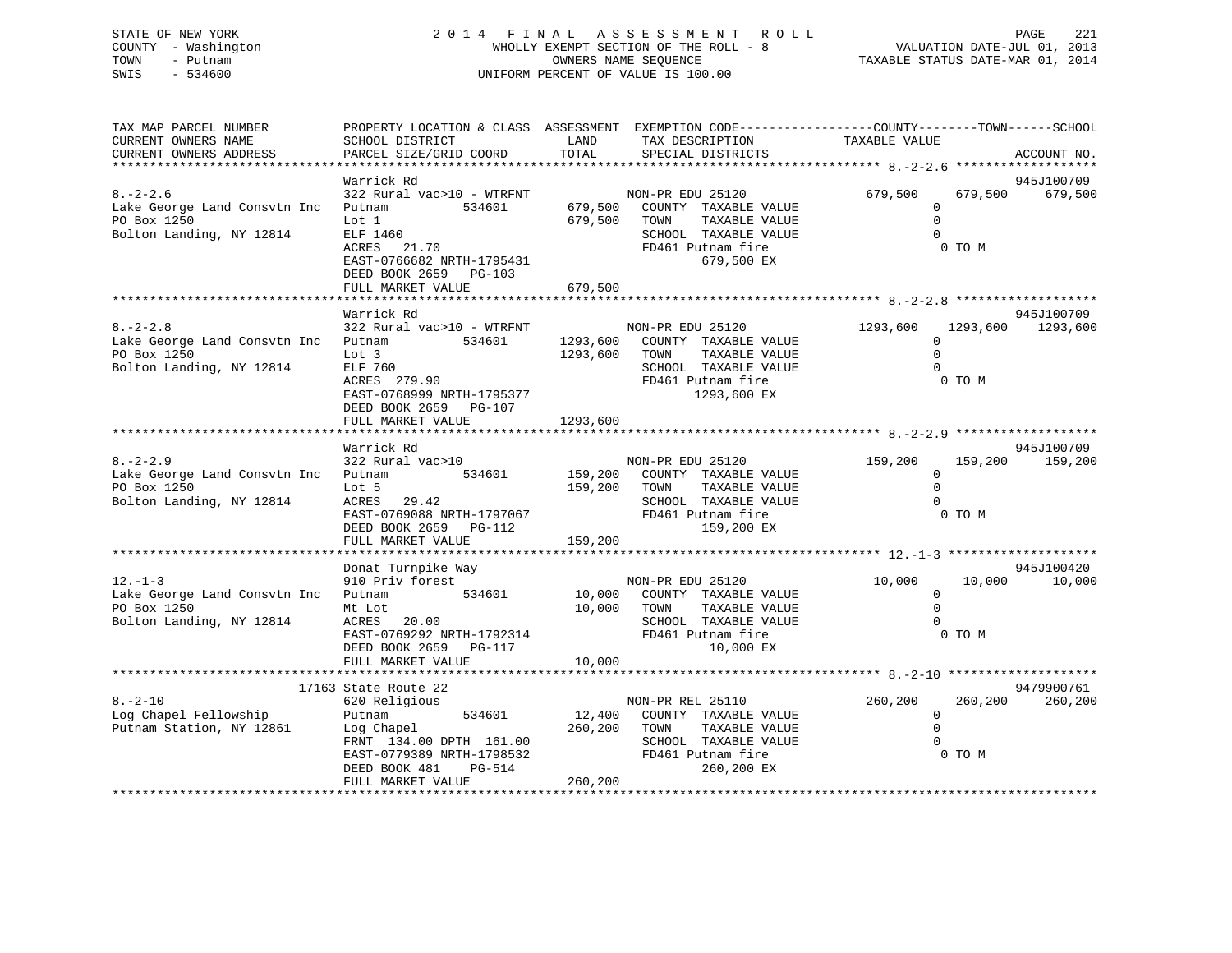STATE OF NEW YORK
COUNTY - Washington
TOWN - Putnam
SWIS - 534600

2014 FINAL ASSESSMENT ROLL
WHOLLY EXEMPT SECTION OF THE ROLL - 8
OWNERS NAME SEQUENCE
UNIFORM PERCENT OF VALUE IS 100.00

VALUATION DATE-JUL 01, 2013
TAXABLE STATUS DATE-MAR 01, 2014

| TAX MAP PARCEL NUMBER / CURRENT OWNERS NAME / CURRENT OWNERS ADDRESS | PROPERTY LOCATION & CLASS / SCHOOL DISTRICT / PARCEL SIZE/GRID COORD | ASSESSMENT LAND | TOTAL | EXEMPTION CODE / TAX DESCRIPTION / SPECIAL DISTRICTS | COUNTY TAXABLE VALUE | TOWN | SCHOOL | ACCOUNT NO. |
|---|---|---|---|---|---|---|---|---|
| 8.-2-2.6 | Warrick Rd | | | | | | | 945J100709 |
| Lake George Land Consvtn Inc | 322 Rural vac>10 - WTRFNT | | | NON-PR EDU 25120 | 679,500 | 679,500 | 679,500 | |
| PO Box 1250 | Putnam 534601 | 679,500 | | COUNTY TAXABLE VALUE | 0 | | | |
| Bolton Landing, NY 12814 | Lot 1 | | 679,500 | TOWN TAXABLE VALUE | 0 | | | |
| | ELF 1460 | | | SCHOOL TAXABLE VALUE | 0 | | | |
| | ACRES 21.70 | | | FD461 Putnam fire | 0 TO M | | | |
| | EAST-0766682 NRTH-1795431 | | | 679,500 EX | | | | |
| | DEED BOOK 2659 PG-103 | | | | | | | |
| | FULL MARKET VALUE | | 679,500 | | | | | |
| 8.-2-2.8 | Warrick Rd | | | | | | | 945J100709 |
| Lake George Land Consvtn Inc | 322 Rural vac>10 - WTRFNT | | | NON-PR EDU 25120 | 1293,600 | 1293,600 | 1293,600 | |
| PO Box 1250 | Putnam 534601 | 1293,600 | | COUNTY TAXABLE VALUE | 0 | | | |
| Bolton Landing, NY 12814 | Lot 3 | | 1293,600 | TOWN TAXABLE VALUE | 0 | | | |
| | ELF 760 | | | SCHOOL TAXABLE VALUE | 0 | | | |
| | ACRES 279.90 | | | FD461 Putnam fire | 0 TO M | | | |
| | EAST-0768999 NRTH-1795377 | | | 1293,600 EX | | | | |
| | DEED BOOK 2659 PG-107 | | | | | | | |
| | FULL MARKET VALUE | | 1293,600 | | | | | |
| 8.-2-2.9 | Warrick Rd | | | | | | | 945J100709 |
| Lake George Land Consvtn Inc | 322 Rural vac>10 | | | NON-PR EDU 25120 | 159,200 | 159,200 | 159,200 | |
| PO Box 1250 | Putnam 534601 | 159,200 | | COUNTY TAXABLE VALUE | 0 | | | |
| Bolton Landing, NY 12814 | Lot 5 | | 159,200 | TOWN TAXABLE VALUE | 0 | | | |
| | ACRES 29.42 | | | SCHOOL TAXABLE VALUE | 0 | | | |
| | EAST-0769088 NRTH-1797067 | | | FD461 Putnam fire | 0 TO M | | | |
| | DEED BOOK 2659 PG-112 | | | 159,200 EX | | | | |
| | FULL MARKET VALUE | | 159,200 | | | | | |
| 12.-1-3 | Donat Turnpike Way | | | | | | | 945J100420 |
| Lake George Land Consvtn Inc | 910 Priv forest | | | NON-PR EDU 25120 | 10,000 | 10,000 | 10,000 | |
| PO Box 1250 | Putnam 534601 | 10,000 | | COUNTY TAXABLE VALUE | 0 | | | |
| Bolton Landing, NY 12814 | Mt Lot | | 10,000 | TOWN TAXABLE VALUE | 0 | | | |
| | ACRES 20.00 | | | SCHOOL TAXABLE VALUE | 0 | | | |
| | EAST-0769292 NRTH-1792314 | | | FD461 Putnam fire | 0 TO M | | | |
| | DEED BOOK 2659 PG-117 | | | 10,000 EX | | | | |
| | FULL MARKET VALUE | | 10,000 | | | | | |
| 8.-2-10 | 17163 State Route 22 | | | | | | | 9479900761 |
| Log Chapel Fellowship | 620 Religious | | | NON-PR REL 25110 | 260,200 | 260,200 | 260,200 | |
| Putnam Station, NY 12861 | Putnam 534601 | 12,400 | | COUNTY TAXABLE VALUE | 0 | | | |
| | Log Chapel | | 260,200 | TOWN TAXABLE VALUE | 0 | | | |
| | FRNT 134.00 DPTH 161.00 | | | SCHOOL TAXABLE VALUE | 0 | | | |
| | EAST-0779389 NRTH-1798532 | | | FD461 Putnam fire | 0 TO M | | | |
| | DEED BOOK 481 PG-514 | | | 260,200 EX | | | | |
| | FULL MARKET VALUE | | 260,200 | | | | | |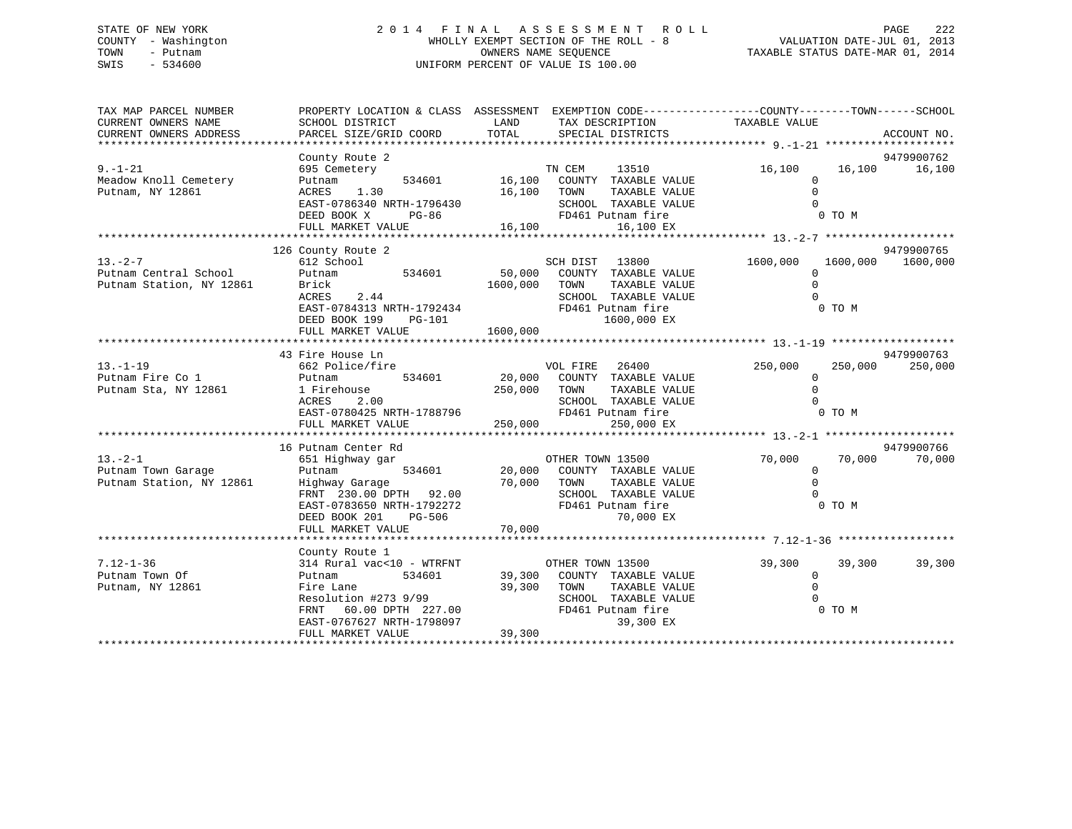STATE OF NEW YORK
COUNTY - Washington
TOWN - Putnam
SWIS - 534600

# 2014 FINAL ASSESSMENT ROLL

WHOLLY EXEMPT SECTION OF THE ROLL - 8
OWNERS NAME SEQUENCE
UNIFORM PERCENT OF VALUE IS 100.00

VALUATION DATE-JUL 01, 2013
TAXABLE STATUS DATE-MAR 01, 2014

```
TAX MAP PARCEL NUMBER          PROPERTY LOCATION & CLASS  ASSESSMENT  EXEMPTION CODE------------------COUNTY--------TOWN------SCHOOL
CURRENT OWNERS NAME            SCHOOL DISTRICT               LAND      TAX DESCRIPTION             TAXABLE VALUE
CURRENT OWNERS ADDRESS         PARCEL SIZE/GRID COORD        TOTAL     SPECIAL DISTRICTS                                      ACCOUNT NO.
******************************************************************************************************* 9.-1-21 ********************
                               County Route 2                                                                             9479900762
9.-1-21                        695 Cemetery                          TN CEM     13510             16,100     16,100       16,100
Meadow Knoll Cemetery          Putnam          534601        16,100   COUNTY  TAXABLE VALUE              0
Putnam, NY 12861               ACRES    1.30                 16,100   TOWN    TAXABLE VALUE              0
                               EAST-0786340 NRTH-1796430               SCHOOL  TAXABLE VALUE              0
                               DEED BOOK X     PG-86                   FD461 Putnam fire                   0 TO M
                               FULL MARKET VALUE             16,100         16,100 EX
******************************************************************************************************* 13.-2-7 ********************
                               126 County Route 2                                                                         9479900765
13.-2-7                        612 School                            SCH DIST   13800           1600,000   1600,000     1600,000
Putnam Central School          Putnam          534601        50,000   COUNTY  TAXABLE VALUE              0
Putnam Station, NY 12861       Brick                       1600,000   TOWN    TAXABLE VALUE              0
                               ACRES    2.44                           SCHOOL  TAXABLE VALUE              0
                               EAST-0784313 NRTH-1792434               FD461 Putnam fire                   0 TO M
                               DEED BOOK 199   PG-101                       1600,000 EX
                               FULL MARKET VALUE           1600,000
******************************************************************************************************* 13.-1-19 *******************
                               43 Fire House Ln                                                                           9479900763
13.-1-19                       662 Police/fire                       VOL FIRE   26400            250,000    250,000      250,000
Putnam Fire Co 1               Putnam          534601        20,000   COUNTY  TAXABLE VALUE              0
Putnam Sta, NY 12861           1 Firehouse                  250,000   TOWN    TAXABLE VALUE              0
                               ACRES    2.00                           SCHOOL  TAXABLE VALUE              0
                               EAST-0780425 NRTH-1788796               FD461 Putnam fire                   0 TO M
                               FULL MARKET VALUE            250,000         250,000 EX
******************************************************************************************************* 13.-2-1 ********************
                               16 Putnam Center Rd                                                                        9479900766
13.-2-1                        651 Highway gar                       OTHER TOWN 13500             70,000     70,000       70,000
Putnam Town Garage             Putnam          534601        20,000   COUNTY  TAXABLE VALUE              0
Putnam Station, NY 12861       Highway Garage                70,000   TOWN    TAXABLE VALUE              0
                               FRNT  230.00 DPTH   92.00               SCHOOL  TAXABLE VALUE              0
                               EAST-0783650 NRTH-1792272               FD461 Putnam fire                   0 TO M
                               DEED BOOK 201   PG-506                       70,000 EX
                               FULL MARKET VALUE             70,000
******************************************************************************************************* 7.12-1-36 ******************
                               County Route 1
7.12-1-36                      314 Rural vac<10 - WTRFNT             OTHER TOWN 13500             39,300     39,300       39,300
Putnam Town Of                 Putnam          534601        39,300   COUNTY  TAXABLE VALUE              0
Putnam, NY 12861               Fire Lane                     39,300   TOWN    TAXABLE VALUE              0
                               Resolution #273 9/99                    SCHOOL  TAXABLE VALUE              0
                               FRNT   60.00 DPTH  227.00               FD461 Putnam fire                   0 TO M
                               EAST-0767627 NRTH-1798097                    39,300 EX
                               FULL MARKET VALUE             39,300
************************************************************************************************************************************
```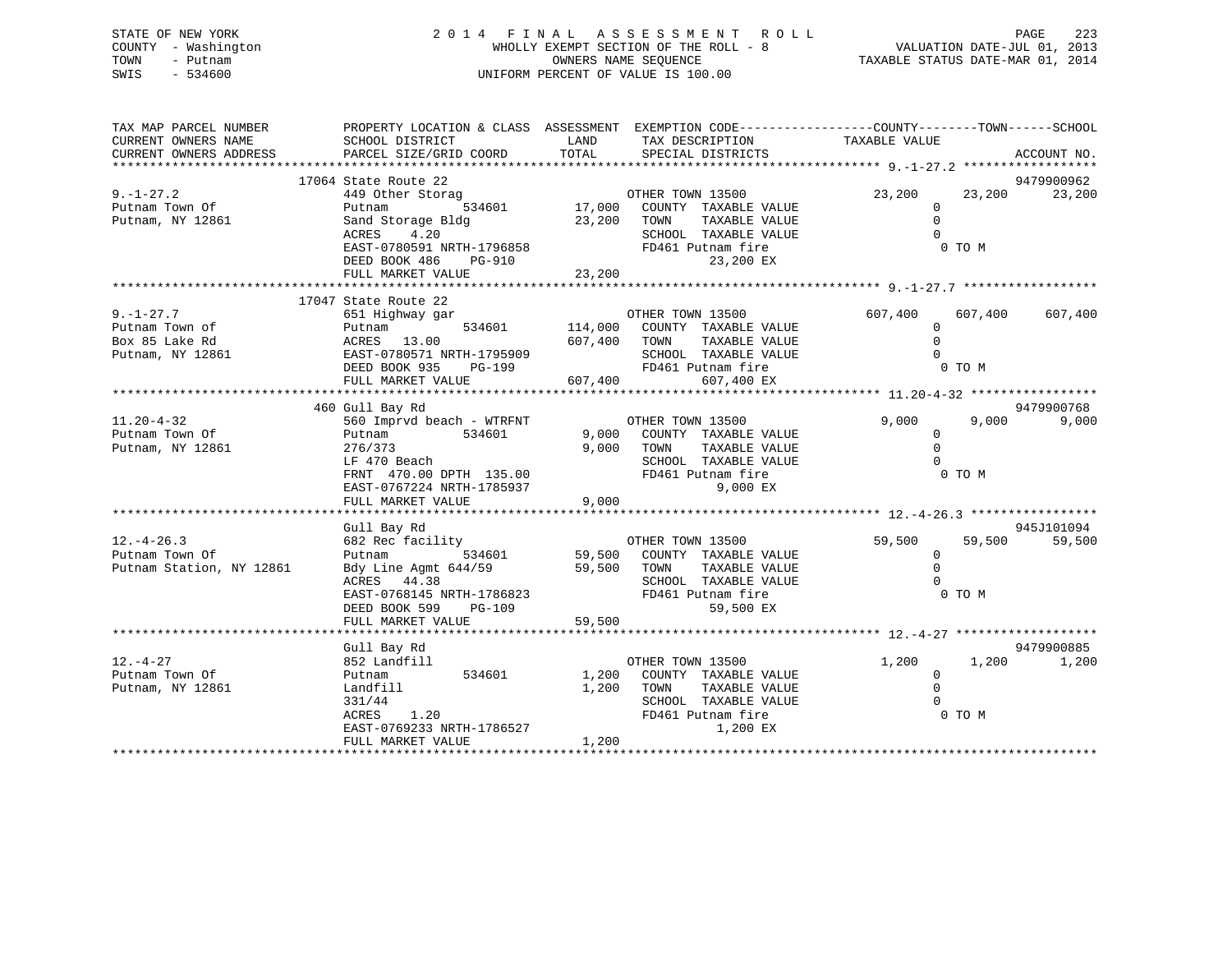STATE OF NEW YORK
COUNTY - Washington
TOWN - Putnam
SWIS - 534600

2014 FINAL ASSESSMENT ROLL
WHOLLY EXEMPT SECTION OF THE ROLL - 8
OWNERS NAME SEQUENCE
UNIFORM PERCENT OF VALUE IS 100.00

VALUATION DATE-JUL 01, 2013
TAXABLE STATUS DATE-MAR 01, 2014

| TAX MAP PARCEL NUMBER / CURRENT OWNERS NAME / CURRENT OWNERS ADDRESS | PROPERTY LOCATION & CLASS / SCHOOL DISTRICT / PARCEL SIZE/GRID COORD | ASSESSMENT LAND | TOTAL | EXEMPTION CODE / TAX DESCRIPTION / SPECIAL DISTRICTS | COUNTY TAXABLE VALUE | TOWN | SCHOOL / ACCOUNT NO. |
|---|---|---|---|---|---|---|---|
| **9.-1-27.2** | 17064 State Route 22 | | | | | | 9479900962 |
| 9.-1-27.2 | 449 Other Storag | | | OTHER TOWN 13500 | 23,200 | 23,200 | 23,200 |
| Putnam Town Of | Putnam 534601 | 17,000 | | COUNTY TAXABLE VALUE | 0 | | |
| Putnam, NY 12861 | Sand Storage Bldg | | 23,200 | TOWN TAXABLE VALUE | 0 | | |
| | ACRES 4.20 | | | SCHOOL TAXABLE VALUE | 0 | | |
| | EAST-0780591 NRTH-1796858 | | | FD461 Putnam fire | 0 TO M | | |
| | DEED BOOK 486 PG-910 | | | 23,200 EX | | | |
| | FULL MARKET VALUE | | 23,200 | | | | |
| **9.-1-27.7** | 17047 State Route 22 | | | | | | |
| 9.-1-27.7 | 651 Highway gar | | | OTHER TOWN 13500 | 607,400 | 607,400 | 607,400 |
| Putnam Town of | Putnam 534601 | 114,000 | | COUNTY TAXABLE VALUE | 0 | | |
| Box 85 Lake Rd | ACRES 13.00 | | 607,400 | TOWN TAXABLE VALUE | 0 | | |
| Putnam, NY 12861 | EAST-0780571 NRTH-1795909 | | | SCHOOL TAXABLE VALUE | 0 | | |
| | DEED BOOK 935 PG-199 | | | FD461 Putnam fire | 0 TO M | | |
| | FULL MARKET VALUE | | 607,400 | 607,400 EX | | | |
| **11.20-4-32** | 460 Gull Bay Rd | | | | | | 9479900768 |
| 11.20-4-32 | 560 Imprvd beach - WTRFNT | | | OTHER TOWN 13500 | 9,000 | 9,000 | 9,000 |
| Putnam Town Of | Putnam 534601 | 9,000 | | COUNTY TAXABLE VALUE | 0 | | |
| Putnam, NY 12861 | 276/373 | | 9,000 | TOWN TAXABLE VALUE | 0 | | |
| | LF 470 Beach | | | SCHOOL TAXABLE VALUE | 0 | | |
| | FRNT 470.00 DPTH 135.00 | | | FD461 Putnam fire | 0 TO M | | |
| | EAST-0767224 NRTH-1785937 | | | 9,000 EX | | | |
| | FULL MARKET VALUE | | 9,000 | | | | |
| **12.-4-26.3** | Gull Bay Rd | | | | | | 945J101094 |
| 12.-4-26.3 | 682 Rec facility | | | OTHER TOWN 13500 | 59,500 | 59,500 | 59,500 |
| Putnam Town Of | Putnam 534601 | 59,500 | | COUNTY TAXABLE VALUE | 0 | | |
| Putnam Station, NY 12861 | Bdy Line Agmt 644/59 | | 59,500 | TOWN TAXABLE VALUE | 0 | | |
| | ACRES 44.38 | | | SCHOOL TAXABLE VALUE | 0 | | |
| | EAST-0768145 NRTH-1786823 | | | FD461 Putnam fire | 0 TO M | | |
| | DEED BOOK 599 PG-109 | | | 59,500 EX | | | |
| | FULL MARKET VALUE | | 59,500 | | | | |
| **12.-4-27** | Gull Bay Rd | | | | | | 9479900885 |
| 12.-4-27 | 852 Landfill | | | OTHER TOWN 13500 | 1,200 | 1,200 | 1,200 |
| Putnam Town Of | Putnam 534601 | 1,200 | | COUNTY TAXABLE VALUE | 0 | | |
| Putnam, NY 12861 | Landfill | | 1,200 | TOWN TAXABLE VALUE | 0 | | |
| | 331/44 | | | SCHOOL TAXABLE VALUE | 0 | | |
| | ACRES 1.20 | | | FD461 Putnam fire | 0 TO M | | |
| | EAST-0769233 NRTH-1786527 | | | 1,200 EX | | | |
| | FULL MARKET VALUE | | 1,200 | | | | |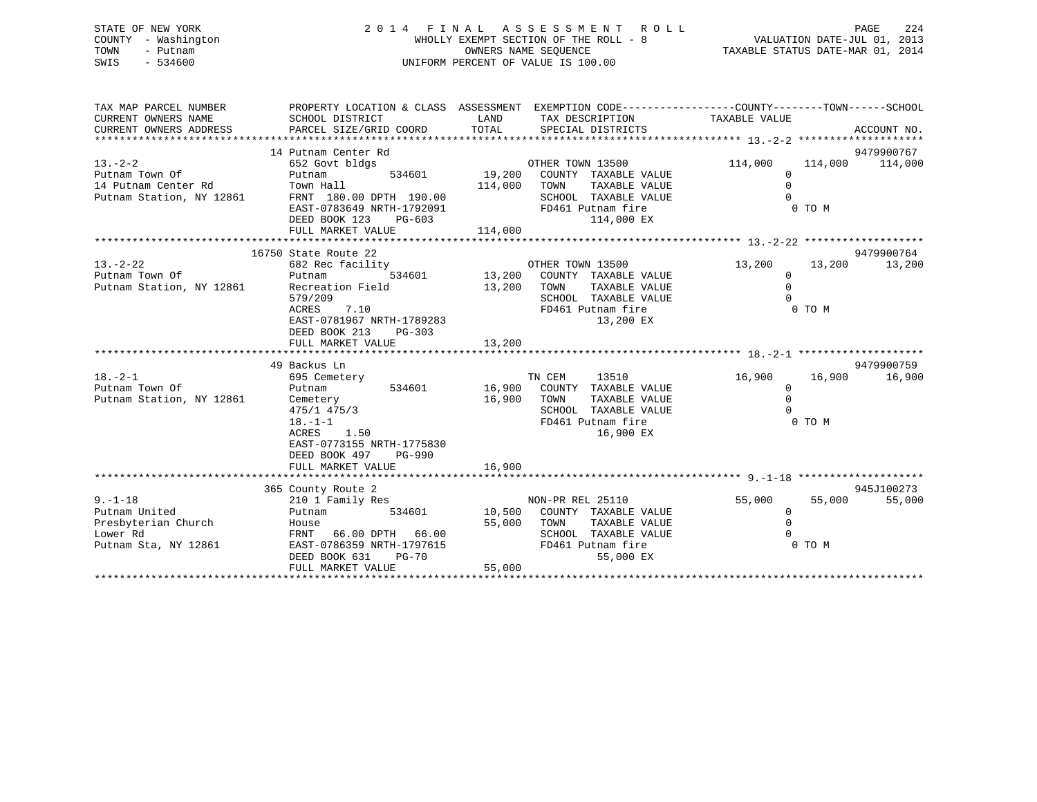STATE OF NEW YORK
COUNTY - Washington
TOWN - Putnam
SWIS - 534600

2014 FINAL ASSESSMENT ROLL
WHOLLY EXEMPT SECTION OF THE ROLL - 8
OWNERS NAME SEQUENCE
UNIFORM PERCENT OF VALUE IS 100.00

VALUATION DATE-JUL 01, 2013
TAXABLE STATUS DATE-MAR 01, 2014

```
TAX MAP PARCEL NUMBER          PROPERTY LOCATION & CLASS  ASSESSMENT  EXEMPTION CODE------------------COUNTY--------TOWN------SCHOOL
CURRENT OWNERS NAME            SCHOOL DISTRICT               LAND      TAX DESCRIPTION            TAXABLE VALUE
CURRENT OWNERS ADDRESS         PARCEL SIZE/GRID COORD        TOTAL     SPECIAL DISTRICTS                                    ACCOUNT NO.
******************************************************************************************************* 13.-2-2 ********************
                               14 Putnam Center Rd                                                                          9479900767
13.-2-2                        652 Govt bldgs                          OTHER TOWN 13500          114,000     114,000     114,000
Putnam Town Of                 Putnam          534601        19,200    COUNTY  TAXABLE VALUE           0
14 Putnam Center Rd            Town Hall                    114,000    TOWN    TAXABLE VALUE           0
Putnam Station, NY 12861       FRNT 180.00 DPTH 190.00                 SCHOOL  TAXABLE VALUE           0
                               EAST-0783649 NRTH-1792091               FD461 Putnam fire                0 TO M
                               DEED BOOK 123    PG-603                       114,000 EX
                               FULL MARKET VALUE            114,000
******************************************************************************************************* 13.-2-22 *******************
                            16750 State Route 22                                                                            9479900764
13.-2-22                       682 Rec facility                        OTHER TOWN 13500           13,200      13,200      13,200
Putnam Town Of                 Putnam          534601        13,200    COUNTY  TAXABLE VALUE           0
Putnam Station, NY 12861       Recreation Field              13,200    TOWN    TAXABLE VALUE           0
                               579/209                                 SCHOOL  TAXABLE VALUE           0
                               ACRES    7.10                           FD461 Putnam fire                0 TO M
                               EAST-0781967 NRTH-1789283                      13,200 EX
                               DEED BOOK 213    PG-303
                               FULL MARKET VALUE             13,200
******************************************************************************************************* 18.-2-1 ********************
                               49 Backus Ln                                                                                 9479900759
18.-2-1                        695 Cemetery                            TN CEM     13510           16,900      16,900      16,900
Putnam Town Of                 Putnam          534601        16,900    COUNTY  TAXABLE VALUE           0
Putnam Station, NY 12861       Cemetery                      16,900    TOWN    TAXABLE VALUE           0
                               475/1 475/3                             SCHOOL  TAXABLE VALUE           0
                               18.-1-1                                 FD461 Putnam fire                0 TO M
                               ACRES    1.50                                  16,900 EX
                               EAST-0773155 NRTH-1775830
                               DEED BOOK 497    PG-990
                               FULL MARKET VALUE             16,900
******************************************************************************************************* 9.-1-18 ********************
                               365 County Route 2                                                                           945J100273
9.-1-18                        210 1 Family Res                        NON-PR REL 25110           55,000      55,000      55,000
Putnam United                  Putnam          534601        10,500    COUNTY  TAXABLE VALUE           0
Presbyterian Church            House                         55,000    TOWN    TAXABLE VALUE           0
Lower Rd                       FRNT  66.00 DPTH  66.00                 SCHOOL  TAXABLE VALUE           0
Putnam Sta, NY 12861           EAST-0786359 NRTH-1797615               FD461 Putnam fire                0 TO M
                               DEED BOOK 631    PG-70                         55,000 EX
                               FULL MARKET VALUE             55,000
************************************************************************************************************************************
```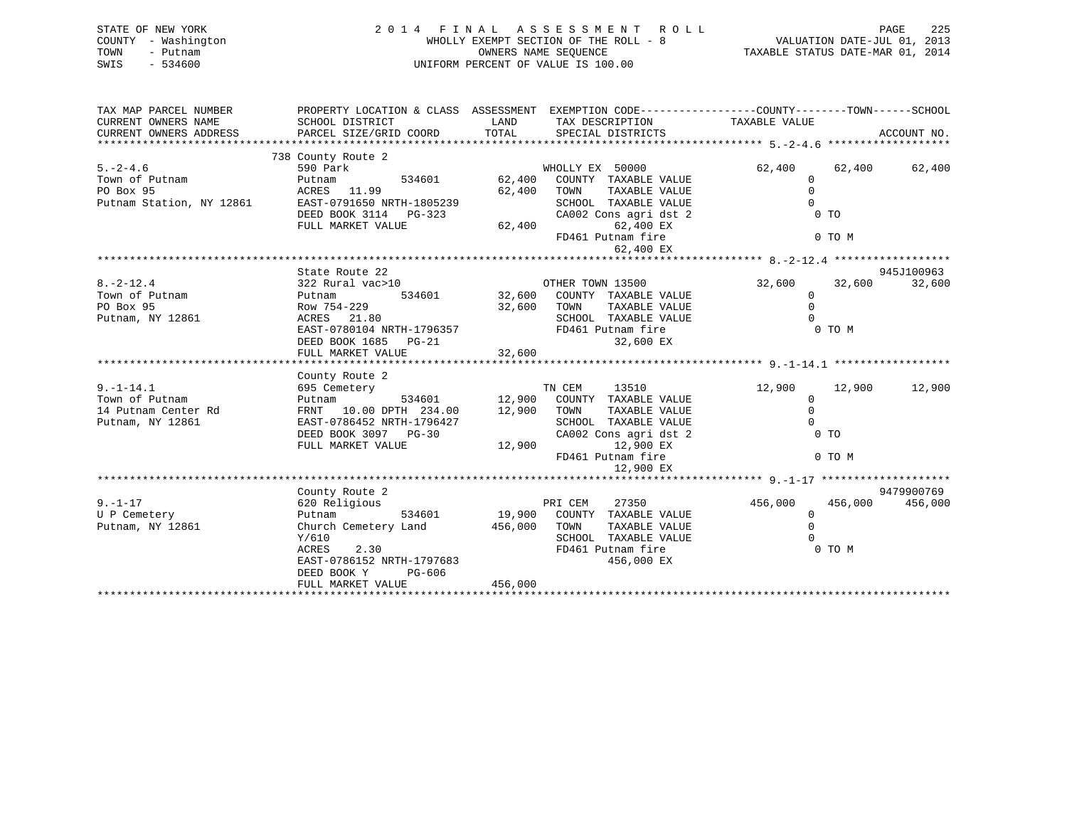STATE OF NEW YORK
COUNTY - Washington
TOWN - Putnam
SWIS - 534600

2014 FINAL ASSESSMENT ROLL
WHOLLY EXEMPT SECTION OF THE ROLL - 8
OWNERS NAME SEQUENCE
UNIFORM PERCENT OF VALUE IS 100.00

VALUATION DATE-JUL 01, 2013
TAXABLE STATUS DATE-MAR 01, 2014

| TAX MAP PARCEL NUMBER / CURRENT OWNERS NAME / CURRENT OWNERS ADDRESS | PROPERTY LOCATION & CLASS / SCHOOL DISTRICT / PARCEL SIZE/GRID COORD | LAND / TOTAL | EXEMPTION CODE / TAX DESCRIPTION / SPECIAL DISTRICTS | COUNTY TAXABLE VALUE | TOWN | SCHOOL / ACCOUNT NO. |
|---|---|---|---|---|---|---|
| **5.-2-4.6** | 738 County Route 2 | | | | | |
| 5.-2-4.6 | 590 Park | | WHOLLY EX 50000 | 62,400 | 62,400 | 62,400 |
| Town of Putnam | Putnam 534601 | 62,400 | COUNTY TAXABLE VALUE | 0 | | |
| PO Box 95 | ACRES 11.99 | 62,400 | TOWN TAXABLE VALUE | 0 | | |
| Putnam Station, NY 12861 | EAST-0791650 NRTH-1805239 | | SCHOOL TAXABLE VALUE | 0 | | |
| | DEED BOOK 3114 PG-323 | | CA002 Cons agri dst 2 | 0 TO | | |
| | FULL MARKET VALUE | 62,400 | 62,400 EX | | | |
| | | | FD461 Putnam fire | 0 TO M | | |
| | | | 62,400 EX | | | |
| **8.-2-12.4** | State Route 22 | | | | | 945J100963 |
| 8.-2-12.4 | 322 Rural vac>10 | | OTHER TOWN 13500 | 32,600 | 32,600 | 32,600 |
| Town of Putnam | Putnam 534601 | 32,600 | COUNTY TAXABLE VALUE | 0 | | |
| PO Box 95 | Row 754-229 | 32,600 | TOWN TAXABLE VALUE | 0 | | |
| Putnam, NY 12861 | ACRES 21.80 | | SCHOOL TAXABLE VALUE | 0 | | |
| | EAST-0780104 NRTH-1796357 | | FD461 Putnam fire | 0 TO M | | |
| | DEED BOOK 1685 PG-21 | | 32,600 EX | | | |
| | FULL MARKET VALUE | 32,600 | | | | |
| **9.-1-14.1** | County Route 2 | | | | | |
| 9.-1-14.1 | 695 Cemetery | | TN CEM 13510 | 12,900 | 12,900 | 12,900 |
| Town of Putnam | Putnam 534601 | 12,900 | COUNTY TAXABLE VALUE | 0 | | |
| 14 Putnam Center Rd | FRNT 10.00 DPTH 234.00 | 12,900 | TOWN TAXABLE VALUE | 0 | | |
| Putnam, NY 12861 | EAST-0786452 NRTH-1796427 | | SCHOOL TAXABLE VALUE | 0 | | |
| | DEED BOOK 3097 PG-30 | | CA002 Cons agri dst 2 | 0 TO | | |
| | FULL MARKET VALUE | 12,900 | 12,900 EX | | | |
| | | | FD461 Putnam fire | 0 TO M | | |
| | | | 12,900 EX | | | |
| **9.-1-17** | County Route 2 | | | | | 9479900769 |
| 9.-1-17 | 620 Religious | | PRI CEM 27350 | 456,000 | 456,000 | 456,000 |
| U P Cemetery | Putnam 534601 | 19,900 | COUNTY TAXABLE VALUE | 0 | | |
| Putnam, NY 12861 | Church Cemetery Land | 456,000 | TOWN TAXABLE VALUE | 0 | | |
| | Y/610 | | SCHOOL TAXABLE VALUE | 0 | | |
| | ACRES 2.30 | | FD461 Putnam fire | 0 TO M | | |
| | EAST-0786152 NRTH-1797683 | | 456,000 EX | | | |
| | DEED BOOK Y PG-606 | | | | | |
| | FULL MARKET VALUE | 456,000 | | | | |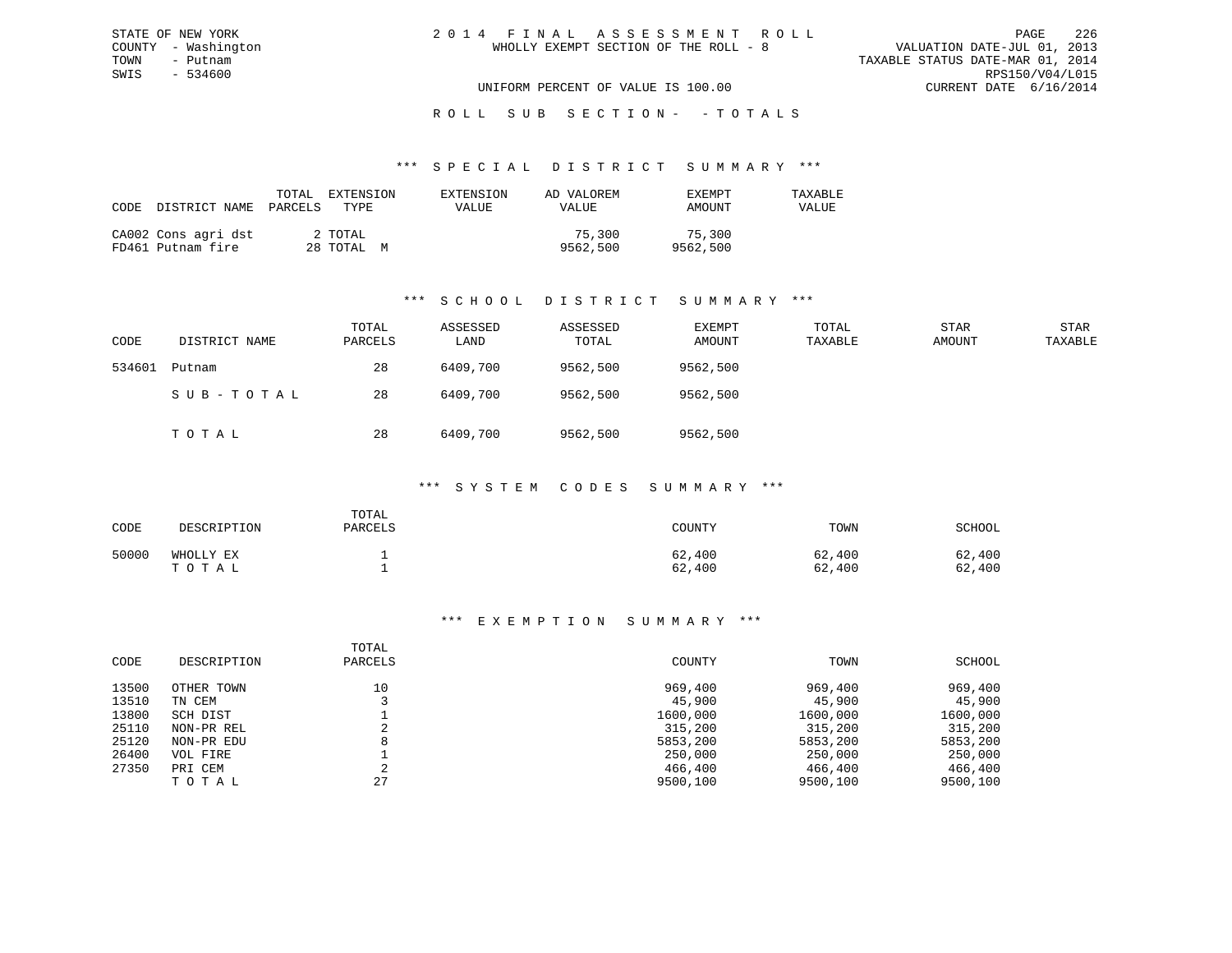STATE OF NEW YORK
COUNTY - Washington
TOWN - Putnam
SWIS - 534600

2014 FINAL ASSESSMENT ROLL
WHOLLY EXEMPT SECTION OF THE ROLL - 8

VALUATION DATE-JUL 01, 2013
TAXABLE STATUS DATE-MAR 01, 2014
RPS150/V04/L015
CURRENT DATE 6/16/2014

UNIFORM PERCENT OF VALUE IS 100.00

ROLL SUB SECTION- - TOTALS

### *** SPECIAL DISTRICT SUMMARY ***

| CODE | DISTRICT NAME | TOTAL PARCELS | EXTENSION TYPE | EXTENSION VALUE | AD VALOREM VALUE | EXEMPT AMOUNT | TAXABLE VALUE |
|---|---|---|---|---|---|---|---|
| CA002 | Cons agri dst | 2 | TOTAL | | 75,300 | 75,300 | |
| FD461 | Putnam fire | 28 | TOTAL M | | 9562,500 | 9562,500 | |

### *** SCHOOL DISTRICT SUMMARY ***

| CODE | DISTRICT NAME | TOTAL PARCELS | ASSESSED LAND | ASSESSED TOTAL | EXEMPT AMOUNT | TOTAL TAXABLE | STAR AMOUNT | STAR TAXABLE |
|---|---|---|---|---|---|---|---|---|
| 534601 | Putnam | 28 | 6409,700 | 9562,500 | 9562,500 | | | |
| | SUB-TOTAL | 28 | 6409,700 | 9562,500 | 9562,500 | | | |
| | TOTAL | 28 | 6409,700 | 9562,500 | 9562,500 | | | |

### *** SYSTEM CODES SUMMARY ***

| CODE | DESCRIPTION | TOTAL PARCELS | COUNTY | TOWN | SCHOOL |
|---|---|---|---|---|---|
| 50000 | WHOLLY EX | 1 | 62,400 | 62,400 | 62,400 |
| | TOTAL | 1 | 62,400 | 62,400 | 62,400 |

### *** EXEMPTION SUMMARY ***

| CODE | DESCRIPTION | TOTAL PARCELS | COUNTY | TOWN | SCHOOL |
|---|---|---|---|---|---|
| 13500 | OTHER TOWN | 10 | 969,400 | 969,400 | 969,400 |
| 13510 | TN CEM | 3 | 45,900 | 45,900 | 45,900 |
| 13800 | SCH DIST | 1 | 1600,000 | 1600,000 | 1600,000 |
| 25110 | NON-PR REL | 2 | 315,200 | 315,200 | 315,200 |
| 25120 | NON-PR EDU | 8 | 5853,200 | 5853,200 | 5853,200 |
| 26400 | VOL FIRE | 1 | 250,000 | 250,000 | 250,000 |
| 27350 | PRI CEM | 2 | 466,400 | 466,400 | 466,400 |
| | TOTAL | 27 | 9500,100 | 9500,100 | 9500,100 |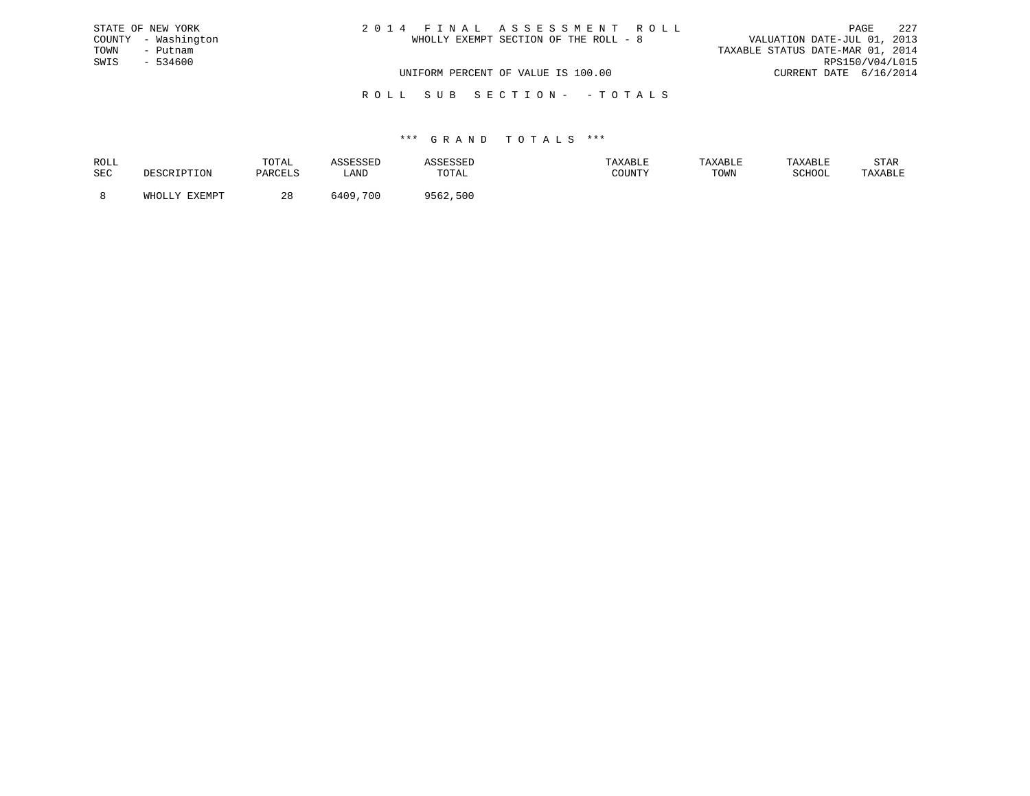STATE OF NEW YORK
COUNTY - Washington
TOWN - Putnam
SWIS - 534600

2 0 1 4 F I N A L A S S E S S M E N T R O L L
WHOLLY EXEMPT SECTION OF THE ROLL - 8

VALUATION DATE-JUL 01, 2013
TAXABLE STATUS DATE-MAR 01, 2014
RPS150/V04/L015
CURRENT DATE 6/16/2014

UNIFORM PERCENT OF VALUE IS 100.00

R O L L S U B S E C T I O N - - T O T A L S

*** G R A N D T O T A L S ***

| ROLL SEC | DESCRIPTION | TOTAL PARCELS | ASSESSED LAND | ASSESSED TOTAL | TAXABLE COUNTY | TAXABLE TOWN | TAXABLE SCHOOL | STAR TAXABLE |
|---|---|---|---|---|---|---|---|---|
| 8 | WHOLLY EXEMPT | 28 | 6409,700 | 9562,500 | | | | |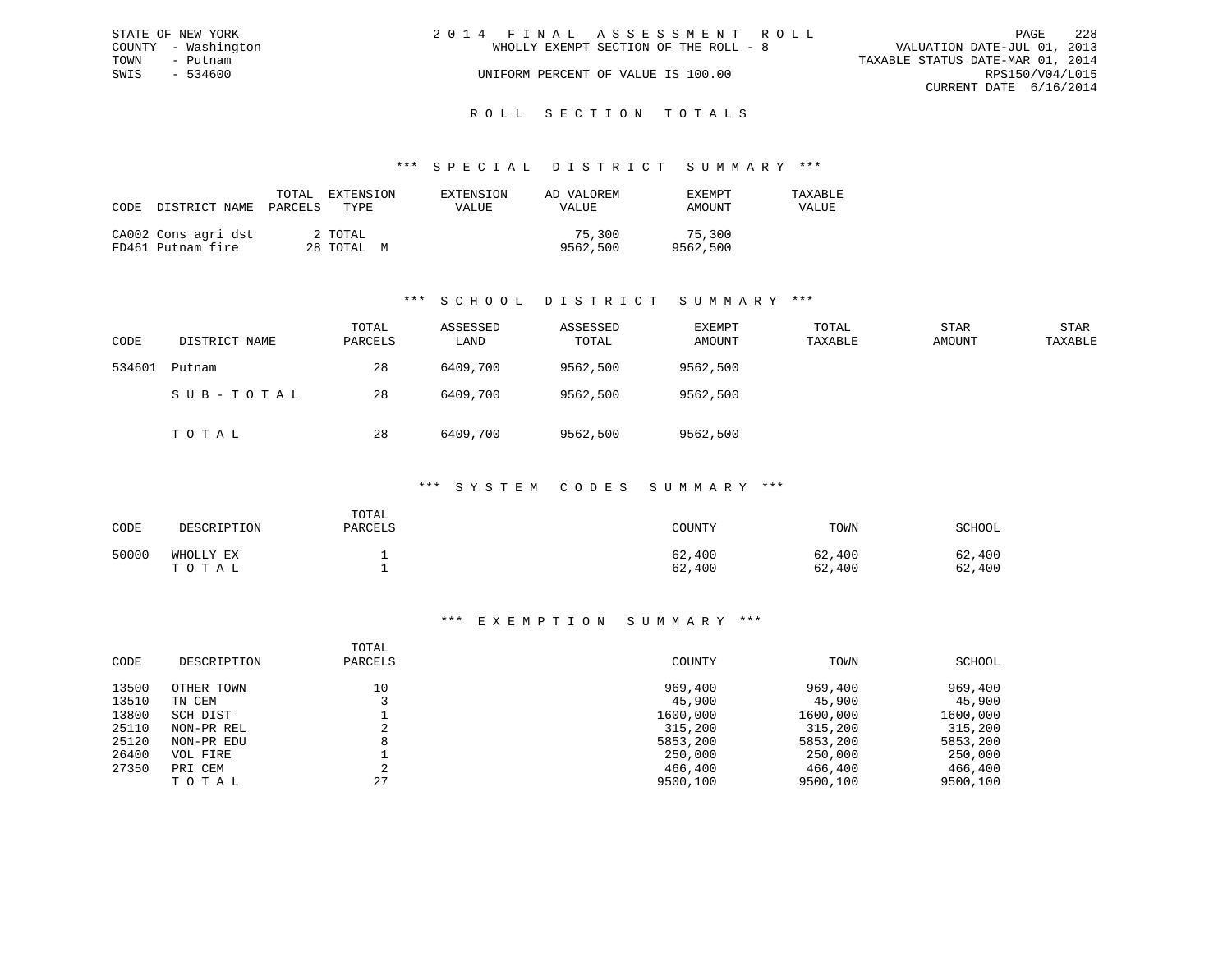STATE OF NEW YORK
COUNTY - Washington
TOWN - Putnam
SWIS - 534600

2 0 1 4 F I N A L A S S E S S M E N T R O L L
WHOLLY EXEMPT SECTION OF THE ROLL - 8
UNIFORM PERCENT OF VALUE IS 100.00

VALUATION DATE-JUL 01, 2013
TAXABLE STATUS DATE-MAR 01, 2014
RPS150/V04/L015
CURRENT DATE 6/16/2014

## R O L L S E C T I O N T O T A L S

### *** S P E C I A L D I S T R I C T S U M M A R Y ***

| CODE | DISTRICT NAME | TOTAL PARCELS | EXTENSION TYPE | EXTENSION VALUE | AD VALOREM VALUE | EXEMPT AMOUNT | TAXABLE VALUE |
|---|---|---|---|---|---|---|---|
| CA002 | Cons agri dst | 2 | TOTAL | | 75,300 | 75,300 | |
| FD461 | Putnam fire | 28 | TOTAL M | | 9562,500 | 9562,500 | |

### *** S C H O O L D I S T R I C T S U M M A R Y ***

| CODE | DISTRICT NAME | TOTAL PARCELS | ASSESSED LAND | ASSESSED TOTAL | EXEMPT AMOUNT | TOTAL TAXABLE | STAR AMOUNT | STAR TAXABLE |
|---|---|---|---|---|---|---|---|---|
| 534601 | Putnam | 28 | 6409,700 | 9562,500 | 9562,500 | | | |
| | S U B - T O T A L | 28 | 6409,700 | 9562,500 | 9562,500 | | | |
| | T O T A L | 28 | 6409,700 | 9562,500 | 9562,500 | | | |

### *** S Y S T E M C O D E S S U M M A R Y ***

| CODE | DESCRIPTION | TOTAL PARCELS | COUNTY | TOWN | SCHOOL |
|---|---|---|---|---|---|
| 50000 | WHOLLY EX | 1 | 62,400 | 62,400 | 62,400 |
| | T O T A L | 1 | 62,400 | 62,400 | 62,400 |

### *** E X E M P T I O N S U M M A R Y ***

| CODE | DESCRIPTION | TOTAL PARCELS | COUNTY | TOWN | SCHOOL |
|---|---|---|---|---|---|
| 13500 | OTHER TOWN | 10 | 969,400 | 969,400 | 969,400 |
| 13510 | TN CEM | 3 | 45,900 | 45,900 | 45,900 |
| 13800 | SCH DIST | 1 | 1600,000 | 1600,000 | 1600,000 |
| 25110 | NON-PR REL | 2 | 315,200 | 315,200 | 315,200 |
| 25120 | NON-PR EDU | 8 | 5853,200 | 5853,200 | 5853,200 |
| 26400 | VOL FIRE | 1 | 250,000 | 250,000 | 250,000 |
| 27350 | PRI CEM | 2 | 466,400 | 466,400 | 466,400 |
| | T O T A L | 27 | 9500,100 | 9500,100 | 9500,100 |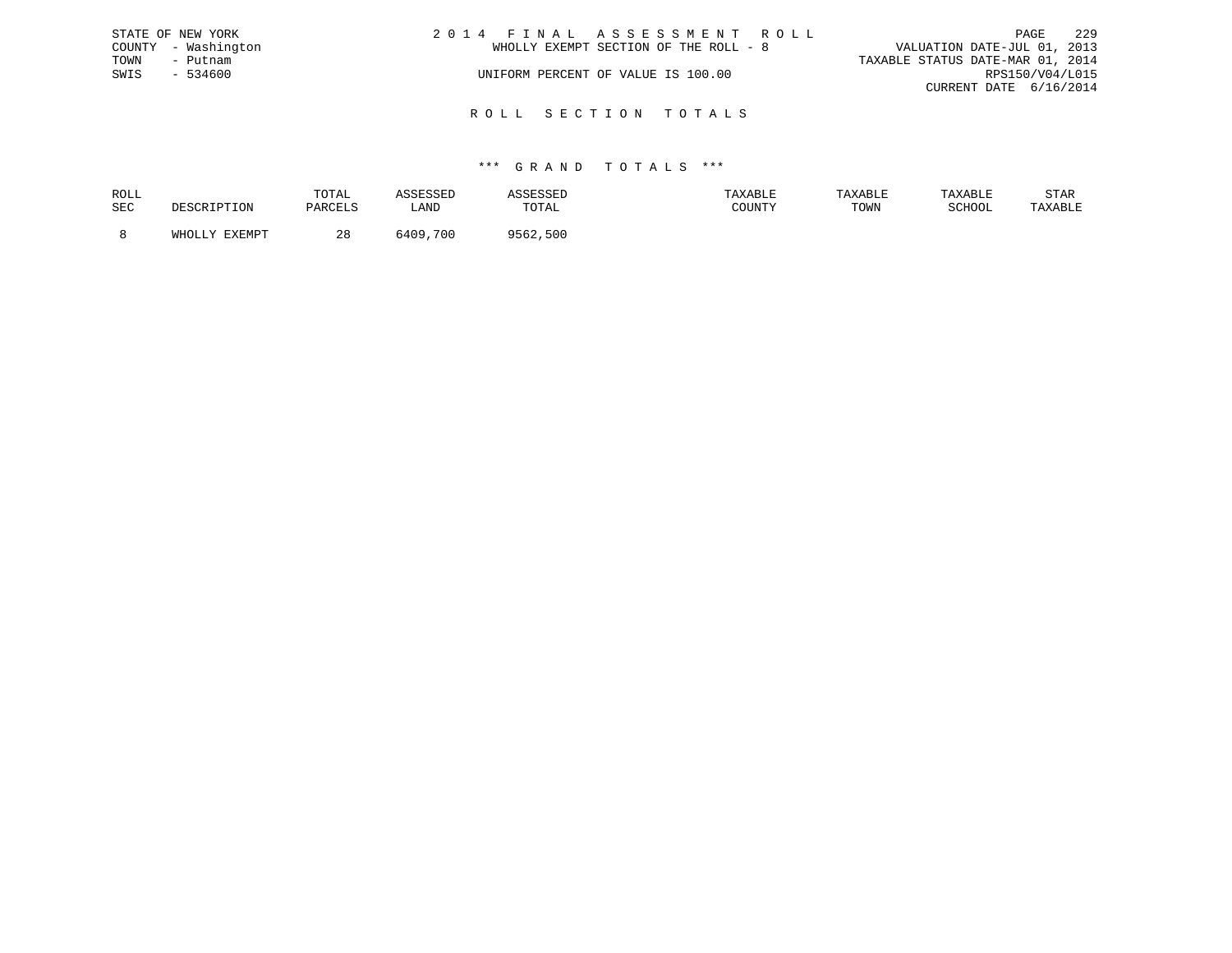STATE OF NEW YORK
COUNTY - Washington
TOWN - Putnam
SWIS - 534600

2 0 1 4 F I N A L A S S E S S M E N T R O L L
WHOLLY EXEMPT SECTION OF THE ROLL - 8

UNIFORM PERCENT OF VALUE IS 100.00

VALUATION DATE-JUL 01, 2013
TAXABLE STATUS DATE-MAR 01, 2014
RPS150/V04/L015
CURRENT DATE 6/16/2014

## R O L L S E C T I O N T O T A L S

### *** G R A N D T O T A L S ***

| ROLL SEC | DESCRIPTION | TOTAL PARCELS | ASSESSED LAND | ASSESSED TOTAL | TAXABLE COUNTY | TAXABLE TOWN | TAXABLE SCHOOL | STAR TAXABLE |
|---|---|---|---|---|---|---|---|---|
| 8 | WHOLLY EXEMPT | 28 | 6409,700 | 9562,500 | | | | |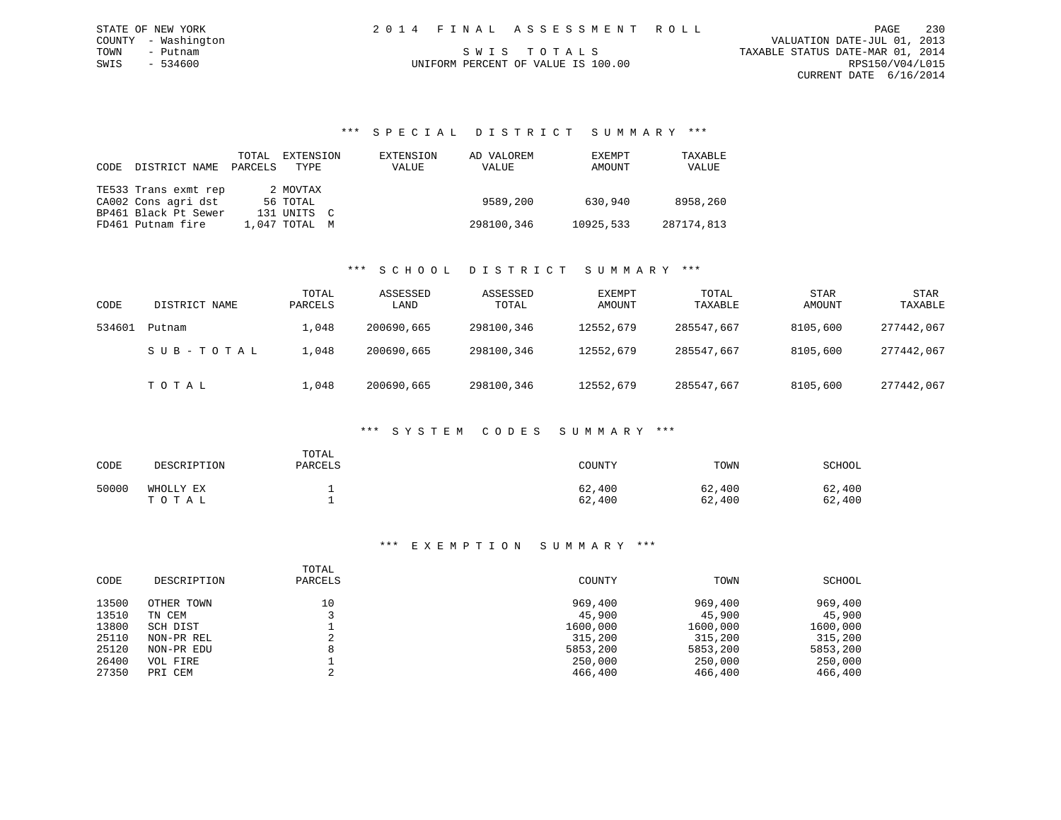STATE OF NEW YORK
COUNTY - Washington
TOWN - Putnam
SWIS - 534600

# 2014 FINAL ASSESSMENT ROLL

SWIS TOTALS
UNIFORM PERCENT OF VALUE IS 100.00

VALUATION DATE-JUL 01, 2013
TAXABLE STATUS DATE-MAR 01, 2014
RPS150/V04/L015
CURRENT DATE 6/16/2014

## *** SPECIAL DISTRICT SUMMARY ***

| CODE | DISTRICT NAME | TOTAL PARCELS | EXTENSION TYPE | EXTENSION VALUE | AD VALOREM VALUE | EXEMPT AMOUNT | TAXABLE VALUE |
|---|---|---|---|---|---|---|---|
| TE533 | Trans exmt rep | 2 | MOVTAX | | | | |
| CA002 | Cons agri dst | 56 | TOTAL | | 9589,200 | 630,940 | 8958,260 |
| BP461 | Black Pt Sewer | 131 | UNITS C | | | | |
| FD461 | Putnam fire | 1,047 | TOTAL M | | 298100,346 | 10925,533 | 287174,813 |

## *** SCHOOL DISTRICT SUMMARY ***

| CODE | DISTRICT NAME | TOTAL PARCELS | ASSESSED LAND | ASSESSED TOTAL | EXEMPT AMOUNT | TOTAL TAXABLE | STAR AMOUNT | STAR TAXABLE |
|---|---|---|---|---|---|---|---|---|
| 534601 | Putnam | 1,048 | 200690,665 | 298100,346 | 12552,679 | 285547,667 | 8105,600 | 277442,067 |
| | SUB-TOTAL | 1,048 | 200690,665 | 298100,346 | 12552,679 | 285547,667 | 8105,600 | 277442,067 |
| | TOTAL | 1,048 | 200690,665 | 298100,346 | 12552,679 | 285547,667 | 8105,600 | 277442,067 |

## *** SYSTEM CODES SUMMARY ***

| CODE | DESCRIPTION | TOTAL PARCELS | COUNTY | TOWN | SCHOOL |
|---|---|---|---|---|---|
| 50000 | WHOLLY EX | 1 | 62,400 | 62,400 | 62,400 |
| | TOTAL | 1 | 62,400 | 62,400 | 62,400 |

## *** EXEMPTION SUMMARY ***

| CODE | DESCRIPTION | TOTAL PARCELS | COUNTY | TOWN | SCHOOL |
|---|---|---|---|---|---|
| 13500 | OTHER TOWN | 10 | 969,400 | 969,400 | 969,400 |
| 13510 | TN CEM | 3 | 45,900 | 45,900 | 45,900 |
| 13800 | SCH DIST | 1 | 1600,000 | 1600,000 | 1600,000 |
| 25110 | NON-PR REL | 2 | 315,200 | 315,200 | 315,200 |
| 25120 | NON-PR EDU | 8 | 5853,200 | 5853,200 | 5853,200 |
| 26400 | VOL FIRE | 1 | 250,000 | 250,000 | 250,000 |
| 27350 | PRI CEM | 2 | 466,400 | 466,400 | 466,400 |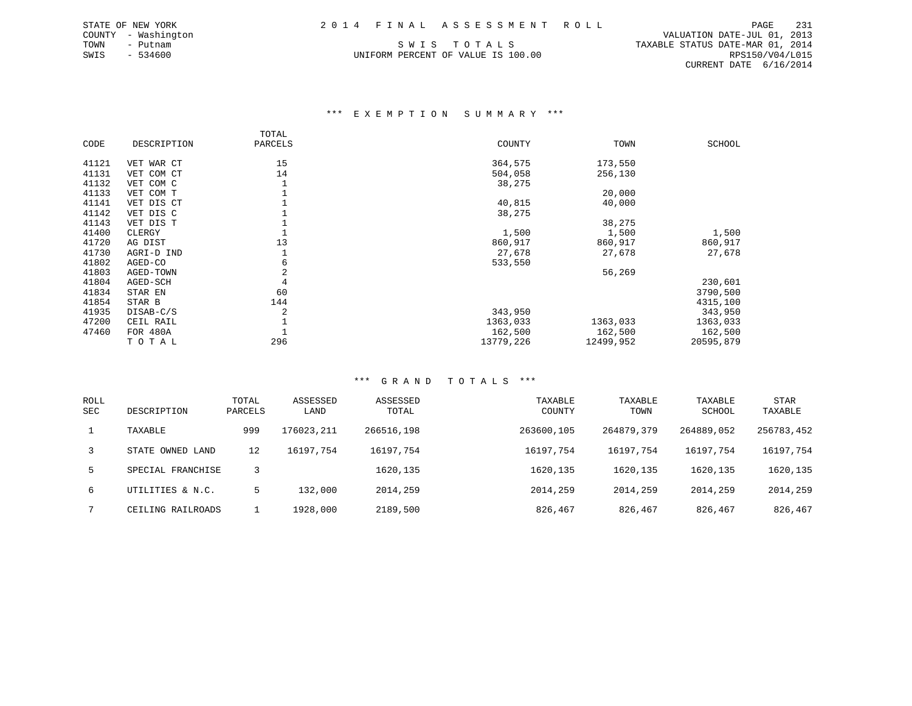STATE OF NEW YORK
COUNTY - Washington
TOWN - Putnam
SWIS - 534600

2014 FINAL ASSESSMENT ROLL

SWIS TOTALS

UNIFORM PERCENT OF VALUE IS 100.00

VALUATION DATE-JUL 01, 2013
TAXABLE STATUS DATE-MAR 01, 2014
RPS150/V04/L015
CURRENT DATE 6/16/2014

### *** EXEMPTION SUMMARY ***

| CODE | DESCRIPTION | TOTAL PARCELS | COUNTY | TOWN | SCHOOL |
|---|---|---|---|---|---|
| 41121 | VET WAR CT | 15 | 364,575 | 173,550 | |
| 41131 | VET COM CT | 14 | 504,058 | 256,130 | |
| 41132 | VET COM C | 1 | 38,275 | | |
| 41133 | VET COM T | 1 | | 20,000 | |
| 41141 | VET DIS CT | 1 | 40,815 | 40,000 | |
| 41142 | VET DIS C | 1 | 38,275 | | |
| 41143 | VET DIS T | 1 | | 38,275 | |
| 41400 | CLERGY | 1 | 1,500 | 1,500 | 1,500 |
| 41720 | AG DIST | 13 | 860,917 | 860,917 | 860,917 |
| 41730 | AGRI-D IND | 1 | 27,678 | 27,678 | 27,678 |
| 41802 | AGED-CO | 6 | 533,550 | | |
| 41803 | AGED-TOWN | 2 | | 56,269 | |
| 41804 | AGED-SCH | 4 | | | 230,601 |
| 41834 | STAR EN | 60 | | | 3790,500 |
| 41854 | STAR B | 144 | | | 4315,100 |
| 41935 | DISAB-C/S | 2 | 343,950 | | 343,950 |
| 47200 | CEIL RAIL | 1 | 1363,033 | 1363,033 | 1363,033 |
| 47460 | FOR 480A | 1 | 162,500 | 162,500 | 162,500 |
| | TOTAL | 296 | 13779,226 | 12499,952 | 20595,879 |

### *** GRAND TOTALS ***

| ROLL SEC | DESCRIPTION | TOTAL PARCELS | ASSESSED LAND | ASSESSED TOTAL | TAXABLE COUNTY | TAXABLE TOWN | TAXABLE SCHOOL | STAR TAXABLE |
|---|---|---|---|---|---|---|---|---|
| 1 | TAXABLE | 999 | 176023,211 | 266516,198 | 263600,105 | 264879,379 | 264889,052 | 256783,452 |
| 3 | STATE OWNED LAND | 12 | 16197,754 | 16197,754 | 16197,754 | 16197,754 | 16197,754 | 16197,754 |
| 5 | SPECIAL FRANCHISE | 3 | | 1620,135 | 1620,135 | 1620,135 | 1620,135 | 1620,135 |
| 6 | UTILITIES & N.C. | 5 | 132,000 | 2014,259 | 2014,259 | 2014,259 | 2014,259 | 2014,259 |
| 7 | CEILING RAILROADS | 1 | 1928,000 | 2189,500 | 826,467 | 826,467 | 826,467 | 826,467 |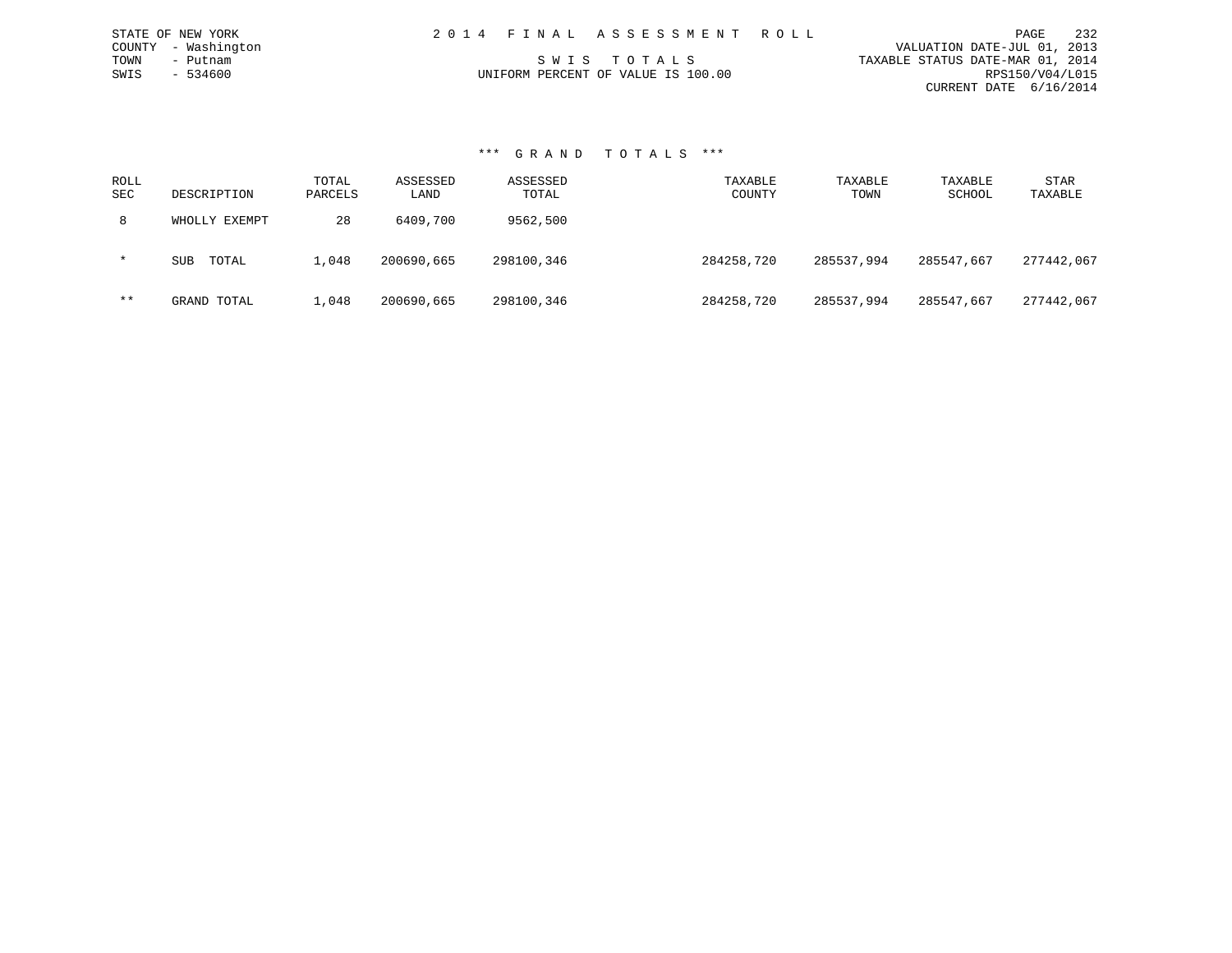STATE OF NEW YORK
COUNTY - Washington
TOWN - Putnam
SWIS - 534600

2014 FINAL ASSESSMENT ROLL

SWIS TOTALS

UNIFORM PERCENT OF VALUE IS 100.00

VALUATION DATE-JUL 01, 2013
TAXABLE STATUS DATE-MAR 01, 2014
RPS150/V04/L015
CURRENT DATE 6/16/2014

## *** GRAND TOTALS ***

| ROLL SEC | DESCRIPTION | TOTAL PARCELS | ASSESSED LAND | ASSESSED TOTAL | TAXABLE COUNTY | TAXABLE TOWN | TAXABLE SCHOOL | STAR TAXABLE |
|---|---|---|---|---|---|---|---|---|
| 8 | WHOLLY EXEMPT | 28 | 6409,700 | 9562,500 | | | | |
| * | SUB TOTAL | 1,048 | 200690,665 | 298100,346 | 284258,720 | 285537,994 | 285547,667 | 277442,067 |
| ** | GRAND TOTAL | 1,048 | 200690,665 | 298100,346 | 284258,720 | 285537,994 | 285547,667 | 277442,067 |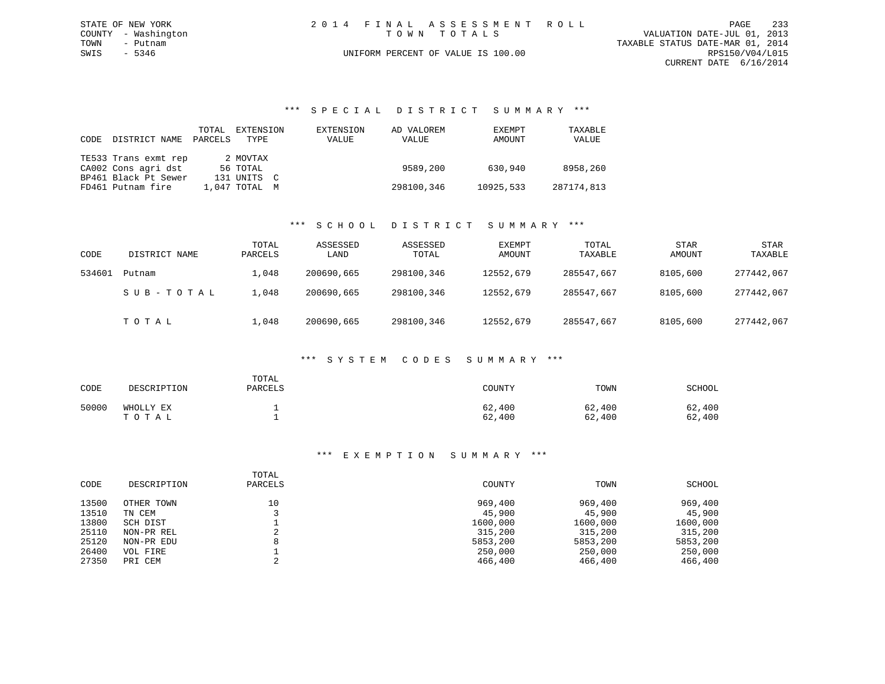STATE OF NEW YORK
COUNTY - Washington
TOWN - Putnam
SWIS - 5346

# 2014 FINAL ASSESSMENT ROLL
## TOWN TOTALS

UNIFORM PERCENT OF VALUE IS 100.00

VALUATION DATE-JUL 01, 2013
TAXABLE STATUS DATE-MAR 01, 2014
RPS150/V04/L015
CURRENT DATE 6/16/2014

### *** SPECIAL DISTRICT SUMMARY ***

| CODE | DISTRICT NAME | TOTAL PARCELS | EXTENSION TYPE | EXTENSION VALUE | AD VALOREM VALUE | EXEMPT AMOUNT | TAXABLE VALUE |
|---|---|---|---|---|---|---|---|
| TE533 | Trans exmt rep | 2 | MOVTAX | | | | |
| CA002 | Cons agri dst | 56 | TOTAL | | 9589,200 | 630,940 | 8958,260 |
| BP461 | Black Pt Sewer | 131 | UNITS C | | | | |
| FD461 | Putnam fire | 1,047 | TOTAL M | | 298100,346 | 10925,533 | 287174,813 |

### *** SCHOOL DISTRICT SUMMARY ***

| CODE | DISTRICT NAME | TOTAL PARCELS | ASSESSED LAND | ASSESSED TOTAL | EXEMPT AMOUNT | TOTAL TAXABLE | STAR AMOUNT | STAR TAXABLE |
|---|---|---|---|---|---|---|---|---|
| 534601 | Putnam | 1,048 | 200690,665 | 298100,346 | 12552,679 | 285547,667 | 8105,600 | 277442,067 |
| | SUB-TOTAL | 1,048 | 200690,665 | 298100,346 | 12552,679 | 285547,667 | 8105,600 | 277442,067 |
| | TOTAL | 1,048 | 200690,665 | 298100,346 | 12552,679 | 285547,667 | 8105,600 | 277442,067 |

### *** SYSTEM CODES SUMMARY ***

| CODE | DESCRIPTION | TOTAL PARCELS | COUNTY | TOWN | SCHOOL |
|---|---|---|---|---|---|
| 50000 | WHOLLY EX | 1 | 62,400 | 62,400 | 62,400 |
| | TOTAL | 1 | 62,400 | 62,400 | 62,400 |

### *** EXEMPTION SUMMARY ***

| CODE | DESCRIPTION | TOTAL PARCELS | COUNTY | TOWN | SCHOOL |
|---|---|---|---|---|---|
| 13500 | OTHER TOWN | 10 | 969,400 | 969,400 | 969,400 |
| 13510 | TN CEM | 3 | 45,900 | 45,900 | 45,900 |
| 13800 | SCH DIST | 1 | 1600,000 | 1600,000 | 1600,000 |
| 25110 | NON-PR REL | 2 | 315,200 | 315,200 | 315,200 |
| 25120 | NON-PR EDU | 8 | 5853,200 | 5853,200 | 5853,200 |
| 26400 | VOL FIRE | 1 | 250,000 | 250,000 | 250,000 |
| 27350 | PRI CEM | 2 | 466,400 | 466,400 | 466,400 |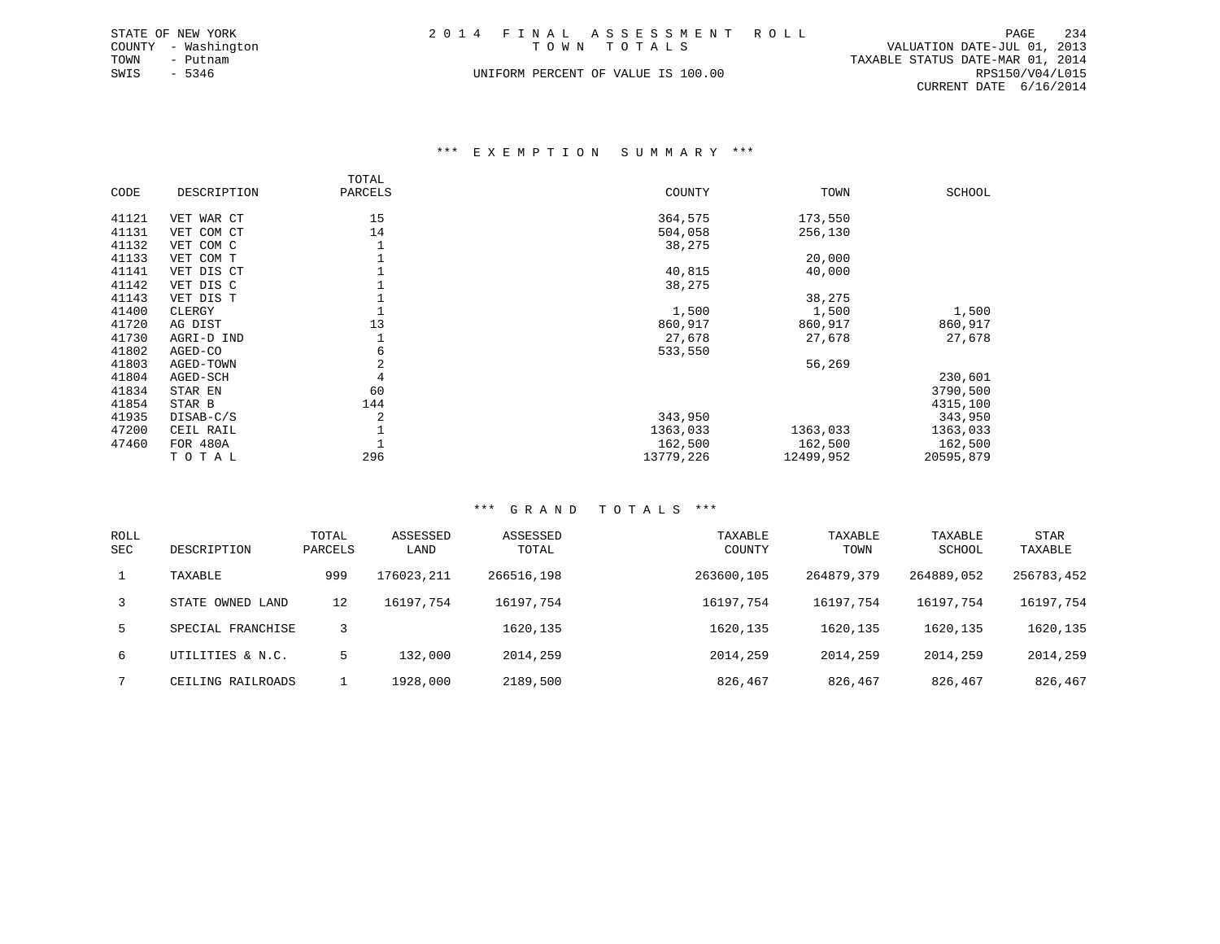STATE OF NEW YORK
COUNTY - Washington
TOWN - Putnam
SWIS - 5346

# 2 0 1 4 F I N A L A S S E S S M E N T R O L L
## T O W N T O T A L S

UNIFORM PERCENT OF VALUE IS 100.00

VALUATION DATE-JUL 01, 2013
TAXABLE STATUS DATE-MAR 01, 2014
RPS150/V04/L015
CURRENT DATE 6/16/2014

### *** E X E M P T I O N S U M M A R Y ***

| CODE | DESCRIPTION | TOTAL PARCELS | COUNTY | TOWN | SCHOOL |
|---|---|---|---|---|---|
| 41121 | VET WAR CT | 15 | 364,575 | 173,550 | |
| 41131 | VET COM CT | 14 | 504,058 | 256,130 | |
| 41132 | VET COM C | 1 | 38,275 | | |
| 41133 | VET COM T | 1 | | 20,000 | |
| 41141 | VET DIS CT | 1 | 40,815 | 40,000 | |
| 41142 | VET DIS C | 1 | 38,275 | | |
| 41143 | VET DIS T | 1 | | 38,275 | |
| 41400 | CLERGY | 1 | 1,500 | 1,500 | 1,500 |
| 41720 | AG DIST | 13 | 860,917 | 860,917 | 860,917 |
| 41730 | AGRI-D IND | 1 | 27,678 | 27,678 | 27,678 |
| 41802 | AGED-CO | 6 | 533,550 | | |
| 41803 | AGED-TOWN | 2 | | 56,269 | |
| 41804 | AGED-SCH | 4 | | | 230,601 |
| 41834 | STAR EN | 60 | | | 3790,500 |
| 41854 | STAR B | 144 | | | 4315,100 |
| 41935 | DISAB-C/S | 2 | 343,950 | | 343,950 |
| 47200 | CEIL RAIL | 1 | 1363,033 | 1363,033 | 1363,033 |
| 47460 | FOR 480A | 1 | 162,500 | 162,500 | 162,500 |
| | T O T A L | 296 | 13779,226 | 12499,952 | 20595,879 |

### *** G R A N D T O T A L S ***

| ROLL SEC | DESCRIPTION | TOTAL PARCELS | ASSESSED LAND | ASSESSED TOTAL | TAXABLE COUNTY | TAXABLE TOWN | TAXABLE SCHOOL | STAR TAXABLE |
|---|---|---|---|---|---|---|---|---|
| 1 | TAXABLE | 999 | 176023,211 | 266516,198 | 263600,105 | 264879,379 | 264889,052 | 256783,452 |
| 3 | STATE OWNED LAND | 12 | 16197,754 | 16197,754 | 16197,754 | 16197,754 | 16197,754 | 16197,754 |
| 5 | SPECIAL FRANCHISE | 3 | | 1620,135 | 1620,135 | 1620,135 | 1620,135 | 1620,135 |
| 6 | UTILITIES & N.C. | 5 | 132,000 | 2014,259 | 2014,259 | 2014,259 | 2014,259 | 2014,259 |
| 7 | CEILING RAILROADS | 1 | 1928,000 | 2189,500 | 826,467 | 826,467 | 826,467 | 826,467 |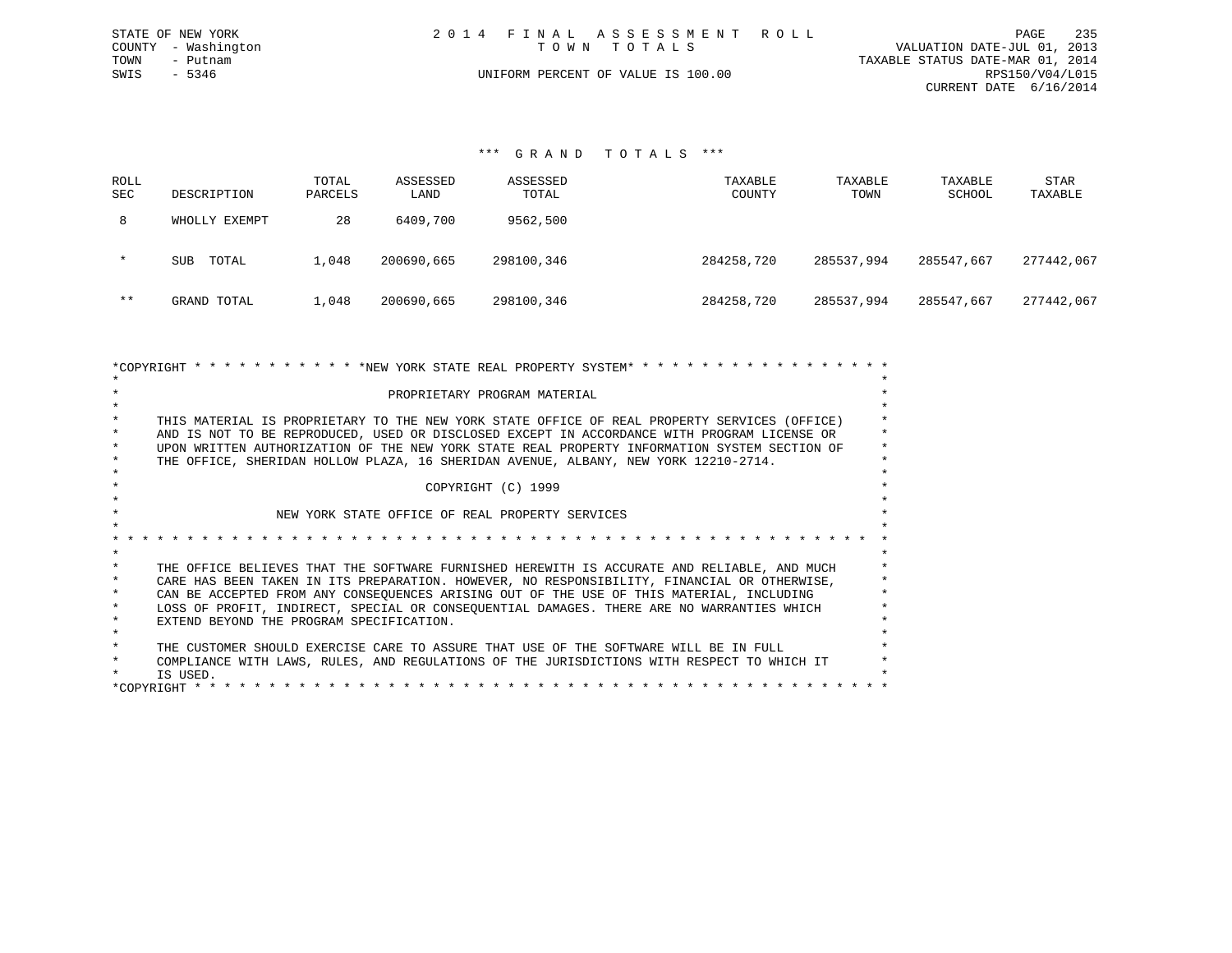STATE OF NEW YORK
COUNTY - Washington
TOWN - Putnam
SWIS - 5346

2 0 1 4 F I N A L A S S E S S M E N T R O L L
T O W N T O T A L S
UNIFORM PERCENT OF VALUE IS 100.00

VALUATION DATE-JUL 01, 2013
TAXABLE STATUS DATE-MAR 01, 2014
RPS150/V04/L015
CURRENT DATE 6/16/2014

### *** G R A N D T O T A L S ***

| ROLL SEC | DESCRIPTION | TOTAL PARCELS | ASSESSED LAND | ASSESSED TOTAL | TAXABLE COUNTY | TAXABLE TOWN | TAXABLE SCHOOL | STAR TAXABLE |
|---|---|---|---|---|---|---|---|---|
| 8 | WHOLLY EXEMPT | 28 | 6409,700 | 9562,500 | | | | |
| * | SUB TOTAL | 1,048 | 200690,665 | 298100,346 | 284258,720 | 285537,994 | 285547,667 | 277442,067 |
| ** | GRAND TOTAL | 1,048 | 200690,665 | 298100,346 | 284258,720 | 285537,994 | 285547,667 | 277442,067 |

*COPYRIGHT * * * * * * * * * * * *NEW YORK STATE REAL PROPERTY SYSTEM* * * * * * * * * * * * * * * * * *

PROPRIETARY PROGRAM MATERIAL

THIS MATERIAL IS PROPRIETARY TO THE NEW YORK STATE OFFICE OF REAL PROPERTY SERVICES (OFFICE) AND IS NOT TO BE REPRODUCED, USED OR DISCLOSED EXCEPT IN ACCORDANCE WITH PROGRAM LICENSE OR UPON WRITTEN AUTHORIZATION OF THE NEW YORK STATE REAL PROPERTY INFORMATION SYSTEM SECTION OF THE OFFICE, SHERIDAN HOLLOW PLAZA, 16 SHERIDAN AVENUE, ALBANY, NEW YORK 12210-2714.

COPYRIGHT (C) 1999

NEW YORK STATE OFFICE OF REAL PROPERTY SERVICES

THE OFFICE BELIEVES THAT THE SOFTWARE FURNISHED HEREWITH IS ACCURATE AND RELIABLE, AND MUCH CARE HAS BEEN TAKEN IN ITS PREPARATION. HOWEVER, NO RESPONSIBILITY, FINANCIAL OR OTHERWISE, CAN BE ACCEPTED FROM ANY CONSEQUENCES ARISING OUT OF THE USE OF THIS MATERIAL, INCLUDING LOSS OF PROFIT, INDIRECT, SPECIAL OR CONSEQUENTIAL DAMAGES. THERE ARE NO WARRANTIES WHICH EXTEND BEYOND THE PROGRAM SPECIFICATION.

THE CUSTOMER SHOULD EXERCISE CARE TO ASSURE THAT USE OF THE SOFTWARE WILL BE IN FULL COMPLIANCE WITH LAWS, RULES, AND REGULATIONS OF THE JURISDICTIONS WITH RESPECT TO WHICH IT IS USED.

*COPYRIGHT * * * * * * * * * * * * * * * * * * * * * * * * * * * * * * * * * * * * * * * * * * * * * * *